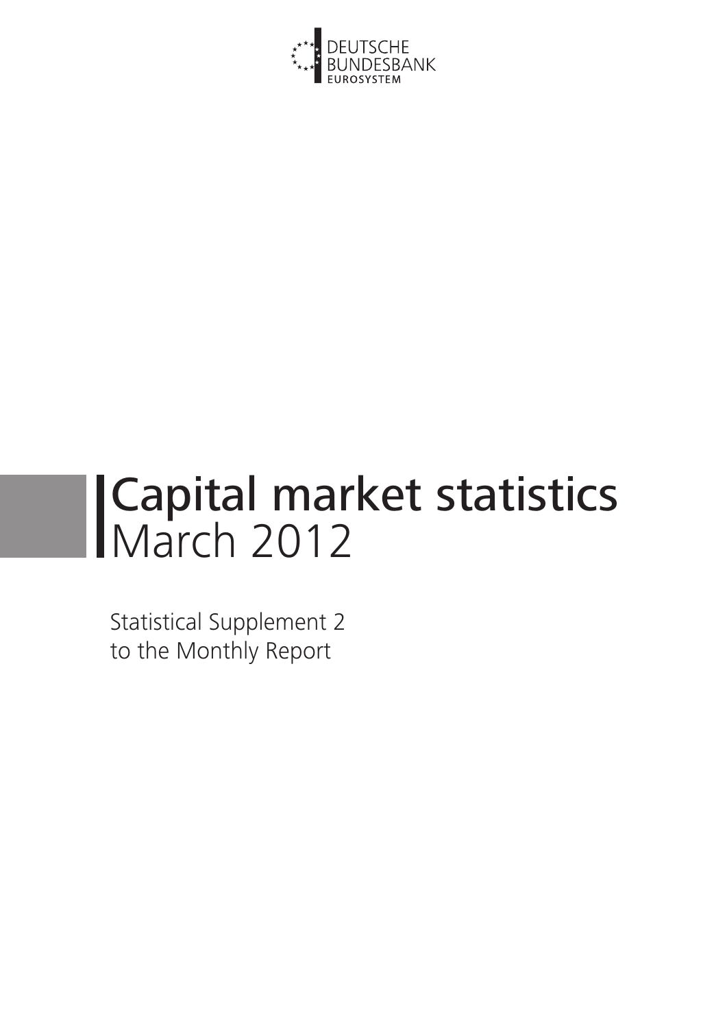DEUTSCHE
BUNDESBANK
EUROSYSTEM

# Capital market statistics
## March 2012

Statistical Supplement 2
to the Monthly Report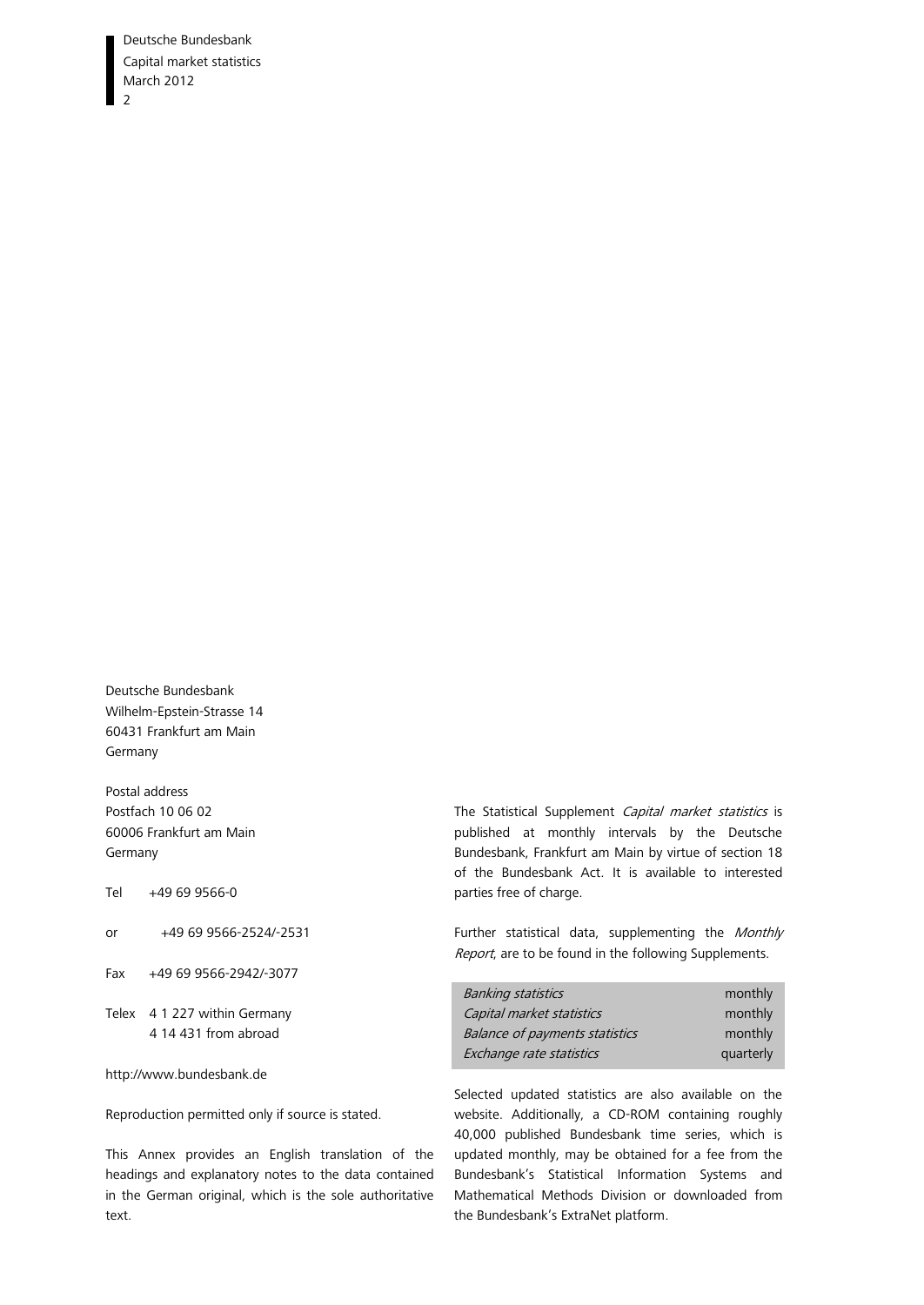Deutsche Bundesbank
Wilhelm-Epstein-Strasse 14
60431 Frankfurt am Main
Germany

Postal address
Postfach 10 06 02
60006 Frankfurt am Main
Germany

Tel +49 69 9566-0

or +49 69 9566-2524/-2531

Fax +49 69 9566-2942/-3077

Telex 4 1 227 within Germany
4 14 431 from abroad

http://www.bundesbank.de

Reproduction permitted only if source is stated.

This Annex provides an English translation of the headings and explanatory notes to the data contained in the German original, which is the sole authoritative text.

The Statistical Supplement *Capital market statistics* is published at monthly intervals by the Deutsche Bundesbank, Frankfurt am Main by virtue of section 18 of the Bundesbank Act. It is available to interested parties free of charge.

Further statistical data, supplementing the *Monthly Report*, are to be found in the following Supplements.

| | |
|---|---|
| *Banking statistics* | monthly |
| *Capital market statistics* | monthly |
| *Balance of payments statistics* | monthly |
| *Exchange rate statistics* | quarterly |

Selected updated statistics are also available on the website. Additionally, a CD-ROM containing roughly 40,000 published Bundesbank time series, which is updated monthly, may be obtained for a fee from the Bundesbank's Statistical Information Systems and Mathematical Methods Division or downloaded from the Bundesbank's ExtraNet platform.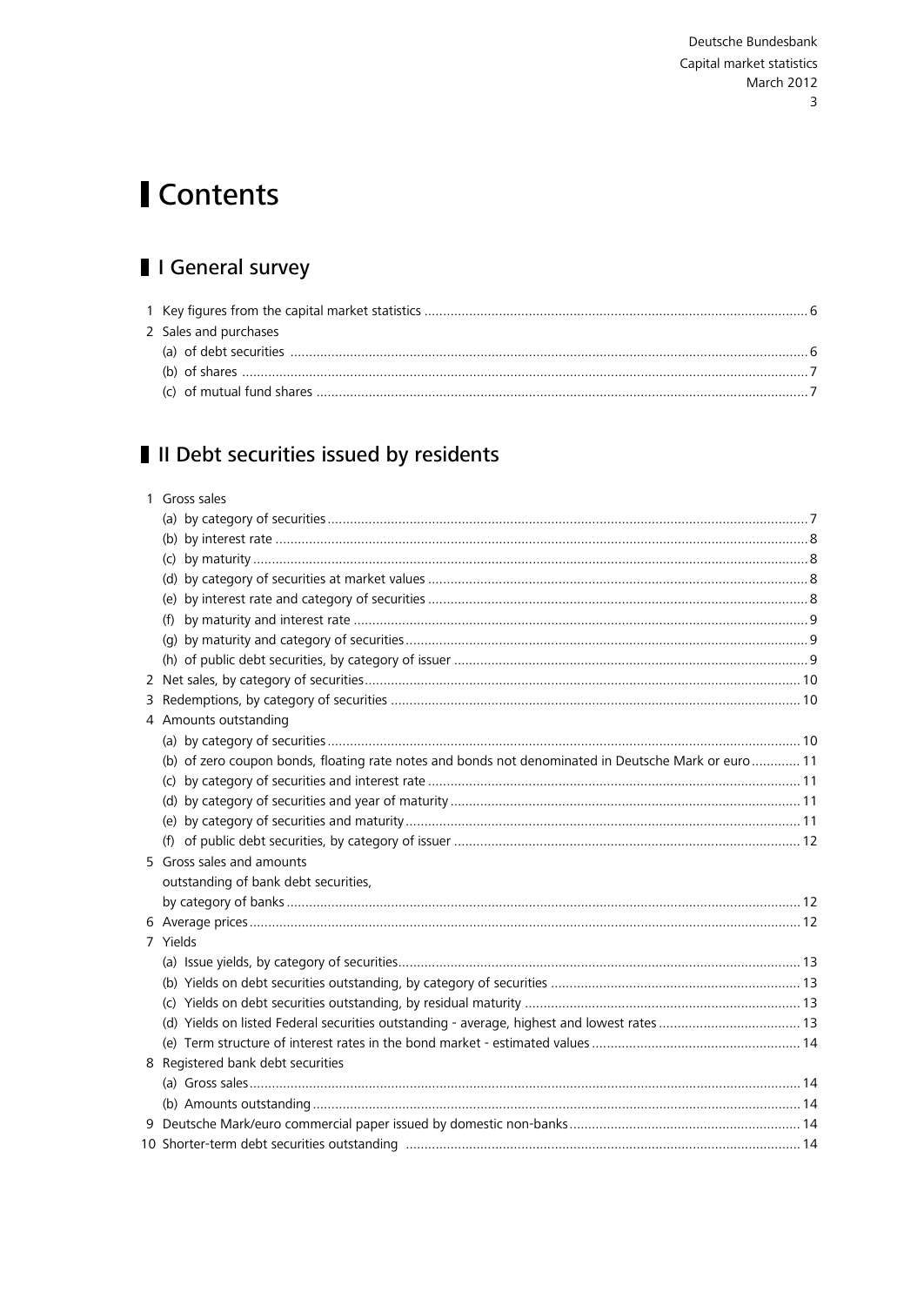# Contents

## I General survey

1 Key figures from the capital market statistics ... 6
2 Sales and purchases
   (a) of debt securities ... 6
   (b) of shares ... 7
   (c) of mutual fund shares ... 7

## II Debt securities issued by residents

1 Gross sales
   (a) by category of securities ... 7
   (b) by interest rate ... 8
   (c) by maturity ... 8
   (d) by category of securities at market values ... 8
   (e) by interest rate and category of securities ... 8
   (f) by maturity and interest rate ... 9
   (g) by maturity and category of securities ... 9
   (h) of public debt securities, by category of issuer ... 9
2 Net sales, by category of securities ... 10
3 Redemptions, by category of securities ... 10
4 Amounts outstanding
   (a) by category of securities ... 10
   (b) of zero coupon bonds, floating rate notes and bonds not denominated in Deutsche Mark or euro ... 11
   (c) by category of securities and interest rate ... 11
   (d) by category of securities and year of maturity ... 11
   (e) by category of securities and maturity ... 11
   (f) of public debt securities, by category of issuer ... 12
5 Gross sales and amounts outstanding of bank debt securities, by category of banks ... 12
6 Average prices ... 12
7 Yields
   (a) Issue yields, by category of securities ... 13
   (b) Yields on debt securities outstanding, by category of securities ... 13
   (c) Yields on debt securities outstanding, by residual maturity ... 13
   (d) Yields on listed Federal securities outstanding - average, highest and lowest rates ... 13
   (e) Term structure of interest rates in the bond market - estimated values ... 14
8 Registered bank debt securities
   (a) Gross sales ... 14
   (b) Amounts outstanding ... 14
9 Deutsche Mark/euro commercial paper issued by domestic non-banks ... 14
10 Shorter-term debt securities outstanding ... 14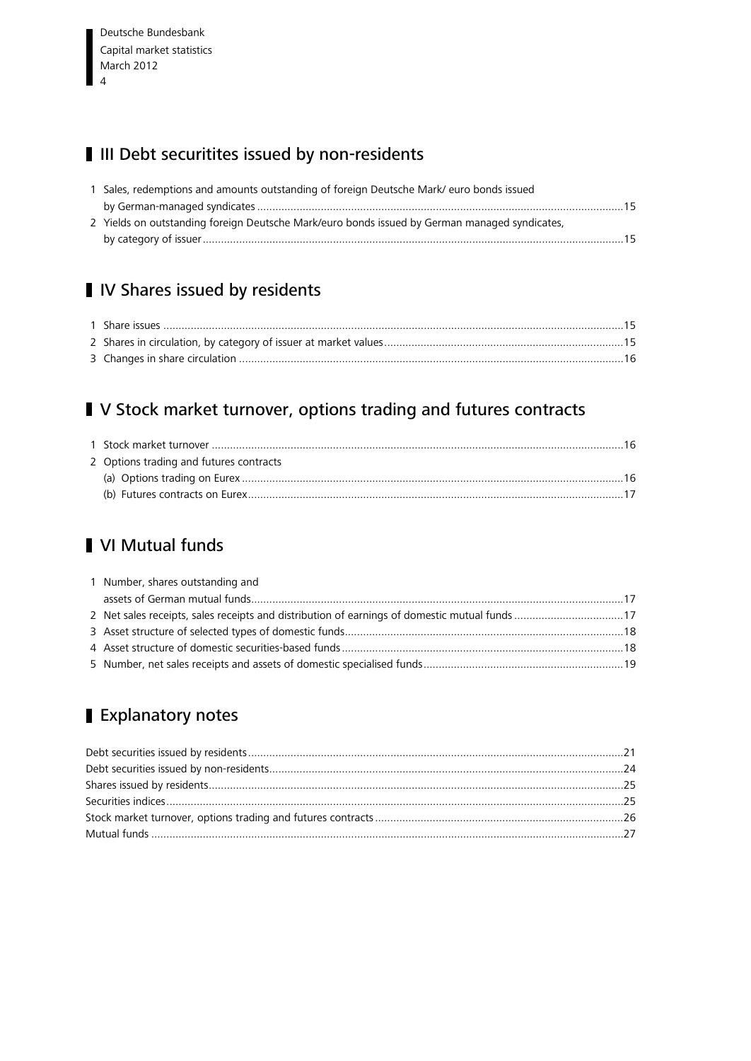## III Debt securitites issued by non-residents

1 Sales, redemptions and amounts outstanding of foreign Deutsche Mark/ euro bonds issued by German-managed syndicates ........ 15
2 Yields on outstanding foreign Deutsche Mark/euro bonds issued by German managed syndicates, by category of issuer ........ 15

## IV Shares issued by residents

1 Share issues ........ 15
2 Shares in circulation, by category of issuer at market values ........ 15
3 Changes in share circulation ........ 16

## V Stock market turnover, options trading and futures contracts

1 Stock market turnover ........ 16
2 Options trading and futures contracts
   (a) Options trading on Eurex ........ 16
   (b) Futures contracts on Eurex ........ 17

## VI Mutual funds

1 Number, shares outstanding and assets of German mutual funds ........ 17
2 Net sales receipts, sales receipts and distribution of earnings of domestic mutual funds ........ 17
3 Asset structure of selected types of domestic funds ........ 18
4 Asset structure of domestic securities-based funds ........ 18
5 Number, net sales receipts and assets of domestic specialised funds ........ 19

## Explanatory notes

Debt securities issued by residents ........ 21
Debt securities issued by non-residents ........ 24
Shares issued by residents ........ 25
Securities indices ........ 25
Stock market turnover, options trading and futures contracts ........ 26
Mutual funds ........ 27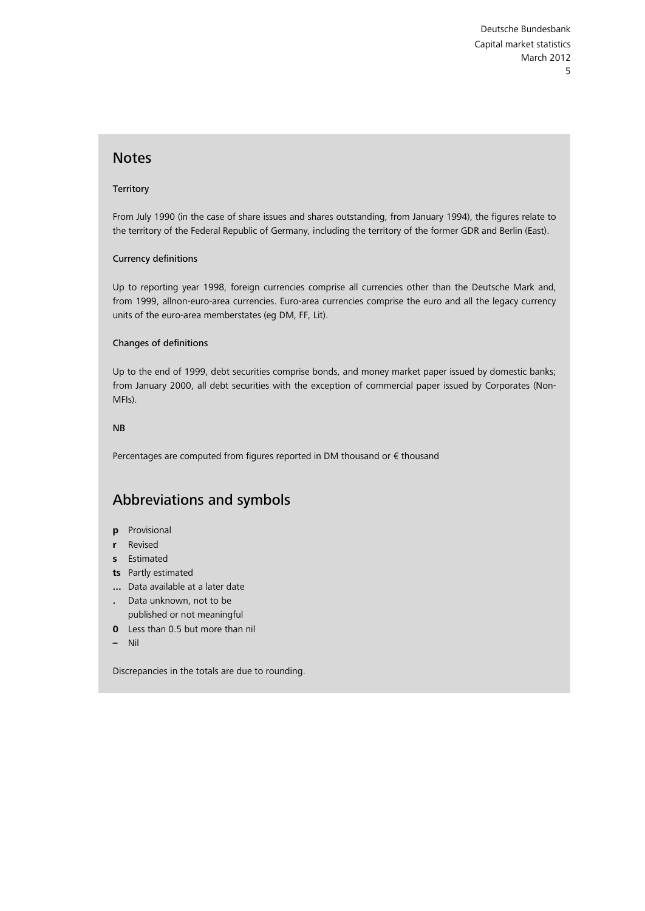## Notes

### Territory

From July 1990 (in the case of share issues and shares outstanding, from January 1994), the figures relate to the territory of the Federal Republic of Germany, including the territory of the former GDR and Berlin (East).

### Currency definitions

Up to reporting year 1998, foreign currencies comprise all currencies other than the Deutsche Mark and, from 1999, allnon-euro-area currencies. Euro-area currencies comprise the euro and all the legacy currency units of the euro-area memberstates (eg DM, FF, Lit).

### Changes of definitions

Up to the end of 1999, debt securities comprise bonds, and money market paper issued by domestic banks; from January 2000, all debt securities with the exception of commercial paper issued by Corporates (Non-MFIs).

### NB

Percentages are computed from figures reported in DM thousand or € thousand

## Abbreviations and symbols

- **p** Provisional
- **r** Revised
- **s** Estimated
- **ts** Partly estimated
- **...** Data available at a later date
- **.** Data unknown, not to be published or not meaningful
- **0** Less than 0.5 but more than nil
- **–** Nil

Discrepancies in the totals are due to rounding.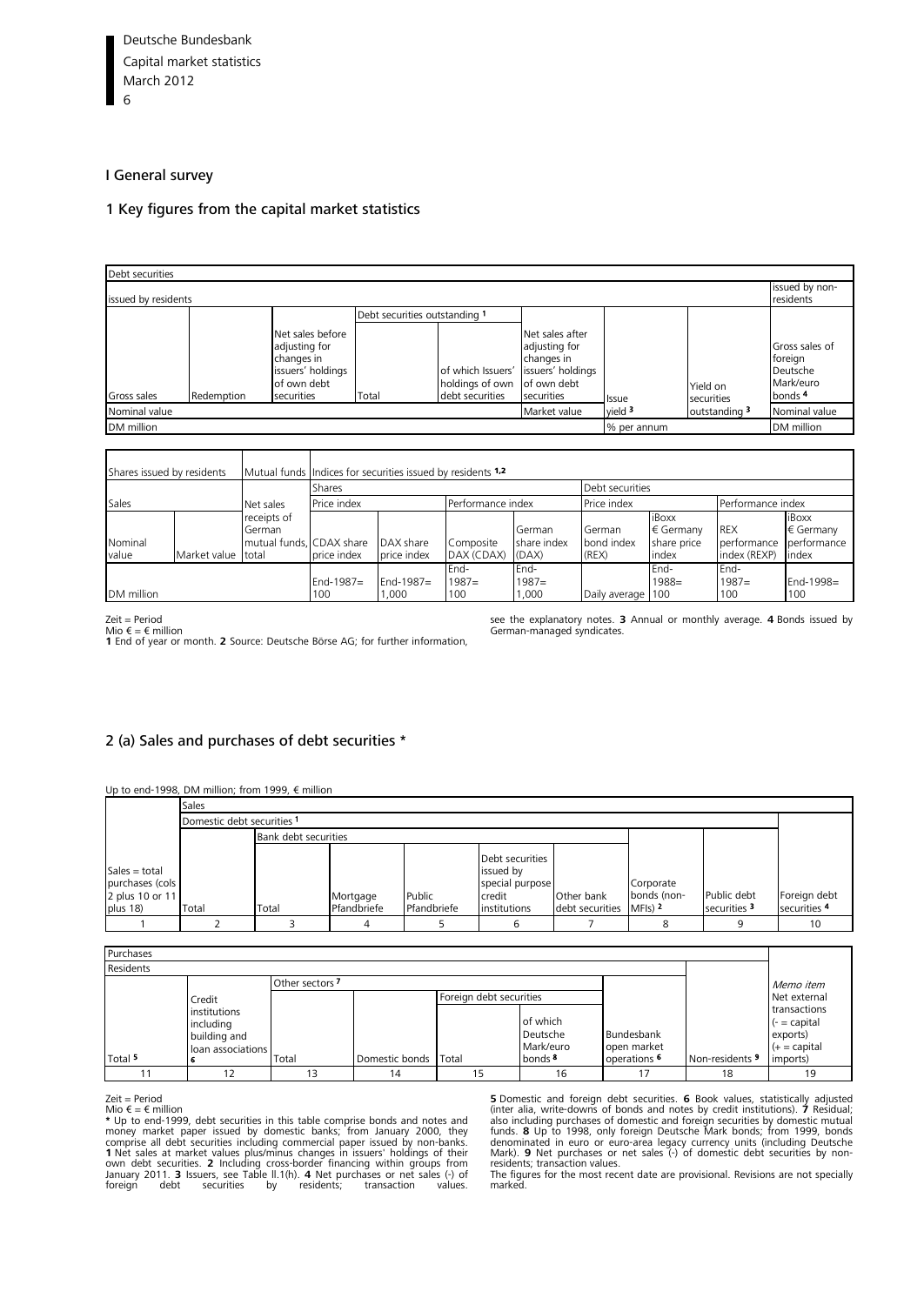## I General survey

### 1 Key figures from the capital market statistics

| Debt securities | | | | | | | | | |
|---|---|---|---|---|---|---|---|---|---|
| issued by residents | | | | | | | | | issued by non-residents |
| | | | Debt securities outstanding [1] | | | | | | |
| Gross sales | Redemption | Net sales before adjusting for changes in issuers' holdings of own debt securities | Total | of which Issuers' holdings of own debt securities | Net sales after adjusting for changes in issuers' holdings of own debt securities | Issue yield [3] | Yield on securities outstanding [3] | | Gross sales of foreign Deutsche Mark/euro bonds [4] |
| Nominal value | | | | | Market value | | | | Nominal value |
| DM million | | | | | | % per annum | | | DM million |

| Shares issued by residents | | Mutual funds | Indices for securities issued by residents [1,2] | | | | | | | |
|---|---|---|---|---|---|---|---|---|---|---|
| | | | Shares | | | | Debt securities | | | |
| Sales | | Net sales | Price index | | Performance index | | Price index | | Performance index | |
| Nominal value | Market value | receipts of German mutual funds, total | CDAX share price index | DAX share price index | Composite DAX (CDAX) | German share index (DAX) | German bond index (REX) | iBoxx € Germany share price index | REX performance index (REXP) | iBoxx € Germany performance index |
| DM million | | | End-1987= 100 | End-1987= 1,000 | End-1987= 100 | End-1987= 1,000 | Daily average | End-1988= 100 | End-1987= 100 | End-1998= 100 |

Zeit = Period
Mio € = € million
**1** End of year or month. **2** Source: Deutsche Börse AG; for further information, see the explanatory notes. **3** Annual or monthly average. **4** Bonds issued by German-managed syndicates.

### 2 (a) Sales and purchases of debt securities *

Up to end-1998, DM million; from 1999, € million

| | Sales | | | | | | | | |
|---|---|---|---|---|---|---|---|---|---|
| | Domestic debt securities [1] | | | | | | | | |
| | | Bank debt securities | | | | | | | |
| Sales = total purchases (cols 2 plus 10 or 11 plus 18) | Total | Total | Mortgage Pfandbriefe | Public Pfandbriefe | Debt securities issued by special purpose credit institutions | Other bank debt securities | Corporate bonds (non-MFIs) [2] | Public debt securities [3] | Foreign debt securities [4] |
| 1 | 2 | 3 | 4 | 5 | 6 | 7 | 8 | 9 | 10 |

| Purchases | | | | | | | | |
|---|---|---|---|---|---|---|---|---|
| Residents | | | | | | | | |
| | | Other sectors [7] | | | | | | |
| | | | | Foreign debt securities | | | | |
| Total [5] | Credit institutions including building and loan associations [6] | Total | Domestic bonds | Total | of which Deutsche Mark/euro bonds [8] | Bundesbank open market operations [6] | Non-residents [9] | *Memo item* Net external transactions (- = capital exports) (+ = capital imports) |
| 11 | 12 | 13 | 14 | 15 | 16 | 17 | 18 | 19 |

Zeit = Period
Mio € = € million
* Up to end-1999, debt securities in this table comprise bonds and notes and money market paper issued by domestic banks; from January 2000, they comprise all debt securities including commercial paper issued by non-banks. **1** Net sales at market values plus/minus changes in issuers' holdings of their own debt securities. **2** Including cross-border financing within groups from January 2011. **3** Issuers, see Table II.1(h). **4** Net purchases or net sales (-) of foreign debt securities by residents; transaction values. **5** Domestic and foreign debt securities. **6** Book values, statistically adjusted (inter alia, write-downs of bonds and notes by credit institutions). **7** Residual; also including purchases of domestic and foreign securities by domestic mutual funds. **8** Up to 1998, only foreign Deutsche Mark bonds; from 1999, bonds denominated in euro or euro-area legacy currency units (including Deutsche Mark). **9** Net purchases or net sales (-) of domestic debt securities by non-residents; transaction values.
The figures for the most recent date are provisional. Revisions are not specially marked.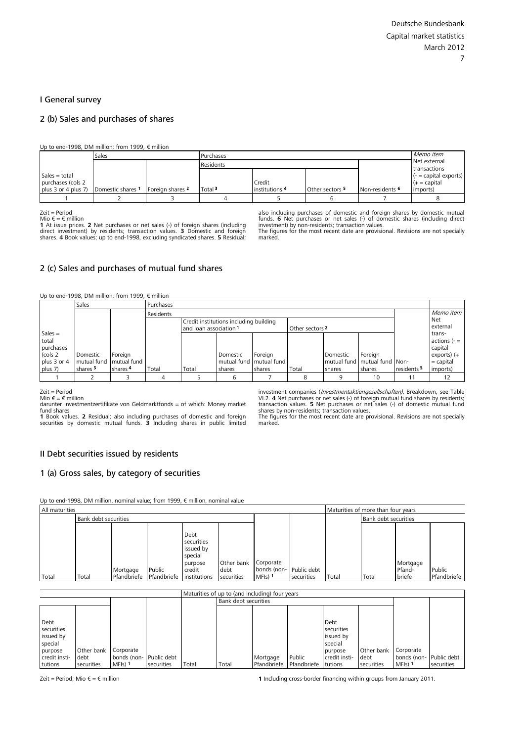# I General survey

## 2 (b) Sales and purchases of shares

Up to end-1998, DM million; from 1999, € million

| Sales = total purchases (cols 2 plus 3 or 4 plus 7) | Sales | | Purchases | | | | Memo item Net external transactions (- = capital exports) (+ = capital imports) |
|---|---|---|---|---|---|---|---|
| | | | Residents | | | | |
| | Domestic shares 1 | Foreign shares 2 | Total 3 | Credit institutions 4 | Other sectors 5 | Non-residents 6 | |
| 1 | 2 | 3 | 4 | 5 | 6 | 7 | 8 |

Zeit = Period
Mio € = € million
**1** At issue prices. **2** Net purchases or net sales (-) of foreign shares (including direct investment) by residents; transaction values. **3** Domestic and foreign shares. **4** Book values; up to end-1998, excluding syndicated shares. **5** Residual; also including purchases of domestic and foreign shares by domestic mutual funds. **6** Net purchases or net sales (-) of domestic shares (including direct investment) by non-residents; transaction values.
The figures for the most recent date are provisional. Revisions are not specially marked.

## 2 (c) Sales and purchases of mutual fund shares

Up to end-1998, DM million; from 1999, € million

| Sales = total purchases (cols 2 plus 3 or 4 plus 7) | Sales | | Purchases | | | | | | | | Memo item Net external transactions (- = capital exports) (+ = capital imports) |
|---|---|---|---|---|---|---|---|---|---|---|---|
| | | | Residents | | | | | | | | |
| | | | | Credit institutions including building and loan association 1 | | | Other sectors 2 | | | | |
| | Domestic mutual fund shares 3 | Foreign mutual fund shares 4 | Total | Total | Domestic mutual fund shares | Foreign mutual fund shares | Total | Domestic mutual fund shares | Foreign mutual fund shares | Non-residents 5 | |
| 1 | 2 | 3 | 4 | 5 | 6 | 7 | 8 | 9 | 10 | 11 | 12 |

Zeit = Period
Mio € = € million
darunter Investmentzertifikate von Geldmarktfonds = of which: Money market fund shares
**1** Book values. **2** Residual; also including purchases of domestic and foreign securities by domestic mutual funds. **3** Including shares in public limited investment companies (*Investmentaktiengesellschaften)*. Breakdown, see Table VI.2. **4** Net purchases or net sales (-) of foreign mutual fund shares by residents; transaction values. **5** Net purchases or net sales (-) of domestic mutual fund shares by non-residents; transaction values.
The figures for the most recent date are provisional. Revisions are not specially marked.

# II Debt securities issued by residents

## 1 (a) Gross sales, by category of securities

Up to end-1998, DM million, nominal value; from 1999, € million, nominal value

| All maturities | | | | | | | | Maturities of more than four years | | | |
|---|---|---|---|---|---|---|---|---|---|---|---|
| | Bank debt securities | | | | | | | | Bank debt securities | | |
| Total | Total | Mortgage Pfandbriefe | Public Pfandbriefe | Debt securities issued by special purpose credit institutions | Other bank debt securities | Corporate bonds (non-MFIs) 1 | Public debt securities | Total | Total | Mortgage Pfand-briefe | Public Pfandbriefe |

| | | | Maturities of up to (and including) four years | | | | | | | |
|---|---|---|---|---|---|---|---|---|---|---|
| | | | | Bank debt securities | | | | | | |
| Debt securities issued by special purpose credit insti-tutions | Other bank debt securities | Corporate bonds (non-MFIs) 1 | Public debt securities | Total | Total | Mortgage Pfandbriefe | Public Pfandbriefe | Debt securities issued by special purpose credit insti-tutions | Other bank debt securities | Corporate bonds (non-MFIs) 1 | Public debt securities |

Zeit = Period; Mio € = € million

**1** Including cross-border financing within groups from January 2011.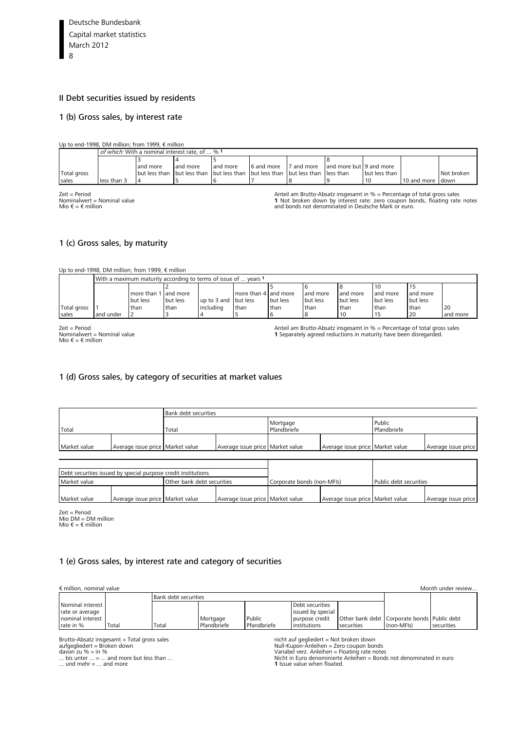## II Debt securities issued by residents

### 1 (b) Gross sales, by interest rate

Up to end-1998, DM million; from 1999, € million

| | *of which:* With a nominal interest rate, of ... % 1 | | | | | | | | | |
|---|---|---|---|---|---|---|---|---|---|---|
| Total gross sales | less than 3 | 3 and more but less than 4 | 4 and more but less than 5 | 5 and more but less than 6 | 6 and more but less than 7 | 7 and more but less than 8 | 8 and more but less than 9 | 9 and more but less than 10 | 10 and more | Not broken down |

Zeit = Period
Nominalwert = Nominal value
Mio € = € million

Anteil am Brutto-Absatz insgesamt in % = Percentage of total gross sales
**1** Not broken down by interest rate: zero coupon bonds, floating rate notes and bonds not denominated in Deutsche Mark or euro.

### 1 (c) Gross sales, by maturity

Up to end-1998, DM million; from 1999, € million

| | With a maximum maturity according to terms of issue of ... years 1 | | | | | | | | | |
|---|---|---|---|---|---|---|---|---|---|---|
| Total gross sales | 1 and under | more than 1 but less than 2 | 2 and more but less than 3 | up to 3 and including 4 | more than 4 but less than 5 | 5 and more but less than 6 | 6 and more but less than 8 | 8 and more but less than 10 | 10 and more but less than 15 | 15 and more but less than 20 | 20 and more |

Zeit = Period
Nominalwert = Nominal value
Mio € = € million

Anteil am Brutto-Absatz insgesamt in % = Percentage of total gross sales
**1** Separately agreed reductions in maturity have been disregarded.

### 1 (d) Gross sales, by category of securities at market values

| Total | | Bank debt securities | | | | | |
|---|---|---|---|---|---|---|---|
| | | Total | | Mortgage Pfandbriefe | | Public Pfandbriefe | |
| Market value | Average issue price | Market value | Average issue price | Market value | Average issue price | Market value | Average issue price |

| Debt securities issued by special purpose credit institutions | | Other bank debt securities | | Corporate bonds (non-MFIs) | | Public debt securities | |
|---|---|---|---|---|---|---|---|
| Market value | Average issue price | Market value | Average issue price | Market value | Average issue price | Market value | Average issue price |

Zeit = Period
Mio DM = DM million
Mio € = € million

### 1 (e) Gross sales, by interest rate and category of securities

€ million, nominal value — Month under review...

| | | Bank debt securities | | | | | | |
|---|---|---|---|---|---|---|---|---|
| Nominal interest rate or average nominal interest rate in % | Total | Total | Mortgage Pfandbriefe | Public Pfandbriefe | Debt securities issued by special purpose credit institutions | Other bank debt securities | Corporate bonds (non-MFIs) | Public debt securities |

Brutto-Absatz insgesamt = Total gross sales
aufgegliedert = Broken down
davon zu % = in %
... bis unter ... = ... and more but less than ...
... und mehr = ... and more

nicht auf gegliedert = Not broken down
Null-Kupon-Anleihen = Zero coupon bonds
Variabel verz. Anleihen = Floating rate notes
Nicht in Euro denominierte Anleihen = Bonds not denominated in euro
**1** Issue value when floated.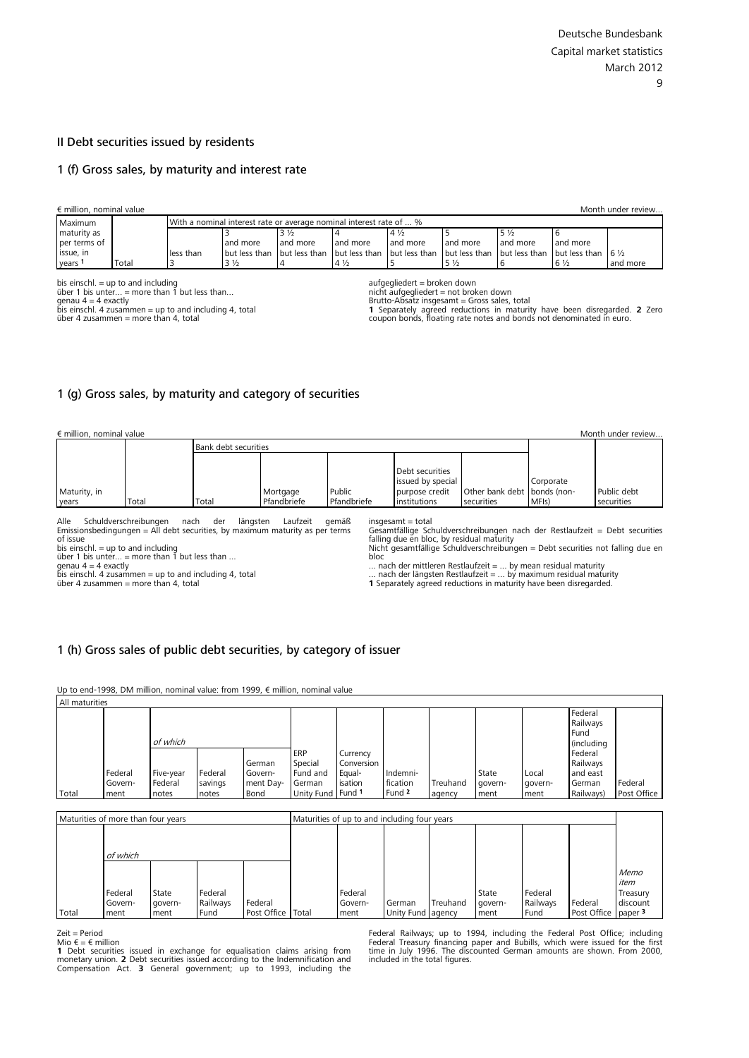## II Debt securities issued by residents

### 1 (f) Gross sales, by maturity and interest rate

€ million, nominal value — Month under review...

| Maximum maturity as per terms of issue, in years [1] | Total | With a nominal interest rate or average nominal interest rate of ... % | | | | | | | | |
|---|---|---|---|---|---|---|---|---|---|---|
| | | less than 3 | 3 and more but less than 3 ½ | 3 ½ and more but less than 4 | 4 and more but less than 4 ½ | 4 ½ and more but less than 5 | 5 and more but less than 5 ½ | 5 ½ and more but less than 6 | 6 and more but less than 6 ½ | 6 ½ and more |

bis einschl. = up to and including
über 1 bis unter... = more than 1 but less than...
genau 4 = 4 exactly
bis einschl. 4 zusammen = up to and including 4, total
über 4 zusammen = more than 4, total

aufgegliedert = broken down
nicht aufgegliedert = not broken down
Brutto-Absatz insgesamt = Gross sales, total
**1** Separately agreed reductions in maturity have been disregarded. **2** Zero coupon bonds, floating rate notes and bonds not denominated in euro.

### 1 (g) Gross sales, by maturity and category of securities

€ million, nominal value — Month under review...

| Maturity, in years | Total | Bank debt securities | | | | | Corporate bonds (non-MFIs) | Public debt securities |
|---|---|---|---|---|---|---|---|---|
| | | Total | Mortgage Pfandbriefe | Public Pfandbriefe | Debt securities issued by special purpose credit institutions | Other bank debt securities | | |

Alle Schuldverschreibungen nach der längsten Laufzeit gemäß Emissionsbedingungen = All debt securities, by maximum maturity as per terms of issue
bis einschl. = up to and including
über 1 bis unter... = more than 1 but less than ...
genau 4 = 4 exactly
bis einschl. 4 zusammen = up to and including 4, total
über 4 zusammen = more than 4, total

insgesamt = total
Gesamtfällige Schuldverschreibungen nach der Restlaufzeit = Debt securities falling due en bloc, by residual maturity
Nicht gesamtfällige Schuldverschreibungen = Debt securities not falling due en bloc
... nach der mittleren Restlaufzeit = ... by mean residual maturity
... nach der längsten Restlaufzeit = ... by maximum residual maturity
**1** Separately agreed reductions in maturity have been disregarded.

### 1 (h) Gross sales of public debt securities, by category of issuer

Up to end-1998, DM million, nominal value: from 1999, € million, nominal value

All maturities

| Total | Federal Govern-ment | *of which* Five-year Federal notes | *of which* Federal savings notes | *of which* German Govern-ment Day-Bond | ERP Special Fund and German Unity Fund | Currency Conversion Equal-isation Fund [1] | Indemni-fication Fund [2] | Treuhand agency | State govern-ment | Local govern-ment | Federal Railways Fund (including Federal Railways and east German Railways) | Federal Post Office |
|---|---|---|---|---|---|---|---|---|---|---|---|---|

| Maturities of more than four years: Total | Federal Govern-ment (*of which*) | State govern-ment (*of which*) | Federal Railways Fund (*of which*) | Federal Post Office (*of which*) | Maturities of up to and including four years: Total | Federal Govern-ment | German Unity Fund | Treuhand agency | State govern-ment | Federal Railways Fund | Federal Post Office | *Memo item* Treasury discount paper [3] |
|---|---|---|---|---|---|---|---|---|---|---|---|---|

Zeit = Period
Mio € = € million
**1** Debt securities issued in exchange for equalisation claims arising from monetary union. **2** Debt securities issued according to the Indemnification and Compensation Act. **3** General government; up to 1993, including the Federal Railways; up to 1994, including the Federal Post Office; including Federal Treasury financing paper and Bubills, which were issued for the first time in July 1996. The discounted German amounts are shown. From 2000, included in the total figures.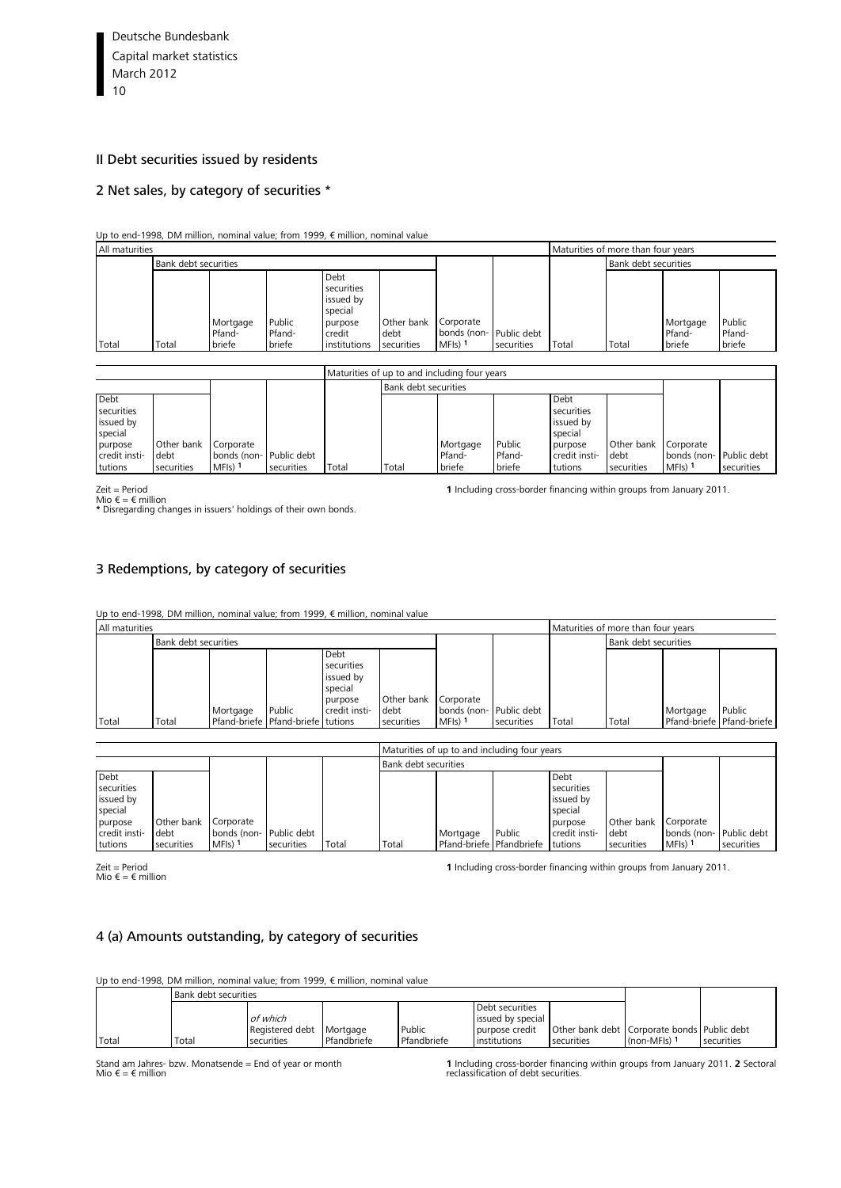## II Debt securities issued by residents

### 2 Net sales, by category of securities *

Up to end-1998, DM million, nominal value; from 1999, € million, nominal value

| All maturities | | | | | | | | Maturities of more than four years | | | |
|---|---|---|---|---|---|---|---|---|---|---|---|
| | Bank debt securities | | | | | | | | Bank debt securities | | |
| Total | Total | Mortgage Pfand-briefe | Public Pfand-briefe | Debt securities issued by special purpose credit institutions | Other bank debt securities | Corporate bonds (non-MFIs) [1] | Public debt securities | Total | Total | Mortgage Pfand-briefe | Public Pfand-briefe |

| | | | | Maturities of up to and including four years | | | | | | | |
|---|---|---|---|---|---|---|---|---|---|---|---|
| | | | | | Bank debt securities | | | | | | |
| Debt securities issued by special purpose credit insti-tutions | Other bank debt securities | Corporate bonds (non-MFIs) [1] | Public debt securities | Total | Total | Mortgage Pfand-briefe | Public Pfand-briefe | Debt securities issued by special purpose credit insti-tutions | Other bank debt securities | Corporate bonds (non-MFIs) [1] | Public debt securities |

Zeit = Period
Mio € = € million
* Disregarding changes in issuers' holdings of their own bonds.

**1** Including cross-border financing within groups from January 2011.

### 3 Redemptions, by category of securities

Up to end-1998, DM million, nominal value; from 1999, € million, nominal value

| All maturities | | | | | | | | Maturities of more than four years | | | |
|---|---|---|---|---|---|---|---|---|---|---|---|
| | Bank debt securities | | | | | | | | Bank debt securities | | |
| Total | Total | Mortgage Pfand-briefe | Public Pfand-briefe | Debt securities issued by special purpose credit insti-tutions | Other bank debt securities | Corporate bonds (non-MFIs) [1] | Public debt securities | Total | Total | Mortgage Pfand-briefe | Public Pfand-briefe |

| | | | | Maturities of up to and including four years | | | | | | | |
|---|---|---|---|---|---|---|---|---|---|---|---|
| | | | | | Bank debt securities | | | | | | |
| Debt securities issued by special purpose credit insti-tutions | Other bank debt securities | Corporate bonds (non-MFIs) [1] | Public debt securities | Total | Total | Mortgage Pfand-briefe | Public Pfandbriefe | Debt securities issued by special purpose credit insti-tutions | Other bank debt securities | Corporate bonds (non-MFIs) [1] | Public debt securities |

Zeit = Period
Mio € = € million

**1** Including cross-border financing within groups from January 2011.

### 4 (a) Amounts outstanding, by category of securities

Up to end-1998, DM million, nominal value; from 1999, € million, nominal value

| | Bank debt securities | | | | | | | |
|---|---|---|---|---|---|---|---|---|
| Total | Total | *of which* Registered debt securities | Mortgage Pfandbriefe | Public Pfandbriefe | Debt securities issued by special purpose credit institutions | Other bank debt securities | Corporate bonds (non-MFIs) [1] | Public debt securities |

Stand am Jahres- bzw. Monatsende = End of year or month
Mio € = € million

**1** Including cross-border financing within groups from January 2011. **2** Sectoral reclassification of debt securities.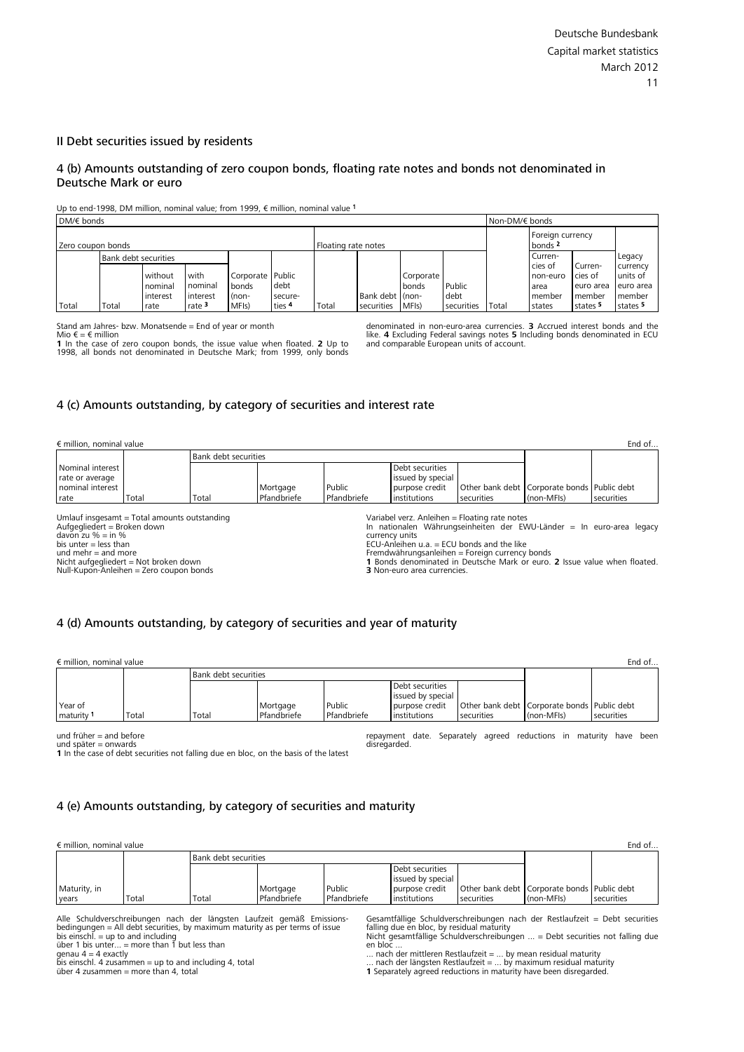## II Debt securities issued by residents

### 4 (b) Amounts outstanding of zero coupon bonds, floating rate notes and bonds not denominated in Deutsche Mark or euro

Up to end-1998, DM million, nominal value; from 1999, € million, nominal value 1

| DM/€ bonds | | | | | | | | | | | Non-DM/€ bonds | | | |
|---|---|---|---|---|---|---|---|---|---|---|---|---|---|---|
| Zero coupon bonds | | | | | | Floating rate notes | | | | | | Foreign currency bonds 2 | | |
| | Bank debt securities | | | | | | | | | | | | | |
| Total | Total | without nominal interest rate | with nominal interest rate 3 | Corporate bonds (non-MFIs) | Public debt securities 4 | Total | Bank debt securities | Corporate bonds (non-MFIs) | Public debt securities | Total | Currencies of non-euro area member states | Currencies of euro area member states 5 | Legacy currency units of euro area member states 5 |

Stand am Jahres- bzw. Monatsende = End of year or month
Mio € = € million
1 In the case of zero coupon bonds, the issue value when floated. 2 Up to 1998, all bonds not denominated in Deutsche Mark; from 1999, only bonds denominated in non-euro-area currencies. 3 Accrued interest bonds and the like. 4 Excluding Federal savings notes 5 Including bonds denominated in ECU and comparable European units of account.

### 4 (c) Amounts outstanding, by category of securities and interest rate

€ million, nominal value — End of...

| Nominal interest rate or average nominal interest rate | Total | Bank debt securities | | | | | Corporate bonds (non-MFIs) | Public debt securities |
|---|---|---|---|---|---|---|---|---|
| | | Total | Mortgage Pfandbriefe | Public Pfandbriefe | Debt securities issued by special purpose credit institutions | Other bank debt securities | | |

Umlauf insgesamt = Total amounts outstanding
Aufgegliedert = Broken down
davon zu % = in %
bis unter = less than
und mehr = and more
Nicht aufgegliedert = Not broken down
Null-Kupon-Anleihen = Zero coupon bonds
Variabel verz. Anleihen = Floating rate notes
In nationalen Währungseinheiten der EWU-Länder = In euro-area legacy currency units
ECU-Anleihen u.a. = ECU bonds and the like
Fremdwährungsanleihen = Foreign currency bonds
1 Bonds denominated in Deutsche Mark or euro. 2 Issue value when floated. 3 Non-euro area currencies.

### 4 (d) Amounts outstanding, by category of securities and year of maturity

€ million, nominal value — End of...

| Year of maturity 1 | Total | Bank debt securities | | | | | Corporate bonds (non-MFIs) | Public debt securities |
|---|---|---|---|---|---|---|---|---|
| | | Total | Mortgage Pfandbriefe | Public Pfandbriefe | Debt securities issued by special purpose credit institutions | Other bank debt securities | | |

und früher = and before
und später = onwards
1 In the case of debt securities not falling due en bloc, on the basis of the latest repayment date. Separately agreed reductions in maturity have been disregarded.

### 4 (e) Amounts outstanding, by category of securities and maturity

€ million, nominal value — End of...

| Maturity, in years | Total | Bank debt securities | | | | | Corporate bonds (non-MFIs) | Public debt securities |
|---|---|---|---|---|---|---|---|---|
| | | Total | Mortgage Pfandbriefe | Public Pfandbriefe | Debt securities issued by special purpose credit institutions | Other bank debt securities | | |

Alle Schuldverschreibungen nach der längsten Laufzeit gemäß Emissionsbedingungen = All debt securities, by maximum maturity as per terms of issue
bis einschl. = up to and including
über 1 bis unter... = more than 1 but less than
genau 4 = 4 exactly
bis einschl. 4 zusammen = up to and including 4, total
über 4 zusammen = more than 4, total
Gesamtfällige Schuldverschreibungen nach der Restlaufzeit = Debt securities falling due en bloc, by residual maturity
Nicht gesamtfällige Schuldverschreibungen ... = Debt securities not falling due en bloc ...
... nach der mittleren Restlaufzeit = ... by mean residual maturity
... nach der längsten Restlaufzeit = ... by maximum residual maturity
1 Separately agreed reductions in maturity have been disregarded.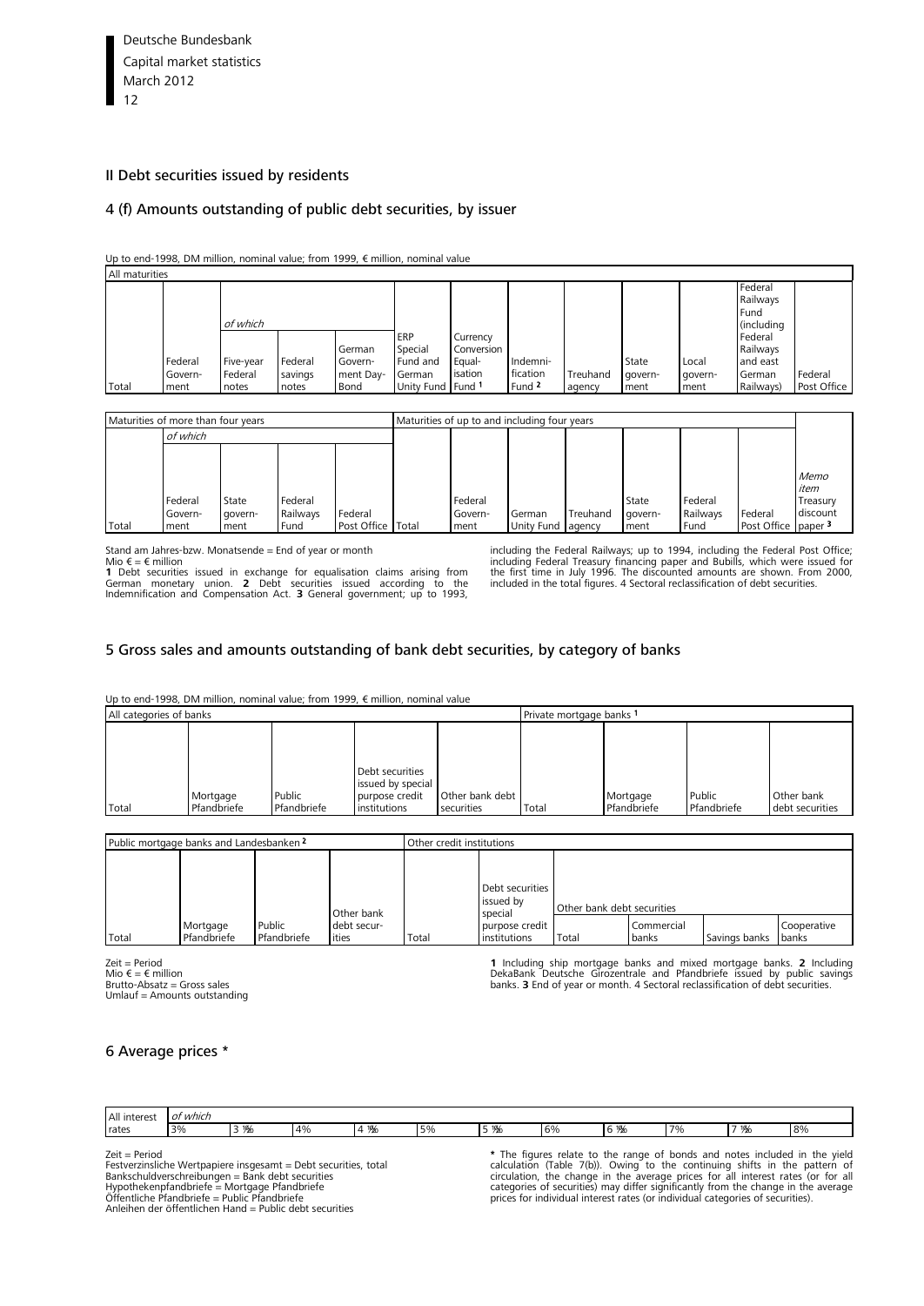## II Debt securities issued by residents

### 4 (f) Amounts outstanding of public debt securities, by issuer

Up to end-1998, DM million, nominal value; from 1999, € million, nominal value

| All maturities | | | | | | | | | | | | |
|---|---|---|---|---|---|---|---|---|---|---|---|---|
| Total | Federal Government | *of which* Five-year Federal notes | Federal savings notes | German Government Day-Bond | ERP Special Fund and German Unity Fund | Currency Conversion Equalisation Fund [1] | Indemnification Fund [2] | Treuhand agency | State government | Local government | Federal Railways Fund (including Federal Railways and east German Railways) | Federal Post Office |

| Maturities of more than four years | | | | | Maturities of up to and including four years | | | | | | | |
|---|---|---|---|---|---|---|---|---|---|---|---|---|
| Total | *of which* Federal Government | State government | Federal Railways Fund | Federal Post Office | Total | Federal Government | German Unity Fund | Treuhand agency | State government | Federal Railways Fund | Federal Post Office | *Memo item* Treasury discount paper [3] |

Stand am Jahres-bzw. Monatsende = End of year or month
Mio € = € million
**1** Debt securities issued in exchange for equalisation claims arising from German monetary union. **2** Debt securities issued according to the Indemnification and Compensation Act. **3** General government; up to 1993, including the Federal Railways; up to 1994, including the Federal Post Office; including Federal Treasury financing paper and Bubills, which were issued for the first time in July 1996. The discounted amounts are shown. From 2000, included in the total figures. 4 Sectoral reclassification of debt securities.

### 5 Gross sales and amounts outstanding of bank debt securities, by category of banks

Up to end-1998, DM million, nominal value; from 1999, € million, nominal value

| All categories of banks | | | | | Private mortgage banks [1] | | | |
|---|---|---|---|---|---|---|---|---|
| Total | Mortgage Pfandbriefe | Public Pfandbriefe | Debt securities issued by special purpose credit institutions | Other bank debt securities | Total | Mortgage Pfandbriefe | Public Pfandbriefe | Other bank debt securities |

| Public mortgage banks and Landesbanken [2] | | | | Other credit institutions | | | | | |
|---|---|---|---|---|---|---|---|---|---|
| | | | | | Debt securities issued by special purpose credit institutions | Other bank debt securities | | | |
| Total | Mortgage Pfandbriefe | Public Pfandbriefe | Other bank debt securities | Total | | Total | Commercial banks | Savings banks | Cooperative banks |

Zeit = Period
Mio € = € million
Brutto-Absatz = Gross sales
Umlauf = Amounts outstanding

**1** Including ship mortgage banks and mixed mortgage banks. **2** Including DekaBank Deutsche Girozentrale and Pfandbriefe issued by public savings banks. **3** End of year or month. 4 Sectoral reclassification of debt securities.

### 6 Average prices *

| All interest rates | *of which* 3% | 3 ½% | 4% | 4 ½% | 5% | 5 ½% | 6% | 6 ½% | 7% | 7 ½% | 8% |
|---|---|---|---|---|---|---|---|---|---|---|---|

Zeit = Period
Festverzinsliche Wertpapiere insgesamt = Debt securities, total
Bankschuldverschreibungen = Bank debt securities
Hypothekenpfandbriefe = Mortgage Pfandbriefe
Öffentliche Pfandbriefe = Public Pfandbriefe
Anleihen der öffentlichen Hand = Public debt securities

* The figures relate to the range of bonds and notes included in the yield calculation (Table 7(b)). Owing to the continuing shifts in the pattern of circulation, the change in the average prices for all interest rates (or for all categories of securities) may differ significantly from the change in the average prices for individual interest rates (or individual categories of securities).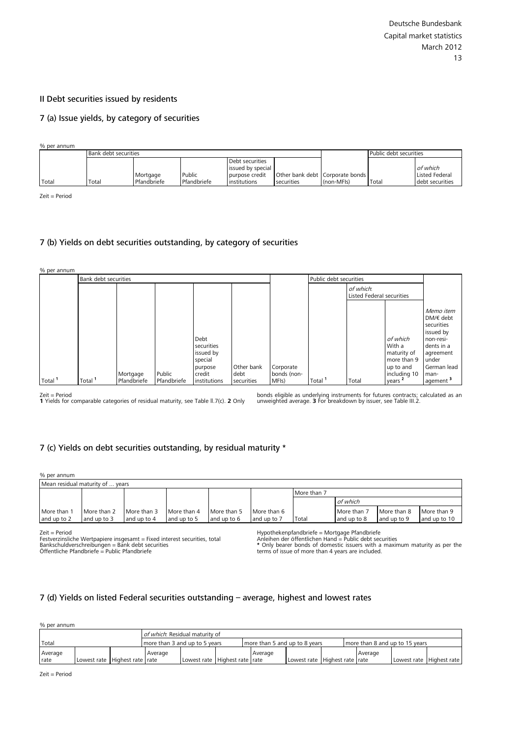## II Debt securities issued by residents

### 7 (a) Issue yields, by category of securities

% per annum

| | Bank debt securities | | | | | | Public debt securities | |
|---|---|---|---|---|---|---|---|---|
| Total | Total | Mortgage Pfandbriefe | Public Pfandbriefe | Debt securities issued by special purpose credit institutions | Other bank debt securities | Corporate bonds (non-MFIs) | Total | *of which* Listed Federal debt securities |

Zeit = Period

### 7 (b) Yields on debt securities outstanding, by category of securities

% per annum

| | Bank debt securities | | | | | | Public debt securities | | | |
|---|---|---|---|---|---|---|---|---|---|---|
| | | | | | | | | *of which*: Listed Federal securities | | |
| Total [1] | Total [1] | Mortgage Pfandbriefe | Public Pfandbriefe | Debt securities issued by special purpose credit institutions | Other bank debt securities | Corporate bonds (non-MFIs) | Total [1] | Total | *of which* With a maturity of more than 9 up to and including 10 years [2] | *Memo item* DM/€ debt securities issued by non-residents in a agreement under German lead management [3] |

Zeit = Period
**1** Yields for comparable categories of residual maturity, see Table II.7(c). **2** Only bonds eligible as underlying instruments for futures contracts; calculated as an unweighted average. **3** For breakdown by issuer, see Table III.2.

### 7 (c) Yields on debt securities outstanding, by residual maturity *

% per annum

| Mean residual maturity of ... years | | | | | | | | | |
|---|---|---|---|---|---|---|---|---|---|
| | | | | | | More than 7 | | | |
| | | | | | | | *of which* | | |
| More than 1 and up to 2 | More than 2 and up to 3 | More than 3 and up to 4 | More than 4 and up to 5 | More than 5 and up to 6 | More than 6 and up to 7 | Total | More than 7 and up to 8 | More than 8 and up to 9 | More than 9 and up to 10 |

Zeit = Period
Festverzinsliche Wertpapiere insgesamt = Fixed interest securities, total
Bankschuldverschreibungen = Bank debt securities
Öffentliche Pfandbriefe = Public Pfandbriefe
Hypothekenpfandbriefe = Mortgage Pfandbriefe
Anleihen der öffentlichen Hand = Public debt securities
* Only bearer bonds of domestic issuers with a maximum maturity as per the terms of issue of more than 4 years are included.

### 7 (d) Yields on listed Federal securities outstanding – average, highest and lowest rates

% per annum

| Total | | | *of which*: Residual maturity of | | | | | | | | |
|---|---|---|---|---|---|---|---|---|---|---|---|
| | | | more than 3 and up to 5 years | | | more than 5 and up to 8 years | | | more than 8 and up to 15 years | | |
| Average rate | Lowest rate | Highest rate | Average rate | Lowest rate | Highest rate | Average rate | Lowest rate | Highest rate | Average rate | Lowest rate | Highest rate |

Zeit = Period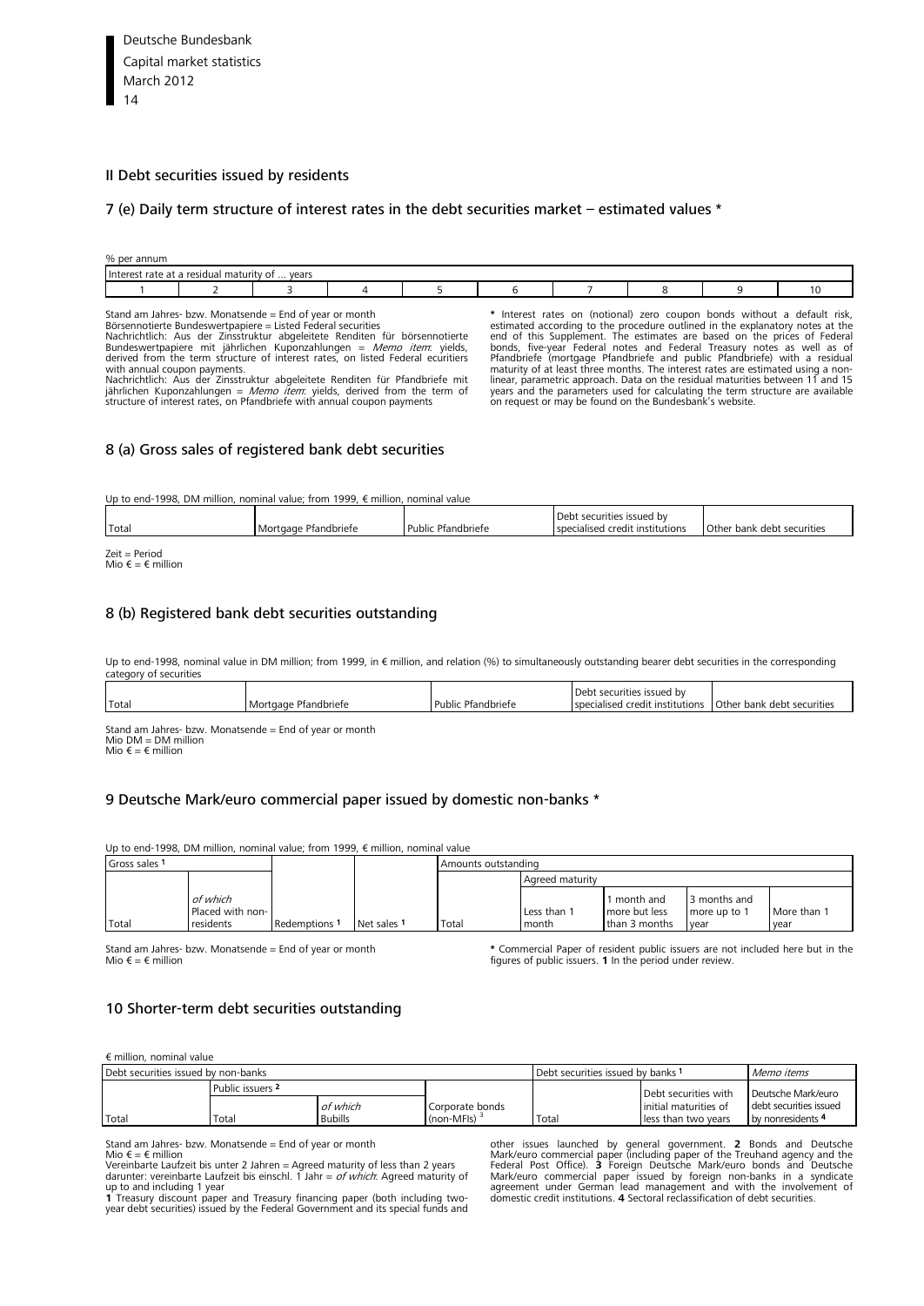## II Debt securities issued by residents

### 7 (e) Daily term structure of interest rates in the debt securities market – estimated values *

% per annum

| Interest rate at a residual maturity of ... years | | | | | | | | | |
|---|---|---|---|---|---|---|---|---|---|
| 1 | 2 | 3 | 4 | 5 | 6 | 7 | 8 | 9 | 10 |

Stand am Jahres- bzw. Monatsende = End of year or month
Börsennotierte Bundeswertpapiere = Listed Federal securities
Nachrichtlich: Aus der Zinsstruktur abgeleitete Renditen für börsennotierte Bundeswertpapiere mit jährlichen Kuponzahlungen = *Memo item*: yields, derived from the term structure of interest rates, on listed Federal ecuritiers with annual coupon payments.
Nachrichtlich: Aus der Zinsstruktur abgeleitete Renditen für Pfandbriefe mit jährlichen Kuponzahlungen = *Memo item*: yields, derived from the term of structure of interest rates, on Pfandbriefe with annual coupon payments

\* Interest rates on (notional) zero coupon bonds without a default risk, estimated according to the procedure outlined in the explanatory notes at the end of this Supplement. The estimates are based on the prices of Federal bonds, five-year Federal notes and Federal Treasury notes as well as of Pfandbriefe (mortgage Pfandbriefe and public Pfandbriefe) with a residual maturity of at least three months. The interest rates are estimated using a non-linear, parametric approach. Data on the residual maturities between 11 and 15 years and the parameters used for calculating the term structure are available on request or may be found on the Bundesbank's website.

### 8 (a) Gross sales of registered bank debt securities

Up to end-1998, DM million, nominal value; from 1999, € million, nominal value

| Total | Mortgage Pfandbriefe | Public Pfandbriefe | Debt securities issued by specialised credit institutions | Other bank debt securities |
|---|---|---|---|---|

Zeit = Period
Mio € = € million

### 8 (b) Registered bank debt securities outstanding

Up to end-1998, nominal value in DM million; from 1999, in € million, and relation (%) to simultaneously outstanding bearer debt securities in the corresponding category of securities

| Total | Mortgage Pfandbriefe | Public Pfandbriefe | Debt securities issued by specialised credit institutions | Other bank debt securities |
|---|---|---|---|---|

Stand am Jahres- bzw. Monatsende = End of year or month
Mio DM = DM million
Mio € = € million

### 9 Deutsche Mark/euro commercial paper issued by domestic non-banks *

Up to end-1998, DM million, nominal value; from 1999, € million, nominal value

| Gross sales 1 | | | | Amounts outstanding | | | | |
|---|---|---|---|---|---|---|---|---|
| | | | | | Agreed maturity | | | |
| Total | *of which* Placed with non-residents | Redemptions 1 | Net sales 1 | Total | Less than 1 month | 1 month and more but less than 3 months | 3 months and more up to 1 year | More than 1 year |

Stand am Jahres- bzw. Monatsende = End of year or month
Mio € = € million

\* Commercial Paper of resident public issuers are not included here but in the figures of public issuers. **1** In the period under review.

### 10 Shorter-term debt securities outstanding

€ million, nominal value

| Debt securities issued by non-banks | | | | Debt securities issued by banks 1 | | *Memo items* |
|---|---|---|---|---|---|---|
| | Public issuers 2 | | | | | |
| Total | Total | *of which* Bubills | Corporate bonds (non-MFIs) 3 | Total | Debt securities with initial maturities of less than two years | Deutsche Mark/euro debt securities issued by nonresidents 4 |

Stand am Jahres- bzw. Monatsende = End of year or month
Mio € = € million
Vereinbarte Laufzeit bis unter 2 Jahren = Agreed maturity of less than 2 years
darunter: vereinbarte Laufzeit bis einschl. 1 Jahr = *of which*: Agreed maturity of up to and including 1 year
**1** Treasury discount paper and Treasury financing paper (both including two-year debt securities) issued by the Federal Government and its special funds and other issues launched by general government. **2** Bonds and Deutsche Mark/euro commercial paper (including paper of the Treuhand agency and the Federal Post Office). **3** Foreign Deutsche Mark/euro bonds and Deutsche Mark/euro commercial paper issued by foreign non-banks in a syndicate agreement under German lead management and with the involvement of domestic credit institutions. **4** Sectoral reclassification of debt securities.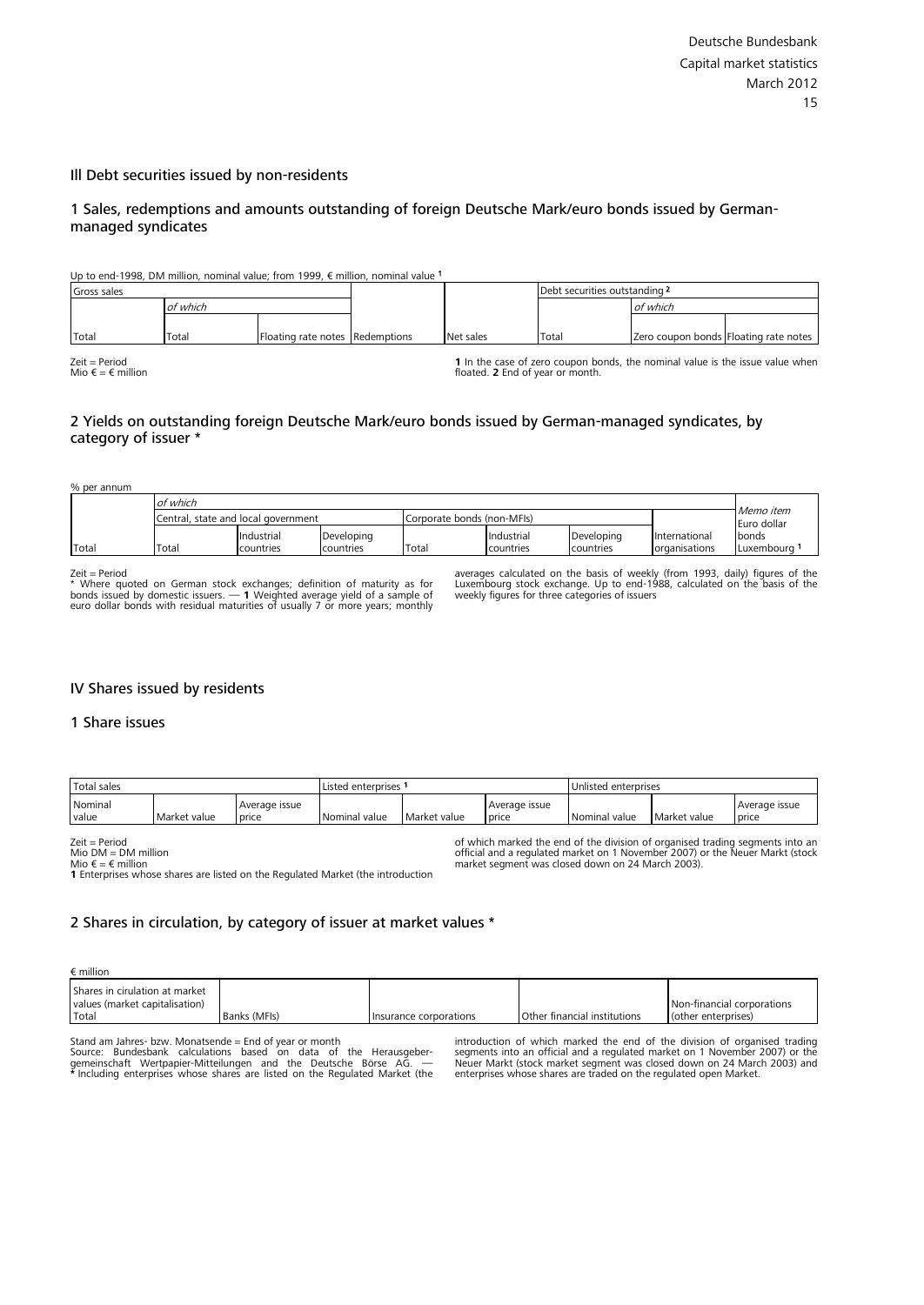## III Debt securities issued by non-residents

### 1 Sales, redemptions and amounts outstanding of foreign Deutsche Mark/euro bonds issued by German-managed syndicates

Up to end-1998, DM million, nominal value; from 1999, € million, nominal value [1]

| Gross sales | | | | | Debt securities outstanding [2] | | |
|---|---|---|---|---|---|---|---|
| | of which | | | | | of which | |
| Total | Total | Floating rate notes | Redemptions | Net sales | Total | Zero coupon bonds | Floating rate notes |

Zeit = Period
Mio € = € million

**1** In the case of zero coupon bonds, the nominal value is the issue value when floated. **2** End of year or month.

### 2 Yields on outstanding foreign Deutsche Mark/euro bonds issued by German-managed syndicates, by category of issuer *

% per annum

| | of which | | | | | | | Memo item |
|---|---|---|---|---|---|---|---|---|
| | Central, state and local government | | | Corporate bonds (non-MFIs) | | | | Euro dollar bonds |
| Total | Total | Industrial countries | Developing countries | Total | Industrial countries | Developing countries | International organisations | Luxembourg [1] |

Zeit = Period
* Where quoted on German stock exchanges; definition of maturity as for bonds issued by domestic issuers. — **1** Weighted average yield of a sample of euro dollar bonds with residual maturities of usually 7 or more years; monthly averages calculated on the basis of weekly (from 1993, daily) figures of the Luxembourg stock exchange. Up to end-1988, calculated on the basis of the weekly figures for three categories of issuers

## IV Shares issued by residents

### 1 Share issues

| Total sales | | | Listed enterprises [1] | | | Unlisted enterprises | | |
|---|---|---|---|---|---|---|---|---|
| Nominal value | Market value | Average issue price | Nominal value | Market value | Average issue price | Nominal value | Market value | Average issue price |

Zeit = Period
Mio DM = DM million
Mio € = € million
**1** Enterprises whose shares are listed on the Regulated Market (the introduction of which marked the end of the division of organised trading segments into an official and a regulated market on 1 November 2007) or the Neuer Markt (stock market segment was closed down on 24 March 2003).

### 2 Shares in circulation, by category of issuer at market values *

€ million

| Shares in cirulation at market values (market capitalisation) Total | Banks (MFIs) | Insurance corporations | Other financial institutions | Non-financial corporations (other enterprises) |
|---|---|---|---|---|

Stand am Jahres- bzw. Monatsende = End of year or month
Source: Bundesbank calculations based on data of the Herausgebergemeinschaft Wertpapier-Mitteilungen and the Deutsche Börse AG. — * Including enterprises whose shares are listed on the Regulated Market (the introduction of which marked the end of the division of organised trading segments into an official and a regulated market on 1 November 2007) or the Neuer Markt (stock market segment was closed down on 24 March 2003) and enterprises whose shares are traded on the regulated open Market.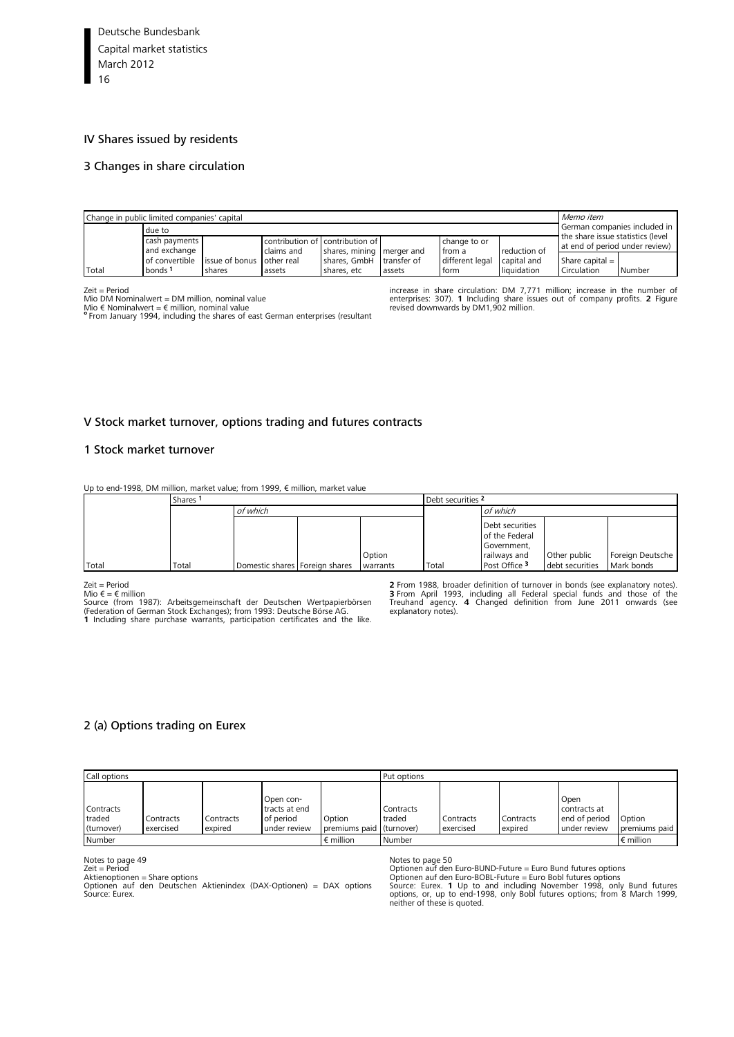## IV Shares issued by residents

### 3 Changes in share circulation

| Change in public limited companies' capital | | | | | | | | *Memo item* German companies included in the share issue statistics (level at end of period under review) | |
|---|---|---|---|---|---|---|---|---|---|
| | due to | | | | | | | | |
| Total | cash payments and exchange of convertible bonds [1] | issue of bonus shares | contribution of claims and other real assets | contribution of shares, mining shares, GmbH shares, etc | merger and transfer of assets | change to or from a different legal form | reduction of capital and liquidation | Share capital = Circulation | Number |

Zeit = Period
Mio DM Nominalwert = DM million, nominal value
Mio € Nominalwert = € million, nominal value
° From January 1994, including the shares of east German enterprises (resultant increase in share circulation: DM 7,771 million; increase in the number of enterprises: 307). **1** Including share issues out of company profits. **2** Figure revised downwards by DM1,902 million.

## V Stock market turnover, options trading and futures contracts

### 1 Stock market turnover

Up to end-1998, DM million, market value; from 1999, € million, market value

| | Shares [1] | | | | Debt securities [2] | | | |
|---|---|---|---|---|---|---|---|---|
| | | *of which* | | | | *of which* | | |
| Total | Total | Domestic shares | Foreign shares | Option warrants | Total | Debt securities of the Federal Government, railways and Post Office [3] | Other public debt securities | Foreign Deutsche Mark bonds |

Zeit = Period
Mio € = € million
Source (from 1987): Arbeitsgemeinschaft der Deutschen Wertpapierbörsen (Federation of German Stock Exchanges); from 1993: Deutsche Börse AG.
**1** Including share purchase warrants, participation certificates and the like. **2** From 1988, broader definition of turnover in bonds (see explanatory notes). **3** From April 1993, including all Federal special funds and those of the Treuhand agency. **4** Changed definition from June 2011 onwards (see explanatory notes).

### 2 (a) Options trading on Eurex

| Call options | | | | | Put options | | | | |
|---|---|---|---|---|---|---|---|---|---|
| Contracts traded (turnover) | Contracts exercised | Contracts expired | Open contracts at end of period under review | Option premiums paid | Contracts traded (turnover) | Contracts exercised | Contracts expired | Open contracts at end of period under review | Option premiums paid |
| Number | | | | € million | Number | | | | € million |

Notes to page 49
Zeit = Period
Aktienoptionen = Share options
Optionen auf den Deutschen Aktienindex (DAX-Optionen) = DAX options
Source: Eurex.

Notes to page 50
Optionen auf den Euro-BUND-Future = Euro Bund futures options
Optionen auf den Euro-BOBL-Future = Euro Bobl futures options
Source: Eurex. **1** Up to and including November 1998, only Bund futures options, or, up to end-1998, only Bobl futures options; from 8 March 1999, neither of these is quoted.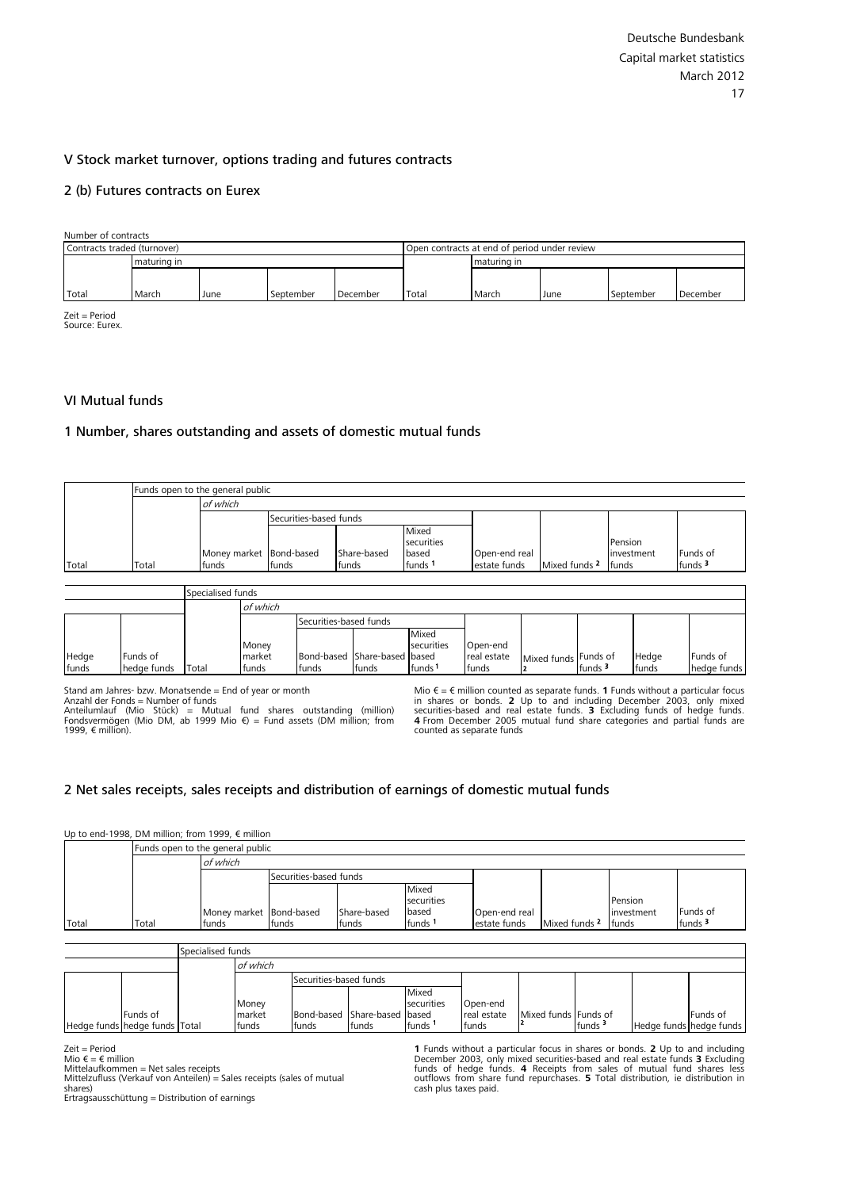## V Stock market turnover, options trading and futures contracts

### 2 (b) Futures contracts on Eurex

Number of contracts

| Contracts traded (turnover) | | | | | Open contracts at end of period under review | | | | |
|---|---|---|---|---|---|---|---|---|---|
| | maturing in | | | | | maturing in | | | |
| Total | March | June | September | December | Total | March | June | September | December |

Zeit = Period
Source: Eurex.

## VI Mutual funds

### 1 Number, shares outstanding and assets of domestic mutual funds

| | Funds open to the general public | | | | | | | | |
|---|---|---|---|---|---|---|---|---|---|
| | | *of which* | | | | | | | |
| | | | Securities-based funds | | | | | | |
| Total | Total | Money market funds | Bond-based funds | Share-based funds | Mixed securities based funds [1] | Open-end real estate funds | Mixed funds [2] | Pension investment funds | Funds of funds [3] |

| | | Specialised funds | | | | | | | | |
|---|---|---|---|---|---|---|---|---|---|---|
| | | | *of which* | | | | | | | |
| | | | | Securities-based funds | | | | | | |
| Hedge funds | Funds of hedge funds | Total | Money market funds | Bond-based funds | Share-based funds | Mixed securities based funds [1] | Open-end real estate funds | Mixed funds [2] | Funds of funds [3] | Hedge funds | Funds of hedge funds |

Stand am Jahres- bzw. Monatsende = End of year or month
Anzahl der Fonds = Number of funds
Anteilumlauf (Mio Stück) = Mutual fund shares outstanding (million)
Fondsvermögen (Mio DM, ab 1999 Mio €) = Fund assets (DM million; from 1999, € million).

Mio € = € million counted as separate funds. **1** Funds without a particular focus in shares or bonds. **2** Up to and including December 2003, only mixed securities-based and real estate funds. **3** Excluding funds of hedge funds. **4** From December 2005 mutual fund share categories and partial funds are counted as separate funds

### 2 Net sales receipts, sales receipts and distribution of earnings of domestic mutual funds

Up to end-1998, DM million; from 1999, € million

| | Funds open to the general public | | | | | | | | |
|---|---|---|---|---|---|---|---|---|---|
| | | *of which* | | | | | | | |
| | | | Securities-based funds | | | | | | |
| Total | Total | Money market funds | Bond-based funds | Share-based funds | Mixed securities based funds [1] | Open-end real estate funds | Mixed funds [2] | Pension investment funds | Funds of funds [3] |

| | | Specialised funds | | | | | | | | | |
|---|---|---|---|---|---|---|---|---|---|---|---|
| | | | *of which* | | | | | | | | |
| | | | | Securities-based funds | | | | | | | |
| Hedge funds | Funds of hedge funds | Total | Money market funds | Bond-based funds | Share-based funds | Mixed securities based funds [1] | Open-end real estate funds | Mixed funds [2] | Funds of funds [3] | Hedge funds | Funds of hedge funds |

Zeit = Period
Mio € = € million
Mittelaufkommen = Net sales receipts
Mittelzufluss (Verkauf von Anteilen) = Sales receipts (sales of mutual shares)
Ertragsausschüttung = Distribution of earnings

**1** Funds without a particular focus in shares or bonds. **2** Up to and including December 2003, only mixed securities-based and real estate funds **3** Excluding funds of hedge funds. **4** Receipts from sales of mutual fund shares less outflows from share fund repurchases. **5** Total distribution, ie distribution in cash plus taxes paid.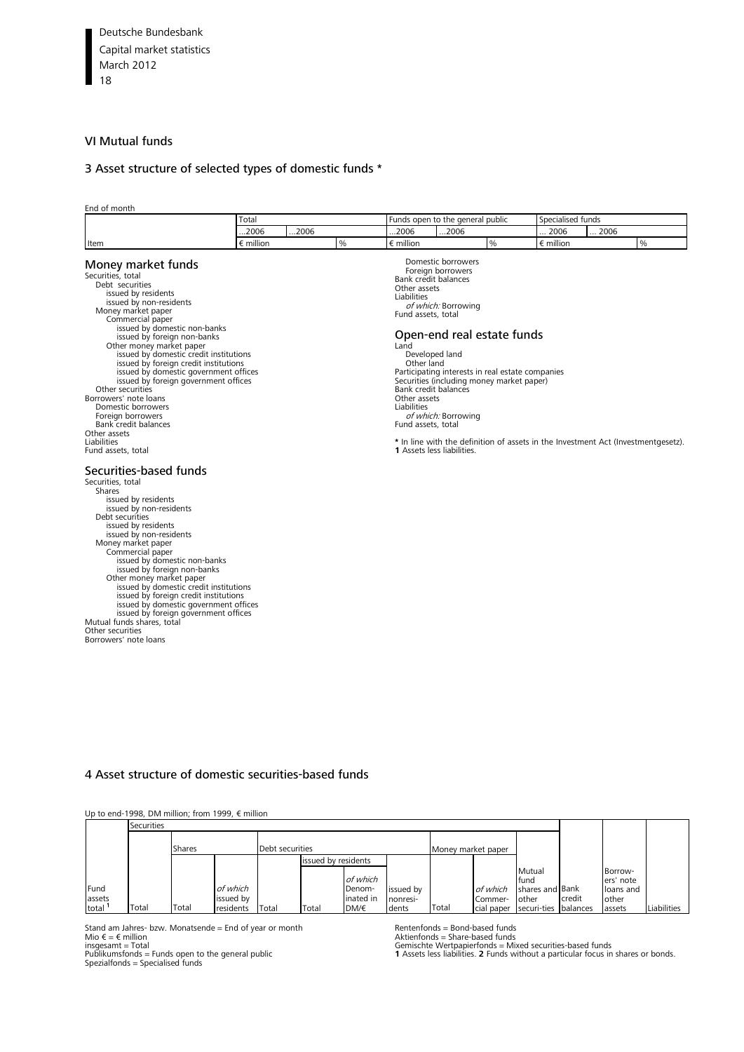## VI Mutual funds

### 3 Asset structure of selected types of domestic funds *

End of month

| Item | Total | | | Funds open to the general public | | | Specialised funds | | |
|---|---|---|---|---|---|---|---|---|---|
| | ...2006 | ...2006 | | ...2006 | ...2006 | | ... 2006 | ... 2006 | |
| | € million | | % | € million | | % | € million | | % |
| **Money market funds** | | | | | | | | | |
| Securities, total | | | | | | | | | |
| Debt securities | | | | | | | | | |
| issued by residents | | | | | | | | | |
| issued by non-residents | | | | | | | | | |
| Money market paper | | | | | | | | | |
| Commercial paper | | | | | | | | | |
| issued by domestic non-banks | | | | | | | | | |
| issued by foreign non-banks | | | | | | | | | |
| Other money market paper | | | | | | | | | |
| issued by domestic credit institutions | | | | | | | | | |
| issued by foreign credit institutions | | | | | | | | | |
| issued by domestic government offices | | | | | | | | | |
| issued by foreign government offices | | | | | | | | | |
| Other securities | | | | | | | | | |
| Borrowers' note loans | | | | | | | | | |
| Domestic borrowers | | | | | | | | | |
| Foreign borrowers | | | | | | | | | |
| Bank credit balances | | | | | | | | | |
| Other assets | | | | | | | | | |
| Liabilities | | | | | | | | | |
| Fund assets, total | | | | | | | | | |
| **Securities-based funds** | | | | | | | | | |
| Securities, total | | | | | | | | | |
| Shares | | | | | | | | | |
| issued by residents | | | | | | | | | |
| issued by non-residents | | | | | | | | | |
| Debt securities | | | | | | | | | |
| issued by residents | | | | | | | | | |
| issued by non-residents | | | | | | | | | |
| Money market paper | | | | | | | | | |
| Commercial paper | | | | | | | | | |
| issued by domestic non-banks | | | | | | | | | |
| issued by foreign non-banks | | | | | | | | | |
| Other money market paper | | | | | | | | | |
| issued by domestic credit institutions | | | | | | | | | |
| issued by foreign credit institutions | | | | | | | | | |
| issued by domestic government offices | | | | | | | | | |
| issued by foreign government offices | | | | | | | | | |
| Mutual funds shares, total | | | | | | | | | |
| Other securities | | | | | | | | | |
| Borrowers' note loans | | | | | | | | | |
| Domestic borrowers | | | | | | | | | |
| Foreign borrowers | | | | | | | | | |
| Bank credit balances | | | | | | | | | |
| Other assets | | | | | | | | | |
| Liabilities | | | | | | | | | |
| *of which:* Borrowing | | | | | | | | | |
| Fund assets, total | | | | | | | | | |
| **Open-end real estate funds** | | | | | | | | | |
| Land | | | | | | | | | |
| Developed land | | | | | | | | | |
| Other land | | | | | | | | | |
| Participating interests in real estate companies | | | | | | | | | |
| Securities (including money market paper) | | | | | | | | | |
| Bank credit balances | | | | | | | | | |
| Other assets | | | | | | | | | |
| Liabilities | | | | | | | | | |
| *of which:* Borrowing | | | | | | | | | |
| Fund assets, total | | | | | | | | | |

\* In line with the definition of assets in the Investment Act (Investmentgesetz).
**1** Assets less liabilities.

### 4 Asset structure of domestic securities-based funds

Up to end-1998, DM million; from 1999, € million

| | Securities | | | | | | | | | | | | |
|---|---|---|---|---|---|---|---|---|---|---|---|---|---|
| | | Shares | | Debt securities | | | | Money market paper | | | | | |
| | | | | | issued by residents | | | | | | | | |
| Fund assets total [1] | Total | Total | *of which* issued by residents | Total | Total | *of which* Denominated in DM/€ | issued by nonresidents | Total | *of which* Commercial paper | Mutual fund shares and other securities | Bank credit balances | Borrowers' note loans and other assets | Liabilities |

Stand am Jahres- bzw. Monatsende = End of year or month
Mio € = € million
insgesamt = Total
Publikumsfonds = Funds open to the general public
Spezialfonds = Specialised funds

Rentenfonds = Bond-based funds
Aktienfonds = Share-based funds
Gemischte Wertpapierfonds = Mixed securities-based funds
**1** Assets less liabilities. **2** Funds without a particular focus in shares or bonds.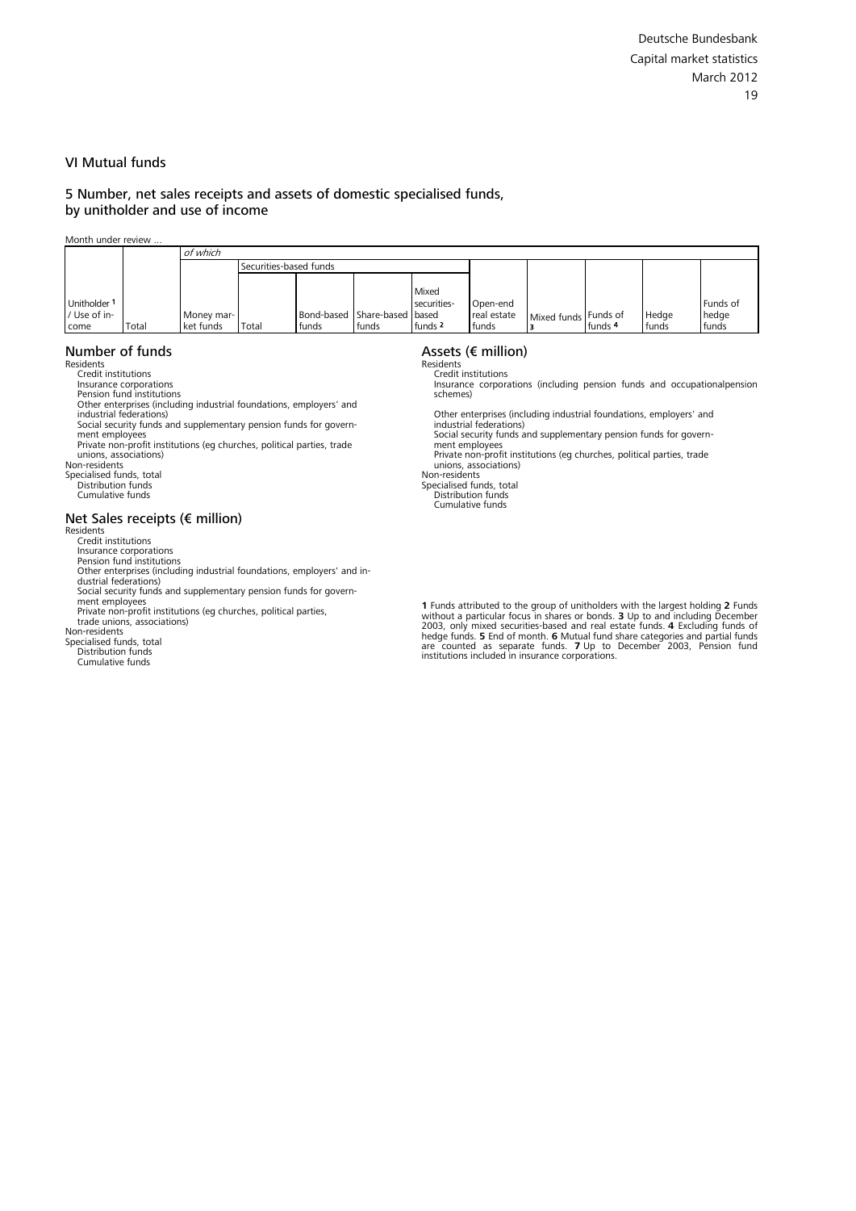## VI Mutual funds

### 5 Number, net sales receipts and assets of domestic specialised funds, by unitholder and use of income

Month under review ...

| Unitholder [1] / Use of income | Total | *of which* | | | | | | | | | |
|---|---|---|---|---|---|---|---|---|---|---|---|
| | | | Securities-based funds | | | | | | | | |
| | | Money market funds | Total | Bond-based funds | Share-based funds | Mixed securities-based funds [2] | Open-end real estate funds | Mixed funds [3] | Funds of funds [4] | Hedge funds | Funds of hedge funds |

#### Number of funds

Residents
- Credit institutions
- Insurance corporations
- Pension fund institutions
- Other enterprises (including industrial foundations, employers' and industrial federations)
- Social security funds and supplementary pension funds for government employees
- Private non-profit institutions (eg churches, political parties, trade unions, associations)

Non-residents

Specialised funds, total
- Distribution funds
- Cumulative funds

#### Net Sales receipts (€ million)

Residents
- Credit institutions
- Insurance corporations
- Pension fund institutions
- Other enterprises (including industrial foundations, employers' and industrial federations)
- Social security funds and supplementary pension funds for government employees
- Private non-profit institutions (eg churches, political parties, trade unions, associations)

Non-residents

Specialised funds, total
- Distribution funds
- Cumulative funds

#### Assets (€ million)

Residents
- Credit institutions
- Insurance corporations (including pension funds and occupationalpension schemes)
- Other enterprises (including industrial foundations, employers' and industrial federations)
- Social security funds and supplementary pension funds for government employees
- Private non-profit institutions (eg churches, political parties, trade unions, associations)

Non-residents

Specialised funds, total
- Distribution funds
- Cumulative funds

**1** Funds attributed to the group of unitholders with the largest holding **2** Funds without a particular focus in shares or bonds. **3** Up to and including December 2003, only mixed securities-based and real estate funds. **4** Excluding funds of hedge funds. **5** End of month. **6** Mutual fund share categories and partial funds are counted as separate funds. **7** Up to December 2003, Pension fund institutions included in insurance corporations.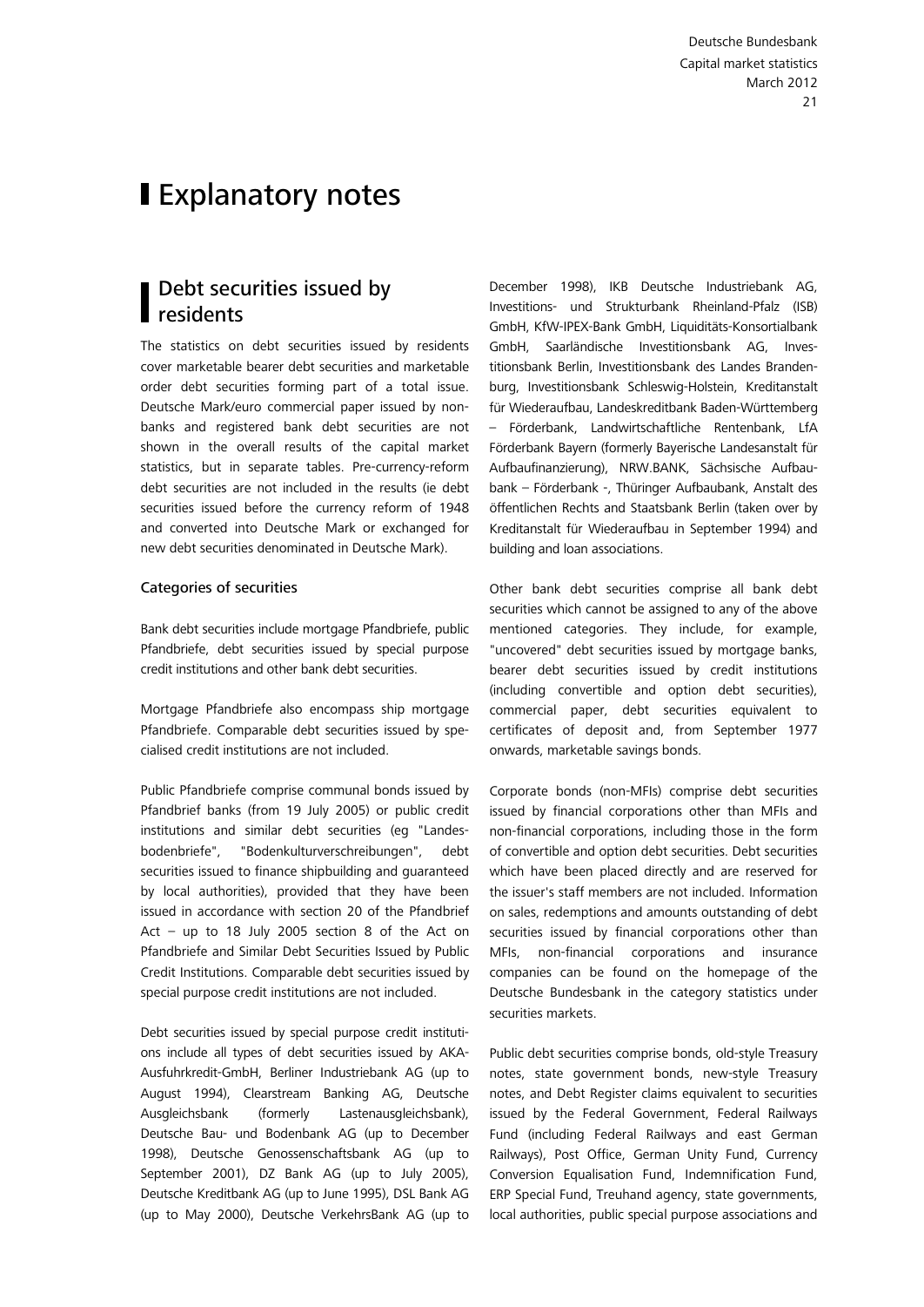# Explanatory notes

## Debt securities issued by residents

The statistics on debt securities issued by residents cover marketable bearer debt securities and marketable order debt securities forming part of a total issue. Deutsche Mark/euro commercial paper issued by non-banks and registered bank debt securities are not shown in the overall results of the capital market statistics, but in separate tables. Pre-currency-reform debt securities are not included in the results (ie debt securities issued before the currency reform of 1948 and converted into Deutsche Mark or exchanged for new debt securities denominated in Deutsche Mark).

### Categories of securities

Bank debt securities include mortgage Pfandbriefe, public Pfandbriefe, debt securities issued by special purpose credit institutions and other bank debt securities.

Mortgage Pfandbriefe also encompass ship mortgage Pfandbriefe. Comparable debt securities issued by specialised credit institutions are not included.

Public Pfandbriefe comprise communal bonds issued by Pfandbrief banks (from 19 July 2005) or public credit institutions and similar debt securities (eg "Landesbodenbriefe", "Bodenkulturverschreibungen", debt securities issued to finance shipbuilding and guaranteed by local authorities), provided that they have been issued in accordance with section 20 of the Pfandbrief Act – up to 18 July 2005 section 8 of the Act on Pfandbriefe and Similar Debt Securities Issued by Public Credit Institutions. Comparable debt securities issued by special purpose credit institutions are not included.

Debt securities issued by special purpose credit institutions include all types of debt securities issued by AKA-Ausfuhrkredit-GmbH, Berliner Industriebank AG (up to August 1994), Clearstream Banking AG, Deutsche Ausgleichsbank (formerly Lastenausgleichsbank), Deutsche Bau- und Bodenbank AG (up to December 1998), Deutsche Genossenschaftsbank AG (up to September 2001), DZ Bank AG (up to July 2005), Deutsche Kreditbank AG (up to June 1995), DSL Bank AG (up to May 2000), Deutsche VerkehrsBank AG (up to December 1998), IKB Deutsche Industriebank AG, Investitions- und Strukturbank Rheinland-Pfalz (ISB) GmbH, KfW-IPEX-Bank GmbH, Liquiditäts-Konsortialbank GmbH, Saarländische Investitionsbank AG, Investitionsbank Berlin, Investitionsbank des Landes Brandenburg, Investitionsbank Schleswig-Holstein, Kreditanstalt für Wiederaufbau, Landeskreditbank Baden-Württemberg – Förderbank, Landwirtschaftliche Rentenbank, LfA Förderbank Bayern (formerly Bayerische Landesanstalt für Aufbaufinanzierung), NRW.BANK, Sächsische Aufbaubank – Förderbank -, Thüringer Aufbaubank, Anstalt des öffentlichen Rechts and Staatsbank Berlin (taken over by Kreditanstalt für Wiederaufbau in September 1994) and building and loan associations.

Other bank debt securities comprise all bank debt securities which cannot be assigned to any of the above mentioned categories. They include, for example, "uncovered" debt securities issued by mortgage banks, bearer debt securities issued by credit institutions (including convertible and option debt securities), commercial paper, debt securities equivalent to certificates of deposit and, from September 1977 onwards, marketable savings bonds.

Corporate bonds (non-MFIs) comprise debt securities issued by financial corporations other than MFIs and non-financial corporations, including those in the form of convertible and option debt securities. Debt securities which have been placed directly and are reserved for the issuer's staff members are not included. Information on sales, redemptions and amounts outstanding of debt securities issued by financial corporations other than MFIs, non-financial corporations and insurance companies can be found on the homepage of the Deutsche Bundesbank in the category statistics under securities markets.

Public debt securities comprise bonds, old-style Treasury notes, state government bonds, new-style Treasury notes, and Debt Register claims equivalent to securities issued by the Federal Government, Federal Railways Fund (including Federal Railways and east German Railways), Post Office, German Unity Fund, Currency Conversion Equalisation Fund, Indemnification Fund, ERP Special Fund, Treuhand agency, state governments, local authorities, public special purpose associations and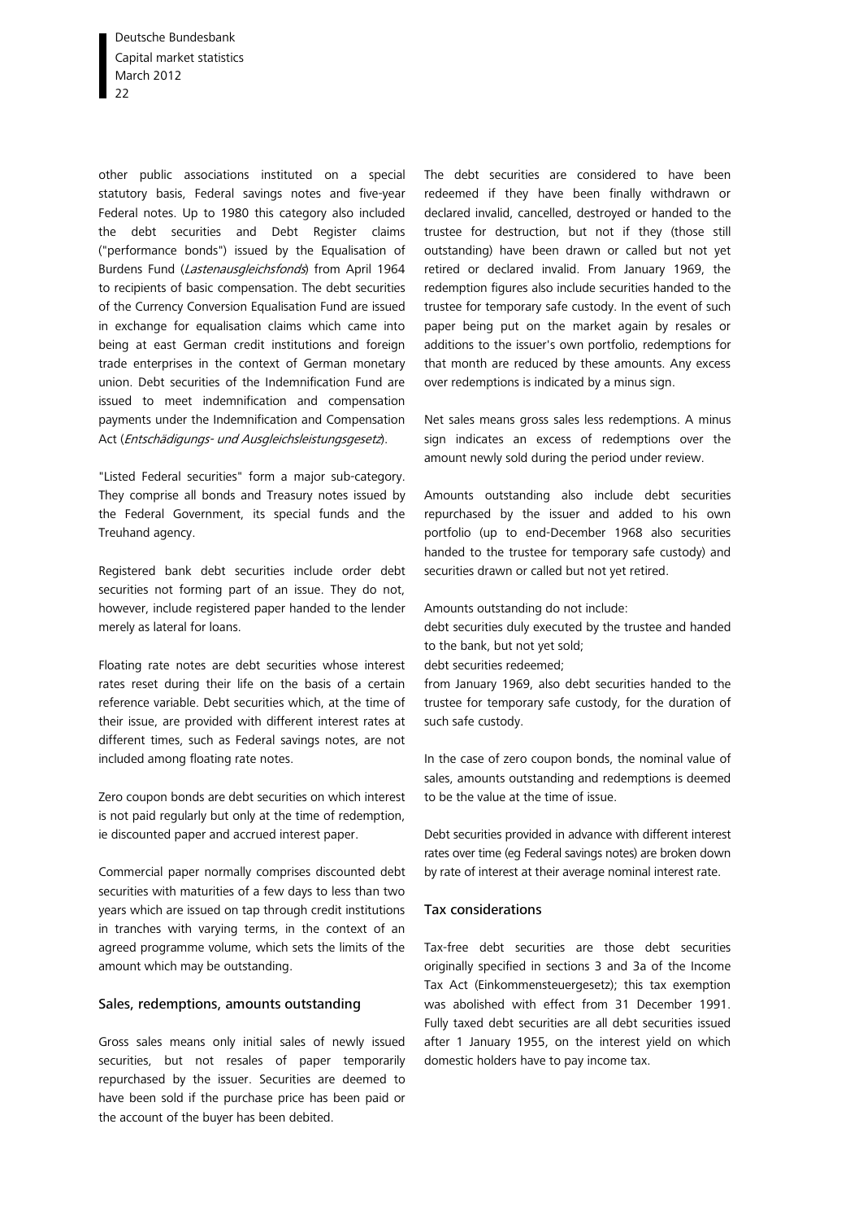other public associations instituted on a special statutory basis, Federal savings notes and five-year Federal notes. Up to 1980 this category also included the debt securities and Debt Register claims ("performance bonds") issued by the Equalisation of Burdens Fund (*Lastenausgleichsfonds*) from April 1964 to recipients of basic compensation. The debt securities of the Currency Conversion Equalisation Fund are issued in exchange for equalisation claims which came into being at east German credit institutions and foreign trade enterprises in the context of German monetary union. Debt securities of the Indemnification Fund are issued to meet indemnification and compensation payments under the Indemnification and Compensation Act (*Entschädigungs- und Ausgleichsleistungsgesetz*).

"Listed Federal securities" form a major sub-category. They comprise all bonds and Treasury notes issued by the Federal Government, its special funds and the Treuhand agency.

Registered bank debt securities include order debt securities not forming part of an issue. They do not, however, include registered paper handed to the lender merely as lateral for loans.

Floating rate notes are debt securities whose interest rates reset during their life on the basis of a certain reference variable. Debt securities which, at the time of their issue, are provided with different interest rates at different times, such as Federal savings notes, are not included among floating rate notes.

Zero coupon bonds are debt securities on which interest is not paid regularly but only at the time of redemption, ie discounted paper and accrued interest paper.

Commercial paper normally comprises discounted debt securities with maturities of a few days to less than two years which are issued on tap through credit institutions in tranches with varying terms, in the context of an agreed programme volume, which sets the limits of the amount which may be outstanding.

## Sales, redemptions, amounts outstanding

Gross sales means only initial sales of newly issued securities, but not resales of paper temporarily repurchased by the issuer. Securities are deemed to have been sold if the purchase price has been paid or the account of the buyer has been debited.

The debt securities are considered to have been redeemed if they have been finally withdrawn or declared invalid, cancelled, destroyed or handed to the trustee for destruction, but not if they (those still outstanding) have been drawn or called but not yet retired or declared invalid. From January 1969, the redemption figures also include securities handed to the trustee for temporary safe custody. In the event of such paper being put on the market again by resales or additions to the issuer's own portfolio, redemptions for that month are reduced by these amounts. Any excess over redemptions is indicated by a minus sign.

Net sales means gross sales less redemptions. A minus sign indicates an excess of redemptions over the amount newly sold during the period under review.

Amounts outstanding also include debt securities repurchased by the issuer and added to his own portfolio (up to end-December 1968 also securities handed to the trustee for temporary safe custody) and securities drawn or called but not yet retired.

Amounts outstanding do not include:
debt securities duly executed by the trustee and handed to the bank, but not yet sold;
debt securities redeemed;
from January 1969, also debt securities handed to the trustee for temporary safe custody, for the duration of such safe custody.

In the case of zero coupon bonds, the nominal value of sales, amounts outstanding and redemptions is deemed to be the value at the time of issue.

Debt securities provided in advance with different interest rates over time (eg Federal savings notes) are broken down by rate of interest at their average nominal interest rate.

## Tax considerations

Tax-free debt securities are those debt securities originally specified in sections 3 and 3a of the Income Tax Act (Einkommensteuergesetz); this tax exemption was abolished with effect from 31 December 1991. Fully taxed debt securities are all debt securities issued after 1 January 1955, on the interest yield on which domestic holders have to pay income tax.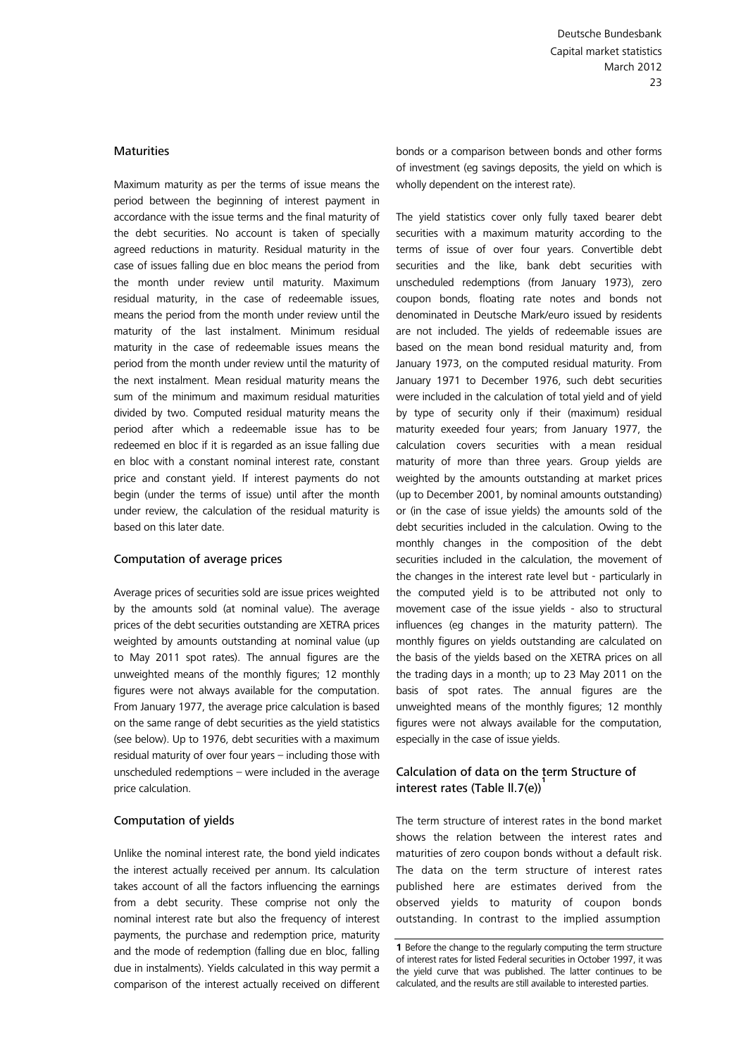## Maturities

Maximum maturity as per the terms of issue means the period between the beginning of interest payment in accordance with the issue terms and the final maturity of the debt securities. No account is taken of specially agreed reductions in maturity. Residual maturity in the case of issues falling due en bloc means the period from the month under review until maturity. Maximum residual maturity, in the case of redeemable issues, means the period from the month under review until the maturity of the last instalment. Minimum residual maturity in the case of redeemable issues means the period from the month under review until the maturity of the next instalment. Mean residual maturity means the sum of the minimum and maximum residual maturities divided by two. Computed residual maturity means the period after which a redeemable issue has to be redeemed en bloc if it is regarded as an issue falling due en bloc with a constant nominal interest rate, constant price and constant yield. If interest payments do not begin (under the terms of issue) until after the month under review, the calculation of the residual maturity is based on this later date.

## Computation of average prices

Average prices of securities sold are issue prices weighted by the amounts sold (at nominal value). The average prices of the debt securities outstanding are XETRA prices weighted by amounts outstanding at nominal value (up to May 2011 spot rates). The annual figures are the unweighted means of the monthly figures; 12 monthly figures were not always available for the computation. From January 1977, the average price calculation is based on the same range of debt securities as the yield statistics (see below). Up to 1976, debt securities with a maximum residual maturity of over four years – including those with unscheduled redemptions – were included in the average price calculation.

## Computation of yields

Unlike the nominal interest rate, the bond yield indicates the interest actually received per annum. Its calculation takes account of all the factors influencing the earnings from a debt security. These comprise not only the nominal interest rate but also the frequency of interest payments, the purchase and redemption price, maturity and the mode of redemption (falling due en bloc, falling due in instalments). Yields calculated in this way permit a comparison of the interest actually received on different bonds or a comparison between bonds and other forms of investment (eg savings deposits, the yield on which is wholly dependent on the interest rate).

The yield statistics cover only fully taxed bearer debt securities with a maximum maturity according to the terms of issue of over four years. Convertible debt securities and the like, bank debt securities with unscheduled redemptions (from January 1973), zero coupon bonds, floating rate notes and bonds not denominated in Deutsche Mark/euro issued by residents are not included. The yields of redeemable issues are based on the mean bond residual maturity and, from January 1973, on the computed residual maturity. From January 1971 to December 1976, such debt securities were included in the calculation of total yield and of yield by type of security only if their (maximum) residual maturity exeeded four years; from January 1977, the calculation covers securities with a mean residual maturity of more than three years. Group yields are weighted by the amounts outstanding at market prices (up to December 2001, by nominal amounts outstanding) or (in the case of issue yields) the amounts sold of the debt securities included in the calculation. Owing to the monthly changes in the composition of the debt securities included in the calculation, the movement of the changes in the interest rate level but - particularly in the computed yield is to be attributed not only to movement case of the issue yields - also to structural influences (eg changes in the maturity pattern). The monthly figures on yields outstanding are calculated on the basis of the yields based on the XETRA prices on all the trading days in a month; up to 23 May 2011 on the basis of spot rates. The annual figures are the unweighted means of the monthly figures; 12 monthly figures were not always available for the computation, especially in the case of issue yields.

## Calculation of data on the term Structure of interest rates (Table II.7(e))[1]

The term structure of interest rates in the bond market shows the relation between the interest rates and maturities of zero coupon bonds without a default risk. The data on the term structure of interest rates published here are estimates derived from the observed yields to maturity of coupon bonds outstanding. In contrast to the implied assumption

**1** Before the change to the regularly computing the term structure of interest rates for listed Federal securities in October 1997, it was the yield curve that was published. The latter continues to be calculated, and the results are still available to interested parties.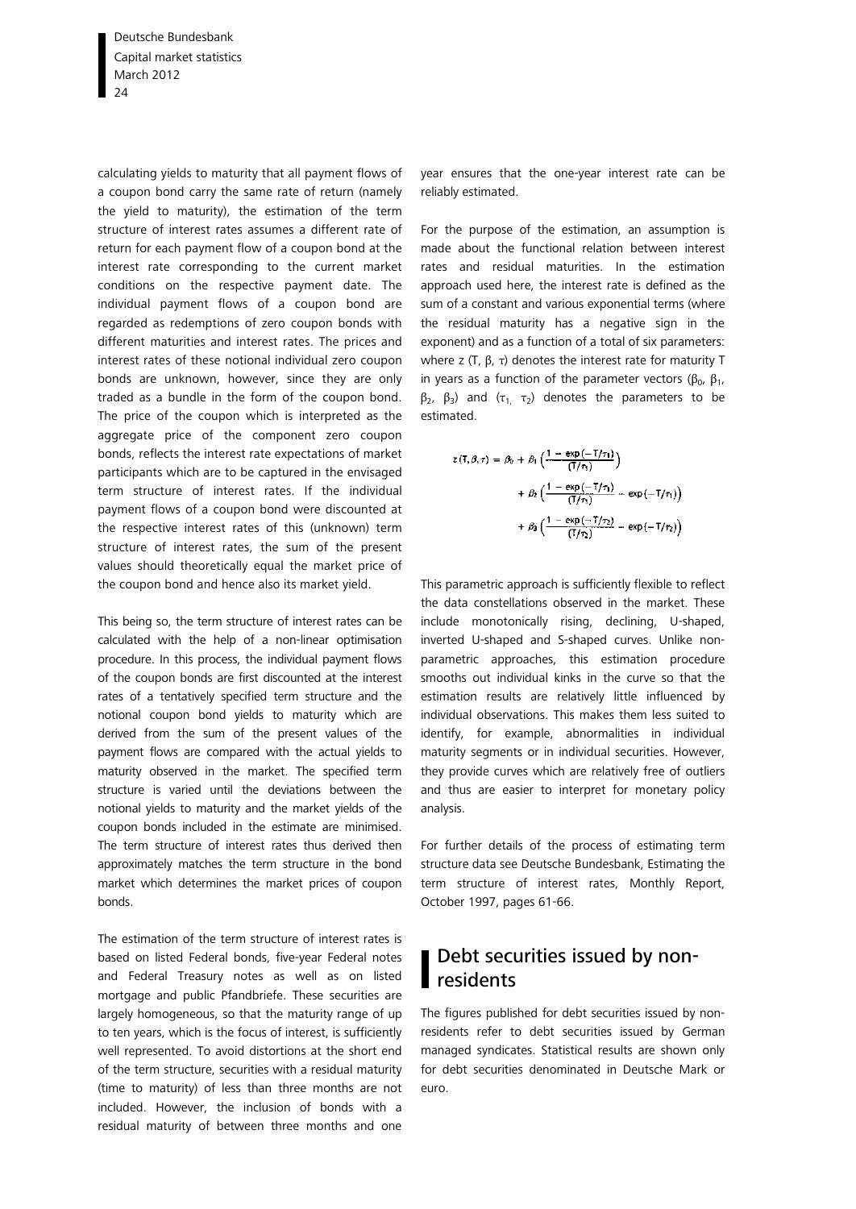calculating yields to maturity that all payment flows of a coupon bond carry the same rate of return (namely the yield to maturity), the estimation of the term structure of interest rates assumes a different rate of return for each payment flow of a coupon bond at the interest rate corresponding to the current market conditions on the respective payment date. The individual payment flows of a coupon bond are regarded as redemptions of zero coupon bonds with different maturities and interest rates. The prices and interest rates of these notional individual zero coupon bonds are unknown, however, since they are only traded as a bundle in the form of the coupon bond. The price of the coupon which is interpreted as the aggregate price of the component zero coupon bonds, reflects the interest rate expectations of market participants which are to be captured in the envisaged term structure of interest rates. If the individual payment flows of a coupon bond were discounted at the respective interest rates of this (unknown) term structure of interest rates, the sum of the present values should theoretically equal the market price of the coupon bond and hence also its market yield.

This being so, the term structure of interest rates can be calculated with the help of a non-linear optimisation procedure. In this process, the individual payment flows of the coupon bonds are first discounted at the interest rates of a tentatively specified term structure and the notional coupon bond yields to maturity which are derived from the sum of the present values of the payment flows are compared with the actual yields to maturity observed in the market. The specified term structure is varied until the deviations between the notional yields to maturity and the market yields of the coupon bonds included in the estimate are minimised. The term structure of interest rates thus derived then approximately matches the term structure in the bond market which determines the market prices of coupon bonds.

The estimation of the term structure of interest rates is based on listed Federal bonds, five-year Federal notes and Federal Treasury notes as well as on listed mortgage and public Pfandbriefe. These securities are largely homogeneous, so that the maturity range of up to ten years, which is the focus of interest, is sufficiently well represented. To avoid distortions at the short end of the term structure, securities with a residual maturity (time to maturity) of less than three months are not included. However, the inclusion of bonds with a residual maturity of between three months and one year ensures that the one-year interest rate can be reliably estimated.

For the purpose of the estimation, an assumption is made about the functional relation between interest rates and residual maturities. In the estimation approach used here, the interest rate is defined as the sum of a constant and various exponential terms (where the residual maturity has a negative sign in the exponent) and as a function of a total of six parameters: where $z(T, \beta, \tau)$ denotes the interest rate for maturity T in years as a function of the parameter vectors ($\beta_0$, $\beta_1$, $\beta_2$, $\beta_3$) and ($\tau_1$, $\tau_2$) denotes the parameters to be estimated.

$$
\begin{aligned}
z(T,\beta,\tau) = \beta_0 &+ \beta_1 \left(\frac{1-\exp(-T/\tau_1)}{(T/\tau_1)}\right) \\
&+ \beta_2 \left(\frac{1-\exp(-T/\tau_1)}{(T/\tau_1)} - \exp(-T/\tau_1)\right) \\
&+ \beta_3 \left(\frac{1-\exp(-T/\tau_2)}{(T/\tau_2)} - \exp(-T/\tau_2)\right)
\end{aligned}
$$

This parametric approach is sufficiently flexible to reflect the data constellations observed in the market. These include monotonically rising, declining, U-shaped, inverted U-shaped and S-shaped curves. Unlike non-parametric approaches, this estimation procedure smooths out individual kinks in the curve so that the estimation results are relatively little influenced by individual observations. This makes them less suited to identify, for example, abnormalities in individual maturity segments or in individual securities. However, they provide curves which are relatively free of outliers and thus are easier to interpret for monetary policy analysis.

For further details of the process of estimating term structure data see Deutsche Bundesbank, Estimating the term structure of interest rates, Monthly Report, October 1997, pages 61-66.

## Debt securities issued by non-residents

The figures published for debt securities issued by non-residents refer to debt securities issued by German managed syndicates. Statistical results are shown only for debt securities denominated in Deutsche Mark or euro.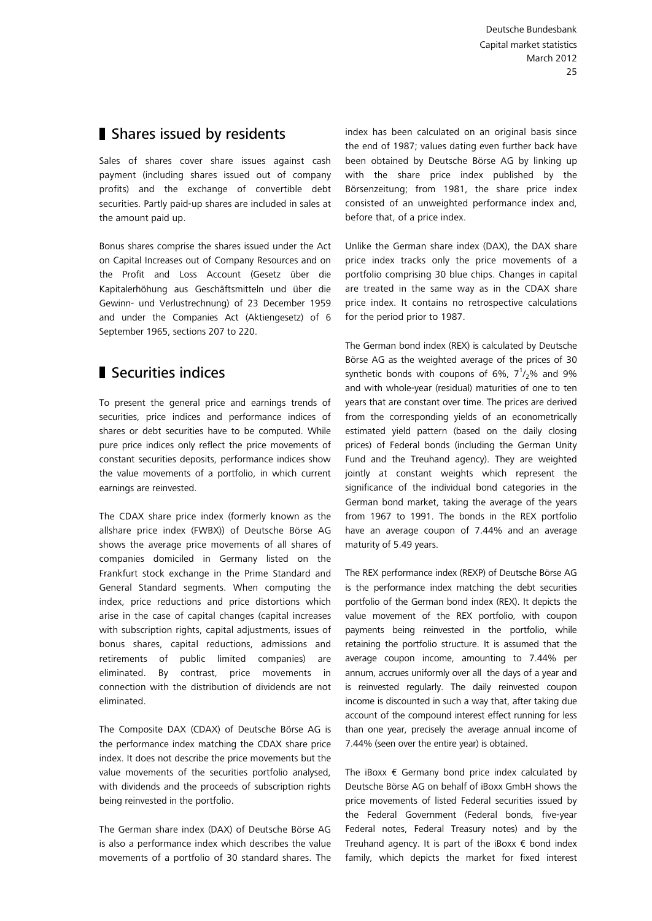## Shares issued by residents

Sales of shares cover share issues against cash payment (including shares issued out of company profits) and the exchange of convertible debt securities. Partly paid-up shares are included in sales at the amount paid up.

Bonus shares comprise the shares issued under the Act on Capital Increases out of Company Resources and on the Profit and Loss Account (Gesetz über die Kapitalerhöhung aus Geschäftsmitteln und über die Gewinn- und Verlustrechnung) of 23 December 1959 and under the Companies Act (Aktiengesetz) of 6 September 1965, sections 207 to 220.

## Securities indices

To present the general price and earnings trends of securities, price indices and performance indices of shares or debt securities have to be computed. While pure price indices only reflect the price movements of constant securities deposits, performance indices show the value movements of a portfolio, in which current earnings are reinvested.

The CDAX share price index (formerly known as the allshare price index (FWBX)) of Deutsche Börse AG shows the average price movements of all shares of companies domiciled in Germany listed on the Frankfurt stock exchange in the Prime Standard and General Standard segments. When computing the index, price reductions and price distortions which arise in the case of capital changes (capital increases with subscription rights, capital adjustments, issues of bonus shares, capital reductions, admissions and retirements of public limited companies) are eliminated. By contrast, price movements in connection with the distribution of dividends are not eliminated.

The Composite DAX (CDAX) of Deutsche Börse AG is the performance index matching the CDAX share price index. It does not describe the price movements but the value movements of the securities portfolio analysed, with dividends and the proceeds of subscription rights being reinvested in the portfolio.

The German share index (DAX) of Deutsche Börse AG is also a performance index which describes the value movements of a portfolio of 30 standard shares. The index has been calculated on an original basis since the end of 1987; values dating even further back have been obtained by Deutsche Börse AG by linking up with the share price index published by the Börsenzeitung; from 1981, the share price index consisted of an unweighted performance index and, before that, of a price index.

Unlike the German share index (DAX), the DAX share price index tracks only the price movements of a portfolio comprising 30 blue chips. Changes in capital are treated in the same way as in the CDAX share price index. It contains no retrospective calculations for the period prior to 1987.

The German bond index (REX) is calculated by Deutsche Börse AG as the weighted average of the prices of 30 synthetic bonds with coupons of 6%, $7^1/_2$% and 9% and with whole-year (residual) maturities of one to ten years that are constant over time. The prices are derived from the corresponding yields of an econometrically estimated yield pattern (based on the daily closing prices) of Federal bonds (including the German Unity Fund and the Treuhand agency). They are weighted jointly at constant weights which represent the significance of the individual bond categories in the German bond market, taking the average of the years from 1967 to 1991. The bonds in the REX portfolio have an average coupon of 7.44% and an average maturity of 5.49 years.

The REX performance index (REXP) of Deutsche Börse AG is the performance index matching the debt securities portfolio of the German bond index (REX). It depicts the value movement of the REX portfolio, with coupon payments being reinvested in the portfolio, while retaining the portfolio structure. It is assumed that the average coupon income, amounting to 7.44% per annum, accrues uniformly over all the days of a year and is reinvested regularly. The daily reinvested coupon income is discounted in such a way that, after taking due account of the compound interest effect running for less than one year, precisely the average annual income of 7.44% (seen over the entire year) is obtained.

The iBoxx € Germany bond price index calculated by Deutsche Börse AG on behalf of iBoxx GmbH shows the price movements of listed Federal securities issued by the Federal Government (Federal bonds, five-year Federal notes, Federal Treasury notes) and by the Treuhand agency. It is part of the iBoxx € bond index family, which depicts the market for fixed interest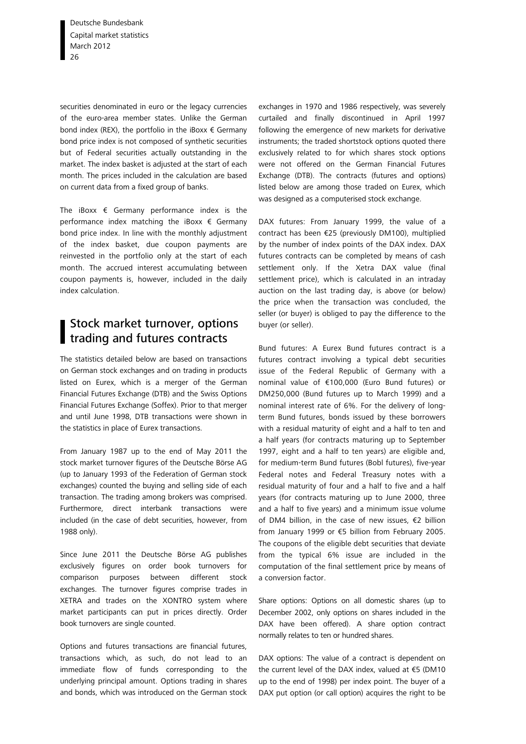securities denominated in euro or the legacy currencies of the euro-area member states. Unlike the German bond index (REX), the portfolio in the iBoxx € Germany bond price index is not composed of synthetic securities but of Federal securities actually outstanding in the market. The index basket is adjusted at the start of each month. The prices included in the calculation are based on current data from a fixed group of banks.

The iBoxx € Germany performance index is the performance index matching the iBoxx € Germany bond price index. In line with the monthly adjustment of the index basket, due coupon payments are reinvested in the portfolio only at the start of each month. The accrued interest accumulating between coupon payments is, however, included in the daily index calculation.

## Stock market turnover, options trading and futures contracts

The statistics detailed below are based on transactions on German stock exchanges and on trading in products listed on Eurex, which is a merger of the German Financial Futures Exchange (DTB) and the Swiss Options Financial Futures Exchange (Soffex). Prior to that merger and until June 1998, DTB transactions were shown in the statistics in place of Eurex transactions.

From January 1987 up to the end of May 2011 the stock market turnover figures of the Deutsche Börse AG (up to January 1993 of the Federation of German stock exchanges) counted the buying and selling side of each transaction. The trading among brokers was comprised. Furthermore, direct interbank transactions were included (in the case of debt securities, however, from 1988 only).

Since June 2011 the Deutsche Börse AG publishes exclusively figures on order book turnovers for comparison purposes between different stock exchanges. The turnover figures comprise trades in XETRA and trades on the XONTRO system where market participants can put in prices directly. Order book turnovers are single counted.

Options and futures transactions are financial futures, transactions which, as such, do not lead to an immediate flow of funds corresponding to the underlying principal amount. Options trading in shares and bonds, which was introduced on the German stock exchanges in 1970 and 1986 respectively, was severely curtailed and finally discontinued in April 1997 following the emergence of new markets for derivative instruments; the traded shortstock options quoted there exclusively related to for which shares stock options were not offered on the German Financial Futures Exchange (DTB). The contracts (futures and options) listed below are among those traded on Eurex, which was designed as a computerised stock exchange.

DAX futures: From January 1999, the value of a contract has been €25 (previously DM100), multiplied by the number of index points of the DAX index. DAX futures contracts can be completed by means of cash settlement only. If the Xetra DAX value (final settlement price), which is calculated in an intraday auction on the last trading day, is above (or below) the price when the transaction was concluded, the seller (or buyer) is obliged to pay the difference to the buyer (or seller).

Bund futures: A Eurex Bund futures contract is a futures contract involving a typical debt securities issue of the Federal Republic of Germany with a nominal value of €100,000 (Euro Bund futures) or DM250,000 (Bund futures up to March 1999) and a nominal interest rate of 6%. For the delivery of long-term Bund futures, bonds issued by these borrowers with a residual maturity of eight and a half to ten and a half years (for contracts maturing up to September 1997, eight and a half to ten years) are eligible and, for medium-term Bund futures (Bobl futures), five-year Federal notes and Federal Treasury notes with a residual maturity of four and a half to five and a half years (for contracts maturing up to June 2000, three and a half to five years) and a minimum issue volume of DM4 billion, in the case of new issues, €2 billion from January 1999 or €5 billion from February 2005. The coupons of the eligible debt securities that deviate from the typical 6% issue are included in the computation of the final settlement price by means of a conversion factor.

Share options: Options on all domestic shares (up to December 2002, only options on shares included in the DAX have been offered). A share option contract normally relates to ten or hundred shares.

DAX options: The value of a contract is dependent on the current level of the DAX index, valued at €5 (DM10 up to the end of 1998) per index point. The buyer of a DAX put option (or call option) acquires the right to be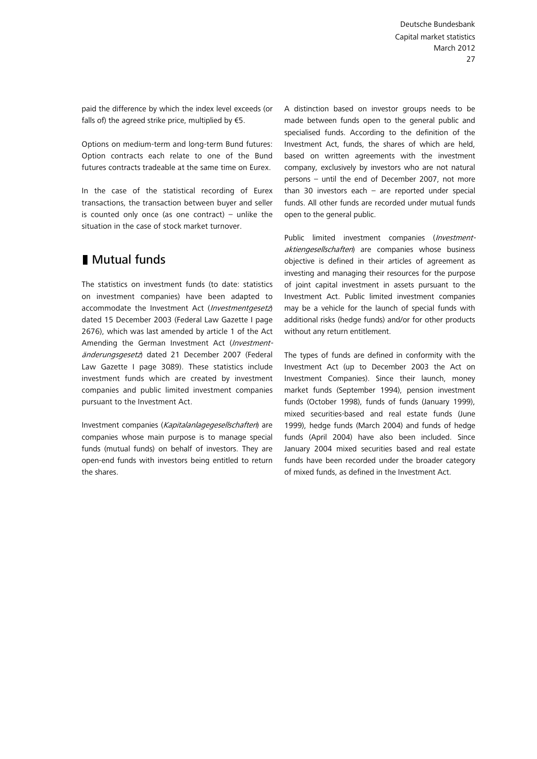paid the difference by which the index level exceeds (or falls of) the agreed strike price, multiplied by €5.

Options on medium-term and long-term Bund futures: Option contracts each relate to one of the Bund futures contracts tradeable at the same time on Eurex.

In the case of the statistical recording of Eurex transactions, the transaction between buyer and seller is counted only once (as one contract) – unlike the situation in the case of stock market turnover.

## Mutual funds

The statistics on investment funds (to date: statistics on investment companies) have been adapted to accommodate the Investment Act (*Investmentgesetz*) dated 15 December 2003 (Federal Law Gazette I page 2676), which was last amended by article 1 of the Act Amending the German Investment Act (*Investmentänderungsgesetz*) dated 21 December 2007 (Federal Law Gazette I page 3089). These statistics include investment funds which are created by investment companies and public limited investment companies pursuant to the Investment Act.

Investment companies (*Kapitalanlagegesellschaften*) are companies whose main purpose is to manage special funds (mutual funds) on behalf of investors. They are open-end funds with investors being entitled to return the shares.

A distinction based on investor groups needs to be made between funds open to the general public and specialised funds. According to the definition of the Investment Act, funds, the shares of which are held, based on written agreements with the investment company, exclusively by investors who are not natural persons – until the end of December 2007, not more than 30 investors each – are reported under special funds. All other funds are recorded under mutual funds open to the general public.

Public limited investment companies (*Investmentaktiengesellschaften*) are companies whose business objective is defined in their articles of agreement as investing and managing their resources for the purpose of joint capital investment in assets pursuant to the Investment Act. Public limited investment companies may be a vehicle for the launch of special funds with additional risks (hedge funds) and/or for other products without any return entitlement.

The types of funds are defined in conformity with the Investment Act (up to December 2003 the Act on Investment Companies). Since their launch, money market funds (September 1994), pension investment funds (October 1998), funds of funds (January 1999), mixed securities-based and real estate funds (June 1999), hedge funds (March 2004) and funds of hedge funds (April 2004) have also been included. Since January 2004 mixed securities based and real estate funds have been recorded under the broader category of mixed funds, as defined in the Investment Act.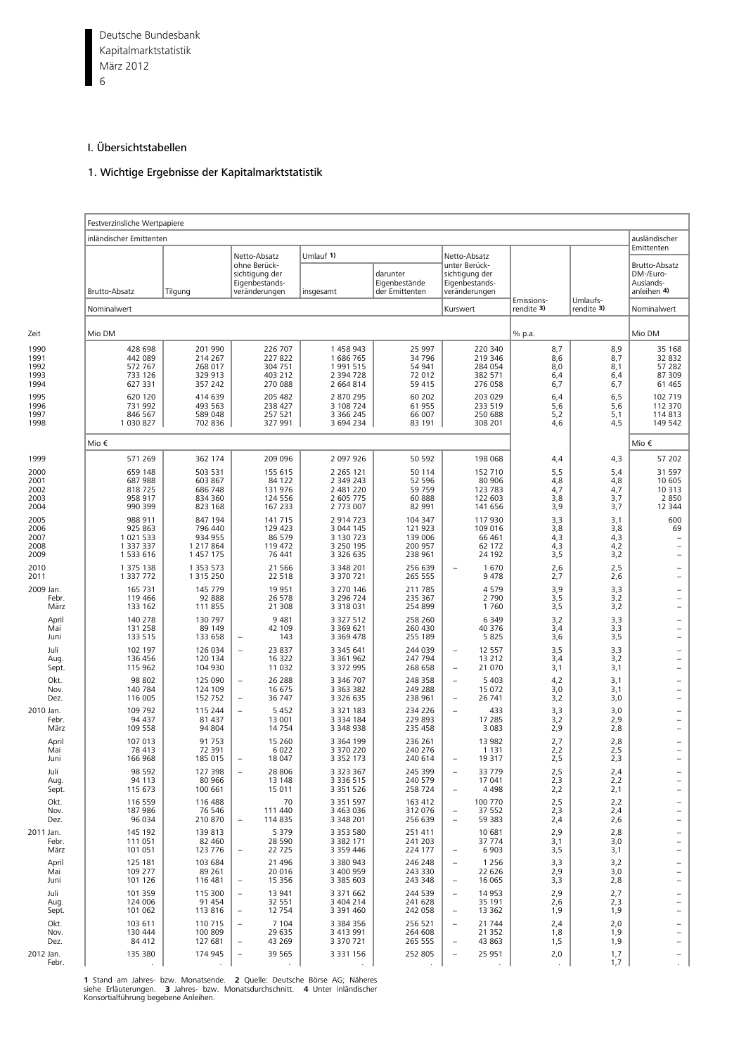# I. Übersichtstabellen

## 1. Wichtige Ergebnisse der Kapitalmarktstatistik

| Zeit | Festverzinsliche Wertpapiere | | | | | | | | |
|---|---|---|---|---|---|---|---|---|---|
| | inländischer Emittenten | | | | | | | | ausländischer Emittenten |
| | Brutto-Absatz | Tilgung | Netto-Absatz ohne Berücksichtigung der Eigenbestandsveränderungen | Umlauf 1) insgesamt | Umlauf 1) darunter Eigenbestände der Emittenten | Netto-Absatz unter Berücksichtigung der Eigenbestandsveränderungen | Emissionsrendite 3) | Umlaufsrendite 3) | Brutto-Absatz DM-/Euro-Auslandsanleihen 4) |
| | Nominalwert | | | | | Kurswert | | | Nominalwert |
| | Mio DM | | | | | | % p.a. | | Mio DM |
| 1990 | 428 698 | 201 990 | 226 707 | 1 458 943 | 25 997 | 220 340 | 8,7 | 8,9 | 35 168 |
| 1991 | 442 089 | 214 267 | 227 822 | 1 686 765 | 34 796 | 219 346 | 8,6 | 8,7 | 32 832 |
| 1992 | 572 767 | 268 017 | 304 751 | 1 991 515 | 54 941 | 284 054 | 8,0 | 8,1 | 57 282 |
| 1993 | 733 126 | 329 913 | 403 212 | 2 394 728 | 72 012 | 382 571 | 6,4 | 6,4 | 87 309 |
| 1994 | 627 331 | 357 242 | 270 088 | 2 664 814 | 59 415 | 276 058 | 6,7 | 6,7 | 61 465 |
| 1995 | 620 120 | 414 639 | 205 482 | 2 870 295 | 60 202 | 203 029 | 6,4 | 6,5 | 102 719 |
| 1996 | 731 992 | 493 563 | 238 427 | 3 108 724 | 61 955 | 233 519 | 5,6 | 5,6 | 112 370 |
| 1997 | 846 567 | 589 048 | 257 521 | 3 366 245 | 66 007 | 250 688 | 5,2 | 5,1 | 114 813 |
| 1998 | 1 030 827 | 702 836 | 327 991 | 3 694 234 | 83 191 | 308 201 | 4,6 | 4,5 | 149 542 |
| | Mio € | | | | | | | | Mio € |
| 1999 | 571 269 | 362 174 | 209 096 | 2 097 926 | 50 592 | 198 068 | 4,4 | 4,3 | 57 202 |
| 2000 | 659 148 | 503 531 | 155 615 | 2 265 121 | 50 114 | 152 710 | 5,5 | 5,4 | 31 597 |
| 2001 | 687 988 | 603 867 | 84 122 | 2 349 243 | 52 596 | 80 906 | 4,8 | 4,8 | 10 605 |
| 2002 | 818 725 | 686 748 | 131 976 | 2 481 220 | 59 759 | 123 783 | 4,7 | 4,7 | 10 313 |
| 2003 | 958 917 | 834 360 | 124 556 | 2 605 775 | 60 888 | 122 603 | 3,8 | 3,7 | 2 850 |
| 2004 | 990 399 | 823 168 | 167 233 | 2 773 007 | 82 991 | 141 656 | 3,9 | 3,7 | 12 344 |
| 2005 | 988 911 | 847 194 | 141 715 | 2 914 723 | 104 347 | 117 930 | 3,3 | 3,1 | 600 |
| 2006 | 925 863 | 796 440 | 129 423 | 3 044 145 | 121 923 | 109 016 | 3,8 | 3,8 | 69 |
| 2007 | 1 021 533 | 934 955 | 86 579 | 3 130 723 | 139 006 | 66 461 | 4,3 | 4,3 | – |
| 2008 | 1 337 337 | 1 217 864 | 119 472 | 3 250 195 | 200 957 | 62 172 | 4,3 | 4,2 | – |
| 2009 | 1 533 616 | 1 457 175 | 76 441 | 3 326 635 | 238 961 | 24 192 | 3,5 | 3,2 | – |
| 2010 | 1 375 138 | 1 353 573 | 21 566 | 3 348 201 | 256 639 | – 1 670 | 2,6 | 2,5 | – |
| 2011 | 1 337 772 | 1 315 250 | 22 518 | 3 370 721 | 265 555 | 9 478 | 2,7 | 2,6 | – |
| 2009 Jan. | 165 731 | 145 779 | 19 951 | 3 270 146 | 211 785 | 4 579 | 3,9 | 3,3 | – |
| Febr. | 119 466 | 92 888 | 26 578 | 3 296 724 | 235 367 | 2 790 | 3,5 | 3,2 | – |
| März | 133 162 | 111 855 | 21 308 | 3 318 031 | 254 899 | 1 760 | 3,5 | 3,2 | – |
| April | 140 278 | 130 797 | 9 481 | 3 327 512 | 258 260 | 6 349 | 3,2 | 3,3 | – |
| Mai | 131 258 | 89 149 | 42 109 | 3 369 621 | 260 430 | 40 376 | 3,4 | 3,3 | – |
| Juni | 133 515 | 133 658 | – 143 | 3 369 478 | 255 189 | 5 825 | 3,6 | 3,5 | – |
| Juli | 102 197 | 126 034 | – 23 837 | 3 345 641 | 244 039 | – 12 557 | 3,5 | 3,3 | – |
| Aug. | 136 456 | 120 134 | 16 322 | 3 361 962 | 247 794 | 13 212 | 3,4 | 3,2 | – |
| Sept. | 115 962 | 104 930 | 11 032 | 3 372 995 | 268 658 | – 21 070 | 3,1 | 3,1 | – |
| Okt. | 98 802 | 125 090 | – 26 288 | 3 346 707 | 248 358 | – 5 403 | 4,2 | 3,1 | – |
| Nov. | 140 784 | 124 109 | 16 675 | 3 363 382 | 249 288 | 15 072 | 3,0 | 3,1 | – |
| Dez. | 116 005 | 152 752 | – 36 747 | 3 326 635 | 238 961 | – 26 741 | 3,2 | 3,0 | – |
| 2010 Jan. | 109 792 | 115 244 | – 5 452 | 3 321 183 | 234 226 | – 433 | 3,3 | 3,0 | – |
| Febr. | 94 437 | 81 437 | 13 001 | 3 334 184 | 229 893 | 17 285 | 3,2 | 2,9 | – |
| März | 109 558 | 94 804 | 14 754 | 3 348 938 | 235 458 | 3 083 | 2,9 | 2,8 | – |
| April | 107 013 | 91 753 | 15 260 | 3 364 199 | 236 261 | 13 982 | 2,7 | 2,8 | – |
| Mai | 78 413 | 72 391 | 6 022 | 3 370 220 | 240 276 | 1 131 | 2,2 | 2,5 | – |
| Juni | 166 968 | 185 015 | – 18 047 | 3 352 173 | 240 614 | – 19 317 | 2,5 | 2,3 | – |
| Juli | 98 592 | 127 398 | – 28 806 | 3 323 367 | 245 399 | – 33 779 | 2,5 | 2,4 | – |
| Aug. | 94 113 | 80 966 | 13 148 | 3 336 515 | 240 579 | 17 041 | 2,3 | 2,2 | – |
| Sept. | 115 673 | 100 661 | 15 011 | 3 351 526 | 258 724 | – 4 498 | 2,2 | 2,1 | – |
| Okt. | 116 559 | 116 488 | 70 | 3 351 597 | 163 412 | 100 770 | 2,5 | 2,2 | – |
| Nov. | 187 986 | 76 546 | 111 440 | 3 463 036 | 312 076 | – 37 552 | 2,3 | 2,4 | – |
| Dez. | 96 034 | 210 870 | – 114 835 | 3 348 201 | 256 639 | – 59 383 | 2,4 | 2,6 | – |
| 2011 Jan. | 145 192 | 139 813 | 5 379 | 3 353 580 | 251 411 | 10 681 | 2,9 | 2,8 | – |
| Febr. | 111 051 | 82 460 | 28 590 | 3 382 171 | 241 203 | 37 774 | 3,1 | 3,0 | – |
| März | 101 051 | 123 776 | – 22 725 | 3 359 446 | 224 177 | – 6 903 | 3,5 | 3,1 | – |
| April | 125 181 | 103 684 | 21 496 | 3 380 943 | 246 248 | – 1 256 | 3,3 | 3,2 | – |
| Mai | 109 277 | 89 261 | 20 016 | 3 400 959 | 243 330 | 22 626 | 2,9 | 3,0 | – |
| Juni | 101 126 | 116 481 | – 15 356 | 3 385 603 | 243 348 | – 16 065 | 3,3 | 2,8 | – |
| Juli | 101 359 | 115 300 | – 13 941 | 3 371 662 | 244 539 | – 14 953 | 2,9 | 2,7 | – |
| Aug. | 124 006 | 91 454 | 32 551 | 3 404 214 | 241 628 | 35 191 | 2,6 | 2,3 | – |
| Sept. | 101 062 | 113 816 | – 12 754 | 3 391 460 | 242 058 | – 13 362 | 1,9 | 1,9 | – |
| Okt. | 103 611 | 110 715 | – 7 104 | 3 384 356 | 256 521 | – 21 744 | 2,4 | 2,0 | – |
| Nov. | 130 444 | 100 809 | 29 635 | 3 413 991 | 264 608 | 21 352 | 1,8 | 1,9 | – |
| Dez. | 84 412 | 127 681 | – 43 269 | 3 370 721 | 265 555 | – 43 863 | 1,5 | 1,9 | – |
| 2012 Jan. | 135 380 | 174 945 | – 39 565 | 3 331 156 | 252 805 | – 25 951 | 2,0 | 1,7 | – |
| Febr. | . | . | . | . | . | . | . | 1,7 | . |

**1** Stand am Jahres- bzw. Monatsende. **2** Quelle: Deutsche Börse AG; Näheres siehe Erläuterungen. **3** Jahres- bzw. Monatsdurchschnitt. **4** Unter inländischer Konsortialführung begebene Anleihen.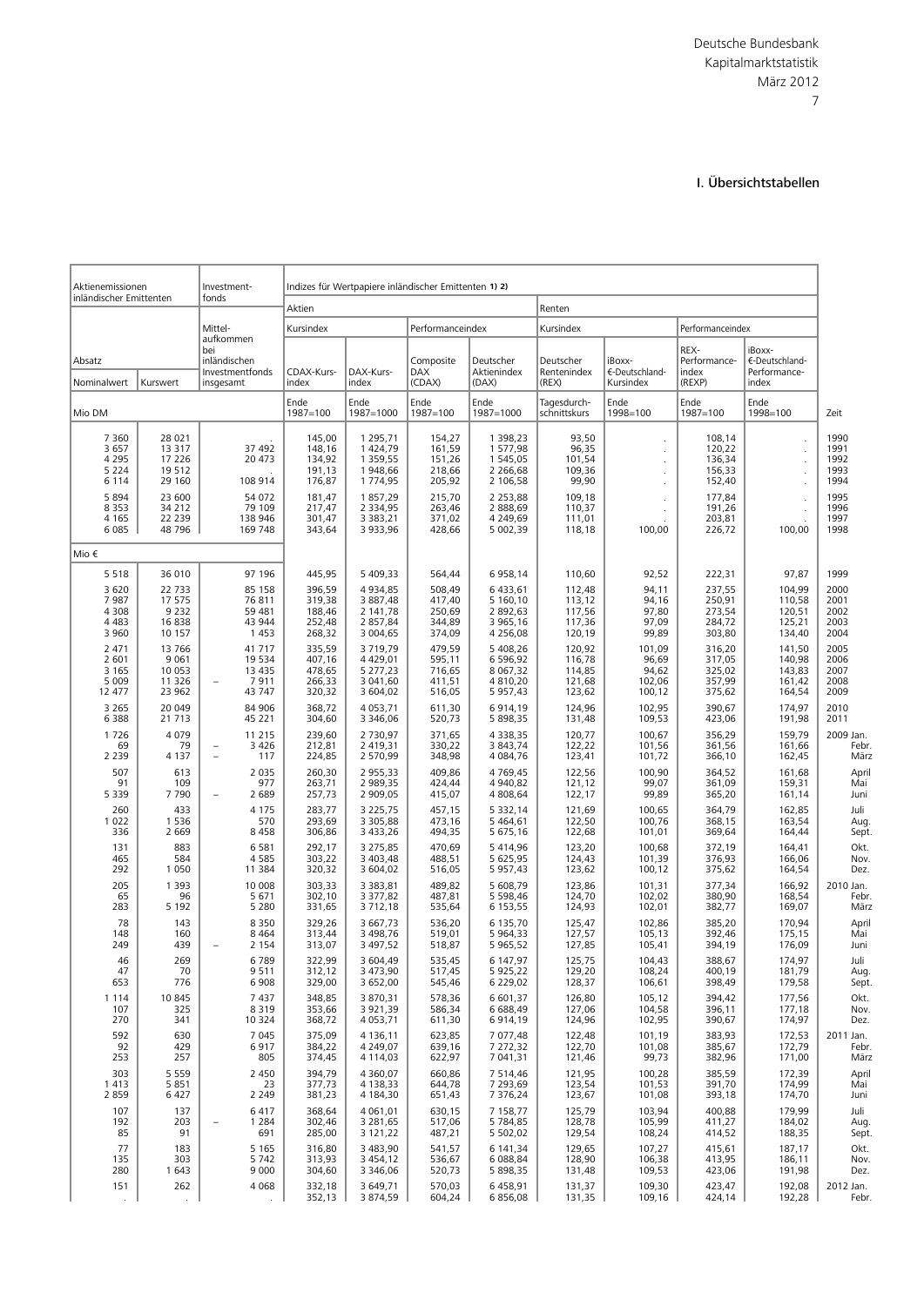# I. Übersichtstabellen

| Aktienemissionen inländischer Emittenten | | Investmentfonds | Indizes für Wertpapiere inländischer Emittenten 1) 2) | | | | | | | | |
|---|---|---|---|---|---|---|---|---|---|---|---|
| | | | Aktien | | | | Renten | | | | |
| | | Mittelaufkommen bei inländischen Investmentfonds insgesamt | Kursindex | | Performanceindex | | Kursindex | | Performanceindex | | |
| Absatz | | | CDAX-Kursindex | DAX-Kursindex | Composite DAX (CDAX) | Deutscher Aktienindex (DAX) | Deutscher Rentenindex (REX) | iBoxx-€-Deutschland-Kursindex | REX-Performanceindex (REXP) | iBoxx-€-Deutschland-Performanceindex | |
| Nominalwert | Kurswert | | | | | | | | | | |
| Mio DM | | | Ende 1987=100 | Ende 1987=1000 | Ende 1987=100 | Ende 1987=1000 | Tagesdurchschnittskurs | Ende 1998=100 | Ende 1987=100 | Ende 1998=100 | Zeit |
| 7 360 | 28 021 | . | 145,00 | 1 295,71 | 154,27 | 1 398,23 | 93,50 | . | 108,14 | . | 1990 |
| 3 657 | 13 317 | 37 492 | 148,16 | 1 424,79 | 161,59 | 1 577,98 | 96,35 | . | 120,22 | . | 1991 |
| 4 295 | 17 226 | 20 473 | 134,92 | 1 359,55 | 151,26 | 1 545,05 | 101,54 | . | 136,34 | . | 1992 |
| 5 224 | 19 512 | . | 191,13 | 1 948,66 | 218,66 | 2 266,68 | 109,36 | . | 156,33 | . | 1993 |
| 6 114 | 29 160 | 108 914 | 176,87 | 1 774,95 | 205,92 | 2 106,58 | 99,90 | . | 152,40 | . | 1994 |
| 5 894 | 23 600 | 54 072 | 181,47 | 1 857,29 | 215,70 | 2 253,88 | 109,18 | . | 177,84 | . | 1995 |
| 8 353 | 34 212 | 79 109 | 217,47 | 2 334,95 | 263,46 | 2 888,69 | 110,37 | . | 191,26 | . | 1996 |
| 4 165 | 22 239 | 138 946 | 301,47 | 3 383,21 | 371,02 | 4 249,69 | 111,01 | . | 203,81 | . | 1997 |
| 6 085 | 48 796 | 169 748 | 343,64 | 3 933,96 | 428,66 | 5 002,39 | 118,18 | 100,00 | 226,72 | 100,00 | 1998 |
| Mio € | | | | | | | | | | | |
| 5 518 | 36 010 | 97 196 | 445,95 | 5 409,33 | 564,44 | 6 958,14 | 110,60 | 92,52 | 222,31 | 97,87 | 1999 |
| 3 620 | 22 733 | 85 158 | 396,59 | 4 934,85 | 508,49 | 6 433,61 | 112,48 | 94,11 | 237,55 | 104,99 | 2000 |
| 7 987 | 17 575 | 76 811 | 319,38 | 3 887,48 | 417,40 | 5 160,10 | 113,12 | 94,16 | 250,91 | 110,58 | 2001 |
| 4 308 | 9 232 | 59 481 | 188,46 | 2 141,78 | 250,69 | 2 892,63 | 117,56 | 97,80 | 273,54 | 120,51 | 2002 |
| 4 483 | 16 838 | 43 944 | 252,48 | 2 857,84 | 344,89 | 3 965,16 | 117,36 | 97,09 | 284,72 | 125,21 | 2003 |
| 3 960 | 10 157 | 1 453 | 268,32 | 3 004,65 | 374,09 | 4 256,08 | 120,19 | 99,89 | 303,80 | 134,40 | 2004 |
| 2 471 | 13 766 | 41 717 | 335,59 | 3 719,79 | 479,59 | 5 408,26 | 120,92 | 101,09 | 316,20 | 141,50 | 2005 |
| 2 601 | 9 061 | 19 534 | 407,16 | 4 429,01 | 595,11 | 6 596,92 | 116,78 | 96,69 | 317,05 | 140,98 | 2006 |
| 3 165 | 10 053 | 13 435 | 478,65 | 5 277,23 | 716,65 | 8 067,32 | 114,85 | 94,62 | 325,02 | 143,83 | 2007 |
| 5 009 | 11 326 | – 7 911 | 266,33 | 3 041,60 | 411,51 | 4 810,20 | 121,68 | 102,06 | 357,99 | 161,42 | 2008 |
| 12 477 | 23 962 | 43 747 | 320,32 | 3 604,02 | 516,05 | 5 957,43 | 123,62 | 100,12 | 375,62 | 164,54 | 2009 |
| 3 265 | 20 049 | 84 906 | 368,72 | 4 053,71 | 611,30 | 6 914,19 | 124,96 | 102,95 | 390,67 | 174,97 | 2010 |
| 6 388 | 21 713 | 45 221 | 304,60 | 3 346,06 | 520,73 | 5 898,35 | 131,48 | 109,53 | 423,06 | 191,98 | 2011 |
| 1 726 | 4 079 | 11 215 | 239,60 | 2 730,97 | 371,65 | 4 338,35 | 120,77 | 100,67 | 356,29 | 159,79 | 2009 Jan. |
| 69 | 79 | – 3 426 | 212,81 | 2 419,31 | 330,22 | 3 843,74 | 122,22 | 101,56 | 361,56 | 161,66 | Febr. |
| 2 239 | 4 137 | – 117 | 224,85 | 2 570,99 | 348,98 | 4 084,76 | 123,41 | 101,72 | 366,10 | 162,45 | März |
| 507 | 613 | 2 035 | 260,30 | 2 955,33 | 409,86 | 4 769,45 | 122,56 | 100,90 | 364,52 | 161,68 | April |
| 91 | 109 | 977 | 263,71 | 2 989,35 | 424,44 | 4 940,82 | 121,12 | 99,07 | 361,09 | 159,31 | Mai |
| 5 339 | 7 790 | – 2 689 | 257,73 | 2 909,05 | 415,07 | 4 808,64 | 122,17 | 99,89 | 365,20 | 161,14 | Juni |
| 260 | 433 | 4 175 | 283,77 | 3 225,75 | 457,15 | 5 332,14 | 121,69 | 100,65 | 364,79 | 162,85 | Juli |
| 1 022 | 1 536 | 570 | 293,69 | 3 305,88 | 473,16 | 5 464,61 | 122,50 | 100,76 | 368,15 | 163,54 | Aug. |
| 336 | 2 669 | 8 458 | 306,86 | 3 433,26 | 494,35 | 5 675,16 | 122,68 | 101,01 | 369,64 | 164,44 | Sept. |
| 131 | 883 | 6 581 | 292,17 | 3 275,85 | 470,69 | 5 414,96 | 123,20 | 100,68 | 372,19 | 164,41 | Okt. |
| 465 | 584 | 4 585 | 303,22 | 3 403,48 | 488,51 | 5 625,95 | 124,43 | 101,39 | 376,93 | 166,06 | Nov. |
| 292 | 1 050 | 11 384 | 320,32 | 3 604,02 | 516,05 | 5 957,43 | 123,62 | 100,12 | 375,62 | 164,54 | Dez. |
| 205 | 1 393 | 10 008 | 303,33 | 3 383,81 | 489,82 | 5 608,79 | 123,86 | 101,31 | 377,34 | 166,92 | 2010 Jan. |
| 65 | 96 | 5 671 | 302,10 | 3 377,82 | 487,81 | 5 598,46 | 124,70 | 102,02 | 380,90 | 168,54 | Febr. |
| 283 | 5 192 | 5 280 | 331,65 | 3 712,18 | 535,64 | 6 153,55 | 124,93 | 102,01 | 382,77 | 169,07 | März |
| 78 | 143 | 8 350 | 329,26 | 3 667,73 | 536,20 | 6 135,70 | 125,47 | 102,86 | 385,20 | 170,94 | April |
| 148 | 160 | 8 464 | 313,44 | 3 498,76 | 519,01 | 5 964,33 | 127,57 | 105,13 | 392,46 | 175,15 | Mai |
| 249 | 439 | – 2 154 | 313,07 | 3 497,52 | 518,87 | 5 965,52 | 127,85 | 105,41 | 394,19 | 176,09 | Juni |
| 46 | 269 | 6 789 | 322,99 | 3 604,49 | 535,45 | 6 147,97 | 125,75 | 104,43 | 388,67 | 174,97 | Juli |
| 47 | 70 | 9 511 | 312,12 | 3 473,90 | 517,45 | 5 925,22 | 129,20 | 108,24 | 400,19 | 181,79 | Aug. |
| 653 | 776 | 6 908 | 329,00 | 3 652,00 | 545,46 | 6 229,02 | 128,37 | 106,61 | 398,49 | 179,58 | Sept. |
| 1 114 | 10 845 | 7 437 | 348,85 | 3 870,31 | 578,36 | 6 601,37 | 126,80 | 105,12 | 394,42 | 177,56 | Okt. |
| 107 | 325 | 8 319 | 353,66 | 3 921,39 | 586,34 | 6 688,49 | 127,06 | 104,58 | 396,11 | 177,18 | Nov. |
| 270 | 341 | 10 324 | 368,72 | 4 053,71 | 611,30 | 6 914,19 | 124,96 | 102,95 | 390,67 | 174,97 | Dez. |
| 592 | 630 | 7 045 | 375,09 | 4 136,11 | 623,85 | 7 077,48 | 122,48 | 101,19 | 383,93 | 172,53 | 2011 Jan. |
| 92 | 429 | 6 917 | 384,22 | 4 249,07 | 639,16 | 7 272,32 | 122,70 | 101,08 | 385,67 | 172,79 | Febr. |
| 253 | 257 | 805 | 374,45 | 4 114,03 | 622,97 | 7 041,31 | 121,46 | 99,73 | 382,96 | 171,00 | März |
| 303 | 5 559 | 2 450 | 394,79 | 4 360,07 | 660,86 | 7 514,46 | 121,95 | 100,28 | 385,59 | 172,39 | April |
| 1 413 | 5 851 | 23 | 377,73 | 4 138,33 | 644,78 | 7 293,69 | 123,54 | 101,53 | 391,70 | 174,99 | Mai |
| 2 859 | 6 427 | 2 249 | 381,23 | 4 184,30 | 651,43 | 7 376,24 | 123,67 | 101,08 | 393,18 | 174,70 | Juni |
| 107 | 137 | 6 417 | 368,64 | 4 061,01 | 630,15 | 7 158,77 | 125,79 | 103,94 | 400,88 | 179,99 | Juli |
| 192 | 203 | – 1 284 | 302,46 | 3 281,65 | 517,06 | 5 784,85 | 128,78 | 105,99 | 411,27 | 184,02 | Aug. |
| 85 | 91 | 691 | 285,00 | 3 121,22 | 487,21 | 5 502,02 | 129,54 | 108,24 | 414,52 | 188,35 | Sept. |
| 77 | 183 | 5 165 | 316,80 | 3 483,90 | 541,57 | 6 141,34 | 129,65 | 107,27 | 415,61 | 187,17 | Okt. |
| 135 | 303 | 5 742 | 313,93 | 3 454,12 | 536,67 | 6 088,84 | 128,90 | 106,38 | 413,95 | 186,11 | Nov. |
| 280 | 1 643 | 9 000 | 304,60 | 3 346,06 | 520,73 | 5 898,35 | 131,48 | 109,53 | 423,06 | 191,98 | Dez. |
| 151 | 262 | 4 068 | 332,18 | 3 649,71 | 570,03 | 6 458,91 | 131,37 | 109,30 | 423,47 | 192,08 | 2012 Jan. |
| . | . | . | 352,13 | 3 874,59 | 604,24 | 6 856,08 | 131,35 | 109,16 | 424,14 | 192,28 | Febr. |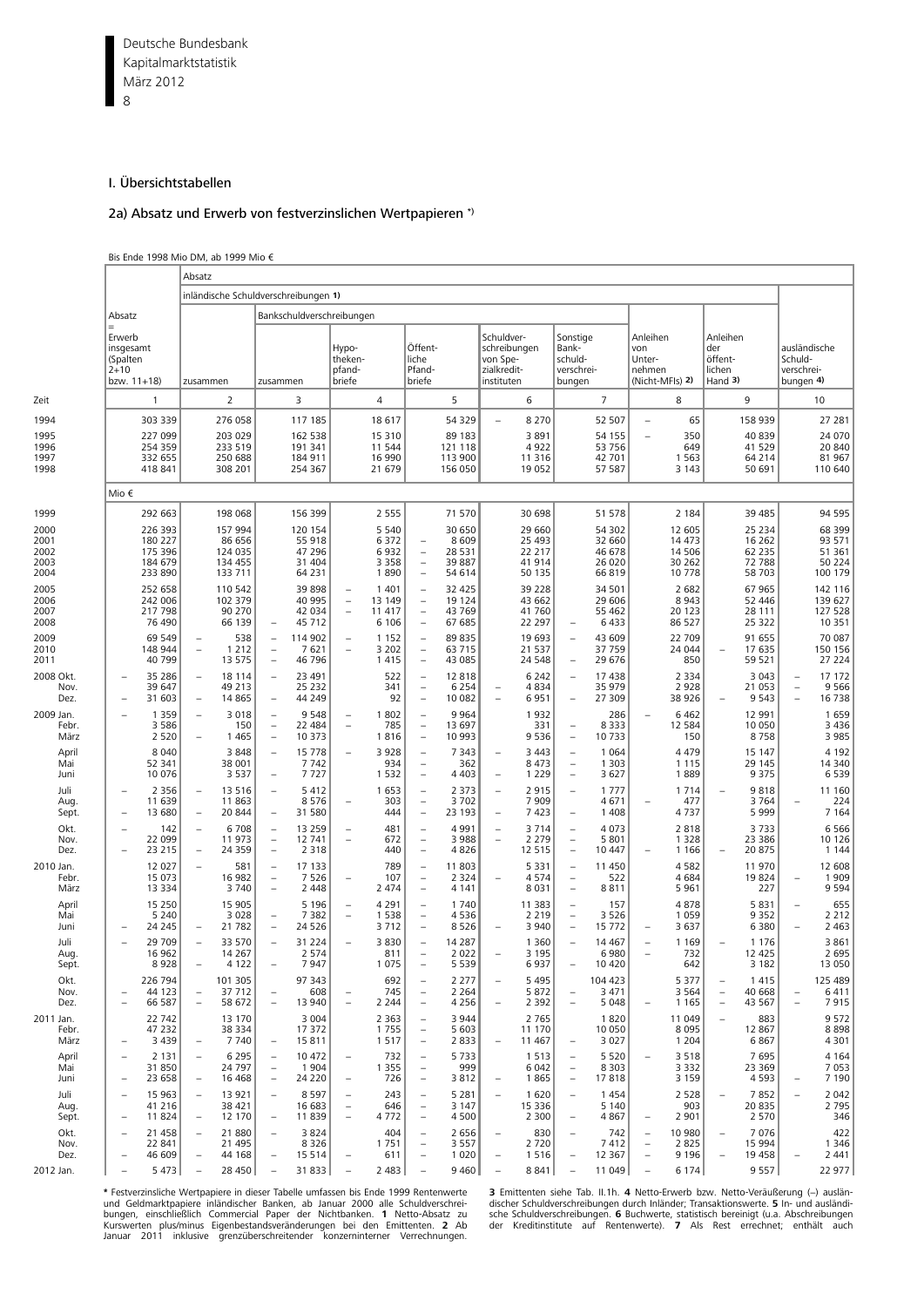## I. Übersichtstabellen

### 2a) Absatz und Erwerb von festverzinslichen Wertpapieren *)

Bis Ende 1998 Mio DM, ab 1999 Mio €

| Zeit | Absatz = Erwerb insgesamt (Spalten 2+10 bzw. 11+18) | Absatz: inländische Schuldverschreibungen 1) zusammen | Bankschuldverschreibungen zusammen | Hypotheken-pfandbriefe | Öffentliche Pfandbriefe | Schuldverschreibungen von Spezialkreditinstituten | Sonstige Bankschuldverschreibungen | Anleihen von Unternehmen (Nicht-MFIs) 2) | Anleihen der öffentlichen Hand 3) | ausländische Schuldverschreibungen 4) |
|---|---|---|---|---|---|---|---|---|---|---|
| | 1 | 2 | 3 | 4 | 5 | 6 | 7 | 8 | 9 | 10 |
| 1994 | 303 339 | 276 058 | 117 185 | 18 617 | 54 329 | – 8 270 | 52 507 | – 65 | 158 939 | 27 281 |
| 1995 | 227 099 | 203 029 | 162 538 | 15 310 | 89 183 | 3 891 | 54 155 | – 350 | 40 839 | 24 070 |
| 1996 | 254 359 | 233 519 | 191 341 | 11 544 | 121 118 | 4 922 | 53 756 | 649 | 41 529 | 20 840 |
| 1997 | 332 655 | 250 688 | 184 911 | 16 990 | 113 900 | 11 316 | 42 701 | 1 563 | 64 214 | 81 967 |
| 1998 | 418 841 | 308 201 | 254 367 | 21 679 | 156 050 | 19 052 | 57 587 | 3 143 | 50 691 | 110 640 |
| | Mio € | | | | | | | | | |
| 1999 | 292 663 | 198 068 | 156 399 | 2 555 | 71 570 | 30 698 | 51 578 | 2 184 | 39 485 | 94 595 |
| 2000 | 226 393 | 157 994 | 120 154 | 5 540 | 30 650 | 29 660 | 54 302 | 12 605 | 25 234 | 68 399 |
| 2001 | 180 227 | 86 656 | 55 918 | 6 372 | – 8 609 | 25 493 | 32 660 | 14 473 | 16 262 | 93 571 |
| 2002 | 175 396 | 124 035 | 47 296 | 6 932 | – 28 531 | 22 217 | 46 678 | 14 506 | 62 235 | 51 361 |
| 2003 | 184 679 | 134 455 | 31 404 | 3 358 | – 39 887 | 41 914 | 26 020 | 30 262 | 72 788 | 50 224 |
| 2004 | 233 890 | 133 711 | 64 231 | 1 890 | – 54 614 | 50 135 | 66 819 | 10 778 | 58 703 | 100 179 |
| 2005 | 252 658 | 110 542 | 39 898 | – 1 401 | – 32 425 | 39 228 | 34 501 | 2 682 | 67 965 | 142 116 |
| 2006 | 242 006 | 102 379 | 40 995 | – 13 149 | – 19 124 | 43 662 | 29 606 | 8 943 | 52 446 | 139 627 |
| 2007 | 217 798 | 90 270 | 42 034 | – 11 417 | – 43 769 | 41 760 | 55 462 | 20 123 | 28 111 | 127 528 |
| 2008 | 76 490 | 66 139 | – 45 712 | 6 106 | – 67 685 | 22 297 | – 6 433 | 86 527 | 25 322 | 10 351 |
| 2009 | 69 549 | – 538 | – 114 902 | – 1 152 | – 89 835 | 19 693 | – 43 609 | 22 709 | 91 655 | 70 087 |
| 2010 | 148 944 | – 1 212 | – 7 621 | – 3 202 | – 63 715 | 21 537 | 37 759 | 24 044 | – 17 635 | 150 156 |
| 2011 | 40 799 | 13 575 | – 46 796 | 1 415 | – 43 085 | 24 548 | – 29 676 | 850 | 59 521 | 27 224 |
| 2008 Okt. | – 35 286 | – 18 114 | – 23 491 | 522 | – 12 818 | 6 242 | – 17 438 | 2 334 | 3 043 | – 17 172 |
| Nov. | 39 647 | 49 213 | 25 232 | 341 | – 6 254 | – 4 834 | 35 979 | 2 928 | 21 053 | – 9 566 |
| Dez. | – 31 603 | – 14 865 | – 44 249 | 92 | – 10 082 | – 6 951 | – 27 309 | 38 926 | – 9 543 | – 16 738 |
| 2009 Jan. | – 1 359 | – 3 018 | – 9 548 | – 1 802 | – 9 964 | 1 932 | 286 | – 6 462 | 12 991 | 1 659 |
| Febr. | 3 586 | 150 | – 22 484 | – 785 | – 13 697 | 331 | – 8 333 | 12 584 | 10 050 | 3 436 |
| März | 2 520 | – 1 465 | – 10 373 | 1 816 | – 10 993 | 9 536 | – 10 733 | 150 | 8 758 | 3 985 |
| April | 8 040 | 3 848 | – 15 778 | – 3 928 | – 7 343 | – 3 443 | – 1 064 | 4 479 | 15 147 | 4 192 |
| Mai | 52 341 | 38 001 | 7 742 | 934 | – 362 | 8 473 | – 1 303 | 1 115 | 29 145 | 14 340 |
| Juni | 10 076 | 3 537 | – 7 727 | 1 532 | – 4 403 | – 1 229 | – 3 627 | 1 889 | 9 375 | 6 539 |
| Juli | – 2 356 | – 13 516 | – 5 412 | 1 653 | – 2 373 | – 2 915 | – 1 777 | 1 714 | – 9 818 | 11 160 |
| Aug. | 11 639 | 11 863 | 8 576 | – 303 | – 3 702 | 7 909 | 4 671 | – 477 | 3 764 | – 224 |
| Sept. | – 13 680 | – 20 844 | – 31 580 | 444 | – 23 193 | – 7 423 | – 1 408 | 4 737 | 5 999 | 7 164 |
| Okt. | – 142 | – 6 708 | – 13 259 | – 481 | – 4 991 | – 3 714 | – 4 073 | 2 818 | 3 733 | 6 566 |
| Nov. | 22 099 | 11 973 | – 12 741 | – 672 | – 3 988 | – 2 279 | – 5 801 | 1 328 | 23 386 | 10 126 |
| Dez. | – 23 215 | – 24 359 | – 2 318 | 440 | – 4 826 | 12 515 | – 10 447 | – 1 166 | – 20 875 | 1 144 |
| 2010 Jan. | 12 027 | – 581 | – 17 133 | 789 | – 11 803 | 5 331 | – 11 450 | 4 582 | 11 970 | 12 608 |
| Febr. | 15 073 | 16 982 | – 7 526 | – 107 | – 2 324 | – 4 574 | – 522 | 4 684 | 19 824 | – 1 909 |
| März | 13 334 | 3 740 | – 2 448 | 2 474 | – 4 141 | 8 031 | – 8 811 | 5 961 | 227 | 9 594 |
| April | 15 250 | 15 905 | 5 196 | – 4 291 | – 1 740 | 11 383 | – 157 | 4 878 | 5 831 | – 655 |
| Mai | 5 240 | 3 028 | – 7 382 | – 1 538 | – 4 536 | 2 219 | – 3 526 | 1 059 | 9 352 | 2 212 |
| Juni | – 24 245 | – 21 782 | – 24 526 | 3 712 | – 8 526 | – 3 940 | – 15 772 | – 3 637 | 6 380 | – 2 463 |
| Juli | – 29 709 | – 33 570 | – 31 224 | – 3 830 | – 14 287 | 1 360 | – 14 467 | – 1 169 | – 1 176 | 3 861 |
| Aug. | 16 962 | 14 267 | 2 574 | 811 | – 2 022 | – 3 195 | 6 980 | – 732 | 12 425 | 2 695 |
| Sept. | 8 928 | – 4 122 | – 7 947 | 1 075 | – 5 539 | 6 937 | – 10 420 | 642 | 3 182 | 13 050 |
| Okt. | 226 794 | 101 305 | 97 343 | 692 | – 2 277 | – 5 495 | 104 423 | 5 377 | – 1 415 | 125 489 |
| Nov. | – 44 123 | – 37 712 | – 608 | – 745 | – 2 264 | 5 872 | – 3 471 | 3 564 | – 40 668 | – 6 411 |
| Dez. | – 66 587 | – 58 672 | – 13 940 | – 2 244 | – 4 256 | – 2 392 | – 5 048 | – 1 165 | – 43 567 | – 7 915 |
| 2011 Jan. | 22 742 | 13 170 | 3 004 | 2 363 | – 3 944 | 2 765 | 1 820 | 11 049 | – 883 | 9 572 |
| Febr. | 47 232 | 38 334 | 17 372 | 1 755 | – 5 603 | 11 170 | 10 050 | 8 095 | 12 867 | 8 898 |
| März | – 3 439 | – 7 740 | – 15 811 | 1 517 | – 2 833 | – 11 467 | – 3 027 | 1 204 | 6 867 | 4 301 |
| April | – 2 131 | – 6 295 | – 10 472 | – 732 | – 5 733 | 1 513 | – 5 520 | – 3 518 | 7 695 | 4 164 |
| Mai | 31 850 | 24 797 | – 1 904 | 1 355 | – 999 | 6 042 | – 8 303 | 3 332 | 23 369 | 7 053 |
| Juni | – 23 658 | – 16 468 | – 24 220 | – 726 | – 3 812 | – 1 865 | – 17 818 | 3 159 | 4 593 | – 7 190 |
| Juli | – 15 963 | – 13 921 | – 8 597 | – 243 | – 5 281 | – 1 620 | – 1 454 | 2 528 | – 7 852 | – 2 042 |
| Aug. | 41 216 | 38 421 | 16 683 | – 646 | – 3 147 | 15 336 | 5 140 | 903 | 20 835 | 2 795 |
| Sept. | – 11 824 | – 12 170 | – 11 839 | – 4 772 | – 4 500 | 2 300 | – 4 867 | – 2 901 | 2 570 | 346 |
| Okt. | – 21 458 | – 21 880 | – 3 824 | 404 | – 2 656 | – 830 | – 742 | – 10 980 | – 7 076 | 422 |
| Nov. | 22 841 | 21 495 | 8 326 | 1 751 | – 3 557 | 2 720 | 7 412 | – 2 825 | 15 994 | 1 346 |
| Dez. | – 46 609 | – 44 168 | – 15 514 | – 611 | – 1 020 | – 1 516 | – 12 367 | – 9 196 | – 19 458 | – 2 441 |
| 2012 Jan. | – 5 473 | – 28 450 | – 31 833 | – 2 483 | – 9 460 | – 8 841 | – 11 049 | – 6 174 | 9 557 | 22 977 |

\* Festverzinsliche Wertpapiere in dieser Tabelle umfassen bis Ende 1999 Rentenwerte und Geldmarktpapiere inländischer Banken, ab Januar 2000 alle Schuldverschreibungen, einschließlich Commercial Paper der Nichtbanken. **1** Netto-Absatz zu Kurswerten plus/minus Eigenbestandsveränderungen bei den Emittenten. **2** Ab Januar 2011 inklusive grenzüberschreitender konzerninterner Verrechnungen. **3** Emittenten siehe Tab. II.1h. **4** Netto-Erwerb bzw. Netto-Veräußerung (–) ausländischer Schuldverschreibungen durch Inländer; Transaktionswerte. **5** In- und ausländische Schuldverschreibungen. **6** Buchwerte, statistisch bereinigt (u.a. Abschreibungen der Kreditinstitute auf Rentenwerte). **7** Als Rest errechnet; enthält auch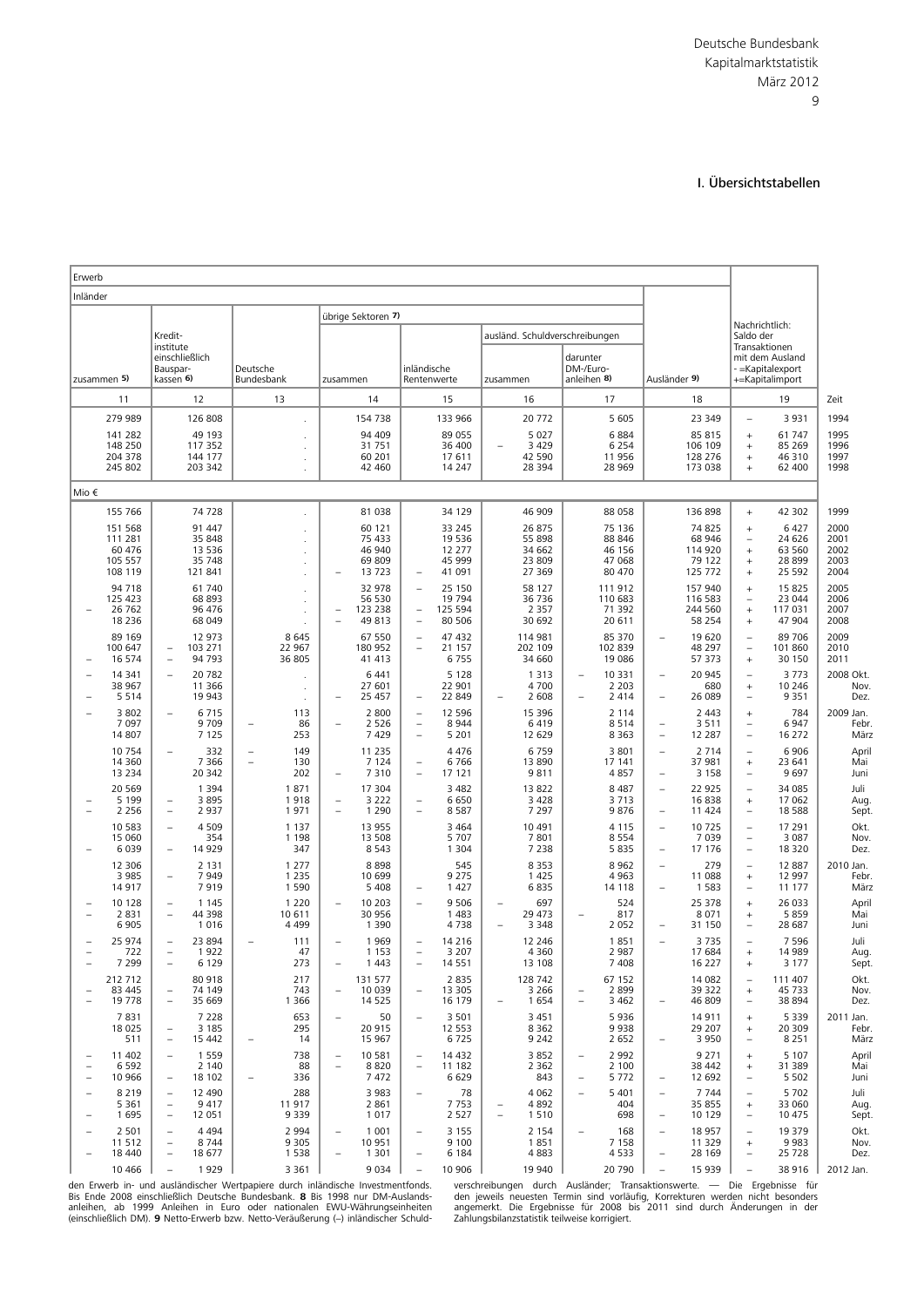# I. Übersichtstabellen

| Erwerb | | | | | | | | | | |
|---|---|---|---|---|---|---|---|---|---|---|
| Inländer | | | | | | | | | Nachrichtlich: Saldo der Transaktionen mit dem Ausland - =Kapitalexport +=Kapitalimport | |
| | | | übrige Sektoren 7) | | | | | | | |
| | | | | | ausländ. Schuldverschreibungen | | | | | |
| zusammen 5) | Kredit-institute einschließlich Bauspar-kassen 6) | Deutsche Bundesbank | zusammen | inländische Rentenwerte | zusammen | darunter DM-/Euro-anleihen 8) | Ausländer 9) | | | Zeit |
| 11 | 12 | 13 | 14 | 15 | 16 | 17 | 18 | | 19 | |
| 279 989 | 126 808 | . | 154 738 | 133 966 | 20 772 | 5 605 | 23 349 | – | 3 931 | 1994 |
| 141 282 | 49 193 | . | 94 409 | 89 055 | 5 027 | 6 884 | 85 815 | + | 61 747 | 1995 |
| 148 250 | 117 352 | . | 31 751 | 36 400 | – 3 429 | 6 254 | 106 109 | + | 85 269 | 1996 |
| 204 378 | 144 177 | . | 60 201 | 17 611 | 42 590 | 11 956 | 128 276 | + | 46 310 | 1997 |
| 245 802 | 203 342 | . | 42 460 | 14 247 | 28 394 | 28 969 | 173 038 | + | 62 400 | 1998 |
| Mio € | | | | | | | | | | |
| 155 766 | 74 728 | . | 81 038 | 34 129 | 46 909 | 88 058 | 136 898 | + | 42 302 | 1999 |
| 151 568 | 91 447 | . | 60 121 | 33 245 | 26 875 | 75 136 | 74 825 | + | 6 427 | 2000 |
| 111 281 | 35 848 | . | 75 433 | 19 536 | 55 898 | 88 846 | 68 946 | – | 24 626 | 2001 |
| 60 476 | 13 536 | . | 46 940 | 12 277 | 34 662 | 46 156 | 114 920 | + | 63 560 | 2002 |
| 105 557 | 35 748 | . | 69 809 | 45 999 | 23 809 | 47 068 | 79 122 | + | 28 899 | 2003 |
| 108 119 | 121 841 | . | – 13 723 | – 41 091 | 27 369 | 80 470 | 125 772 | + | 25 592 | 2004 |
| 94 718 | 61 740 | . | 32 978 | – 25 150 | 58 127 | 111 912 | 157 940 | + | 15 825 | 2005 |
| 125 423 | 68 893 | . | 56 530 | 19 794 | 36 736 | 110 683 | 116 583 | – | 23 044 | 2006 |
| – 26 762 | 96 476 | . | – 123 238 | – 125 594 | 2 357 | 71 392 | 244 560 | + | 117 031 | 2007 |
| 18 236 | 68 049 | . | – 49 813 | – 80 506 | 30 692 | 20 611 | 58 254 | + | 47 904 | 2008 |
| 89 169 | 12 973 | 8 645 | 67 550 | – 47 432 | 114 981 | 85 370 | – 19 620 | – | 89 706 | 2009 |
| 100 647 | – 103 271 | 22 967 | 180 952 | – 21 157 | 202 109 | 102 839 | 48 297 | – | 101 860 | 2010 |
| – 16 574 | – 94 793 | 36 805 | 41 413 | 6 755 | 34 660 | 19 086 | 57 373 | + | 30 150 | 2011 |
| – 14 341 | – 20 782 | . | 6 441 | 5 128 | 1 313 | – 10 331 | – 20 945 | – | 3 773 | 2008 Okt. |
| 38 967 | 11 366 | . | 27 601 | 22 901 | 4 700 | 2 203 | 680 | + | 10 246 | Nov. |
| – 5 514 | 19 943 | . | – 25 457 | – 22 849 | – 2 608 | – 2 414 | – 26 089 | – | 9 351 | Dez. |
| – 3 802 | – 6 715 | 113 | 2 800 | – 12 596 | 15 396 | 2 114 | 2 443 | + | 784 | 2009 Jan. |
| 7 097 | 9 709 | – 86 | – 2 526 | – 8 944 | 6 419 | 8 514 | – 3 511 | – | 6 947 | Febr. |
| 14 807 | 7 125 | 253 | 7 429 | – 5 201 | 12 629 | 8 363 | – 12 287 | – | 16 272 | März |
| 10 754 | – 332 | – 149 | 11 235 | 4 476 | 6 759 | 3 801 | – 2 714 | – | 6 906 | April |
| 14 360 | 7 366 | – 130 | 7 124 | – 6 766 | 13 890 | 17 141 | – 37 981 | + | 23 641 | Mai |
| 13 234 | 20 342 | 202 | – 7 310 | – 17 121 | 9 811 | 4 857 | – 3 158 | – | 9 697 | Juni |
| 20 569 | 1 394 | 1 871 | 17 304 | 3 482 | 13 822 | 8 487 | – 22 925 | – | 34 085 | Juli |
| – 5 199 | – 3 895 | 1 918 | – 3 222 | – 6 650 | 3 428 | 3 713 | 16 838 | + | 17 062 | Aug. |
| – 2 256 | – 2 937 | 1 971 | – 1 290 | – 8 587 | 7 297 | 9 876 | – 11 424 | – | 18 588 | Sept. |
| 10 583 | – 4 509 | 1 137 | 13 955 | 3 464 | 10 491 | 4 115 | – 10 725 | – | 17 291 | Okt. |
| 15 060 | 354 | 1 198 | 13 508 | 5 707 | 7 801 | 8 554 | 7 039 | – | 3 087 | Nov. |
| – 6 039 | – 14 929 | 347 | 8 543 | 1 304 | 7 238 | 5 835 | – 17 176 | – | 18 320 | Dez. |
| 12 306 | 2 131 | 1 277 | 8 898 | 545 | 8 353 | 8 962 | – 279 | – | 12 887 | 2010 Jan. |
| 3 985 | – 7 949 | 1 235 | 10 699 | 9 275 | 1 425 | 4 963 | 11 088 | + | 12 997 | Febr. |
| 14 917 | 7 919 | 1 590 | 5 408 | – 1 427 | 6 835 | 14 118 | – 1 583 | – | 11 177 | März |
| – 10 128 | – 1 145 | 1 220 | – 10 203 | – 9 506 | – 697 | 524 | 25 378 | + | 26 033 | April |
| – 2 831 | – 44 398 | 10 611 | 30 956 | 1 483 | 29 473 | – 817 | 8 071 | + | 5 859 | Mai |
| 6 905 | 1 016 | 4 499 | 1 390 | 4 738 | – 3 348 | 2 052 | – 31 150 | – | 28 687 | Juni |
| – 25 974 | – 23 894 | – 111 | – 1 969 | – 14 216 | 12 246 | 1 851 | – 3 735 | – | 7 596 | Juli |
| – 722 | – 1 922 | 47 | 1 153 | – 3 207 | 4 360 | 2 987 | 17 684 | + | 14 989 | Aug. |
| – 7 299 | – 6 129 | 273 | – 1 443 | – 14 551 | 13 108 | 7 408 | 16 227 | + | 3 177 | Sept. |
| 212 712 | 80 918 | 217 | 131 577 | 2 835 | 128 742 | 67 152 | 14 082 | – | 111 407 | Okt. |
| – 83 445 | – 74 149 | 743 | – 10 039 | – 13 305 | 3 266 | – 2 899 | 39 322 | + | 45 733 | Nov. |
| – 19 778 | – 35 669 | 1 366 | 14 525 | 16 179 | – 1 654 | – 3 462 | – 46 809 | – | 38 894 | Dez. |
| 7 831 | 7 228 | 653 | – 50 | – 3 501 | 3 451 | 5 936 | 14 911 | + | 5 339 | 2011 Jan. |
| 18 025 | – 3 185 | 295 | 20 915 | 12 553 | 8 362 | 9 938 | 29 207 | + | 20 309 | Febr. |
| 511 | – 15 442 | – 14 | 15 967 | 6 725 | 9 242 | 2 652 | – 3 950 | – | 8 251 | März |
| – 11 402 | – 1 559 | 738 | – 10 581 | – 14 432 | 3 852 | – 2 992 | 9 271 | + | 5 107 | April |
| – 6 592 | – 2 140 | 88 | – 8 820 | – 11 182 | 2 362 | – 2 100 | 38 442 | + | 31 389 | Mai |
| – 10 966 | – 18 102 | – 336 | 7 472 | 6 629 | 843 | – 5 772 | – 12 692 | – | 5 502 | Juni |
| – 8 219 | – 12 490 | 288 | 3 983 | – 78 | 4 062 | – 5 401 | – 7 744 | – | 5 702 | Juli |
| 5 361 | – 9 417 | 11 917 | 2 861 | 7 753 | – 4 892 | 404 | 35 855 | + | 33 060 | Aug. |
| – 1 695 | – 12 051 | 9 339 | 1 017 | 2 527 | – 1 510 | 698 | – 10 129 | – | 10 475 | Sept. |
| – 2 501 | – 4 494 | 2 994 | – 1 001 | – 3 155 | 2 154 | – 168 | – 18 957 | – | 19 379 | Okt. |
| 11 512 | – 8 744 | 9 305 | 10 951 | 9 100 | 1 851 | 7 158 | 11 329 | + | 9 983 | Nov. |
| – 18 440 | – 18 677 | 1 538 | – 1 301 | – 6 184 | 4 883 | 4 533 | – 28 169 | – | 25 728 | Dez. |
| 10 466 | – 1 929 | 3 361 | 9 034 | – 10 906 | 19 940 | 20 790 | – 15 939 | – | 38 916 | 2012 Jan. |

den Erwerb in- und ausländischer Wertpapiere durch inländische Investmentfonds. Bis Ende 2008 einschließlich Deutsche Bundesbank. **8** Bis 1998 nur DM-Auslandsanleihen, ab 1999 Anleihen in Euro oder nationalen EWU-Währungseinheiten (einschließlich DM). **9** Netto-Erwerb bzw. Netto-Veräußerung (–) inländischer Schuldverschreibungen durch Ausländer; Transaktionswerte. — Die Ergebnisse für den jeweils neuesten Termin sind vorläufig, Korrekturen werden nicht besonders angemerkt. Die Ergebnisse für 2008 bis 2011 sind durch Änderungen in der Zahlungsbilanzstatistik teilweise korrigiert.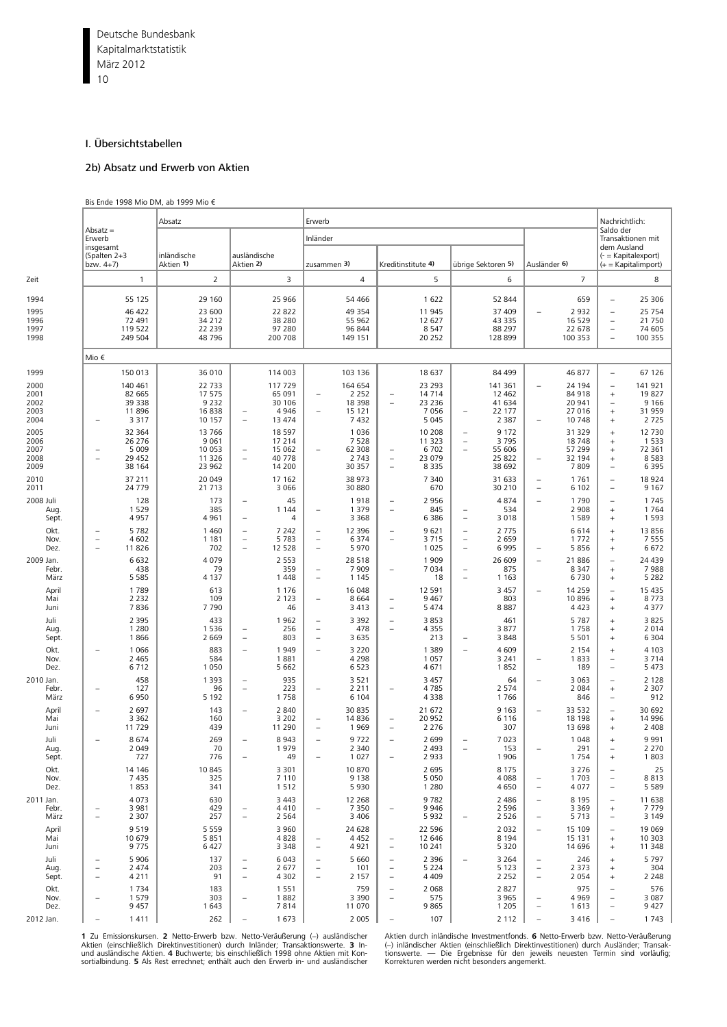## I. Übersichtstabellen

### 2b) Absatz und Erwerb von Aktien

Bis Ende 1998 Mio DM, ab 1999 Mio €

| Zeit | Absatz = Erwerb insgesamt (Spalten 2+3 bzw. 4+7) | Absatz | | Erwerb | | | | Nachrichtlich: Saldo der Transaktionen mit dem Ausland (- = Kapitalexport) (+ = Kapitalimport) |
|---|---|---|---|---|---|---|---|---|
| | | inländische Aktien 1) | ausländische Aktien 2) | Inländer | | | Ausländer 6) | |
| | | | | zusammen 3) | Kreditinstitute 4) | übrige Sektoren 5) | | |
| | 1 | 2 | 3 | 4 | 5 | 6 | 7 | 8 |
| 1994 | 55 125 | 29 160 | 25 966 | 54 466 | 1 622 | 52 844 | 659 | – 25 306 |
| 1995 | 46 422 | 23 600 | 22 822 | 49 354 | 11 945 | 37 409 | – 2 932 | – 25 754 |
| 1996 | 72 491 | 34 212 | 38 280 | 55 962 | 12 627 | 43 335 | 16 529 | – 21 750 |
| 1997 | 119 522 | 22 239 | 97 280 | 96 844 | 8 547 | 88 297 | 22 678 | – 74 605 |
| 1998 | 249 504 | 48 796 | 200 708 | 149 151 | 20 252 | 128 899 | 100 353 | – 100 355 |
| | Mio € | | | | | | | |
| 1999 | 150 013 | 36 010 | 114 003 | 103 136 | 18 637 | 84 499 | 46 877 | – 67 126 |
| 2000 | 140 461 | 22 733 | 117 729 | 164 654 | 23 293 | 141 361 | – 24 194 | – 141 921 |
| 2001 | 82 665 | 17 575 | 65 091 | – 2 252 | – 14 714 | 12 462 | 84 918 | + 19 827 |
| 2002 | 39 338 | 9 232 | 30 106 | 18 398 | – 23 236 | 41 634 | 20 941 | – 9 166 |
| 2003 | 11 896 | 16 838 | – 4 946 | – 15 121 | 7 056 | – 22 177 | 27 016 | + 31 959 |
| 2004 | – 3 317 | 10 157 | – 13 474 | 7 432 | 5 045 | 2 387 | – 10 748 | + 2 725 |
| 2005 | 32 364 | 13 766 | 18 597 | 1 036 | 10 208 | – 9 172 | 31 329 | + 12 730 |
| 2006 | 26 276 | 9 061 | 17 214 | 7 528 | 11 323 | – 3 795 | 18 748 | + 1 533 |
| 2007 | – 5 009 | 10 053 | – 15 062 | – 62 308 | – 6 702 | – 55 606 | 57 299 | + 72 361 |
| 2008 | – 29 452 | 11 326 | – 40 778 | 2 743 | – 23 079 | 25 822 | – 32 194 | + 8 583 |
| 2009 | 38 164 | 23 962 | 14 200 | 30 357 | – 8 335 | 38 692 | 7 809 | – 6 395 |
| 2010 | 37 211 | 20 049 | 17 162 | 38 973 | 7 340 | 31 633 | – 1 761 | – 18 924 |
| 2011 | 24 779 | 21 713 | 3 066 | 30 880 | 670 | 30 210 | – 6 102 | – 9 167 |
| 2008 Juli | 128 | 173 | – 45 | 1 918 | – 2 956 | 4 874 | – 1 790 | – 1 745 |
| Aug. | 1 529 | 385 | 1 144 | – 1 379 | – 845 | – 534 | 2 908 | + 1 764 |
| Sept. | 4 957 | 4 961 | – 4 | 3 368 | 6 386 | – 3 018 | 1 589 | + 1 593 |
| Okt. | – 5 782 | 1 460 | – 7 242 | – 12 396 | – 9 621 | – 2 775 | 6 614 | + 13 856 |
| Nov. | – 4 602 | 1 181 | – 5 783 | – 6 374 | – 3 715 | – 2 659 | 1 772 | + 7 555 |
| Dez. | – 11 826 | 702 | – 12 528 | – 5 970 | 1 025 | – 6 995 | – 5 856 | + 6 672 |
| 2009 Jan. | 6 632 | 4 079 | 2 553 | 28 518 | 1 909 | 26 609 | – 21 886 | – 24 439 |
| Febr. | 438 | 79 | 359 | – 7 909 | – 7 034 | – 875 | 8 347 | + 7 988 |
| März | 5 585 | 4 137 | 1 448 | – 1 145 | 18 | – 1 163 | 6 730 | + 5 282 |
| April | 1 789 | 613 | 1 176 | 16 048 | 12 591 | 3 457 | – 14 259 | – 15 435 |
| Mai | 2 232 | 109 | 2 123 | – 8 664 | – 9 467 | 803 | 10 896 | + 8 773 |
| Juni | 7 836 | 7 790 | 46 | 3 413 | – 5 474 | 8 887 | 4 423 | + 4 377 |
| Juli | 2 395 | 433 | 1 962 | – 3 392 | – 3 853 | 461 | 5 787 | + 3 825 |
| Aug. | 1 280 | 1 536 | – 256 | – 478 | – 4 355 | 3 877 | 1 758 | + 2 014 |
| Sept. | 1 866 | 2 669 | – 803 | – 3 635 | 213 | – 3 848 | 5 501 | + 6 304 |
| Okt. | – 1 066 | 883 | – 1 949 | – 3 220 | 1 389 | – 4 609 | 2 154 | + 4 103 |
| Nov. | 2 465 | 584 | 1 881 | 4 298 | 1 057 | 3 241 | – 1 833 | – 3 714 |
| Dez. | 6 712 | 1 050 | 5 662 | 6 523 | 4 671 | 1 852 | 189 | – 5 473 |
| 2010 Jan. | 458 | 1 393 | – 935 | 3 521 | 3 457 | 64 | – 3 063 | – 2 128 |
| Febr. | – 127 | 96 | – 223 | – 2 211 | – 4 785 | 2 574 | 2 084 | + 2 307 |
| März | 6 950 | 5 192 | 1 758 | 6 104 | 4 338 | 1 766 | 846 | – 912 |
| April | – 2 697 | 143 | – 2 840 | 30 835 | 21 672 | 9 163 | – 33 532 | – 30 692 |
| Mai | 3 362 | 160 | 3 202 | – 14 836 | – 20 952 | 6 116 | 18 198 | + 14 996 |
| Juni | 11 729 | 439 | 11 290 | – 1 969 | – 2 276 | 307 | 13 698 | + 2 408 |
| Juli | – 8 674 | 269 | – 8 943 | – 9 722 | – 2 699 | – 7 023 | 1 048 | + 9 991 |
| Aug. | 2 049 | 70 | 1 979 | 2 340 | 2 493 | – 153 | – 291 | – 2 270 |
| Sept. | 727 | 776 | – 49 | – 1 027 | – 2 933 | 1 906 | 1 754 | + 1 803 |
| Okt. | 14 146 | 10 845 | 3 301 | 10 870 | 2 695 | 8 175 | 3 276 | – 25 |
| Nov. | 7 435 | 325 | 7 110 | 9 138 | 5 050 | 4 088 | – 1 703 | – 8 813 |
| Dez. | 1 853 | 341 | 1 512 | 5 930 | 1 280 | 4 650 | – 4 077 | – 5 589 |
| 2011 Jan. | 4 073 | 630 | 3 443 | 12 268 | 9 782 | 2 486 | – 8 195 | – 11 638 |
| Febr. | – 3 981 | 429 | – 4 410 | – 7 350 | – 9 946 | 2 596 | 3 369 | + 7 779 |
| März | – 2 307 | 257 | – 2 564 | 3 406 | 5 932 | – 2 526 | – 5 713 | – 3 149 |
| April | 9 519 | 5 559 | 3 960 | 24 628 | 22 596 | 2 032 | – 15 109 | – 19 069 |
| Mai | 10 679 | 5 851 | 4 828 | – 4 452 | – 12 646 | 8 194 | 15 131 | + 10 303 |
| Juni | 9 775 | 6 427 | 3 348 | – 4 921 | – 10 241 | 5 320 | 14 696 | + 11 348 |
| Juli | – 5 906 | 137 | – 6 043 | – 5 660 | – 2 396 | – 3 264 | – 246 | + 5 797 |
| Aug. | – 2 474 | 203 | – 2 677 | – 101 | – 5 224 | 5 123 | – 2 373 | + 304 |
| Sept. | – 4 211 | 91 | – 4 302 | – 2 157 | – 4 409 | 2 252 | – 2 054 | + 2 248 |
| Okt. | 1 734 | 183 | 1 551 | 759 | – 2 068 | 2 827 | 975 | – 576 |
| Nov. | – 1 579 | 303 | – 1 882 | 3 390 | – 575 | 3 965 | – 4 969 | – 3 087 |
| Dez. | 9 457 | 1 643 | 7 814 | 11 070 | 9 865 | 1 205 | – 1 613 | – 9 427 |
| 2012 Jan. | – 1 411 | 262 | – 1 673 | 2 005 | – 107 | 2 112 | – 3 416 | – 1 743 |

**1** Zu Emissionskursen. **2** Netto-Erwerb bzw. Netto-Veräußerung (–) ausländischer Aktien (einschließlich Direktinvestitionen) durch Inländer; Transaktionswerte. **3** In- und ausländische Aktien. **4** Buchwerte; bis einschließlich 1998 ohne Aktien mit Konsortialbindung. **5** Als Rest errechnet; enthält auch den Erwerb in- und ausländischer Aktien durch inländische Investmentfonds. **6** Netto-Erwerb bzw. Netto-Veräußerung (–) inländischer Aktien (einschließlich Direktinvestitionen) durch Ausländer; Transaktionswerte. — Die Ergebnisse für den jeweils neuesten Termin sind vorläufig; Korrekturen werden nicht besonders angemerkt.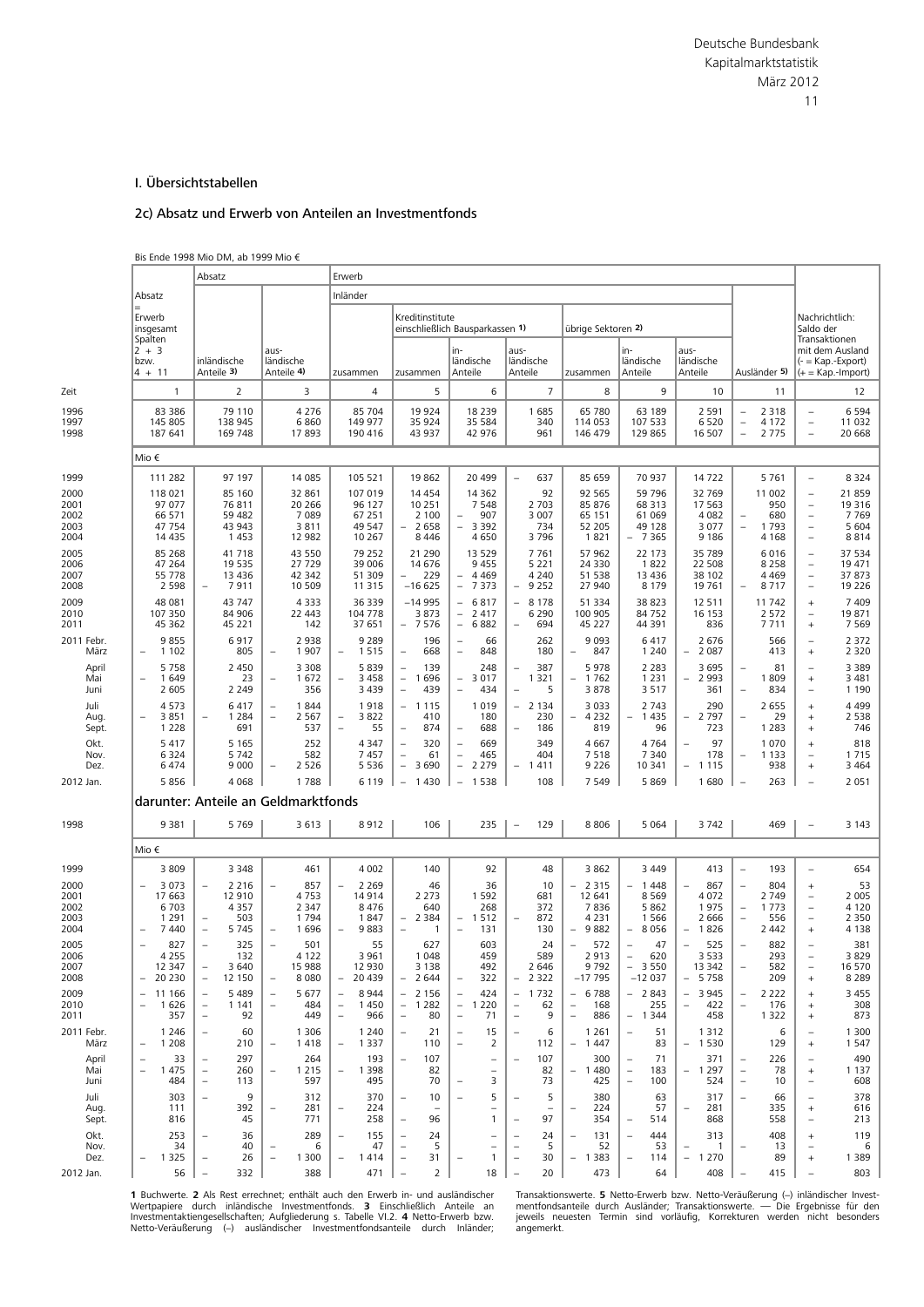# I. Übersichtstabellen

## 2c) Absatz und Erwerb von Anteilen an Investmentfonds

Bis Ende 1998 Mio DM, ab 1999 Mio €

| Zeit | Absatz = Erwerb insgesamt Spalten 2 + 3 bzw. 4 + 11 | Absatz | | Erwerb | | | | | | | | Nachrichtlich: Saldo der Transaktionen mit dem Ausland (– = Kap.-Export) (+ = Kap.-Import) |
|---|---|---|---|---|---|---|---|---|---|---|---|---|
| | | | | Inländer | | | | | | | | |
| | | | | | Kreditinstitute einschließlich Bausparkassen 1) | | | übrige Sektoren 2) | | | | |
| | | inländische Anteile 3) | aus-ländische Anteile 4) | zusammen | zusammen | in-ländische Anteile | aus-ländische Anteile | zusammen | in-ländische Anteile | aus-ländische Anteile | Ausländer 5) | |
| | 1 | 2 | 3 | 4 | 5 | 6 | 7 | 8 | 9 | 10 | 11 | 12 |
| 1996 | 83 386 | 79 110 | 4 276 | 85 704 | 19 924 | 18 239 | 1 685 | 65 780 | 63 189 | 2 591 | – 2 318 | – 6 594 |
| 1997 | 145 805 | 138 945 | 6 860 | 149 977 | 35 924 | 35 584 | 340 | 114 053 | 107 533 | 6 520 | – 4 172 | – 11 032 |
| 1998 | 187 641 | 169 748 | 17 893 | 190 416 | 43 937 | 42 976 | 961 | 146 479 | 129 865 | 16 507 | – 2 775 | – 20 668 |
| | Mio € | | | | | | | | | | | |
| 1999 | 111 282 | 97 197 | 14 085 | 105 521 | 19 862 | 20 499 | – 637 | 85 659 | 70 937 | 14 722 | 5 761 | – 8 324 |
| 2000 | 118 021 | 85 160 | 32 861 | 107 019 | 14 454 | 14 362 | 92 | 92 565 | 59 796 | 32 769 | 11 002 | – 21 859 |
| 2001 | 97 077 | 76 811 | 20 266 | 96 127 | 10 251 | 7 548 | 2 703 | 85 876 | 68 313 | 17 563 | 950 | – 19 316 |
| 2002 | 66 571 | 59 482 | 7 089 | 67 251 | 2 100 | – 907 | 3 007 | 65 151 | 61 069 | 4 082 | – 680 | – 7 769 |
| 2003 | 47 754 | 43 943 | 3 811 | 49 547 | – 2 658 | – 3 392 | 734 | 52 205 | 49 128 | 3 077 | – 1 793 | – 5 604 |
| 2004 | 14 435 | 1 453 | 12 982 | 10 267 | 8 446 | 4 650 | 3 796 | 1 821 | – 7 365 | 9 186 | 4 168 | – 8 814 |
| 2005 | 85 268 | 41 718 | 43 550 | 79 252 | 21 290 | 13 529 | 7 761 | 57 962 | 22 173 | 35 789 | 6 016 | – 37 534 |
| 2006 | 47 264 | 19 535 | 27 729 | 39 006 | 14 676 | 9 455 | 5 221 | 24 330 | 1 822 | 22 508 | 8 258 | – 19 471 |
| 2007 | 55 778 | 13 436 | 42 342 | 51 309 | – 229 | – 4 469 | 4 240 | 51 538 | 13 436 | 38 102 | 4 469 | – 37 873 |
| 2008 | 2 598 | – 7 911 | 10 509 | 11 315 | –16 625 | – 7 373 | – 9 252 | 27 940 | 8 179 | 19 761 | – 8 717 | – 19 226 |
| 2009 | 48 081 | 43 747 | 4 333 | 36 339 | –14 995 | – 6 817 | – 8 178 | 51 334 | 38 823 | 12 511 | 11 742 | + 7 409 |
| 2010 | 107 350 | 84 906 | 22 443 | 104 778 | 3 873 | – 2 417 | 6 290 | 100 905 | 84 752 | 16 153 | 2 572 | – 19 871 |
| 2011 | 45 362 | 45 221 | 142 | 37 651 | – 7 576 | – 6 882 | – 694 | 45 227 | 44 391 | 836 | 7 711 | + 7 569 |
| 2011 Febr. | 9 855 | 6 917 | 2 938 | 9 289 | 196 | – 66 | 262 | 9 093 | 6 417 | 2 676 | 566 | – 2 372 |
| März | – 1 102 | 805 | – 1 907 | – 1 515 | – 668 | – 848 | 180 | – 847 | 1 240 | – 2 087 | 413 | + 2 320 |
| April | 5 758 | 2 450 | 3 308 | 5 839 | – 139 | 248 | – 387 | 5 978 | 2 283 | 3 695 | – 81 | – 3 389 |
| Mai | – 1 649 | 23 | – 1 672 | – 3 458 | – 1 696 | – 3 017 | 1 321 | – 1 762 | 1 231 | – 2 993 | 1 809 | + 3 481 |
| Juni | 2 605 | 2 249 | 356 | 3 439 | – 439 | – 434 | – 5 | 3 878 | 3 517 | 361 | – 834 | – 1 190 |
| Juli | 4 573 | 6 417 | – 1 844 | 1 918 | – 1 115 | 1 019 | – 2 134 | 3 033 | 2 743 | 290 | 2 655 | + 4 499 |
| Aug. | – 3 851 | – 1 284 | – 2 567 | – 3 822 | 410 | 180 | 230 | – 4 232 | – 1 435 | – 2 797 | – 29 | + 2 538 |
| Sept. | 1 228 | 691 | 537 | – 55 | – 874 | – 688 | – 186 | 819 | 96 | 723 | 1 283 | + 746 |
| Okt. | 5 417 | 5 165 | 252 | 4 347 | – 320 | – 669 | 349 | 4 667 | 4 764 | – 97 | 1 070 | + 818 |
| Nov. | 6 324 | 5 742 | 582 | 7 457 | – 61 | – 465 | 404 | 7 518 | 7 340 | 178 | – 1 133 | – 1 715 |
| Dez. | 6 474 | 9 000 | – 2 526 | 5 536 | – 3 690 | – 2 279 | – 1 411 | 9 226 | 10 341 | – 1 115 | 938 | + 3 464 |
| 2012 Jan. | 5 856 | 4 068 | 1 788 | 6 119 | – 1 430 | – 1 538 | 108 | 7 549 | 5 869 | 1 680 | – 263 | – 2 051 |
| | **darunter: Anteile an Geldmarktfonds** | | | | | | | | | | | |
| 1998 | 9 381 | 5 769 | 3 613 | 8 912 | 106 | 235 | – 129 | 8 806 | 5 064 | 3 742 | 469 | – 3 143 |
| | Mio € | | | | | | | | | | | |
| 1999 | 3 809 | 3 348 | 461 | 4 002 | 140 | 92 | 48 | 3 862 | 3 449 | 413 | – 193 | – 654 |
| 2000 | – 3 073 | – 2 216 | – 857 | – 2 269 | 46 | 36 | 10 | – 2 315 | – 1 448 | – 867 | – 804 | + 53 |
| 2001 | 17 663 | 12 910 | 4 753 | 14 914 | 2 273 | 1 592 | 681 | 12 641 | 8 569 | 4 072 | 2 749 | – 2 005 |
| 2002 | 6 703 | 4 357 | 2 347 | 8 476 | 640 | 268 | 372 | 7 836 | 5 862 | 1 975 | – 1 773 | – 4 120 |
| 2003 | 1 291 | – 503 | 1 794 | 1 847 | – 2 384 | – 1 512 | – 872 | 4 231 | 1 566 | 2 666 | – 556 | – 2 350 |
| 2004 | – 7 440 | – 5 745 | – 1 696 | – 9 883 | – 1 | – 131 | 130 | – 9 882 | – 8 056 | – 1 826 | 2 442 | + 4 138 |
| 2005 | – 827 | – 325 | – 501 | 55 | 627 | 603 | 24 | – 572 | – 47 | – 525 | – 882 | – 381 |
| 2006 | 4 255 | 132 | 4 122 | 3 961 | 1 048 | 459 | 589 | 2 913 | – 620 | 3 533 | 293 | – 3 829 |
| 2007 | 12 347 | – 3 640 | 15 988 | 12 930 | 3 138 | 492 | 2 646 | 9 792 | – 3 550 | 13 342 | – 582 | – 16 570 |
| 2008 | – 20 230 | – 12 150 | – 8 080 | – 20 439 | – 2 644 | – 322 | – 2 322 | –17 795 | –12 037 | – 5 758 | 209 | + 8 289 |
| 2009 | – 11 166 | – 5 489 | – 5 677 | – 8 944 | – 2 156 | – 424 | – 1 732 | – 6 788 | – 2 843 | – 3 945 | – 2 222 | + 3 455 |
| 2010 | – 1 626 | – 1 141 | – 484 | – 1 450 | – 1 282 | – 1 220 | – 62 | – 168 | 255 | – 422 | – 176 | + 308 |
| 2011 | 357 | – 92 | 449 | – 966 | – 80 | – 71 | – 9 | – 886 | – 1 344 | 458 | 1 322 | + 873 |
| 2011 Febr. | 1 246 | – 60 | 1 306 | 1 240 | – 21 | – 15 | – 6 | 1 261 | – 51 | 1 312 | 6 | – 1 300 |
| März | – 1 208 | 210 | – 1 418 | – 1 337 | 110 | – 2 | 112 | – 1 447 | 83 | – 1 530 | 129 | + 1 547 |
| April | – 33 | – 297 | 264 | 193 | – 107 | – | – 107 | 300 | – 71 | 371 | – 226 | – 490 |
| Mai | – 1 475 | – 260 | – 1 215 | – 1 398 | 82 | – | 82 | – 1 480 | – 183 | – 1 297 | – 78 | + 1 137 |
| Juni | 484 | – 113 | 597 | 495 | 70 | – 3 | 73 | 425 | – 100 | 524 | – 10 | – 608 |
| Juli | 303 | – 9 | 312 | 370 | – 10 | – 5 | – 5 | 380 | 63 | 317 | – 66 | – 378 |
| Aug. | 111 | 392 | – 281 | – 224 | – | – | – | – 224 | 57 | – 281 | 335 | + 616 |
| Sept. | 816 | 45 | 771 | 258 | – 96 | 1 | – 97 | 354 | – 514 | 868 | 558 | – 213 |
| Okt. | 253 | – 36 | 289 | – 155 | – 24 | – | – 24 | – 131 | – 444 | 313 | 408 | + 119 |
| Nov. | 34 | 40 | – 6 | 47 | – 5 | – | – 5 | 52 | 53 | – 1 | – 13 | – 6 |
| Dez. | – 1 325 | – 26 | – 1 300 | – 1 414 | – 31 | – 1 | – 30 | – 1 383 | – 114 | – 1 270 | 89 | + 1 389 |
| 2012 Jan. | 56 | – 332 | 388 | 471 | – 2 | 18 | – 20 | 473 | 64 | 408 | – 415 | – 803 |

**1** Buchwerte. **2** Als Rest errechnet; enthält auch den Erwerb in- und ausländischer Wertpapiere durch inländische Investmentfonds. **3** Einschließlich Anteile an Investmentaktiengesellschaften; Aufgliederung s. Tabelle VI.2. **4** Netto-Erwerb bzw. Netto-Veräußerung (–) ausländischer Investmentfondsanteile durch Inländer; Transaktionswerte. **5** Netto-Erwerb bzw. Netto-Veräußerung (–) inländischer Investmentfondsanteile durch Ausländer; Transaktionswerte. — Die Ergebnisse für den jeweils neuesten Termin sind vorläufig, Korrekturen werden nicht besonders angemerkt.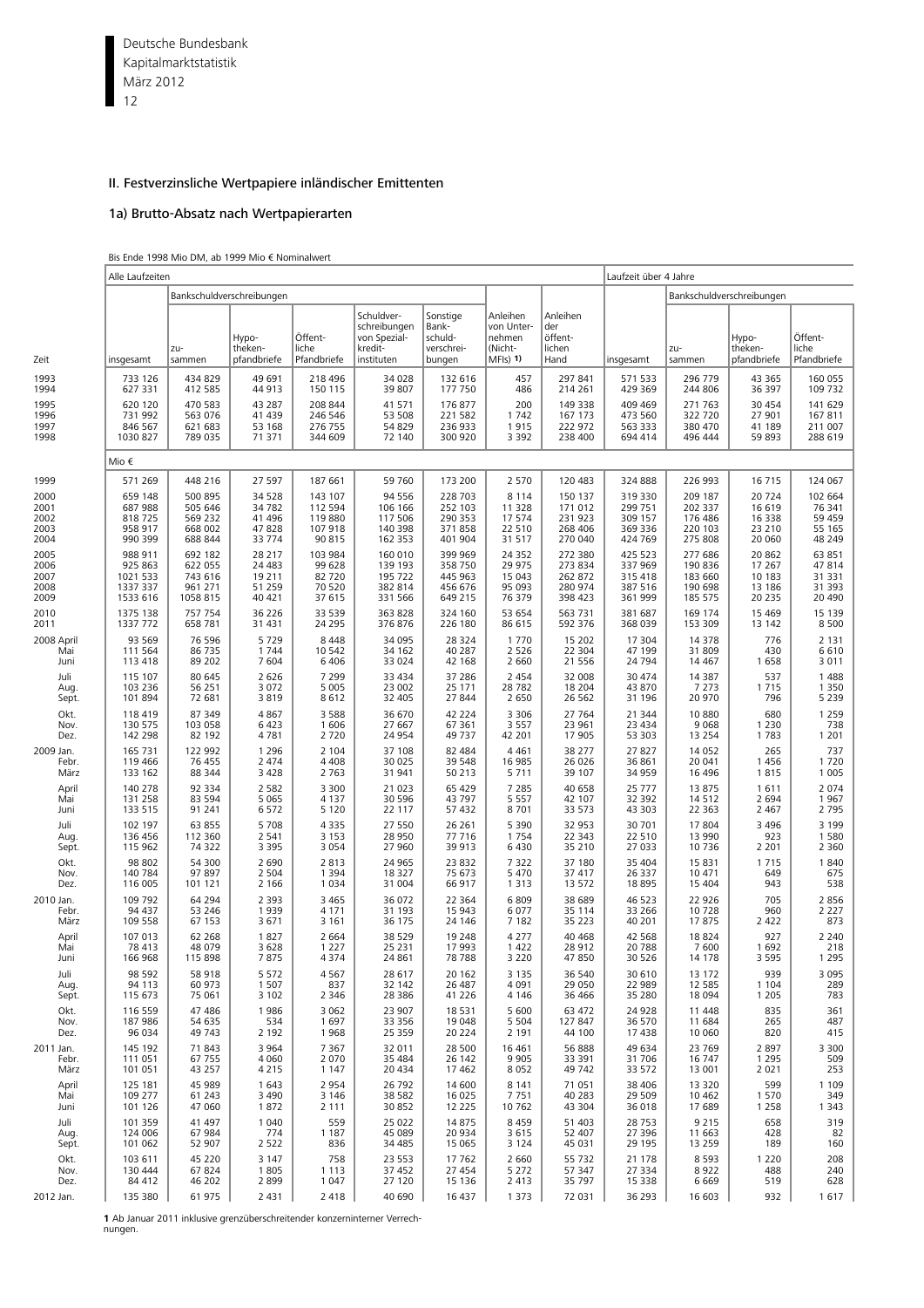## II. Festverzinsliche Wertpapiere inländischer Emittenten

### 1a) Brutto-Absatz nach Wertpapierarten

Bis Ende 1998 Mio DM, ab 1999 Mio € Nominalwert

| Zeit | Alle Laufzeiten | | | | | | | | Laufzeit über 4 Jahre | | | |
|---|---|---|---|---|---|---|---|---|---|---|---|---|
| | | Bankschuldverschreibungen | | | | | | | | Bankschuldverschreibungen | | |
| | insgesamt | zu-sammen | Hypo-theken-pfandbriefe | Öffent-liche Pfandbriefe | Schuldver-schreibungen von Spezial-kredit-instituten | Sonstige Bank-schuld-verschrei-bungen | Anleihen von Unter-nehmen (Nicht-MFIs) 1) | Anleihen der öffent-lichen Hand | insgesamt | zu-sammen | Hypo-theken-pfandbriefe | Öffent-liche Pfandbriefe |
| 1993 | 733 126 | 434 829 | 49 691 | 218 496 | 34 028 | 132 616 | 457 | 297 841 | 571 533 | 296 779 | 43 365 | 160 055 |
| 1994 | 627 331 | 412 585 | 44 913 | 150 115 | 39 807 | 177 750 | 486 | 214 261 | 429 369 | 244 806 | 36 397 | 109 732 |
| 1995 | 620 120 | 470 583 | 43 287 | 208 844 | 41 571 | 176 877 | 200 | 149 338 | 409 469 | 271 763 | 30 454 | 141 629 |
| 1996 | 731 992 | 563 076 | 41 439 | 246 546 | 53 508 | 221 582 | 1 742 | 167 173 | 473 560 | 322 720 | 27 901 | 167 811 |
| 1997 | 846 567 | 621 683 | 53 168 | 276 755 | 54 829 | 236 933 | 1 915 | 222 972 | 563 333 | 380 470 | 41 189 | 211 007 |
| 1998 | 1030 827 | 789 035 | 71 371 | 344 609 | 72 140 | 300 920 | 3 392 | 238 400 | 694 414 | 496 444 | 59 893 | 288 619 |
| | Mio € | | | | | | | | | | | |
| 1999 | 571 269 | 448 216 | 27 597 | 187 661 | 59 760 | 173 200 | 2 570 | 120 483 | 324 888 | 226 993 | 16 715 | 124 067 |
| 2000 | 659 148 | 500 895 | 34 528 | 143 107 | 94 556 | 228 703 | 8 114 | 150 137 | 319 330 | 209 187 | 20 724 | 102 664 |
| 2001 | 687 988 | 505 646 | 34 782 | 112 594 | 106 166 | 252 103 | 11 328 | 171 012 | 299 751 | 202 337 | 16 619 | 76 341 |
| 2002 | 818 725 | 569 232 | 41 496 | 119 880 | 117 506 | 290 353 | 17 574 | 231 923 | 309 157 | 176 486 | 16 338 | 59 459 |
| 2003 | 958 917 | 668 002 | 47 828 | 107 918 | 140 398 | 371 858 | 22 510 | 268 406 | 369 336 | 220 103 | 23 210 | 55 165 |
| 2004 | 990 399 | 688 844 | 33 774 | 90 815 | 162 353 | 401 904 | 31 517 | 270 040 | 424 769 | 275 808 | 20 060 | 48 249 |
| 2005 | 988 911 | 692 182 | 28 217 | 103 984 | 160 010 | 399 969 | 24 352 | 272 380 | 425 523 | 277 686 | 20 862 | 63 851 |
| 2006 | 925 863 | 622 055 | 24 483 | 99 628 | 139 193 | 358 750 | 29 975 | 273 834 | 337 969 | 190 836 | 17 267 | 47 814 |
| 2007 | 1021 533 | 743 616 | 19 211 | 82 720 | 195 722 | 445 963 | 15 043 | 262 872 | 315 418 | 183 660 | 10 183 | 31 331 |
| 2008 | 1337 337 | 961 271 | 51 259 | 70 520 | 382 814 | 456 676 | 95 093 | 280 974 | 387 516 | 190 698 | 13 186 | 31 393 |
| 2009 | 1533 616 | 1058 815 | 40 421 | 37 615 | 331 566 | 649 215 | 76 379 | 398 423 | 361 999 | 185 575 | 20 235 | 20 490 |
| 2010 | 1375 138 | 757 754 | 36 226 | 33 539 | 363 828 | 324 160 | 53 654 | 563 731 | 381 687 | 169 174 | 15 469 | 15 139 |
| 2011 | 1337 772 | 658 781 | 31 431 | 24 295 | 376 876 | 226 180 | 86 615 | 592 376 | 368 039 | 153 309 | 13 142 | 8 500 |
| 2008 April | 93 569 | 76 596 | 5 729 | 8 448 | 34 095 | 28 324 | 1 770 | 15 202 | 17 304 | 14 378 | 776 | 2 131 |
| Mai | 111 564 | 86 735 | 1 744 | 10 542 | 34 162 | 40 287 | 2 526 | 22 304 | 47 199 | 31 809 | 430 | 6 610 |
| Juni | 113 418 | 89 202 | 7 604 | 6 406 | 33 024 | 42 168 | 2 660 | 21 556 | 24 794 | 14 467 | 1 658 | 3 011 |
| Juli | 115 107 | 80 645 | 2 626 | 7 299 | 33 434 | 37 286 | 2 454 | 32 008 | 30 474 | 14 387 | 537 | 1 488 |
| Aug. | 103 236 | 56 251 | 3 072 | 5 005 | 23 002 | 25 171 | 28 782 | 18 204 | 43 870 | 7 273 | 1 715 | 1 350 |
| Sept. | 101 894 | 72 681 | 3 819 | 8 612 | 32 405 | 27 844 | 2 650 | 26 562 | 31 196 | 20 970 | 796 | 5 239 |
| Okt. | 118 419 | 87 349 | 4 867 | 3 588 | 36 670 | 42 224 | 3 306 | 27 764 | 21 344 | 10 880 | 680 | 1 259 |
| Nov. | 130 575 | 103 058 | 6 423 | 1 606 | 27 667 | 67 361 | 3 557 | 23 961 | 23 434 | 9 068 | 1 230 | 738 |
| Dez. | 142 298 | 82 192 | 4 781 | 2 720 | 24 954 | 49 737 | 42 201 | 17 905 | 53 303 | 13 254 | 1 783 | 1 201 |
| 2009 Jan. | 165 731 | 122 992 | 1 296 | 2 104 | 37 108 | 82 484 | 4 461 | 38 277 | 27 827 | 14 052 | 265 | 737 |
| Febr. | 119 466 | 76 455 | 2 474 | 4 408 | 30 025 | 39 548 | 16 985 | 26 026 | 36 861 | 20 041 | 1 456 | 1 720 |
| März | 133 162 | 88 344 | 3 428 | 2 763 | 31 941 | 50 213 | 5 711 | 39 107 | 34 959 | 16 496 | 1 815 | 1 005 |
| April | 140 278 | 92 334 | 2 582 | 3 300 | 21 023 | 65 429 | 7 285 | 40 658 | 25 777 | 13 875 | 1 611 | 2 074 |
| Mai | 131 258 | 83 594 | 5 065 | 4 137 | 30 596 | 43 797 | 5 557 | 42 107 | 32 392 | 14 512 | 2 694 | 1 967 |
| Juni | 133 515 | 91 241 | 6 572 | 5 120 | 22 117 | 57 432 | 8 701 | 33 573 | 43 303 | 22 363 | 2 467 | 2 795 |
| Juli | 102 197 | 63 855 | 5 708 | 4 335 | 27 550 | 26 261 | 5 390 | 32 953 | 30 701 | 17 804 | 3 496 | 3 199 |
| Aug. | 136 456 | 112 360 | 2 541 | 3 153 | 28 950 | 77 716 | 1 754 | 22 343 | 22 510 | 13 990 | 923 | 1 580 |
| Sept. | 115 962 | 74 322 | 3 395 | 3 054 | 27 960 | 39 913 | 6 430 | 35 210 | 27 033 | 10 736 | 2 201 | 2 360 |
| Okt. | 98 802 | 54 300 | 2 690 | 2 813 | 24 965 | 23 832 | 7 322 | 37 180 | 35 404 | 15 831 | 1 715 | 1 840 |
| Nov. | 140 784 | 97 897 | 2 504 | 1 394 | 18 327 | 75 673 | 5 470 | 37 417 | 26 337 | 10 471 | 649 | 675 |
| Dez. | 116 005 | 101 121 | 2 166 | 1 034 | 31 004 | 66 917 | 1 313 | 13 572 | 18 895 | 15 404 | 943 | 538 |
| 2010 Jan. | 109 792 | 64 294 | 2 393 | 3 465 | 36 072 | 22 364 | 6 809 | 38 689 | 46 523 | 22 926 | 705 | 2 856 |
| Febr. | 94 437 | 53 246 | 1 939 | 4 171 | 31 193 | 15 943 | 6 077 | 35 114 | 33 266 | 10 728 | 960 | 2 227 |
| März | 109 558 | 67 153 | 3 671 | 3 161 | 36 175 | 24 146 | 7 182 | 35 223 | 40 201 | 17 875 | 2 422 | 873 |
| April | 107 013 | 62 268 | 1 827 | 2 664 | 38 529 | 19 248 | 4 277 | 40 468 | 42 568 | 18 824 | 927 | 2 240 |
| Mai | 78 413 | 48 079 | 3 628 | 1 227 | 25 231 | 17 993 | 1 422 | 28 912 | 20 788 | 7 600 | 1 692 | 218 |
| Juni | 166 968 | 115 898 | 7 875 | 4 374 | 24 861 | 78 788 | 3 220 | 47 850 | 30 526 | 14 178 | 3 595 | 1 295 |
| Juli | 98 592 | 58 918 | 5 572 | 4 567 | 28 617 | 20 162 | 3 135 | 36 540 | 30 610 | 13 172 | 939 | 3 095 |
| Aug. | 94 113 | 60 973 | 1 507 | 837 | 32 142 | 26 487 | 4 091 | 29 050 | 22 989 | 12 585 | 1 104 | 289 |
| Sept. | 115 673 | 75 061 | 3 102 | 2 346 | 28 386 | 41 226 | 4 146 | 36 466 | 35 280 | 18 094 | 1 205 | 783 |
| Okt. | 116 559 | 47 486 | 1 986 | 3 062 | 23 907 | 18 531 | 5 600 | 63 472 | 24 928 | 11 448 | 835 | 361 |
| Nov. | 187 986 | 54 635 | 534 | 1 697 | 33 356 | 19 048 | 5 504 | 127 847 | 36 570 | 11 684 | 265 | 487 |
| Dez. | 96 034 | 49 743 | 2 192 | 1 968 | 25 359 | 20 224 | 2 191 | 44 100 | 17 438 | 10 060 | 820 | 415 |
| 2011 Jan. | 145 192 | 71 843 | 3 964 | 7 367 | 32 011 | 28 500 | 16 461 | 56 888 | 49 634 | 23 769 | 2 897 | 3 300 |
| Febr. | 111 051 | 67 755 | 4 060 | 2 070 | 35 484 | 26 142 | 9 905 | 33 391 | 31 706 | 16 747 | 1 295 | 509 |
| März | 101 051 | 43 257 | 4 215 | 1 147 | 20 434 | 17 462 | 8 052 | 49 742 | 33 572 | 13 001 | 2 021 | 253 |
| April | 125 181 | 45 989 | 1 643 | 2 954 | 26 792 | 14 600 | 8 141 | 71 051 | 38 406 | 13 320 | 599 | 1 109 |
| Mai | 109 277 | 61 243 | 3 490 | 3 146 | 38 582 | 16 025 | 7 751 | 40 283 | 29 509 | 10 462 | 1 570 | 349 |
| Juni | 101 126 | 47 060 | 1 872 | 2 111 | 30 852 | 12 225 | 10 762 | 43 304 | 36 018 | 17 689 | 1 258 | 1 343 |
| Juli | 101 359 | 41 497 | 1 040 | 559 | 25 022 | 14 875 | 8 459 | 51 403 | 28 753 | 9 215 | 658 | 319 |
| Aug. | 124 006 | 67 984 | 774 | 1 187 | 45 089 | 20 934 | 3 615 | 52 407 | 27 396 | 11 663 | 428 | 82 |
| Sept. | 101 062 | 52 907 | 2 522 | 836 | 34 485 | 15 065 | 3 124 | 45 031 | 29 195 | 13 259 | 189 | 160 |
| Okt. | 103 611 | 45 220 | 3 147 | 758 | 23 553 | 17 762 | 2 660 | 55 732 | 21 178 | 8 593 | 1 220 | 208 |
| Nov. | 130 444 | 67 824 | 1 805 | 1 113 | 37 452 | 27 454 | 5 272 | 57 347 | 27 334 | 8 922 | 488 | 240 |
| Dez. | 84 412 | 46 202 | 2 899 | 1 047 | 27 120 | 15 136 | 2 413 | 35 797 | 15 338 | 6 669 | 519 | 628 |
| 2012 Jan. | 135 380 | 61 975 | 2 431 | 2 418 | 40 690 | 16 437 | 1 373 | 72 031 | 36 293 | 16 603 | 932 | 1 617 |

**1** Ab Januar 2011 inklusive grenzüberschreitender konzerninterner Verrechnungen.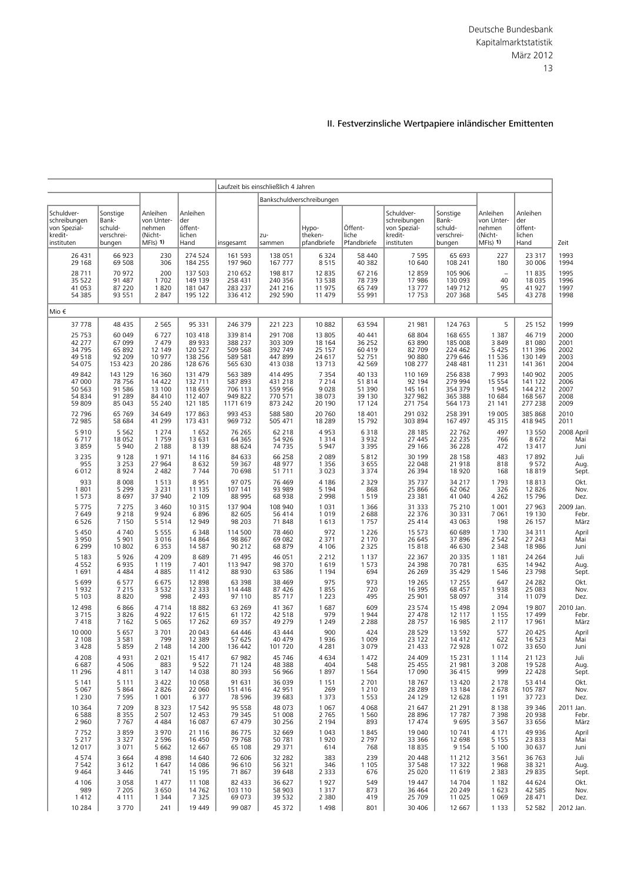## II. Festverzinsliche Wertpapiere inländischer Emittenten

| Schuldver-schreibungen von Spezial-kredit-instituten | Sonstige Bank-schuld-verschrei-bungen | Anleihen von Unter-nehmen (Nicht-MFIs) 1) | Anleihen der öffent-lichen Hand | Laufzeit bis einschließlich 4 Jahren | | | | | | | | | Zeit |
|---|---|---|---|---|---|---|---|---|---|---|---|---|---|
| | | | | | Bankschuldverschreibungen | | | | | | | | |
| | | | | insgesamt | zu-sammen | Hypo-theken-pfandbriefe | Öffent-liche Pfandbriefe | Schuldver-schreibungen von Spezial-kredit-instituten | Sonstige Bank-schuld-verschrei-bungen | Anleihen von Unter-nehmen (Nicht-MFIs) 1) | Anleihen der öffent-lichen Hand | |
| 26 431 | 66 923 | 230 | 274 524 | 161 593 | 138 051 | 6 324 | 58 440 | 7 595 | 65 693 | 227 | 23 317 | | 1993 |
| 29 168 | 69 508 | 306 | 184 255 | 197 960 | 167 777 | 8 515 | 40 382 | 10 640 | 108 241 | 180 | 30 006 | | 1994 |
| 28 711 | 70 972 | 200 | 137 503 | 210 652 | 198 817 | 12 835 | 67 216 | 12 859 | 105 906 | – | 11 835 | | 1995 |
| 35 522 | 91 487 | 1 702 | 149 139 | 258 431 | 240 356 | 13 538 | 78 739 | 17 986 | 130 093 | 40 | 18 035 | | 1996 |
| 41 053 | 87 220 | 1 820 | 181 047 | 283 237 | 241 216 | 11 975 | 65 749 | 13 777 | 149 712 | 95 | 41 927 | | 1997 |
| 54 385 | 93 551 | 2 847 | 195 122 | 336 412 | 292 590 | 11 479 | 55 991 | 17 753 | 207 368 | 545 | 43 278 | | 1998 |
| Mio € | | | | | | | | | | | | | |
| 37 778 | 48 435 | 2 565 | 95 331 | 246 379 | 221 223 | 10 882 | 63 594 | 21 981 | 124 763 | 5 | 25 152 | | 1999 |
| 25 753 | 60 049 | 6 727 | 103 418 | 339 814 | 291 708 | 13 805 | 40 441 | 68 804 | 168 655 | 1 387 | 46 719 | | 2000 |
| 42 277 | 67 099 | 7 479 | 89 933 | 388 237 | 303 309 | 18 164 | 36 252 | 63 890 | 185 008 | 3 849 | 81 080 | | 2001 |
| 34 795 | 65 892 | 12 149 | 120 527 | 509 568 | 392 749 | 25 157 | 60 419 | 82 709 | 224 462 | 5 425 | 111 396 | | 2002 |
| 49 518 | 92 209 | 10 977 | 138 256 | 589 581 | 447 899 | 24 617 | 52 751 | 90 880 | 279 646 | 11 536 | 130 149 | | 2003 |
| 54 075 | 153 423 | 20 286 | 128 676 | 565 630 | 413 038 | 13 713 | 42 569 | 108 277 | 248 481 | 11 231 | 141 361 | | 2004 |
| 49 842 | 143 129 | 16 360 | 131 479 | 563 389 | 414 495 | 7 354 | 40 133 | 110 169 | 256 838 | 7 993 | 140 902 | | 2005 |
| 47 000 | 78 756 | 14 422 | 132 711 | 587 893 | 431 218 | 7 214 | 51 814 | 92 194 | 279 994 | 15 554 | 141 122 | | 2006 |
| 50 563 | 91 586 | 13 100 | 118 659 | 706 113 | 559 956 | 9 028 | 51 390 | 145 161 | 354 379 | 1 945 | 144 212 | | 2007 |
| 54 834 | 91 289 | 84 410 | 112 407 | 949 822 | 770 571 | 38 073 | 39 130 | 327 982 | 365 388 | 10 684 | 168 567 | | 2008 |
| 59 809 | 85 043 | 55 240 | 121 185 | 1171 619 | 873 242 | 20 190 | 17 124 | 271 754 | 564 173 | 21 141 | 277 238 | | 2009 |
| 72 796 | 65 769 | 34 649 | 177 863 | 993 453 | 588 580 | 20 760 | 18 401 | 291 032 | 258 391 | 19 005 | 385 868 | | 2010 |
| 72 985 | 58 684 | 41 299 | 173 431 | 969 732 | 505 471 | 18 289 | 15 792 | 303 894 | 167 497 | 45 315 | 418 945 | | 2011 |
| 5 910 | 5 562 | 1 274 | 1 652 | 76 265 | 62 218 | 4 953 | 6 318 | 28 185 | 22 762 | 497 | 13 550 | | 2008 April |
| 6 717 | 18 052 | 1 759 | 13 631 | 64 365 | 54 926 | 1 314 | 3 932 | 27 445 | 22 235 | 766 | 8 672 | | Mai |
| 3 859 | 5 940 | 2 188 | 8 139 | 88 624 | 74 735 | 5 947 | 3 395 | 29 166 | 36 228 | 472 | 13 417 | | Juni |
| 3 235 | 9 128 | 1 971 | 14 116 | 84 633 | 66 258 | 2 089 | 5 812 | 30 199 | 28 158 | 483 | 17 892 | | Juli |
| 955 | 3 253 | 27 964 | 8 632 | 59 367 | 48 977 | 1 356 | 3 655 | 22 048 | 21 918 | 818 | 9 572 | | Aug. |
| 6 012 | 8 924 | 2 482 | 7 744 | 70 698 | 51 711 | 3 023 | 3 374 | 26 394 | 18 920 | 168 | 18 819 | | Sept. |
| 933 | 8 008 | 1 513 | 8 951 | 97 075 | 76 469 | 4 186 | 2 329 | 35 737 | 34 217 | 1 793 | 18 813 | | Okt. |
| 1 801 | 5 299 | 3 231 | 11 135 | 107 141 | 93 989 | 5 194 | 868 | 25 866 | 62 062 | 326 | 12 826 | | Nov. |
| 1 573 | 8 697 | 37 940 | 2 109 | 88 995 | 68 938 | 2 998 | 1 519 | 23 381 | 41 040 | 4 262 | 15 796 | | Dez. |
| 5 775 | 7 275 | 3 460 | 10 315 | 137 904 | 108 940 | 1 031 | 1 366 | 31 333 | 75 210 | 1 001 | 27 963 | | 2009 Jan. |
| 7 649 | 9 218 | 9 924 | 6 896 | 82 605 | 56 414 | 1 019 | 2 688 | 22 376 | 30 331 | 7 061 | 19 130 | | Febr. |
| 6 526 | 7 150 | 5 514 | 12 949 | 98 203 | 71 848 | 1 613 | 1 757 | 25 414 | 43 063 | 198 | 26 157 | | März |
| 5 450 | 4 740 | 5 555 | 6 348 | 114 500 | 78 460 | 972 | 1 226 | 15 573 | 60 689 | 1 730 | 34 311 | | April |
| 3 950 | 5 901 | 3 016 | 14 864 | 98 867 | 69 082 | 2 371 | 2 170 | 26 645 | 37 896 | 2 542 | 27 243 | | Mai |
| 6 299 | 10 802 | 6 353 | 14 587 | 90 212 | 68 879 | 4 106 | 2 325 | 15 818 | 46 630 | 2 348 | 18 986 | | Juni |
| 5 183 | 5 926 | 4 209 | 8 689 | 71 495 | 46 051 | 2 212 | 1 137 | 22 367 | 20 335 | 1 181 | 24 264 | | Juli |
| 4 552 | 6 935 | 1 119 | 7 401 | 113 947 | 98 370 | 1 619 | 1 573 | 24 398 | 70 781 | 635 | 14 942 | | Aug. |
| 1 691 | 4 484 | 4 885 | 11 412 | 88 930 | 63 586 | 1 194 | 694 | 26 269 | 35 429 | 1 546 | 23 798 | | Sept. |
| 5 699 | 6 577 | 6 675 | 12 898 | 63 398 | 38 469 | 975 | 973 | 19 265 | 17 255 | 647 | 24 282 | | Okt. |
| 1 932 | 7 215 | 3 532 | 12 333 | 114 448 | 87 426 | 1 855 | 720 | 16 395 | 68 457 | 1 938 | 25 083 | | Nov. |
| 5 103 | 8 820 | 998 | 2 493 | 97 110 | 85 717 | 1 223 | 495 | 25 901 | 58 097 | 314 | 11 079 | | Dez. |
| 12 498 | 6 866 | 4 714 | 18 882 | 63 269 | 41 367 | 1 687 | 609 | 23 574 | 15 498 | 2 094 | 19 807 | | 2010 Jan. |
| 3 715 | 3 826 | 4 922 | 17 615 | 61 172 | 42 518 | 979 | 1 944 | 27 478 | 12 117 | 1 155 | 17 499 | | Febr. |
| 7 418 | 7 162 | 5 065 | 17 262 | 69 357 | 49 279 | 1 249 | 2 288 | 28 757 | 16 985 | 2 117 | 17 961 | | März |
| 10 000 | 5 657 | 3 701 | 20 043 | 64 446 | 43 444 | 900 | 424 | 28 529 | 13 592 | 577 | 20 425 | | April |
| 2 108 | 3 581 | 799 | 12 389 | 57 625 | 40 479 | 1 936 | 1 009 | 23 122 | 14 412 | 622 | 16 523 | | Mai |
| 3 428 | 5 859 | 2 148 | 14 200 | 136 442 | 101 720 | 4 281 | 3 079 | 21 433 | 72 928 | 1 072 | 33 650 | | Juni |
| 4 208 | 4 931 | 2 021 | 15 417 | 67 982 | 45 746 | 4 634 | 1 472 | 24 409 | 15 231 | 1 114 | 21 123 | | Juli |
| 6 687 | 4 506 | 883 | 9 522 | 71 124 | 48 388 | 404 | 548 | 25 455 | 21 981 | 3 208 | 19 528 | | Aug. |
| 11 296 | 4 811 | 3 147 | 14 038 | 80 393 | 56 966 | 1 897 | 1 564 | 17 090 | 36 415 | 999 | 22 428 | | Sept. |
| 5 141 | 5 111 | 3 422 | 10 058 | 91 631 | 36 039 | 1 151 | 2 701 | 18 767 | 13 420 | 2 178 | 53 414 | | Okt. |
| 5 067 | 5 864 | 2 826 | 22 060 | 151 416 | 42 951 | 269 | 1 210 | 28 289 | 13 184 | 2 678 | 105 787 | | Nov. |
| 1 230 | 7 595 | 1 001 | 6 377 | 78 596 | 39 683 | 1 373 | 1 553 | 24 129 | 12 628 | 1 191 | 37 723 | | Dez. |
| 10 364 | 7 209 | 8 323 | 17 542 | 95 558 | 48 073 | 1 067 | 4 068 | 21 647 | 21 291 | 8 138 | 39 346 | | 2011 Jan. |
| 6 588 | 8 355 | 2 507 | 12 453 | 79 345 | 51 008 | 2 765 | 1 560 | 28 896 | 17 787 | 7 398 | 20 938 | | Febr. |
| 2 960 | 7 767 | 4 484 | 16 087 | 67 479 | 30 256 | 2 194 | 893 | 17 474 | 9 695 | 3 567 | 33 656 | | März |
| 7 752 | 3 859 | 3 970 | 21 116 | 86 775 | 32 669 | 1 043 | 1 845 | 19 040 | 10 741 | 4 171 | 49 936 | | April |
| 5 217 | 3 327 | 2 596 | 16 450 | 79 768 | 50 781 | 1 920 | 2 797 | 33 366 | 12 698 | 5 155 | 23 833 | | Mai |
| 12 017 | 3 071 | 5 662 | 12 667 | 65 108 | 29 371 | 614 | 768 | 18 835 | 9 154 | 5 100 | 30 637 | | Juni |
| 4 574 | 3 664 | 4 898 | 14 640 | 72 606 | 32 282 | 383 | 239 | 20 448 | 11 212 | 3 561 | 36 763 | | Juli |
| 7 542 | 3 612 | 1 647 | 14 086 | 96 610 | 56 321 | 346 | 1 105 | 37 548 | 17 322 | 1 968 | 38 321 | | Aug. |
| 9 464 | 3 446 | 741 | 15 195 | 71 867 | 39 648 | 2 333 | 676 | 25 020 | 11 619 | 2 383 | 29 835 | | Sept. |
| 4 106 | 3 058 | 1 477 | 11 108 | 82 433 | 36 627 | 1 927 | 549 | 19 447 | 14 704 | 1 182 | 44 624 | | Okt. |
| 989 | 7 205 | 3 650 | 14 762 | 103 110 | 58 903 | 1 317 | 873 | 36 464 | 20 249 | 1 623 | 42 585 | | Nov. |
| 1 412 | 4 111 | 1 344 | 7 325 | 69 073 | 39 532 | 2 380 | 419 | 25 709 | 11 025 | 1 069 | 28 471 | | Dez. |
| 10 284 | 3 770 | 241 | 19 449 | 99 087 | 45 372 | 1 498 | 801 | 30 406 | 12 667 | 1 133 | 52 582 | | 2012 Jan. |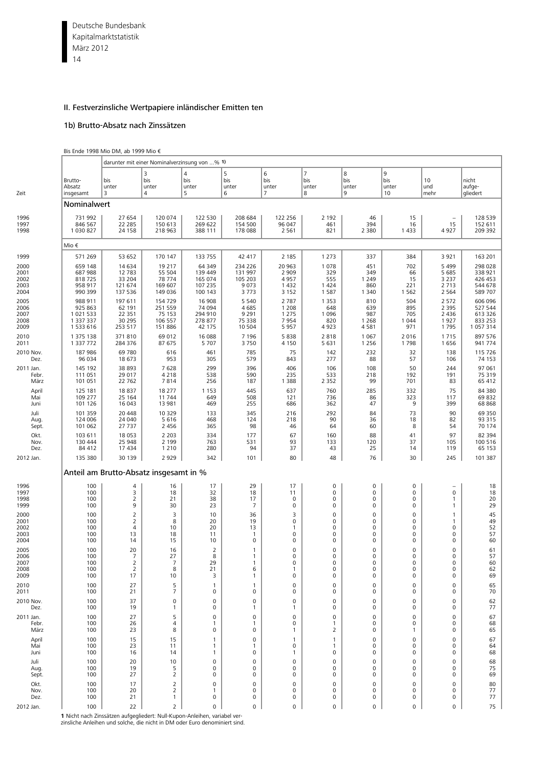## II. Festverzinsliche Wertpapiere inländischer Emitten ten

### 1b) Brutto-Absatz nach Zinssätzen

Bis Ende 1998 Mio DM, ab 1999 Mio €

| Zeit | Brutto-Absatz insgesamt | darunter mit einer Nominalverzinsung von ...% 1) | | | | | | | | | |
|---|---|---|---|---|---|---|---|---|---|---|---|
| | | bis unter 3 | 3 bis unter 4 | 4 bis unter 5 | 5 bis unter 6 | 6 bis unter 7 | 7 bis unter 8 | 8 bis unter 9 | 9 bis unter 10 | 10 und mehr | nicht aufge-gliedert |
| | **Nominalwert** | | | | | | | | | | |
| 1996 | 731 992 | 27 654 | 120 074 | 122 530 | 208 684 | 122 256 | 2 192 | 46 | 15 | – | 128 539 |
| 1997 | 846 567 | 22 285 | 150 613 | 269 622 | 154 500 | 96 047 | 461 | 394 | 16 | 15 | 152 611 |
| 1998 | 1 030 827 | 24 158 | 218 963 | 388 111 | 178 088 | 2 561 | 821 | 2 380 | 1 433 | 4 927 | 209 392 |
| | Mio € | | | | | | | | | | |
| 1999 | 571 269 | 53 652 | 170 147 | 133 755 | 42 417 | 2 185 | 1 273 | 337 | 384 | 3 921 | 163 201 |
| 2000 | 659 148 | 14 634 | 19 217 | 64 349 | 234 226 | 20 963 | 1 078 | 451 | 702 | 5 499 | 298 028 |
| 2001 | 687 988 | 12 783 | 55 504 | 139 449 | 131 997 | 2 909 | 329 | 349 | 66 | 5 685 | 338 921 |
| 2002 | 818 725 | 33 204 | 78 774 | 165 074 | 105 203 | 4 957 | 555 | 1 249 | 15 | 3 237 | 426 453 |
| 2003 | 958 917 | 121 674 | 169 607 | 107 235 | 9 073 | 1 432 | 1 424 | 860 | 221 | 2 713 | 544 678 |
| 2004 | 990 399 | 137 536 | 149 036 | 100 143 | 3 773 | 3 152 | 1 587 | 1 340 | 1 562 | 2 564 | 589 707 |
| 2005 | 988 911 | 197 611 | 154 729 | 16 908 | 5 540 | 2 787 | 1 353 | 810 | 504 | 2 572 | 606 096 |
| 2006 | 925 863 | 62 191 | 251 559 | 74 094 | 4 685 | 1 208 | 648 | 639 | 895 | 2 395 | 527 544 |
| 2007 | 1 021 533 | 22 351 | 75 153 | 294 910 | 9 291 | 1 275 | 1 096 | 987 | 705 | 2 436 | 613 326 |
| 2008 | 1 337 337 | 30 295 | 106 557 | 278 877 | 75 338 | 7 954 | 820 | 1 268 | 1 044 | 1 927 | 833 253 |
| 2009 | 1 533 616 | 253 517 | 151 886 | 42 175 | 10 504 | 5 957 | 4 923 | 4 581 | 971 | 1 795 | 1 057 314 |
| 2010 | 1 375 138 | 371 810 | 69 012 | 16 088 | 7 196 | 5 838 | 2 818 | 1 067 | 2 016 | 1 715 | 897 576 |
| 2011 | 1 337 772 | 284 376 | 87 675 | 5 707 | 3 750 | 4 150 | 5 631 | 1 256 | 1 798 | 1 656 | 941 774 |
| 2010 Nov. | 187 986 | 69 780 | 616 | 461 | 785 | 75 | 142 | 232 | 32 | 138 | 115 726 |
| Dez. | 96 034 | 18 673 | 953 | 305 | 579 | 843 | 277 | 88 | 57 | 106 | 74 153 |
| 2011 Jan. | 145 192 | 38 893 | 7 628 | 299 | 396 | 406 | 106 | 108 | 50 | 244 | 97 061 |
| Febr. | 111 051 | 29 017 | 4 218 | 538 | 590 | 235 | 533 | 218 | 192 | 191 | 75 319 |
| März | 101 051 | 22 762 | 7 814 | 256 | 187 | 1 388 | 2 352 | 99 | 701 | 83 | 65 412 |
| April | 125 181 | 18 837 | 18 277 | 1 153 | 445 | 637 | 760 | 285 | 332 | 75 | 84 380 |
| Mai | 109 277 | 25 164 | 11 744 | 649 | 508 | 121 | 736 | 86 | 323 | 117 | 69 832 |
| Juni | 101 126 | 16 043 | 13 981 | 469 | 255 | 686 | 362 | 47 | 9 | 399 | 68 868 |
| Juli | 101 359 | 20 448 | 10 329 | 133 | 345 | 216 | 292 | 84 | 73 | 90 | 69 350 |
| Aug. | 124 006 | 24 040 | 5 616 | 468 | 124 | 218 | 90 | 36 | 18 | 82 | 93 315 |
| Sept. | 101 062 | 27 737 | 2 456 | 365 | 98 | 46 | 64 | 60 | 8 | 54 | 70 174 |
| Okt. | 103 611 | 18 053 | 2 203 | 334 | 177 | 67 | 160 | 88 | 41 | 97 | 82 394 |
| Nov. | 130 444 | 25 948 | 2 199 | 763 | 531 | 93 | 133 | 120 | 37 | 105 | 100 516 |
| Dez. | 84 412 | 17 434 | 1 210 | 280 | 94 | 37 | 43 | 25 | 14 | 119 | 65 153 |
| 2012 Jan. | 135 380 | 30 139 | 2 929 | 342 | 101 | 80 | 48 | 76 | 30 | 245 | 101 387 |
| | **Anteil am Brutto-Absatz insgesamt in %** | | | | | | | | | | |
| 1996 | 100 | 4 | 16 | 17 | 29 | 17 | 0 | 0 | 0 | – | 18 |
| 1997 | 100 | 3 | 18 | 32 | 18 | 11 | 0 | 0 | 0 | 0 | 18 |
| 1998 | 100 | 2 | 21 | 38 | 17 | 0 | 0 | 0 | 0 | 1 | 20 |
| 1999 | 100 | 9 | 30 | 23 | 7 | 0 | 0 | 0 | 0 | 1 | 29 |
| 2000 | 100 | 2 | 3 | 10 | 36 | 3 | 0 | 0 | 0 | 1 | 45 |
| 2001 | 100 | 2 | 8 | 20 | 19 | 0 | 0 | 0 | 0 | 1 | 49 |
| 2002 | 100 | 4 | 10 | 20 | 13 | 1 | 0 | 0 | 0 | 0 | 52 |
| 2003 | 100 | 13 | 18 | 11 | 1 | 0 | 0 | 0 | 0 | 0 | 57 |
| 2004 | 100 | 14 | 15 | 10 | 0 | 0 | 0 | 0 | 0 | 0 | 60 |
| 2005 | 100 | 20 | 16 | 2 | 1 | 0 | 0 | 0 | 0 | 0 | 61 |
| 2006 | 100 | 7 | 27 | 8 | 1 | 0 | 0 | 0 | 0 | 0 | 57 |
| 2007 | 100 | 2 | 7 | 29 | 1 | 0 | 0 | 0 | 0 | 0 | 60 |
| 2008 | 100 | 2 | 8 | 21 | 6 | 1 | 0 | 0 | 0 | 0 | 62 |
| 2009 | 100 | 17 | 10 | 3 | 1 | 0 | 0 | 0 | 0 | 0 | 69 |
| 2010 | 100 | 27 | 5 | 1 | 1 | 0 | 0 | 0 | 0 | 0 | 65 |
| 2011 | 100 | 21 | 7 | 0 | 0 | 0 | 0 | 0 | 0 | 0 | 70 |
| 2010 Nov. | 100 | 37 | 0 | 0 | 0 | 0 | 0 | 0 | 0 | 0 | 62 |
| Dez. | 100 | 19 | 1 | 0 | 1 | 1 | 0 | 0 | 0 | 0 | 77 |
| 2011 Jan. | 100 | 27 | 5 | 0 | 0 | 0 | 0 | 0 | 0 | 0 | 67 |
| Febr. | 100 | 26 | 4 | 1 | 1 | 0 | 1 | 0 | 0 | 0 | 68 |
| März | 100 | 23 | 8 | 0 | 0 | 1 | 2 | 0 | 1 | 0 | 65 |
| April | 100 | 15 | 15 | 1 | 0 | 1 | 1 | 0 | 0 | 0 | 67 |
| Mai | 100 | 23 | 11 | 1 | 1 | 0 | 1 | 0 | 0 | 0 | 64 |
| Juni | 100 | 16 | 14 | 1 | 0 | 1 | 0 | 0 | 0 | 0 | 68 |
| Juli | 100 | 20 | 10 | 0 | 0 | 0 | 0 | 0 | 0 | 0 | 68 |
| Aug. | 100 | 19 | 5 | 0 | 0 | 0 | 0 | 0 | 0 | 0 | 75 |
| Sept. | 100 | 27 | 2 | 0 | 0 | 0 | 0 | 0 | 0 | 0 | 69 |
| Okt. | 100 | 17 | 2 | 0 | 0 | 0 | 0 | 0 | 0 | 0 | 80 |
| Nov. | 100 | 20 | 2 | 1 | 0 | 0 | 0 | 0 | 0 | 0 | 77 |
| Dez. | 100 | 21 | 1 | 0 | 0 | 0 | 0 | 0 | 0 | 0 | 77 |
| 2012 Jan. | 100 | 22 | 2 | 0 | 0 | 0 | 0 | 0 | 0 | 0 | 75 |

**1** Nicht nach Zinssätzen aufgegliedert: Null-Kupon-Anleihen, variabel verzinsliche Anleihen und solche, die nicht in DM oder Euro denominiert sind.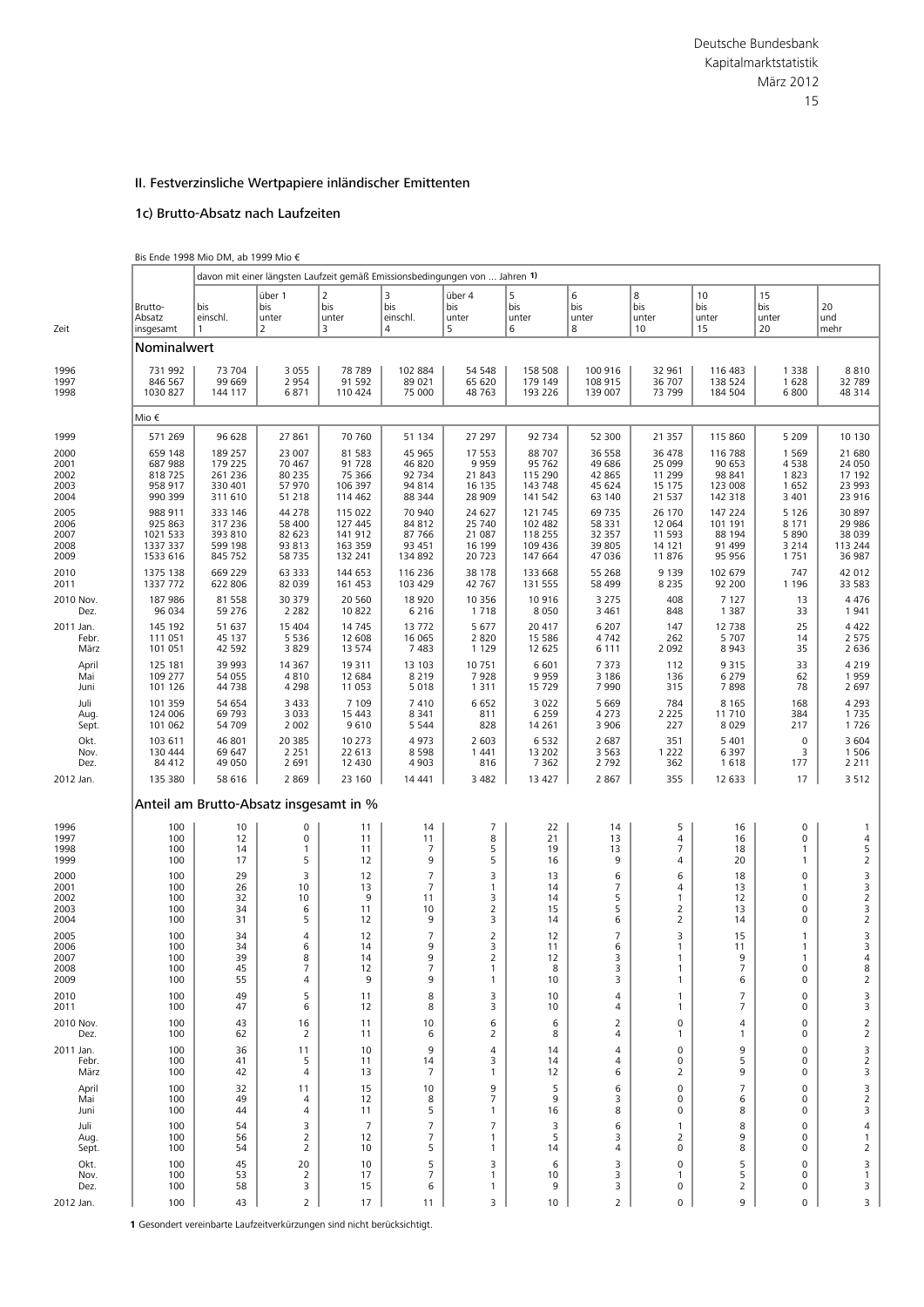## II. Festverzinsliche Wertpapiere inländischer Emittenten

### 1c) Brutto-Absatz nach Laufzeiten

Bis Ende 1998 Mio DM, ab 1999 Mio €

| Zeit | Brutto-Absatz insgesamt | davon mit einer längsten Laufzeit gemäß Emissionsbedingungen von ... Jahren 1) | | | | | | | | | | |
|---|---|---|---|---|---|---|---|---|---|---|---|---|
| | | bis einschl. 1 | über 1 bis unter 2 | 2 bis unter 3 | 3 bis einschl. 4 | über 4 bis unter 5 | 5 bis unter 6 | 6 bis unter 8 | 8 bis unter 10 | 10 bis unter 15 | 15 bis unter 20 | 20 und mehr |
| | **Nominalwert** | | | | | | | | | | | |
| 1996 | 731 992 | 73 704 | 3 055 | 78 789 | 102 884 | 54 548 | 158 508 | 100 916 | 32 961 | 116 483 | 1 338 | 8 810 |
| 1997 | 846 567 | 99 669 | 2 954 | 91 592 | 89 021 | 65 620 | 179 149 | 108 915 | 36 707 | 138 524 | 1 628 | 32 789 |
| 1998 | 1030 827 | 144 117 | 6 871 | 110 424 | 75 000 | 48 763 | 193 226 | 139 007 | 73 799 | 184 504 | 6 800 | 48 314 |
| | Mio € | | | | | | | | | | | |
| 1999 | 571 269 | 96 628 | 27 861 | 70 760 | 51 134 | 27 297 | 92 734 | 52 300 | 21 357 | 115 860 | 5 209 | 10 130 |
| 2000 | 659 148 | 189 257 | 23 007 | 81 583 | 45 965 | 17 553 | 88 707 | 36 558 | 36 478 | 116 788 | 1 569 | 21 680 |
| 2001 | 687 988 | 179 225 | 70 467 | 91 728 | 46 820 | 9 959 | 95 762 | 49 686 | 25 099 | 90 653 | 4 538 | 24 050 |
| 2002 | 818 725 | 261 236 | 80 235 | 75 366 | 92 734 | 21 843 | 115 290 | 42 865 | 11 299 | 98 841 | 1 823 | 17 192 |
| 2003 | 958 917 | 330 401 | 57 970 | 106 397 | 94 814 | 16 135 | 143 748 | 45 624 | 15 175 | 123 008 | 1 652 | 23 993 |
| 2004 | 990 399 | 311 610 | 51 218 | 114 462 | 88 344 | 28 909 | 141 542 | 63 140 | 21 537 | 142 318 | 3 401 | 23 916 |
| 2005 | 988 911 | 333 146 | 44 278 | 115 022 | 70 940 | 24 627 | 121 745 | 69 735 | 26 170 | 147 224 | 5 126 | 30 897 |
| 2006 | 925 863 | 317 236 | 58 400 | 127 445 | 84 812 | 25 740 | 102 482 | 58 331 | 12 064 | 101 191 | 8 171 | 29 986 |
| 2007 | 1021 533 | 393 810 | 82 623 | 141 912 | 87 766 | 21 087 | 118 255 | 32 357 | 11 593 | 88 194 | 5 890 | 38 039 |
| 2008 | 1337 337 | 599 198 | 93 813 | 163 359 | 93 451 | 16 199 | 109 436 | 39 805 | 14 121 | 91 499 | 3 214 | 113 244 |
| 2009 | 1533 616 | 845 752 | 58 735 | 132 241 | 134 892 | 20 723 | 147 664 | 47 036 | 11 876 | 95 956 | 1 751 | 36 987 |
| 2010 | 1375 138 | 669 229 | 63 333 | 144 653 | 116 236 | 38 178 | 133 668 | 55 268 | 9 139 | 102 679 | 747 | 42 012 |
| 2011 | 1337 772 | 622 806 | 82 039 | 161 453 | 103 429 | 42 767 | 131 555 | 58 499 | 8 235 | 92 200 | 1 196 | 33 583 |
| 2010 Nov. | 187 986 | 81 558 | 30 379 | 20 560 | 18 920 | 10 356 | 10 916 | 3 275 | 408 | 7 127 | 13 | 4 476 |
| Dez. | 96 034 | 59 276 | 2 282 | 10 822 | 6 216 | 1 718 | 8 050 | 3 461 | 848 | 1 387 | 33 | 1 941 |
| 2011 Jan. | 145 192 | 51 637 | 15 404 | 14 745 | 13 772 | 5 677 | 20 417 | 6 207 | 147 | 12 738 | 25 | 4 422 |
| Febr. | 111 051 | 45 137 | 5 536 | 12 608 | 16 065 | 2 820 | 15 586 | 4 742 | 262 | 5 707 | 14 | 2 575 |
| März | 101 051 | 42 592 | 3 829 | 13 574 | 7 483 | 1 129 | 12 625 | 6 111 | 2 092 | 8 943 | 35 | 2 636 |
| April | 125 181 | 39 993 | 14 367 | 19 311 | 13 103 | 10 751 | 6 601 | 7 373 | 112 | 9 315 | 33 | 4 219 |
| Mai | 109 277 | 54 055 | 4 810 | 12 684 | 8 219 | 7 928 | 9 959 | 3 186 | 136 | 6 279 | 62 | 1 959 |
| Juni | 101 126 | 44 738 | 4 298 | 11 053 | 5 018 | 1 311 | 15 729 | 7 990 | 315 | 7 898 | 78 | 2 697 |
| Juli | 101 359 | 54 654 | 3 433 | 7 109 | 7 410 | 6 652 | 3 022 | 5 669 | 784 | 8 165 | 168 | 4 293 |
| Aug. | 124 006 | 69 793 | 3 033 | 15 443 | 8 341 | 811 | 6 259 | 4 273 | 2 225 | 11 710 | 384 | 1 735 |
| Sept. | 101 062 | 54 709 | 2 002 | 9 610 | 5 544 | 828 | 14 261 | 3 906 | 227 | 8 029 | 217 | 1 726 |
| Okt. | 103 611 | 46 801 | 20 385 | 10 273 | 4 973 | 2 603 | 6 532 | 2 687 | 351 | 5 401 | 0 | 3 604 |
| Nov. | 130 444 | 69 647 | 2 251 | 22 613 | 8 598 | 1 441 | 13 202 | 3 563 | 1 222 | 6 397 | 3 | 1 506 |
| Dez. | 84 412 | 49 050 | 2 691 | 12 430 | 4 903 | 816 | 7 362 | 2 792 | 362 | 1 618 | 177 | 2 211 |
| 2012 Jan. | 135 380 | 58 616 | 2 869 | 23 160 | 14 441 | 3 482 | 13 427 | 2 867 | 355 | 12 633 | 17 | 3 512 |
| | **Anteil am Brutto-Absatz insgesamt in %** | | | | | | | | | | | |
| 1996 | 100 | 10 | 0 | 11 | 14 | 7 | 22 | 14 | 5 | 16 | 0 | 1 |
| 1997 | 100 | 12 | 0 | 11 | 11 | 8 | 21 | 13 | 4 | 16 | 0 | 4 |
| 1998 | 100 | 14 | 1 | 11 | 7 | 5 | 19 | 13 | 7 | 18 | 1 | 5 |
| 1999 | 100 | 17 | 5 | 12 | 9 | 5 | 16 | 9 | 4 | 20 | 1 | 2 |
| 2000 | 100 | 29 | 3 | 12 | 7 | 3 | 13 | 6 | 6 | 18 | 0 | 3 |
| 2001 | 100 | 26 | 10 | 13 | 7 | 1 | 14 | 7 | 4 | 13 | 1 | 3 |
| 2002 | 100 | 32 | 10 | 9 | 11 | 3 | 14 | 5 | 1 | 12 | 0 | 2 |
| 2003 | 100 | 34 | 6 | 11 | 10 | 2 | 15 | 5 | 2 | 13 | 0 | 3 |
| 2004 | 100 | 31 | 5 | 12 | 9 | 3 | 14 | 6 | 2 | 14 | 0 | 2 |
| 2005 | 100 | 34 | 4 | 12 | 7 | 2 | 12 | 7 | 3 | 15 | 1 | 3 |
| 2006 | 100 | 34 | 6 | 14 | 9 | 3 | 11 | 6 | 1 | 11 | 1 | 3 |
| 2007 | 100 | 39 | 8 | 14 | 9 | 2 | 12 | 3 | 1 | 9 | 1 | 4 |
| 2008 | 100 | 45 | 7 | 12 | 7 | 1 | 8 | 3 | 1 | 7 | 0 | 8 |
| 2009 | 100 | 55 | 4 | 9 | 9 | 1 | 10 | 3 | 1 | 6 | 0 | 2 |
| 2010 | 100 | 49 | 5 | 11 | 8 | 3 | 10 | 4 | 1 | 7 | 0 | 3 |
| 2011 | 100 | 47 | 6 | 12 | 8 | 3 | 10 | 4 | 1 | 7 | 0 | 3 |
| 2010 Nov. | 100 | 43 | 16 | 11 | 10 | 6 | 6 | 2 | 0 | 4 | 0 | 2 |
| Dez. | 100 | 62 | 2 | 11 | 6 | 2 | 8 | 4 | 1 | 1 | 0 | 2 |
| 2011 Jan. | 100 | 36 | 11 | 10 | 9 | 4 | 14 | 4 | 0 | 9 | 0 | 3 |
| Febr. | 100 | 41 | 5 | 11 | 14 | 3 | 14 | 4 | 0 | 5 | 0 | 2 |
| März | 100 | 42 | 4 | 13 | 7 | 1 | 12 | 6 | 2 | 9 | 0 | 3 |
| April | 100 | 32 | 11 | 15 | 10 | 9 | 5 | 6 | 0 | 7 | 0 | 3 |
| Mai | 100 | 49 | 4 | 12 | 8 | 7 | 9 | 3 | 0 | 6 | 0 | 2 |
| Juni | 100 | 44 | 4 | 11 | 5 | 1 | 16 | 8 | 0 | 8 | 0 | 3 |
| Juli | 100 | 54 | 3 | 7 | 7 | 7 | 3 | 6 | 1 | 8 | 0 | 4 |
| Aug. | 100 | 56 | 2 | 12 | 7 | 1 | 5 | 3 | 2 | 9 | 0 | 1 |
| Sept. | 100 | 54 | 2 | 10 | 5 | 1 | 14 | 4 | 0 | 8 | 0 | 2 |
| Okt. | 100 | 45 | 20 | 10 | 5 | 3 | 6 | 3 | 0 | 5 | 0 | 3 |
| Nov. | 100 | 53 | 2 | 17 | 7 | 1 | 10 | 3 | 1 | 5 | 0 | 1 |
| Dez. | 100 | 58 | 3 | 15 | 6 | 1 | 9 | 3 | 0 | 2 | 0 | 3 |
| 2012 Jan. | 100 | 43 | 2 | 17 | 11 | 3 | 10 | 2 | 0 | 9 | 0 | 3 |

**1** Gesondert vereinbarte Laufzeitverkürzungen sind nicht berücksichtigt.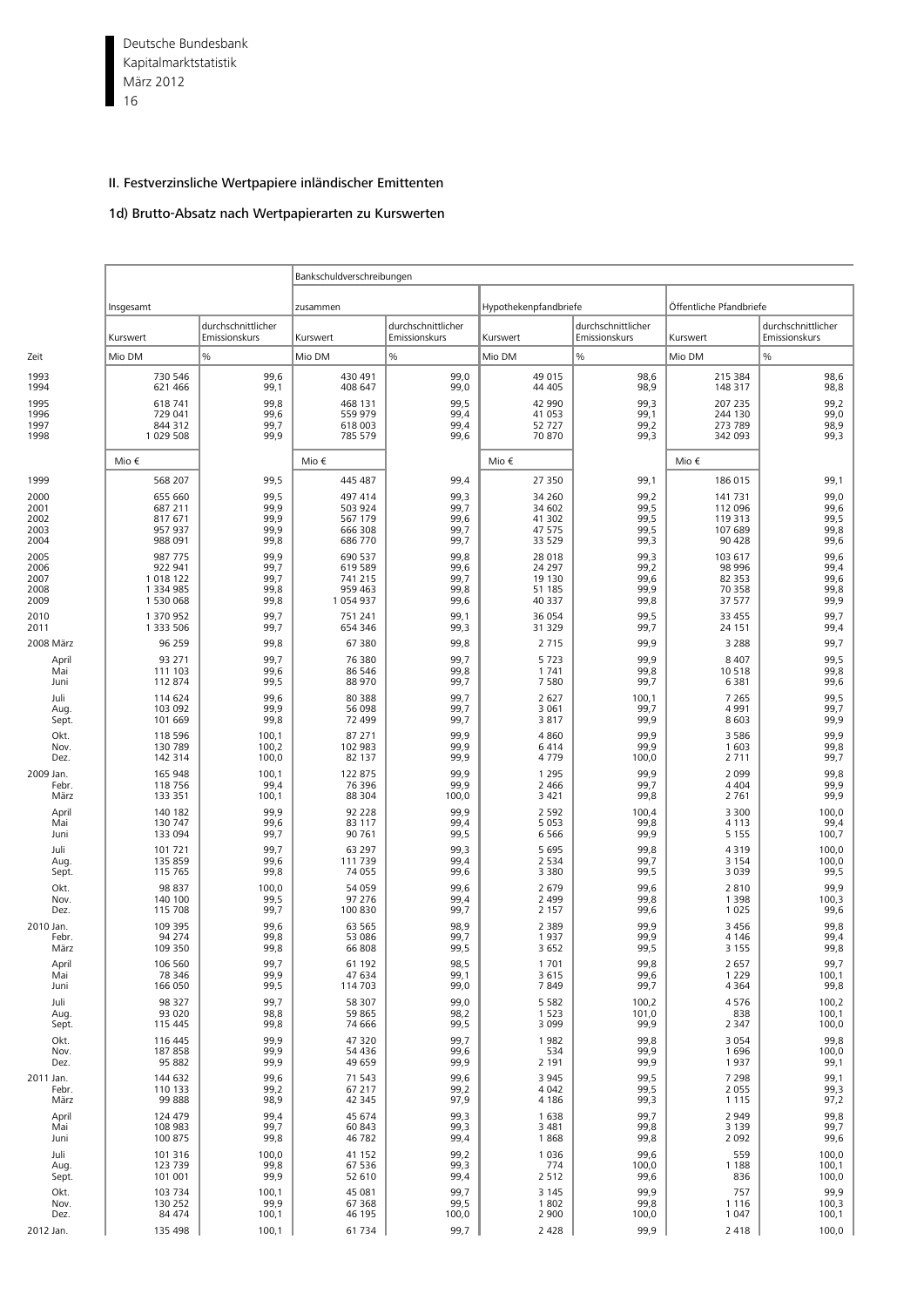## II. Festverzinsliche Wertpapiere inländischer Emittenten

### 1d) Brutto-Absatz nach Wertpapierarten zu Kurswerten

| | Insgesamt | | Bankschuldverschreibungen | | | | | |
|---|---|---|---|---|---|---|---|---|
| | | | zusammen | | Hypothekenpfandbriefe | | Öffentliche Pfandbriefe | |
| | Kurswert | durchschnittlicher Emissionskurs | Kurswert | durchschnittlicher Emissionskurs | Kurswert | durchschnittlicher Emissionskurs | Kurswert | durchschnittlicher Emissionskurs |
| Zeit | Mio DM | % | Mio DM | % | Mio DM | % | Mio DM | % |
| 1993 | 730 546 | 99,6 | 430 491 | 99,0 | 49 015 | 98,6 | 215 384 | 98,6 |
| 1994 | 621 466 | 99,1 | 408 647 | 99,0 | 44 405 | 98,9 | 148 317 | 98,8 |
| 1995 | 618 741 | 99,8 | 468 131 | 99,5 | 42 990 | 99,3 | 207 235 | 99,2 |
| 1996 | 729 041 | 99,6 | 559 979 | 99,4 | 41 053 | 99,1 | 244 130 | 99,0 |
| 1997 | 844 312 | 99,7 | 618 003 | 99,4 | 52 727 | 99,2 | 273 789 | 98,9 |
| 1998 | 1 029 508 | 99,9 | 785 579 | 99,6 | 70 870 | 99,3 | 342 093 | 99,3 |
| | Mio € | | Mio € | | Mio € | | Mio € | |
| 1999 | 568 207 | 99,5 | 445 487 | 99,4 | 27 350 | 99,1 | 186 015 | 99,1 |
| 2000 | 655 660 | 99,5 | 497 414 | 99,3 | 34 260 | 99,2 | 141 731 | 99,0 |
| 2001 | 687 211 | 99,9 | 503 924 | 99,7 | 34 602 | 99,5 | 112 096 | 99,6 |
| 2002 | 817 671 | 99,9 | 567 179 | 99,6 | 41 302 | 99,5 | 119 313 | 99,5 |
| 2003 | 957 937 | 99,9 | 666 308 | 99,7 | 47 575 | 99,5 | 107 689 | 99,8 |
| 2004 | 988 091 | 99,8 | 686 770 | 99,7 | 33 529 | 99,3 | 90 428 | 99,6 |
| 2005 | 987 775 | 99,9 | 690 537 | 99,8 | 28 018 | 99,3 | 103 617 | 99,6 |
| 2006 | 922 941 | 99,7 | 619 589 | 99,6 | 24 297 | 99,2 | 98 996 | 99,4 |
| 2007 | 1 018 122 | 99,7 | 741 215 | 99,7 | 19 130 | 99,6 | 82 353 | 99,6 |
| 2008 | 1 334 985 | 99,8 | 959 463 | 99,8 | 51 185 | 99,9 | 70 358 | 99,8 |
| 2009 | 1 530 068 | 99,8 | 1 054 937 | 99,6 | 40 337 | 99,8 | 37 577 | 99,9 |
| 2010 | 1 370 952 | 99,7 | 751 241 | 99,1 | 36 054 | 99,5 | 33 455 | 99,7 |
| 2011 | 1 333 506 | 99,7 | 654 346 | 99,3 | 31 329 | 99,7 | 24 151 | 99,4 |
| 2008 März | 96 259 | 99,8 | 67 380 | 99,8 | 2 715 | 99,9 | 3 288 | 99,7 |
| April | 93 271 | 99,7 | 76 380 | 99,7 | 5 723 | 99,9 | 8 407 | 99,5 |
| Mai | 111 103 | 99,6 | 86 546 | 99,8 | 1 741 | 99,8 | 10 518 | 99,8 |
| Juni | 112 874 | 99,5 | 88 970 | 99,7 | 7 580 | 99,7 | 6 381 | 99,6 |
| Juli | 114 624 | 99,6 | 80 388 | 99,7 | 2 627 | 100,1 | 7 265 | 99,5 |
| Aug. | 103 092 | 99,9 | 56 098 | 99,7 | 3 061 | 99,7 | 4 991 | 99,7 |
| Sept. | 101 669 | 99,8 | 72 499 | 99,7 | 3 817 | 99,9 | 8 603 | 99,9 |
| Okt. | 118 596 | 100,1 | 87 271 | 99,9 | 4 860 | 99,9 | 3 586 | 99,9 |
| Nov. | 130 789 | 100,2 | 102 983 | 99,9 | 6 414 | 99,9 | 1 603 | 99,8 |
| Dez. | 142 314 | 100,0 | 82 137 | 99,9 | 4 779 | 100,0 | 2 711 | 99,7 |
| 2009 Jan. | 165 948 | 100,1 | 122 875 | 99,9 | 1 295 | 99,9 | 2 099 | 99,8 |
| Febr. | 118 756 | 99,4 | 76 396 | 99,9 | 2 466 | 99,7 | 4 404 | 99,9 |
| März | 133 351 | 100,1 | 88 304 | 100,0 | 3 421 | 99,8 | 2 761 | 99,9 |
| April | 140 182 | 99,9 | 92 228 | 99,9 | 2 592 | 100,4 | 3 300 | 100,0 |
| Mai | 130 747 | 99,6 | 83 117 | 99,4 | 5 053 | 99,8 | 4 113 | 99,4 |
| Juni | 133 094 | 99,7 | 90 761 | 99,5 | 6 566 | 99,9 | 5 155 | 100,7 |
| Juli | 101 721 | 99,7 | 63 297 | 99,3 | 5 695 | 99,8 | 4 319 | 100,0 |
| Aug. | 135 859 | 99,6 | 111 739 | 99,4 | 2 534 | 99,7 | 3 154 | 100,0 |
| Sept. | 115 765 | 99,8 | 74 055 | 99,6 | 3 380 | 99,5 | 3 039 | 99,5 |
| Okt. | 98 837 | 100,0 | 54 059 | 99,6 | 2 679 | 99,6 | 2 810 | 99,9 |
| Nov. | 140 100 | 99,5 | 97 276 | 99,4 | 2 499 | 99,8 | 1 398 | 100,3 |
| Dez. | 115 708 | 99,7 | 100 830 | 99,7 | 2 157 | 99,6 | 1 025 | 99,6 |
| 2010 Jan. | 109 395 | 99,6 | 63 565 | 98,9 | 2 389 | 99,9 | 3 456 | 99,8 |
| Febr. | 94 274 | 99,8 | 53 086 | 99,7 | 1 937 | 99,9 | 4 146 | 99,4 |
| März | 109 350 | 99,8 | 66 808 | 99,5 | 3 652 | 99,5 | 3 155 | 99,8 |
| April | 106 560 | 99,7 | 61 192 | 98,5 | 1 701 | 99,8 | 2 657 | 99,7 |
| Mai | 78 346 | 99,9 | 47 634 | 99,1 | 3 615 | 99,6 | 1 229 | 100,1 |
| Juni | 166 050 | 99,5 | 114 703 | 99,0 | 7 849 | 99,7 | 4 364 | 99,8 |
| Juli | 98 327 | 99,7 | 58 307 | 99,0 | 5 582 | 100,2 | 4 576 | 100,2 |
| Aug. | 93 020 | 98,8 | 59 865 | 98,2 | 1 523 | 101,0 | 838 | 100,1 |
| Sept. | 115 445 | 99,8 | 74 666 | 99,5 | 3 099 | 99,9 | 2 347 | 100,0 |
| Okt. | 116 445 | 99,9 | 47 320 | 99,7 | 1 982 | 99,8 | 3 054 | 99,8 |
| Nov. | 187 858 | 99,9 | 54 436 | 99,6 | 534 | 99,9 | 1 696 | 100,0 |
| Dez. | 95 882 | 99,9 | 49 659 | 99,9 | 2 191 | 99,9 | 1 937 | 99,1 |
| 2011 Jan. | 144 632 | 99,6 | 71 543 | 99,6 | 3 945 | 99,5 | 7 298 | 99,1 |
| Febr. | 110 133 | 99,2 | 67 217 | 99,2 | 4 042 | 99,5 | 2 055 | 99,3 |
| März | 99 888 | 98,9 | 42 345 | 97,9 | 4 186 | 99,3 | 1 115 | 97,2 |
| April | 124 479 | 99,4 | 45 674 | 99,3 | 1 638 | 99,7 | 2 949 | 99,8 |
| Mai | 108 983 | 99,7 | 60 843 | 99,3 | 3 481 | 99,8 | 3 139 | 99,7 |
| Juni | 100 875 | 99,8 | 46 782 | 99,4 | 1 868 | 99,8 | 2 092 | 99,6 |
| Juli | 101 316 | 100,0 | 41 152 | 99,2 | 1 036 | 99,6 | 559 | 100,0 |
| Aug. | 123 739 | 99,8 | 67 536 | 99,3 | 774 | 100,0 | 1 188 | 100,1 |
| Sept. | 101 001 | 99,9 | 52 610 | 99,4 | 2 512 | 99,6 | 836 | 100,0 |
| Okt. | 103 734 | 100,1 | 45 081 | 99,7 | 3 145 | 99,9 | 757 | 99,9 |
| Nov. | 130 252 | 99,9 | 67 368 | 99,5 | 1 802 | 99,8 | 1 116 | 100,3 |
| Dez. | 84 474 | 100,1 | 46 195 | 100,0 | 2 900 | 100,0 | 1 047 | 100,1 |
| 2012 Jan. | 135 498 | 100,1 | 61 734 | 99,7 | 2 428 | 99,9 | 2 418 | 100,0 |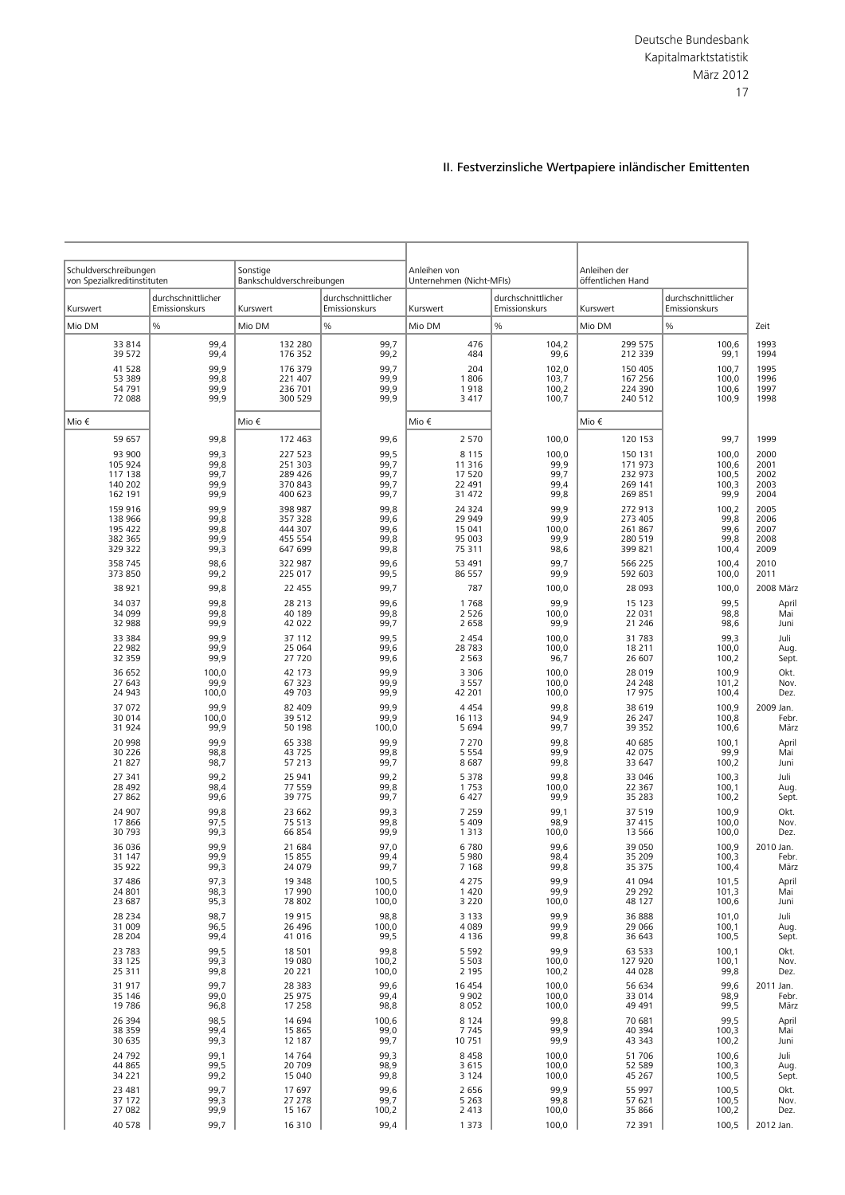## II. Festverzinsliche Wertpapiere inländischer Emittenten

| Schuldverschreibungen von Spezialkreditinstituten | | Sonstige Bankschuldverschreibungen | | Anleihen von Unternehmen (Nicht-MFIs) | | Anleihen der öffentlichen Hand | | |
|---|---|---|---|---|---|---|---|---|
| Kurswert | durchschnittlicher Emissionskurs | Kurswert | durchschnittlicher Emissionskurs | Kurswert | durchschnittlicher Emissionskurs | Kurswert | durchschnittlicher Emissionskurs | |
| Mio DM | % | Mio DM | % | Mio DM | % | Mio DM | % | Zeit |
| 33 814 | 99,4 | 132 280 | 99,7 | 476 | 104,2 | 299 575 | 100,6 | 1993 |
| 39 572 | 99,4 | 176 352 | 99,2 | 484 | 99,6 | 212 339 | 99,1 | 1994 |
| 41 528 | 99,9 | 176 379 | 99,7 | 204 | 102,0 | 150 405 | 100,7 | 1995 |
| 53 389 | 99,8 | 221 407 | 99,9 | 1 806 | 103,7 | 167 256 | 100,0 | 1996 |
| 54 791 | 99,9 | 236 701 | 99,9 | 1 918 | 100,2 | 224 390 | 100,6 | 1997 |
| 72 088 | 99,9 | 300 529 | 99,9 | 3 417 | 100,7 | 240 512 | 100,9 | 1998 |
| Mio € | | Mio € | | Mio € | | Mio € | | |
| 59 657 | 99,8 | 172 463 | 99,6 | 2 570 | 100,0 | 120 153 | 99,7 | 1999 |
| 93 900 | 99,3 | 227 523 | 99,5 | 8 115 | 100,0 | 150 131 | 100,0 | 2000 |
| 105 924 | 99,8 | 251 303 | 99,7 | 11 316 | 99,9 | 171 973 | 100,6 | 2001 |
| 117 138 | 99,7 | 289 426 | 99,7 | 17 520 | 99,7 | 232 973 | 100,5 | 2002 |
| 140 202 | 99,9 | 370 843 | 99,7 | 22 491 | 99,4 | 269 141 | 100,3 | 2003 |
| 162 191 | 99,9 | 400 623 | 99,7 | 31 472 | 99,8 | 269 851 | 99,9 | 2004 |
| 159 916 | 99,9 | 398 987 | 99,8 | 24 324 | 99,9 | 272 913 | 100,2 | 2005 |
| 138 966 | 99,8 | 357 328 | 99,6 | 29 949 | 99,9 | 273 405 | 99,8 | 2006 |
| 195 422 | 99,8 | 444 307 | 99,6 | 15 041 | 100,0 | 261 867 | 99,6 | 2007 |
| 382 365 | 99,9 | 455 554 | 99,8 | 95 003 | 99,9 | 280 519 | 99,8 | 2008 |
| 329 322 | 99,3 | 647 699 | 99,8 | 75 311 | 98,6 | 399 821 | 100,4 | 2009 |
| 358 745 | 98,6 | 322 987 | 99,6 | 53 491 | 99,7 | 566 225 | 100,4 | 2010 |
| 373 850 | 99,2 | 225 017 | 99,5 | 86 557 | 99,9 | 592 603 | 100,0 | 2011 |
| 38 921 | 99,8 | 22 455 | 99,7 | 787 | 100,0 | 28 093 | 100,0 | 2008 März |
| 34 037 | 99,8 | 28 213 | 99,6 | 1 768 | 99,9 | 15 123 | 99,5 | April |
| 34 099 | 99,8 | 40 189 | 99,8 | 2 526 | 100,0 | 22 031 | 98,8 | Mai |
| 32 988 | 99,9 | 42 022 | 99,7 | 2 658 | 99,9 | 21 246 | 98,6 | Juni |
| 33 384 | 99,9 | 37 112 | 99,5 | 2 454 | 100,0 | 31 783 | 99,3 | Juli |
| 22 982 | 99,9 | 25 064 | 99,6 | 28 783 | 100,0 | 18 211 | 100,0 | Aug. |
| 32 359 | 99,9 | 27 720 | 99,6 | 2 563 | 96,7 | 26 607 | 100,2 | Sept. |
| 36 652 | 100,0 | 42 173 | 99,9 | 3 306 | 100,0 | 28 019 | 100,9 | Okt. |
| 27 643 | 99,9 | 67 323 | 99,9 | 3 557 | 100,0 | 24 248 | 101,2 | Nov. |
| 24 943 | 100,0 | 49 703 | 99,9 | 42 201 | 100,0 | 17 975 | 100,4 | Dez. |
| 37 072 | 99,9 | 82 409 | 99,9 | 4 454 | 99,8 | 38 619 | 100,9 | 2009 Jan. |
| 30 014 | 100,0 | 39 512 | 99,9 | 16 113 | 94,9 | 26 247 | 100,8 | Febr. |
| 31 924 | 99,9 | 50 198 | 100,0 | 5 694 | 99,7 | 39 352 | 100,6 | März |
| 20 998 | 99,9 | 65 338 | 99,9 | 7 270 | 99,8 | 40 685 | 100,1 | April |
| 30 226 | 98,8 | 43 725 | 99,8 | 5 554 | 99,9 | 42 075 | 99,9 | Mai |
| 21 827 | 98,7 | 57 213 | 99,7 | 8 687 | 99,8 | 33 647 | 100,2 | Juni |
| 27 341 | 99,2 | 25 941 | 99,2 | 5 378 | 99,8 | 33 046 | 100,3 | Juli |
| 28 492 | 98,4 | 77 559 | 99,8 | 1 753 | 100,0 | 22 367 | 100,1 | Aug. |
| 27 862 | 99,6 | 39 775 | 99,7 | 6 427 | 99,9 | 35 283 | 100,2 | Sept. |
| 24 907 | 99,8 | 23 662 | 99,3 | 7 259 | 99,1 | 37 519 | 100,9 | Okt. |
| 17 866 | 97,5 | 75 513 | 99,8 | 5 409 | 98,9 | 37 415 | 100,0 | Nov. |
| 30 793 | 99,3 | 66 854 | 99,9 | 1 313 | 100,0 | 13 566 | 100,0 | Dez. |
| 36 036 | 99,9 | 21 684 | 97,0 | 6 780 | 99,6 | 39 050 | 100,9 | 2010 Jan. |
| 31 147 | 99,9 | 15 855 | 99,4 | 5 980 | 98,4 | 35 209 | 100,3 | Febr. |
| 35 922 | 99,3 | 24 079 | 99,7 | 7 168 | 99,8 | 35 375 | 100,4 | März |
| 37 486 | 97,3 | 19 348 | 100,5 | 4 275 | 99,9 | 41 094 | 101,5 | April |
| 24 801 | 98,3 | 17 990 | 100,0 | 1 420 | 99,9 | 29 292 | 101,3 | Mai |
| 23 687 | 95,3 | 78 802 | 100,0 | 3 220 | 100,0 | 48 127 | 100,6 | Juni |
| 28 234 | 98,7 | 19 915 | 98,8 | 3 133 | 99,9 | 36 888 | 101,0 | Juli |
| 31 009 | 96,5 | 26 496 | 100,0 | 4 089 | 99,9 | 29 066 | 100,1 | Aug. |
| 28 204 | 99,4 | 41 016 | 99,5 | 4 136 | 99,8 | 36 643 | 100,5 | Sept. |
| 23 783 | 99,5 | 18 501 | 99,8 | 5 592 | 99,9 | 63 533 | 100,1 | Okt. |
| 33 125 | 99,3 | 19 080 | 100,2 | 5 503 | 100,0 | 127 920 | 100,1 | Nov. |
| 25 311 | 99,8 | 20 221 | 100,0 | 2 195 | 100,2 | 44 028 | 99,8 | Dez. |
| 31 917 | 99,7 | 28 383 | 99,6 | 16 454 | 100,0 | 56 634 | 99,6 | 2011 Jan. |
| 35 146 | 99,0 | 25 975 | 99,4 | 9 902 | 100,0 | 33 014 | 98,9 | Febr. |
| 19 786 | 96,8 | 17 258 | 98,8 | 8 052 | 100,0 | 49 491 | 99,5 | März |
| 26 394 | 98,5 | 14 694 | 100,6 | 8 124 | 99,8 | 70 681 | 99,5 | April |
| 38 359 | 99,4 | 15 865 | 99,0 | 7 745 | 99,9 | 40 394 | 100,3 | Mai |
| 30 635 | 99,3 | 12 187 | 99,7 | 10 751 | 99,9 | 43 343 | 100,2 | Juni |
| 24 792 | 99,1 | 14 764 | 99,3 | 8 458 | 100,0 | 51 706 | 100,6 | Juli |
| 44 865 | 99,5 | 20 709 | 98,9 | 3 615 | 100,0 | 52 589 | 100,3 | Aug. |
| 34 221 | 99,2 | 15 040 | 99,8 | 3 124 | 100,0 | 45 267 | 100,5 | Sept. |
| 23 481 | 99,7 | 17 697 | 99,6 | 2 656 | 99,9 | 55 997 | 100,5 | Okt. |
| 37 172 | 99,3 | 27 278 | 99,7 | 5 263 | 99,8 | 57 621 | 100,5 | Nov. |
| 27 082 | 99,9 | 15 167 | 100,2 | 2 413 | 100,0 | 35 866 | 100,2 | Dez. |
| 40 578 | 99,7 | 16 310 | 99,4 | 1 373 | 100,0 | 72 391 | 100,5 | 2012 Jan. |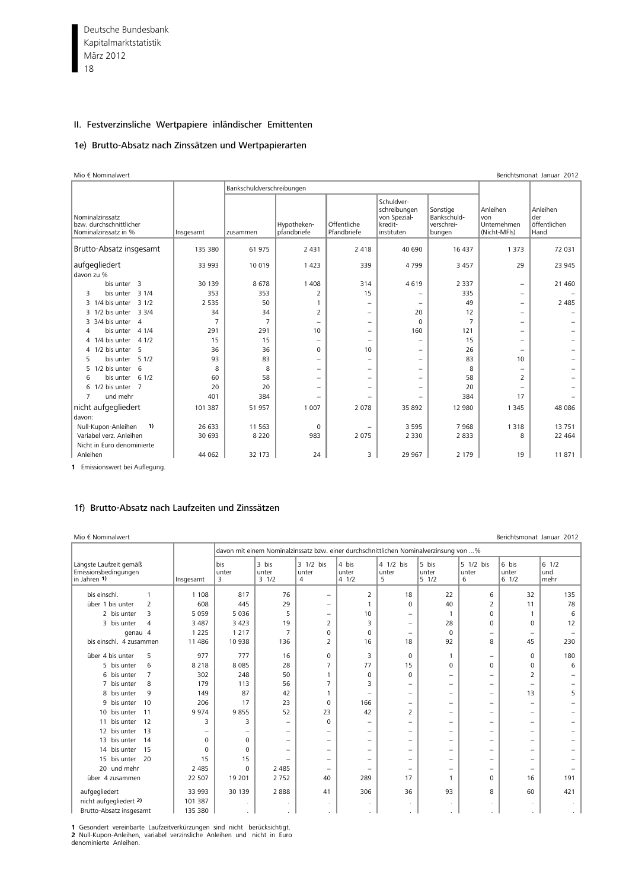## II. Festverzinsliche Wertpapiere inländischer Emittenten

### 1e) Brutto-Absatz nach Zinssätzen und Wertpapierarten

Mio € Nominalwert — Berichtsmonat Januar 2012

| Nominalzinssatz bzw. durchschnittlicher Nominalzinssatz in % | Insgesamt | Bankschuldverschreibungen | | | | | Anleihen von Unternehmen (Nicht-MFIs) | Anleihen der öffentlichen Hand |
|---|---|---|---|---|---|---|---|---|
| | | zusammen | Hypotheken-pfandbriefe | Öffentliche Pfandbriefe | Schuldverschreibungen von Spezialkreditinstituten | Sonstige Bankschuldverschreibungen | | |
| **Brutto-Absatz insgesamt** | 135 380 | 61 975 | 2 431 | 2 418 | 40 690 | 16 437 | 1 373 | 72 031 |
| **aufgegliedert** | 33 993 | 10 019 | 1 423 | 339 | 4 799 | 3 457 | 29 | 23 945 |
| davon zu % | | | | | | | | |
| bis unter 3 | 30 139 | 8 678 | 1 408 | 314 | 4 619 | 2 337 | – | 21 460 |
| 3 bis unter 3 1/4 | 353 | 353 | 2 | 15 | – | 335 | – | – |
| 3 1/4 bis unter 3 1/2 | 2 535 | 50 | 1 | – | – | 49 | – | 2 485 |
| 3 1/2 bis unter 3 3/4 | 34 | 34 | 2 | – | 20 | 12 | – | – |
| 3 3/4 bis unter 4 | 7 | 7 | – | – | 0 | 7 | – | – |
| 4 bis unter 4 1/4 | 291 | 291 | 10 | – | 160 | 121 | – | – |
| 4 1/4 bis unter 4 1/2 | 15 | 15 | – | – | – | 15 | – | – |
| 4 1/2 bis unter 5 | 36 | 36 | 0 | 10 | – | 26 | – | – |
| 5 bis unter 5 1/2 | 93 | 83 | – | – | – | 83 | 10 | – |
| 5 1/2 bis unter 6 | 8 | 8 | – | – | – | 8 | – | – |
| 6 bis unter 6 1/2 | 60 | 58 | – | – | – | 58 | 2 | – |
| 6 1/2 bis unter 7 | 20 | 20 | – | – | – | 20 | – | – |
| 7 und mehr | 401 | 384 | – | – | – | 384 | 17 | – |
| **nicht aufgegliedert** | 101 387 | 51 957 | 1 007 | 2 078 | 35 892 | 12 980 | 1 345 | 48 086 |
| davon: | | | | | | | | |
| Null-Kupon-Anleihen 1) | 26 633 | 11 563 | 0 | – | 3 595 | 7 968 | 1 318 | 13 751 |
| Variabel verz. Anleihen | 30 693 | 8 220 | 983 | 2 075 | 2 330 | 2 833 | 8 | 22 464 |
| Nicht in Euro denominierte Anleihen | 44 062 | 32 173 | 24 | 3 | 29 967 | 2 179 | 19 | 11 871 |

**1** Emissionswert bei Auflegung.

### 1f) Brutto-Absatz nach Laufzeiten und Zinssätzen

Mio € Nominalwert — Berichtsmonat Januar 2012

| Längste Laufzeit gemäß Emissionsbedingungen in Jahren 1) | Insgesamt | davon mit einem Nominalzinssatz bzw. einer durchschnittlichen Nominalverzinsung von ...% | | | | | | | | |
|---|---|---|---|---|---|---|---|---|---|---|
| | | bis unter 3 | 3 bis unter 3 1/2 | 3 1/2 bis unter 4 | 4 bis unter 4 1/2 | 4 1/2 bis unter 5 | 5 bis unter 5 1/2 | 5 1/2 bis unter 6 | 6 bis unter 6 1/2 | 6 1/2 und mehr |
| bis einschl. 1 | 1 108 | 817 | 76 | – | 2 | 18 | 22 | 6 | 32 | 135 |
| über 1 bis unter 2 | 608 | 445 | 29 | – | 1 | 0 | 40 | 2 | 11 | 78 |
| 2 bis unter 3 | 5 059 | 5 036 | 5 | – | 10 | – | 1 | 0 | 1 | 6 |
| 3 bis unter 4 | 3 487 | 3 423 | 19 | 2 | 3 | – | 28 | 0 | 0 | 12 |
| genau 4 | 1 225 | 1 217 | 7 | 0 | 0 | – | 0 | – | – | – |
| bis einschl. 4 zusammen | 11 486 | 10 938 | 136 | 2 | 16 | 18 | 92 | 8 | 45 | 230 |
| über 4 bis unter 5 | 977 | 777 | 16 | 0 | 3 | 0 | 1 | – | 0 | 180 |
| 5 bis unter 6 | 8 218 | 8 085 | 28 | 7 | 77 | 15 | 0 | 0 | 0 | 6 |
| 6 bis unter 7 | 302 | 248 | 50 | 1 | 0 | 0 | – | – | 2 | – |
| 7 bis unter 8 | 179 | 113 | 56 | 7 | 3 | – | – | – | – | – |
| 8 bis unter 9 | 149 | 87 | 42 | 1 | – | – | – | – | 13 | 5 |
| 9 bis unter 10 | 206 | 17 | 23 | 0 | 166 | – | – | – | – | – |
| 10 bis unter 11 | 9 974 | 9 855 | 52 | 23 | 42 | 2 | – | – | – | – |
| 11 bis unter 12 | 3 | 3 | – | 0 | – | – | – | – | – | – |
| 12 bis unter 13 | – | – | – | – | – | – | – | – | – | – |
| 13 bis unter 14 | 0 | 0 | – | – | – | – | – | – | – | – |
| 14 bis unter 15 | 0 | 0 | – | – | – | – | – | – | – | – |
| 15 bis unter 20 | 15 | 15 | – | – | – | – | – | – | – | – |
| 20 und mehr | 2 485 | 0 | 2 485 | – | – | – | – | – | – | – |
| über 4 zusammen | 22 507 | 19 201 | 2 752 | 40 | 289 | 17 | 1 | 0 | 16 | 191 |
| aufgegliedert | 33 993 | 30 139 | 2 888 | 41 | 306 | 36 | 93 | 8 | 60 | 421 |
| nicht aufgegliedert 2) | 101 387 | . | . | . | . | . | . | . | . | . |
| Brutto-Absatz insgesamt | 135 380 | . | . | . | . | . | . | . | . | . |

**1** Gesondert vereinbarte Laufzeitverkürzungen sind nicht berücksichtigt.
**2** Null-Kupon-Anleihen, variabel verzinsliche Anleihen und nicht in Euro denominierte Anleihen.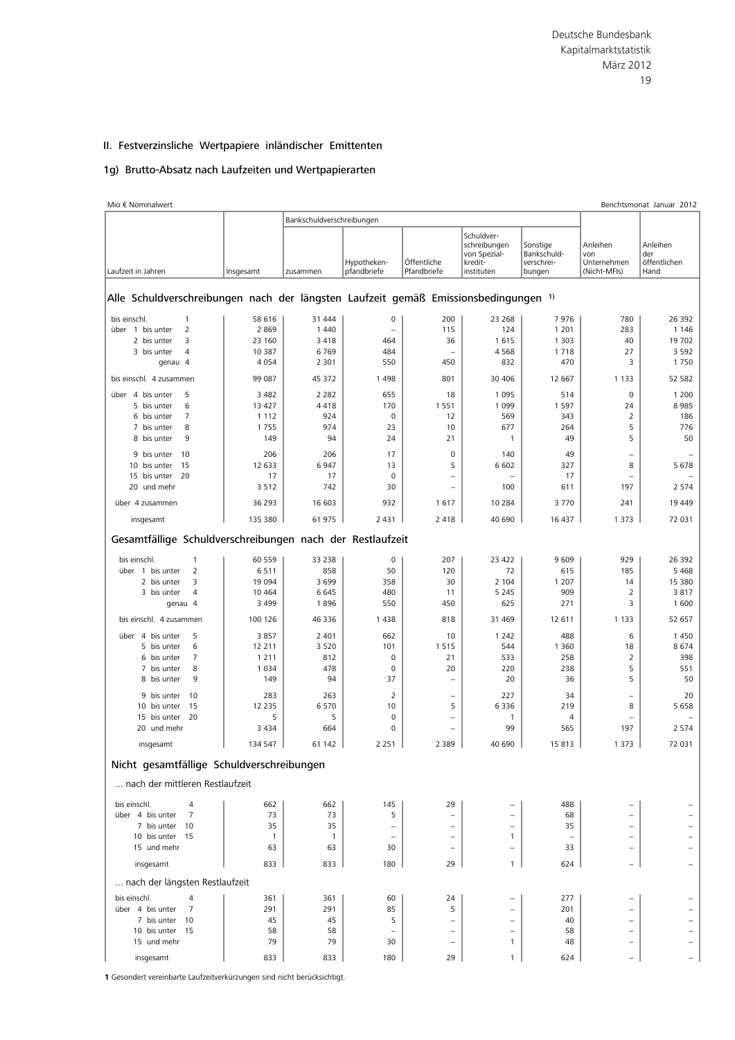## II. Festverzinsliche Wertpapiere inländischer Emittenten

### 1g) Brutto-Absatz nach Laufzeiten und Wertpapierarten

Mio € Nominalwert — Berichtsmonat Januar 2012

| Laufzeit in Jahren | Insgesamt | Bankschuldverschreibungen zusammen | Hypotheken-pfandbriefe | Öffentliche Pfandbriefe | Schuldverschreibungen von Spezialkreditinstituten | Sonstige Bankschuldverschreibungen | Anleihen von Unternehmen (Nicht-MFIs) | Anleihen der öffentlichen Hand |
|---|---|---|---|---|---|---|---|---|
| **Alle Schuldverschreibungen nach der längsten Laufzeit gemäß Emissionsbedingungen 1)** | | | | | | | | |
| bis einschl. 1 | 58 616 | 31 444 | 0 | 200 | 23 268 | 7 976 | 780 | 26 392 |
| über 1 bis unter 2 | 2 869 | 1 440 | – | 115 | 124 | 1 201 | 283 | 1 146 |
| 2 bis unter 3 | 23 160 | 3 418 | 464 | 36 | 1 615 | 1 303 | 40 | 19 702 |
| 3 bis unter 4 | 10 387 | 6 769 | 484 | – | 4 568 | 1 718 | 27 | 3 592 |
| genau 4 | 4 054 | 2 301 | 550 | 450 | 832 | 470 | 3 | 1 750 |
| bis einschl. 4 zusammen | 99 087 | 45 372 | 1 498 | 801 | 30 406 | 12 667 | 1 133 | 52 582 |
| über 4 bis unter 5 | 3 482 | 2 282 | 655 | 18 | 1 095 | 514 | 0 | 1 200 |
| 5 bis unter 6 | 13 427 | 4 418 | 170 | 1 551 | 1 099 | 1 597 | 24 | 8 985 |
| 6 bis unter 7 | 1 112 | 924 | 0 | 12 | 569 | 343 | 2 | 186 |
| 7 bis unter 8 | 1 755 | 974 | 23 | 10 | 677 | 264 | 5 | 776 |
| 8 bis unter 9 | 149 | 94 | 24 | 21 | 1 | 49 | 5 | 50 |
| 9 bis unter 10 | 206 | 206 | 17 | 0 | 140 | 49 | – | – |
| 10 bis unter 15 | 12 633 | 6 947 | 13 | 5 | 6 602 | 327 | 8 | 5 678 |
| 15 bis unter 20 | 17 | 17 | 0 | – | – | 17 | – | – |
| 20 und mehr | 3 512 | 742 | 30 | – | 100 | 611 | 197 | 2 574 |
| über 4 zusammen | 36 293 | 16 603 | 932 | 1 617 | 10 284 | 3 770 | 241 | 19 449 |
| insgesamt | 135 380 | 61 975 | 2 431 | 2 418 | 40 690 | 16 437 | 1 373 | 72 031 |
| **Gesamtfällige Schuldverschreibungen nach der Restlaufzeit** | | | | | | | | |
| bis einschl. 1 | 60 559 | 33 238 | 0 | 207 | 23 422 | 9 609 | 929 | 26 392 |
| über 1 bis unter 2 | 6 511 | 858 | 50 | 120 | 72 | 615 | 185 | 5 468 |
| 2 bis unter 3 | 19 094 | 3 699 | 358 | 30 | 2 104 | 1 207 | 14 | 15 380 |
| 3 bis unter 4 | 10 464 | 6 645 | 480 | 11 | 5 245 | 909 | 2 | 3 817 |
| genau 4 | 3 499 | 1 896 | 550 | 450 | 625 | 271 | 3 | 1 600 |
| bis einschl. 4 zusammen | 100 126 | 46 336 | 1 438 | 818 | 31 469 | 12 611 | 1 133 | 52 657 |
| über 4 bis unter 5 | 3 857 | 2 401 | 662 | 10 | 1 242 | 488 | 6 | 1 450 |
| 5 bis unter 6 | 12 211 | 3 520 | 101 | 1 515 | 544 | 1 360 | 18 | 8 674 |
| 6 bis unter 7 | 1 211 | 812 | 0 | 21 | 533 | 258 | 2 | 398 |
| 7 bis unter 8 | 1 034 | 478 | 0 | 20 | 220 | 238 | 5 | 551 |
| 8 bis unter 9 | 149 | 94 | 37 | – | 20 | 36 | 5 | 50 |
| 9 bis unter 10 | 283 | 263 | 2 | – | 227 | 34 | – | 20 |
| 10 bis unter 15 | 12 235 | 6 570 | 10 | 5 | 6 336 | 219 | 8 | 5 658 |
| 15 bis unter 20 | 5 | 5 | 0 | – | 1 | 4 | – | – |
| 20 und mehr | 3 434 | 664 | 0 | – | 99 | 565 | 197 | 2 574 |
| insgesamt | 134 547 | 61 142 | 2 251 | 2 389 | 40 690 | 15 813 | 1 373 | 72 031 |
| **Nicht gesamtfällige Schuldverschreibungen** | | | | | | | | |
| **... nach der mittleren Restlaufzeit** | | | | | | | | |
| bis einschl. 4 | 662 | 662 | 145 | 29 | – | 488 | – | – |
| über 4 bis unter 7 | 73 | 73 | 5 | – | – | 68 | – | – |
| 7 bis unter 10 | 35 | 35 | – | – | – | 35 | – | – |
| 10 bis unter 15 | 1 | 1 | – | – | 1 | – | – | – |
| 15 und mehr | 63 | 63 | 30 | – | – | 33 | – | – |
| insgesamt | 833 | 833 | 180 | 29 | 1 | 624 | – | – |
| **... nach der längsten Restlaufzeit** | | | | | | | | |
| bis einschl. 4 | 361 | 361 | 60 | 24 | – | 277 | – | – |
| über 4 bis unter 7 | 291 | 291 | 85 | 5 | – | 201 | – | – |
| 7 bis unter 10 | 45 | 45 | 5 | – | – | 40 | – | – |
| 10 bis unter 15 | 58 | 58 | – | – | – | 58 | – | – |
| 15 und mehr | 79 | 79 | 30 | – | 1 | 48 | – | – |
| insgesamt | 833 | 833 | 180 | 29 | 1 | 624 | – | – |

**1** Gesondert vereinbarte Laufzeitverkürzungen sind nicht berücksichtigt.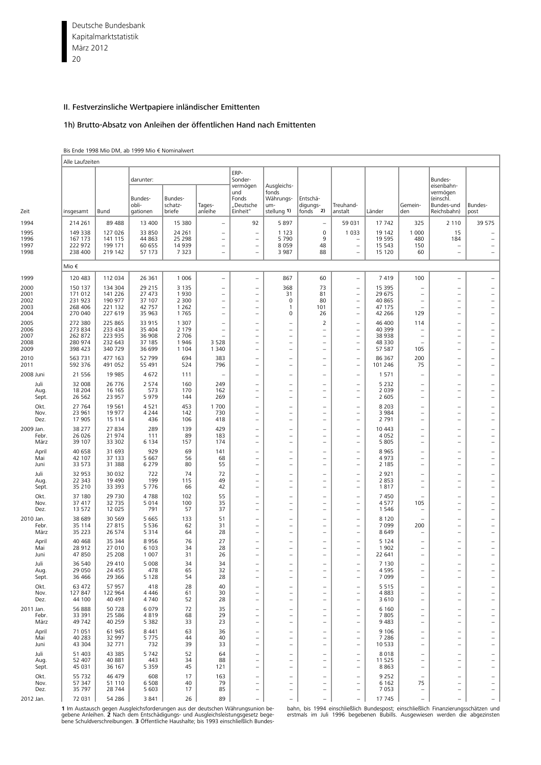## II. Festverzinsliche Wertpapiere inländischer Emittenten

### 1h) Brutto-Absatz von Anleihen der öffentlichen Hand nach Emittenten

Bis Ende 1998 Mio DM, ab 1999 Mio € Nominalwert

| Zeit | Alle Laufzeiten | | | | | | | | | | | | |
|---|---|---|---|---|---|---|---|---|---|---|---|---|---|
| | insgesamt | Bund | darunter: Bundes-obli-gationen | Bundes-schatz-briefe | Tages-anleihe | ERP-Sonder-vermögen und Fonds „Deutsche Einheit" | Ausgleichs-fonds Währungs-um-stellung 1) | Entschä-digungs-fonds 2) | Treuhand-anstalt | Länder | Gemein-den | Bundes-eisenbahn-vermögen (einschl. Bundes-und Reichsbahn) | Bundes-post |
| 1994 | 214 261 | 89 488 | 13 400 | 15 380 | – | 92 | 5 897 | – | 59 031 | 17 742 | 325 | 2 110 | 39 575 |
| 1995 | 149 338 | 127 026 | 33 850 | 24 261 | – | – | 1 123 | 0 | 1 033 | 19 142 | 1 000 | 15 | – |
| 1996 | 167 173 | 141 115 | 44 863 | 25 298 | – | – | 5 790 | 9 | – | 19 595 | 480 | 184 | – |
| 1997 | 222 972 | 199 171 | 60 655 | 14 939 | – | – | 8 059 | 48 | – | 15 543 | 150 | – | – |
| 1998 | 238 400 | 219 142 | 57 173 | 7 323 | – | – | 3 987 | 88 | – | 15 120 | 60 | – | – |
| | Mio € | | | | | | | | | | | | |
| 1999 | 120 483 | 112 034 | 26 361 | 1 006 | – | – | 867 | 60 | – | 7 419 | 100 | – | – |
| 2000 | 150 137 | 134 304 | 29 215 | 3 135 | – | – | 368 | 73 | – | 15 395 | – | – | – |
| 2001 | 171 012 | 141 226 | 27 473 | 1 930 | – | – | 31 | 81 | – | 29 675 | – | – | – |
| 2002 | 231 923 | 190 977 | 37 107 | 2 300 | – | – | 0 | 80 | – | 40 865 | – | – | – |
| 2003 | 268 406 | 221 132 | 42 757 | 1 262 | – | – | 1 | 101 | – | 47 175 | – | – | – |
| 2004 | 270 040 | 227 619 | 35 963 | 1 765 | – | – | 0 | 26 | – | 42 266 | 129 | – | – |
| 2005 | 272 380 | 225 865 | 33 915 | 1 307 | – | – | – | 2 | – | 46 400 | 114 | – | – |
| 2006 | 273 834 | 233 434 | 35 404 | 2 179 | – | – | – | – | – | 40 399 | – | – | – |
| 2007 | 262 872 | 223 935 | 36 908 | 2 706 | – | – | – | – | – | 38 938 | – | – | – |
| 2008 | 280 974 | 232 643 | 37 185 | 1 946 | 3 528 | – | – | – | – | 48 330 | – | – | – |
| 2009 | 398 423 | 340 729 | 36 699 | 1 104 | 1 340 | – | – | – | – | 57 587 | 105 | – | – |
| 2010 | 563 731 | 477 163 | 52 799 | 694 | 383 | – | – | – | – | 86 367 | 200 | – | – |
| 2011 | 592 376 | 491 052 | 55 491 | 524 | 796 | – | – | – | – | 101 246 | 75 | – | – |
| 2008 Juni | 21 556 | 19 985 | 4 672 | 111 | – | – | – | – | – | 1 571 | – | – | – |
| Juli | 32 008 | 26 776 | 2 574 | 160 | 249 | – | – | – | – | 5 232 | – | – | – |
| Aug. | 18 204 | 16 165 | 573 | 170 | 162 | – | – | – | – | 2 039 | – | – | – |
| Sept. | 26 562 | 23 957 | 5 979 | 144 | 269 | – | – | – | – | 2 605 | – | – | – |
| Okt. | 27 764 | 19 561 | 4 521 | 453 | 1 700 | – | – | – | – | 8 203 | – | – | – |
| Nov. | 23 961 | 19 977 | 4 244 | 142 | 730 | – | – | – | – | 3 984 | – | – | – |
| Dez. | 17 905 | 15 114 | 436 | 106 | 418 | – | – | – | – | 2 791 | – | – | – |
| 2009 Jan. | 38 277 | 27 834 | 289 | 139 | 429 | – | – | – | – | 10 443 | – | – | – |
| Febr. | 26 026 | 21 974 | 111 | 89 | 183 | – | – | – | – | 4 052 | – | – | – |
| März | 39 107 | 33 302 | 6 134 | 157 | 174 | – | – | – | – | 5 805 | – | – | – |
| April | 40 658 | 31 693 | 929 | 69 | 141 | – | – | – | – | 8 965 | – | – | – |
| Mai | 42 107 | 37 133 | 5 667 | 56 | 68 | – | – | – | – | 4 973 | – | – | – |
| Juni | 33 573 | 31 388 | 6 279 | 80 | 55 | – | – | – | – | 2 185 | – | – | – |
| Juli | 32 953 | 30 032 | 722 | 74 | 72 | – | – | – | – | 2 921 | – | – | – |
| Aug. | 22 343 | 19 490 | 199 | 115 | 49 | – | – | – | – | 2 853 | – | – | – |
| Sept. | 35 210 | 33 393 | 5 776 | 66 | 42 | – | – | – | – | 1 817 | – | – | – |
| Okt. | 37 180 | 29 730 | 4 788 | 102 | 55 | – | – | – | – | 7 450 | – | – | – |
| Nov. | 37 417 | 32 735 | 5 014 | 100 | 35 | – | – | – | – | 4 577 | 105 | – | – |
| Dez. | 13 572 | 12 025 | 791 | 57 | 37 | – | – | – | – | 1 546 | – | – | – |
| 2010 Jan. | 38 689 | 30 569 | 5 665 | 133 | 51 | – | – | – | – | 8 120 | – | – | – |
| Febr. | 35 114 | 27 815 | 5 536 | 62 | 31 | – | – | – | – | 7 099 | 200 | – | – |
| März | 35 223 | 26 574 | 5 314 | 64 | 28 | – | – | – | – | 8 649 | – | – | – |
| April | 40 468 | 35 344 | 8 956 | 76 | 27 | – | – | – | – | 5 124 | – | – | – |
| Mai | 28 912 | 27 010 | 6 103 | 34 | 28 | – | – | – | – | 1 902 | – | – | – |
| Juni | 47 850 | 25 208 | 1 007 | 31 | 26 | – | – | – | – | 22 641 | – | – | – |
| Juli | 36 540 | 29 410 | 5 008 | 34 | 34 | – | – | – | – | 7 130 | – | – | – |
| Aug. | 29 050 | 24 455 | 478 | 65 | 32 | – | – | – | – | 4 595 | – | – | – |
| Sept. | 36 466 | 29 366 | 5 128 | 54 | 28 | – | – | – | – | 7 099 | – | – | – |
| Okt. | 63 472 | 57 957 | 418 | 28 | 40 | – | – | – | – | 5 515 | – | – | – |
| Nov. | 127 847 | 122 964 | 4 446 | 61 | 30 | – | – | – | – | 4 883 | – | – | – |
| Dez. | 44 100 | 40 491 | 4 740 | 52 | 28 | – | – | – | – | 3 610 | – | – | – |
| 2011 Jan. | 56 888 | 50 728 | 6 079 | 72 | 35 | – | – | – | – | 6 160 | – | – | – |
| Febr. | 33 391 | 25 586 | 4 819 | 68 | 29 | – | – | – | – | 7 805 | – | – | – |
| März | 49 742 | 40 259 | 5 382 | 33 | 23 | – | – | – | – | 9 483 | – | – | – |
| April | 71 051 | 61 945 | 8 441 | 63 | 36 | – | – | – | – | 9 106 | – | – | – |
| Mai | 40 283 | 32 997 | 5 775 | 44 | 40 | – | – | – | – | 7 286 | – | – | – |
| Juni | 43 304 | 32 771 | 732 | 39 | 33 | – | – | – | – | 10 533 | – | – | – |
| Juli | 51 403 | 43 385 | 5 742 | 52 | 64 | – | – | – | – | 8 018 | – | – | – |
| Aug. | 52 407 | 40 881 | 443 | 34 | 88 | – | – | – | – | 11 525 | – | – | – |
| Sept. | 45 031 | 36 167 | 5 359 | 45 | 121 | – | – | – | – | 8 863 | – | – | – |
| Okt. | 55 732 | 46 479 | 608 | 17 | 163 | – | – | – | – | 9 252 | – | – | – |
| Nov. | 57 347 | 51 110 | 6 508 | 40 | 79 | – | – | – | – | 6 162 | 75 | – | – |
| Dez. | 35 797 | 28 744 | 5 603 | 17 | 85 | – | – | – | – | 7 053 | – | – | – |
| 2012 Jan. | 72 031 | 54 286 | 3 841 | 26 | 89 | – | – | – | – | 17 745 | – | – | – |

**1** Im Austausch gegen Ausgleichsforderungen aus der deutschen Währungsunion begebene Anleihen. **2** Nach dem Entschädigungs- und Ausgleichsleistungsgesetz begebene Schuldverschreibungen. **3** Öffentliche Haushalte; bis 1993 einschließlich Bundesbahn, bis 1994 einschließlich Bundespost; einschließlich Finanzierungsschätzen und erstmals im Juli 1996 begebenen Bubills. Ausgewiesen werden die abgezinsten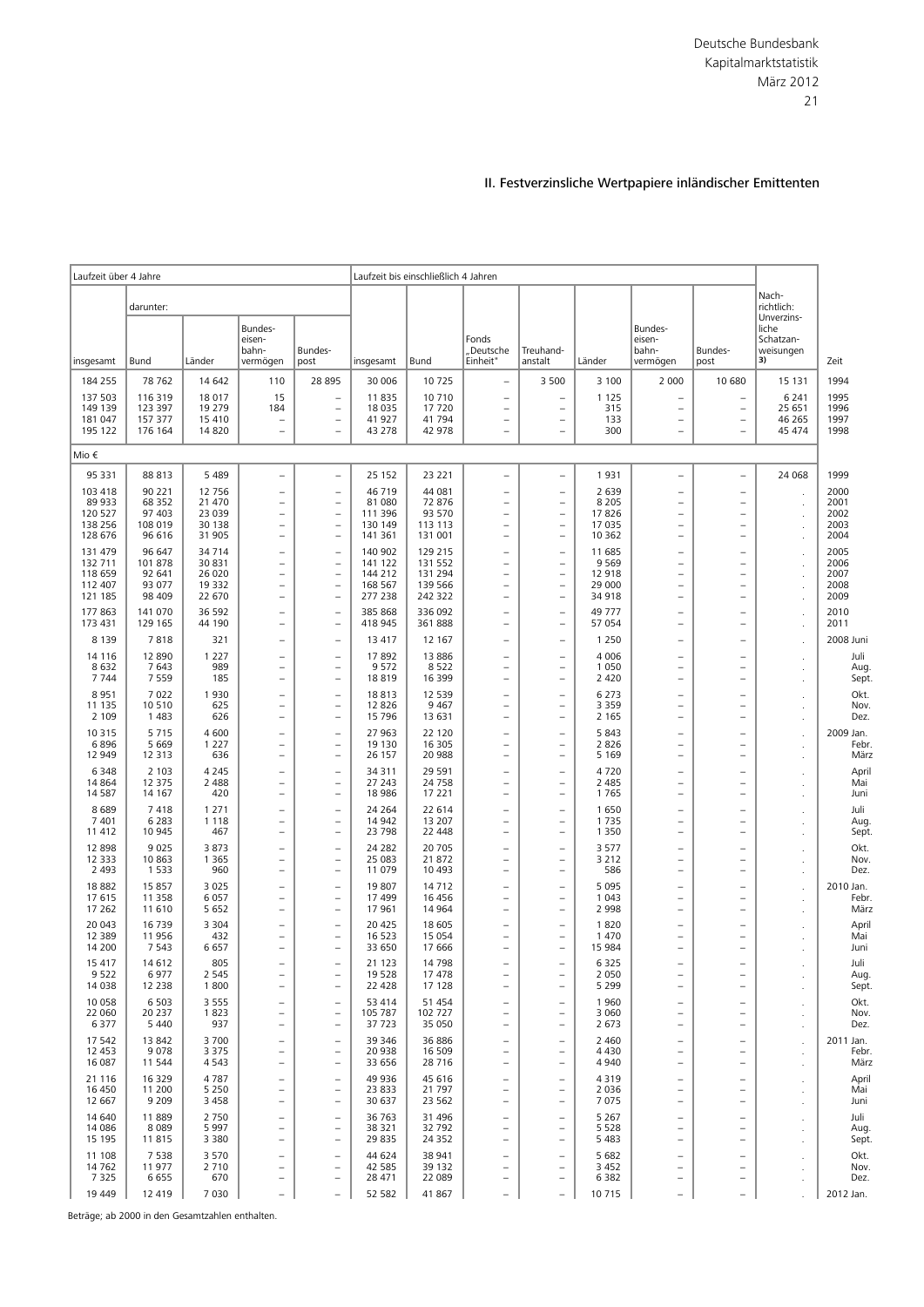## II. Festverzinsliche Wertpapiere inländischer Emittenten

| Laufzeit über 4 Jahre | | | | | Laufzeit bis einschließlich 4 Jahren | | | | | | | Nachrichtlich: Unverzinsliche Schatzanweisungen 3) | Zeit |
|---|---|---|---|---|---|---|---|---|---|---|---|---|---|
| insgesamt | darunter: Bund | Länder | Bundeseisenbahnvermögen | Bundespost | insgesamt | Bund | Fonds „Deutsche Einheit" | Treuhandanstalt | Länder | Bundeseisenbahnvermögen | Bundespost | | |
| 184 255 | 78 762 | 14 642 | 110 | 28 895 | 30 006 | 10 725 | – | 3 500 | 3 100 | 2 000 | 10 680 | 15 131 | 1994 |
| 137 503 | 116 319 | 18 017 | 15 | – | 11 835 | 10 710 | – | – | 1 125 | – | – | 6 241 | 1995 |
| 149 139 | 123 397 | 19 279 | 184 | – | 18 035 | 17 720 | – | – | 315 | – | – | 25 651 | 1996 |
| 181 047 | 157 377 | 15 410 | – | – | 41 927 | 41 794 | – | – | 133 | – | – | 46 265 | 1997 |
| 195 122 | 176 164 | 14 820 | – | – | 43 278 | 42 978 | – | – | 300 | – | – | 45 474 | 1998 |
| Mio € | | | | | | | | | | | | | |
| 95 331 | 88 813 | 5 489 | – | – | 25 152 | 23 221 | – | – | 1 931 | – | – | 24 068 | 1999 |
| 103 418 | 90 221 | 12 756 | – | – | 46 719 | 44 081 | – | – | 2 639 | – | – | . | 2000 |
| 89 933 | 68 352 | 21 470 | – | – | 81 080 | 72 876 | – | – | 8 205 | – | – | . | 2001 |
| 120 527 | 97 403 | 23 039 | – | – | 111 396 | 93 570 | – | – | 17 826 | – | – | . | 2002 |
| 138 256 | 108 019 | 30 138 | – | – | 130 149 | 113 113 | – | – | 17 035 | – | – | . | 2003 |
| 128 676 | 96 616 | 31 905 | – | – | 141 361 | 131 001 | – | – | 10 362 | – | – | . | 2004 |
| 131 479 | 96 647 | 34 714 | – | – | 140 902 | 129 215 | – | – | 11 685 | – | – | . | 2005 |
| 132 711 | 101 878 | 30 831 | – | – | 141 122 | 131 552 | – | – | 9 569 | – | – | . | 2006 |
| 118 659 | 92 641 | 26 020 | – | – | 144 212 | 131 294 | – | – | 12 918 | – | – | . | 2007 |
| 112 407 | 93 077 | 19 332 | – | – | 168 567 | 139 566 | – | – | 29 000 | – | – | . | 2008 |
| 121 185 | 98 409 | 22 670 | – | – | 277 238 | 242 322 | – | – | 34 918 | – | – | . | 2009 |
| 177 863 | 141 070 | 36 592 | – | – | 385 868 | 336 092 | – | – | 49 777 | – | – | . | 2010 |
| 173 431 | 129 165 | 44 190 | – | – | 418 945 | 361 888 | – | – | 57 054 | – | – | . | 2011 |
| 8 139 | 7 818 | 321 | – | – | 13 417 | 12 167 | – | – | 1 250 | – | – | . | 2008 Juni |
| 14 116 | 12 890 | 1 227 | – | – | 17 892 | 13 886 | – | – | 4 006 | – | – | . | Juli |
| 8 632 | 7 643 | 989 | – | – | 9 572 | 8 522 | – | – | 1 050 | – | – | . | Aug. |
| 7 744 | 7 559 | 185 | – | – | 18 819 | 16 399 | – | – | 2 420 | – | – | . | Sept. |
| 8 951 | 7 022 | 1 930 | – | – | 18 813 | 12 539 | – | – | 6 273 | – | – | . | Okt. |
| 11 135 | 10 510 | 625 | – | – | 12 826 | 9 467 | – | – | 3 359 | – | – | . | Nov. |
| 2 109 | 1 483 | 626 | – | – | 15 796 | 13 631 | – | – | 2 165 | – | – | . | Dez. |
| 10 315 | 5 715 | 4 600 | – | – | 27 963 | 22 120 | – | – | 5 843 | – | – | . | 2009 Jan. |
| 6 896 | 5 669 | 1 227 | – | – | 19 130 | 16 305 | – | – | 2 826 | – | – | . | Febr. |
| 12 949 | 12 313 | 636 | – | – | 26 157 | 20 988 | – | – | 5 169 | – | – | . | März |
| 6 348 | 2 103 | 4 245 | – | – | 34 311 | 29 591 | – | – | 4 720 | – | – | . | April |
| 14 864 | 12 375 | 2 488 | – | – | 27 243 | 24 758 | – | – | 2 485 | – | – | . | Mai |
| 14 587 | 14 167 | 420 | – | – | 18 986 | 17 221 | – | – | 1 765 | – | – | . | Juni |
| 8 689 | 7 418 | 1 271 | – | – | 24 264 | 22 614 | – | – | 1 650 | – | – | . | Juli |
| 7 401 | 6 283 | 1 118 | – | – | 14 942 | 13 207 | – | – | 1 735 | – | – | . | Aug. |
| 11 412 | 10 945 | 467 | – | – | 23 798 | 22 448 | – | – | 1 350 | – | – | . | Sept. |
| 12 898 | 9 025 | 3 873 | – | – | 24 282 | 20 705 | – | – | 3 577 | – | – | . | Okt. |
| 12 333 | 10 863 | 1 365 | – | – | 25 083 | 21 872 | – | – | 3 212 | – | – | . | Nov. |
| 2 493 | 1 533 | 960 | – | – | 11 079 | 10 493 | – | – | 586 | – | – | . | Dez. |
| 18 882 | 15 857 | 3 025 | – | – | 19 807 | 14 712 | – | – | 5 095 | – | – | . | 2010 Jan. |
| 17 615 | 11 358 | 6 057 | – | – | 17 499 | 16 456 | – | – | 1 043 | – | – | . | Febr. |
| 17 262 | 11 610 | 5 652 | – | – | 17 961 | 14 964 | – | – | 2 998 | – | – | . | März |
| 20 043 | 16 739 | 3 304 | – | – | 20 425 | 18 605 | – | – | 1 820 | – | – | . | April |
| 12 389 | 11 956 | 432 | – | – | 16 523 | 15 054 | – | – | 1 470 | – | – | . | Mai |
| 14 200 | 7 543 | 6 657 | – | – | 33 650 | 17 666 | – | – | 15 984 | – | – | . | Juni |
| 15 417 | 14 612 | 805 | – | – | 21 123 | 14 798 | – | – | 6 325 | – | – | . | Juli |
| 9 522 | 6 977 | 2 545 | – | – | 19 528 | 17 478 | – | – | 2 050 | – | – | . | Aug. |
| 14 038 | 12 238 | 1 800 | – | – | 22 428 | 17 128 | – | – | 5 299 | – | – | . | Sept. |
| 10 058 | 6 503 | 3 555 | – | – | 53 414 | 51 454 | – | – | 1 960 | – | – | . | Okt. |
| 22 060 | 20 237 | 1 823 | – | – | 105 787 | 102 727 | – | – | 3 060 | – | – | . | Nov. |
| 6 377 | 5 440 | 937 | – | – | 37 723 | 35 050 | – | – | 2 673 | – | – | . | Dez. |
| 17 542 | 13 842 | 3 700 | – | – | 39 346 | 36 886 | – | – | 2 460 | – | – | . | 2011 Jan. |
| 12 453 | 9 078 | 3 375 | – | – | 20 938 | 16 509 | – | – | 4 430 | – | – | . | Febr. |
| 16 087 | 11 544 | 4 543 | – | – | 33 656 | 28 716 | – | – | 4 940 | – | – | . | März |
| 21 116 | 16 329 | 4 787 | – | – | 49 936 | 45 616 | – | – | 4 319 | – | – | . | April |
| 16 450 | 11 200 | 5 250 | – | – | 23 833 | 21 797 | – | – | 2 036 | – | – | . | Mai |
| 12 667 | 9 209 | 3 458 | – | – | 30 637 | 23 562 | – | – | 7 075 | – | – | . | Juni |
| 14 640 | 11 889 | 2 750 | – | – | 36 763 | 31 496 | – | – | 5 267 | – | – | . | Juli |
| 14 086 | 8 089 | 5 997 | – | – | 38 321 | 32 792 | – | – | 5 528 | – | – | . | Aug. |
| 15 195 | 11 815 | 3 380 | – | – | 29 835 | 24 352 | – | – | 5 483 | – | – | . | Sept. |
| 11 108 | 7 538 | 3 570 | – | – | 44 624 | 38 941 | – | – | 5 682 | – | – | . | Okt. |
| 14 762 | 11 977 | 2 710 | – | – | 42 585 | 39 132 | – | – | 3 452 | – | – | . | Nov. |
| 7 325 | 6 655 | 670 | – | – | 28 471 | 22 089 | – | – | 6 382 | – | – | . | Dez. |
| 19 449 | 12 419 | 7 030 | – | – | 52 582 | 41 867 | – | – | 10 715 | – | – | . | 2012 Jan. |

Beträge; ab 2000 in den Gesamtzahlen enthalten.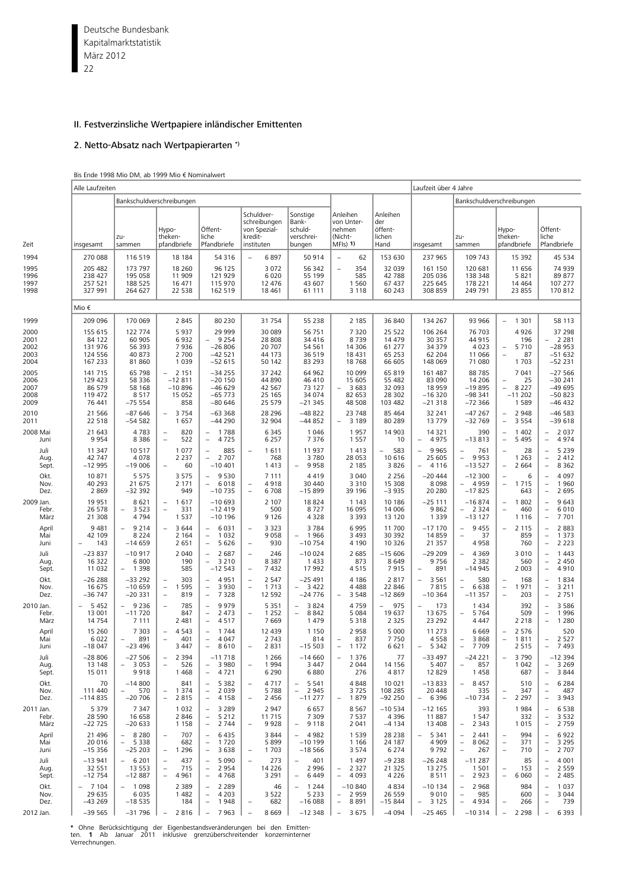## II. Festverzinsliche Wertpapiere inländischer Emittenten

### 2. Netto-Absatz nach Wertpapierarten *)

Bis Ende 1998 Mio DM, ab 1999 Mio € Nominalwert

| Zeit | Alle Laufzeiten | | | | | | | | Laufzeit über 4 Jahre | | | |
|---|---|---|---|---|---|---|---|---|---|---|---|---|
| | | Bankschuldverschreibungen | | | | | | | | Bankschuldverschreibungen | | |
| | insgesamt | zusammen | Hypotheken-pfandbriefe | Öffentliche Pfandbriefe | Schuldverschreibungen von Spezialkreditinstituten | Sonstige Bankschuldverschreibungen | Anleihen von Unternehmen (Nicht-MFIs) 1) | Anleihen der öffentlichen Hand | insgesamt | zusammen | Hypotheken-pfandbriefe | Öffentliche Pfandbriefe |
| 1994 | 270 088 | 116 519 | 18 184 | 54 316 | – 6 897 | 50 914 | – 62 | 153 630 | 237 965 | 109 743 | 15 392 | 45 534 |
| 1995 | 205 482 | 173 797 | 18 260 | 96 125 | 3 072 | 56 342 | – 354 | 32 039 | 161 150 | 120 681 | 11 656 | 74 939 |
| 1996 | 238 427 | 195 058 | 11 909 | 121 929 | 6 020 | 55 199 | 585 | 42 788 | 205 036 | 138 348 | 5 821 | 89 877 |
| 1997 | 257 521 | 188 525 | 16 471 | 115 970 | 12 476 | 43 607 | 1 560 | 67 437 | 225 645 | 178 221 | 14 464 | 107 277 |
| 1998 | 327 991 | 264 627 | 22 538 | 162 519 | 18 461 | 61 111 | 3 118 | 60 243 | 308 859 | 249 791 | 23 855 | 170 812 |
| | Mio € | | | | | | | | | | | |
| 1999 | 209 096 | 170 069 | 2 845 | 80 230 | 31 754 | 55 238 | 2 185 | 36 840 | 134 267 | 93 966 | – 1 301 | 58 113 |
| 2000 | 155 615 | 122 774 | 5 937 | 29 999 | 30 089 | 56 751 | 7 320 | 25 522 | 106 264 | 76 703 | 4 926 | 37 298 |
| 2001 | 84 122 | 60 905 | 6 932 | – 9 254 | 28 808 | 34 416 | 8 739 | 14 479 | 30 357 | 44 915 | 196 | – 2 281 |
| 2002 | 131 976 | 56 393 | 7 936 | –26 806 | 20 707 | 54 561 | 14 306 | 61 277 | 34 379 | 4 023 | – 5 710 | –28 953 |
| 2003 | 124 556 | 40 873 | 2 700 | –42 521 | 44 173 | 36 519 | 18 431 | 65 253 | 62 204 | 11 066 | – 87 | –51 632 |
| 2004 | 167 233 | 81 860 | 1 039 | –52 615 | 50 142 | 83 293 | 18 768 | 66 605 | 148 069 | 71 080 | 1 703 | –52 231 |
| 2005 | 141 715 | 65 798 | – 2 151 | –34 255 | 37 242 | 64 962 | 10 099 | 65 819 | 161 487 | 88 785 | 7 041 | –27 566 |
| 2006 | 129 423 | 58 336 | –12 811 | –20 150 | 44 890 | 46 410 | 15 605 | 55 482 | 83 090 | 14 206 | – 25 | –30 241 |
| 2007 | 86 579 | 58 168 | –10 896 | –46 629 | 42 567 | 73 127 | – 3 683 | 32 093 | 18 959 | –19 895 | – 8 227 | –49 695 |
| 2008 | 119 472 | 8 517 | 15 052 | –65 773 | 25 165 | 34 074 | 82 653 | 28 302 | –16 320 | –98 341 | –11 202 | –50 823 |
| 2009 | 76 441 | –75 554 | 858 | –80 646 | 25 579 | –21 345 | 48 508 | 103 482 | –21 318 | –72 366 | 1 589 | –46 432 |
| 2010 | 21 566 | –87 646 | – 3 754 | –63 368 | 28 296 | –48 822 | 23 748 | 85 464 | 32 241 | –47 267 | – 2 948 | –46 583 |
| 2011 | 22 518 | –54 582 | 1 657 | –44 290 | 32 904 | –44 852 | – 3 189 | 80 289 | 13 779 | –32 769 | – 3 554 | –39 618 |
| 2008 Mai | 21 643 | 4 783 | – 820 | – 1 788 | 6 345 | 1 046 | 1 957 | 14 903 | 14 321 | 390 | – 1 402 | – 2 037 |
| Juni | 9 954 | 8 386 | – 522 | – 4 725 | 6 257 | 7 376 | 1 557 | 10 | – 4 975 | –13 813 | – 5 495 | – 4 974 |
| Juli | 11 347 | 10 517 | 1 077 | – 885 | – 1 611 | 11 937 | 1 413 | – 583 | – 9 965 | – 761 | – 28 | – 5 239 |
| Aug. | 42 747 | 4 078 | 2 237 | – 2 707 | 768 | 3 780 | 28 053 | 10 616 | 25 605 | – 9 953 | 1 263 | – 2 412 |
| Sept. | –12 995 | –19 006 | – 60 | –10 401 | 1 413 | – 9 958 | 2 185 | 3 826 | – 4 116 | –13 527 | – 2 664 | – 8 362 |
| Okt. | 10 871 | 5 575 | 3 575 | – 9 530 | 7 111 | 4 419 | 3 040 | 2 256 | –20 444 | –12 300 | – 6 | – 4 097 |
| Nov. | 40 293 | 21 675 | 2 171 | – 6 018 | – 4 918 | 30 440 | 3 310 | 15 308 | 8 098 | – 4 959 | – 1 715 | – 1 960 |
| Dez. | 2 869 | –32 392 | 949 | –10 735 | – 6 708 | –15 899 | 39 196 | –3 935 | 20 280 | –17 825 | 643 | – 2 695 |
| 2009 Jan. | 19 951 | 8 621 | – 1 617 | –10 693 | 2 107 | 18 824 | 1 143 | 10 186 | –25 111 | –16 874 | – 1 802 | – 9 643 |
| Febr. | 26 578 | – 3 523 | – 331 | –12 419 | 500 | 8 727 | 16 095 | 14 006 | 9 862 | – 2 324 | – 460 | – 6 010 |
| März | 21 308 | 4 794 | 1 537 | –10 196 | 9 126 | 4 328 | 3 393 | 13 120 | 1 339 | –13 127 | 1 116 | – 7 701 |
| April | 9 481 | – 9 214 | – 3 644 | – 6 031 | – 3 323 | 3 784 | 6 995 | 11 700 | –17 170 | – 9 455 | – 2 115 | – 2 883 |
| Mai | 42 109 | 8 224 | 2 164 | – 1 032 | 9 058 | – 1 966 | 3 493 | 30 392 | 14 859 | – 37 | 859 | – 1 373 |
| Juni | – 143 | –14 659 | 2 651 | – 5 626 | – 930 | –10 754 | 4 190 | 10 326 | 21 357 | 4 958 | 760 | – 2 223 |
| Juli | –23 837 | –10 917 | 2 040 | – 2 687 | – 246 | –10 024 | 2 685 | –15 606 | –29 209 | – 4 369 | 3 010 | – 1 443 |
| Aug. | 16 322 | 6 800 | 190 | – 3 210 | 8 387 | 1 433 | 873 | 8 649 | 9 756 | 2 382 | 560 | – 2 450 |
| Sept. | 11 032 | – 1 398 | 585 | –12 543 | – 7 432 | 17 992 | 4 515 | 7 915 | – 891 | –14 945 | 2 003 | – 4 910 |
| Okt. | –26 288 | –33 292 | – 303 | – 4 951 | – 2 547 | –25 491 | 4 186 | 2 817 | – 3 561 | – 580 | – 168 | – 1 834 |
| Nov. | 16 675 | –10 659 | – 1 595 | – 3 930 | – 1 713 | – 3 422 | 4 488 | 22 846 | 7 815 | – 6 638 | – 1 971 | – 3 211 |
| Dez. | –36 747 | –20 331 | – 819 | – 7 328 | 12 592 | –24 776 | – 3 548 | –12 869 | –10 364 | –11 357 | – 203 | – 2 751 |
| 2010 Jan. | – 5 452 | – 9 236 | – 785 | – 9 979 | 5 351 | – 3 824 | 4 759 | – 975 | – 173 | 1 434 | 392 | – 3 586 |
| Febr. | 13 001 | –11 720 | 847 | – 2 473 | – 1 252 | – 8 842 | 5 084 | 19 637 | 13 675 | – 5 764 | 509 | – 1 996 |
| März | 14 754 | 7 111 | 2 481 | – 4 517 | 7 669 | 1 479 | 5 318 | 2 325 | 23 292 | 4 447 | 2 218 | – 1 280 |
| April | 15 260 | 7 303 | – 4 543 | – 1 744 | 12 439 | 1 150 | 2 958 | 5 000 | 11 273 | 6 669 | – 2 576 | 520 |
| Mai | 6 022 | – 891 | – 401 | – 4 047 | 2 743 | 814 | – 837 | 7 750 | 4 558 | – 3 868 | – 1 811 | – 2 527 |
| Juni | –18 047 | –23 496 | 3 447 | – 8 610 | – 2 831 | –15 503 | – 1 172 | 6 621 | – 5 342 | – 7 709 | 2 515 | – 7 493 |
| Juli | –28 806 | –27 506 | – 2 394 | –11 718 | 1 266 | –14 660 | – 1 376 | 77 | –33 497 | –24 221 | – 3 790 | –12 394 |
| Aug. | 13 148 | – 3 053 | – 526 | – 3 980 | – 1 994 | 3 447 | 2 044 | 14 156 | 5 407 | – 857 | 1 042 | – 3 269 |
| Sept. | 15 011 | 9 918 | 1 468 | – 4 721 | 6 290 | 6 880 | 276 | 4 817 | 12 829 | 1 458 | 687 | – 3 844 |
| Okt. | 70 | –14 800 | 841 | – 5 382 | – 4 717 | – 5 541 | 4 848 | 10 021 | –13 833 | – 8 457 | 510 | – 6 284 |
| Nov. | 111 440 | – 570 | – 1 374 | – 2 039 | 5 788 | – 2 945 | 3 725 | 108 285 | 20 448 | 335 | – 347 | – 487 |
| Dez. | –114 835 | –20 706 | – 2 815 | – 4 158 | – 2 456 | –11 277 | – 1 879 | –92 250 | – 6 396 | –10 734 | – 2 297 | – 3 943 |
| 2011 Jan. | 5 379 | 7 347 | 1 032 | – 3 289 | 2 947 | 6 657 | 8 567 | –10 534 | –12 165 | 393 | 1 984 | – 6 538 |
| Febr. | 28 590 | 16 658 | 2 846 | – 5 212 | 11 715 | 7 309 | 7 537 | 4 396 | 11 887 | 1 547 | 332 | – 3 532 |
| März | –22 725 | –20 633 | 1 158 | – 2 744 | – 9 928 | – 9 118 | 2 041 | –4 134 | 13 408 | – 2 343 | 1 015 | – 2 759 |
| April | 21 496 | – 8 280 | – 707 | – 6 435 | 3 844 | – 4 982 | 1 539 | 28 238 | – 5 341 | – 2 441 | – 994 | – 6 922 |
| Mai | 20 016 | – 5 338 | 682 | – 1 720 | 5 899 | –10 199 | 1 166 | 24 187 | 4 909 | – 8 062 | – 371 | – 3 295 |
| Juni | –15 356 | –25 203 | – 1 296 | – 3 638 | – 1 703 | –18 566 | 3 574 | 6 274 | 9 792 | – 267 | – 710 | – 2 707 |
| Juli | –13 941 | – 6 201 | – 437 | – 5 090 | – 273 | – 401 | 1 497 | –9 238 | –26 248 | –11 287 | 85 | – 4 001 |
| Aug. | 32 551 | 13 553 | – 715 | – 2 954 | 14 226 | 2 996 | – 2 327 | 21 325 | 13 275 | 1 501 | – 153 | – 2 559 |
| Sept. | –12 754 | –12 887 | – 4 961 | – 4 768 | 3 291 | – 6 449 | – 4 093 | 4 226 | 8 511 | – 2 923 | – 6 060 | – 2 485 |
| Okt. | – 7 104 | – 1 098 | 2 389 | – 2 289 | 46 | – 1 244 | –10 840 | 4 834 | –10 134 | – 2 968 | 984 | – 1 037 |
| Nov. | 29 635 | 6 035 | 1 482 | – 4 203 | 3 522 | 5 233 | – 2 959 | 26 559 | 9 010 | – 985 | 600 | – 3 044 |
| Dez. | –43 269 | –18 535 | 184 | – 1 948 | – 682 | –16 088 | – 8 891 | –15 844 | – 3 125 | – 4 934 | – 266 | – 739 |
| 2012 Jan. | –39 565 | –31 796 | – 2 816 | – 7 963 | 8 669 | –12 348 | – 3 675 | –4 094 | –25 465 | –10 314 | – 2 298 | – 6 393 |

* Ohne Berücksichtigung der Eigenbestandsveränderungen bei den Emittenten. **1** Ab Januar 2011 inklusive grenzüberschreitender konzerninterner Verrechnungen.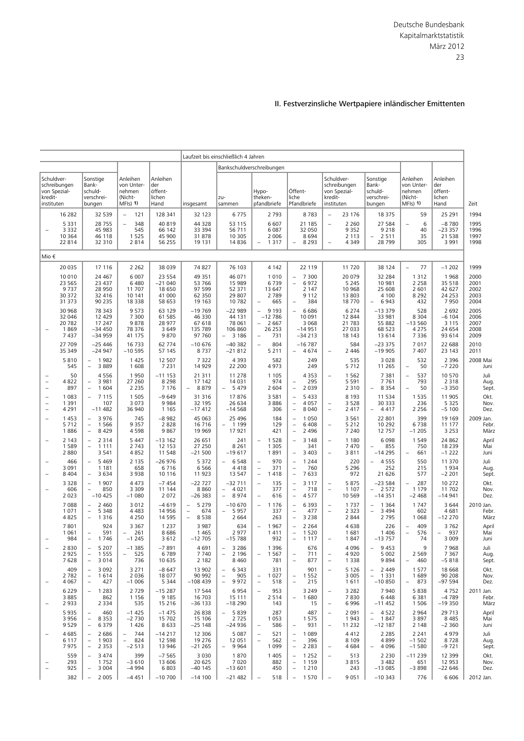## II. Festverzinsliche Wertpapiere inländischer Emittenten

| Schuldverschreibungen von Spezialkreditinstituten | Sonstige Bankschuldverschreibungen | Anleihen von Unternehmen (Nicht-MFIs) 1) | Anleihen der öffentlichen Hand | Laufzeit bis einschließlich 4 Jahren | | | | | | | | Zeit |
|---|---|---|---|---|---|---|---|---|---|---|---|---|
| | | | | insgesamt | Bankschuldverschreibungen | | | | | Anleihen von Unternehmen (Nicht-MFIs) 1) | Anleihen der öffentlichen Hand | |
| | | | | | zusammen | Hypothekenpfandbriefe | Öffentliche Pfandbriefe | Schuldverschreibungen von Spezialkreditinstituten | Sonstige Bankschuldverschreibungen | | | |
| 16 282 | 32 539 | – 121 | 128 341 | 32 123 | 6 775 | 2 793 | 8 783 | – 23 176 | 18 375 | 59 | 25 291 | 1994 |
| 5 331 | 28 755 | – 348 | 40 819 | 44 328 | 53 115 | 6 607 | 21 185 | – 2 260 | 27 584 | – 6 | –8 780 | 1995 |
| – 3 332 | 45 983 | 545 | 66 142 | 33 394 | 56 711 | 6 087 | 32 050 | 9 352 | 9 218 | 40 | –23 357 | 1996 |
| 10 364 | 46 118 | 1 525 | 45 900 | 31 878 | 10 305 | 2 006 | 8 694 | 2 113 | – 2 511 | 35 | 21 538 | 1997 |
| 22 814 | 32 310 | 2 814 | 56 255 | 19 131 | 14 836 | – 1 317 | – 8 293 | – 4 349 | 28 799 | 305 | 3 991 | 1998 |
| Mio € | | | | | | | | | | | | |
| 20 035 | 17 116 | 2 262 | 38 039 | 74 827 | 76 103 | 4 142 | 22 119 | 11 720 | 38 124 | – 77 | –1 202 | 1999 |
| 10 010 | 24 467 | 6 007 | 23 554 | 49 351 | 46 071 | 1 010 | – 7 300 | 20 079 | 32 284 | 1 312 | 1 968 | 2000 |
| 23 565 | 23 437 | 6 480 | –21 040 | 53 766 | 15 989 | 6 739 | – 6 972 | 5 245 | 10 981 | 2 258 | 35 518 | 2001 |
| 9 737 | 28 950 | 11 707 | 18 650 | 97 599 | 52 371 | 13 647 | 2 147 | 10 968 | 25 608 | 2 601 | 42 627 | 2002 |
| 30 372 | 32 416 | 10 141 | 41 000 | 62 350 | 29 807 | 2 789 | 9 112 | 13 803 | 4 100 | 8 292 | 24 253 | 2003 |
| 31 373 | 90 235 | 18 338 | 58 653 | 19 163 | 10 782 | – 665 | – 384 | 18 770 | – 6 943 | 432 | 7 950 | 2004 |
| 30 968 | 78 343 | 9 573 | 63 129 | –19 769 | –22 989 | – 9 193 | – 6 686 | 6 274 | –13 379 | 528 | 2 692 | 2005 |
| 32 046 | 12 429 | 7 300 | 61 585 | 46 330 | 44 131 | –12 786 | 10 091 | 12 844 | 33 981 | 8 304 | –6 104 | 2006 |
| 20 782 | 17 247 | 9 878 | 28 977 | 67 618 | 78 061 | – 2 667 | 3 068 | 21 783 | 55 882 | –13 560 | 3 115 | 2007 |
| – 1 869 | –34 450 | 78 376 | 3 649 | 135 789 | 106 860 | 26 253 | –14 951 | 27 033 | 68 523 | 4 275 | 24 654 | 2008 |
| 7 437 | –34 959 | 41 175 | 9 870 | 97 760 | – 3 186 | – 731 | –34 213 | 18 143 | 13 614 | 7 336 | 93 614 | 2009 |
| 27 709 | –25 446 | 16 733 | 62 774 | –10 676 | –40 382 | – 804 | –16 787 | 584 | –23 375 | 7 017 | 22 688 | 2010 |
| 35 349 | –24 947 | –10 595 | 57 145 | 8 737 | –21 812 | 5 211 | – 4 674 | – 2 446 | –19 905 | 7 407 | 23 143 | 2011 |
| 5 810 | – 1 982 | 1 425 | 12 507 | 7 322 | 4 393 | 582 | 249 | 535 | 3 028 | 532 | 2 396 | 2008 Mai |
| 545 | – 3 889 | 1 608 | 7 231 | 14 929 | 22 200 | 4 973 | 249 | 5 712 | 11 265 | – 50 | –7 220 | Juni |
| – 50 | 4 556 | 1 950 | –11 153 | 21 311 | 11 278 | 1 105 | 4 353 | – 1 562 | 7 381 | – 537 | 10 570 | Juli |
| – 4 822 | – 3 981 | 27 260 | 8 298 | 17 142 | 14 031 | 974 | – 295 | 5 591 | 7 761 | 793 | 2 318 | Aug. |
| – 897 | – 1 604 | 2 235 | 7 176 | – 8 879 | – 5 479 | 2 604 | – 2 039 | 2 310 | – 8 354 | – 50 | –3 350 | Sept. |
| – 1 083 | – 7 115 | 1 505 | –9 649 | 31 316 | 17 876 | 3 581 | – 5 433 | 8 193 | 11 534 | 1 535 | 11 905 | Okt. |
| – 1 391 | 107 | 3 073 | 9 984 | 32 195 | 26 634 | 3 886 | – 4 057 | – 3 528 | 30 333 | 236 | 5 325 | Nov. |
| – 4 291 | –11 482 | 36 940 | 1 165 | –17 412 | –14 568 | 306 | – 8 040 | – 2 417 | – 4 417 | 2 256 | –5 100 | Dez. |
| – 1 453 | – 3 976 | 745 | –8 982 | 45 063 | 25 496 | 184 | – 1 050 | 3 561 | 22 801 | 399 | 19 169 | 2009 Jan. |
| 5 712 | – 1 566 | 9 357 | 2 828 | 16 716 | – 1 199 | 129 | – 6 408 | – 5 212 | 10 292 | 6 738 | 11 177 | Febr. |
| 1 886 | – 8 429 | 4 598 | 9 867 | 19 969 | 17 921 | 421 | – 2 496 | 7 240 | 12 757 | –1 205 | 3 253 | März |
| – 2 143 | – 2 314 | 5 447 | –13 162 | 26 651 | 241 | – 1 528 | – 3 148 | – 1 180 | 6 098 | 1 549 | 24 862 | April |
| 1 589 | – 1 111 | 2 743 | 12 153 | 27 250 | 8 261 | 1 305 | 341 | 7 470 | – 855 | 750 | 18 239 | Mai |
| 2 880 | 3 541 | 4 852 | 11 548 | –21 500 | –19 617 | 1 891 | – 3 403 | – 3 811 | –14 295 | – 661 | –1 222 | Juni |
| – 466 | – 5 469 | 2 135 | –26 976 | 5 372 | – 6 548 | – 970 | – 1 244 | 220 | – 4 555 | 550 | 11 370 | Juli |
| 3 091 | 1 181 | 658 | 6 716 | 6 566 | 4 418 | – 371 | – 760 | 5 296 | 252 | 215 | 1 934 | Aug. |
| – 8 404 | – 3 634 | 3 938 | 10 116 | 11 923 | 13 547 | – 1 418 | – 7 633 | 972 | 21 626 | 577 | –2 201 | Sept. |
| 3 328 | – 1 907 | 4 473 | –7 454 | –22 727 | –32 711 | – 135 | – 3 117 | – 5 875 | –23 584 | – 287 | 10 272 | Okt. |
| – 606 | – 850 | 3 309 | 11 144 | 8 860 | – 4 021 | 377 | – 718 | – 1 107 | – 2 572 | 1 179 | 11 702 | Nov. |
| 2 023 | –10 425 | –1 080 | 2 072 | –26 383 | – 8 974 | – 616 | – 4 577 | 10 569 | –14 351 | –2 468 | –14 941 | Dez. |
| 7 088 | – 2 460 | 3 012 | –4 619 | – 5 279 | –10 670 | – 1 176 | – 6 393 | – 1 737 | – 1 364 | 1 747 | 3 644 | 2010 Jan. |
| 1 071 | – 5 348 | 4 483 | 14 956 | – 674 | – 5 957 | 337 | – 477 | – 2 323 | – 3 494 | 602 | 4 681 | Febr. |
| 4 825 | – 1 316 | 4 250 | 14 595 | – 8 538 | 2 664 | 263 | – 3 238 | 2 844 | 2 795 | 1 068 | –12 270 | März |
| 7 801 | 924 | 3 367 | 1 237 | 3 987 | 634 | – 1 967 | – 2 264 | 4 638 | 226 | – 409 | 3 762 | April |
| 1 061 | – 591 | – 261 | 8 686 | 1 465 | 2 977 | 1 411 | – 1 520 | 1 681 | 1 406 | – 576 | – 937 | Mai |
| – 984 | – 1 746 | –1 245 | 3 612 | –12 705 | –15 788 | 932 | – 1 117 | – 1 847 | –13 757 | 74 | 3 009 | Juni |
| – 2 830 | – 5 207 | –1 385 | –7 891 | 4 691 | – 3 286 | 1 396 | 676 | 4 096 | – 9 453 | 9 | 7 968 | Juli |
| 2 925 | – 1 555 | – 525 | 6 789 | 7 740 | – 2 196 | – 1 567 | – 711 | – 4 920 | 5 002 | 2 569 | 7 367 | Aug. |
| 7 628 | – 3 014 | 736 | 10 635 | 2 182 | 8 460 | 781 | – 877 | – 1 338 | 9 894 | – 460 | –5 818 | Sept. |
| 409 | – 3 092 | 3 271 | –8 647 | 13 902 | – 6 343 | 331 | 901 | – 5 126 | – 2 449 | 1 577 | 18 668 | Okt. |
| 2 782 | – 1 614 | 2 036 | 18 077 | 90 992 | – 905 | – 1 027 | – 1 552 | 3 005 | – 1 331 | 1 689 | 90 208 | Nov. |
| – 4 067 | – 427 | –1 006 | 5 344 | –108 439 | – 9 972 | – 518 | – 215 | 1 611 | –10 850 | – 873 | –97 594 | Dez. |
| 6 229 | – 1 283 | 2 729 | –15 287 | 17 544 | 6 954 | – 953 | 3 249 | – 3 282 | 7 940 | 5 838 | 4 752 | 2011 Jan. |
| 3 885 | 862 | 1 156 | 9 185 | 16 703 | 15 111 | 2 514 | – 1 680 | 7 830 | 6 448 | 6 381 | –4 789 | Febr. |
| – 2 933 | 2 334 | 535 | 15 216 | –36 133 | –18 290 | 143 | 15 | – 6 996 | –11 452 | 1 506 | –19 350 | März |
| 5 935 | – 460 | –1 425 | –1 475 | 26 838 | – 5 839 | 287 | 487 | – 2 091 | – 4 522 | 2 964 | 29 713 | April |
| 3 956 | – 8 353 | –2 730 | 15 702 | 15 106 | 2 725 | 1 053 | 1 575 | 1 943 | – 1 847 | 3 897 | 8 485 | Mai |
| 9 529 | – 6 379 | 1 426 | 8 633 | –25 148 | –24 936 | – 586 | – 931 | – 11 232 | –12 187 | 2 148 | –2 360 | Juni |
| – 4 685 | – 2 686 | – 744 | –14 217 | 12 306 | 5 087 | – 521 | – 1 089 | 4 412 | 2 285 | 2 241 | 4 979 | Juli |
| 6 117 | – 1 903 | – 824 | 12 598 | 19 276 | 12 051 | – 562 | – 396 | 8 109 | 4 899 | –1 502 | 8 728 | Aug. |
| 7 975 | – 2 353 | –2 513 | 13 946 | –21 265 | – 9 964 | 1 099 | – 2 283 | – 4 684 | – 4 096 | –1 580 | –9 721 | Sept. |
| 559 | – 3 474 | 399 | –7 565 | 3 030 | 1 870 | 1 405 | – 1 252 | – 513 | 2 230 | –11 239 | 12 399 | Okt. |
| – 293 | 1 752 | –3 610 | 13 606 | 20 625 | 7 020 | 882 | – 1 159 | 3 815 | 3 482 | 651 | 12 953 | Nov. |
| – 925 | – 3 004 | –4 994 | 6 803 | –40 145 | –13 601 | 450 | – 1 210 | 243 | –13 085 | –3 898 | –22 646 | Dez. |
| 382 | – 2 005 | –4 451 | –10 700 | –14 100 | –21 482 | – 518 | – 1 570 | – 9 051 | –10 343 | 776 | 6 606 | 2012 Jan. |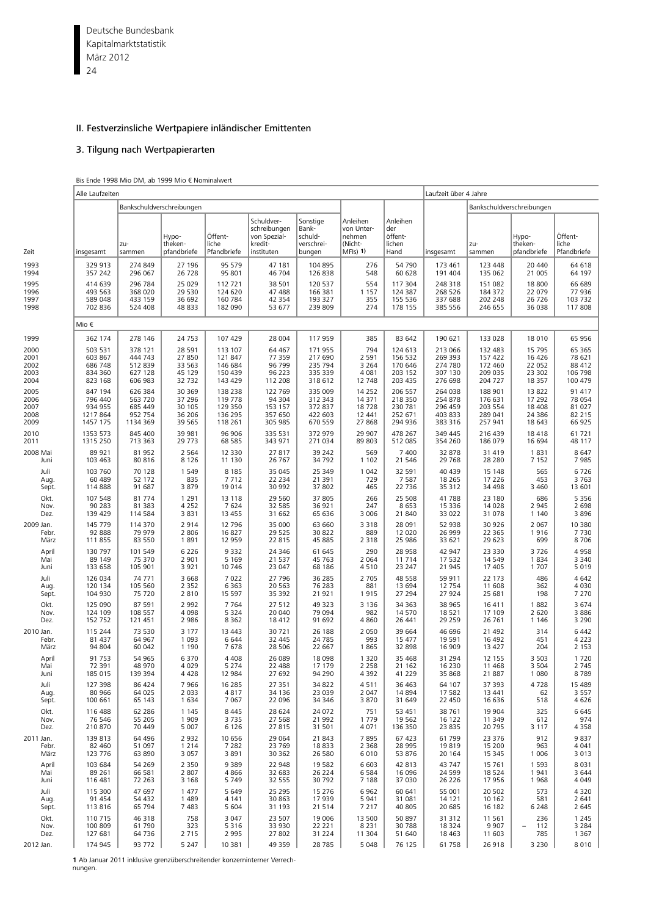## II. Festverzinsliche Wertpapiere inländischer Emittenten

### 3. Tilgung nach Wertpapierarten

Bis Ende 1998 Mio DM, ab 1999 Mio € Nominalwert

| Zeit | Alle Laufzeiten | | | | | | | | Laufzeit über 4 Jahre | | | |
|---|---|---|---|---|---|---|---|---|---|---|---|---|
| | insgesamt | Bankschuldverschreibungen | | | | | Anleihen von Unternehmen (Nicht-MFIs) 1) | Anleihen der öffentlichen Hand | insgesamt | Bankschuldverschreibungen | | |
| | | zusammen | Hypothekenpfandbriefe | Öffentliche Pfandbriefe | Schuldverschreibungen von Spezialkreditinstituten | Sonstige Bankschuldverschreibungen | | | | zusammen | Hypothekenpfandbriefe | Öffentliche Pfandbriefe |
| 1993 | 329 913 | 274 849 | 27 196 | 95 579 | 47 181 | 104 895 | 276 | 54 790 | 173 461 | 123 448 | 20 440 | 64 618 |
| 1994 | 357 242 | 296 067 | 26 728 | 95 801 | 46 704 | 126 838 | 548 | 60 628 | 191 404 | 135 062 | 21 005 | 64 197 |
| 1995 | 414 639 | 296 784 | 25 029 | 112 721 | 38 501 | 120 537 | 554 | 117 304 | 248 318 | 151 082 | 18 800 | 66 689 |
| 1996 | 493 563 | 368 020 | 29 530 | 124 620 | 47 488 | 166 381 | 1 157 | 124 387 | 268 526 | 184 372 | 22 079 | 77 936 |
| 1997 | 589 048 | 433 159 | 36 692 | 160 784 | 42 354 | 193 327 | 355 | 155 536 | 337 688 | 202 248 | 26 726 | 103 732 |
| 1998 | 702 836 | 524 408 | 48 833 | 182 090 | 53 677 | 239 809 | 274 | 178 155 | 385 556 | 246 655 | 36 038 | 117 808 |
| | Mio € | | | | | | | | | | | |
| 1999 | 362 174 | 278 146 | 24 753 | 107 429 | 28 004 | 117 959 | 385 | 83 642 | 190 621 | 133 028 | 18 010 | 65 956 |
| 2000 | 503 531 | 378 121 | 28 591 | 113 107 | 64 467 | 171 955 | 794 | 124 613 | 213 066 | 132 483 | 15 795 | 65 365 |
| 2001 | 603 867 | 444 743 | 27 850 | 121 847 | 77 359 | 217 690 | 2 591 | 156 532 | 269 393 | 157 422 | 16 426 | 78 621 |
| 2002 | 686 748 | 512 839 | 33 563 | 146 684 | 96 799 | 235 794 | 3 264 | 170 646 | 274 780 | 172 460 | 22 052 | 88 412 |
| 2003 | 834 360 | 627 128 | 45 129 | 150 439 | 96 223 | 335 339 | 4 081 | 203 152 | 307 130 | 209 035 | 23 302 | 106 798 |
| 2004 | 823 168 | 606 983 | 32 732 | 143 429 | 112 208 | 318 612 | 12 748 | 203 435 | 276 698 | 204 727 | 18 357 | 100 479 |
| 2005 | 847 194 | 626 384 | 30 369 | 138 238 | 122 769 | 335 009 | 14 252 | 206 557 | 264 038 | 188 901 | 13 822 | 91 417 |
| 2006 | 796 440 | 563 720 | 37 296 | 119 778 | 94 304 | 312 343 | 14 371 | 218 350 | 254 878 | 176 631 | 17 292 | 78 054 |
| 2007 | 934 955 | 685 449 | 30 105 | 129 350 | 153 157 | 372 837 | 18 728 | 230 781 | 296 459 | 203 554 | 18 408 | 81 027 |
| 2008 | 1217 864 | 952 754 | 36 206 | 136 295 | 357 650 | 422 603 | 12 441 | 252 671 | 403 833 | 289 041 | 24 386 | 82 215 |
| 2009 | 1457 175 | 1134 369 | 39 565 | 118 261 | 305 985 | 670 559 | 27 868 | 294 936 | 383 316 | 257 941 | 18 643 | 66 925 |
| 2010 | 1353 573 | 845 400 | 39 981 | 96 906 | 335 531 | 372 979 | 29 907 | 478 267 | 349 445 | 216 439 | 18 418 | 61 721 |
| 2011 | 1315 250 | 713 363 | 29 773 | 68 585 | 343 971 | 271 034 | 89 803 | 512 085 | 354 260 | 186 079 | 16 694 | 48 117 |
| 2008 Mai | 89 921 | 81 952 | 2 564 | 12 330 | 27 817 | 39 242 | 569 | 7 400 | 32 878 | 31 419 | 1 831 | 8 647 |
| Juni | 103 463 | 80 816 | 8 126 | 11 130 | 26 767 | 34 792 | 1 102 | 21 546 | 29 768 | 28 280 | 7 152 | 7 985 |
| Juli | 103 760 | 70 128 | 1 549 | 8 185 | 35 045 | 25 349 | 1 042 | 32 591 | 40 439 | 15 148 | 565 | 6 726 |
| Aug. | 60 489 | 52 172 | 835 | 7 712 | 22 234 | 21 391 | 729 | 7 587 | 18 265 | 17 226 | 453 | 3 763 |
| Sept. | 114 888 | 91 687 | 3 879 | 19 014 | 30 992 | 37 802 | 465 | 22 736 | 35 312 | 34 498 | 3 460 | 13 601 |
| Okt. | 107 548 | 81 774 | 1 291 | 13 118 | 29 560 | 37 805 | 266 | 25 508 | 41 788 | 23 180 | 686 | 5 356 |
| Nov. | 90 283 | 81 383 | 4 252 | 7 624 | 32 585 | 36 921 | 247 | 8 653 | 15 336 | 14 028 | 2 945 | 2 698 |
| Dez. | 139 429 | 114 584 | 3 831 | 13 455 | 31 662 | 65 636 | 3 006 | 21 840 | 33 022 | 31 078 | 1 140 | 3 896 |
| 2009 Jan. | 145 779 | 114 370 | 2 914 | 12 796 | 35 000 | 63 660 | 3 318 | 28 091 | 52 938 | 30 926 | 2 067 | 10 380 |
| Febr. | 92 888 | 79 979 | 2 806 | 16 827 | 29 525 | 30 822 | 889 | 12 020 | 26 999 | 22 365 | 1 916 | 7 730 |
| März | 111 855 | 83 550 | 1 891 | 12 959 | 22 815 | 45 885 | 2 318 | 25 986 | 33 621 | 29 623 | 699 | 8 706 |
| April | 130 797 | 101 549 | 6 226 | 9 332 | 24 346 | 61 645 | 290 | 28 958 | 42 947 | 23 330 | 3 726 | 4 958 |
| Mai | 89 149 | 75 370 | 2 901 | 5 169 | 21 537 | 45 763 | 2 064 | 11 714 | 17 532 | 14 549 | 1 834 | 3 340 |
| Juni | 133 658 | 105 901 | 3 921 | 10 746 | 23 047 | 68 186 | 4 510 | 23 247 | 21 945 | 17 405 | 1 707 | 5 019 |
| Juli | 126 034 | 74 771 | 3 668 | 7 022 | 27 796 | 36 285 | 2 705 | 48 558 | 59 911 | 22 173 | 486 | 4 642 |
| Aug. | 120 134 | 105 560 | 2 352 | 6 363 | 20 563 | 76 283 | 881 | 13 694 | 12 754 | 11 608 | 362 | 4 030 |
| Sept. | 104 930 | 75 720 | 2 810 | 15 597 | 35 392 | 21 921 | 1 915 | 27 294 | 27 924 | 25 681 | 198 | 7 270 |
| Okt. | 125 090 | 87 591 | 2 992 | 7 764 | 27 512 | 49 323 | 3 136 | 34 363 | 38 965 | 16 411 | 1 882 | 3 674 |
| Nov. | 124 109 | 108 557 | 4 098 | 5 324 | 20 040 | 79 094 | 982 | 14 570 | 18 521 | 17 109 | 2 620 | 3 886 |
| Dez. | 152 752 | 121 451 | 2 986 | 8 362 | 18 412 | 91 692 | 4 860 | 26 441 | 29 259 | 26 761 | 1 146 | 3 290 |
| 2010 Jan. | 115 244 | 73 530 | 3 177 | 13 443 | 30 721 | 26 188 | 2 050 | 39 664 | 46 696 | 21 492 | 314 | 6 442 |
| Febr. | 81 437 | 64 967 | 1 093 | 6 644 | 32 445 | 24 785 | 993 | 15 477 | 19 591 | 16 492 | 451 | 4 223 |
| März | 94 804 | 60 042 | 1 190 | 7 678 | 28 506 | 22 667 | 1 865 | 32 898 | 16 909 | 13 427 | 204 | 2 153 |
| April | 91 753 | 54 965 | 6 370 | 4 408 | 26 089 | 18 098 | 1 320 | 35 468 | 31 294 | 12 155 | 3 503 | 1 720 |
| Mai | 72 391 | 48 970 | 4 029 | 5 274 | 22 488 | 17 179 | 2 258 | 21 162 | 16 230 | 11 468 | 3 504 | 2 745 |
| Juni | 185 015 | 139 394 | 4 428 | 12 984 | 27 692 | 94 290 | 4 392 | 41 229 | 35 868 | 21 887 | 1 080 | 8 789 |
| Juli | 127 398 | 86 424 | 7 966 | 16 285 | 27 351 | 34 822 | 4 511 | 36 463 | 64 107 | 37 393 | 4 728 | 15 489 |
| Aug. | 80 966 | 64 025 | 2 033 | 4 817 | 34 136 | 23 039 | 2 047 | 14 894 | 17 582 | 13 441 | 62 | 3 557 |
| Sept. | 100 661 | 65 143 | 1 634 | 7 067 | 22 096 | 34 346 | 3 870 | 31 649 | 22 450 | 16 636 | 518 | 4 626 |
| Okt. | 116 488 | 62 286 | 1 145 | 8 445 | 28 624 | 24 072 | 751 | 53 451 | 38 761 | 19 904 | 325 | 6 645 |
| Nov. | 76 546 | 55 205 | 1 909 | 3 735 | 27 568 | 21 992 | 1 779 | 19 562 | 16 122 | 11 349 | 612 | 974 |
| Dez. | 210 870 | 70 449 | 5 007 | 6 126 | 27 815 | 31 501 | 4 071 | 136 350 | 23 835 | 20 795 | 3 117 | 4 358 |
| 2011 Jan. | 139 813 | 64 496 | 2 932 | 10 656 | 29 064 | 21 843 | 7 895 | 67 423 | 61 799 | 23 376 | 912 | 9 837 |
| Febr. | 82 460 | 51 097 | 1 214 | 7 282 | 23 769 | 18 833 | 2 368 | 28 995 | 19 819 | 15 200 | 963 | 4 041 |
| März | 123 776 | 63 890 | 3 057 | 3 891 | 30 362 | 26 580 | 6 010 | 53 876 | 20 164 | 15 345 | 1 006 | 3 013 |
| April | 103 684 | 54 269 | 2 350 | 9 389 | 22 948 | 19 582 | 6 603 | 42 813 | 43 747 | 15 761 | 1 593 | 8 031 |
| Mai | 89 261 | 66 581 | 2 807 | 4 866 | 32 683 | 26 224 | 6 584 | 16 096 | 24 599 | 18 524 | 1 941 | 3 644 |
| Juni | 116 481 | 72 263 | 3 168 | 5 749 | 32 555 | 30 792 | 7 188 | 37 030 | 26 226 | 17 956 | 1 968 | 4 049 |
| Juli | 115 300 | 47 697 | 1 477 | 5 649 | 25 295 | 15 276 | 6 962 | 60 641 | 55 001 | 20 502 | 573 | 4 320 |
| Aug. | 91 454 | 54 432 | 1 489 | 4 141 | 30 863 | 17 939 | 5 941 | 31 081 | 14 121 | 10 162 | 581 | 2 641 |
| Sept. | 113 816 | 65 794 | 7 483 | 5 604 | 31 193 | 21 514 | 7 217 | 40 805 | 20 685 | 16 182 | 6 248 | 2 645 |
| Okt. | 110 715 | 46 318 | 758 | 3 047 | 23 507 | 19 006 | 13 500 | 50 897 | 31 312 | 11 561 | 236 | 1 245 |
| Nov. | 100 809 | 61 790 | 323 | 5 316 | 33 930 | 22 221 | 8 231 | 30 788 | 18 324 | 9 907 | – 112 | 3 284 |
| Dez. | 127 681 | 64 736 | 2 715 | 2 995 | 27 802 | 31 224 | 11 304 | 51 640 | 18 463 | 11 603 | 785 | 1 367 |
| 2012 Jan. | 174 945 | 93 772 | 5 247 | 10 381 | 49 359 | 28 785 | 5 048 | 76 125 | 61 758 | 26 918 | 3 230 | 8 010 |

**1** Ab Januar 2011 inklusive grenzüberschreitender konzerninterner Verrechnungen.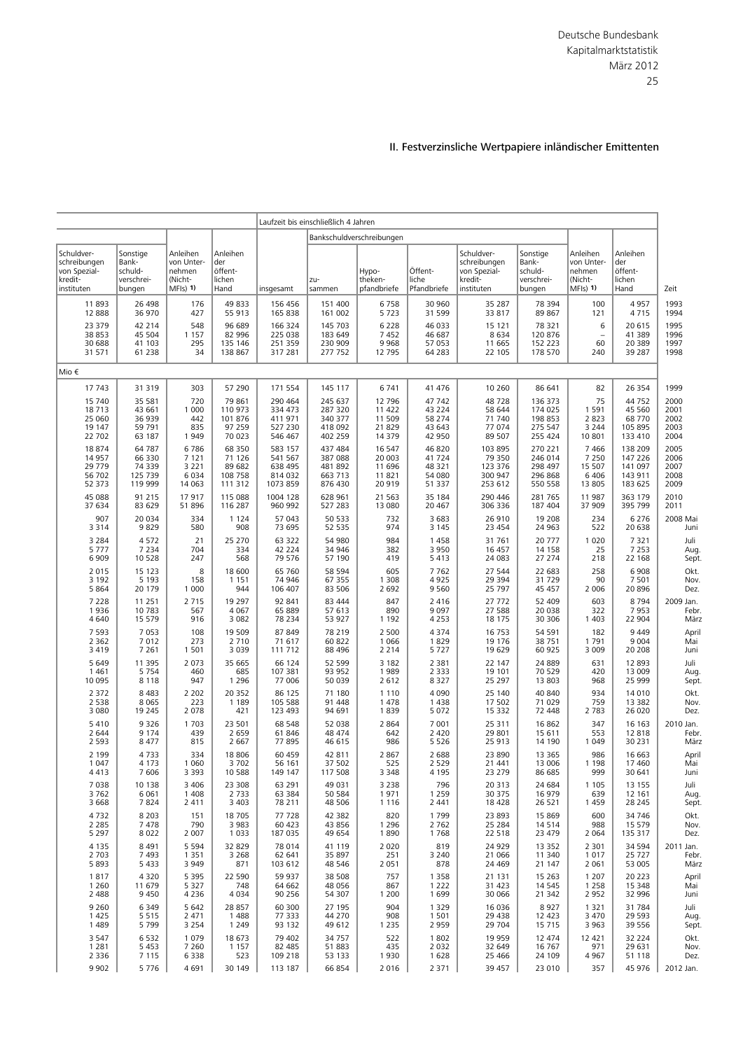## II. Festverzinsliche Wertpapiere inländischer Emittenten

| | | | | Laufzeit bis einschließlich 4 Jahren | | | | | | | | |
|---|---|---|---|---|---|---|---|---|---|---|---|---|
| | | | | | Bankschuldverschreibungen | | | | | | | |
| Schuldverschreibungen von Spezialkreditinstituten | Sonstige Bankschuldverschreibungen | Anleihen von Unternehmen (Nicht-MFIs) 1) | Anleihen der öffentlichen Hand | insgesamt | zusammen | Hypothekenpfandbriefe | Öffentliche Pfandbriefe | Schuldverschreibungen von Spezialkreditinstituten | Sonstige Bankschuldverschreibungen | Anleihen von Unternehmen (Nicht-MFIs) 1) | Anleihen der öffentlichen Hand | Zeit |
| 11 893 | 26 498 | 176 | 49 833 | 156 456 | 151 400 | 6 758 | 30 960 | 35 287 | 78 394 | 100 | 4 957 | 1993 |
| 12 888 | 36 970 | 427 | 55 913 | 165 838 | 161 002 | 5 723 | 31 599 | 33 817 | 89 867 | 121 | 4 715 | 1994 |
| 23 379 | 42 214 | 548 | 96 689 | 166 324 | 145 703 | 6 228 | 46 033 | 15 121 | 78 321 | 6 | 20 615 | 1995 |
| 38 853 | 45 504 | 1 157 | 82 996 | 225 038 | 183 649 | 7 452 | 46 687 | 8 634 | 120 876 | – | 41 389 | 1996 |
| 30 688 | 41 103 | 295 | 135 146 | 251 359 | 230 909 | 9 968 | 57 053 | 11 665 | 152 223 | 60 | 20 389 | 1997 |
| 31 571 | 61 238 | 34 | 138 867 | 317 281 | 277 752 | 12 795 | 64 283 | 22 105 | 178 570 | 240 | 39 287 | 1998 |
| Mio € | | | | | | | | | | | | |
| 17 743 | 31 319 | 303 | 57 290 | 171 554 | 145 117 | 6 741 | 41 476 | 10 260 | 86 641 | 82 | 26 354 | 1999 |
| 15 740 | 35 581 | 720 | 79 861 | 290 464 | 245 637 | 12 796 | 47 742 | 48 728 | 136 373 | 75 | 44 752 | 2000 |
| 18 713 | 43 661 | 1 000 | 110 973 | 334 473 | 287 320 | 11 422 | 43 224 | 58 644 | 174 025 | 1 591 | 45 560 | 2001 |
| 25 060 | 36 939 | 442 | 101 876 | 411 971 | 340 377 | 11 509 | 58 274 | 71 740 | 198 853 | 2 823 | 68 770 | 2002 |
| 19 147 | 59 791 | 835 | 97 259 | 527 230 | 418 092 | 21 829 | 43 643 | 77 074 | 275 547 | 3 244 | 105 895 | 2003 |
| 22 702 | 63 187 | 1 949 | 70 023 | 546 467 | 402 259 | 14 379 | 42 950 | 89 507 | 255 424 | 10 801 | 133 410 | 2004 |
| 18 874 | 64 787 | 6 786 | 68 350 | 583 157 | 437 484 | 16 547 | 46 820 | 103 895 | 270 221 | 7 466 | 138 209 | 2005 |
| 14 957 | 66 330 | 7 121 | 71 126 | 541 567 | 387 088 | 20 003 | 41 724 | 79 350 | 246 014 | 7 250 | 147 226 | 2006 |
| 29 779 | 74 339 | 3 221 | 89 682 | 638 495 | 481 892 | 11 696 | 48 321 | 123 376 | 298 497 | 15 507 | 141 097 | 2007 |
| 56 702 | 125 739 | 6 034 | 108 758 | 814 032 | 663 713 | 11 821 | 54 080 | 300 947 | 296 868 | 6 406 | 143 911 | 2008 |
| 52 373 | 119 999 | 14 063 | 111 312 | 1073 859 | 876 430 | 20 919 | 51 337 | 253 612 | 550 558 | 13 805 | 183 625 | 2009 |
| 45 088 | 91 215 | 17 917 | 115 088 | 1004 128 | 628 961 | 21 563 | 35 184 | 290 446 | 281 765 | 11 987 | 363 179 | 2010 |
| 37 634 | 83 629 | 51 896 | 116 287 | 960 992 | 527 283 | 13 080 | 20 467 | 306 336 | 187 404 | 37 909 | 395 799 | 2011 |
| 907 | 20 034 | 334 | 1 124 | 57 043 | 50 533 | 732 | 3 683 | 26 910 | 19 208 | 234 | 6 276 | 2008 Mai |
| 3 314 | 9 829 | 580 | 908 | 73 695 | 52 535 | 974 | 3 145 | 23 454 | 24 963 | 522 | 20 638 | Juni |
| 3 284 | 4 572 | 21 | 25 270 | 63 322 | 54 980 | 984 | 1 458 | 31 761 | 20 777 | 1 020 | 7 321 | Juli |
| 5 777 | 7 234 | 704 | 334 | 42 224 | 34 946 | 382 | 3 950 | 16 457 | 14 158 | 25 | 7 253 | Aug. |
| 6 909 | 10 528 | 247 | 568 | 79 576 | 57 190 | 419 | 5 413 | 24 083 | 27 274 | 218 | 22 168 | Sept. |
| 2 015 | 15 123 | 8 | 18 600 | 65 760 | 58 594 | 605 | 7 762 | 27 544 | 22 683 | 258 | 6 908 | Okt. |
| 3 192 | 5 193 | 158 | 1 151 | 74 946 | 67 355 | 1 308 | 4 925 | 29 394 | 31 729 | 90 | 7 501 | Nov. |
| 5 864 | 20 179 | 1 000 | 944 | 106 407 | 83 506 | 2 692 | 9 560 | 25 797 | 45 457 | 2 006 | 20 896 | Dez. |
| 7 228 | 11 251 | 2 715 | 19 297 | 92 841 | 83 444 | 847 | 2 416 | 27 772 | 52 409 | 603 | 8 794 | 2009 Jan. |
| 1 936 | 10 783 | 567 | 4 067 | 65 889 | 57 613 | 890 | 9 097 | 27 588 | 20 038 | 322 | 7 953 | Febr. |
| 4 640 | 15 579 | 916 | 3 082 | 78 234 | 53 927 | 1 192 | 4 253 | 18 175 | 30 306 | 1 403 | 22 904 | März |
| 7 593 | 7 053 | 108 | 19 509 | 87 849 | 78 219 | 2 500 | 4 374 | 16 753 | 54 591 | 182 | 9 449 | April |
| 2 362 | 7 012 | 273 | 2 710 | 71 617 | 60 822 | 1 066 | 1 829 | 19 176 | 38 751 | 1 791 | 9 004 | Mai |
| 3 419 | 7 261 | 1 501 | 3 039 | 111 712 | 88 496 | 2 214 | 5 727 | 19 629 | 60 925 | 3 009 | 20 208 | Juni |
| 5 649 | 11 395 | 2 073 | 35 665 | 66 124 | 52 599 | 3 182 | 2 381 | 22 147 | 24 889 | 631 | 12 893 | Juli |
| 1 461 | 5 754 | 460 | 685 | 107 381 | 93 952 | 1 989 | 2 333 | 19 101 | 70 529 | 420 | 13 009 | Aug. |
| 10 095 | 8 118 | 947 | 1 296 | 77 006 | 50 039 | 2 612 | 8 327 | 25 297 | 13 803 | 968 | 25 999 | Sept. |
| 2 372 | 8 483 | 2 202 | 20 352 | 86 125 | 71 180 | 1 110 | 4 090 | 25 140 | 40 840 | 934 | 14 010 | Okt. |
| 2 538 | 8 065 | 223 | 1 189 | 105 588 | 91 448 | 1 478 | 1 438 | 17 502 | 71 029 | 759 | 13 382 | Nov. |
| 3 080 | 19 245 | 2 078 | 421 | 123 493 | 94 691 | 1 839 | 5 072 | 15 332 | 72 448 | 2 783 | 26 020 | Dez. |
| 5 410 | 9 326 | 1 703 | 23 501 | 68 548 | 52 038 | 2 864 | 7 001 | 25 311 | 16 862 | 347 | 16 163 | 2010 Jan. |
| 2 644 | 9 174 | 439 | 2 659 | 61 846 | 48 474 | 642 | 2 420 | 29 801 | 15 611 | 553 | 12 818 | Febr. |
| 2 593 | 8 477 | 815 | 2 667 | 77 895 | 46 615 | 986 | 5 526 | 25 913 | 14 190 | 1 049 | 30 231 | März |
| 2 199 | 4 733 | 334 | 18 806 | 60 459 | 42 811 | 2 867 | 2 688 | 23 890 | 13 365 | 986 | 16 663 | April |
| 1 047 | 4 173 | 1 060 | 3 702 | 56 161 | 37 502 | 525 | 2 529 | 21 441 | 13 006 | 1 198 | 17 460 | Mai |
| 4 413 | 7 606 | 3 393 | 10 588 | 149 147 | 117 508 | 3 348 | 4 195 | 23 279 | 86 685 | 999 | 30 641 | Juni |
| 7 038 | 10 138 | 3 406 | 23 308 | 63 291 | 49 031 | 3 238 | 796 | 20 313 | 24 684 | 1 105 | 13 155 | Juli |
| 3 762 | 6 061 | 1 408 | 2 733 | 63 384 | 50 584 | 1 971 | 1 259 | 30 375 | 16 979 | 639 | 12 161 | Aug. |
| 3 668 | 7 824 | 2 411 | 3 403 | 78 211 | 48 506 | 1 116 | 2 441 | 18 428 | 26 521 | 1 459 | 28 245 | Sept. |
| 4 732 | 8 203 | 151 | 18 705 | 77 728 | 42 382 | 820 | 1 799 | 23 893 | 15 869 | 600 | 34 746 | Okt. |
| 2 285 | 7 478 | 790 | 3 983 | 60 423 | 43 856 | 1 296 | 2 762 | 25 284 | 14 514 | 988 | 15 579 | Nov. |
| 5 297 | 8 022 | 2 007 | 1 033 | 187 035 | 49 654 | 1 890 | 1 768 | 22 518 | 23 479 | 2 064 | 135 317 | Dez. |
| 4 135 | 8 491 | 5 594 | 32 829 | 78 014 | 41 119 | 2 020 | 819 | 24 929 | 13 352 | 2 301 | 34 594 | 2011 Jan. |
| 2 703 | 7 493 | 1 351 | 3 268 | 62 641 | 35 897 | 251 | 3 240 | 21 066 | 11 340 | 1 017 | 25 727 | Febr. |
| 5 893 | 5 433 | 3 949 | 871 | 103 612 | 48 546 | 2 051 | 878 | 24 469 | 21 147 | 2 061 | 53 005 | März |
| 1 817 | 4 320 | 5 395 | 22 590 | 59 937 | 38 508 | 757 | 1 358 | 21 131 | 15 263 | 1 207 | 20 223 | April |
| 1 260 | 11 679 | 5 327 | 748 | 64 662 | 48 056 | 867 | 1 222 | 31 423 | 14 545 | 1 258 | 15 348 | Mai |
| 2 488 | 9 450 | 4 236 | 4 034 | 90 256 | 54 307 | 1 200 | 1 699 | 30 066 | 21 342 | 2 952 | 32 996 | Juni |
| 9 260 | 6 349 | 5 642 | 28 857 | 60 300 | 27 195 | 904 | 1 329 | 16 036 | 8 927 | 1 321 | 31 784 | Juli |
| 1 425 | 5 515 | 2 471 | 1 488 | 77 333 | 44 270 | 908 | 1 501 | 29 438 | 12 423 | 3 470 | 29 593 | Aug. |
| 1 489 | 5 799 | 3 254 | 1 249 | 93 132 | 49 612 | 1 235 | 2 959 | 29 704 | 15 715 | 3 963 | 39 556 | Sept. |
| 3 547 | 6 532 | 1 079 | 18 673 | 79 402 | 34 757 | 522 | 1 802 | 19 959 | 12 474 | 12 421 | 32 224 | Okt. |
| 1 281 | 5 453 | 7 260 | 1 157 | 82 485 | 51 883 | 435 | 2 032 | 32 649 | 16 767 | 971 | 29 631 | Nov. |
| 2 336 | 7 115 | 6 338 | 523 | 109 218 | 53 133 | 1 930 | 1 628 | 25 466 | 24 109 | 4 967 | 51 118 | Dez. |
| 9 902 | 5 776 | 4 691 | 30 149 | 113 187 | 66 854 | 2 016 | 2 371 | 39 457 | 23 010 | 357 | 45 976 | 2012 Jan. |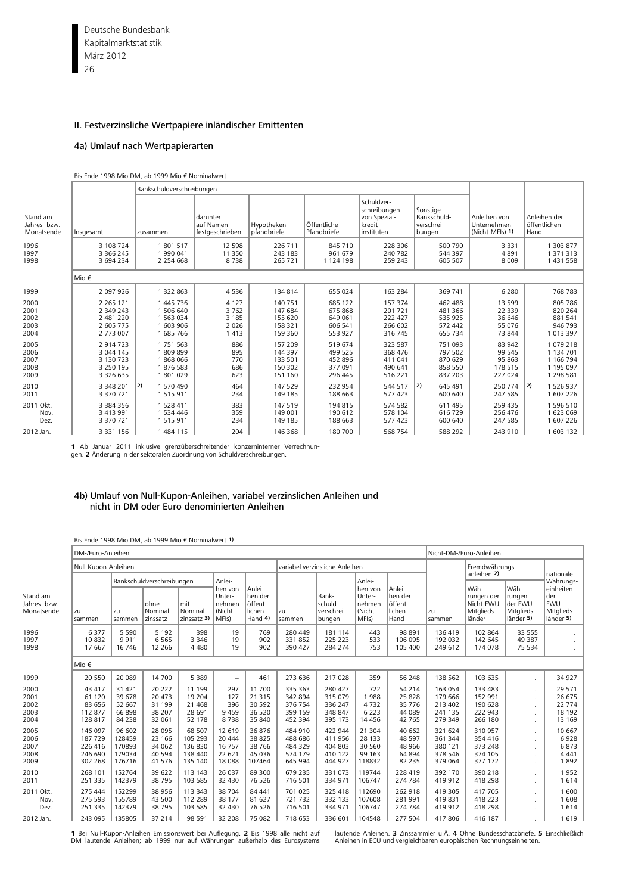## II. Festverzinsliche Wertpapiere inländischer Emittenten

### 4a) Umlauf nach Wertpapierarten

Bis Ende 1998 Mio DM, ab 1999 Mio € Nominalwert

| Stand am Jahres- bzw. Monatsende | Insgesamt | Bankschuldverschreibungen zusammen | darunter auf Namen festgeschrieben | Hypotheken-pfandbriefe | Öffentliche Pfandbriefe | Schuldverschreibungen von Spezialkreditinstituten | Sonstige Bankschuldverschreibungen | Anleihen von Unternehmen (Nicht-MFIs) 1) | Anleihen der öffentlichen Hand |
|---|---|---|---|---|---|---|---|---|---|
| 1996 | 3 108 724 | 1 801 517 | 12 598 | 226 711 | 845 710 | 228 306 | 500 790 | 3 331 | 1 303 877 |
| 1997 | 3 366 245 | 1 990 041 | 11 350 | 243 183 | 961 679 | 240 782 | 544 397 | 4 891 | 1 371 313 |
| 1998 | 3 694 234 | 2 254 668 | 8 738 | 265 721 | 1 124 198 | 259 243 | 605 507 | 8 009 | 1 431 558 |
| | Mio € | | | | | | | | |
| 1999 | 2 097 926 | 1 322 863 | 4 536 | 134 814 | 655 024 | 163 284 | 369 741 | 6 280 | 768 783 |
| 2000 | 2 265 121 | 1 445 736 | 4 127 | 140 751 | 685 122 | 157 374 | 462 488 | 13 599 | 805 786 |
| 2001 | 2 349 243 | 1 506 640 | 3 762 | 147 684 | 675 868 | 201 721 | 481 366 | 22 339 | 820 264 |
| 2002 | 2 481 220 | 1 563 034 | 3 185 | 155 620 | 649 061 | 222 427 | 535 925 | 36 646 | 881 541 |
| 2003 | 2 605 775 | 1 603 906 | 2 026 | 158 321 | 606 541 | 266 602 | 572 442 | 55 076 | 946 793 |
| 2004 | 2 773 007 | 1 685 766 | 1 413 | 159 360 | 553 927 | 316 745 | 655 734 | 73 844 | 1 013 397 |
| 2005 | 2 914 723 | 1 751 563 | 886 | 157 209 | 519 674 | 323 587 | 751 093 | 83 942 | 1 079 218 |
| 2006 | 3 044 145 | 1 809 899 | 895 | 144 397 | 499 525 | 368 476 | 797 502 | 99 545 | 1 134 701 |
| 2007 | 3 130 723 | 1 868 066 | 770 | 133 501 | 452 896 | 411 041 | 870 629 | 95 863 | 1 166 794 |
| 2008 | 3 250 195 | 1 876 583 | 686 | 150 302 | 377 091 | 490 641 | 858 550 | 178 515 | 1 195 097 |
| 2009 | 3 326 635 | 1 801 029 | 623 | 151 160 | 296 445 | 516 221 | 837 203 | 227 024 | 1 298 581 |
| 2010 | 3 348 201 | 2) 1 570 490 | 464 | 147 529 | 232 954 | 544 517 | 2) 645 491 | 250 774 | 2) 1 526 937 |
| 2011 | 3 370 721 | 1 515 911 | 234 | 149 185 | 188 663 | 577 423 | 600 640 | 247 585 | 1 607 226 |
| 2011 Okt. | 3 384 356 | 1 528 411 | 383 | 147 519 | 194 815 | 574 582 | 611 495 | 259 435 | 1 596 510 |
| Nov. | 3 413 991 | 1 534 446 | 359 | 149 001 | 190 612 | 578 104 | 616 729 | 256 476 | 1 623 069 |
| Dez. | 3 370 721 | 1 515 911 | 234 | 149 185 | 188 663 | 577 423 | 600 640 | 247 585 | 1 607 226 |
| 2012 Jan. | 3 331 156 | 1 484 115 | 204 | 146 368 | 180 700 | 568 754 | 588 292 | 243 910 | 1 603 132 |

**1** Ab Januar 2011 inklusive grenzüberschreitender konzerninterner Verrechnungen. **2** Änderung in der sektoralen Zuordnung von Schuldverschreibungen.

### 4b) Umlauf von Null-Kupon-Anleihen, variabel verzinslichen Anleihen und nicht in DM oder Euro denominierten Anleihen

Bis Ende 1998 Mio DM, ab 1999 Mio € Nominalwert 1)

| Stand am Jahres- bzw. Monatsende | DM-/Euro-Anleihen: Null-Kupon-Anleihen zusammen | Bankschuldverschreibungen zusammen | ohne Nominalzinssatz | mit Nominalzinssatz 3) | Anleihen von Unternehmen (Nicht-MFIs) | Anleihen der öffentlichen Hand 4) | variabel verzinsliche Anleihen zusammen | Bankschuldverschreibungen | Anleihen von Unternehmen (Nicht-MFIs) | Anleihen der öffentlichen Hand | Nicht-DM-/Euro-Anleihen zusammen | Fremdwährungsanleihen 2): Währungen der Nicht-EWU-Mitgliedsländer | Währungen der EWU-Mitgliedsländer 5) | nationale Währungseinheiten der EWU-Mitgliedsländer 5) |
|---|---|---|---|---|---|---|---|---|---|---|---|---|---|---|
| 1996 | 6 377 | 5 590 | 5 192 | 398 | 19 | 769 | 280 449 | 181 114 | 443 | 98 891 | 136 419 | 102 864 | 33 555 | . |
| 1997 | 10 832 | 9 911 | 6 565 | 3 346 | 19 | 902 | 331 852 | 225 223 | 533 | 106 095 | 192 032 | 142 645 | 49 387 | . |
| 1998 | 17 667 | 16 746 | 12 266 | 4 480 | 19 | 902 | 390 427 | 284 274 | 753 | 105 400 | 249 612 | 174 078 | 75 534 | . |
| | Mio € | | | | | | | | | | | | | |
| 1999 | 20 550 | 20 089 | 14 700 | 5 389 | – | 461 | 273 636 | 217 028 | 359 | 56 248 | 138 562 | 103 635 | . | 34 927 |
| 2000 | 43 417 | 31 421 | 20 222 | 11 199 | 297 | 11 700 | 335 363 | 280 427 | 722 | 54 214 | 163 054 | 133 483 | . | 29 571 |
| 2001 | 61 120 | 39 678 | 20 473 | 19 204 | 127 | 21 315 | 342 894 | 315 079 | 1 988 | 25 828 | 179 666 | 152 991 | . | 26 675 |
| 2002 | 83 656 | 52 667 | 31 199 | 21 468 | 396 | 30 592 | 376 754 | 336 247 | 4 732 | 35 776 | 213 402 | 190 628 | . | 22 774 |
| 2003 | 112 877 | 66 898 | 38 207 | 28 691 | 9 459 | 36 520 | 399 159 | 348 847 | 6 223 | 44 089 | 241 135 | 222 943 | . | 18 192 |
| 2004 | 128 817 | 84 238 | 32 061 | 52 178 | 8 738 | 35 840 | 452 394 | 395 173 | 14 456 | 42 765 | 279 349 | 266 180 | . | 13 169 |
| 2005 | 146 097 | 96 602 | 28 095 | 68 507 | 12 619 | 36 876 | 484 910 | 422 944 | 21 304 | 40 662 | 321 624 | 310 957 | . | 10 667 |
| 2006 | 187 729 | 128459 | 23 166 | 105 293 | 20 444 | 38 825 | 488 686 | 411 956 | 28 133 | 48 597 | 361 344 | 354 416 | . | 6 928 |
| 2007 | 226 416 | 170893 | 34 062 | 136 830 | 16 757 | 38 766 | 484 329 | 404 803 | 30 560 | 48 966 | 380 121 | 373 248 | . | 6 873 |
| 2008 | 246 690 | 179034 | 40 594 | 138 440 | 22 621 | 45 036 | 574 179 | 410 122 | 99 163 | 64 894 | 378 546 | 374 105 | . | 4 441 |
| 2009 | 302 268 | 176716 | 41 576 | 135 140 | 18 088 | 107464 | 645 994 | 444 927 | 118832 | 82 235 | 379 064 | 377 172 | . | 1 892 |
| 2010 | 268 101 | 152764 | 39 622 | 113 143 | 26 037 | 89 300 | 679 235 | 331 073 | 119744 | 228 419 | 392 170 | 390 218 | . | 1 952 |
| 2011 | 251 335 | 142379 | 38 795 | 103 585 | 32 430 | 76 526 | 716 501 | 334 971 | 106747 | 274 784 | 419 912 | 418 298 | . | 1 614 |
| 2011 Okt. | 275 441 | 152299 | 38 956 | 113 343 | 38 704 | 84 441 | 701 025 | 325 418 | 112690 | 262 918 | 419 305 | 417 705 | . | 1 600 |
| Nov. | 275 593 | 155789 | 43 500 | 112 289 | 38 177 | 81 627 | 721 732 | 332 133 | 107608 | 281 991 | 419 831 | 418 223 | . | 1 608 |
| Dez. | 251 335 | 142379 | 38 795 | 103 585 | 32 430 | 76 526 | 716 501 | 334 971 | 106747 | 274 784 | 419 912 | 418 298 | . | 1 614 |
| 2012 Jan. | 243 095 | 135805 | 37 214 | 98 591 | 32 208 | 75 082 | 718 653 | 336 601 | 104548 | 277 504 | 417 806 | 416 187 | . | 1 619 |

**1** Bei Null-Kupon-Anleihen Emissionswert bei Auflegung. **2** Bis 1998 alle nicht auf DM lautende Anleihen; ab 1999 nur auf Währungen außerhalb des Eurosystems lautende Anleihen. **3** Zinssammler u.Ä. **4** Ohne Bundesschatzbriefe. **5** Einschließlich Anleihen in ECU und vergleichbaren europäischen Rechnungseinheiten.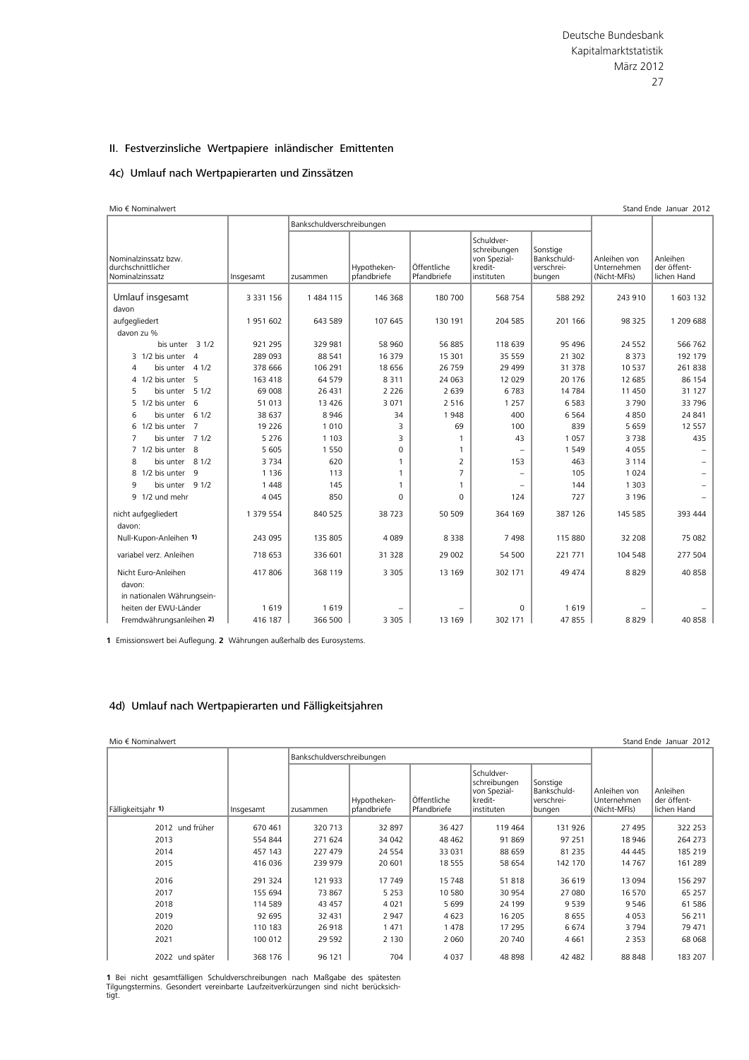## II. Festverzinsliche Wertpapiere inländischer Emittenten

### 4c) Umlauf nach Wertpapierarten und Zinssätzen

Mio € Nominalwert — Stand Ende Januar 2012

| Nominalzinssatz bzw. durchschnittlicher Nominalzinssatz | Insgesamt | Bankschuldverschreibungen zusammen | Hypotheken-pfandbriefe | Öffentliche Pfandbriefe | Schuldverschreibungen von Spezialkreditinstituten | Sonstige Bankschuldverschreibungen | Anleihen von Unternehmen (Nicht-MFIs) | Anleihen der öffentlichen Hand |
|---|---|---|---|---|---|---|---|---|
| Umlauf insgesamt | 3 331 156 | 1 484 115 | 146 368 | 180 700 | 568 754 | 588 292 | 243 910 | 1 603 132 |
| davon | | | | | | | | |
| aufgegliedert | 1 951 602 | 643 589 | 107 645 | 130 191 | 204 585 | 201 166 | 98 325 | 1 209 688 |
| davon zu % | | | | | | | | |
| bis unter 3 1/2 | 921 295 | 329 981 | 58 960 | 56 885 | 118 639 | 95 496 | 24 552 | 566 762 |
| 3 1/2 bis unter 4 | 289 093 | 88 541 | 16 379 | 15 301 | 35 559 | 21 302 | 8 373 | 192 179 |
| 4 bis unter 4 1/2 | 378 666 | 106 291 | 18 656 | 26 759 | 29 499 | 31 378 | 10 537 | 261 838 |
| 4 1/2 bis unter 5 | 163 418 | 64 579 | 8 311 | 24 063 | 12 029 | 20 176 | 12 685 | 86 154 |
| 5 bis unter 5 1/2 | 69 008 | 26 431 | 2 226 | 2 639 | 6 783 | 14 784 | 11 450 | 31 127 |
| 5 1/2 bis unter 6 | 51 013 | 13 426 | 3 071 | 2 516 | 1 257 | 6 583 | 3 790 | 33 796 |
| 6 bis unter 6 1/2 | 38 637 | 8 946 | 34 | 1 948 | 400 | 6 564 | 4 850 | 24 841 |
| 6 1/2 bis unter 7 | 19 226 | 1 010 | 3 | 69 | 100 | 839 | 5 659 | 12 557 |
| 7 bis unter 7 1/2 | 5 276 | 1 103 | 3 | 1 | 43 | 1 057 | 3 738 | 435 |
| 7 1/2 bis unter 8 | 5 605 | 1 550 | 0 | 1 | – | 1 549 | 4 055 | – |
| 8 bis unter 8 1/2 | 3 734 | 620 | 1 | 2 | 153 | 463 | 3 114 | – |
| 8 1/2 bis unter 9 | 1 136 | 113 | 1 | 7 | – | 105 | 1 024 | – |
| 9 bis unter 9 1/2 | 1 448 | 145 | 1 | 1 | – | 144 | 1 303 | – |
| 9 1/2 und mehr | 4 045 | 850 | 0 | 0 | 124 | 727 | 3 196 | – |
| nicht aufgegliedert | 1 379 554 | 840 525 | 38 723 | 50 509 | 364 169 | 387 126 | 145 585 | 393 444 |
| davon: | | | | | | | | |
| Null-Kupon-Anleihen 1) | 243 095 | 135 805 | 4 089 | 8 338 | 7 498 | 115 880 | 32 208 | 75 082 |
| variabel verz. Anleihen | 718 653 | 336 601 | 31 328 | 29 002 | 54 500 | 221 771 | 104 548 | 277 504 |
| Nicht Euro-Anleihen | 417 806 | 368 119 | 3 305 | 13 169 | 302 171 | 49 474 | 8 829 | 40 858 |
| davon: | | | | | | | | |
| in nationalen Währungseinheiten der EWU-Länder | 1 619 | 1 619 | – | – | 0 | 1 619 | – | – |
| Fremdwährungsanleihen 2) | 416 187 | 366 500 | 3 305 | 13 169 | 302 171 | 47 855 | 8 829 | 40 858 |

**1** Emissionswert bei Auflegung. **2** Währungen außerhalb des Eurosystems.

### 4d) Umlauf nach Wertpapierarten und Fälligkeitsjahren

Mio € Nominalwert — Stand Ende Januar 2012

| Fälligkeitsjahr 1) | Insgesamt | Bankschuldverschreibungen zusammen | Hypotheken-pfandbriefe | Öffentliche Pfandbriefe | Schuldverschreibungen von Spezialkreditinstituten | Sonstige Bankschuldverschreibungen | Anleihen von Unternehmen (Nicht-MFIs) | Anleihen der öffentlichen Hand |
|---|---|---|---|---|---|---|---|---|
| 2012 und früher | 670 461 | 320 713 | 32 897 | 36 427 | 119 464 | 131 926 | 27 495 | 322 253 |
| 2013 | 554 844 | 271 624 | 34 042 | 48 462 | 91 869 | 97 251 | 18 946 | 264 273 |
| 2014 | 457 143 | 227 479 | 24 554 | 33 031 | 88 659 | 81 235 | 44 445 | 185 219 |
| 2015 | 416 036 | 239 979 | 20 601 | 18 555 | 58 654 | 142 170 | 14 767 | 161 289 |
| 2016 | 291 324 | 121 933 | 17 749 | 15 748 | 51 818 | 36 619 | 13 094 | 156 297 |
| 2017 | 155 694 | 73 867 | 5 253 | 10 580 | 30 954 | 27 080 | 16 570 | 65 257 |
| 2018 | 114 589 | 43 457 | 4 021 | 5 699 | 24 199 | 9 539 | 9 546 | 61 586 |
| 2019 | 92 695 | 32 431 | 2 947 | 4 623 | 16 205 | 8 655 | 4 053 | 56 211 |
| 2020 | 110 183 | 26 918 | 1 471 | 1 478 | 17 295 | 6 674 | 3 794 | 79 471 |
| 2021 | 100 012 | 29 592 | 2 130 | 2 060 | 20 740 | 4 661 | 2 353 | 68 068 |
| 2022 und später | 368 176 | 96 121 | 704 | 4 037 | 48 898 | 42 482 | 88 848 | 183 207 |

**1** Bei nicht gesamtfälligen Schuldverschreibungen nach Maßgabe des spätesten Tilgungstermins. Gesondert vereinbarte Laufzeitverkürzungen sind nicht berücksichtigt.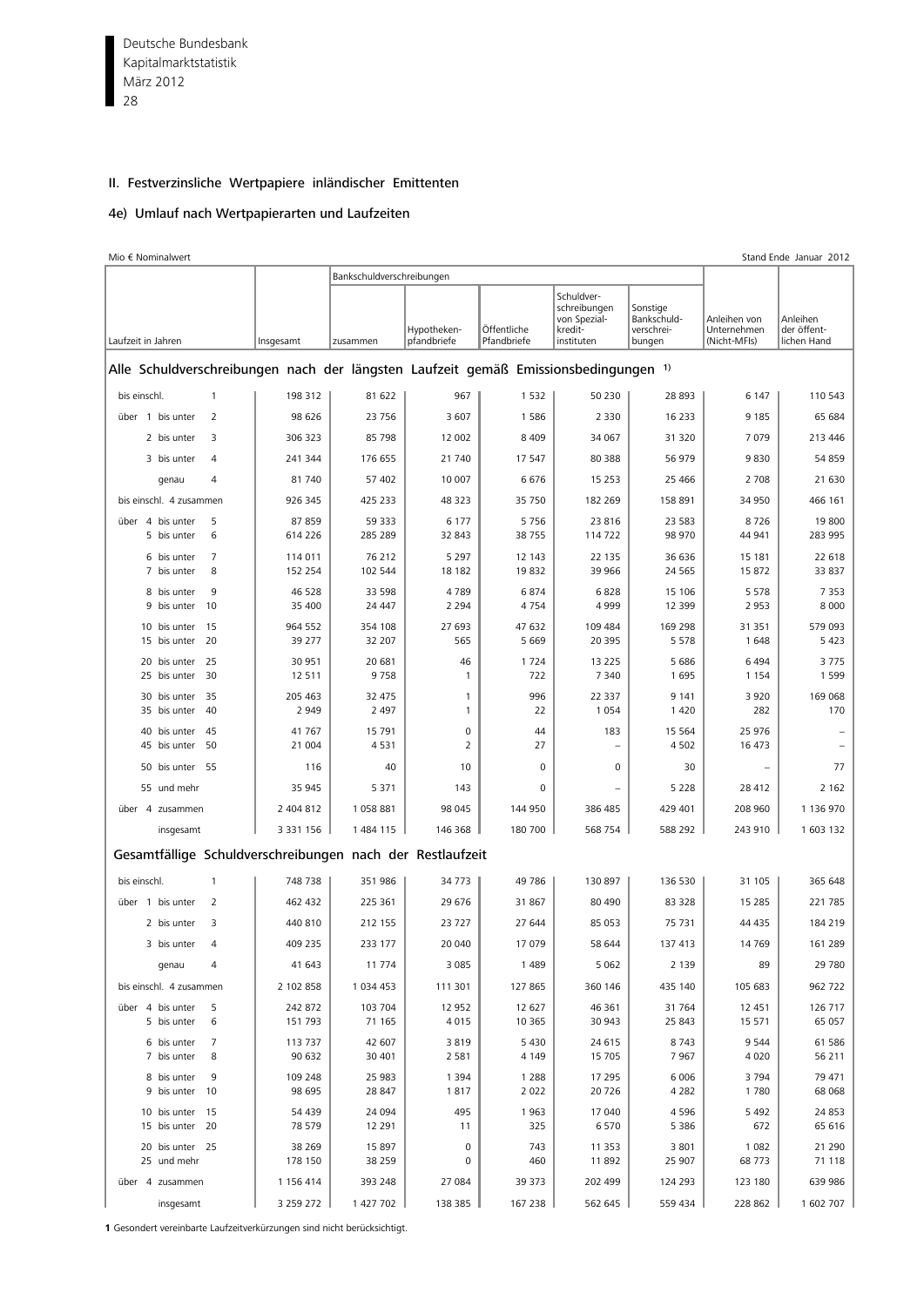## II. Festverzinsliche Wertpapiere inländischer Emittenten

### 4e) Umlauf nach Wertpapierarten und Laufzeiten

Mio € Nominalwert | Stand Ende Januar 2012

| Laufzeit in Jahren | Insgesamt | Bankschuldverschreibungen zusammen | Hypotheken-pfandbriefe | Öffentliche Pfandbriefe | Schuldverschreibungen von Spezialkreditinstituten | Sonstige Bankschuldverschreibungen | Anleihen von Unternehmen (Nicht-MFIs) | Anleihen der öffentlichen Hand |
|---|---|---|---|---|---|---|---|---|
| **Alle Schuldverschreibungen nach der längsten Laufzeit gemäß Emissionsbedingungen [1]** | | | | | | | | |
| bis einschl. 1 | 198 312 | 81 622 | 967 | 1 532 | 50 230 | 28 893 | 6 147 | 110 543 |
| über 1 bis unter 2 | 98 626 | 23 756 | 3 607 | 1 586 | 2 330 | 16 233 | 9 185 | 65 684 |
| 2 bis unter 3 | 306 323 | 85 798 | 12 002 | 8 409 | 34 067 | 31 320 | 7 079 | 213 446 |
| 3 bis unter 4 | 241 344 | 176 655 | 21 740 | 17 547 | 80 388 | 56 979 | 9 830 | 54 859 |
| genau 4 | 81 740 | 57 402 | 10 007 | 6 676 | 15 253 | 25 466 | 2 708 | 21 630 |
| bis einschl. 4 zusammen | 926 345 | 425 233 | 48 323 | 35 750 | 182 269 | 158 891 | 34 950 | 466 161 |
| über 4 bis unter 5 | 87 859 | 59 333 | 6 177 | 5 756 | 23 816 | 23 583 | 8 726 | 19 800 |
| 5 bis unter 6 | 614 226 | 285 289 | 32 843 | 38 755 | 114 722 | 98 970 | 44 941 | 283 995 |
| 6 bis unter 7 | 114 011 | 76 212 | 5 297 | 12 143 | 22 135 | 36 636 | 15 181 | 22 618 |
| 7 bis unter 8 | 152 254 | 102 544 | 18 182 | 19 832 | 39 966 | 24 565 | 15 872 | 33 837 |
| 8 bis unter 9 | 46 528 | 33 598 | 4 789 | 6 874 | 6 828 | 15 106 | 5 578 | 7 353 |
| 9 bis unter 10 | 35 400 | 24 447 | 2 294 | 4 754 | 4 999 | 12 399 | 2 953 | 8 000 |
| 10 bis unter 15 | 964 552 | 354 108 | 27 693 | 47 632 | 109 484 | 169 298 | 31 351 | 579 093 |
| 15 bis unter 20 | 39 277 | 32 207 | 565 | 5 669 | 20 395 | 5 578 | 1 648 | 5 423 |
| 20 bis unter 25 | 30 951 | 20 681 | 46 | 1 724 | 13 225 | 5 686 | 6 494 | 3 775 |
| 25 bis unter 30 | 12 511 | 9 758 | 1 | 722 | 7 340 | 1 695 | 1 154 | 1 599 |
| 30 bis unter 35 | 205 463 | 32 475 | 1 | 996 | 22 337 | 9 141 | 3 920 | 169 068 |
| 35 bis unter 40 | 2 949 | 2 497 | 1 | 22 | 1 054 | 1 420 | 282 | 170 |
| 40 bis unter 45 | 41 767 | 15 791 | 0 | 44 | 183 | 15 564 | 25 976 | – |
| 45 bis unter 50 | 21 004 | 4 531 | 2 | 27 | – | 4 502 | 16 473 | – |
| 50 bis unter 55 | 116 | 40 | 10 | 0 | 0 | 30 | – | 77 |
| 55 und mehr | 35 945 | 5 371 | 143 | 0 | – | 5 228 | 28 412 | 2 162 |
| über 4 zusammen | 2 404 812 | 1 058 881 | 98 045 | 144 950 | 386 485 | 429 401 | 208 960 | 1 136 970 |
| insgesamt | 3 331 156 | 1 484 115 | 146 368 | 180 700 | 568 754 | 588 292 | 243 910 | 1 603 132 |
| **Gesamtfällige Schuldverschreibungen nach der Restlaufzeit** | | | | | | | | |
| bis einschl. 1 | 748 738 | 351 986 | 34 773 | 49 786 | 130 897 | 136 530 | 31 105 | 365 648 |
| über 1 bis unter 2 | 462 432 | 225 361 | 29 676 | 31 867 | 80 490 | 83 328 | 15 285 | 221 785 |
| 2 bis unter 3 | 440 810 | 212 155 | 23 727 | 27 644 | 85 053 | 75 731 | 44 435 | 184 219 |
| 3 bis unter 4 | 409 235 | 233 177 | 20 040 | 17 079 | 58 644 | 137 413 | 14 769 | 161 289 |
| genau 4 | 41 643 | 11 774 | 3 085 | 1 489 | 5 062 | 2 139 | 89 | 29 780 |
| bis einschl. 4 zusammen | 2 102 858 | 1 034 453 | 111 301 | 127 865 | 360 146 | 435 140 | 105 683 | 962 722 |
| über 4 bis unter 5 | 242 872 | 103 704 | 12 952 | 12 627 | 46 361 | 31 764 | 12 451 | 126 717 |
| 5 bis unter 6 | 151 793 | 71 165 | 4 015 | 10 365 | 30 943 | 25 843 | 15 571 | 65 057 |
| 6 bis unter 7 | 113 737 | 42 607 | 3 819 | 5 430 | 24 615 | 8 743 | 9 544 | 61 586 |
| 7 bis unter 8 | 90 632 | 30 401 | 2 581 | 4 149 | 15 705 | 7 967 | 4 020 | 56 211 |
| 8 bis unter 9 | 109 248 | 25 983 | 1 394 | 1 288 | 17 295 | 6 006 | 3 794 | 79 471 |
| 9 bis unter 10 | 98 695 | 28 847 | 1 817 | 2 022 | 20 726 | 4 282 | 1 780 | 68 068 |
| 10 bis unter 15 | 54 439 | 24 094 | 495 | 1 963 | 17 040 | 4 596 | 5 492 | 24 853 |
| 15 bis unter 20 | 78 579 | 12 291 | 11 | 325 | 6 570 | 5 386 | 672 | 65 616 |
| 20 bis unter 25 | 38 269 | 15 897 | 0 | 743 | 11 353 | 3 801 | 1 082 | 21 290 |
| 25 und mehr | 178 150 | 38 259 | 0 | 460 | 11 892 | 25 907 | 68 773 | 71 118 |
| über 4 zusammen | 1 156 414 | 393 248 | 27 084 | 39 373 | 202 499 | 124 293 | 123 180 | 639 986 |
| insgesamt | 3 259 272 | 1 427 702 | 138 385 | 167 238 | 562 645 | 559 434 | 228 862 | 1 602 707 |

**1** Gesondert vereinbarte Laufzeitverkürzungen sind nicht berücksichtigt.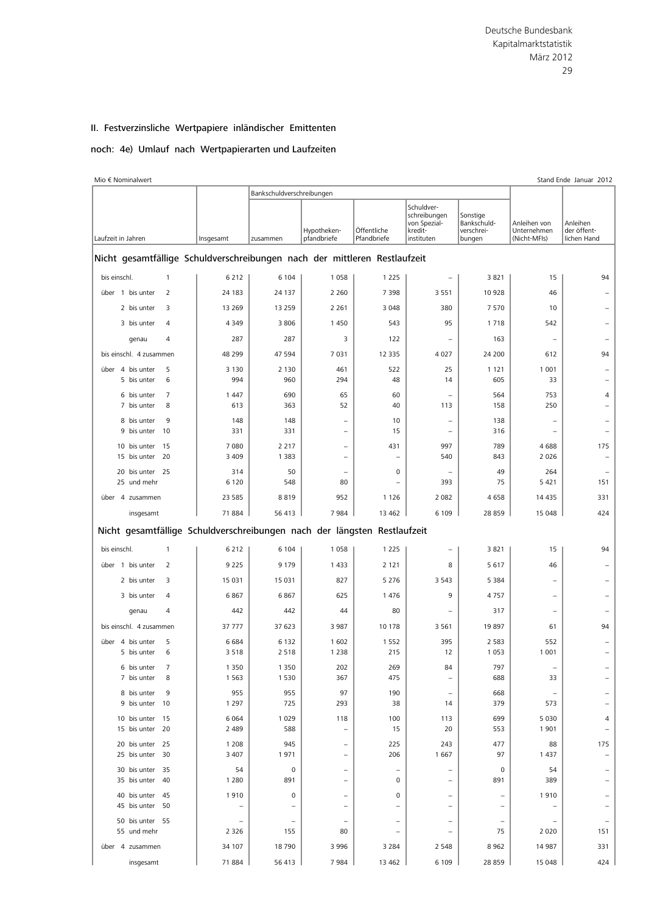## II. Festverzinsliche Wertpapiere inländischer Emittenten

### noch: 4e) Umlauf nach Wertpapierarten und Laufzeiten

Mio € Nominalwert — Stand Ende Januar 2012

| Laufzeit in Jahren | Insgesamt | Bankschuldverschreibungen zusammen | Hypotheken-pfandbriefe | Öffentliche Pfandbriefe | Schuldverschreibungen von Spezial-kredit-instituten | Sonstige Bankschuld-verschreibungen | Anleihen von Unternehmen (Nicht-MFIs) | Anleihen der öffent-lichen Hand |
|---|---|---|---|---|---|---|---|---|
| **Nicht gesamtfällige Schuldverschreibungen nach der mittleren Restlaufzeit** | | | | | | | | |
| bis einschl. 1 | 6 212 | 6 104 | 1 058 | 1 225 | – | 3 821 | 15 | 94 |
| über 1 bis unter 2 | 24 183 | 24 137 | 2 260 | 7 398 | 3 551 | 10 928 | 46 | – |
| 2 bis unter 3 | 13 269 | 13 259 | 2 261 | 3 048 | 380 | 7 570 | 10 | – |
| 3 bis unter 4 | 4 349 | 3 806 | 1 450 | 543 | 95 | 1 718 | 542 | – |
| genau 4 | 287 | 287 | 3 | 122 | – | 163 | – | – |
| bis einschl. 4 zusammen | 48 299 | 47 594 | 7 031 | 12 335 | 4 027 | 24 200 | 612 | 94 |
| über 4 bis unter 5 | 3 130 | 2 130 | 461 | 522 | 25 | 1 121 | 1 001 | – |
| 5 bis unter 6 | 994 | 960 | 294 | 48 | 14 | 605 | 33 | – |
| 6 bis unter 7 | 1 447 | 690 | 65 | 60 | – | 564 | 753 | 4 |
| 7 bis unter 8 | 613 | 363 | 52 | 40 | 113 | 158 | 250 | – |
| 8 bis unter 9 | 148 | 148 | – | 10 | – | 138 | – | – |
| 9 bis unter 10 | 331 | 331 | – | 15 | – | 316 | – | – |
| 10 bis unter 15 | 7 080 | 2 217 | – | 431 | 997 | 789 | 4 688 | 175 |
| 15 bis unter 20 | 3 409 | 1 383 | – | – | 540 | 843 | 2 026 | – |
| 20 bis unter 25 | 314 | 50 | – | 0 | – | 49 | 264 | – |
| 25 und mehr | 6 120 | 548 | 80 | – | 393 | 75 | 5 421 | 151 |
| über 4 zusammen | 23 585 | 8 819 | 952 | 1 126 | 2 082 | 4 658 | 14 435 | 331 |
| insgesamt | 71 884 | 56 413 | 7 984 | 13 462 | 6 109 | 28 859 | 15 048 | 424 |
| **Nicht gesamtfällige Schuldverschreibungen nach der längsten Restlaufzeit** | | | | | | | | |
| bis einschl. 1 | 6 212 | 6 104 | 1 058 | 1 225 | – | 3 821 | 15 | 94 |
| über 1 bis unter 2 | 9 225 | 9 179 | 1 433 | 2 121 | 8 | 5 617 | 46 | – |
| 2 bis unter 3 | 15 031 | 15 031 | 827 | 5 276 | 3 543 | 5 384 | – | – |
| 3 bis unter 4 | 6 867 | 6 867 | 625 | 1 476 | 9 | 4 757 | – | – |
| genau 4 | 442 | 442 | 44 | 80 | – | 317 | – | – |
| bis einschl. 4 zusammen | 37 777 | 37 623 | 3 987 | 10 178 | 3 561 | 19 897 | 61 | 94 |
| über 4 bis unter 5 | 6 684 | 6 132 | 1 602 | 1 552 | 395 | 2 583 | 552 | – |
| 5 bis unter 6 | 3 518 | 2 518 | 1 238 | 215 | 12 | 1 053 | 1 001 | – |
| 6 bis unter 7 | 1 350 | 1 350 | 202 | 269 | 84 | 797 | – | – |
| 7 bis unter 8 | 1 563 | 1 530 | 367 | 475 | – | 688 | 33 | – |
| 8 bis unter 9 | 955 | 955 | 97 | 190 | – | 668 | – | – |
| 9 bis unter 10 | 1 297 | 725 | 293 | 38 | 14 | 379 | 573 | – |
| 10 bis unter 15 | 6 064 | 1 029 | 118 | 100 | 113 | 699 | 5 030 | 4 |
| 15 bis unter 20 | 2 489 | 588 | – | 15 | 20 | 553 | 1 901 | – |
| 20 bis unter 25 | 1 208 | 945 | – | 225 | 243 | 477 | 88 | 175 |
| 25 bis unter 30 | 3 407 | 1 971 | – | 206 | 1 667 | 97 | 1 437 | – |
| 30 bis unter 35 | 54 | 0 | – | – | – | 0 | 54 | – |
| 35 bis unter 40 | 1 280 | 891 | – | 0 | – | 891 | 389 | – |
| 40 bis unter 45 | 1 910 | 0 | – | 0 | – | – | 1 910 | – |
| 45 bis unter 50 | – | – | – | – | – | – | – | – |
| 50 bis unter 55 | – | – | – | – | – | – | – | – |
| 55 und mehr | 2 326 | 155 | 80 | – | – | 75 | 2 020 | 151 |
| über 4 zusammen | 34 107 | 18 790 | 3 996 | 3 284 | 2 548 | 8 962 | 14 987 | 331 |
| insgesamt | 71 884 | 56 413 | 7 984 | 13 462 | 6 109 | 28 859 | 15 048 | 424 |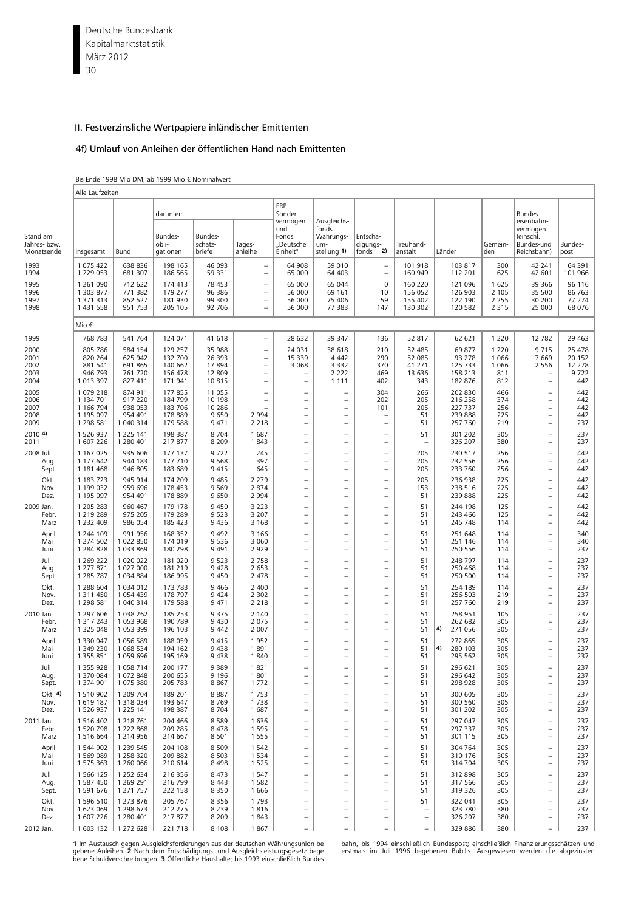## II. Festverzinsliche Wertpapiere inländischer Emittenten

### 4f) Umlauf von Anleihen der öffentlichen Hand nach Emittenten

Bis Ende 1998 Mio DM, ab 1999 Mio € Nominalwert

| Stand am Jahres- bzw. Monatsende | insgesamt | Bund | darunter: Bundes-obli-gationen | Bundes-schatz-briefe | Tages-anleihe | ERP-Sonder-vermögen und Fonds „Deutsche Einheit" | Ausgleichs-fonds Währungs-um-stellung 1) | Entschä-digungs-fonds 2) | Treuhand-anstalt | Länder | Gemein-den | Bundes-eisenbahn-vermögen (einschl. Bundes-und Reichsbahn) | Bundes-post |
|---|---|---|---|---|---|---|---|---|---|---|---|---|---|
| Alle Laufzeiten | | | | | | | | | | | | | |
| 1993 | 1 075 422 | 638 836 | 198 165 | 46 093 | – | 64 908 | 59 010 | – | 101 918 | 103 817 | 300 | 42 241 | 64 391 |
| 1994 | 1 229 053 | 681 307 | 186 565 | 59 331 | – | 65 000 | 64 403 | – | 160 949 | 112 201 | 625 | 42 601 | 101 966 |
| 1995 | 1 261 090 | 712 622 | 174 413 | 78 453 | – | 65 000 | 65 044 | 0 | 160 220 | 121 096 | 1 625 | 39 366 | 96 116 |
| 1996 | 1 303 877 | 771 382 | 179 277 | 96 386 | – | 56 000 | 69 161 | 10 | 156 052 | 126 903 | 2 105 | 35 500 | 86 763 |
| 1997 | 1 371 313 | 852 527 | 181 930 | 99 300 | – | 56 000 | 75 406 | 59 | 155 402 | 122 190 | 2 255 | 30 200 | 77 274 |
| 1998 | 1 431 558 | 951 753 | 205 105 | 92 706 | – | 56 000 | 77 383 | 147 | 130 302 | 120 582 | 2 315 | 25 000 | 68 076 |
| Mio € | | | | | | | | | | | | | |
| 1999 | 768 783 | 541 764 | 124 071 | 41 618 | – | 28 632 | 39 347 | 136 | 52 817 | 62 621 | 1 220 | 12 782 | 29 463 |
| 2000 | 805 786 | 584 154 | 129 257 | 35 988 | – | 24 031 | 38 618 | 210 | 52 485 | 69 877 | 1 220 | 9 715 | 25 478 |
| 2001 | 820 264 | 625 942 | 132 700 | 26 393 | – | 15 339 | 4 442 | 290 | 52 085 | 93 278 | 1 066 | 7 669 | 20 152 |
| 2002 | 881 541 | 691 865 | 140 662 | 17 894 | – | 3 068 | 3 332 | 370 | 41 271 | 125 733 | 1 066 | 2 556 | 12 278 |
| 2003 | 946 793 | 761 720 | 156 478 | 12 809 | – | – | 2 222 | 469 | 13 636 | 158 213 | 811 | – | 9 722 |
| 2004 | 1 013 397 | 827 411 | 171 941 | 10 815 | – | – | 1 111 | 402 | 343 | 182 876 | 812 | – | 442 |
| 2005 | 1 079 218 | 874 911 | 177 855 | 11 055 | – | – | – | 304 | 266 | 202 830 | 466 | – | 442 |
| 2006 | 1 134 701 | 917 220 | 184 799 | 10 198 | – | – | – | 202 | 205 | 216 258 | 374 | – | 442 |
| 2007 | 1 166 794 | 938 053 | 183 706 | 10 286 | – | – | – | 101 | 205 | 227 737 | 256 | – | 442 |
| 2008 | 1 195 097 | 954 491 | 178 889 | 9 650 | 2 994 | – | – | – | 51 | 239 888 | 225 | – | 442 |
| 2009 | 1 298 581 | 1 040 314 | 179 588 | 9 471 | 2 218 | – | – | – | 51 | 257 760 | 219 | – | 237 |
| 2010 4) | 1 526 937 | 1 225 141 | 198 387 | 8 704 | 1 687 | – | – | – | 51 | 301 202 | 305 | – | 237 |
| 2011 | 1 607 226 | 1 280 401 | 217 877 | 8 209 | 1 843 | – | – | – | – | 326 207 | 380 | – | 237 |
| 2008 Juli | 1 167 025 | 935 606 | 177 137 | 9 722 | 245 | – | – | – | 205 | 230 517 | 256 | – | 442 |
| Aug. | 1 177 642 | 944 183 | 177 710 | 9 568 | 397 | – | – | – | 205 | 232 556 | 256 | – | 442 |
| Sept. | 1 181 468 | 946 805 | 183 689 | 9 415 | 645 | – | – | – | 205 | 233 760 | 256 | – | 442 |
| Okt. | 1 183 723 | 945 914 | 174 209 | 9 485 | 2 279 | – | – | – | 205 | 236 938 | 225 | – | 442 |
| Nov. | 1 199 032 | 959 696 | 178 453 | 9 569 | 2 874 | – | – | – | 153 | 238 516 | 225 | – | 442 |
| Dez. | 1 195 097 | 954 491 | 178 889 | 9 650 | 2 994 | – | – | – | 51 | 239 888 | 225 | – | 442 |
| 2009 Jan. | 1 205 283 | 960 467 | 179 178 | 9 450 | 3 223 | – | – | – | 51 | 244 198 | 125 | – | 442 |
| Febr. | 1 219 289 | 975 205 | 179 289 | 9 523 | 3 207 | – | – | – | 51 | 243 466 | 125 | – | 442 |
| März | 1 232 409 | 986 054 | 185 423 | 9 436 | 3 168 | – | – | – | 51 | 245 748 | 114 | – | 442 |
| April | 1 244 109 | 991 956 | 168 352 | 9 492 | 3 166 | – | – | – | 51 | 251 648 | 114 | – | 340 |
| Mai | 1 274 502 | 1 022 850 | 174 019 | 9 536 | 3 060 | – | – | – | 51 | 251 146 | 114 | – | 340 |
| Juni | 1 284 828 | 1 033 869 | 180 298 | 9 491 | 2 929 | – | – | – | 51 | 250 556 | 114 | – | 237 |
| Juli | 1 269 222 | 1 020 022 | 181 020 | 9 523 | 2 758 | – | – | – | 51 | 248 797 | 114 | – | 237 |
| Aug. | 1 277 871 | 1 027 000 | 181 219 | 9 428 | 2 653 | – | – | – | 51 | 250 468 | 114 | – | 237 |
| Sept. | 1 285 787 | 1 034 884 | 186 995 | 9 450 | 2 478 | – | – | – | 51 | 250 500 | 114 | – | 237 |
| Okt. | 1 288 604 | 1 034 012 | 173 783 | 9 466 | 2 400 | – | – | – | 51 | 254 189 | 114 | – | 237 |
| Nov. | 1 311 450 | 1 054 439 | 178 797 | 9 424 | 2 302 | – | – | – | 51 | 256 503 | 219 | – | 237 |
| Dez. | 1 298 581 | 1 040 314 | 179 588 | 9 471 | 2 218 | – | – | – | 51 | 257 760 | 219 | – | 237 |
| 2010 Jan. | 1 297 606 | 1 038 262 | 185 253 | 9 375 | 2 140 | – | – | – | 51 | 258 951 | 105 | – | 237 |
| Febr. | 1 317 243 | 1 053 968 | 190 789 | 9 430 | 2 075 | – | – | – | 51 | 4) 262 682 | 305 | – | 237 |
| März | 1 325 048 | 1 053 399 | 196 103 | 9 442 | 2 007 | – | – | – | 51 | 271 056 | 305 | – | 237 |
| April | 1 330 047 | 1 056 589 | 188 059 | 9 415 | 1 952 | – | – | – | 51 | 272 865 | 305 | – | 237 |
| Mai | 1 349 230 | 1 068 534 | 194 162 | 9 438 | 1 891 | – | – | – | 51 | 4) 280 103 | 305 | – | 237 |
| Juni | 1 355 851 | 1 059 696 | 195 169 | 9 438 | 1 840 | – | – | – | 51 | 295 562 | 305 | – | 237 |
| Juli | 1 355 928 | 1 058 714 | 200 177 | 9 389 | 1 821 | – | – | – | 51 | 296 621 | 305 | – | 237 |
| Aug. | 1 370 084 | 1 072 848 | 200 655 | 9 196 | 1 801 | – | – | – | 51 | 296 642 | 305 | – | 237 |
| Sept. | 1 374 901 | 1 075 380 | 205 783 | 8 867 | 1 772 | – | – | – | 51 | 298 928 | 305 | – | 237 |
| Okt. 4) | 1 510 902 | 1 209 704 | 189 201 | 8 887 | 1 753 | – | – | – | 51 | 300 605 | 305 | – | 237 |
| Nov. | 1 619 187 | 1 318 034 | 193 647 | 8 769 | 1 738 | – | – | – | 51 | 300 560 | 305 | – | 237 |
| Dez. | 1 526 937 | 1 225 141 | 198 387 | 8 704 | 1 687 | – | – | – | 51 | 301 202 | 305 | – | 237 |
| 2011 Jan. | 1 516 402 | 1 218 761 | 204 466 | 8 589 | 1 636 | – | – | – | 51 | 297 047 | 305 | – | 237 |
| Febr. | 1 520 798 | 1 222 868 | 209 285 | 8 478 | 1 595 | – | – | – | 51 | 297 337 | 305 | – | 237 |
| März | 1 516 664 | 1 214 956 | 214 667 | 8 501 | 1 555 | – | – | – | 51 | 301 115 | 305 | – | 237 |
| April | 1 544 902 | 1 239 545 | 204 108 | 8 509 | 1 542 | – | – | – | 51 | 304 764 | 305 | – | 237 |
| Mai | 1 569 089 | 1 258 320 | 209 882 | 8 503 | 1 534 | – | – | – | 51 | 310 176 | 305 | – | 237 |
| Juni | 1 575 363 | 1 260 066 | 210 614 | 8 498 | 1 525 | – | – | – | 51 | 314 704 | 305 | – | 237 |
| Juli | 1 566 125 | 1 252 634 | 216 356 | 8 473 | 1 547 | – | – | – | 51 | 312 898 | 305 | – | 237 |
| Aug. | 1 587 450 | 1 269 291 | 216 799 | 8 443 | 1 582 | – | – | – | 51 | 317 566 | 305 | – | 237 |
| Sept. | 1 591 676 | 1 271 757 | 222 158 | 8 350 | 1 666 | – | – | – | 51 | 319 326 | 305 | – | 237 |
| Okt. | 1 596 510 | 1 273 876 | 205 767 | 8 356 | 1 793 | – | – | – | 51 | 322 041 | 305 | – | 237 |
| Nov. | 1 623 069 | 1 298 673 | 212 275 | 8 239 | 1 816 | – | – | – | – | 323 780 | 380 | – | 237 |
| Dez. | 1 607 226 | 1 280 401 | 217 877 | 8 209 | 1 843 | – | – | – | – | 326 207 | 380 | – | 237 |
| 2012 Jan. | 1 603 132 | 1 272 628 | 221 718 | 8 108 | 1 867 | – | – | – | – | 329 886 | 380 | – | 237 |

**1** Im Austausch gegen Ausgleichsforderungen aus der deutschen Währungsunion begebene Anleihen. **2** Nach dem Entschädigungs- und Ausgleichsleistungsgesetz begebene Schuldverschreibungen. **3** Öffentliche Haushalte; bis 1993 einschließlich Bundesbahn, bis 1994 einschließlich Bundespost; einschließlich Finanzierungsschätzen und erstmals im Juli 1996 begebenen Bubills. Ausgewiesen werden die abgezinsten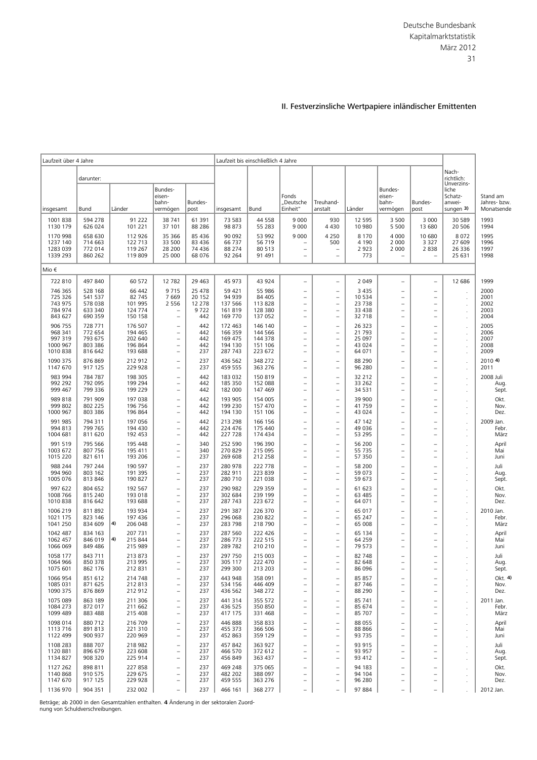## II. Festverzinsliche Wertpapiere inländischer Emittenten

| Laufzeit über 4 Jahre | | | | | Laufzeit bis einschließlich 4 Jahre | | | | | | | Nachrichtlich: Unverzinsliche Schatzanweisungen 3) | |
|---|---|---|---|---|---|---|---|---|---|---|---|---|---|
| | darunter: | | | | | | | | | | | | |
| insgesamt | Bund | Länder | Bundeseisenbahnvermögen | Bundespost | insgesamt | Bund | Fonds „Deutsche Einheit" | Treuhandanstalt | Länder | Bundeseisenbahnvermögen | Bundespost | | Stand am Jahres- bzw. Monatsende |
| 1 001 838 | 594 278 | 91 222 | 38 741 | 61 391 | 73 583 | 44 558 | 9 000 | 930 | 12 595 | 3 500 | 3 000 | 30 589 | 1993 |
| 1 130 179 | 626 024 | 101 221 | 37 101 | 88 286 | 98 873 | 55 283 | 9 000 | 4 430 | 10 980 | 5 500 | 13 680 | 20 506 | 1994 |
| 1 170 998 | 658 630 | 112 926 | 35 366 | 85 436 | 90 092 | 53 992 | 9 000 | 4 250 | 8 170 | 4 000 | 10 680 | 8 072 | 1995 |
| 1 237 140 | 714 663 | 122 713 | 33 500 | 83 436 | 66 737 | 56 719 | – | 500 | 4 190 | 2 000 | 3 327 | 27 609 | 1996 |
| 1 283 039 | 772 014 | 119 267 | 28 200 | 74 436 | 88 274 | 80 513 | – | – | 2 923 | 2 000 | 2 838 | 26 336 | 1997 |
| 1 339 293 | 860 262 | 119 809 | 25 000 | 68 076 | 92 264 | 91 491 | – | – | 773 | – | – | 25 631 | 1998 |
| Mio € | | | | | | | | | | | | | |
| 722 810 | 497 840 | 60 572 | 12 782 | 29 463 | 45 973 | 43 924 | – | – | 2 049 | – | – | 12 686 | 1999 |
| 746 365 | 528 168 | 66 442 | 9 715 | 25 478 | 59 421 | 55 986 | – | – | 3 435 | – | – | . | 2000 |
| 725 326 | 541 537 | 82 745 | 7 669 | 20 152 | 94 939 | 84 405 | – | – | 10 534 | – | – | . | 2001 |
| 743 975 | 578 038 | 101 995 | 2 556 | 12 278 | 137 566 | 113 828 | – | – | 23 738 | – | – | . | 2002 |
| 784 974 | 633 340 | 124 774 | – | 9 722 | 161 819 | 128 380 | – | – | 33 438 | – | – | . | 2003 |
| 843 627 | 690 359 | 150 158 | – | 442 | 169 770 | 137 052 | – | – | 32 718 | – | – | . | 2004 |
| 906 755 | 728 771 | 176 507 | – | 442 | 172 463 | 146 140 | – | – | 26 323 | – | – | . | 2005 |
| 968 341 | 772 654 | 194 465 | – | 442 | 166 359 | 144 566 | – | – | 21 793 | – | – | . | 2006 |
| 997 319 | 793 675 | 202 640 | – | 442 | 169 475 | 144 378 | – | – | 25 097 | – | – | . | 2007 |
| 1 000 967 | 803 386 | 196 864 | – | 442 | 194 130 | 151 106 | – | – | 43 024 | – | – | . | 2008 |
| 1 010 838 | 816 642 | 193 688 | – | 237 | 287 743 | 223 672 | – | – | 64 071 | – | – | . | 2009 |
| 1 090 375 | 876 869 | 212 912 | – | 237 | 436 562 | 348 272 | – | – | 88 290 | – | – | . | 2010 4) |
| 1 147 670 | 917 125 | 229 928 | – | 237 | 459 555 | 363 276 | – | – | 96 280 | – | – | . | 2011 |
| 983 994 | 784 787 | 198 305 | – | 442 | 183 032 | 150 819 | – | – | 32 212 | – | – | . | 2008 Juli |
| 992 292 | 792 095 | 199 294 | – | 442 | 185 350 | 152 088 | – | – | 33 262 | – | – | . | Aug. |
| 999 467 | 799 336 | 199 229 | – | 442 | 182 000 | 147 469 | – | – | 34 531 | – | – | . | Sept. |
| 989 818 | 791 909 | 197 038 | – | 442 | 193 905 | 154 005 | – | – | 39 900 | – | – | . | Okt. |
| 999 802 | 802 225 | 196 756 | – | 442 | 199 230 | 157 470 | – | – | 41 759 | – | – | . | Nov. |
| 1 000 967 | 803 386 | 196 864 | – | 442 | 194 130 | 151 106 | – | – | 43 024 | – | – | . | Dez. |
| 991 985 | 794 311 | 197 056 | – | 442 | 213 298 | 166 156 | – | – | 47 142 | – | – | . | 2009 Jan. |
| 994 813 | 799 765 | 194 430 | – | 442 | 224 476 | 175 440 | – | – | 49 036 | – | – | . | Febr. |
| 1 004 681 | 811 620 | 192 453 | – | 442 | 227 728 | 174 434 | – | – | 53 295 | – | – | . | März |
| 991 519 | 795 566 | 195 448 | – | 340 | 252 590 | 196 390 | – | – | 56 200 | – | – | . | April |
| 1 003 672 | 807 756 | 195 411 | – | 340 | 270 829 | 215 095 | – | – | 55 735 | – | – | . | Mai |
| 1 015 220 | 821 611 | 193 206 | – | 237 | 269 608 | 212 258 | – | – | 57 350 | – | – | . | Juni |
| 988 244 | 797 244 | 190 597 | – | 237 | 280 978 | 222 778 | – | – | 58 200 | – | – | . | Juli |
| 994 960 | 803 162 | 191 395 | – | 237 | 282 911 | 223 839 | – | – | 59 073 | – | – | . | Aug. |
| 1 005 076 | 813 846 | 190 827 | – | 237 | 280 710 | 221 038 | – | – | 59 673 | – | – | . | Sept. |
| 997 622 | 804 652 | 192 567 | – | 237 | 290 982 | 229 359 | – | – | 61 623 | – | – | . | Okt. |
| 1 008 766 | 815 240 | 193 018 | – | 237 | 302 684 | 239 199 | – | – | 63 485 | – | – | . | Nov. |
| 1 010 838 | 816 642 | 193 688 | – | 237 | 287 743 | 223 672 | – | – | 64 071 | – | – | . | Dez. |
| 1 006 219 | 811 892 | 193 934 | – | 237 | 291 387 | 226 370 | – | – | 65 017 | – | – | . | 2010 Jan. |
| 1 021 175 | 823 146 | 197 436 | – | 237 | 296 068 | 230 822 | – | – | 65 247 | – | – | . | Febr. |
| 1 041 250 | 834 609 | 4) 206 048 | – | 237 | 283 798 | 218 790 | – | – | 65 008 | – | – | . | März |
| 1 042 487 | 834 163 | 207 731 | – | 237 | 287 560 | 222 426 | – | – | 65 134 | – | – | . | April |
| 1 062 457 | 846 019 | 4) 215 844 | – | 237 | 286 773 | 222 515 | – | – | 64 259 | – | – | . | Mai |
| 1 066 069 | 849 486 | 215 989 | – | 237 | 289 782 | 210 210 | – | – | 79 573 | – | – | . | Juni |
| 1 058 177 | 843 711 | 213 873 | – | 237 | 297 750 | 215 003 | – | – | 82 748 | – | – | . | Juli |
| 1 064 966 | 850 378 | 213 995 | – | 237 | 305 117 | 222 470 | – | – | 82 648 | – | – | . | Aug. |
| 1 075 601 | 862 176 | 212 831 | – | 237 | 299 300 | 213 203 | – | – | 86 096 | – | – | . | Sept. |
| 1 066 954 | 851 612 | 214 748 | – | 237 | 443 948 | 358 091 | – | – | 85 857 | – | – | . | Okt. 4) |
| 1 085 031 | 871 625 | 212 813 | – | 237 | 534 156 | 446 409 | – | – | 87 746 | – | – | . | Nov. |
| 1 090 375 | 876 869 | 212 912 | – | 237 | 436 562 | 348 272 | – | – | 88 290 | – | – | . | Dez. |
| 1 075 089 | 863 189 | 211 306 | – | 237 | 441 314 | 355 572 | – | – | 85 741 | – | – | . | 2011 Jan. |
| 1 084 273 | 872 017 | 211 662 | – | 237 | 436 525 | 350 850 | – | – | 85 674 | – | – | . | Febr. |
| 1 099 489 | 883 488 | 215 408 | – | 237 | 417 175 | 331 468 | – | – | 85 707 | – | – | . | März |
| 1 098 014 | 880 712 | 216 709 | – | 237 | 446 888 | 358 833 | – | – | 88 055 | – | – | . | April |
| 1 113 716 | 891 813 | 221 310 | – | 237 | 455 373 | 366 506 | – | – | 88 866 | – | – | . | Mai |
| 1 122 499 | 900 937 | 220 969 | – | 237 | 452 863 | 359 129 | – | – | 93 735 | – | – | . | Juni |
| 1 108 283 | 888 707 | 218 982 | – | 237 | 457 842 | 363 927 | – | – | 93 915 | – | – | . | Juli |
| 1 120 881 | 896 679 | 223 608 | – | 237 | 466 570 | 372 612 | – | – | 93 957 | – | – | . | Aug. |
| 1 134 827 | 908 320 | 225 914 | – | 237 | 456 849 | 363 437 | – | – | 93 412 | – | – | . | Sept. |
| 1 127 262 | 898 811 | 227 858 | – | 237 | 469 248 | 375 065 | – | – | 94 183 | – | – | . | Okt. |
| 1 140 868 | 910 575 | 229 675 | – | 237 | 482 202 | 388 097 | – | – | 94 104 | – | – | . | Nov. |
| 1 147 670 | 917 125 | 229 928 | – | 237 | 459 555 | 363 276 | – | – | 96 280 | – | – | . | Dez. |
| 1 136 970 | 904 351 | 232 002 | – | 237 | 466 161 | 368 277 | – | – | 97 884 | – | – | . | 2012 Jan. |

Beträge; ab 2000 in den Gesamtzahlen enthalten. **4** Änderung in der sektoralen Zuordnung von Schuldverschreibungen.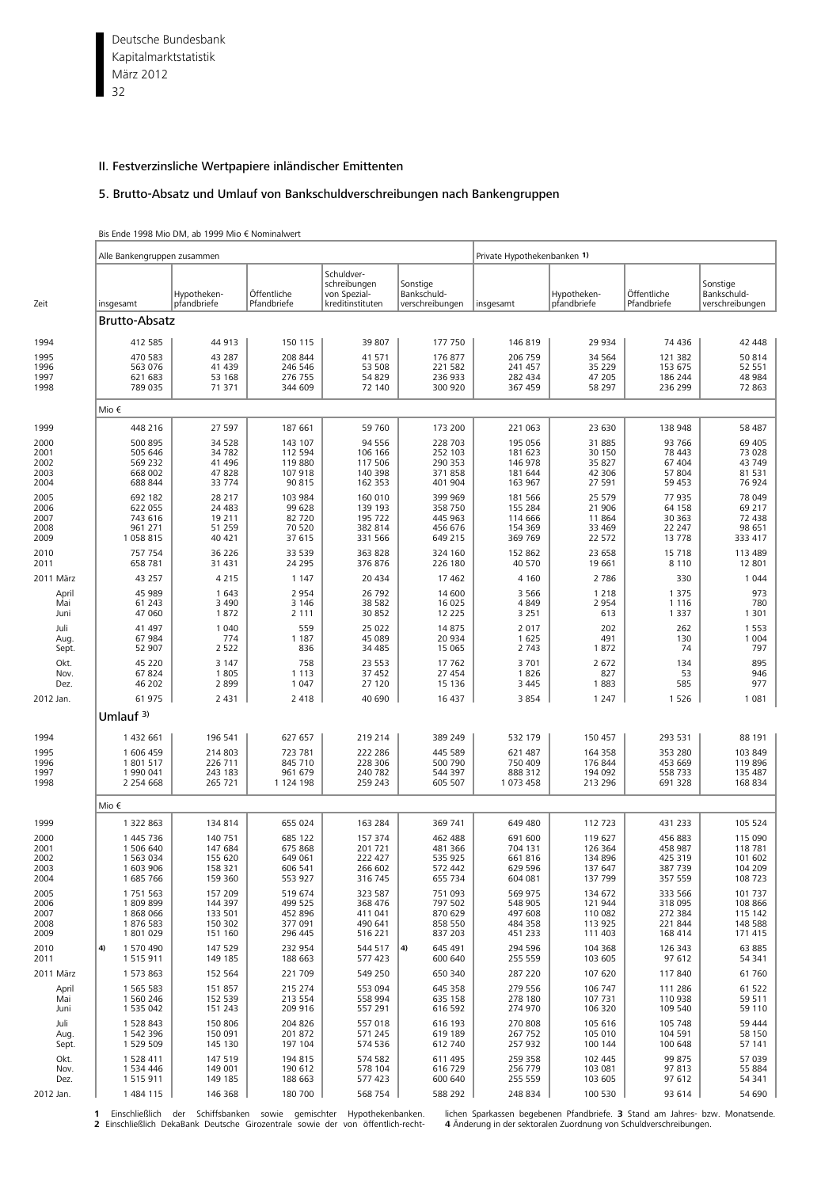## II. Festverzinsliche Wertpapiere inländischer Emittenten

### 5. Brutto-Absatz und Umlauf von Bankschuldverschreibungen nach Bankengruppen

Bis Ende 1998 Mio DM, ab 1999 Mio € Nominalwert

| Zeit | Alle Bankengruppen zusammen | | | | | Private Hypothekenbanken 1) | | | |
|---|---|---|---|---|---|---|---|---|---|
| | insgesamt | Hypotheken-pfandbriefe | Öffentliche Pfandbriefe | Schuldverschreibungen von Spezialkreditinstituten | Sonstige Bankschuldverschreibungen | insgesamt | Hypotheken-pfandbriefe | Öffentliche Pfandbriefe | Sonstige Bankschuldverschreibungen |
| **Brutto-Absatz** | | | | | | | | | |
| 1994 | 412 585 | 44 913 | 150 115 | 39 807 | 177 750 | 146 819 | 29 934 | 74 436 | 42 448 |
| 1995 | 470 583 | 43 287 | 208 844 | 41 571 | 176 877 | 206 759 | 34 564 | 121 382 | 50 814 |
| 1996 | 563 076 | 41 439 | 246 546 | 53 508 | 221 582 | 241 457 | 35 229 | 153 675 | 52 551 |
| 1997 | 621 683 | 53 168 | 276 755 | 54 829 | 236 933 | 282 434 | 47 205 | 186 244 | 48 984 |
| 1998 | 789 035 | 71 371 | 344 609 | 72 140 | 300 920 | 367 459 | 58 297 | 236 299 | 72 863 |
| | Mio € | | | | | | | | |
| 1999 | 448 216 | 27 597 | 187 661 | 59 760 | 173 200 | 221 063 | 23 630 | 138 948 | 58 487 |
| 2000 | 500 895 | 34 528 | 143 107 | 94 556 | 228 703 | 195 056 | 31 885 | 93 766 | 69 405 |
| 2001 | 505 646 | 34 782 | 112 594 | 106 166 | 252 103 | 181 623 | 30 150 | 78 443 | 73 028 |
| 2002 | 569 232 | 41 496 | 119 880 | 117 506 | 290 353 | 146 978 | 35 827 | 67 404 | 43 749 |
| 2003 | 668 002 | 47 828 | 107 918 | 140 398 | 371 858 | 181 644 | 42 306 | 57 804 | 81 531 |
| 2004 | 688 844 | 33 774 | 90 815 | 162 353 | 401 904 | 163 967 | 27 591 | 59 453 | 76 924 |
| 2005 | 692 182 | 28 217 | 103 984 | 160 010 | 399 969 | 181 566 | 25 579 | 77 935 | 78 049 |
| 2006 | 622 055 | 24 483 | 99 628 | 139 193 | 358 750 | 155 284 | 21 906 | 64 158 | 69 217 |
| 2007 | 743 616 | 19 211 | 82 720 | 195 722 | 445 963 | 114 666 | 11 864 | 30 363 | 72 438 |
| 2008 | 961 271 | 51 259 | 70 520 | 382 814 | 456 676 | 154 369 | 33 469 | 22 247 | 98 651 |
| 2009 | 1 058 815 | 40 421 | 37 615 | 331 566 | 649 215 | 369 769 | 22 572 | 13 778 | 333 417 |
| 2010 | 757 754 | 36 226 | 33 539 | 363 828 | 324 160 | 152 862 | 23 658 | 15 718 | 113 489 |
| 2011 | 658 781 | 31 431 | 24 295 | 376 876 | 226 180 | 40 570 | 19 661 | 8 110 | 12 801 |
| 2011 März | 43 257 | 4 215 | 1 147 | 20 434 | 17 462 | 4 160 | 2 786 | 330 | 1 044 |
| April | 45 989 | 1 643 | 2 954 | 26 792 | 14 600 | 3 566 | 1 218 | 1 375 | 973 |
| Mai | 61 243 | 3 490 | 3 146 | 38 582 | 16 025 | 4 849 | 2 954 | 1 116 | 780 |
| Juni | 47 060 | 1 872 | 2 111 | 30 852 | 12 225 | 3 251 | 613 | 1 337 | 1 301 |
| Juli | 41 497 | 1 040 | 559 | 25 022 | 14 875 | 2 017 | 202 | 262 | 1 553 |
| Aug. | 67 984 | 774 | 1 187 | 45 089 | 20 934 | 1 625 | 491 | 130 | 1 004 |
| Sept. | 52 907 | 2 522 | 836 | 34 485 | 15 065 | 2 743 | 1 872 | 74 | 797 |
| Okt. | 45 220 | 3 147 | 758 | 23 553 | 17 762 | 3 701 | 2 672 | 134 | 895 |
| Nov. | 67 824 | 1 805 | 1 113 | 37 452 | 27 454 | 1 826 | 827 | 53 | 946 |
| Dez. | 46 202 | 2 899 | 1 047 | 27 120 | 15 136 | 3 445 | 1 883 | 585 | 977 |
| 2012 Jan. | 61 975 | 2 431 | 2 418 | 40 690 | 16 437 | 3 854 | 1 247 | 1 526 | 1 081 |
| **Umlauf 3)** | | | | | | | | | |
| 1994 | 1 432 661 | 196 541 | 627 657 | 219 214 | 389 249 | 532 179 | 150 457 | 293 531 | 88 191 |
| 1995 | 1 606 459 | 214 803 | 723 781 | 222 286 | 445 589 | 621 487 | 164 358 | 353 280 | 103 849 |
| 1996 | 1 801 517 | 226 711 | 845 710 | 228 306 | 500 790 | 750 409 | 176 844 | 453 669 | 119 896 |
| 1997 | 1 990 041 | 243 183 | 961 679 | 240 782 | 544 397 | 888 312 | 194 092 | 558 733 | 135 487 |
| 1998 | 2 254 668 | 265 721 | 1 124 198 | 259 243 | 605 507 | 1 073 458 | 213 296 | 691 328 | 168 834 |
| | Mio € | | | | | | | | |
| 1999 | 1 322 863 | 134 814 | 655 024 | 163 284 | 369 741 | 649 480 | 112 723 | 431 233 | 105 524 |
| 2000 | 1 445 736 | 140 751 | 685 122 | 157 374 | 462 488 | 691 600 | 119 627 | 456 883 | 115 090 |
| 2001 | 1 506 640 | 147 684 | 675 868 | 201 721 | 481 366 | 704 131 | 126 364 | 458 987 | 118 781 |
| 2002 | 1 563 034 | 155 620 | 649 061 | 222 427 | 535 925 | 661 816 | 134 896 | 425 319 | 101 602 |
| 2003 | 1 603 906 | 158 321 | 606 541 | 266 602 | 572 442 | 629 596 | 137 647 | 387 739 | 104 209 |
| 2004 | 1 685 766 | 159 360 | 553 927 | 316 745 | 655 734 | 604 081 | 137 799 | 357 559 | 108 723 |
| 2005 | 1 751 563 | 157 209 | 519 674 | 323 587 | 751 093 | 569 975 | 134 672 | 333 566 | 101 737 |
| 2006 | 1 809 899 | 144 397 | 499 525 | 368 476 | 797 502 | 548 905 | 121 944 | 318 095 | 108 866 |
| 2007 | 1 868 066 | 133 501 | 452 896 | 411 041 | 870 629 | 497 608 | 110 082 | 272 384 | 115 142 |
| 2008 | 1 876 583 | 150 302 | 377 091 | 490 641 | 858 550 | 484 358 | 113 925 | 221 844 | 148 588 |
| 2009 | 1 801 029 | 151 160 | 296 445 | 516 221 | 837 203 | 451 233 | 111 403 | 168 414 | 171 415 |
| 2010 | 4) 1 570 490 | 147 529 | 232 954 | 544 517 | 4) 645 491 | 294 596 | 104 368 | 126 343 | 63 885 |
| 2011 | 1 515 911 | 149 185 | 188 663 | 577 423 | 600 640 | 255 559 | 103 605 | 97 612 | 54 341 |
| 2011 März | 1 573 863 | 152 564 | 221 709 | 549 250 | 650 340 | 287 220 | 107 620 | 117 840 | 61 760 |
| April | 1 565 583 | 151 857 | 215 274 | 553 094 | 645 358 | 279 556 | 106 747 | 111 286 | 61 522 |
| Mai | 1 560 246 | 152 539 | 213 554 | 558 994 | 635 158 | 278 180 | 107 731 | 110 938 | 59 511 |
| Juni | 1 535 042 | 151 243 | 209 916 | 557 291 | 616 592 | 274 970 | 106 320 | 109 540 | 59 110 |
| Juli | 1 528 843 | 150 806 | 204 826 | 557 018 | 616 193 | 270 808 | 105 616 | 105 748 | 59 444 |
| Aug. | 1 542 396 | 150 091 | 201 872 | 571 245 | 619 189 | 267 752 | 105 010 | 104 591 | 58 150 |
| Sept. | 1 529 509 | 145 130 | 197 104 | 574 536 | 612 740 | 257 932 | 100 144 | 100 648 | 57 141 |
| Okt. | 1 528 411 | 147 519 | 194 815 | 574 582 | 611 495 | 259 358 | 102 445 | 99 875 | 57 039 |
| Nov. | 1 534 446 | 149 001 | 190 612 | 578 104 | 616 729 | 256 779 | 103 081 | 97 813 | 55 884 |
| Dez. | 1 515 911 | 149 185 | 188 663 | 577 423 | 600 640 | 255 559 | 103 605 | 97 612 | 54 341 |
| 2012 Jan. | 1 484 115 | 146 368 | 180 700 | 568 754 | 588 292 | 248 834 | 100 530 | 93 614 | 54 690 |

**1** Einschließlich der Schiffsbanken sowie gemischter Hypothekenbanken. **2** Einschließlich DekaBank Deutsche Girozentrale sowie der von öffentlich-rechtlichen Sparkassen begebenen Pfandbriefe. **3** Stand am Jahres- bzw. Monatsende. **4** Änderung in der sektoralen Zuordnung von Schuldverschreibungen.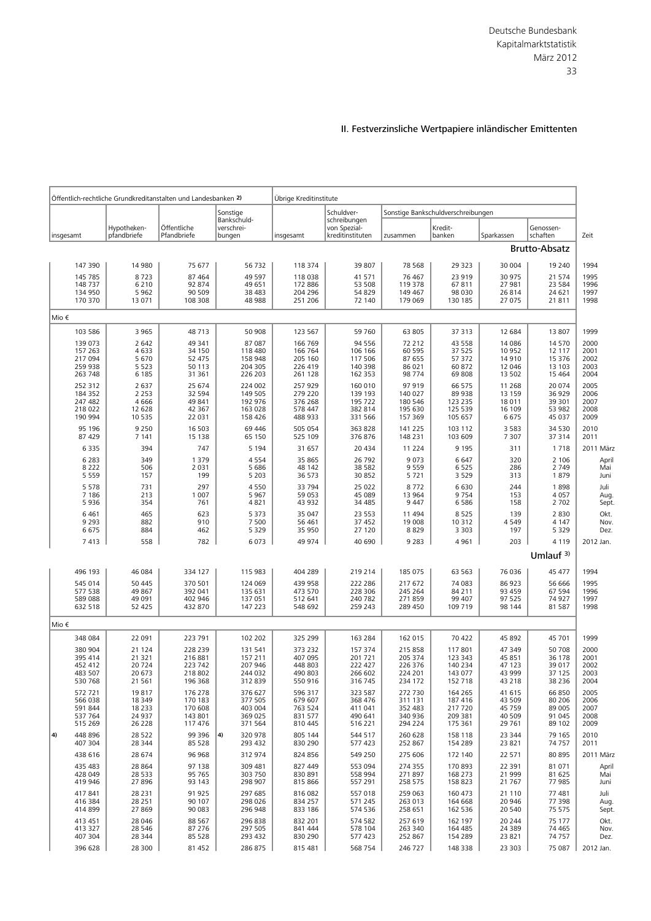## II. Festverzinsliche Wertpapiere inländischer Emittenten

| Öffentlich-rechtliche Grundkreditanstalten und Landesbanken 2) | | | | Übrige Kreditinstitute | | | | | | |
|---|---|---|---|---|---|---|---|---|---|---|
| | | | | | Schuldver-schreibungen von Spezial-kreditinstituten | Sonstige Bankschuldverschreibungen | | | | |
| insgesamt | Hypotheken-pfandbriefe | Öffentliche Pfandbriefe | Sonstige Bankschuld-verschrei-bungen | insgesamt | | zusammen | Kredit-banken | Sparkassen | Genossen-schaften | Zeit |
| **Brutto-Absatz** | | | | | | | | | | |
| 147 390 | 14 980 | 75 677 | 56 732 | 118 374 | 39 807 | 78 568 | 29 323 | 30 004 | 19 240 | 1994 |
| 145 785 | 8 723 | 87 464 | 49 597 | 118 038 | 41 571 | 76 467 | 23 919 | 30 975 | 21 574 | 1995 |
| 148 737 | 6 210 | 92 874 | 49 651 | 172 886 | 53 508 | 119 378 | 67 811 | 27 981 | 23 584 | 1996 |
| 134 950 | 5 962 | 90 509 | 38 483 | 204 296 | 54 829 | 149 467 | 98 030 | 26 814 | 24 621 | 1997 |
| 170 370 | 13 071 | 108 308 | 48 988 | 251 206 | 72 140 | 179 069 | 130 185 | 27 075 | 21 811 | 1998 |
| Mio € | | | | | | | | | | |
| 103 586 | 3 965 | 48 713 | 50 908 | 123 567 | 59 760 | 63 805 | 37 313 | 12 684 | 13 807 | 1999 |
| 139 073 | 2 642 | 49 341 | 87 087 | 166 769 | 94 556 | 72 212 | 43 558 | 14 086 | 14 570 | 2000 |
| 157 263 | 4 633 | 34 150 | 118 480 | 166 764 | 106 166 | 60 595 | 37 525 | 10 952 | 12 117 | 2001 |
| 217 094 | 5 670 | 52 475 | 158 948 | 205 160 | 117 506 | 87 655 | 57 372 | 14 910 | 15 376 | 2002 |
| 259 938 | 5 523 | 50 113 | 204 305 | 226 419 | 140 398 | 86 021 | 60 872 | 12 046 | 13 103 | 2003 |
| 263 748 | 6 185 | 31 361 | 226 203 | 261 128 | 162 353 | 98 774 | 69 808 | 13 502 | 15 464 | 2004 |
| 252 312 | 2 637 | 25 674 | 224 002 | 257 929 | 160 010 | 97 919 | 66 575 | 11 268 | 20 074 | 2005 |
| 184 352 | 2 253 | 32 594 | 149 505 | 279 220 | 139 193 | 140 027 | 89 938 | 13 159 | 36 929 | 2006 |
| 247 482 | 4 666 | 49 841 | 192 976 | 376 268 | 195 722 | 180 546 | 123 235 | 18 011 | 39 301 | 2007 |
| 218 022 | 12 628 | 42 367 | 163 028 | 578 447 | 382 814 | 195 630 | 125 539 | 16 109 | 53 982 | 2008 |
| 190 994 | 10 535 | 22 031 | 158 426 | 488 933 | 331 566 | 157 369 | 105 657 | 6 675 | 45 037 | 2009 |
| 95 196 | 9 250 | 16 503 | 69 446 | 505 054 | 363 828 | 141 225 | 103 112 | 3 583 | 34 530 | 2010 |
| 87 429 | 7 141 | 15 138 | 65 150 | 525 109 | 376 876 | 148 231 | 103 609 | 7 307 | 37 314 | 2011 |
| 6 335 | 394 | 747 | 5 194 | 31 657 | 20 434 | 11 224 | 9 195 | 311 | 1 718 | 2011 März |
| 6 283 | 349 | 1 379 | 4 554 | 35 865 | 26 792 | 9 073 | 6 647 | 320 | 2 106 | April |
| 8 222 | 506 | 2 031 | 5 686 | 48 142 | 38 582 | 9 559 | 6 525 | 286 | 2 749 | Mai |
| 5 559 | 157 | 199 | 5 203 | 36 573 | 30 852 | 5 721 | 3 529 | 313 | 1 879 | Juni |
| 5 578 | 731 | 297 | 4 550 | 33 794 | 25 022 | 8 772 | 6 630 | 244 | 1 898 | Juli |
| 7 186 | 213 | 1 007 | 5 967 | 59 053 | 45 089 | 13 964 | 9 754 | 153 | 4 057 | Aug. |
| 5 936 | 354 | 761 | 4 821 | 43 932 | 34 485 | 9 447 | 6 586 | 158 | 2 702 | Sept. |
| 6 461 | 465 | 623 | 5 373 | 35 047 | 23 553 | 11 494 | 8 525 | 139 | 2 830 | Okt. |
| 9 293 | 882 | 910 | 7 500 | 56 461 | 37 452 | 19 008 | 10 312 | 4 549 | 4 147 | Nov. |
| 6 675 | 884 | 462 | 5 329 | 35 950 | 27 120 | 8 829 | 3 303 | 197 | 5 329 | Dez. |
| 7 413 | 558 | 782 | 6 073 | 49 974 | 40 690 | 9 283 | 4 961 | 203 | 4 119 | 2012 Jan. |
| **Umlauf 3)** | | | | | | | | | | |
| 496 193 | 46 084 | 334 127 | 115 983 | 404 289 | 219 214 | 185 075 | 63 563 | 76 036 | 45 477 | 1994 |
| 545 014 | 50 445 | 370 501 | 124 069 | 439 958 | 222 286 | 217 672 | 74 083 | 86 923 | 56 666 | 1995 |
| 577 538 | 49 867 | 392 041 | 135 631 | 473 570 | 228 306 | 245 264 | 84 211 | 93 459 | 67 594 | 1996 |
| 589 088 | 49 091 | 402 946 | 137 051 | 512 641 | 240 782 | 271 859 | 99 407 | 97 525 | 74 927 | 1997 |
| 632 518 | 52 425 | 432 870 | 147 223 | 548 692 | 259 243 | 289 450 | 109 719 | 98 144 | 81 587 | 1998 |
| Mio € | | | | | | | | | | |
| 348 084 | 22 091 | 223 791 | 102 202 | 325 299 | 163 284 | 162 015 | 70 422 | 45 892 | 45 701 | 1999 |
| 380 904 | 21 124 | 228 239 | 131 541 | 373 232 | 157 374 | 215 858 | 117 801 | 47 349 | 50 708 | 2000 |
| 395 414 | 21 321 | 216 881 | 157 211 | 407 095 | 201 721 | 205 374 | 123 343 | 45 851 | 36 178 | 2001 |
| 452 412 | 20 724 | 223 742 | 207 946 | 448 803 | 222 427 | 226 376 | 140 234 | 47 123 | 39 017 | 2002 |
| 483 507 | 20 673 | 218 802 | 244 032 | 490 803 | 266 602 | 224 201 | 143 077 | 43 999 | 37 125 | 2003 |
| 530 768 | 21 561 | 196 368 | 312 839 | 550 916 | 316 745 | 234 172 | 152 718 | 43 218 | 38 236 | 2004 |
| 572 721 | 19 817 | 176 278 | 376 627 | 596 317 | 323 587 | 272 730 | 164 265 | 41 615 | 66 850 | 2005 |
| 566 038 | 18 349 | 170 183 | 377 505 | 679 607 | 368 476 | 311 131 | 187 416 | 43 509 | 80 206 | 2006 |
| 591 844 | 18 233 | 170 608 | 403 004 | 763 524 | 411 041 | 352 483 | 217 720 | 45 759 | 89 005 | 2007 |
| 537 764 | 24 937 | 143 801 | 369 025 | 831 577 | 490 641 | 340 936 | 209 381 | 40 509 | 91 045 | 2008 |
| 515 269 | 26 228 | 117 476 | 371 564 | 810 445 | 516 221 | 294 224 | 175 361 | 29 761 | 89 102 | 2009 |
| 4) 448 896 | 28 522 | 99 396 | 4) 320 978 | 805 144 | 544 517 | 260 628 | 158 118 | 23 344 | 79 165 | 2010 |
| 407 304 | 28 344 | 85 528 | 293 432 | 830 290 | 577 423 | 252 867 | 154 289 | 23 821 | 74 757 | 2011 |
| 438 616 | 28 674 | 96 968 | 312 974 | 824 856 | 549 250 | 275 606 | 172 140 | 22 571 | 80 895 | 2011 März |
| 435 483 | 28 864 | 97 138 | 309 481 | 827 449 | 553 094 | 274 355 | 170 893 | 22 391 | 81 071 | April |
| 428 049 | 28 533 | 95 765 | 303 750 | 830 891 | 558 994 | 271 897 | 168 273 | 21 999 | 81 625 | Mai |
| 419 946 | 27 896 | 93 143 | 298 907 | 815 866 | 557 291 | 258 575 | 158 823 | 21 767 | 77 985 | Juni |
| 417 841 | 28 231 | 91 925 | 297 685 | 816 082 | 557 018 | 259 063 | 160 473 | 21 110 | 77 481 | Juli |
| 416 384 | 28 251 | 90 107 | 298 026 | 834 257 | 571 245 | 263 013 | 164 668 | 20 946 | 77 398 | Aug. |
| 414 899 | 27 869 | 90 083 | 296 948 | 833 186 | 574 536 | 258 651 | 162 536 | 20 540 | 75 575 | Sept. |
| 413 451 | 28 046 | 88 567 | 296 838 | 832 201 | 574 582 | 257 619 | 162 197 | 20 244 | 75 177 | Okt. |
| 413 327 | 28 546 | 87 276 | 297 505 | 841 444 | 578 104 | 263 340 | 164 485 | 24 389 | 74 465 | Nov. |
| 407 304 | 28 344 | 85 528 | 293 432 | 830 290 | 577 423 | 252 867 | 154 289 | 23 821 | 74 757 | Dez. |
| 396 628 | 28 300 | 81 452 | 286 875 | 815 481 | 568 754 | 246 727 | 148 338 | 23 303 | 75 087 | 2012 Jan. |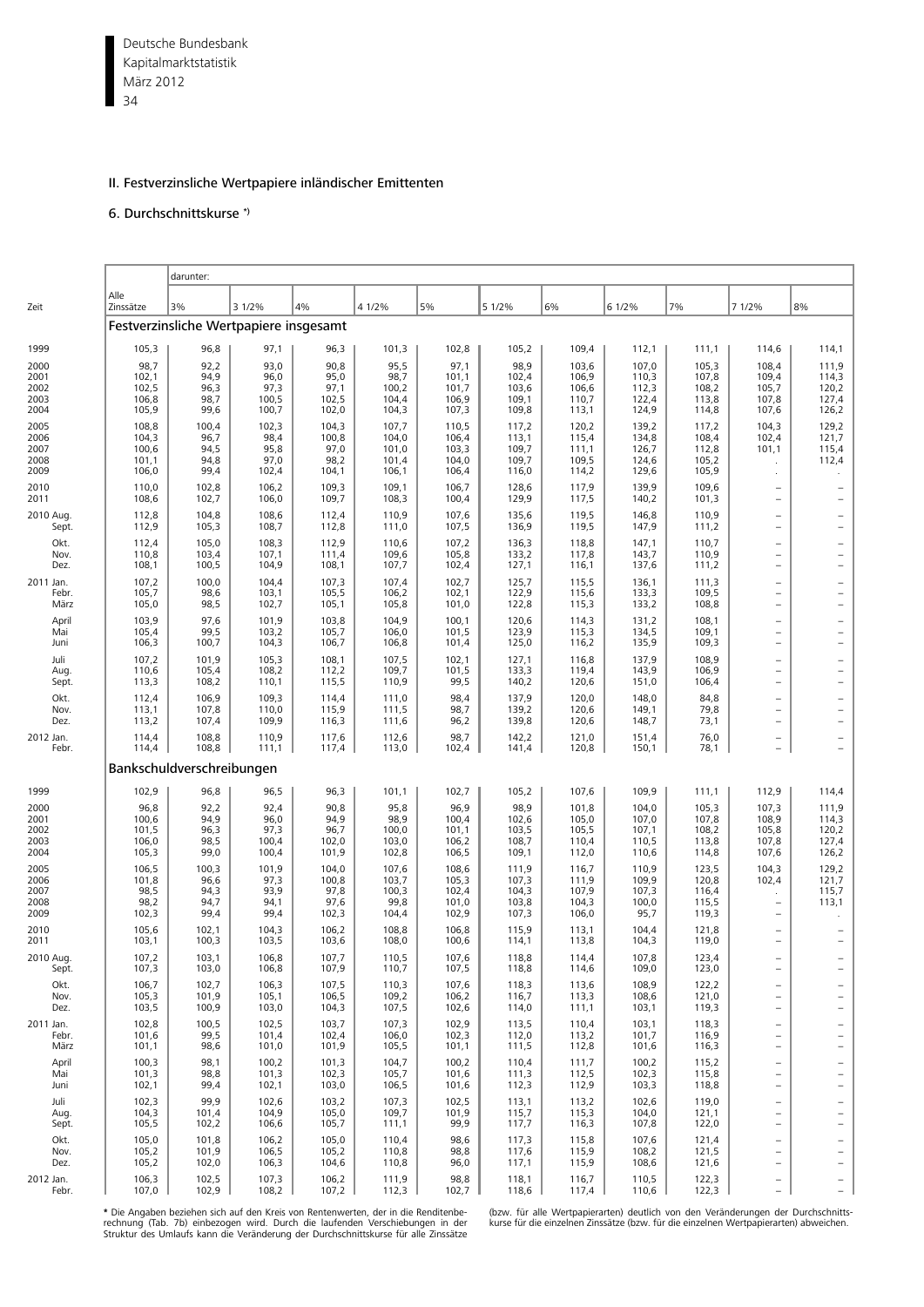## II. Festverzinsliche Wertpapiere inländischer Emittenten

### 6. Durchschnittskurse *)

| Zeit | Alle Zinssätze | darunter: 3% | 3 1/2% | 4% | 4 1/2% | 5% | 5 1/2% | 6% | 6 1/2% | 7% | 7 1/2% | 8% |
|---|---|---|---|---|---|---|---|---|---|---|---|---|
| | **Festverzinsliche Wertpapiere insgesamt** | | | | | | | | | | | |
| 1999 | 105,3 | 96,8 | 97,1 | 96,3 | 101,3 | 102,8 | 105,2 | 109,4 | 112,1 | 111,1 | 114,6 | 114,1 |
| 2000 | 98,7 | 92,2 | 93,0 | 90,8 | 95,5 | 97,1 | 98,9 | 103,6 | 107,0 | 105,3 | 108,4 | 111,9 |
| 2001 | 102,1 | 94,9 | 96,0 | 95,0 | 98,7 | 101,1 | 102,4 | 106,9 | 110,3 | 107,8 | 109,4 | 114,3 |
| 2002 | 102,5 | 96,3 | 97,3 | 97,1 | 100,2 | 101,7 | 103,6 | 106,6 | 112,3 | 108,2 | 105,7 | 120,2 |
| 2003 | 106,8 | 98,7 | 100,5 | 102,5 | 104,4 | 106,9 | 109,1 | 110,7 | 122,4 | 113,8 | 107,8 | 127,4 |
| 2004 | 105,9 | 99,6 | 100,7 | 102,0 | 104,3 | 107,3 | 109,8 | 113,1 | 124,9 | 114,8 | 107,6 | 126,2 |
| 2005 | 108,8 | 100,4 | 102,3 | 104,3 | 107,7 | 110,5 | 117,2 | 120,2 | 139,2 | 117,2 | 104,3 | 129,2 |
| 2006 | 104,3 | 96,7 | 98,4 | 100,8 | 104,0 | 106,4 | 113,1 | 115,4 | 134,8 | 108,4 | 102,4 | 121,7 |
| 2007 | 100,6 | 94,5 | 95,8 | 97,0 | 101,0 | 103,3 | 109,7 | 111,1 | 126,7 | 112,8 | 101,1 | 115,4 |
| 2008 | 101,1 | 94,8 | 97,0 | 98,2 | 101,4 | 104,0 | 109,7 | 109,5 | 124,6 | 105,2 | . | 112,4 |
| 2009 | 106,0 | 99,4 | 102,4 | 104,1 | 106,1 | 106,4 | 116,0 | 114,2 | 129,6 | 105,9 | . | . |
| 2010 | 110,0 | 102,8 | 106,2 | 109,3 | 109,1 | 106,7 | 128,6 | 117,9 | 139,9 | 109,6 | – | – |
| 2011 | 108,6 | 102,7 | 106,0 | 109,7 | 108,3 | 100,4 | 129,9 | 117,5 | 140,2 | 101,3 | – | – |
| 2010 Aug. | 112,8 | 104,8 | 108,6 | 112,4 | 110,9 | 107,6 | 135,6 | 119,5 | 146,8 | 110,9 | – | – |
| Sept. | 112,9 | 105,3 | 108,7 | 112,8 | 111,0 | 107,5 | 136,9 | 119,5 | 147,9 | 111,2 | – | – |
| Okt. | 112,4 | 105,0 | 108,3 | 112,9 | 110,6 | 107,2 | 136,3 | 118,8 | 147,1 | 110,7 | – | – |
| Nov. | 110,8 | 103,4 | 107,1 | 111,4 | 109,6 | 105,8 | 133,2 | 117,8 | 143,7 | 110,9 | – | – |
| Dez. | 108,1 | 100,5 | 104,9 | 108,1 | 107,7 | 102,4 | 127,1 | 116,1 | 137,6 | 111,2 | – | – |
| 2011 Jan. | 107,2 | 100,0 | 104,4 | 107,3 | 107,4 | 102,7 | 125,7 | 115,5 | 136,1 | 111,3 | – | – |
| Febr. | 105,7 | 98,6 | 103,1 | 105,5 | 106,2 | 102,1 | 122,9 | 115,6 | 133,3 | 109,5 | – | – |
| März | 105,0 | 98,5 | 102,7 | 105,1 | 105,8 | 101,0 | 122,8 | 115,3 | 133,2 | 108,8 | – | – |
| April | 103,9 | 97,6 | 101,9 | 103,8 | 104,9 | 100,1 | 120,6 | 114,3 | 131,2 | 108,1 | – | – |
| Mai | 105,4 | 99,5 | 103,2 | 105,7 | 106,0 | 101,5 | 123,9 | 115,3 | 134,5 | 109,1 | – | – |
| Juni | 106,3 | 100,7 | 104,3 | 106,7 | 106,8 | 101,4 | 125,0 | 116,2 | 135,9 | 109,3 | – | – |
| Juli | 107,2 | 101,9 | 105,3 | 108,1 | 107,5 | 102,1 | 127,1 | 116,8 | 137,9 | 108,9 | – | – |
| Aug. | 110,6 | 105,4 | 108,2 | 112,2 | 109,7 | 101,5 | 133,3 | 119,4 | 143,9 | 106,9 | – | – |
| Sept. | 113,3 | 108,2 | 110,1 | 115,5 | 110,9 | 99,5 | 140,2 | 120,6 | 151,0 | 106,4 | – | – |
| Okt. | 112,4 | 106,9 | 109,3 | 114,4 | 111,0 | 98,4 | 137,9 | 120,0 | 148,0 | 84,8 | – | – |
| Nov. | 113,1 | 107,8 | 110,0 | 115,9 | 111,5 | 98,7 | 139,2 | 120,6 | 149,1 | 79,8 | – | – |
| Dez. | 113,2 | 107,4 | 109,9 | 116,3 | 111,6 | 96,2 | 139,8 | 120,6 | 148,7 | 73,1 | – | – |
| 2012 Jan. | 114,4 | 108,8 | 110,9 | 117,6 | 112,6 | 98,7 | 142,2 | 121,0 | 151,4 | 76,0 | – | – |
| Febr. | 114,4 | 108,8 | 111,1 | 117,4 | 113,0 | 102,4 | 141,4 | 120,8 | 150,1 | 78,1 | – | – |
| | **Bankschuldverschreibungen** | | | | | | | | | | | |
| 1999 | 102,9 | 96,8 | 96,5 | 96,3 | 101,1 | 102,7 | 105,2 | 107,6 | 109,9 | 111,1 | 112,9 | 114,4 |
| 2000 | 96,8 | 92,2 | 92,4 | 90,8 | 95,8 | 96,9 | 98,9 | 101,8 | 104,0 | 105,3 | 107,3 | 111,9 |
| 2001 | 100,6 | 94,9 | 96,0 | 94,9 | 98,9 | 100,4 | 102,6 | 105,0 | 107,0 | 107,8 | 108,9 | 114,3 |
| 2002 | 101,5 | 96,3 | 97,3 | 96,7 | 100,0 | 101,1 | 103,5 | 105,5 | 107,1 | 108,2 | 105,8 | 120,2 |
| 2003 | 106,0 | 98,5 | 100,4 | 102,0 | 103,0 | 106,2 | 108,7 | 110,4 | 110,5 | 113,8 | 107,8 | 127,4 |
| 2004 | 105,3 | 99,0 | 100,4 | 101,9 | 102,8 | 106,5 | 109,1 | 112,0 | 110,6 | 114,8 | 107,6 | 126,2 |
| 2005 | 106,5 | 100,3 | 101,9 | 104,0 | 107,6 | 108,6 | 111,9 | 116,7 | 110,9 | 123,5 | 104,3 | 129,2 |
| 2006 | 101,8 | 96,6 | 97,3 | 100,8 | 103,7 | 105,3 | 107,3 | 111,9 | 109,9 | 120,8 | 102,4 | 121,7 |
| 2007 | 98,5 | 94,3 | 93,9 | 97,8 | 100,3 | 102,4 | 104,3 | 107,9 | 107,3 | 116,4 | . | 115,7 |
| 2008 | 98,2 | 94,7 | 94,1 | 97,6 | 99,8 | 101,0 | 103,8 | 104,3 | 100,0 | 115,5 | – | 113,1 |
| 2009 | 102,3 | 99,4 | 99,4 | 102,3 | 104,4 | 102,9 | 107,3 | 106,0 | 95,7 | 119,3 | – | . |
| 2010 | 105,6 | 102,1 | 104,3 | 106,2 | 108,8 | 106,8 | 115,9 | 113,1 | 104,4 | 121,8 | – | – |
| 2011 | 103,1 | 100,3 | 103,5 | 103,6 | 108,0 | 100,6 | 114,1 | 113,8 | 104,3 | 119,0 | – | – |
| 2010 Aug. | 107,2 | 103,1 | 106,8 | 107,7 | 110,5 | 107,6 | 118,8 | 114,4 | 107,8 | 123,4 | – | – |
| Sept. | 107,3 | 103,0 | 106,8 | 107,9 | 110,7 | 107,5 | 118,8 | 114,6 | 109,0 | 123,0 | – | – |
| Okt. | 106,7 | 102,7 | 106,3 | 107,5 | 110,3 | 107,6 | 118,3 | 113,6 | 108,9 | 122,2 | – | – |
| Nov. | 105,3 | 101,9 | 105,1 | 106,5 | 109,2 | 106,2 | 116,7 | 113,3 | 108,6 | 121,0 | – | – |
| Dez. | 103,5 | 100,9 | 103,0 | 104,3 | 107,5 | 102,6 | 114,0 | 111,1 | 103,1 | 119,3 | – | – |
| 2011 Jan. | 102,8 | 100,5 | 102,5 | 103,7 | 107,3 | 102,9 | 113,5 | 110,4 | 103,1 | 118,3 | – | – |
| Febr. | 101,6 | 99,5 | 101,4 | 102,4 | 106,0 | 102,3 | 112,0 | 113,2 | 101,7 | 116,9 | – | – |
| März | 101,1 | 98,6 | 101,0 | 101,9 | 105,5 | 101,1 | 111,5 | 112,8 | 101,6 | 116,3 | – | – |
| April | 100,3 | 98,1 | 100,2 | 101,3 | 104,7 | 100,2 | 110,4 | 111,7 | 100,2 | 115,2 | – | – |
| Mai | 101,3 | 98,8 | 101,3 | 102,3 | 105,7 | 101,6 | 111,3 | 112,5 | 102,3 | 115,8 | – | – |
| Juni | 102,1 | 99,4 | 102,1 | 103,0 | 106,5 | 101,6 | 112,3 | 112,9 | 103,3 | 118,8 | – | – |
| Juli | 102,3 | 99,9 | 102,6 | 103,2 | 107,3 | 102,5 | 113,1 | 113,2 | 102,6 | 119,0 | – | – |
| Aug. | 104,3 | 101,4 | 104,9 | 105,0 | 109,7 | 101,9 | 115,7 | 115,3 | 104,0 | 121,1 | – | – |
| Sept. | 105,5 | 102,2 | 106,6 | 105,7 | 111,1 | 99,9 | 117,7 | 116,3 | 107,8 | 122,0 | – | – |
| Okt. | 105,0 | 101,8 | 106,2 | 105,0 | 110,4 | 98,6 | 117,3 | 115,8 | 107,6 | 121,4 | – | – |
| Nov. | 105,2 | 101,9 | 106,5 | 105,2 | 110,8 | 98,8 | 117,6 | 115,9 | 108,2 | 121,5 | – | – |
| Dez. | 105,2 | 102,0 | 106,3 | 104,6 | 110,8 | 96,0 | 117,1 | 115,9 | 108,6 | 121,6 | – | – |
| 2012 Jan. | 106,3 | 102,5 | 107,3 | 106,2 | 111,9 | 98,8 | 118,1 | 116,7 | 110,5 | 122,3 | – | – |
| Febr. | 107,0 | 102,9 | 108,2 | 107,2 | 112,3 | 102,7 | 118,6 | 117,4 | 110,6 | 122,3 | – | – |

\* Die Angaben beziehen sich auf den Kreis von Rentenwerten, der in die Renditenberechnung (Tab. 7b) einbezogen wird. Durch die laufenden Verschiebungen in der Struktur des Umlaufs kann die Veränderung der Durchschnittskurse für alle Zinssätze (bzw. für alle Wertpapierarten) deutlich von den Veränderungen der Durchschnittskurse für die einzelnen Zinssätze (bzw. für die einzelnen Wertpapierarten) abweichen.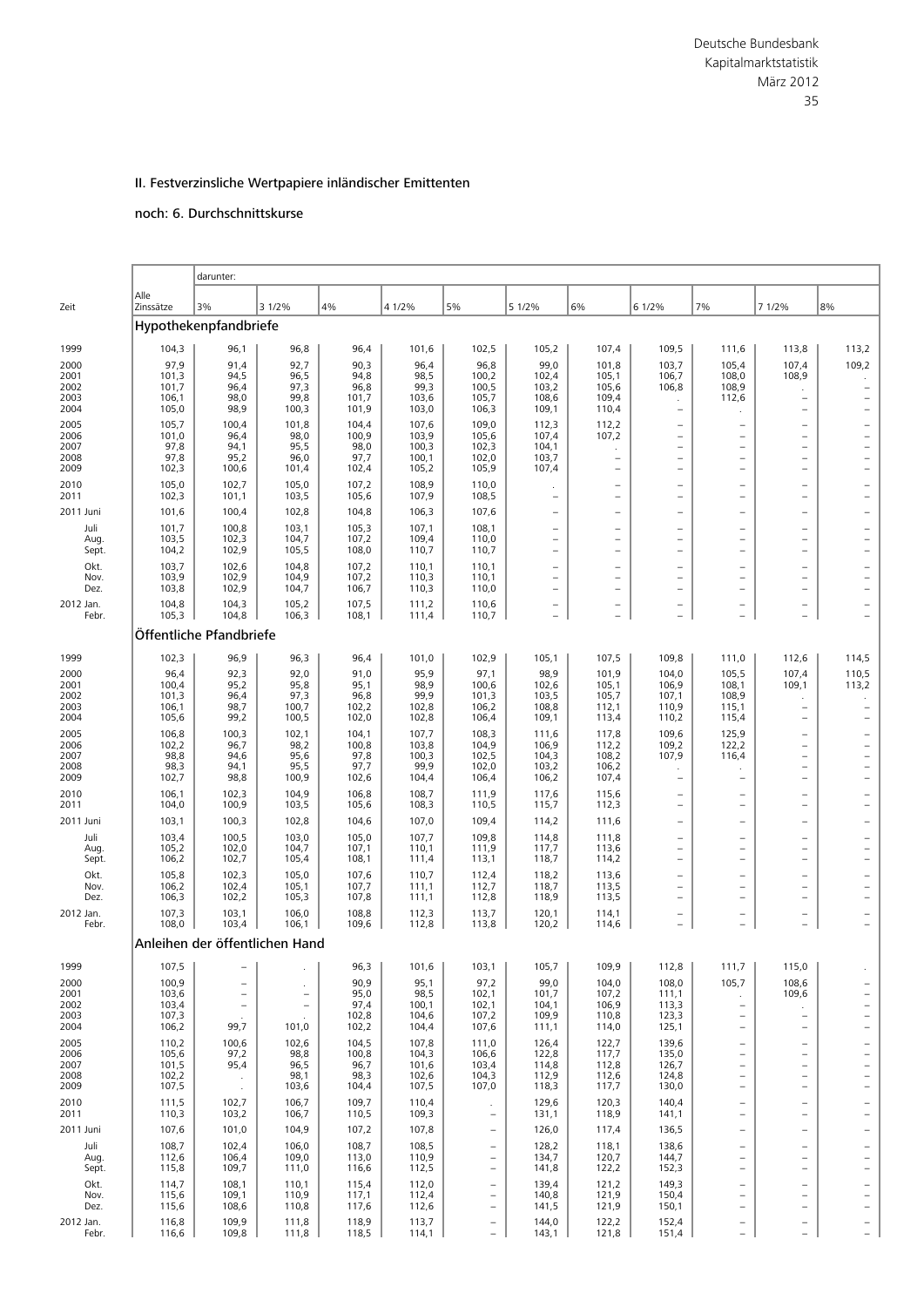## II. Festverzinsliche Wertpapiere inländischer Emittenten

### noch: 6. Durchschnittskurse

| Zeit | Alle Zinssätze | darunter: 3% | 3 1/2% | 4% | 4 1/2% | 5% | 5 1/2% | 6% | 6 1/2% | 7% | 7 1/2% | 8% |
|---|---|---|---|---|---|---|---|---|---|---|---|---|
| **Hypothekenpfandbriefe** | | | | | | | | | | | | |
| 1999 | 104,3 | 96,1 | 96,8 | 96,4 | 101,6 | 102,5 | 105,2 | 107,4 | 109,5 | 111,6 | 113,8 | 113,2 |
| 2000 | 97,9 | 91,4 | 92,7 | 90,3 | 96,4 | 96,8 | 99,0 | 101,8 | 103,7 | 105,4 | 107,4 | 109,2 |
| 2001 | 101,3 | 94,5 | 96,5 | 94,8 | 98,5 | 100,2 | 102,4 | 105,1 | 106,7 | 108,0 | 108,9 | . |
| 2002 | 101,7 | 96,4 | 97,3 | 96,8 | 99,3 | 100,5 | 103,2 | 105,6 | 106,8 | 108,9 | . | – |
| 2003 | 106,1 | 98,0 | 99,8 | 101,7 | 103,6 | 105,7 | 108,6 | 109,4 | . | 112,6 | – | – |
| 2004 | 105,0 | 98,9 | 100,3 | 101,9 | 103,0 | 106,3 | 109,1 | 110,4 | – | . | – | – |
| 2005 | 105,7 | 100,4 | 101,8 | 104,4 | 107,6 | 109,0 | 112,3 | 112,2 | – | – | – | – |
| 2006 | 101,0 | 96,4 | 98,0 | 100,9 | 103,9 | 105,6 | 107,4 | 107,2 | – | – | – | – |
| 2007 | 97,8 | 94,1 | 95,5 | 98,0 | 100,3 | 102,3 | 104,1 | . | – | – | – | – |
| 2008 | 97,8 | 95,2 | 96,0 | 97,7 | 100,1 | 102,0 | 103,7 | – | – | – | – | – |
| 2009 | 102,3 | 100,6 | 101,4 | 102,4 | 105,2 | 105,9 | 107,4 | – | – | – | – | – |
| 2010 | 105,0 | 102,7 | 105,0 | 107,2 | 108,9 | 110,0 | . | – | – | – | – | – |
| 2011 | 102,3 | 101,1 | 103,5 | 105,6 | 107,9 | 108,5 | – | – | – | – | – | – |
| 2011 Juni | 101,6 | 100,4 | 102,8 | 104,8 | 106,3 | 107,6 | – | – | – | – | – | – |
| Juli | 101,7 | 100,8 | 103,1 | 105,3 | 107,1 | 108,1 | – | – | – | – | – | – |
| Aug. | 103,5 | 102,3 | 104,7 | 107,2 | 109,4 | 110,0 | – | – | – | – | – | – |
| Sept. | 104,2 | 102,9 | 105,5 | 108,0 | 110,7 | 110,7 | – | – | – | – | – | – |
| Okt. | 103,7 | 102,6 | 104,8 | 107,2 | 110,1 | 110,1 | – | – | – | – | – | – |
| Nov. | 103,9 | 102,9 | 104,9 | 107,2 | 110,3 | 110,1 | – | – | – | – | – | – |
| Dez. | 103,8 | 102,9 | 104,7 | 106,7 | 110,3 | 110,0 | – | – | – | – | – | – |
| 2012 Jan. | 104,8 | 104,3 | 105,2 | 107,5 | 111,2 | 110,6 | – | – | – | – | – | – |
| Febr. | 105,3 | 104,8 | 106,3 | 108,1 | 111,4 | 110,7 | – | – | – | – | – | – |
| **Öffentliche Pfandbriefe** | | | | | | | | | | | | |
| 1999 | 102,3 | 96,9 | 96,3 | 96,4 | 101,0 | 102,9 | 105,1 | 107,5 | 109,8 | 111,0 | 112,6 | 114,5 |
| 2000 | 96,4 | 92,3 | 92,0 | 91,0 | 95,9 | 97,1 | 98,9 | 101,9 | 104,0 | 105,5 | 107,4 | 110,5 |
| 2001 | 100,4 | 95,2 | 95,8 | 95,1 | 98,9 | 100,6 | 102,6 | 105,1 | 106,9 | 108,1 | 109,1 | 113,2 |
| 2002 | 101,3 | 96,4 | 97,3 | 96,8 | 99,9 | 101,3 | 103,5 | 105,7 | 107,1 | 108,9 | . | . |
| 2003 | 106,1 | 98,7 | 100,7 | 102,2 | 102,8 | 106,2 | 108,8 | 112,1 | 110,9 | 115,1 | – | – |
| 2004 | 105,6 | 99,2 | 100,5 | 102,0 | 102,8 | 106,4 | 109,1 | 113,4 | 110,2 | 115,4 | – | – |
| 2005 | 106,8 | 100,3 | 102,1 | 104,1 | 107,7 | 108,3 | 111,6 | 117,8 | 109,6 | 125,9 | – | – |
| 2006 | 102,2 | 96,7 | 98,2 | 100,8 | 103,8 | 104,9 | 106,9 | 112,2 | 109,2 | 122,2 | – | – |
| 2007 | 98,8 | 94,6 | 95,6 | 97,8 | 100,3 | 102,5 | 104,3 | 108,2 | 107,9 | 116,4 | – | – |
| 2008 | 98,3 | 94,1 | 95,5 | 97,7 | 99,9 | 102,0 | 103,2 | 106,2 | . | . | – | – |
| 2009 | 102,7 | 98,8 | 100,9 | 102,6 | 104,4 | 106,4 | 106,2 | 107,4 | – | – | – | – |
| 2010 | 106,1 | 102,3 | 104,9 | 106,8 | 108,7 | 111,9 | 117,6 | 115,6 | – | – | – | – |
| 2011 | 104,0 | 100,9 | 103,5 | 105,6 | 108,3 | 110,5 | 115,7 | 112,3 | – | – | – | – |
| 2011 Juni | 103,1 | 100,3 | 102,8 | 104,6 | 107,0 | 109,4 | 114,2 | 111,6 | – | – | – | – |
| Juli | 103,4 | 100,5 | 103,0 | 105,0 | 107,7 | 109,8 | 114,8 | 111,8 | – | – | – | – |
| Aug. | 105,2 | 102,0 | 104,7 | 107,1 | 110,1 | 111,9 | 117,7 | 113,6 | – | – | – | – |
| Sept. | 106,2 | 102,7 | 105,4 | 108,1 | 111,4 | 113,1 | 118,7 | 114,2 | – | – | – | – |
| Okt. | 105,8 | 102,3 | 105,0 | 107,6 | 110,7 | 112,4 | 118,2 | 113,6 | – | – | – | – |
| Nov. | 106,2 | 102,4 | 105,1 | 107,7 | 111,1 | 112,7 | 118,7 | 113,5 | – | – | – | – |
| Dez. | 106,3 | 102,2 | 105,3 | 107,8 | 111,1 | 112,8 | 118,9 | 113,5 | – | – | – | – |
| 2012 Jan. | 107,3 | 103,1 | 106,0 | 108,8 | 112,3 | 113,7 | 120,1 | 114,1 | – | – | – | – |
| Febr. | 108,0 | 103,4 | 106,1 | 109,6 | 112,8 | 113,8 | 120,2 | 114,6 | – | – | – | – |
| **Anleihen der öffentlichen Hand** | | | | | | | | | | | | |
| 1999 | 107,5 | – | . | 96,3 | 101,6 | 103,1 | 105,7 | 109,9 | 112,8 | 111,7 | 115,0 | . |
| 2000 | 100,9 | – | . | 90,9 | 95,1 | 97,2 | 99,0 | 104,0 | 108,0 | 105,7 | 108,6 | – |
| 2001 | 103,6 | – | – | 95,0 | 98,5 | 102,1 | 101,7 | 107,2 | 111,1 | . | 109,6 | – |
| 2002 | 103,4 | – | – | 97,4 | 100,1 | 102,1 | 104,1 | 106,9 | 113,3 | – | . | – |
| 2003 | 107,3 | . | . | 102,8 | 104,6 | 107,2 | 109,9 | 110,8 | 123,3 | – | – | – |
| 2004 | 106,2 | 99,7 | 101,0 | 102,2 | 104,4 | 107,6 | 111,1 | 114,0 | 125,1 | – | – | – |
| 2005 | 110,2 | 100,6 | 102,6 | 104,5 | 107,8 | 111,0 | 126,4 | 122,7 | 139,6 | – | – | – |
| 2006 | 105,6 | 97,2 | 98,8 | 100,8 | 104,3 | 106,6 | 122,8 | 117,7 | 135,0 | – | – | – |
| 2007 | 101,5 | 95,4 | 96,5 | 96,7 | 101,6 | 103,4 | 114,8 | 112,8 | 126,7 | – | – | – |
| 2008 | 102,2 | . | 98,1 | 98,3 | 102,6 | 104,3 | 112,9 | 112,6 | 124,8 | – | – | – |
| 2009 | 107,5 | . | 103,6 | 104,4 | 107,5 | 107,0 | 118,3 | 117,7 | 130,0 | – | – | – |
| 2010 | 111,5 | 102,7 | 106,7 | 109,7 | 110,4 | . | 129,6 | 120,3 | 140,4 | – | – | – |
| 2011 | 110,3 | 103,2 | 106,7 | 110,5 | 109,3 | – | 131,1 | 118,9 | 141,1 | – | – | – |
| 2011 Juni | 107,6 | 101,0 | 104,9 | 107,2 | 107,8 | – | 126,0 | 117,4 | 136,5 | – | – | – |
| Juli | 108,7 | 102,4 | 106,0 | 108,7 | 108,5 | – | 128,2 | 118,1 | 138,6 | – | – | – |
| Aug. | 112,6 | 106,4 | 109,0 | 113,0 | 110,9 | – | 134,7 | 120,7 | 144,7 | – | – | – |
| Sept. | 115,8 | 109,7 | 111,0 | 116,6 | 112,5 | – | 141,8 | 122,2 | 152,3 | – | – | – |
| Okt. | 114,7 | 108,1 | 110,1 | 115,4 | 112,0 | – | 139,4 | 121,2 | 149,3 | – | – | – |
| Nov. | 115,6 | 109,1 | 110,9 | 117,1 | 112,4 | – | 140,8 | 121,9 | 150,4 | – | – | – |
| Dez. | 115,6 | 108,6 | 110,8 | 117,6 | 112,6 | – | 141,5 | 121,9 | 150,1 | – | – | – |
| 2012 Jan. | 116,8 | 109,9 | 111,8 | 118,9 | 113,7 | – | 144,0 | 122,2 | 152,4 | – | – | – |
| Febr. | 116,6 | 109,8 | 111,8 | 118,5 | 114,1 | – | 143,1 | 121,8 | 151,4 | – | – | – |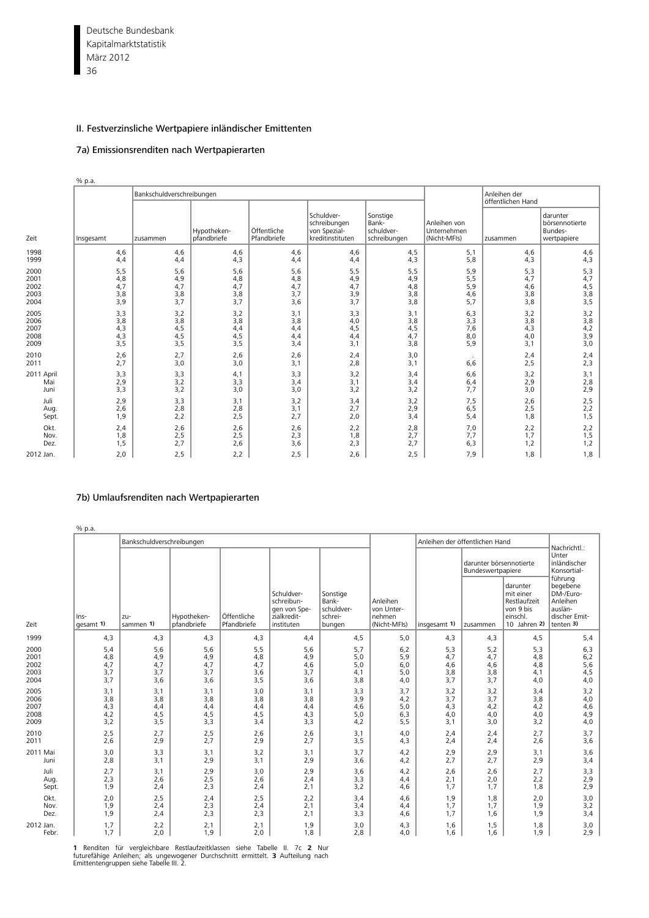## II. Festverzinsliche Wertpapiere inländischer Emittenten

### 7a) Emissionsrenditen nach Wertpapierarten

% p.a.

| Zeit | Insgesamt | Bankschuldverschreibungen zusammen | Hypotheken-pfandbriefe | Öffentliche Pfandbriefe | Schuldverschreibungen von Spezialkreditinstituten | Sonstige Bankschuldverschreibungen | Anleihen von Unternehmen (Nicht-MFIs) | Anleihen der öffentlichen Hand zusammen | darunter börsennotierte Bundeswertpapiere |
|---|---|---|---|---|---|---|---|---|---|
| 1998 | 4,6 | 4,6 | 4,6 | 4,6 | 4,6 | 4,5 | 5,1 | 4,6 | 4,6 |
| 1999 | 4,4 | 4,4 | 4,3 | 4,4 | 4,4 | 4,3 | 5,8 | 4,3 | 4,3 |
| 2000 | 5,5 | 5,6 | 5,6 | 5,6 | 5,5 | 5,5 | 5,9 | 5,3 | 5,3 |
| 2001 | 4,8 | 4,9 | 4,8 | 4,8 | 4,9 | 4,9 | 5,5 | 4,7 | 4,7 |
| 2002 | 4,7 | 4,7 | 4,7 | 4,7 | 4,7 | 4,8 | 5,9 | 4,6 | 4,5 |
| 2003 | 3,8 | 3,8 | 3,8 | 3,7 | 3,9 | 3,8 | 4,6 | 3,8 | 3,8 |
| 2004 | 3,9 | 3,7 | 3,7 | 3,6 | 3,7 | 3,8 | 5,7 | 3,8 | 3,5 |
| 2005 | 3,3 | 3,2 | 3,2 | 3,1 | 3,3 | 3,1 | 6,3 | 3,2 | 3,2 |
| 2006 | 3,8 | 3,8 | 3,8 | 3,8 | 4,0 | 3,8 | 3,3 | 3,8 | 3,8 |
| 2007 | 4,3 | 4,5 | 4,4 | 4,4 | 4,5 | 4,5 | 7,6 | 4,3 | 4,2 |
| 2008 | 4,3 | 4,5 | 4,5 | 4,4 | 4,4 | 4,7 | 8,0 | 4,0 | 3,9 |
| 2009 | 3,5 | 3,5 | 3,5 | 3,4 | 3,1 | 3,8 | 5,9 | 3,1 | 3,0 |
| 2010 | 2,6 | 2,7 | 2,6 | 2,6 | 2,4 | 3,0 | . | 2,4 | 2,4 |
| 2011 | 2,7 | 3,0 | 3,0 | 3,1 | 2,8 | 3,1 | 6,6 | 2,5 | 2,3 |
| 2011 April | 3,3 | 3,3 | 4,1 | 3,3 | 3,2 | 3,4 | 6,6 | 3,2 | 3,1 |
| Mai | 2,9 | 3,2 | 3,3 | 3,4 | 3,1 | 3,4 | 6,4 | 2,9 | 2,8 |
| Juni | 3,3 | 3,2 | 3,0 | 3,0 | 3,2 | 3,2 | 7,7 | 3,0 | 2,9 |
| Juli | 2,9 | 3,3 | 3,1 | 3,2 | 3,4 | 3,2 | 7,5 | 2,6 | 2,5 |
| Aug. | 2,6 | 2,8 | 2,8 | 3,1 | 2,7 | 2,9 | 6,5 | 2,5 | 2,2 |
| Sept. | 1,9 | 2,2 | 2,5 | 2,7 | 2,0 | 3,4 | 5,4 | 1,8 | 1,5 |
| Okt. | 2,4 | 2,6 | 2,6 | 2,6 | 2,2 | 2,8 | 7,0 | 2,2 | 2,2 |
| Nov. | 1,8 | 2,5 | 2,5 | 2,3 | 1,8 | 2,7 | 7,7 | 1,7 | 1,5 |
| Dez. | 1,5 | 2,7 | 2,6 | 3,6 | 2,3 | 2,7 | 6,3 | 1,2 | 1,2 |
| 2012 Jan. | 2,0 | 2,5 | 2,2 | 2,5 | 2,6 | 2,5 | 7,9 | 1,8 | 1,8 |

### 7b) Umlaufsrenditen nach Wertpapierarten

% p.a.

| Zeit | Insgesamt 1) | Bankschuldverschreibungen zusammen 1) | Hypotheken-pfandbriefe | Öffentliche Pfandbriefe | Schuldverschreibungen von Spezialkreditinstituten | Sonstige Bankschuldverschreibungen | Anleihen von Unternehmen (Nicht-MFIs) | Anleihen der öffentlichen Hand insgesamt 1) | darunter börsennotierte Bundeswertpapiere zusammen | darunter mit einer Restlaufzeit von 9 bis einschl. 10 Jahren 2) | Nachrichtl.: Unter inländischer Konsortialführung begebene DM-/Euro-Anleihen ausländischer Emittenten 3) |
|---|---|---|---|---|---|---|---|---|---|---|---|
| 1999 | 4,3 | 4,3 | 4,3 | 4,3 | 4,4 | 4,5 | 5,0 | 4,3 | 4,3 | 4,5 | 5,4 |
| 2000 | 5,4 | 5,6 | 5,6 | 5,5 | 5,6 | 5,7 | 6,2 | 5,3 | 5,2 | 5,3 | 6,3 |
| 2001 | 4,8 | 4,9 | 4,9 | 4,8 | 4,9 | 5,0 | 5,9 | 4,7 | 4,7 | 4,8 | 6,2 |
| 2002 | 4,7 | 4,7 | 4,7 | 4,7 | 4,6 | 5,0 | 6,0 | 4,6 | 4,6 | 4,8 | 5,6 |
| 2003 | 3,7 | 3,7 | 3,7 | 3,6 | 3,7 | 4,1 | 5,0 | 3,8 | 3,8 | 4,1 | 4,5 |
| 2004 | 3,7 | 3,6 | 3,6 | 3,5 | 3,6 | 3,8 | 4,0 | 3,7 | 3,7 | 4,0 | 4,0 |
| 2005 | 3,1 | 3,1 | 3,1 | 3,0 | 3,1 | 3,3 | 3,7 | 3,2 | 3,2 | 3,4 | 3,2 |
| 2006 | 3,8 | 3,8 | 3,8 | 3,8 | 3,8 | 3,9 | 4,2 | 3,7 | 3,7 | 3,8 | 4,0 |
| 2007 | 4,3 | 4,4 | 4,4 | 4,4 | 4,4 | 4,6 | 5,0 | 4,3 | 4,2 | 4,2 | 4,6 |
| 2008 | 4,2 | 4,5 | 4,5 | 4,5 | 4,3 | 5,0 | 6,3 | 4,0 | 4,0 | 4,0 | 4,9 |
| 2009 | 3,2 | 3,5 | 3,3 | 3,4 | 3,3 | 4,2 | 5,5 | 3,1 | 3,0 | 3,2 | 4,0 |
| 2010 | 2,5 | 2,7 | 2,5 | 2,6 | 2,6 | 3,1 | 4,0 | 2,4 | 2,4 | 2,7 | 3,7 |
| 2011 | 2,6 | 2,9 | 2,7 | 2,9 | 2,7 | 3,5 | 4,3 | 2,4 | 2,4 | 2,6 | 3,6 |
| 2011 Mai | 3,0 | 3,3 | 3,1 | 3,2 | 3,1 | 3,7 | 4,2 | 2,9 | 2,9 | 3,1 | 3,6 |
| Juni | 2,8 | 3,1 | 2,9 | 3,1 | 2,9 | 3,6 | 4,2 | 2,7 | 2,7 | 2,9 | 3,4 |
| Juli | 2,7 | 3,1 | 2,9 | 3,0 | 2,9 | 3,6 | 4,2 | 2,6 | 2,6 | 2,7 | 3,3 |
| Aug. | 2,3 | 2,6 | 2,5 | 2,6 | 2,4 | 3,3 | 4,4 | 2,1 | 2,0 | 2,2 | 2,9 |
| Sept. | 1,9 | 2,4 | 2,3 | 2,4 | 2,1 | 3,2 | 4,6 | 1,7 | 1,7 | 1,8 | 2,9 |
| Okt. | 2,0 | 2,5 | 2,4 | 2,5 | 2,2 | 3,4 | 4,6 | 1,9 | 1,8 | 2,0 | 3,0 |
| Nov. | 1,9 | 2,4 | 2,3 | 2,4 | 2,1 | 3,4 | 4,4 | 1,7 | 1,7 | 1,9 | 3,2 |
| Dez. | 1,9 | 2,4 | 2,3 | 2,3 | 2,1 | 3,3 | 4,6 | 1,7 | 1,6 | 1,9 | 3,4 |
| 2012 Jan. | 1,7 | 2,2 | 2,1 | 2,1 | 1,9 | 3,0 | 4,3 | 1,6 | 1,5 | 1,8 | 3,0 |
| Febr. | 1,7 | 2,0 | 1,9 | 2,0 | 1,8 | 2,8 | 4,0 | 1,6 | 1,6 | 1,9 | 2,9 |

**1** Renditen für vergleichbare Restlaufzeitklassen siehe Tabelle II. 7c **2** Nur futurefähige Anleihen; als ungewogener Durchschnitt ermittelt. **3** Aufteilung nach Emittentengruppen siehe Tabelle III. 2.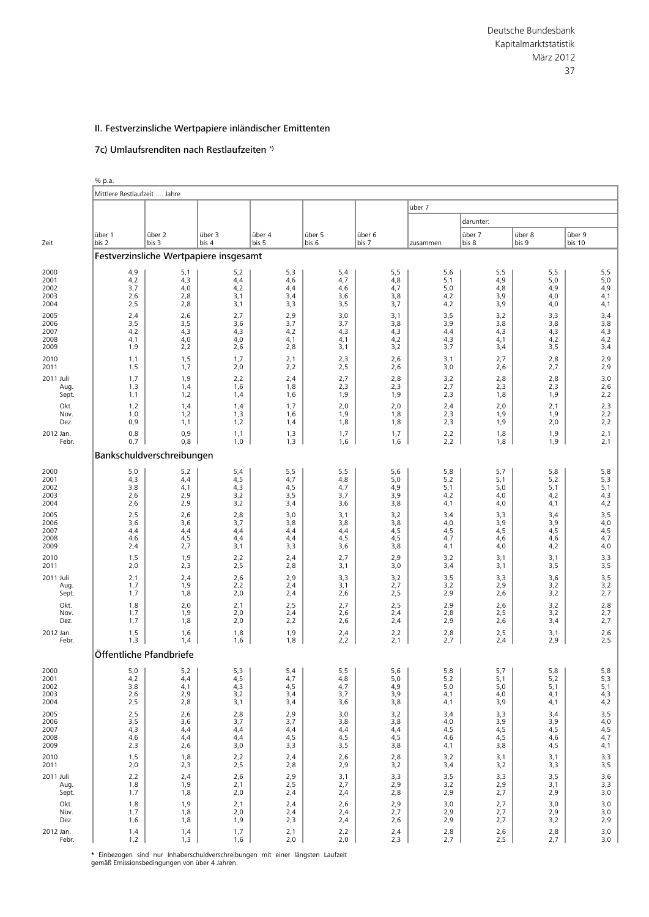## II. Festverzinsliche Wertpapiere inländischer Emittenten

### 7c) Umlaufsrenditen nach Restlaufzeiten *)

% p.a.

| Zeit | Mittlere Restlaufzeit .... Jahre | | | | | | über 7 | | | |
|---|---|---|---|---|---|---|---|---|---|---|
| | | | | | | | | darunter: | | |
| | über 1 bis 2 | über 2 bis 3 | über 3 bis 4 | über 4 bis 5 | über 5 bis 6 | über 6 bis 7 | zusammen | über 7 bis 8 | über 8 bis 9 | über 9 bis 10 |
| | **Festverzinsliche Wertpapiere insgesamt** | | | | | | | | | |
| 2000 | 4,9 | 5,1 | 5,2 | 5,3 | 5,4 | 5,5 | 5,6 | 5,5 | 5,5 | 5,5 |
| 2001 | 4,2 | 4,3 | 4,4 | 4,6 | 4,7 | 4,8 | 5,1 | 4,9 | 5,0 | 5,0 |
| 2002 | 3,7 | 4,0 | 4,2 | 4,4 | 4,6 | 4,7 | 5,0 | 4,8 | 4,9 | 4,9 |
| 2003 | 2,6 | 2,8 | 3,1 | 3,4 | 3,6 | 3,8 | 4,2 | 3,9 | 4,0 | 4,1 |
| 2004 | 2,5 | 2,8 | 3,1 | 3,3 | 3,5 | 3,7 | 4,2 | 3,9 | 4,0 | 4,1 |
| 2005 | 2,4 | 2,6 | 2,7 | 2,9 | 3,0 | 3,1 | 3,5 | 3,2 | 3,3 | 3,4 |
| 2006 | 3,5 | 3,5 | 3,6 | 3,7 | 3,7 | 3,8 | 3,9 | 3,8 | 3,8 | 3,8 |
| 2007 | 4,2 | 4,3 | 4,3 | 4,2 | 4,3 | 4,3 | 4,4 | 4,3 | 4,3 | 4,3 |
| 2008 | 4,1 | 4,0 | 4,0 | 4,1 | 4,1 | 4,2 | 4,3 | 4,1 | 4,2 | 4,2 |
| 2009 | 1,9 | 2,2 | 2,6 | 2,8 | 3,1 | 3,2 | 3,7 | 3,4 | 3,5 | 3,4 |
| 2010 | 1,1 | 1,5 | 1,7 | 2,1 | 2,3 | 2,6 | 3,1 | 2,7 | 2,8 | 2,9 |
| 2011 | 1,5 | 1,7 | 2,0 | 2,2 | 2,5 | 2,6 | 3,0 | 2,6 | 2,7 | 2,9 |
| 2011 Juli | 1,7 | 1,9 | 2,2 | 2,4 | 2,7 | 2,8 | 3,2 | 2,8 | 2,8 | 3,0 |
| Aug. | 1,3 | 1,4 | 1,6 | 1,8 | 2,3 | 2,3 | 2,7 | 2,3 | 2,3 | 2,6 |
| Sept. | 1,1 | 1,2 | 1,4 | 1,6 | 1,9 | 1,9 | 2,3 | 1,8 | 1,9 | 2,2 |
| Okt. | 1,2 | 1,4 | 1,4 | 1,7 | 2,0 | 2,0 | 2,4 | 2,0 | 2,1 | 2,3 |
| Nov. | 1,0 | 1,2 | 1,3 | 1,6 | 1,9 | 1,8 | 2,3 | 1,9 | 1,9 | 2,2 |
| Dez. | 0,9 | 1,1 | 1,2 | 1,4 | 1,8 | 1,8 | 2,3 | 1,9 | 2,0 | 2,2 |
| 2012 Jan. | 0,8 | 0,9 | 1,1 | 1,3 | 1,7 | 1,7 | 2,2 | 1,8 | 1,9 | 2,1 |
| Febr. | 0,7 | 0,8 | 1,0 | 1,3 | 1,6 | 1,6 | 2,2 | 1,8 | 1,9 | 2,1 |
| | **Bankschuldverschreibungen** | | | | | | | | | |
| 2000 | 5,0 | 5,2 | 5,4 | 5,5 | 5,5 | 5,6 | 5,8 | 5,7 | 5,8 | 5,8 |
| 2001 | 4,3 | 4,4 | 4,5 | 4,7 | 4,8 | 5,0 | 5,2 | 5,1 | 5,2 | 5,3 |
| 2002 | 3,8 | 4,1 | 4,3 | 4,5 | 4,7 | 4,9 | 5,1 | 5,0 | 5,1 | 5,1 |
| 2003 | 2,6 | 2,9 | 3,2 | 3,5 | 3,7 | 3,9 | 4,2 | 4,0 | 4,2 | 4,3 |
| 2004 | 2,6 | 2,9 | 3,2 | 3,4 | 3,6 | 3,8 | 4,1 | 4,0 | 4,1 | 4,2 |
| 2005 | 2,5 | 2,6 | 2,8 | 3,0 | 3,1 | 3,2 | 3,4 | 3,3 | 3,4 | 3,5 |
| 2006 | 3,6 | 3,6 | 3,7 | 3,8 | 3,8 | 3,8 | 4,0 | 3,9 | 3,9 | 4,0 |
| 2007 | 4,4 | 4,4 | 4,4 | 4,4 | 4,4 | 4,5 | 4,5 | 4,5 | 4,5 | 4,5 |
| 2008 | 4,6 | 4,5 | 4,4 | 4,4 | 4,5 | 4,5 | 4,7 | 4,6 | 4,6 | 4,7 |
| 2009 | 2,4 | 2,7 | 3,1 | 3,3 | 3,6 | 3,8 | 4,1 | 4,0 | 4,2 | 4,0 |
| 2010 | 1,5 | 1,9 | 2,2 | 2,4 | 2,7 | 2,9 | 3,2 | 3,1 | 3,1 | 3,3 |
| 2011 | 2,0 | 2,3 | 2,5 | 2,8 | 3,1 | 3,0 | 3,4 | 3,1 | 3,5 | 3,5 |
| 2011 Juli | 2,1 | 2,4 | 2,6 | 2,9 | 3,3 | 3,2 | 3,5 | 3,3 | 3,6 | 3,5 |
| Aug. | 1,7 | 1,9 | 2,2 | 2,4 | 3,1 | 2,7 | 3,2 | 2,9 | 3,2 | 3,2 |
| Sept. | 1,7 | 1,8 | 2,0 | 2,4 | 2,6 | 2,5 | 2,9 | 2,6 | 3,2 | 2,7 |
| Okt. | 1,8 | 2,0 | 2,1 | 2,5 | 2,7 | 2,5 | 2,9 | 2,6 | 3,2 | 2,8 |
| Nov. | 1,7 | 1,9 | 2,0 | 2,4 | 2,6 | 2,4 | 2,8 | 2,5 | 3,2 | 2,7 |
| Dez. | 1,7 | 1,8 | 2,0 | 2,2 | 2,6 | 2,4 | 2,9 | 2,6 | 3,4 | 2,7 |
| 2012 Jan. | 1,5 | 1,6 | 1,8 | 1,9 | 2,4 | 2,2 | 2,8 | 2,5 | 3,1 | 2,6 |
| Febr. | 1,3 | 1,4 | 1,6 | 1,8 | 2,2 | 2,1 | 2,7 | 2,4 | 2,9 | 2,5 |
| | **Öffentliche Pfandbriefe** | | | | | | | | | |
| 2000 | 5,0 | 5,2 | 5,3 | 5,4 | 5,5 | 5,6 | 5,8 | 5,7 | 5,8 | 5,8 |
| 2001 | 4,2 | 4,4 | 4,5 | 4,7 | 4,8 | 5,0 | 5,2 | 5,1 | 5,2 | 5,3 |
| 2002 | 3,8 | 4,1 | 4,3 | 4,5 | 4,7 | 4,9 | 5,0 | 5,0 | 5,1 | 5,1 |
| 2003 | 2,6 | 2,9 | 3,2 | 3,4 | 3,7 | 3,9 | 4,1 | 4,0 | 4,1 | 4,3 |
| 2004 | 2,5 | 2,8 | 3,1 | 3,4 | 3,6 | 3,8 | 4,1 | 3,9 | 4,1 | 4,2 |
| 2005 | 2,5 | 2,6 | 2,8 | 2,9 | 3,0 | 3,2 | 3,4 | 3,3 | 3,4 | 3,5 |
| 2006 | 3,5 | 3,6 | 3,7 | 3,7 | 3,8 | 3,8 | 4,0 | 3,9 | 3,9 | 4,0 |
| 2007 | 4,3 | 4,4 | 4,4 | 4,4 | 4,4 | 4,4 | 4,5 | 4,5 | 4,5 | 4,5 |
| 2008 | 4,6 | 4,4 | 4,4 | 4,5 | 4,5 | 4,5 | 4,6 | 4,5 | 4,6 | 4,7 |
| 2009 | 2,3 | 2,6 | 3,0 | 3,3 | 3,5 | 3,8 | 4,1 | 3,8 | 4,5 | 4,1 |
| 2010 | 1,5 | 1,8 | 2,2 | 2,4 | 2,6 | 2,8 | 3,2 | 3,1 | 3,1 | 3,3 |
| 2011 | 2,0 | 2,3 | 2,5 | 2,8 | 2,9 | 3,2 | 3,4 | 3,2 | 3,3 | 3,5 |
| 2011 Juli | 2,2 | 2,4 | 2,6 | 2,9 | 3,1 | 3,3 | 3,5 | 3,3 | 3,5 | 3,6 |
| Aug. | 1,8 | 1,9 | 2,1 | 2,5 | 2,7 | 2,9 | 3,2 | 2,9 | 3,1 | 3,3 |
| Sept. | 1,7 | 1,8 | 2,0 | 2,4 | 2,4 | 2,8 | 2,9 | 2,7 | 2,9 | 3,0 |
| Okt. | 1,8 | 1,9 | 2,1 | 2,4 | 2,6 | 2,9 | 3,0 | 2,7 | 3,0 | 3,0 |
| Nov. | 1,7 | 1,8 | 2,0 | 2,4 | 2,4 | 2,7 | 2,9 | 2,7 | 2,9 | 3,0 |
| Dez. | 1,6 | 1,8 | 1,9 | 2,3 | 2,4 | 2,6 | 2,9 | 2,7 | 3,2 | 2,9 |
| 2012 Jan. | 1,4 | 1,4 | 1,7 | 2,1 | 2,2 | 2,4 | 2,8 | 2,6 | 2,8 | 3,0 |
| Febr. | 1,2 | 1,3 | 1,6 | 2,0 | 2,0 | 2,3 | 2,7 | 2,5 | 2,7 | 3,0 |

\* Einbezogen sind nur Inhaberschuldverschreibungen mit einer längsten Laufzeit gemäß Emissionsbedingungen von über 4 Jahren.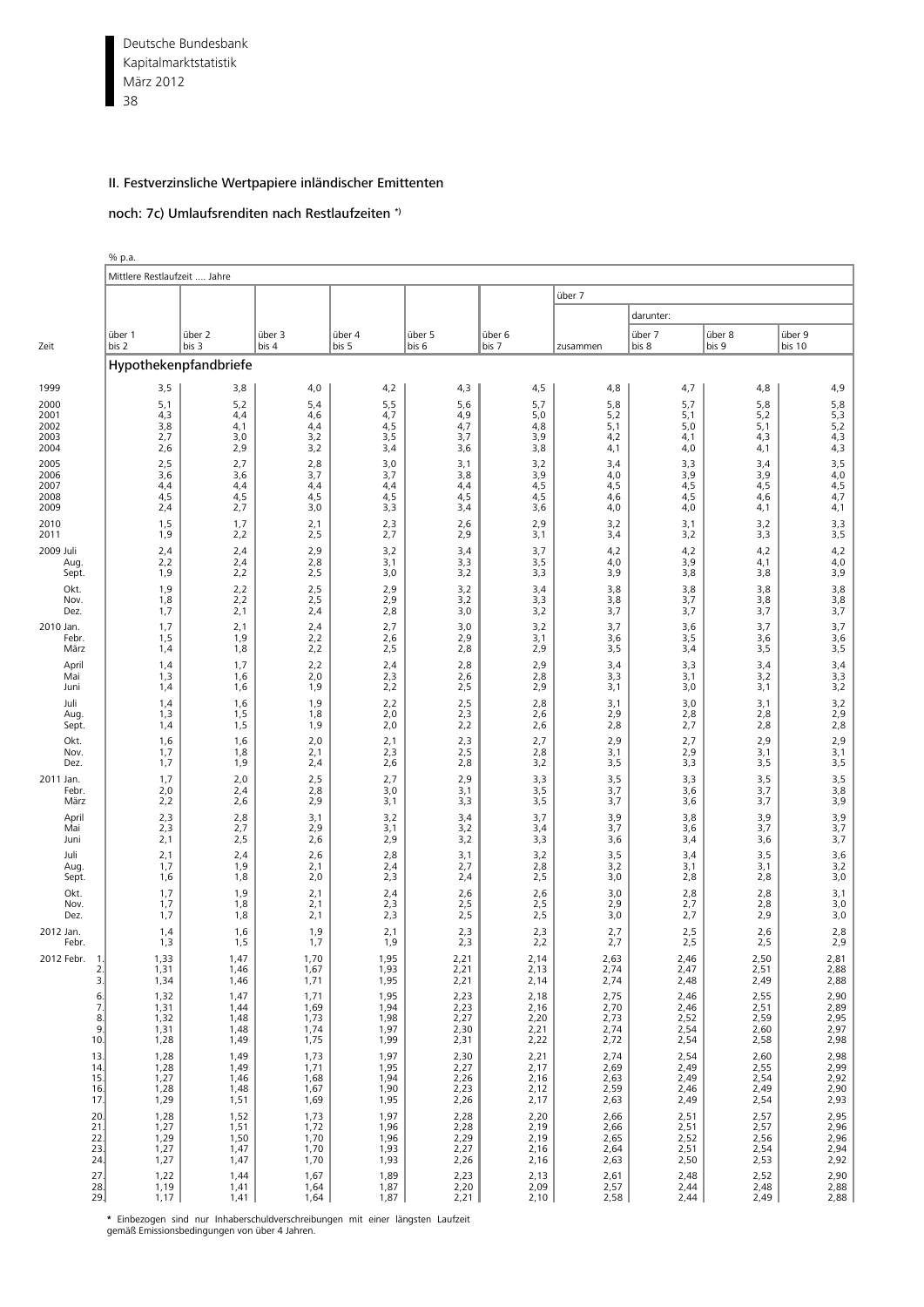## II. Festverzinsliche Wertpapiere inländischer Emittenten

### noch: 7c) Umlaufsrenditen nach Restlaufzeiten *)

% p.a.

| Zeit | Mittlere Restlaufzeit .... Jahre | | | | | | | | | |
|---|---|---|---|---|---|---|---|---|---|---|
| | | | | | | | über 7 | | | |
| | | | | | | | | darunter: | | |
| | über 1 bis 2 | über 2 bis 3 | über 3 bis 4 | über 4 bis 5 | über 5 bis 6 | über 6 bis 7 | zusammen | über 7 bis 8 | über 8 bis 9 | über 9 bis 10 |
| | **Hypothekenpfandbriefe** | | | | | | | | | |
| 1999 | 3,5 | 3,8 | 4,0 | 4,2 | 4,3 | 4,5 | 4,8 | 4,7 | 4,8 | 4,9 |
| 2000 | 5,1 | 5,2 | 5,4 | 5,5 | 5,6 | 5,7 | 5,8 | 5,7 | 5,8 | 5,8 |
| 2001 | 4,3 | 4,4 | 4,6 | 4,7 | 4,9 | 5,0 | 5,2 | 5,1 | 5,2 | 5,3 |
| 2002 | 3,8 | 4,1 | 4,4 | 4,5 | 4,7 | 4,8 | 5,1 | 5,0 | 5,1 | 5,2 |
| 2003 | 2,7 | 3,0 | 3,2 | 3,5 | 3,7 | 3,9 | 4,2 | 4,1 | 4,3 | 4,3 |
| 2004 | 2,6 | 2,9 | 3,2 | 3,4 | 3,6 | 3,8 | 4,1 | 4,0 | 4,1 | 4,3 |
| 2005 | 2,5 | 2,7 | 2,8 | 3,0 | 3,1 | 3,2 | 3,4 | 3,3 | 3,4 | 3,5 |
| 2006 | 3,6 | 3,6 | 3,7 | 3,7 | 3,8 | 3,9 | 4,0 | 3,9 | 3,9 | 4,0 |
| 2007 | 4,4 | 4,4 | 4,4 | 4,4 | 4,4 | 4,5 | 4,5 | 4,5 | 4,5 | 4,5 |
| 2008 | 4,5 | 4,5 | 4,5 | 4,5 | 4,5 | 4,5 | 4,6 | 4,5 | 4,6 | 4,7 |
| 2009 | 2,4 | 2,7 | 3,0 | 3,3 | 3,4 | 3,6 | 4,0 | 4,0 | 4,1 | 4,1 |
| 2010 | 1,5 | 1,7 | 2,1 | 2,3 | 2,6 | 2,9 | 3,2 | 3,1 | 3,2 | 3,3 |
| 2011 | 1,9 | 2,2 | 2,5 | 2,7 | 2,9 | 3,1 | 3,4 | 3,2 | 3,3 | 3,5 |
| 2009 Juli | 2,4 | 2,4 | 2,9 | 3,2 | 3,4 | 3,7 | 4,2 | 4,2 | 4,2 | 4,2 |
| Aug. | 2,2 | 2,4 | 2,8 | 3,1 | 3,3 | 3,5 | 4,0 | 3,9 | 4,1 | 4,0 |
| Sept. | 1,9 | 2,2 | 2,5 | 3,0 | 3,2 | 3,3 | 3,9 | 3,8 | 3,8 | 3,9 |
| Okt. | 1,9 | 2,2 | 2,5 | 2,9 | 3,2 | 3,4 | 3,8 | 3,8 | 3,8 | 3,8 |
| Nov. | 1,8 | 2,2 | 2,5 | 2,9 | 3,2 | 3,3 | 3,8 | 3,7 | 3,8 | 3,8 |
| Dez. | 1,7 | 2,1 | 2,4 | 2,8 | 3,0 | 3,2 | 3,7 | 3,7 | 3,7 | 3,7 |
| 2010 Jan. | 1,7 | 2,1 | 2,4 | 2,7 | 3,0 | 3,2 | 3,7 | 3,6 | 3,7 | 3,7 |
| Febr. | 1,5 | 1,9 | 2,2 | 2,6 | 2,9 | 3,1 | 3,6 | 3,5 | 3,6 | 3,6 |
| März | 1,4 | 1,8 | 2,2 | 2,5 | 2,8 | 2,9 | 3,5 | 3,4 | 3,5 | 3,5 |
| April | 1,4 | 1,7 | 2,2 | 2,4 | 2,8 | 2,9 | 3,4 | 3,3 | 3,4 | 3,4 |
| Mai | 1,3 | 1,6 | 2,0 | 2,3 | 2,6 | 2,8 | 3,3 | 3,1 | 3,2 | 3,3 |
| Juni | 1,4 | 1,6 | 1,9 | 2,2 | 2,5 | 2,9 | 3,1 | 3,0 | 3,1 | 3,2 |
| Juli | 1,4 | 1,6 | 1,9 | 2,2 | 2,5 | 2,8 | 3,1 | 3,0 | 3,1 | 3,2 |
| Aug. | 1,3 | 1,5 | 1,8 | 2,0 | 2,3 | 2,6 | 2,9 | 2,8 | 2,8 | 2,9 |
| Sept. | 1,4 | 1,5 | 1,9 | 2,0 | 2,2 | 2,6 | 2,8 | 2,7 | 2,8 | 2,8 |
| Okt. | 1,6 | 1,6 | 2,0 | 2,1 | 2,3 | 2,7 | 2,9 | 2,7 | 2,9 | 2,9 |
| Nov. | 1,7 | 1,8 | 2,1 | 2,3 | 2,5 | 2,8 | 3,1 | 2,9 | 3,1 | 3,1 |
| Dez. | 1,7 | 1,9 | 2,4 | 2,6 | 2,8 | 3,2 | 3,5 | 3,3 | 3,5 | 3,5 |
| 2011 Jan. | 1,7 | 2,0 | 2,5 | 2,7 | 2,9 | 3,3 | 3,5 | 3,3 | 3,5 | 3,5 |
| Febr. | 2,0 | 2,4 | 2,8 | 3,0 | 3,1 | 3,5 | 3,7 | 3,6 | 3,7 | 3,8 |
| März | 2,2 | 2,6 | 2,9 | 3,1 | 3,3 | 3,5 | 3,7 | 3,6 | 3,7 | 3,9 |
| April | 2,3 | 2,8 | 3,1 | 3,2 | 3,4 | 3,7 | 3,9 | 3,8 | 3,9 | 3,9 |
| Mai | 2,3 | 2,7 | 2,9 | 3,1 | 3,2 | 3,4 | 3,7 | 3,6 | 3,7 | 3,7 |
| Juni | 2,1 | 2,5 | 2,6 | 2,9 | 3,2 | 3,3 | 3,6 | 3,4 | 3,6 | 3,7 |
| Juli | 2,1 | 2,4 | 2,6 | 2,8 | 3,1 | 3,2 | 3,5 | 3,4 | 3,5 | 3,6 |
| Aug. | 1,7 | 1,9 | 2,1 | 2,4 | 2,7 | 2,8 | 3,2 | 3,1 | 3,1 | 3,2 |
| Sept. | 1,6 | 1,8 | 2,0 | 2,3 | 2,4 | 2,5 | 3,0 | 2,8 | 2,8 | 3,0 |
| Okt. | 1,7 | 1,9 | 2,1 | 2,4 | 2,6 | 2,6 | 3,0 | 2,8 | 2,8 | 3,1 |
| Nov. | 1,7 | 1,8 | 2,1 | 2,3 | 2,5 | 2,5 | 2,9 | 2,7 | 2,8 | 3,0 |
| Dez. | 1,7 | 1,8 | 2,1 | 2,3 | 2,5 | 2,5 | 3,0 | 2,7 | 2,9 | 3,0 |
| 2012 Jan. | 1,4 | 1,6 | 1,9 | 2,1 | 2,3 | 2,3 | 2,7 | 2,5 | 2,6 | 2,8 |
| Febr. | 1,3 | 1,5 | 1,7 | 1,9 | 2,3 | 2,2 | 2,7 | 2,5 | 2,5 | 2,9 |
| 2012 Febr. 1. | 1,33 | 1,47 | 1,70 | 1,95 | 2,21 | 2,14 | 2,63 | 2,46 | 2,50 | 2,81 |
| 2. | 1,31 | 1,46 | 1,67 | 1,93 | 2,21 | 2,13 | 2,74 | 2,47 | 2,51 | 2,88 |
| 3. | 1,34 | 1,46 | 1,71 | 1,95 | 2,21 | 2,14 | 2,74 | 2,48 | 2,49 | 2,88 |
| 6. | 1,32 | 1,47 | 1,71 | 1,95 | 2,23 | 2,18 | 2,75 | 2,46 | 2,55 | 2,90 |
| 7. | 1,31 | 1,44 | 1,69 | 1,94 | 2,23 | 2,16 | 2,70 | 2,46 | 2,51 | 2,89 |
| 8. | 1,32 | 1,48 | 1,73 | 1,98 | 2,27 | 2,20 | 2,73 | 2,52 | 2,59 | 2,95 |
| 9. | 1,31 | 1,48 | 1,74 | 1,97 | 2,30 | 2,21 | 2,74 | 2,54 | 2,60 | 2,97 |
| 10. | 1,28 | 1,49 | 1,75 | 1,99 | 2,31 | 2,22 | 2,72 | 2,54 | 2,58 | 2,98 |
| 13. | 1,28 | 1,49 | 1,73 | 1,97 | 2,30 | 2,21 | 2,74 | 2,54 | 2,60 | 2,98 |
| 14. | 1,28 | 1,49 | 1,71 | 1,95 | 2,27 | 2,17 | 2,69 | 2,49 | 2,55 | 2,99 |
| 15. | 1,27 | 1,46 | 1,68 | 1,94 | 2,26 | 2,16 | 2,63 | 2,49 | 2,54 | 2,92 |
| 16. | 1,28 | 1,48 | 1,67 | 1,90 | 2,23 | 2,12 | 2,59 | 2,46 | 2,49 | 2,90 |
| 17. | 1,29 | 1,51 | 1,69 | 1,95 | 2,26 | 2,17 | 2,63 | 2,49 | 2,54 | 2,93 |
| 20. | 1,28 | 1,52 | 1,73 | 1,97 | 2,28 | 2,20 | 2,66 | 2,51 | 2,57 | 2,95 |
| 21. | 1,27 | 1,51 | 1,72 | 1,96 | 2,28 | 2,19 | 2,66 | 2,51 | 2,57 | 2,96 |
| 22. | 1,29 | 1,50 | 1,70 | 1,96 | 2,29 | 2,19 | 2,65 | 2,52 | 2,56 | 2,96 |
| 23. | 1,27 | 1,47 | 1,70 | 1,93 | 2,27 | 2,16 | 2,64 | 2,51 | 2,54 | 2,94 |
| 24. | 1,27 | 1,47 | 1,70 | 1,93 | 2,26 | 2,16 | 2,63 | 2,50 | 2,53 | 2,92 |
| 27. | 1,22 | 1,44 | 1,67 | 1,89 | 2,23 | 2,13 | 2,61 | 2,48 | 2,52 | 2,90 |
| 28. | 1,19 | 1,41 | 1,64 | 1,87 | 2,20 | 2,09 | 2,57 | 2,44 | 2,48 | 2,88 |
| 29. | 1,17 | 1,41 | 1,64 | 1,87 | 2,21 | 2,10 | 2,58 | 2,44 | 2,49 | 2,88 |

* Einbezogen sind nur Inhaberschuldverschreibungen mit einer längsten Laufzeit gemäß Emissionsbedingungen von über 4 Jahren.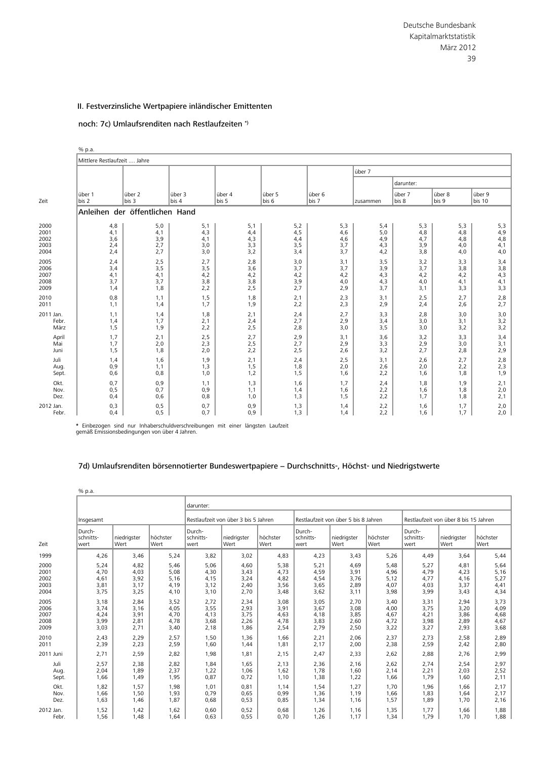## II. Festverzinsliche Wertpapiere inländischer Emittenten

### noch: 7c) Umlaufsrenditen nach Restlaufzeiten *)

% p.a.

| Zeit | Mittlere Restlaufzeit .... Jahre | | | | | | | | | |
|---|---|---|---|---|---|---|---|---|---|---|
| | | | | | | | über 7 | | | |
| | | | | | | | | darunter: | | |
| | über 1 bis 2 | über 2 bis 3 | über 3 bis 4 | über 4 bis 5 | über 5 bis 6 | über 6 bis 7 | zusammen | über 7 bis 8 | über 8 bis 9 | über 9 bis 10 |
| | **Anleihen der öffentlichen Hand** | | | | | | | | | |
| 2000 | 4,8 | 5,0 | 5,1 | 5,1 | 5,2 | 5,3 | 5,4 | 5,3 | 5,3 | 5,3 |
| 2001 | 4,1 | 4,1 | 4,3 | 4,4 | 4,5 | 4,6 | 5,0 | 4,8 | 4,8 | 4,9 |
| 2002 | 3,6 | 3,9 | 4,1 | 4,3 | 4,4 | 4,6 | 4,9 | 4,7 | 4,8 | 4,8 |
| 2003 | 2,4 | 2,7 | 3,0 | 3,3 | 3,5 | 3,7 | 4,3 | 3,9 | 4,0 | 4,1 |
| 2004 | 2,4 | 2,7 | 3,0 | 3,2 | 3,4 | 3,7 | 4,2 | 3,8 | 4,0 | 4,0 |
| 2005 | 2,4 | 2,5 | 2,7 | 2,8 | 3,0 | 3,1 | 3,5 | 3,2 | 3,3 | 3,4 |
| 2006 | 3,4 | 3,5 | 3,5 | 3,6 | 3,7 | 3,7 | 3,9 | 3,7 | 3,8 | 3,8 |
| 2007 | 4,1 | 4,1 | 4,2 | 4,2 | 4,2 | 4,2 | 4,3 | 4,2 | 4,2 | 4,3 |
| 2008 | 3,7 | 3,7 | 3,8 | 3,8 | 3,9 | 4,0 | 4,3 | 4,0 | 4,1 | 4,1 |
| 2009 | 1,4 | 1,8 | 2,2 | 2,5 | 2,7 | 2,9 | 3,7 | 3,1 | 3,3 | 3,3 |
| 2010 | 0,8 | 1,1 | 1,5 | 1,8 | 2,1 | 2,3 | 3,1 | 2,5 | 2,7 | 2,8 |
| 2011 | 1,1 | 1,4 | 1,7 | 1,9 | 2,2 | 2,3 | 2,9 | 2,4 | 2,6 | 2,7 |
| 2011 Jan. | 1,1 | 1,4 | 1,8 | 2,1 | 2,4 | 2,7 | 3,3 | 2,8 | 3,0 | 3,0 |
| Febr. | 1,4 | 1,7 | 2,1 | 2,4 | 2,7 | 2,9 | 3,4 | 3,0 | 3,1 | 3,2 |
| März | 1,5 | 1,9 | 2,2 | 2,5 | 2,8 | 3,0 | 3,5 | 3,0 | 3,2 | 3,2 |
| April | 1,7 | 2,1 | 2,5 | 2,7 | 2,9 | 3,1 | 3,6 | 3,2 | 3,3 | 3,4 |
| Mai | 1,7 | 2,0 | 2,3 | 2,5 | 2,7 | 2,9 | 3,3 | 2,9 | 3,0 | 3,1 |
| Juni | 1,5 | 1,8 | 2,0 | 2,2 | 2,5 | 2,6 | 3,2 | 2,7 | 2,8 | 2,9 |
| Juli | 1,4 | 1,6 | 1,9 | 2,1 | 2,4 | 2,5 | 3,1 | 2,6 | 2,7 | 2,8 |
| Aug. | 0,9 | 1,1 | 1,3 | 1,5 | 1,8 | 2,0 | 2,6 | 2,0 | 2,2 | 2,3 |
| Sept. | 0,6 | 0,8 | 1,0 | 1,2 | 1,5 | 1,6 | 2,2 | 1,6 | 1,8 | 1,9 |
| Okt. | 0,7 | 0,9 | 1,1 | 1,3 | 1,6 | 1,7 | 2,4 | 1,8 | 1,9 | 2,1 |
| Nov. | 0,5 | 0,7 | 0,9 | 1,1 | 1,4 | 1,6 | 2,2 | 1,6 | 1,8 | 2,0 |
| Dez. | 0,4 | 0,6 | 0,8 | 1,0 | 1,3 | 1,5 | 2,2 | 1,7 | 1,8 | 2,1 |
| 2012 Jan. | 0,3 | 0,5 | 0,7 | 0,9 | 1,3 | 1,4 | 2,2 | 1,6 | 1,7 | 2,0 |
| Febr. | 0,4 | 0,5 | 0,7 | 0,9 | 1,3 | 1,4 | 2,2 | 1,6 | 1,7 | 2,0 |

* Einbezogen sind nur Inhaberschuldverschreibungen mit einer längsten Laufzeit gemäß Emissionsbedingungen von über 4 Jahren.

### 7d) Umlaufsrenditen börsennotierter Bundeswertpapiere – Durchschnitts-, Höchst- und Niedrigstwerte

% p.a.

| Zeit | Insgesamt | | | darunter: | | | | | | | | |
|---|---|---|---|---|---|---|---|---|---|---|---|---|
| | | | | Restlaufzeit von über 3 bis 5 Jahren | | | Restlaufzeit von über 5 bis 8 Jahren | | | Restlaufzeit von über 8 bis 15 Jahren | | |
| | Durchschnittswert | niedrigster Wert | höchster Wert | Durchschnittswert | niedrigster Wert | höchster Wert | Durchschnittswert | niedrigster Wert | höchster Wert | Durchschnittswert | niedrigster Wert | höchster Wert |
| 1999 | 4,26 | 3,46 | 5,24 | 3,82 | 3,02 | 4,83 | 4,23 | 3,43 | 5,26 | 4,49 | 3,64 | 5,44 |
| 2000 | 5,24 | 4,82 | 5,46 | 5,06 | 4,60 | 5,38 | 5,21 | 4,69 | 5,48 | 5,27 | 4,81 | 5,64 |
| 2001 | 4,70 | 4,03 | 5,08 | 4,30 | 3,43 | 4,73 | 4,59 | 3,91 | 4,96 | 4,79 | 4,23 | 5,16 |
| 2002 | 4,61 | 3,92 | 5,16 | 4,15 | 3,24 | 4,82 | 4,54 | 3,76 | 5,12 | 4,77 | 4,16 | 5,27 |
| 2003 | 3,81 | 3,17 | 4,19 | 3,12 | 2,40 | 3,56 | 3,65 | 2,89 | 4,07 | 4,03 | 3,37 | 4,41 |
| 2004 | 3,75 | 3,25 | 4,10 | 3,10 | 2,70 | 3,48 | 3,62 | 3,11 | 3,98 | 3,99 | 3,43 | 4,34 |
| 2005 | 3,18 | 2,84 | 3,52 | 2,72 | 2,34 | 3,08 | 3,05 | 2,70 | 3,40 | 3,31 | 2,94 | 3,73 |
| 2006 | 3,74 | 3,16 | 4,05 | 3,55 | 2,93 | 3,91 | 3,67 | 3,08 | 4,00 | 3,75 | 3,20 | 4,09 |
| 2007 | 4,24 | 3,91 | 4,70 | 4,13 | 3,75 | 4,63 | 4,18 | 3,85 | 4,67 | 4,21 | 3,86 | 4,68 |
| 2008 | 3,99 | 2,81 | 4,78 | 3,68 | 2,26 | 4,78 | 3,83 | 2,60 | 4,72 | 3,98 | 2,89 | 4,67 |
| 2009 | 3,03 | 2,71 | 3,40 | 2,18 | 1,86 | 2,54 | 2,79 | 2,50 | 3,22 | 3,27 | 2,93 | 3,68 |
| 2010 | 2,43 | 2,29 | 2,57 | 1,50 | 1,36 | 1,66 | 2,21 | 2,06 | 2,37 | 2,73 | 2,58 | 2,89 |
| 2011 | 2,39 | 2,23 | 2,59 | 1,60 | 1,44 | 1,81 | 2,17 | 2,00 | 2,38 | 2,59 | 2,42 | 2,80 |
| 2011 Juni | 2,71 | 2,59 | 2,82 | 1,98 | 1,81 | 2,15 | 2,47 | 2,33 | 2,62 | 2,88 | 2,76 | 2,99 |
| Juli | 2,57 | 2,38 | 2,82 | 1,84 | 1,65 | 2,13 | 2,36 | 2,16 | 2,62 | 2,74 | 2,54 | 2,97 |
| Aug. | 2,04 | 1,89 | 2,37 | 1,22 | 1,06 | 1,62 | 1,78 | 1,60 | 2,14 | 2,21 | 2,03 | 2,52 |
| Sept. | 1,66 | 1,49 | 1,95 | 0,87 | 0,72 | 1,10 | 1,38 | 1,22 | 1,66 | 1,79 | 1,60 | 2,11 |
| Okt. | 1,82 | 1,57 | 1,98 | 1,01 | 0,81 | 1,14 | 1,54 | 1,27 | 1,70 | 1,96 | 1,66 | 2,17 |
| Nov. | 1,66 | 1,50 | 1,93 | 0,79 | 0,65 | 0,99 | 1,36 | 1,19 | 1,66 | 1,83 | 1,64 | 2,17 |
| Dez. | 1,63 | 1,46 | 1,87 | 0,68 | 0,53 | 0,85 | 1,34 | 1,16 | 1,57 | 1,89 | 1,70 | 2,16 |
| 2012 Jan. | 1,52 | 1,42 | 1,62 | 0,60 | 0,52 | 0,68 | 1,26 | 1,16 | 1,35 | 1,77 | 1,66 | 1,88 |
| Febr. | 1,56 | 1,48 | 1,64 | 0,63 | 0,55 | 0,70 | 1,26 | 1,17 | 1,34 | 1,79 | 1,70 | 1,88 |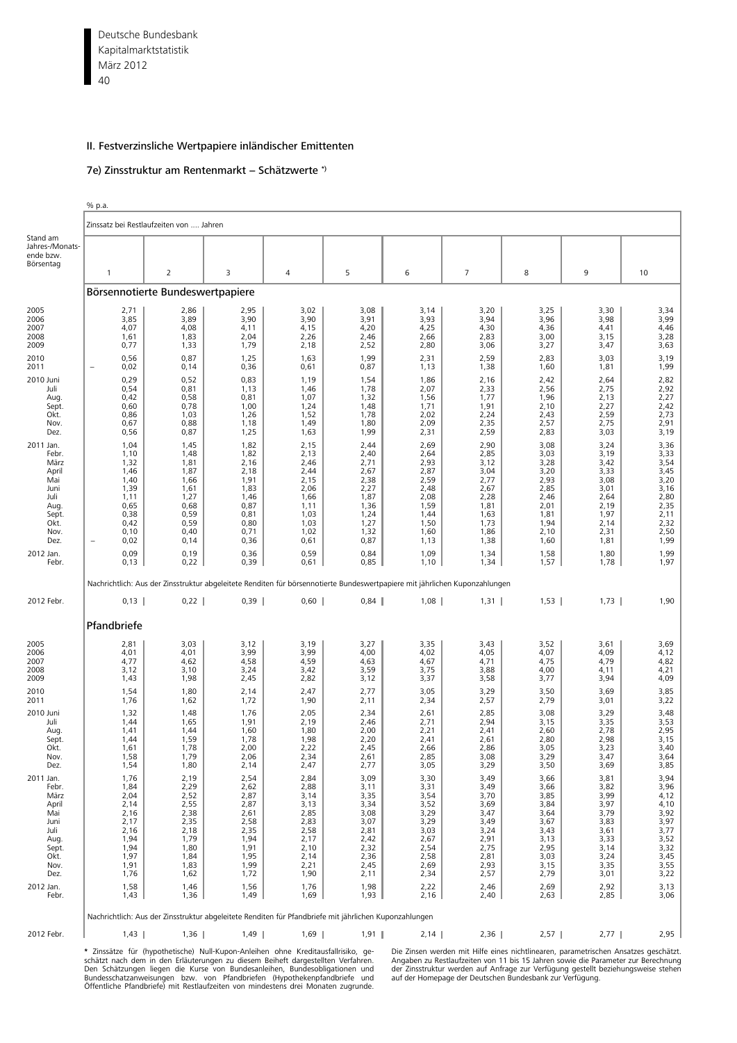## II. Festverzinsliche Wertpapiere inländischer Emittenten

### 7e) Zinsstruktur am Rentenmarkt – Schätzwerte *)

% p.a.

| Stand am Jahres-/Monatsende bzw. Börsentag | Zinssatz bei Restlaufzeiten von .... Jahren | | | | | | | | | |
|---|---|---|---|---|---|---|---|---|---|---|
| | 1 | 2 | 3 | 4 | 5 | 6 | 7 | 8 | 9 | 10 |
| **Börsennotierte Bundeswertpapiere** | | | | | | | | | | |
| 2005 | 2,71 | 2,86 | 2,95 | 3,02 | 3,08 | 3,14 | 3,20 | 3,25 | 3,30 | 3,34 |
| 2006 | 3,85 | 3,89 | 3,90 | 3,90 | 3,91 | 3,93 | 3,94 | 3,96 | 3,98 | 3,99 |
| 2007 | 4,07 | 4,08 | 4,11 | 4,15 | 4,20 | 4,25 | 4,30 | 4,36 | 4,41 | 4,46 |
| 2008 | 1,61 | 1,83 | 2,04 | 2,26 | 2,46 | 2,66 | 2,83 | 3,00 | 3,15 | 3,28 |
| 2009 | 0,77 | 1,33 | 1,79 | 2,18 | 2,52 | 2,80 | 3,06 | 3,27 | 3,47 | 3,63 |
| 2010 | 0,56 | 0,87 | 1,25 | 1,63 | 1,99 | 2,31 | 2,59 | 2,83 | 3,03 | 3,19 |
| 2011 | – 0,02 | 0,14 | 0,36 | 0,61 | 0,87 | 1,13 | 1,38 | 1,60 | 1,81 | 1,99 |
| 2010 Juni | 0,29 | 0,52 | 0,83 | 1,19 | 1,54 | 1,86 | 2,16 | 2,42 | 2,64 | 2,82 |
| Juli | 0,54 | 0,81 | 1,13 | 1,46 | 1,78 | 2,07 | 2,33 | 2,56 | 2,75 | 2,92 |
| Aug. | 0,42 | 0,58 | 0,81 | 1,07 | 1,32 | 1,56 | 1,77 | 1,96 | 2,13 | 2,27 |
| Sept. | 0,60 | 0,78 | 1,00 | 1,24 | 1,48 | 1,71 | 1,91 | 2,10 | 2,27 | 2,42 |
| Okt. | 0,86 | 1,03 | 1,26 | 1,52 | 1,78 | 2,02 | 2,24 | 2,43 | 2,59 | 2,73 |
| Nov. | 0,67 | 0,88 | 1,18 | 1,49 | 1,80 | 2,09 | 2,35 | 2,57 | 2,75 | 2,91 |
| Dez. | 0,56 | 0,87 | 1,25 | 1,63 | 1,99 | 2,31 | 2,59 | 2,83 | 3,03 | 3,19 |
| 2011 Jan. | 1,04 | 1,45 | 1,82 | 2,15 | 2,44 | 2,69 | 2,90 | 3,08 | 3,24 | 3,36 |
| Febr. | 1,10 | 1,48 | 1,82 | 2,13 | 2,40 | 2,64 | 2,85 | 3,03 | 3,19 | 3,33 |
| März | 1,32 | 1,81 | 2,16 | 2,46 | 2,71 | 2,93 | 3,12 | 3,28 | 3,42 | 3,54 |
| April | 1,46 | 1,87 | 2,18 | 2,44 | 2,67 | 2,87 | 3,04 | 3,20 | 3,33 | 3,45 |
| Mai | 1,40 | 1,66 | 1,91 | 2,15 | 2,38 | 2,59 | 2,77 | 2,93 | 3,08 | 3,20 |
| Juni | 1,39 | 1,61 | 1,83 | 2,06 | 2,27 | 2,48 | 2,67 | 2,85 | 3,01 | 3,16 |
| Juli | 1,11 | 1,27 | 1,46 | 1,66 | 1,87 | 2,08 | 2,28 | 2,46 | 2,64 | 2,80 |
| Aug. | 0,65 | 0,68 | 0,87 | 1,11 | 1,36 | 1,59 | 1,81 | 2,01 | 2,19 | 2,35 |
| Sept. | 0,38 | 0,59 | 0,81 | 1,03 | 1,24 | 1,44 | 1,63 | 1,81 | 1,97 | 2,11 |
| Okt. | 0,42 | 0,59 | 0,80 | 1,03 | 1,27 | 1,50 | 1,73 | 1,94 | 2,14 | 2,32 |
| Nov. | 0,10 | 0,40 | 0,71 | 1,02 | 1,32 | 1,60 | 1,86 | 2,10 | 2,31 | 2,50 |
| Dez. | – 0,02 | 0,14 | 0,36 | 0,61 | 0,87 | 1,13 | 1,38 | 1,60 | 1,81 | 1,99 |
| 2012 Jan. | 0,09 | 0,19 | 0,36 | 0,59 | 0,84 | 1,09 | 1,34 | 1,58 | 1,80 | 1,99 |
| Febr. | 0,13 | 0,22 | 0,39 | 0,61 | 0,85 | 1,10 | 1,34 | 1,57 | 1,78 | 1,97 |
| | Nachrichtlich: Aus der Zinsstruktur abgeleitete Renditen für börsennotierte Bundeswertpapiere mit jährlichen Kuponzahlungen | | | | | | | | | |
| 2012 Febr. | 0,13 | 0,22 | 0,39 | 0,60 | 0,84 | 1,08 | 1,31 | 1,53 | 1,73 | 1,90 |
| **Pfandbriefe** | | | | | | | | | | |
| 2005 | 2,81 | 3,03 | 3,12 | 3,19 | 3,27 | 3,35 | 3,43 | 3,52 | 3,61 | 3,69 |
| 2006 | 4,01 | 4,01 | 3,99 | 3,99 | 4,00 | 4,02 | 4,05 | 4,07 | 4,09 | 4,12 |
| 2007 | 4,77 | 4,62 | 4,58 | 4,59 | 4,63 | 4,67 | 4,71 | 4,75 | 4,79 | 4,82 |
| 2008 | 3,12 | 3,10 | 3,24 | 3,42 | 3,59 | 3,75 | 3,88 | 4,00 | 4,11 | 4,21 |
| 2009 | 1,43 | 1,98 | 2,45 | 2,82 | 3,12 | 3,37 | 3,58 | 3,77 | 3,94 | 4,09 |
| 2010 | 1,54 | 1,80 | 2,14 | 2,47 | 2,77 | 3,05 | 3,29 | 3,50 | 3,69 | 3,85 |
| 2011 | 1,76 | 1,62 | 1,72 | 1,90 | 2,11 | 2,34 | 2,57 | 2,79 | 3,01 | 3,22 |
| 2010 Juni | 1,32 | 1,48 | 1,76 | 2,05 | 2,34 | 2,61 | 2,85 | 3,08 | 3,29 | 3,48 |
| Juli | 1,44 | 1,65 | 1,91 | 2,19 | 2,46 | 2,71 | 2,94 | 3,15 | 3,35 | 3,53 |
| Aug. | 1,41 | 1,44 | 1,60 | 1,80 | 2,00 | 2,21 | 2,41 | 2,60 | 2,78 | 2,95 |
| Sept. | 1,44 | 1,59 | 1,78 | 1,98 | 2,20 | 2,41 | 2,61 | 2,80 | 2,98 | 3,15 |
| Okt. | 1,61 | 1,78 | 2,00 | 2,22 | 2,45 | 2,66 | 2,86 | 3,05 | 3,23 | 3,40 |
| Nov. | 1,58 | 1,79 | 2,06 | 2,34 | 2,61 | 2,85 | 3,08 | 3,29 | 3,47 | 3,64 |
| Dez. | 1,54 | 1,80 | 2,14 | 2,47 | 2,77 | 3,05 | 3,29 | 3,50 | 3,69 | 3,85 |
| 2011 Jan. | 1,76 | 2,19 | 2,54 | 2,84 | 3,09 | 3,30 | 3,49 | 3,66 | 3,81 | 3,94 |
| Febr. | 1,84 | 2,29 | 2,62 | 2,88 | 3,11 | 3,31 | 3,49 | 3,66 | 3,82 | 3,96 |
| März | 2,04 | 2,52 | 2,87 | 3,14 | 3,35 | 3,54 | 3,70 | 3,85 | 3,99 | 4,12 |
| April | 2,14 | 2,55 | 2,87 | 3,13 | 3,34 | 3,52 | 3,69 | 3,84 | 3,97 | 4,10 |
| Mai | 2,16 | 2,38 | 2,61 | 2,85 | 3,08 | 3,29 | 3,47 | 3,64 | 3,79 | 3,92 |
| Juni | 2,17 | 2,35 | 2,58 | 2,83 | 3,07 | 3,29 | 3,49 | 3,67 | 3,83 | 3,97 |
| Juli | 2,16 | 2,18 | 2,35 | 2,58 | 2,81 | 3,03 | 3,24 | 3,43 | 3,61 | 3,77 |
| Aug. | 1,94 | 1,79 | 1,94 | 2,17 | 2,42 | 2,67 | 2,91 | 3,13 | 3,33 | 3,52 |
| Sept. | 1,94 | 1,80 | 1,91 | 2,10 | 2,32 | 2,54 | 2,75 | 2,95 | 3,14 | 3,32 |
| Okt. | 1,97 | 1,84 | 1,95 | 2,14 | 2,36 | 2,58 | 2,81 | 3,03 | 3,24 | 3,45 |
| Nov. | 1,91 | 1,83 | 1,99 | 2,21 | 2,45 | 2,69 | 2,93 | 3,15 | 3,35 | 3,55 |
| Dez. | 1,76 | 1,62 | 1,72 | 1,90 | 2,11 | 2,34 | 2,57 | 2,79 | 3,01 | 3,22 |
| 2012 Jan. | 1,58 | 1,46 | 1,56 | 1,76 | 1,98 | 2,22 | 2,46 | 2,69 | 2,92 | 3,13 |
| Febr. | 1,43 | 1,36 | 1,49 | 1,69 | 1,93 | 2,16 | 2,40 | 2,63 | 2,85 | 3,06 |
| | Nachrichtlich: Aus der Zinsstruktur abgeleitete Renditen für Pfandbriefe mit jährlichen Kuponzahlungen | | | | | | | | | |
| 2012 Febr. | 1,43 | 1,36 | 1,49 | 1,69 | 1,91 | 2,14 | 2,36 | 2,57 | 2,77 | 2,95 |

\* Zinssätze für (hypothetische) Null-Kupon-Anleihen ohne Kreditausfallrisiko, geschätzt nach dem in den Erläuterungen zu diesem Beiheft dargestellten Verfahren. Den Schätzungen liegen die Kurse von Bundesanleihen, Bundesobligationen und Bundesschatzanweisungen bzw. von Pfandbriefen (Hypothekenpfandbriefe und Öffentliche Pfandbriefe) mit Restlaufzeiten von mindestens drei Monaten zugrunde. Die Zinsen werden mit Hilfe eines nichtlinearen, parametrischen Ansatzes geschätzt. Angaben zu Restlaufzeiten von 11 bis 15 Jahren sowie die Parameter zur Berechnung der Zinsstruktur werden auf Anfrage zur Verfügung gestellt beziehungsweise stehen auf der Homepage der Deutschen Bundesbank zur Verfügung.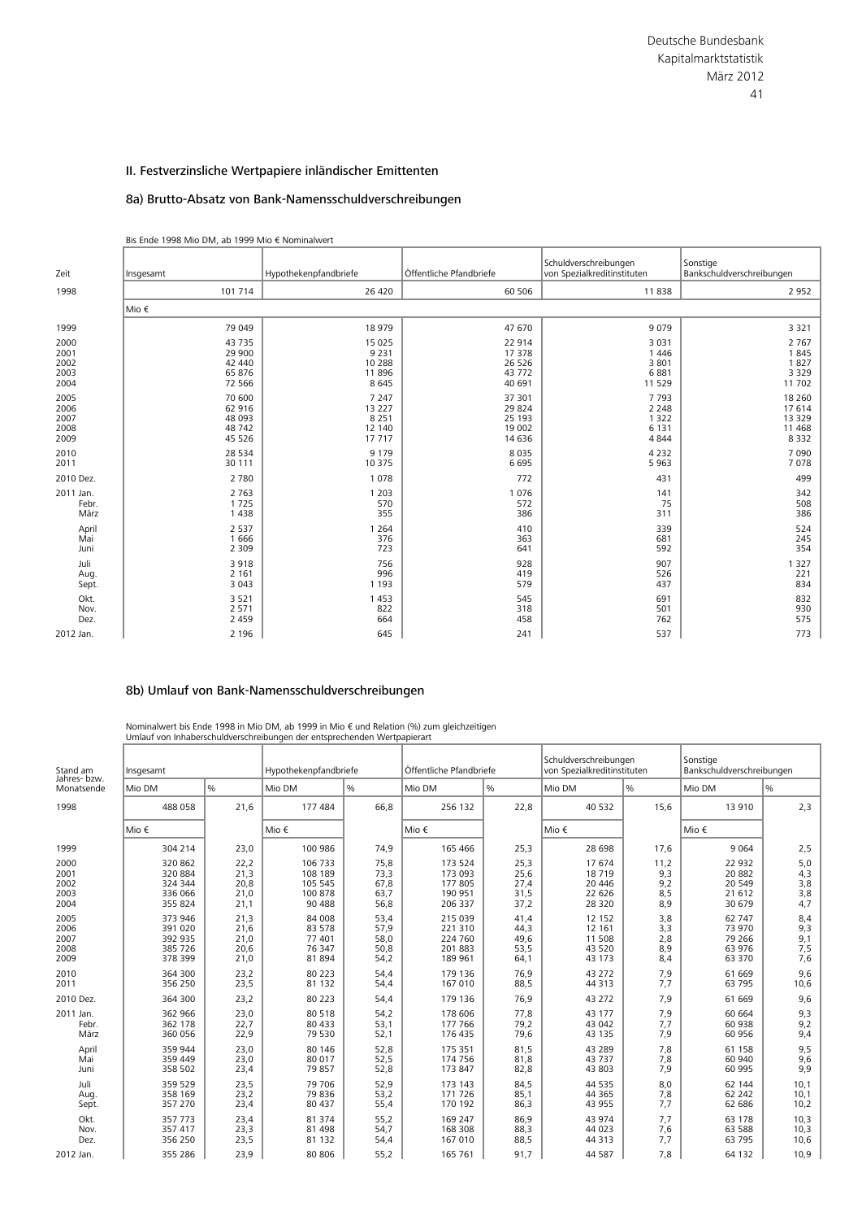## II. Festverzinsliche Wertpapiere inländischer Emittenten

### 8a) Brutto-Absatz von Bank-Namensschuldverschreibungen

Bis Ende 1998 Mio DM, ab 1999 Mio € Nominalwert

| Zeit | Insgesamt | Hypothekenpfandbriefe | Öffentliche Pfandbriefe | Schuldverschreibungen von Spezialkreditinstituten | Sonstige Bankschuldverschreibungen |
|---|---|---|---|---|---|
| 1998 | 101 714 | 26 420 | 60 506 | 11 838 | 2 952 |
| | Mio € | | | | |
| 1999 | 79 049 | 18 979 | 47 670 | 9 079 | 3 321 |
| 2000 | 43 735 | 15 025 | 22 914 | 3 031 | 2 767 |
| 2001 | 29 900 | 9 231 | 17 378 | 1 446 | 1 845 |
| 2002 | 42 440 | 10 288 | 26 526 | 3 801 | 1 827 |
| 2003 | 65 876 | 11 896 | 43 772 | 6 881 | 3 329 |
| 2004 | 72 566 | 8 645 | 40 691 | 11 529 | 11 702 |
| 2005 | 70 600 | 7 247 | 37 301 | 7 793 | 18 260 |
| 2006 | 62 916 | 13 227 | 29 824 | 2 248 | 17 614 |
| 2007 | 48 093 | 8 251 | 25 193 | 1 322 | 13 329 |
| 2008 | 48 742 | 12 140 | 19 002 | 6 131 | 11 468 |
| 2009 | 45 526 | 17 717 | 14 636 | 4 844 | 8 332 |
| 2010 | 28 534 | 9 179 | 8 035 | 4 232 | 7 090 |
| 2011 | 30 111 | 10 375 | 6 695 | 5 963 | 7 078 |
| 2010 Dez. | 2 780 | 1 078 | 772 | 431 | 499 |
| 2011 Jan. | 2 763 | 1 203 | 1 076 | 141 | 342 |
| Febr. | 1 725 | 570 | 572 | 75 | 508 |
| März | 1 438 | 355 | 386 | 311 | 386 |
| April | 2 537 | 1 264 | 410 | 339 | 524 |
| Mai | 1 666 | 376 | 363 | 681 | 245 |
| Juni | 2 309 | 723 | 641 | 592 | 354 |
| Juli | 3 918 | 756 | 928 | 907 | 1 327 |
| Aug. | 2 161 | 996 | 419 | 526 | 221 |
| Sept. | 3 043 | 1 193 | 579 | 437 | 834 |
| Okt. | 3 521 | 1 453 | 545 | 691 | 832 |
| Nov. | 2 571 | 822 | 318 | 501 | 930 |
| Dez. | 2 459 | 664 | 458 | 762 | 575 |
| 2012 Jan. | 2 196 | 645 | 241 | 537 | 773 |

### 8b) Umlauf von Bank-Namensschuldverschreibungen

Nominalwert bis Ende 1998 in Mio DM, ab 1999 in Mio € und Relation (%) zum gleichzeitigen Umlauf von Inhaberschuldverschreibungen der entsprechenden Wertpapierart

| Stand am Jahres- bzw. Monatsende | Insgesamt | | Hypothekenpfandbriefe | | Öffentliche Pfandbriefe | | Schuldverschreibungen von Spezialkreditinstituten | | Sonstige Bankschuldverschreibungen | |
|---|---|---|---|---|---|---|---|---|---|---|
| | Mio DM | % | Mio DM | % | Mio DM | % | Mio DM | % | Mio DM | % |
| 1998 | 488 058 | 21,6 | 177 484 | 66,8 | 256 132 | 22,8 | 40 532 | 15,6 | 13 910 | 2,3 |
| | Mio € | | Mio € | | Mio € | | Mio € | | Mio € | |
| 1999 | 304 214 | 23,0 | 100 986 | 74,9 | 165 466 | 25,3 | 28 698 | 17,6 | 9 064 | 2,5 |
| 2000 | 320 862 | 22,2 | 106 733 | 75,8 | 173 524 | 25,3 | 17 674 | 11,2 | 22 932 | 5,0 |
| 2001 | 320 884 | 21,3 | 108 189 | 73,3 | 173 093 | 25,6 | 18 719 | 9,3 | 20 882 | 4,3 |
| 2002 | 324 344 | 20,8 | 105 545 | 67,8 | 177 805 | 27,4 | 20 446 | 9,2 | 20 549 | 3,8 |
| 2003 | 336 066 | 21,0 | 100 878 | 63,7 | 190 951 | 31,5 | 22 626 | 8,5 | 21 612 | 3,8 |
| 2004 | 355 824 | 21,1 | 90 488 | 56,8 | 206 337 | 37,2 | 28 320 | 8,9 | 30 679 | 4,7 |
| 2005 | 373 946 | 21,3 | 84 008 | 53,4 | 215 039 | 41,4 | 12 152 | 3,8 | 62 747 | 8,4 |
| 2006 | 391 020 | 21,6 | 83 578 | 57,9 | 221 310 | 44,3 | 12 161 | 3,3 | 73 970 | 9,3 |
| 2007 | 392 935 | 21,0 | 77 401 | 58,0 | 224 760 | 49,6 | 11 508 | 2,8 | 79 266 | 9,1 |
| 2008 | 385 726 | 20,6 | 76 347 | 50,8 | 201 883 | 53,5 | 43 520 | 8,9 | 63 976 | 7,5 |
| 2009 | 378 399 | 21,0 | 81 894 | 54,2 | 189 961 | 64,1 | 43 173 | 8,4 | 63 370 | 7,6 |
| 2010 | 364 300 | 23,2 | 80 223 | 54,4 | 179 136 | 76,9 | 43 272 | 7,9 | 61 669 | 9,6 |
| 2011 | 356 250 | 23,5 | 81 132 | 54,4 | 167 010 | 88,5 | 44 313 | 7,7 | 63 795 | 10,6 |
| 2010 Dez. | 364 300 | 23,2 | 80 223 | 54,4 | 179 136 | 76,9 | 43 272 | 7,9 | 61 669 | 9,6 |
| 2011 Jan. | 362 966 | 23,0 | 80 518 | 54,2 | 178 606 | 77,8 | 43 177 | 7,9 | 60 664 | 9,3 |
| Febr. | 362 178 | 22,7 | 80 433 | 53,1 | 177 766 | 79,2 | 43 042 | 7,7 | 60 938 | 9,2 |
| März | 360 056 | 22,9 | 79 530 | 52,1 | 176 435 | 79,6 | 43 135 | 7,9 | 60 956 | 9,4 |
| April | 359 944 | 23,0 | 80 146 | 52,8 | 175 351 | 81,5 | 43 289 | 7,8 | 61 158 | 9,5 |
| Mai | 359 449 | 23,0 | 80 017 | 52,5 | 174 756 | 81,8 | 43 737 | 7,8 | 60 940 | 9,6 |
| Juni | 358 502 | 23,4 | 79 857 | 52,8 | 173 847 | 82,8 | 43 803 | 7,9 | 60 995 | 9,9 |
| Juli | 359 529 | 23,5 | 79 706 | 52,9 | 173 143 | 84,5 | 44 535 | 8,0 | 62 144 | 10,1 |
| Aug. | 358 169 | 23,2 | 79 836 | 53,2 | 171 726 | 85,1 | 44 365 | 7,8 | 62 242 | 10,1 |
| Sept. | 357 270 | 23,4 | 80 437 | 55,4 | 170 192 | 86,3 | 43 955 | 7,7 | 62 686 | 10,2 |
| Okt. | 357 773 | 23,4 | 81 374 | 55,2 | 169 247 | 86,9 | 43 974 | 7,7 | 63 178 | 10,3 |
| Nov. | 357 417 | 23,3 | 81 498 | 54,7 | 168 308 | 88,3 | 44 023 | 7,6 | 63 588 | 10,3 |
| Dez. | 356 250 | 23,5 | 81 132 | 54,4 | 167 010 | 88,5 | 44 313 | 7,7 | 63 795 | 10,6 |
| 2012 Jan. | 355 286 | 23,9 | 80 806 | 55,2 | 165 761 | 91,7 | 44 587 | 7,8 | 64 132 | 10,9 |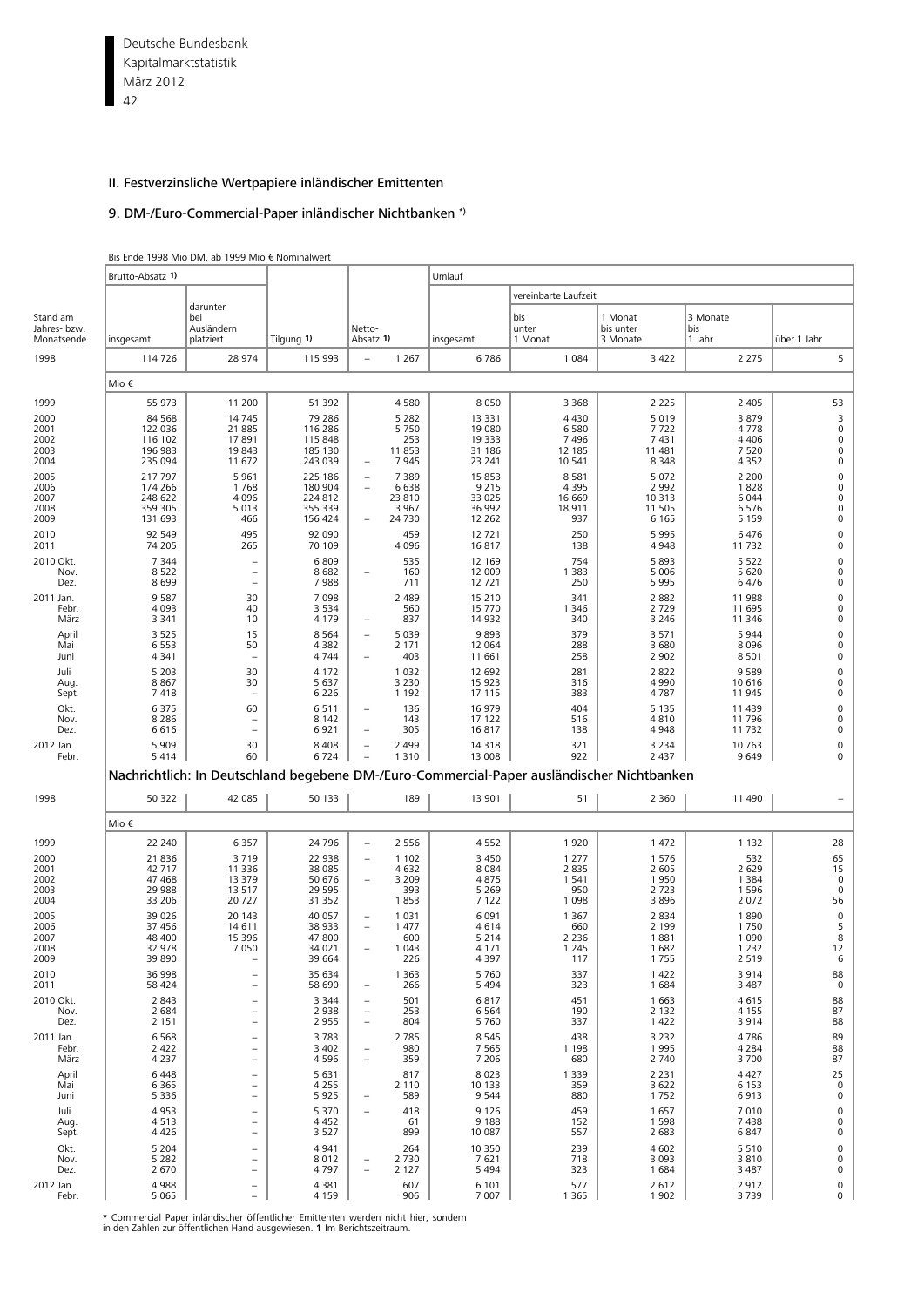## II. Festverzinsliche Wertpapiere inländischer Emittenten

### 9. DM-/Euro-Commercial-Paper inländischer Nichtbanken *)

Bis Ende 1998 Mio DM, ab 1999 Mio € Nominalwert

| Stand am Jahres- bzw. Monatsende | Brutto-Absatz 1) insgesamt | darunter bei Ausländern platziert | Tilgung 1) | Netto-Absatz 1) | Umlauf insgesamt | vereinbarte Laufzeit: bis unter 1 Monat | 1 Monat bis unter 3 Monate | 3 Monate bis 1 Jahr | über 1 Jahr |
|---|---|---|---|---|---|---|---|---|---|
| 1998 | 114 726 | 28 974 | 115 993 | – 1 267 | 6 786 | 1 084 | 3 422 | 2 275 | 5 |
| | Mio € | | | | | | | | |
| 1999 | 55 973 | 11 200 | 51 392 | 4 580 | 8 050 | 3 368 | 2 225 | 2 405 | 53 |
| 2000 | 84 568 | 14 745 | 79 286 | 5 282 | 13 331 | 4 430 | 5 019 | 3 879 | 3 |
| 2001 | 122 036 | 21 885 | 116 286 | 5 750 | 19 080 | 6 580 | 7 722 | 4 778 | 0 |
| 2002 | 116 102 | 17 891 | 115 848 | 253 | 19 333 | 7 496 | 7 431 | 4 406 | 0 |
| 2003 | 196 983 | 19 843 | 185 130 | 11 853 | 31 186 | 12 185 | 11 481 | 7 520 | 0 |
| 2004 | 235 094 | 11 672 | 243 039 | – 7 945 | 23 241 | 10 541 | 8 348 | 4 352 | 0 |
| 2005 | 217 797 | 5 961 | 225 186 | – 7 389 | 15 853 | 8 581 | 5 072 | 2 200 | 0 |
| 2006 | 174 266 | 1 768 | 180 904 | – 6 638 | 9 215 | 4 395 | 2 992 | 1 828 | 0 |
| 2007 | 248 622 | 4 096 | 224 812 | 23 810 | 33 025 | 16 669 | 10 313 | 6 044 | 0 |
| 2008 | 359 305 | 5 013 | 355 339 | 3 967 | 36 992 | 18 911 | 11 505 | 6 576 | 0 |
| 2009 | 131 693 | 466 | 156 424 | – 24 730 | 12 262 | 937 | 6 165 | 5 159 | 0 |
| 2010 | 92 549 | 495 | 92 090 | 459 | 12 721 | 250 | 5 995 | 6 476 | 0 |
| 2011 | 74 205 | 265 | 70 109 | 4 096 | 16 817 | 138 | 4 948 | 11 732 | 0 |
| 2010 Okt. | 7 344 | – | 6 809 | 535 | 12 169 | 754 | 5 893 | 5 522 | 0 |
| Nov. | 8 522 | – | 8 682 | – 160 | 12 009 | 1 383 | 5 006 | 5 620 | 0 |
| Dez. | 8 699 | – | 7 988 | 711 | 12 721 | 250 | 5 995 | 6 476 | 0 |
| 2011 Jan. | 9 587 | 30 | 7 098 | 2 489 | 15 210 | 341 | 2 882 | 11 988 | 0 |
| Febr. | 4 093 | 40 | 3 534 | 560 | 15 770 | 1 346 | 2 729 | 11 695 | 0 |
| März | 3 341 | 10 | 4 179 | – 837 | 14 932 | 340 | 3 246 | 11 346 | 0 |
| April | 3 525 | 15 | 8 564 | – 5 039 | 9 893 | 379 | 3 571 | 5 944 | 0 |
| Mai | 6 553 | 50 | 4 382 | 2 171 | 12 064 | 288 | 3 680 | 8 096 | 0 |
| Juni | 4 341 | – | 4 744 | – 403 | 11 661 | 258 | 2 902 | 8 501 | 0 |
| Juli | 5 203 | 30 | 4 172 | 1 032 | 12 692 | 281 | 2 822 | 9 589 | 0 |
| Aug. | 8 867 | 30 | 5 637 | 3 230 | 15 923 | 316 | 4 990 | 10 616 | 0 |
| Sept. | 7 418 | – | 6 226 | 1 192 | 17 115 | 383 | 4 787 | 11 945 | 0 |
| Okt. | 6 375 | 60 | 6 511 | – 136 | 16 979 | 404 | 5 135 | 11 439 | 0 |
| Nov. | 8 286 | – | 8 142 | 143 | 17 122 | 516 | 4 810 | 11 796 | 0 |
| Dez. | 6 616 | – | 6 921 | – 305 | 16 817 | 138 | 4 948 | 11 732 | 0 |
| 2012 Jan. | 5 909 | 30 | 8 408 | – 2 499 | 14 318 | 321 | 3 234 | 10 763 | 0 |
| Febr. | 5 414 | 60 | 6 724 | – 1 310 | 13 008 | 922 | 2 437 | 9 649 | 0 |
| | **Nachrichtlich: In Deutschland begebene DM-/Euro-Commercial-Paper ausländischer Nichtbanken** | | | | | | | | |
| 1998 | 50 322 | 42 085 | 50 133 | 189 | 13 901 | 51 | 2 360 | 11 490 | – |
| | Mio € | | | | | | | | |
| 1999 | 22 240 | 6 357 | 24 796 | – 2 556 | 4 552 | 1 920 | 1 472 | 1 132 | 28 |
| 2000 | 21 836 | 3 719 | 22 938 | – 1 102 | 3 450 | 1 277 | 1 576 | 532 | 65 |
| 2001 | 42 717 | 11 336 | 38 085 | 4 632 | 8 084 | 2 835 | 2 605 | 2 629 | 15 |
| 2002 | 47 468 | 13 379 | 50 676 | – 3 209 | 4 875 | 1 541 | 1 950 | 1 384 | 0 |
| 2003 | 29 988 | 13 517 | 29 595 | 393 | 5 269 | 950 | 2 723 | 1 596 | 0 |
| 2004 | 33 206 | 20 727 | 31 352 | 1 853 | 7 122 | 1 098 | 3 896 | 2 072 | 56 |
| 2005 | 39 026 | 20 143 | 40 057 | – 1 031 | 6 091 | 1 367 | 2 834 | 1 890 | 0 |
| 2006 | 37 456 | 14 611 | 38 933 | – 1 477 | 4 614 | 660 | 2 199 | 1 750 | 5 |
| 2007 | 48 400 | 15 396 | 47 800 | 600 | 5 214 | 2 236 | 1 881 | 1 090 | 8 |
| 2008 | 32 978 | 7 050 | 34 021 | – 1 043 | 4 171 | 1 245 | 1 682 | 1 232 | 12 |
| 2009 | 39 890 | – | 39 664 | 226 | 4 397 | 117 | 1 755 | 2 519 | 6 |
| 2010 | 36 998 | – | 35 634 | 1 363 | 5 760 | 337 | 1 422 | 3 914 | 88 |
| 2011 | 58 424 | – | 58 690 | – 266 | 5 494 | 323 | 1 684 | 3 487 | 0 |
| 2010 Okt. | 2 843 | – | 3 344 | – 501 | 6 817 | 451 | 1 663 | 4 615 | 88 |
| Nov. | 2 684 | – | 2 938 | – 253 | 6 564 | 190 | 2 132 | 4 155 | 87 |
| Dez. | 2 151 | – | 2 955 | – 804 | 5 760 | 337 | 1 422 | 3 914 | 88 |
| 2011 Jan. | 6 568 | – | 3 783 | 2 785 | 8 545 | 438 | 3 232 | 4 786 | 89 |
| Febr. | 2 422 | – | 3 402 | – 980 | 7 565 | 1 198 | 1 995 | 4 284 | 88 |
| März | 4 237 | – | 4 596 | – 359 | 7 206 | 680 | 2 740 | 3 700 | 87 |
| April | 6 448 | – | 5 631 | 817 | 8 023 | 1 339 | 2 231 | 4 427 | 25 |
| Mai | 6 365 | – | 4 255 | 2 110 | 10 133 | 359 | 3 622 | 6 153 | 0 |
| Juni | 5 336 | – | 5 925 | – 589 | 9 544 | 880 | 1 752 | 6 913 | 0 |
| Juli | 4 953 | – | 5 370 | – 418 | 9 126 | 459 | 1 657 | 7 010 | 0 |
| Aug. | 4 513 | – | 4 452 | 61 | 9 188 | 152 | 1 598 | 7 438 | 0 |
| Sept. | 4 426 | – | 3 527 | 899 | 10 087 | 557 | 2 683 | 6 847 | 0 |
| Okt. | 5 204 | – | 4 941 | 264 | 10 350 | 239 | 4 602 | 5 510 | 0 |
| Nov. | 5 282 | – | 8 012 | – 2 730 | 7 621 | 718 | 3 093 | 3 810 | 0 |
| Dez. | 2 670 | – | 4 797 | – 2 127 | 5 494 | 323 | 1 684 | 3 487 | 0 |
| 2012 Jan. | 4 988 | – | 4 381 | 607 | 6 101 | 577 | 2 612 | 2 912 | 0 |
| Febr. | 5 065 | – | 4 159 | 906 | 7 007 | 1 365 | 1 902 | 3 739 | 0 |

\* Commercial Paper inländischer öffentlicher Emittenten werden nicht hier, sondern in den Zahlen zur öffentlichen Hand ausgewiesen. **1** Im Berichtszeitraum.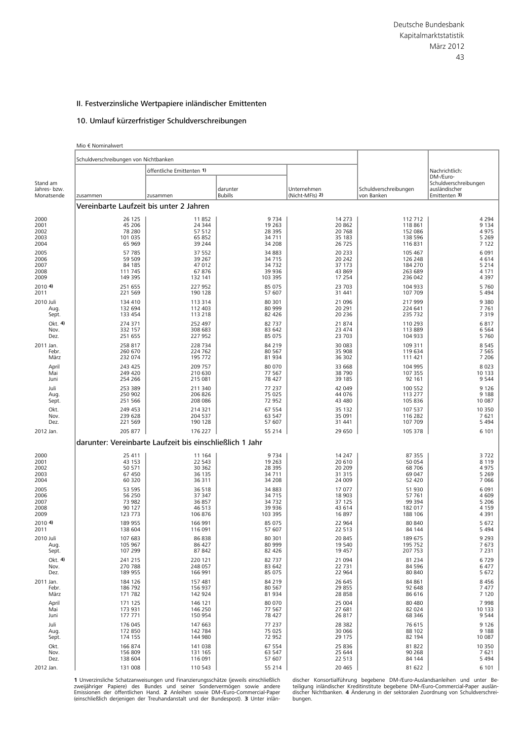## II. Festverzinsliche Wertpapiere inländischer Emittenten

### 10. Umlauf kürzerfristiger Schuldverschreibungen

Mio € Nominalwert

| Stand am Jahres- bzw. Monatsende | Schuldverschreibungen von Nichtbanken | | | | Schuldverschreibungen von Banken | Nachrichtlich: DM-/Euro-Schuldverschreibungen ausländischer Emittenten 3) |
|---|---|---|---|---|---|---|
| | zusammen | öffentliche Emittenten 1) | | Unternehmen (Nicht-MFIs) 2) | | |
| | | zusammen | darunter Bubills | | | |
| **Vereinbarte Laufzeit bis unter 2 Jahren** | | | | | | |
| 2000 | 26 125 | 11 852 | 9 734 | 14 273 | 112 712 | 4 294 |
| 2001 | 45 206 | 24 344 | 19 263 | 20 862 | 118 861 | 9 134 |
| 2002 | 78 280 | 57 512 | 28 395 | 20 768 | 152 086 | 4 975 |
| 2003 | 101 035 | 65 852 | 34 711 | 35 183 | 138 596 | 5 269 |
| 2004 | 65 969 | 39 244 | 34 208 | 26 725 | 116 831 | 7 122 |
| 2005 | 57 785 | 37 552 | 34 883 | 20 233 | 105 467 | 6 091 |
| 2006 | 59 509 | 39 267 | 34 715 | 20 242 | 126 248 | 4 614 |
| 2007 | 84 185 | 47 012 | 34 732 | 37 173 | 184 270 | 5 214 |
| 2008 | 111 745 | 67 876 | 39 936 | 43 869 | 263 689 | 4 171 |
| 2009 | 149 395 | 132 141 | 103 395 | 17 254 | 236 042 | 4 397 |
| 2010 4) | 251 655 | 227 952 | 85 075 | 23 703 | 104 933 | 5 760 |
| 2011 | 221 569 | 190 128 | 57 607 | 31 441 | 107 709 | 5 494 |
| 2010 Juli | 134 410 | 113 314 | 80 301 | 21 096 | 217 999 | 9 380 |
| Aug. | 132 694 | 112 403 | 80 999 | 20 291 | 224 641 | 7 761 |
| Sept. | 133 454 | 113 218 | 82 426 | 20 236 | 235 732 | 7 319 |
| Okt. 4) | 274 371 | 252 497 | 82 737 | 21 874 | 110 293 | 6 817 |
| Nov. | 332 157 | 308 683 | 83 642 | 23 474 | 113 889 | 6 564 |
| Dez. | 251 655 | 227 952 | 85 075 | 23 703 | 104 933 | 5 760 |
| 2011 Jan. | 258 817 | 228 734 | 84 219 | 30 083 | 109 311 | 8 545 |
| Febr. | 260 670 | 224 762 | 80 567 | 35 908 | 119 634 | 7 565 |
| März | 232 074 | 195 772 | 81 934 | 36 302 | 111 421 | 7 206 |
| April | 243 425 | 209 757 | 80 070 | 33 668 | 104 995 | 8 023 |
| Mai | 249 420 | 210 630 | 77 567 | 38 790 | 107 355 | 10 133 |
| Juni | 254 266 | 215 081 | 78 427 | 39 185 | 92 161 | 9 544 |
| Juli | 253 389 | 211 340 | 77 237 | 42 049 | 100 552 | 9 126 |
| Aug. | 250 902 | 206 826 | 75 025 | 44 076 | 113 277 | 9 188 |
| Sept. | 251 566 | 208 086 | 72 952 | 43 480 | 105 836 | 10 087 |
| Okt. | 249 453 | 214 321 | 67 554 | 35 132 | 107 537 | 10 350 |
| Nov. | 239 628 | 204 537 | 63 547 | 35 091 | 116 282 | 7 621 |
| Dez. | 221 569 | 190 128 | 57 607 | 31 441 | 107 709 | 5 494 |
| 2012 Jan. | 205 877 | 176 227 | 55 214 | 29 650 | 105 378 | 6 101 |
| **darunter: Vereinbarte Laufzeit bis einschließlich 1 Jahr** | | | | | | |
| 2000 | 25 411 | 11 164 | 9 734 | 14 247 | 87 355 | 3 722 |
| 2001 | 43 153 | 22 543 | 19 263 | 20 610 | 50 054 | 8 119 |
| 2002 | 50 571 | 30 362 | 28 395 | 20 209 | 68 706 | 4 975 |
| 2003 | 67 450 | 36 135 | 34 711 | 31 315 | 69 047 | 5 269 |
| 2004 | 60 320 | 36 311 | 34 208 | 24 009 | 52 420 | 7 066 |
| 2005 | 53 595 | 36 518 | 34 883 | 17 077 | 51 930 | 6 091 |
| 2006 | 56 250 | 37 347 | 34 715 | 18 903 | 57 761 | 4 609 |
| 2007 | 73 982 | 36 857 | 34 732 | 37 125 | 99 394 | 5 206 |
| 2008 | 90 127 | 46 513 | 39 936 | 43 614 | 182 017 | 4 159 |
| 2009 | 123 773 | 106 876 | 103 395 | 16 897 | 188 106 | 4 391 |
| 2010 4) | 189 955 | 166 991 | 85 075 | 22 964 | 80 840 | 5 672 |
| 2011 | 138 604 | 116 091 | 57 607 | 22 513 | 84 144 | 5 494 |
| 2010 Juli | 107 683 | 86 838 | 80 301 | 20 845 | 189 675 | 9 293 |
| Aug. | 105 967 | 86 427 | 80 999 | 19 540 | 195 752 | 7 673 |
| Sept. | 107 299 | 87 842 | 82 426 | 19 457 | 207 753 | 7 231 |
| Okt. 4) | 241 215 | 220 121 | 82 737 | 21 094 | 81 234 | 6 729 |
| Nov. | 270 788 | 248 057 | 83 642 | 22 731 | 84 596 | 6 477 |
| Dez. | 189 955 | 166 991 | 85 075 | 22 964 | 80 840 | 5 672 |
| 2011 Jan. | 184 126 | 157 481 | 84 219 | 26 645 | 84 861 | 8 456 |
| Febr. | 186 792 | 156 937 | 80 567 | 29 855 | 92 648 | 7 477 |
| März | 171 782 | 142 924 | 81 934 | 28 858 | 86 616 | 7 120 |
| April | 171 125 | 146 121 | 80 070 | 25 004 | 80 480 | 7 998 |
| Mai | 173 931 | 146 250 | 77 567 | 27 681 | 82 024 | 10 133 |
| Juni | 177 771 | 150 954 | 78 427 | 26 817 | 68 346 | 9 544 |
| Juli | 176 045 | 147 663 | 77 237 | 28 382 | 76 615 | 9 126 |
| Aug. | 172 850 | 142 784 | 75 025 | 30 066 | 88 102 | 9 188 |
| Sept. | 174 155 | 144 980 | 72 952 | 29 175 | 82 194 | 10 087 |
| Okt. | 166 874 | 141 038 | 67 554 | 25 836 | 81 822 | 10 350 |
| Nov. | 156 809 | 131 165 | 63 547 | 25 644 | 90 268 | 7 621 |
| Dez. | 138 604 | 116 091 | 57 607 | 22 513 | 84 144 | 5 494 |
| 2012 Jan. | 131 008 | 110 543 | 55 214 | 20 465 | 81 622 | 6 101 |

**1** Unverzinsliche Schatzanweisungen und Finanzierungsschätze (jeweils einschließlich zweijähriger Papiere) des Bundes und seiner Sondervermögen sowie andere Emissionen der öffentlichen Hand. **2** Anleihen sowie DM-/Euro-Commercial-Paper (einschließlich derjenigen der Treuhandanstalt und der Bundespost). **3** Unter inländischer Konsortialführung begebene DM-/Euro-Auslandsanleihen und unter Beteiligung inländischer Kreditinstitute begebene DM-/Euro-Commercial-Paper ausländischer Nichtbanken. **4** Änderung in der sektoralen Zuordnung von Schuldverschreibungen.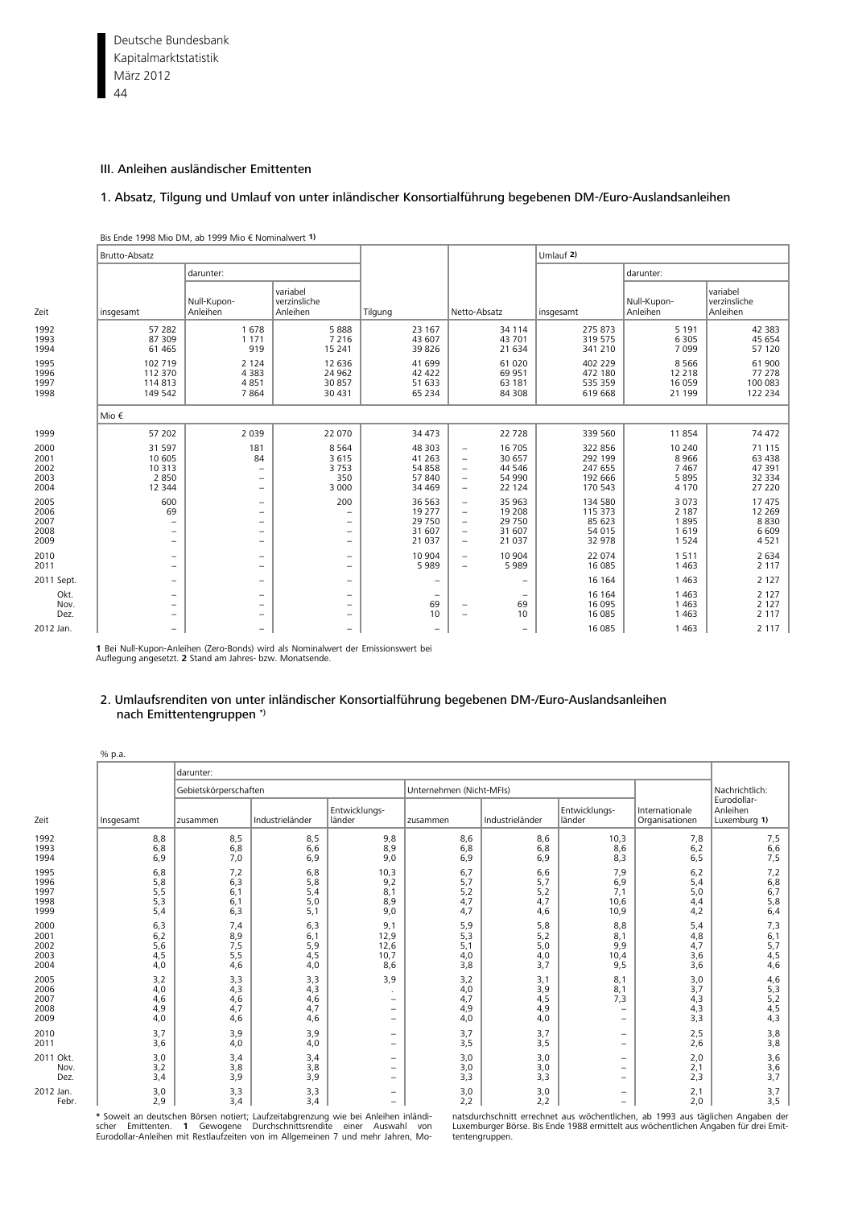## III. Anleihen ausländischer Emittenten

### 1. Absatz, Tilgung und Umlauf von unter inländischer Konsortialführung begebenen DM-/Euro-Auslandsanleihen

Bis Ende 1998 Mio DM, ab 1999 Mio € Nominalwert 1)

| Zeit | Brutto-Absatz insgesamt | darunter: Null-Kupon-Anleihen | darunter: variabel verzinsliche Anleihen | Tilgung | Netto-Absatz | Umlauf 2) insgesamt | darunter: Null-Kupon-Anleihen | darunter: variabel verzinsliche Anleihen |
|---|---|---|---|---|---|---|---|---|
| 1992 | 57 282 | 1 678 | 5 888 | 23 167 | 34 114 | 275 873 | 5 191 | 42 383 |
| 1993 | 87 309 | 1 171 | 7 216 | 43 607 | 43 701 | 319 575 | 6 305 | 45 654 |
| 1994 | 61 465 | 919 | 15 241 | 39 826 | 21 634 | 341 210 | 7 099 | 57 120 |
| 1995 | 102 719 | 2 124 | 12 636 | 41 699 | 61 020 | 402 229 | 8 566 | 61 900 |
| 1996 | 112 370 | 4 383 | 24 962 | 42 422 | 69 951 | 472 180 | 12 218 | 77 278 |
| 1997 | 114 813 | 4 851 | 30 857 | 51 633 | 63 181 | 535 359 | 16 059 | 100 083 |
| 1998 | 149 542 | 7 864 | 30 431 | 65 234 | 84 308 | 619 668 | 21 199 | 122 234 |
| | Mio € | | | | | | | |
| 1999 | 57 202 | 2 039 | 22 070 | 34 473 | 22 728 | 339 560 | 11 854 | 74 472 |
| 2000 | 31 597 | 181 | 8 564 | 48 303 | – 16 705 | 322 856 | 10 240 | 71 115 |
| 2001 | 10 605 | 84 | 3 615 | 41 263 | – 30 657 | 292 199 | 8 966 | 63 438 |
| 2002 | 10 313 | – | 3 753 | 54 858 | – 44 546 | 247 655 | 7 467 | 47 391 |
| 2003 | 2 850 | – | 350 | 57 840 | – 54 990 | 192 666 | 5 895 | 32 334 |
| 2004 | 12 344 | – | 3 000 | 34 469 | – 22 124 | 170 543 | 4 170 | 27 220 |
| 2005 | 600 | – | 200 | 36 563 | – 35 963 | 134 580 | 3 073 | 17 475 |
| 2006 | 69 | – | – | 19 277 | – 19 208 | 115 373 | 2 187 | 12 269 |
| 2007 | – | – | – | 29 750 | – 29 750 | 85 623 | 1 895 | 8 830 |
| 2008 | – | – | – | 31 607 | – 31 607 | 54 015 | 1 619 | 6 609 |
| 2009 | – | – | – | 21 037 | – 21 037 | 32 978 | 1 524 | 4 521 |
| 2010 | – | – | – | 10 904 | – 10 904 | 22 074 | 1 511 | 2 634 |
| 2011 | – | – | – | 5 989 | – 5 989 | 16 085 | 1 463 | 2 117 |
| 2011 Sept. | – | – | – | – | – | 16 164 | 1 463 | 2 127 |
| Okt. | – | – | – | – | – | 16 164 | 1 463 | 2 127 |
| Nov. | – | – | – | 69 | – 69 | 16 095 | 1 463 | 2 127 |
| Dez. | – | – | – | 10 | – 10 | 16 085 | 1 463 | 2 117 |
| 2012 Jan. | – | – | – | – | – | 16 085 | 1 463 | 2 117 |

**1** Bei Null-Kupon-Anleihen (Zero-Bonds) wird als Nominalwert der Emissionswert bei Auflegung angesetzt. **2** Stand am Jahres- bzw. Monatsende.

### 2. Umlaufsrenditen von unter inländischer Konsortialführung begebenen DM-/Euro-Auslandsanleihen nach Emittentengruppen *)

% p.a.

| Zeit | Insgesamt | darunter: Gebietskörperschaften zusammen | Gebietskörperschaften Industrieländer | Gebietskörperschaften Entwicklungsländer | Unternehmen (Nicht-MFIs) zusammen | Unternehmen (Nicht-MFIs) Industrieländer | Unternehmen (Nicht-MFIs) Entwicklungsländer | Internationale Organisationen | Nachrichtlich: Eurodollar-Anleihen Luxemburg 1) |
|---|---|---|---|---|---|---|---|---|---|
| 1992 | 8,8 | 8,5 | 8,5 | 9,8 | 8,6 | 8,6 | 10,3 | 7,8 | 7,5 |
| 1993 | 6,8 | 6,8 | 6,6 | 8,9 | 6,8 | 6,8 | 8,6 | 6,2 | 6,6 |
| 1994 | 6,9 | 7,0 | 6,9 | 9,0 | 6,9 | 6,9 | 8,3 | 6,5 | 7,5 |
| 1995 | 6,8 | 7,2 | 6,8 | 10,3 | 6,7 | 6,6 | 7,9 | 6,2 | 7,2 |
| 1996 | 5,8 | 6,3 | 5,8 | 9,2 | 5,7 | 5,7 | 6,9 | 5,4 | 6,8 |
| 1997 | 5,5 | 6,1 | 5,4 | 8,1 | 5,2 | 5,2 | 7,1 | 5,0 | 6,7 |
| 1998 | 5,3 | 6,1 | 5,0 | 8,9 | 4,7 | 4,7 | 10,6 | 4,4 | 5,8 |
| 1999 | 5,4 | 6,3 | 5,1 | 9,0 | 4,7 | 4,6 | 10,9 | 4,2 | 6,4 |
| 2000 | 6,3 | 7,4 | 6,3 | 9,1 | 5,9 | 5,8 | 8,8 | 5,4 | 7,3 |
| 2001 | 6,2 | 8,9 | 6,1 | 12,9 | 5,3 | 5,2 | 8,1 | 4,8 | 6,1 |
| 2002 | 5,6 | 7,5 | 5,9 | 12,6 | 5,1 | 5,0 | 9,9 | 4,7 | 5,7 |
| 2003 | 4,5 | 5,5 | 4,5 | 10,7 | 4,0 | 4,0 | 10,4 | 3,6 | 4,5 |
| 2004 | 4,0 | 4,6 | 4,0 | 8,6 | 3,8 | 3,7 | 9,5 | 3,6 | 4,6 |
| 2005 | 3,2 | 3,3 | 3,3 | 3,9 | 3,2 | 3,1 | 8,1 | 3,0 | 4,6 |
| 2006 | 4,0 | 4,3 | 4,3 | . | 4,0 | 3,9 | 8,1 | 3,7 | 5,3 |
| 2007 | 4,6 | 4,6 | 4,6 | – | 4,7 | 4,5 | 7,3 | 4,3 | 5,2 |
| 2008 | 4,9 | 4,7 | 4,7 | – | 4,9 | 4,9 | – | 4,3 | 4,5 |
| 2009 | 4,0 | 4,6 | 4,6 | – | 4,0 | 4,0 | – | 3,3 | 4,3 |
| 2010 | 3,7 | 3,9 | 3,9 | – | 3,7 | 3,7 | – | 2,5 | 3,8 |
| 2011 | 3,6 | 4,0 | 4,0 | – | 3,5 | 3,5 | – | 2,6 | 3,8 |
| 2011 Okt. | 3,0 | 3,4 | 3,4 | – | 3,0 | 3,0 | – | 2,0 | 3,6 |
| Nov. | 3,2 | 3,8 | 3,8 | – | 3,0 | 3,0 | – | 2,1 | 3,6 |
| Dez. | 3,4 | 3,9 | 3,9 | – | 3,3 | 3,3 | – | 2,3 | 3,7 |
| 2012 Jan. | 3,0 | 3,3 | 3,3 | – | 3,0 | 3,0 | – | 2,1 | 3,7 |
| Febr. | 2,9 | 3,4 | 3,4 | – | 2,2 | 2,2 | – | 2,0 | 3,5 |

**\*** Soweit an deutschen Börsen notiert; Laufzeitabgrenzung wie bei Anleihen inländischer Emittenten. **1** Gewogene Durchschnittsrendite einer Auswahl von Eurodollar-Anleihen mit Restlaufzeiten von im Allgemeinen 7 und mehr Jahren, Monatsdurchschnitt errechnet aus wöchentlichen, ab 1993 aus täglichen Angaben der Luxemburger Börse. Bis Ende 1988 ermittelt aus wöchentlichen Angaben für drei Emittentengruppen.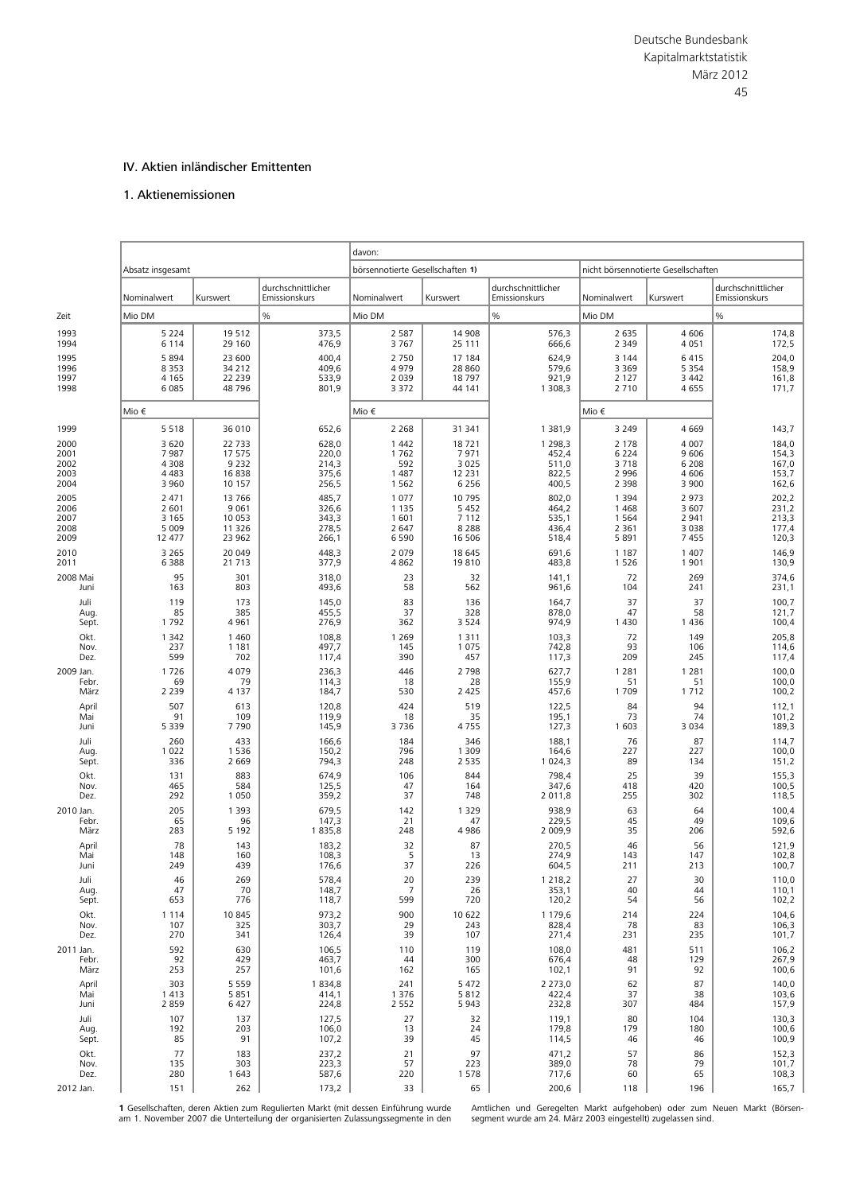## IV. Aktien inländischer Emittenten

### 1. Aktienemissionen

| Zeit | Absatz insgesamt | | | davon: börsennotierte Gesellschaften 1) | | | nicht börsennotierte Gesellschaften | | |
|---|---|---|---|---|---|---|---|---|---|
| | Nominalwert | Kurswert | durchschnittlicher Emissionskurs | Nominalwert | Kurswert | durchschnittlicher Emissionskurs | Nominalwert | Kurswert | durchschnittlicher Emissionskurs |
| | Mio DM | | % | Mio DM | | % | Mio DM | | % |
| 1993 | 5 224 | 19 512 | 373,5 | 2 587 | 14 908 | 576,3 | 2 635 | 4 606 | 174,8 |
| 1994 | 6 114 | 29 160 | 476,9 | 3 767 | 25 111 | 666,6 | 2 349 | 4 051 | 172,5 |
| 1995 | 5 894 | 23 600 | 400,4 | 2 750 | 17 184 | 624,9 | 3 144 | 6 415 | 204,0 |
| 1996 | 8 353 | 34 212 | 409,6 | 4 979 | 28 860 | 579,6 | 3 369 | 5 354 | 158,9 |
| 1997 | 4 165 | 22 239 | 533,9 | 2 039 | 18 797 | 921,9 | 2 127 | 3 442 | 161,8 |
| 1998 | 6 085 | 48 796 | 801,9 | 3 372 | 44 141 | 1 308,3 | 2 710 | 4 655 | 171,7 |
| | Mio € | | | Mio € | | | Mio € | | |
| 1999 | 5 518 | 36 010 | 652,6 | 2 268 | 31 341 | 1 381,9 | 3 249 | 4 669 | 143,7 |
| 2000 | 3 620 | 22 733 | 628,0 | 1 442 | 18 721 | 1 298,3 | 2 178 | 4 007 | 184,0 |
| 2001 | 7 987 | 17 575 | 220,0 | 1 762 | 7 971 | 452,4 | 6 224 | 9 606 | 154,3 |
| 2002 | 4 308 | 9 232 | 214,3 | 592 | 3 025 | 511,0 | 3 718 | 6 208 | 167,0 |
| 2003 | 4 483 | 16 838 | 375,6 | 1 487 | 12 231 | 822,5 | 2 996 | 4 606 | 153,7 |
| 2004 | 3 960 | 10 157 | 256,5 | 1 562 | 6 256 | 400,5 | 2 398 | 3 900 | 162,6 |
| 2005 | 2 471 | 13 766 | 485,7 | 1 077 | 10 795 | 802,0 | 1 394 | 2 973 | 202,2 |
| 2006 | 2 601 | 9 061 | 326,6 | 1 135 | 5 452 | 464,2 | 1 468 | 3 607 | 231,2 |
| 2007 | 3 165 | 10 053 | 343,3 | 1 601 | 7 112 | 535,1 | 1 564 | 2 941 | 213,3 |
| 2008 | 5 009 | 11 326 | 278,5 | 2 647 | 8 288 | 436,4 | 2 361 | 3 038 | 177,4 |
| 2009 | 12 477 | 23 962 | 266,1 | 6 590 | 16 506 | 518,4 | 5 891 | 7 455 | 120,3 |
| 2010 | 3 265 | 20 049 | 448,3 | 2 079 | 18 645 | 691,6 | 1 187 | 1 407 | 146,9 |
| 2011 | 6 388 | 21 713 | 377,9 | 4 862 | 19 810 | 483,8 | 1 526 | 1 901 | 130,9 |
| 2008 Mai | 95 | 301 | 318,0 | 23 | 32 | 141,1 | 72 | 269 | 374,6 |
| Juni | 163 | 803 | 493,6 | 58 | 562 | 961,6 | 104 | 241 | 231,1 |
| Juli | 119 | 173 | 145,0 | 83 | 136 | 164,7 | 37 | 37 | 100,7 |
| Aug. | 85 | 385 | 455,5 | 37 | 328 | 878,0 | 47 | 58 | 121,7 |
| Sept. | 1 792 | 4 961 | 276,9 | 362 | 3 524 | 974,9 | 1 430 | 1 436 | 100,4 |
| Okt. | 1 342 | 1 460 | 108,8 | 1 269 | 1 311 | 103,3 | 72 | 149 | 205,8 |
| Nov. | 237 | 1 181 | 497,7 | 145 | 1 075 | 742,8 | 93 | 106 | 114,6 |
| Dez. | 599 | 702 | 117,4 | 390 | 457 | 117,3 | 209 | 245 | 117,4 |
| 2009 Jan. | 1 726 | 4 079 | 236,3 | 446 | 2 798 | 627,7 | 1 281 | 1 281 | 100,0 |
| Febr. | 69 | 79 | 114,3 | 18 | 28 | 155,9 | 51 | 51 | 100,0 |
| März | 2 239 | 4 137 | 184,7 | 530 | 2 425 | 457,6 | 1 709 | 1 712 | 100,2 |
| April | 507 | 613 | 120,8 | 424 | 519 | 122,5 | 84 | 94 | 112,1 |
| Mai | 91 | 109 | 119,9 | 18 | 35 | 195,1 | 73 | 74 | 101,2 |
| Juni | 5 339 | 7 790 | 145,9 | 3 736 | 4 755 | 127,3 | 1 603 | 3 034 | 189,3 |
| Juli | 260 | 433 | 166,6 | 184 | 346 | 188,1 | 76 | 87 | 114,7 |
| Aug. | 1 022 | 1 536 | 150,2 | 796 | 1 309 | 164,6 | 227 | 227 | 100,0 |
| Sept. | 336 | 2 669 | 794,3 | 248 | 2 535 | 1 024,3 | 89 | 134 | 151,2 |
| Okt. | 131 | 883 | 674,9 | 106 | 844 | 798,4 | 25 | 39 | 155,3 |
| Nov. | 465 | 584 | 125,5 | 47 | 164 | 347,6 | 418 | 420 | 100,5 |
| Dez. | 292 | 1 050 | 359,2 | 37 | 748 | 2 011,8 | 255 | 302 | 118,5 |
| 2010 Jan. | 205 | 1 393 | 679,5 | 142 | 1 329 | 938,9 | 63 | 64 | 100,4 |
| Febr. | 65 | 96 | 147,3 | 21 | 47 | 229,5 | 45 | 49 | 109,6 |
| März | 283 | 5 192 | 1 835,8 | 248 | 4 986 | 2 009,9 | 35 | 206 | 592,6 |
| April | 78 | 143 | 183,2 | 32 | 87 | 270,5 | 46 | 56 | 121,9 |
| Mai | 148 | 160 | 108,3 | 5 | 13 | 274,9 | 143 | 147 | 102,8 |
| Juni | 249 | 439 | 176,6 | 37 | 226 | 604,5 | 211 | 213 | 100,7 |
| Juli | 46 | 269 | 578,4 | 20 | 239 | 1 218,2 | 27 | 30 | 110,0 |
| Aug. | 47 | 70 | 148,7 | 7 | 26 | 353,1 | 40 | 44 | 110,1 |
| Sept. | 653 | 776 | 118,7 | 599 | 720 | 120,2 | 54 | 56 | 102,2 |
| Okt. | 1 114 | 10 845 | 973,2 | 900 | 10 622 | 1 179,6 | 214 | 224 | 104,6 |
| Nov. | 107 | 325 | 303,7 | 29 | 243 | 828,4 | 78 | 83 | 106,3 |
| Dez. | 270 | 341 | 126,4 | 39 | 107 | 271,4 | 231 | 235 | 101,7 |
| 2011 Jan. | 592 | 630 | 106,5 | 110 | 119 | 108,0 | 481 | 511 | 106,2 |
| Febr. | 92 | 429 | 463,7 | 44 | 300 | 676,4 | 48 | 129 | 267,9 |
| März | 253 | 257 | 101,6 | 162 | 165 | 102,1 | 91 | 92 | 100,6 |
| April | 303 | 5 559 | 1 834,8 | 241 | 5 472 | 2 273,0 | 62 | 87 | 140,0 |
| Mai | 1 413 | 5 851 | 414,1 | 1 376 | 5 812 | 422,4 | 37 | 38 | 103,6 |
| Juni | 2 859 | 6 427 | 224,8 | 2 552 | 5 943 | 232,8 | 307 | 484 | 157,9 |
| Juli | 107 | 137 | 127,5 | 27 | 32 | 119,1 | 80 | 104 | 130,3 |
| Aug. | 192 | 203 | 106,0 | 13 | 24 | 179,8 | 179 | 180 | 100,6 |
| Sept. | 85 | 91 | 107,2 | 39 | 45 | 114,5 | 46 | 46 | 100,9 |
| Okt. | 77 | 183 | 237,2 | 21 | 97 | 471,2 | 57 | 86 | 152,3 |
| Nov. | 135 | 303 | 223,3 | 57 | 223 | 389,0 | 78 | 79 | 101,7 |
| Dez. | 280 | 1 643 | 587,6 | 220 | 1 578 | 717,6 | 60 | 65 | 108,3 |
| 2012 Jan. | 151 | 262 | 173,2 | 33 | 65 | 200,6 | 118 | 196 | 165,7 |

**1** Gesellschaften, deren Aktien zum Regulierten Markt (mit dessen Einführung wurde am 1. November 2007 die Unterteilung der organisierten Zulassungssegmente in den Amtlichen und Geregelten Markt aufgehoben) oder zum Neuen Markt (Börsensegment wurde am 24. März 2003 eingestellt) zugelassen sind.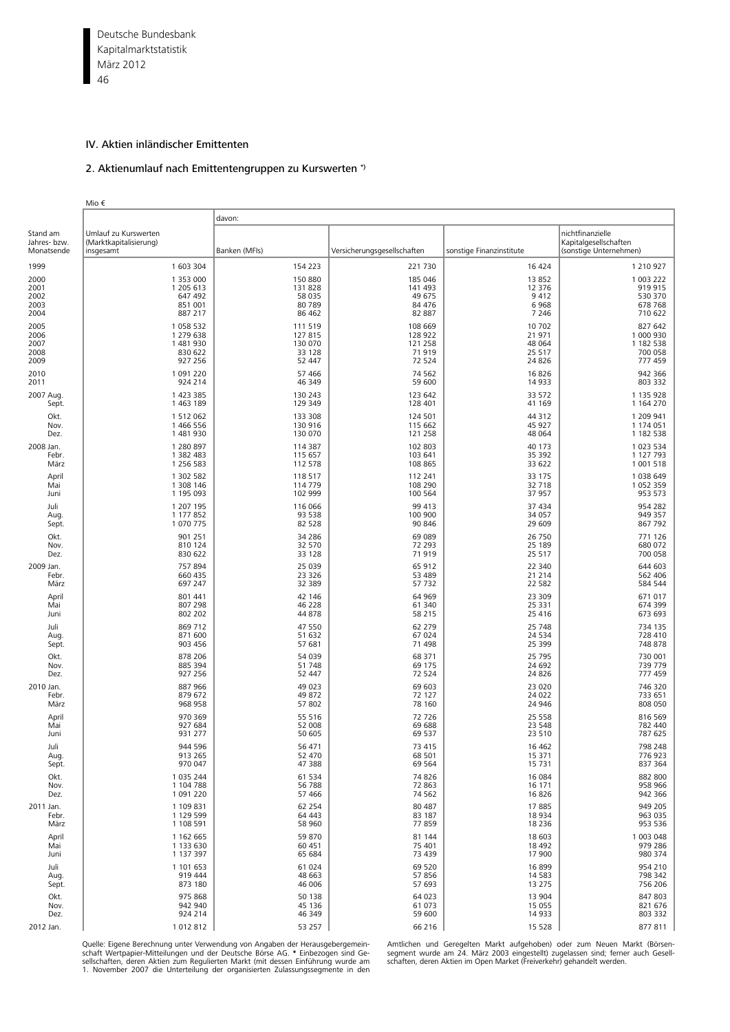## IV. Aktien inländischer Emittenten

### 2. Aktienumlauf nach Emittentengruppen zu Kurswerten *)

Mio €

| Stand am Jahres- bzw. Monatsende | Umlauf zu Kurswerten (Marktkapitalisierung) insgesamt | davon: Banken (MFIs) | Versicherungsgesellschaften | sonstige Finanzinstitute | nichtfinanzielle Kapitalgesellschaften (sonstige Unternehmen) |
|---|---|---|---|---|---|
| 1999 | 1 603 304 | 154 223 | 221 730 | 16 424 | 1 210 927 |
| 2000 | 1 353 000 | 150 880 | 185 046 | 13 852 | 1 003 222 |
| 2001 | 1 205 613 | 131 828 | 141 493 | 12 376 | 919 915 |
| 2002 | 647 492 | 58 035 | 49 675 | 9 412 | 530 370 |
| 2003 | 851 001 | 80 789 | 84 476 | 6 968 | 678 768 |
| 2004 | 887 217 | 86 462 | 82 887 | 7 246 | 710 622 |
| 2005 | 1 058 532 | 111 519 | 108 669 | 10 702 | 827 642 |
| 2006 | 1 279 638 | 127 815 | 128 922 | 21 971 | 1 000 930 |
| 2007 | 1 481 930 | 130 070 | 121 258 | 48 064 | 1 182 538 |
| 2008 | 830 622 | 33 128 | 71 919 | 25 517 | 700 058 |
| 2009 | 927 256 | 52 447 | 72 524 | 24 826 | 777 459 |
| 2010 | 1 091 220 | 57 466 | 74 562 | 16 826 | 942 366 |
| 2011 | 924 214 | 46 349 | 59 600 | 14 933 | 803 332 |
| 2007 Aug. | 1 423 385 | 130 243 | 123 642 | 33 572 | 1 135 928 |
| Sept. | 1 463 189 | 129 349 | 128 401 | 41 169 | 1 164 270 |
| Okt. | 1 512 062 | 133 308 | 124 501 | 44 312 | 1 209 941 |
| Nov. | 1 466 556 | 130 916 | 115 662 | 45 927 | 1 174 051 |
| Dez. | 1 481 930 | 130 070 | 121 258 | 48 064 | 1 182 538 |
| 2008 Jan. | 1 280 897 | 114 387 | 102 803 | 40 173 | 1 023 534 |
| Febr. | 1 382 483 | 115 657 | 103 641 | 35 392 | 1 127 793 |
| März | 1 256 583 | 112 578 | 108 865 | 33 622 | 1 001 518 |
| April | 1 302 582 | 118 517 | 112 241 | 33 175 | 1 038 649 |
| Mai | 1 308 146 | 114 779 | 108 290 | 32 718 | 1 052 359 |
| Juni | 1 195 093 | 102 999 | 100 564 | 37 957 | 953 573 |
| Juli | 1 207 195 | 116 066 | 99 413 | 37 434 | 954 282 |
| Aug. | 1 177 852 | 93 538 | 100 900 | 34 057 | 949 357 |
| Sept. | 1 070 775 | 82 528 | 90 846 | 29 609 | 867 792 |
| Okt. | 901 251 | 34 286 | 69 089 | 26 750 | 771 126 |
| Nov. | 810 124 | 32 570 | 72 293 | 25 189 | 680 072 |
| Dez. | 830 622 | 33 128 | 71 919 | 25 517 | 700 058 |
| 2009 Jan. | 757 894 | 25 039 | 65 912 | 22 340 | 644 603 |
| Febr. | 660 435 | 23 326 | 53 489 | 21 214 | 562 406 |
| März | 697 247 | 32 389 | 57 732 | 22 582 | 584 544 |
| April | 801 441 | 42 146 | 64 969 | 23 309 | 671 017 |
| Mai | 807 298 | 46 228 | 61 340 | 25 331 | 674 399 |
| Juni | 802 202 | 44 878 | 58 215 | 25 416 | 673 693 |
| Juli | 869 712 | 47 550 | 62 279 | 25 748 | 734 135 |
| Aug. | 871 600 | 51 632 | 67 024 | 24 534 | 728 410 |
| Sept. | 903 456 | 57 681 | 71 498 | 25 399 | 748 878 |
| Okt. | 878 206 | 54 039 | 68 371 | 25 795 | 730 001 |
| Nov. | 885 394 | 51 748 | 69 175 | 24 692 | 739 779 |
| Dez. | 927 256 | 52 447 | 72 524 | 24 826 | 777 459 |
| 2010 Jan. | 887 966 | 49 023 | 69 603 | 23 020 | 746 320 |
| Febr. | 879 672 | 49 872 | 72 127 | 24 022 | 733 651 |
| März | 968 958 | 57 802 | 78 160 | 24 946 | 808 050 |
| April | 970 369 | 55 516 | 72 726 | 25 558 | 816 569 |
| Mai | 927 684 | 52 008 | 69 688 | 23 548 | 782 440 |
| Juni | 931 277 | 50 605 | 69 537 | 23 510 | 787 625 |
| Juli | 944 596 | 56 471 | 73 415 | 16 462 | 798 248 |
| Aug. | 913 265 | 52 470 | 68 501 | 15 371 | 776 923 |
| Sept. | 970 047 | 47 388 | 69 564 | 15 731 | 837 364 |
| Okt. | 1 035 244 | 61 534 | 74 826 | 16 084 | 882 800 |
| Nov. | 1 104 788 | 56 788 | 72 863 | 16 171 | 958 966 |
| Dez. | 1 091 220 | 57 466 | 74 562 | 16 826 | 942 366 |
| 2011 Jan. | 1 109 831 | 62 254 | 80 487 | 17 885 | 949 205 |
| Febr. | 1 129 599 | 64 443 | 83 187 | 18 934 | 963 035 |
| März | 1 108 591 | 58 960 | 77 859 | 18 236 | 953 536 |
| April | 1 162 665 | 59 870 | 81 144 | 18 603 | 1 003 048 |
| Mai | 1 133 630 | 60 451 | 75 401 | 18 492 | 979 286 |
| Juni | 1 137 397 | 65 684 | 73 439 | 17 900 | 980 374 |
| Juli | 1 101 653 | 61 024 | 69 520 | 16 899 | 954 210 |
| Aug. | 919 444 | 48 663 | 57 856 | 14 583 | 798 342 |
| Sept. | 873 180 | 46 006 | 57 693 | 13 275 | 756 206 |
| Okt. | 975 868 | 50 138 | 64 023 | 13 904 | 847 803 |
| Nov. | 942 940 | 45 136 | 61 073 | 15 055 | 821 676 |
| Dez. | 924 214 | 46 349 | 59 600 | 14 933 | 803 332 |
| 2012 Jan. | 1 012 812 | 53 257 | 66 216 | 15 528 | 877 811 |

Quelle: Eigene Berechnung unter Verwendung von Angaben der Herausgebergemeinschaft Wertpapier-Mitteilungen und der Deutsche Börse AG. * Einbezogen sind Gesellschaften, deren Aktien zum Regulierten Markt (mit dessen Einführung wurde am 1. November 2007 die Unterteilung der organisierten Zulassungssegmente in den Amtlichen und Geregelten Markt aufgehoben) oder zum Neuen Markt (Börsensegment wurde am 24. März 2003 eingestellt) zugelassen sind; ferner auch Gesellschaften, deren Aktien im Open Market (Freiverkehr) gehandelt werden.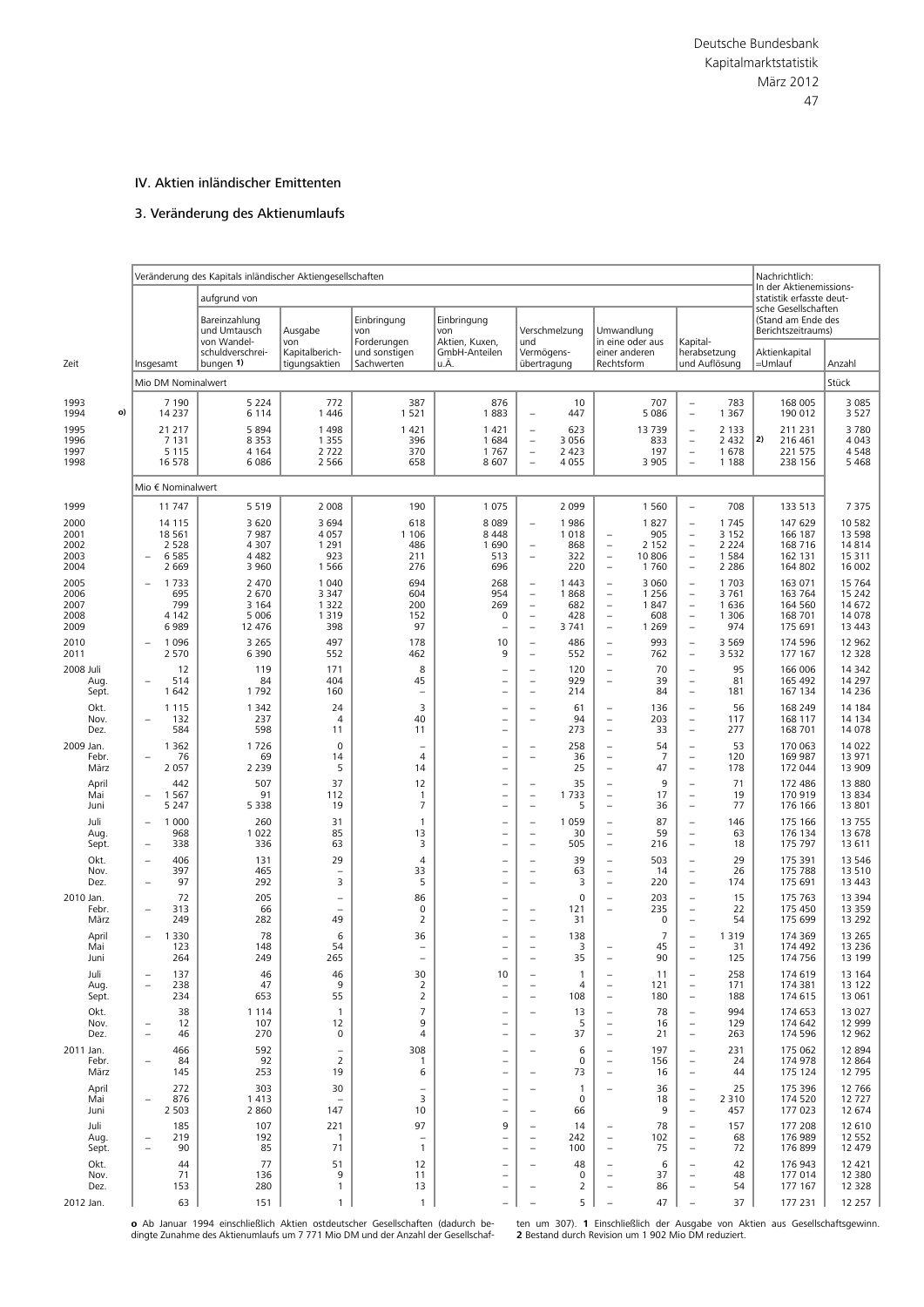## IV. Aktien inländischer Emittenten

### 3. Veränderung des Aktienumlaufs

| Zeit | Veränderung des Kapitals inländischer Aktiengesellschaften | | | | | | | | Nachrichtlich: In der Aktienemissionsstatistik erfasste deutsche Gesellschaften (Stand am Ende des Berichtszeitraums) | |
|---|---|---|---|---|---|---|---|---|---|---|
| | Insgesamt | aufgrund von | | | | | | | | |
| | | Bareinzahlung und Umtausch von Wandelschuldverschreibungen 1) | Ausgabe von Kapitalberichtigungsaktien | Einbringung von Forderungen und sonstigen Sachwerten | Einbringung von Aktien, Kuxen, GmbH-Anteilen u.Ä. | Verschmelzung und Vermögensübertragung | Umwandlung in eine oder aus einer anderen Rechtsform | Kapitalherabsetzung und Auflösung | Aktienkapital =Umlauf | Anzahl |
| | Mio DM Nominalwert | | | | | | | | | Stück |
| 1993 | 7 190 | 5 224 | 772 | 387 | 876 | 10 | 707 | – 783 | 168 005 | 3 085 |
| 1994 o) | 14 237 | 6 114 | 1 446 | 1 521 | 1 883 | – 447 | 5 086 | – 1 367 | 190 012 | 3 527 |
| 1995 | 21 217 | 5 894 | 1 498 | 1 421 | 1 421 | – 623 | 13 739 | – 2 133 | 211 231 | 3 780 |
| 1996 | 7 131 | 8 353 | 1 355 | 396 | 1 684 | – 3 056 | 833 | – 2 432 | 2) 216 461 | 4 043 |
| 1997 | 5 115 | 4 164 | 2 722 | 370 | 1 767 | – 2 423 | 197 | – 1 678 | 221 575 | 4 548 |
| 1998 | 16 578 | 6 086 | 2 566 | 658 | 8 607 | – 4 055 | 3 905 | – 1 188 | 238 156 | 5 468 |
| | Mio € Nominalwert | | | | | | | | | |
| 1999 | 11 747 | 5 519 | 2 008 | 190 | 1 075 | 2 099 | 1 560 | – 708 | 133 513 | 7 375 |
| 2000 | 14 115 | 3 620 | 3 694 | 618 | 8 089 | – 1 986 | 1 827 | – 1 745 | 147 629 | 10 582 |
| 2001 | 18 561 | 7 987 | 4 057 | 1 106 | 8 448 | 1 018 | – 905 | – 3 152 | 166 187 | 13 598 |
| 2002 | 2 528 | 4 307 | 1 291 | 486 | 1 690 | – 868 | – 2 152 | – 2 224 | 168 716 | 14 814 |
| 2003 | – 6 585 | 4 482 | 923 | 211 | 513 | – 322 | – 10 806 | – 1 584 | 162 131 | 15 311 |
| 2004 | 2 669 | 3 960 | 1 566 | 276 | 696 | 220 | – 1 760 | – 2 286 | 164 802 | 16 002 |
| 2005 | – 1 733 | 2 470 | 1 040 | 694 | 268 | – 1 443 | – 3 060 | – 1 703 | 163 071 | 15 764 |
| 2006 | 695 | 2 670 | 3 347 | 604 | 954 | – 1 868 | – 1 256 | – 3 761 | 163 764 | 15 242 |
| 2007 | 799 | 3 164 | 1 322 | 200 | 269 | – 682 | – 1 847 | – 1 636 | 164 560 | 14 672 |
| 2008 | 4 142 | 5 006 | 1 319 | 152 | 0 | – 428 | – 608 | – 1 306 | 168 701 | 14 078 |
| 2009 | 6 989 | 12 476 | 398 | 97 | – | – 3 741 | – 1 269 | – 974 | 175 691 | 13 443 |
| 2010 | – 1 096 | 3 265 | 497 | 178 | 10 | – 486 | – 993 | – 3 569 | 174 596 | 12 962 |
| 2011 | 2 570 | 6 390 | 552 | 462 | 9 | – 552 | – 762 | – 3 532 | 177 167 | 12 328 |
| 2008 Juli | 12 | 119 | 171 | 8 | – | – 120 | – 70 | – 95 | 166 006 | 14 342 |
| Aug. | – 514 | 84 | 404 | 45 | – | – 929 | – 39 | – 81 | 165 492 | 14 297 |
| Sept. | 1 642 | 1 792 | 160 | – | – | – 214 | – 84 | – 181 | 167 134 | 14 236 |
| Okt. | 1 115 | 1 342 | 24 | 3 | – | – 61 | – 136 | – 56 | 168 249 | 14 184 |
| Nov. | – 132 | 237 | 4 | 40 | – | – 94 | – 203 | – 117 | 168 117 | 14 134 |
| Dez. | 584 | 598 | 11 | 11 | – | 273 | – 33 | – 277 | 168 701 | 14 078 |
| 2009 Jan. | 1 362 | 1 726 | 0 | – | – | – 258 | – 54 | – 53 | 170 063 | 14 022 |
| Febr. | – 76 | 69 | 14 | 4 | – | – 36 | – 7 | – 120 | 169 987 | 13 971 |
| März | 2 057 | 2 239 | 5 | 14 | – | 25 | – 47 | – 178 | 172 044 | 13 909 |
| April | 442 | 507 | 37 | 12 | – | 35 | – 9 | – 71 | 172 486 | 13 880 |
| Mai | – 1 567 | 91 | 112 | 1 | – | – 1 733 | – 17 | – 19 | 170 919 | 13 834 |
| Juni | 5 247 | 5 338 | 19 | 7 | – | – 5 | – 36 | – 77 | 176 166 | 13 801 |
| Juli | – 1 000 | 260 | 31 | 1 | – | – 1 059 | – 87 | – 146 | 175 166 | 13 755 |
| Aug. | 968 | 1 022 | 85 | 13 | – | – 30 | – 59 | – 63 | 176 134 | 13 678 |
| Sept. | – 338 | 336 | 63 | 3 | – | – 505 | – 216 | – 18 | 175 797 | 13 611 |
| Okt. | – 406 | 131 | 29 | 4 | – | – 39 | – 503 | – 29 | 175 391 | 13 546 |
| Nov. | 397 | 465 | – | 33 | – | – 63 | – 14 | – 26 | 175 788 | 13 510 |
| Dez. | – 97 | 292 | 3 | 5 | – | – 3 | – 220 | – 174 | 175 691 | 13 443 |
| 2010 Jan. | 72 | 205 | – | 86 | – | 0 | – 203 | – 15 | 175 763 | 13 394 |
| Febr. | – 313 | 66 | – | 0 | – | – 121 | – 235 | – 22 | 175 450 | 13 359 |
| März | 249 | 282 | 49 | 2 | – | – 31 | 0 | – 54 | 175 699 | 13 292 |
| April | – 1 330 | 78 | 6 | 36 | – | – 138 | – 7 | – 1 319 | 174 369 | 13 265 |
| Mai | 123 | 148 | 54 | – | – | – 3 | – 45 | – 31 | 174 492 | 13 236 |
| Juni | 264 | 249 | 265 | – | – | – 35 | – 90 | – 125 | 174 756 | 13 199 |
| Juli | – 137 | 46 | 46 | 30 | 10 | – 1 | – 11 | – 258 | 174 619 | 13 164 |
| Aug. | – 238 | 47 | 9 | 2 | – | – 4 | – 121 | – 171 | 174 381 | 13 122 |
| Sept. | 234 | 653 | 55 | 2 | – | – 108 | – 180 | – 188 | 174 615 | 13 061 |
| Okt. | 38 | 1 114 | 1 | 7 | – | – 13 | – 78 | – 994 | 174 653 | 13 027 |
| Nov. | – 12 | 107 | 12 | 9 | – | 5 | – 16 | – 129 | 174 642 | 12 999 |
| Dez. | – 46 | 270 | 0 | 4 | – | – 37 | – 21 | – 263 | 174 596 | 12 962 |
| 2011 Jan. | 466 | 592 | – | 308 | – | – 6 | – 197 | – 231 | 175 062 | 12 894 |
| Febr. | – 84 | 92 | 2 | 1 | – | 0 | – 156 | – 24 | 174 978 | 12 864 |
| März | 145 | 253 | 19 | 6 | – | – 73 | – 16 | – 44 | 175 124 | 12 795 |
| April | 272 | 303 | 30 | – | – | 1 | – 36 | – 25 | 175 396 | 12 766 |
| Mai | – 876 | 1 413 | – | 3 | – | 0 | 18 | – 2 310 | 174 520 | 12 727 |
| Juni | 2 503 | 2 860 | 147 | 10 | – | – 66 | 9 | – 457 | 177 023 | 12 674 |
| Juli | 185 | 107 | 221 | 97 | 9 | – 14 | – 78 | – 157 | 177 208 | 12 610 |
| Aug. | – 219 | 192 | 1 | – | – | – 242 | – 102 | – 68 | 176 989 | 12 552 |
| Sept. | – 90 | 85 | 71 | 1 | – | – 100 | – 75 | – 72 | 176 899 | 12 479 |
| Okt. | 44 | 77 | 51 | 12 | – | – 48 | – 6 | – 42 | 176 943 | 12 421 |
| Nov. | 71 | 136 | 9 | 11 | – | 0 | – 37 | – 48 | 177 014 | 12 380 |
| Dez. | 153 | 280 | 1 | 13 | – | – 2 | – 86 | – 54 | 177 167 | 12 328 |
| 2012 Jan. | 63 | 151 | 1 | 1 | – | 5 | – 47 | – 37 | 177 231 | 12 257 |

**o** Ab Januar 1994 einschließlich Aktien ostdeutscher Gesellschaften (dadurch bedingte Zunahme des Aktienumlaufs um 7 771 Mio DM und der Anzahl der Gesellschaften um 307). **1** Einschließlich der Ausgabe von Aktien aus Gesellschaftsgewinn. **2** Bestand durch Revision um 1 902 Mio DM reduziert.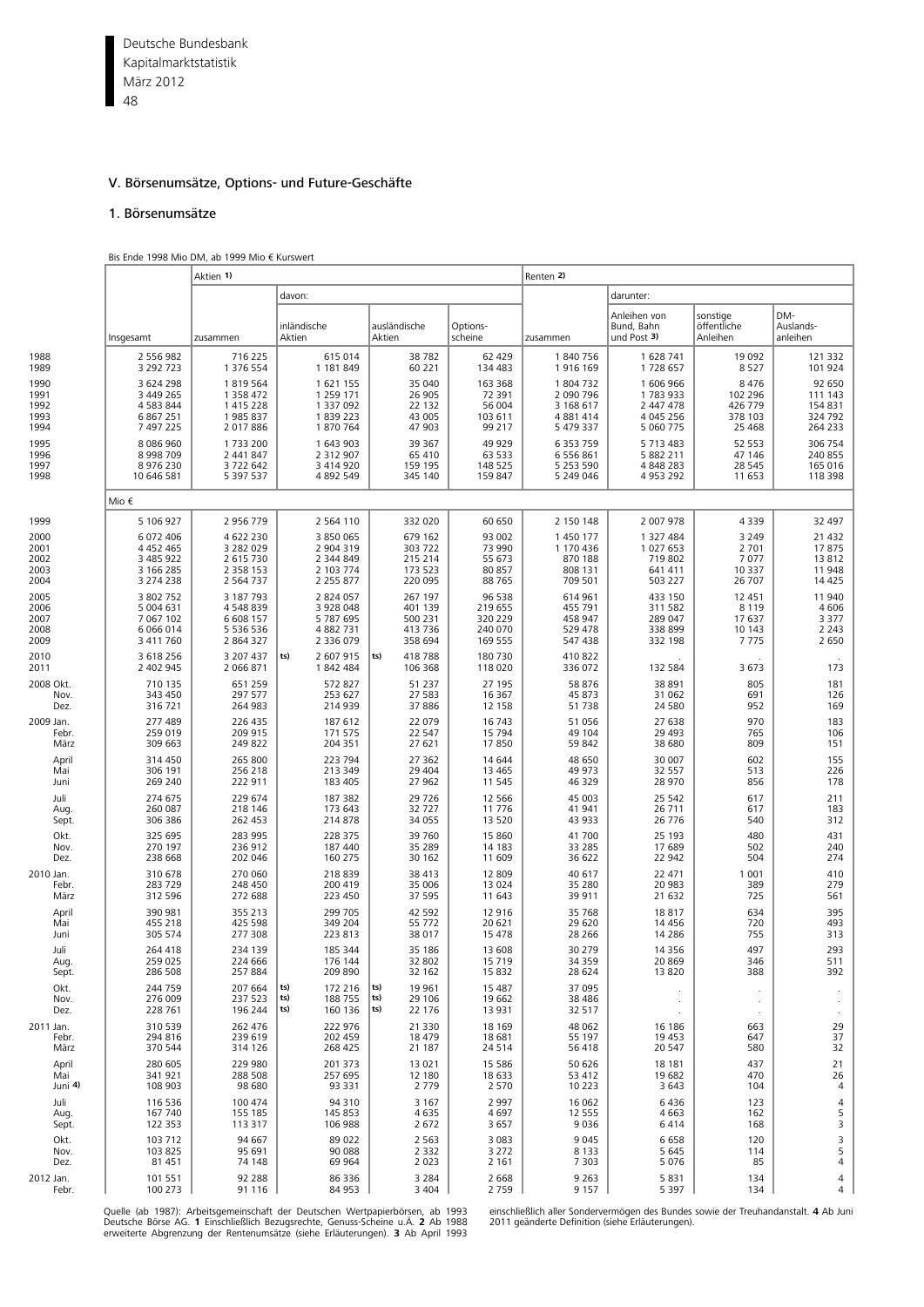## V. Börsenumsätze, Options- und Future-Geschäfte

### 1. Börsenumsätze

Bis Ende 1998 Mio DM, ab 1999 Mio € Kurswert

| | | Aktien 1) | | | | Renten 2) | | | |
|---|---|---|---|---|---|---|---|---|---|
| | | | davon: | | | | darunter: | | |
| | Insgesamt | zusammen | inländische Aktien | ausländische Aktien | Options-scheine | zusammen | Anleihen von Bund, Bahn und Post 3) | sonstige öffentliche Anleihen | DM-Auslands-anleihen |
| 1988 | 2 556 982 | 716 225 | 615 014 | 38 782 | 62 429 | 1 840 756 | 1 628 741 | 19 092 | 121 332 |
| 1989 | 3 292 723 | 1 376 554 | 1 181 849 | 60 221 | 134 483 | 1 916 169 | 1 728 657 | 8 527 | 101 924 |
| 1990 | 3 624 298 | 1 819 564 | 1 621 155 | 35 040 | 163 368 | 1 804 732 | 1 606 966 | 8 476 | 92 650 |
| 1991 | 3 449 265 | 1 358 472 | 1 259 171 | 26 905 | 72 391 | 2 090 796 | 1 783 933 | 102 296 | 111 143 |
| 1992 | 4 583 844 | 1 415 228 | 1 337 092 | 22 132 | 56 004 | 3 168 617 | 2 447 478 | 426 779 | 154 831 |
| 1993 | 6 867 251 | 1 985 837 | 1 839 223 | 43 005 | 103 611 | 4 881 414 | 4 045 256 | 378 103 | 324 792 |
| 1994 | 7 497 225 | 2 017 886 | 1 870 764 | 47 903 | 99 217 | 5 479 337 | 5 060 775 | 25 468 | 264 233 |
| 1995 | 8 086 960 | 1 733 200 | 1 643 903 | 39 367 | 49 929 | 6 353 759 | 5 713 483 | 52 553 | 306 754 |
| 1996 | 8 998 709 | 2 441 847 | 2 312 907 | 65 410 | 63 533 | 6 556 861 | 5 882 211 | 47 146 | 240 855 |
| 1997 | 8 976 230 | 3 722 642 | 3 414 920 | 159 195 | 148 525 | 5 253 590 | 4 848 283 | 28 545 | 165 016 |
| 1998 | 10 646 581 | 5 397 537 | 4 892 549 | 345 140 | 159 847 | 5 249 046 | 4 953 292 | 11 653 | 118 398 |
| | Mio € | | | | | | | | |
| 1999 | 5 106 927 | 2 956 779 | 2 564 110 | 332 020 | 60 650 | 2 150 148 | 2 007 978 | 4 339 | 32 497 |
| 2000 | 6 072 406 | 4 622 230 | 3 850 065 | 679 162 | 93 002 | 1 450 177 | 1 327 484 | 3 249 | 21 432 |
| 2001 | 4 452 465 | 3 282 029 | 2 904 319 | 303 722 | 73 990 | 1 170 436 | 1 027 653 | 2 701 | 17 875 |
| 2002 | 3 485 922 | 2 615 730 | 2 344 849 | 215 214 | 55 673 | 870 188 | 719 802 | 7 077 | 13 812 |
| 2003 | 3 166 285 | 2 358 153 | 2 103 774 | 173 523 | 80 857 | 808 131 | 641 411 | 10 337 | 11 948 |
| 2004 | 3 274 238 | 2 564 737 | 2 255 877 | 220 095 | 88 765 | 709 501 | 503 227 | 26 707 | 14 425 |
| 2005 | 3 802 752 | 3 187 793 | 2 824 057 | 267 197 | 96 538 | 614 961 | 433 150 | 12 451 | 11 940 |
| 2006 | 5 004 631 | 4 548 839 | 3 928 048 | 401 139 | 219 655 | 455 791 | 311 582 | 8 119 | 4 606 |
| 2007 | 7 067 102 | 6 608 157 | 5 787 695 | 500 231 | 320 229 | 458 947 | 289 047 | 17 637 | 3 377 |
| 2008 | 6 066 014 | 5 536 536 | 4 882 731 | 413 736 | 240 070 | 529 478 | 338 899 | 10 143 | 2 243 |
| 2009 | 3 411 760 | 2 864 327 | 2 336 079 | 358 694 | 169 555 | 547 438 | 332 198 | 7 775 | 2 650 |
| 2010 | 3 618 256 | 3 207 437 | ts) 2 607 915 | ts) 418 788 | 180 730 | 410 822 | . | . | . |
| 2011 | 2 402 945 | 2 066 871 | 1 842 484 | 106 368 | 118 020 | 336 072 | 132 584 | 3 673 | 173 |
| 2008 Okt. | 710 135 | 651 259 | 572 827 | 51 237 | 27 195 | 58 876 | 38 891 | 805 | 181 |
| Nov. | 343 450 | 297 577 | 253 627 | 27 583 | 16 367 | 45 873 | 31 062 | 691 | 126 |
| Dez. | 316 721 | 264 983 | 214 939 | 37 886 | 12 158 | 51 738 | 24 580 | 952 | 169 |
| 2009 Jan. | 277 489 | 226 435 | 187 612 | 22 079 | 16 743 | 51 056 | 27 638 | 970 | 183 |
| Febr. | 259 019 | 209 915 | 171 575 | 22 547 | 15 794 | 49 104 | 29 493 | 765 | 106 |
| März | 309 663 | 249 822 | 204 351 | 27 621 | 17 850 | 59 842 | 38 680 | 809 | 151 |
| April | 314 450 | 265 800 | 223 794 | 27 362 | 14 644 | 48 650 | 30 007 | 602 | 155 |
| Mai | 306 191 | 256 218 | 213 349 | 29 404 | 13 465 | 49 973 | 32 557 | 513 | 226 |
| Juni | 269 240 | 222 911 | 183 405 | 27 962 | 11 545 | 46 329 | 28 970 | 856 | 178 |
| Juli | 274 675 | 229 674 | 187 382 | 29 726 | 12 566 | 45 003 | 25 542 | 617 | 211 |
| Aug. | 260 087 | 218 146 | 173 643 | 32 727 | 11 776 | 41 941 | 26 711 | 617 | 183 |
| Sept. | 306 386 | 262 453 | 214 878 | 34 055 | 13 520 | 43 933 | 26 776 | 540 | 312 |
| Okt. | 325 695 | 283 995 | 228 375 | 39 760 | 15 860 | 41 700 | 25 193 | 480 | 431 |
| Nov. | 270 197 | 236 912 | 187 440 | 35 289 | 14 183 | 33 285 | 17 689 | 502 | 240 |
| Dez. | 238 668 | 202 046 | 160 275 | 30 162 | 11 609 | 36 622 | 22 942 | 504 | 274 |
| 2010 Jan. | 310 678 | 270 060 | 218 839 | 38 413 | 12 809 | 40 617 | 22 471 | 1 001 | 410 |
| Febr. | 283 729 | 248 450 | 200 419 | 35 006 | 13 024 | 35 280 | 20 983 | 389 | 279 |
| März | 312 596 | 272 688 | 223 450 | 37 595 | 11 643 | 39 911 | 21 632 | 725 | 561 |
| April | 390 981 | 355 213 | 299 705 | 42 592 | 12 916 | 35 768 | 18 817 | 634 | 395 |
| Mai | 455 218 | 425 598 | 349 204 | 55 772 | 20 621 | 29 620 | 14 456 | 720 | 493 |
| Juni | 305 574 | 277 308 | 223 813 | 38 017 | 15 478 | 28 266 | 14 286 | 755 | 313 |
| Juli | 264 418 | 234 139 | 185 344 | 35 186 | 13 608 | 30 279 | 14 356 | 497 | 293 |
| Aug. | 259 025 | 224 666 | 176 144 | 32 802 | 15 719 | 34 359 | 20 869 | 346 | 511 |
| Sept. | 286 508 | 257 884 | 209 890 | 32 162 | 15 832 | 28 624 | 13 820 | 388 | 392 |
| Okt. | 244 759 | 207 664 | ts) 172 216 | ts) 19 961 | 15 487 | 37 095 | . | . | . |
| Nov. | 276 009 | 237 523 | ts) 188 755 | ts) 29 106 | 19 662 | 38 486 | . | . | . |
| Dez. | 228 761 | 196 244 | ts) 160 136 | ts) 22 176 | 13 931 | 32 517 | . | . | . |
| 2011 Jan. | 310 539 | 262 476 | 222 976 | 21 330 | 18 169 | 48 062 | 16 186 | 663 | 29 |
| Febr. | 294 816 | 239 619 | 202 459 | 18 479 | 18 681 | 55 197 | 19 453 | 647 | 37 |
| März | 370 544 | 314 126 | 268 425 | 21 187 | 24 514 | 56 418 | 20 547 | 580 | 32 |
| April | 280 605 | 229 980 | 201 373 | 13 021 | 15 586 | 50 626 | 18 181 | 437 | 21 |
| Mai | 341 921 | 288 508 | 257 695 | 12 180 | 18 633 | 53 412 | 19 682 | 470 | 26 |
| Juni 4) | 108 903 | 98 680 | 93 331 | 2 779 | 2 570 | 10 223 | 3 643 | 104 | 4 |
| Juli | 116 536 | 100 474 | 94 310 | 3 167 | 2 997 | 16 062 | 6 436 | 123 | 4 |
| Aug. | 167 740 | 155 185 | 145 853 | 4 635 | 4 697 | 12 555 | 4 663 | 162 | 5 |
| Sept. | 122 353 | 113 317 | 106 988 | 2 672 | 3 657 | 9 036 | 6 414 | 168 | 3 |
| Okt. | 103 712 | 94 667 | 89 022 | 2 563 | 3 083 | 9 045 | 6 658 | 120 | 3 |
| Nov. | 103 825 | 95 691 | 90 088 | 2 332 | 3 272 | 8 133 | 5 645 | 114 | 5 |
| Dez. | 81 451 | 74 148 | 69 964 | 2 023 | 2 161 | 7 303 | 5 076 | 85 | 4 |
| 2012 Jan. | 101 551 | 92 288 | 86 336 | 3 284 | 2 668 | 9 263 | 5 831 | 134 | 4 |
| Febr. | 100 273 | 91 116 | 84 953 | 3 404 | 2 759 | 9 157 | 5 397 | 134 | 4 |

Quelle (ab 1987): Arbeitsgemeinschaft der Deutschen Wertpapierbörsen, ab 1993 Deutsche Börse AG. **1** Einschließlich Bezugsrechte, Genuss-Scheine u.Ä. **2** Ab 1988 erweiterte Abgrenzung der Rentenumsätze (siehe Erläuterungen). **3** Ab April 1993 einschließlich aller Sondervermögen des Bundes sowie der Treuhandanstalt. **4** Ab Juni 2011 geänderte Definition (siehe Erläuterungen).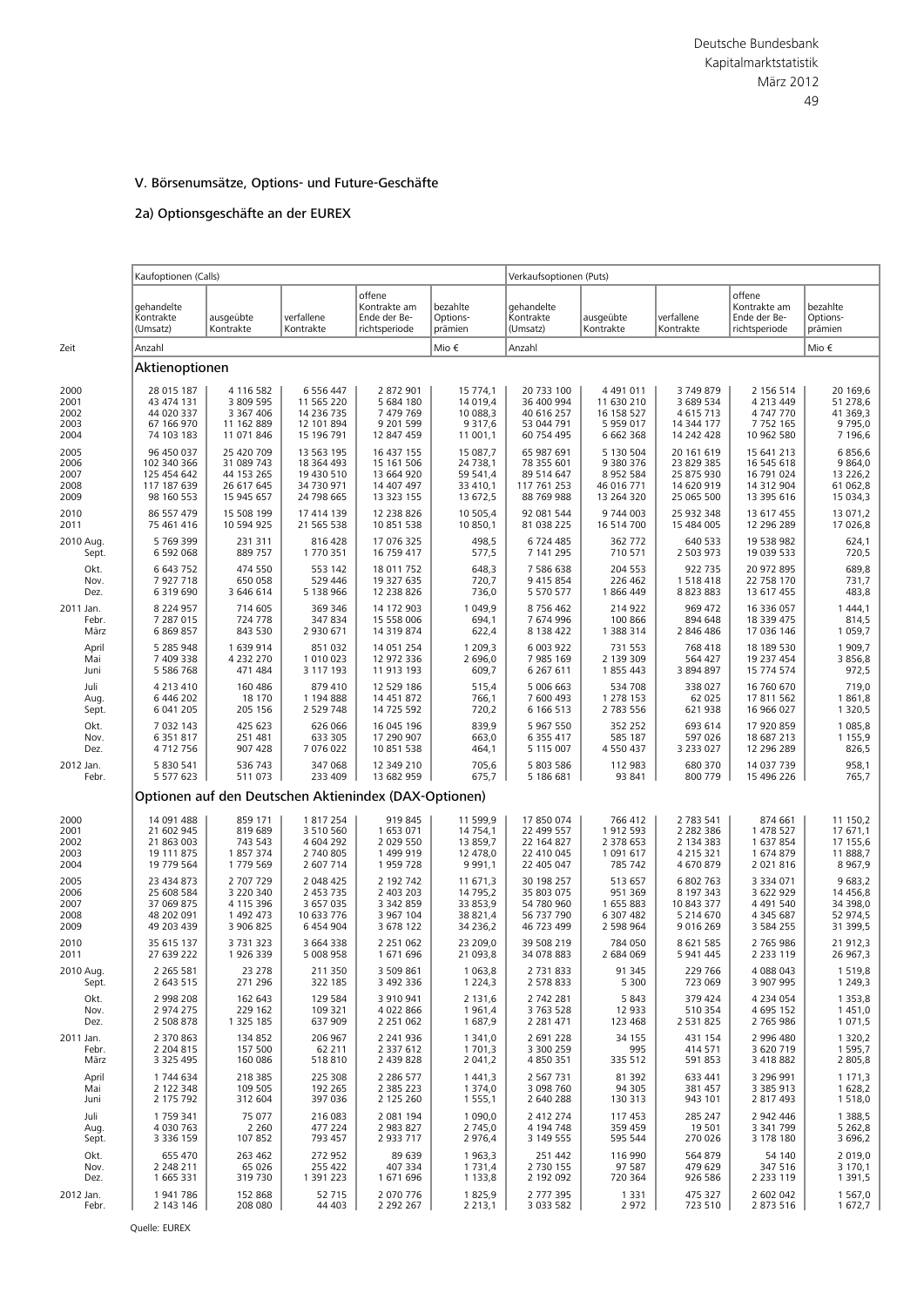## V. Börsenumsätze, Options- und Future-Geschäfte

### 2a) Optionsgeschäfte an der EUREX

| Zeit | Kaufoptionen (Calls) | | | | | Verkaufsoptionen (Puts) | | | | |
|---|---|---|---|---|---|---|---|---|---|---|
| | gehandelte Kontrakte (Umsatz) | ausgeübte Kontrakte | verfallene Kontrakte | offene Kontrakte am Ende der Berichtsperiode | bezahlte Optionsprämien | gehandelte Kontrakte (Umsatz) | ausgeübte Kontrakte | verfallene Kontrakte | offene Kontrakte am Ende der Berichtsperiode | bezahlte Optionsprämien |
| | Anzahl | | | | Mio € | Anzahl | | | | Mio € |
| | **Aktienoptionen** | | | | | | | | | |
| 2000 | 28 015 187 | 4 116 582 | 6 556 447 | 2 872 901 | 15 774,1 | 20 733 100 | 4 491 011 | 3 749 879 | 2 156 514 | 20 169,6 |
| 2001 | 43 474 131 | 3 809 595 | 11 565 220 | 5 684 180 | 14 019,4 | 36 400 994 | 11 630 210 | 3 689 534 | 4 213 449 | 51 278,6 |
| 2002 | 44 020 337 | 3 367 406 | 14 236 735 | 7 479 769 | 10 088,3 | 40 616 257 | 16 158 527 | 4 615 713 | 4 747 770 | 41 369,3 |
| 2003 | 67 166 970 | 11 162 889 | 12 101 894 | 9 201 599 | 9 317,6 | 53 044 791 | 5 959 017 | 14 344 177 | 7 752 165 | 9 795,0 |
| 2004 | 74 103 183 | 11 071 846 | 15 196 791 | 12 847 459 | 11 001,1 | 60 754 495 | 6 662 368 | 14 242 428 | 10 962 580 | 7 196,6 |
| 2005 | 96 450 037 | 25 420 709 | 13 563 195 | 16 437 155 | 15 087,7 | 65 987 691 | 5 130 504 | 20 161 619 | 15 641 213 | 6 856,6 |
| 2006 | 102 340 366 | 31 089 743 | 18 364 493 | 15 161 506 | 24 738,1 | 78 355 601 | 9 380 376 | 23 829 385 | 16 545 618 | 9 864,0 |
| 2007 | 125 454 642 | 44 153 265 | 19 430 510 | 13 664 920 | 59 541,4 | 89 514 647 | 8 952 584 | 25 875 930 | 16 791 024 | 13 226,2 |
| 2008 | 117 187 639 | 26 617 645 | 34 730 971 | 14 407 497 | 33 410,1 | 117 761 253 | 46 016 771 | 14 620 919 | 14 312 904 | 61 062,8 |
| 2009 | 98 160 553 | 15 945 657 | 24 798 665 | 13 323 155 | 13 672,5 | 88 769 988 | 13 264 320 | 25 065 500 | 13 395 616 | 15 034,3 |
| 2010 | 86 557 479 | 15 508 199 | 17 414 139 | 12 238 826 | 10 505,4 | 92 081 544 | 9 744 003 | 25 932 348 | 13 617 455 | 13 071,2 |
| 2011 | 75 461 416 | 10 594 925 | 21 565 538 | 10 851 538 | 10 850,1 | 81 038 225 | 16 514 700 | 15 484 005 | 12 296 289 | 17 026,8 |
| 2010 Aug. | 5 769 399 | 231 311 | 816 428 | 17 076 325 | 498,5 | 6 724 485 | 362 772 | 640 533 | 19 538 982 | 624,1 |
| Sept. | 6 592 068 | 889 757 | 1 770 351 | 16 759 417 | 577,5 | 7 141 295 | 710 571 | 2 503 973 | 19 039 533 | 720,5 |
| Okt. | 6 643 752 | 474 550 | 553 142 | 18 011 752 | 648,3 | 7 586 638 | 204 553 | 922 735 | 20 972 895 | 689,8 |
| Nov. | 7 927 718 | 650 058 | 529 446 | 19 327 635 | 720,7 | 9 415 854 | 226 462 | 1 518 418 | 22 758 170 | 731,7 |
| Dez. | 6 319 690 | 3 646 614 | 5 138 966 | 12 238 826 | 736,0 | 5 570 577 | 1 866 449 | 8 823 883 | 13 617 455 | 483,8 |
| 2011 Jan. | 8 224 957 | 714 605 | 369 346 | 14 172 903 | 1 049,9 | 8 756 462 | 214 922 | 969 472 | 16 336 057 | 1 444,1 |
| Febr. | 7 287 015 | 724 778 | 347 834 | 15 558 006 | 694,1 | 7 674 996 | 100 866 | 894 648 | 18 339 475 | 814,5 |
| März | 6 869 857 | 843 530 | 2 930 671 | 14 319 874 | 622,4 | 8 138 422 | 1 388 314 | 2 846 486 | 17 036 146 | 1 059,7 |
| April | 5 285 948 | 1 639 914 | 851 032 | 14 051 254 | 1 209,3 | 6 003 922 | 731 553 | 768 418 | 18 189 530 | 1 909,7 |
| Mai | 7 409 338 | 4 232 270 | 1 010 023 | 12 972 336 | 2 696,0 | 7 985 169 | 2 139 309 | 564 427 | 19 237 454 | 3 856,8 |
| Juni | 5 586 768 | 471 484 | 3 117 193 | 11 913 193 | 609,7 | 6 267 611 | 1 855 443 | 3 894 897 | 15 774 574 | 972,5 |
| Juli | 4 213 410 | 160 486 | 879 410 | 12 529 186 | 515,4 | 5 006 663 | 534 708 | 338 027 | 16 760 670 | 719,0 |
| Aug. | 6 446 202 | 18 170 | 1 194 888 | 14 451 872 | 766,1 | 7 600 493 | 1 278 153 | 62 025 | 17 811 562 | 1 861,8 |
| Sept. | 6 041 205 | 205 156 | 2 529 748 | 14 725 592 | 720,2 | 6 166 513 | 2 783 556 | 621 938 | 16 966 027 | 1 320,5 |
| Okt. | 7 032 143 | 425 623 | 626 066 | 16 045 196 | 839,9 | 5 967 550 | 352 252 | 693 614 | 17 920 859 | 1 085,8 |
| Nov. | 6 351 817 | 251 481 | 633 305 | 17 290 907 | 663,0 | 6 355 417 | 585 187 | 597 026 | 18 687 213 | 1 155,9 |
| Dez. | 4 712 756 | 907 428 | 7 076 022 | 10 851 538 | 464,1 | 5 115 007 | 4 550 437 | 3 233 027 | 12 296 289 | 826,5 |
| 2012 Jan. | 5 830 541 | 536 743 | 347 068 | 12 349 210 | 705,6 | 5 803 586 | 112 983 | 680 370 | 14 037 739 | 958,1 |
| Febr. | 5 577 623 | 511 073 | 233 409 | 13 682 959 | 675,7 | 5 186 681 | 93 841 | 800 779 | 15 496 226 | 765,7 |
| | **Optionen auf den Deutschen Aktienindex (DAX-Optionen)** | | | | | | | | | |
| 2000 | 14 091 488 | 859 171 | 1 817 254 | 919 845 | 11 599,9 | 17 850 074 | 766 412 | 2 783 541 | 874 661 | 11 150,2 |
| 2001 | 21 602 945 | 819 689 | 3 510 560 | 1 653 071 | 14 754,1 | 22 499 557 | 1 912 593 | 2 282 386 | 1 478 527 | 17 671,1 |
| 2002 | 21 863 003 | 743 543 | 4 604 292 | 2 029 550 | 13 859,7 | 22 164 827 | 2 378 653 | 2 134 383 | 1 637 854 | 17 155,6 |
| 2003 | 19 111 875 | 1 857 374 | 2 740 805 | 1 499 919 | 12 478,0 | 22 410 045 | 1 091 617 | 4 215 321 | 1 674 879 | 11 888,7 |
| 2004 | 19 779 564 | 1 779 569 | 2 607 714 | 1 959 728 | 9 991,1 | 22 405 047 | 785 742 | 4 670 879 | 2 021 816 | 8 967,9 |
| 2005 | 23 434 873 | 2 707 729 | 2 048 425 | 2 192 742 | 11 671,3 | 30 198 257 | 513 657 | 6 802 763 | 3 334 071 | 9 683,2 |
| 2006 | 25 608 584 | 3 220 340 | 2 453 735 | 2 403 203 | 14 795,2 | 35 803 075 | 951 369 | 8 197 343 | 3 622 929 | 14 456,8 |
| 2007 | 37 069 875 | 4 115 396 | 3 657 035 | 3 342 859 | 33 853,9 | 54 780 960 | 1 655 883 | 10 843 377 | 4 491 540 | 34 398,0 |
| 2008 | 48 202 091 | 1 492 473 | 10 633 776 | 3 967 104 | 38 821,4 | 56 737 790 | 6 307 482 | 5 214 670 | 4 345 687 | 52 974,5 |
| 2009 | 49 203 439 | 3 906 825 | 6 454 904 | 3 678 122 | 34 236,2 | 46 723 499 | 2 598 964 | 9 016 269 | 3 584 255 | 31 399,5 |
| 2010 | 35 615 137 | 3 731 323 | 3 664 338 | 2 251 062 | 23 209,0 | 39 508 219 | 784 050 | 8 621 585 | 2 765 986 | 21 912,3 |
| 2011 | 27 639 222 | 1 926 339 | 5 008 958 | 1 671 696 | 21 093,8 | 34 078 883 | 2 684 069 | 5 941 445 | 2 233 119 | 26 967,3 |
| 2010 Aug. | 2 265 581 | 23 278 | 211 350 | 3 509 861 | 1 063,8 | 2 731 833 | 91 345 | 229 766 | 4 088 043 | 1 519,8 |
| Sept. | 2 643 515 | 271 296 | 322 185 | 3 492 336 | 1 224,3 | 2 578 833 | 5 300 | 723 069 | 3 907 995 | 1 249,3 |
| Okt. | 2 998 208 | 162 643 | 129 584 | 3 910 941 | 2 131,6 | 2 742 281 | 5 843 | 379 424 | 4 234 054 | 1 353,8 |
| Nov. | 2 974 275 | 229 162 | 109 321 | 4 022 866 | 1 961,4 | 3 763 528 | 12 933 | 510 354 | 4 695 152 | 1 451,0 |
| Dez. | 2 508 878 | 1 325 185 | 637 909 | 2 251 062 | 1 687,9 | 2 281 471 | 123 468 | 2 531 825 | 2 765 986 | 1 071,5 |
| 2011 Jan. | 2 370 863 | 134 852 | 206 967 | 2 241 936 | 1 341,0 | 2 691 228 | 34 155 | 431 154 | 2 996 480 | 1 320,2 |
| Febr. | 2 204 815 | 157 500 | 62 211 | 2 337 612 | 1 701,3 | 3 300 259 | 995 | 414 571 | 3 620 719 | 1 595,7 |
| März | 3 325 495 | 160 086 | 518 810 | 2 439 828 | 2 041,2 | 4 850 351 | 335 512 | 591 853 | 3 418 882 | 2 805,8 |
| April | 1 744 634 | 218 385 | 225 308 | 2 286 577 | 1 441,3 | 2 567 731 | 81 392 | 633 441 | 3 296 991 | 1 171,3 |
| Mai | 2 122 348 | 109 505 | 192 265 | 2 385 223 | 1 374,0 | 3 098 760 | 94 305 | 381 457 | 3 385 913 | 1 628,2 |
| Juni | 2 175 792 | 312 604 | 397 036 | 2 125 260 | 1 555,1 | 2 640 288 | 130 313 | 943 101 | 2 817 493 | 1 518,0 |
| Juli | 1 759 341 | 75 077 | 216 083 | 2 081 194 | 1 090,0 | 2 412 274 | 117 453 | 285 247 | 2 942 446 | 1 388,5 |
| Aug. | 4 030 763 | 2 260 | 477 224 | 2 983 827 | 2 745,0 | 4 194 748 | 359 459 | 19 501 | 3 341 799 | 5 262,8 |
| Sept. | 3 336 159 | 107 852 | 793 457 | 2 933 717 | 2 976,4 | 3 149 555 | 595 544 | 270 026 | 3 178 180 | 3 696,2 |
| Okt. | 655 470 | 263 462 | 272 952 | 89 639 | 1 963,3 | 251 442 | 116 990 | 564 879 | 54 140 | 2 019,0 |
| Nov. | 2 248 211 | 65 026 | 255 422 | 407 334 | 1 731,4 | 2 730 155 | 97 587 | 479 629 | 347 516 | 3 170,1 |
| Dez. | 1 665 331 | 319 730 | 1 391 223 | 1 671 696 | 1 133,8 | 2 192 092 | 720 364 | 926 586 | 2 233 119 | 1 391,5 |
| 2012 Jan. | 1 941 786 | 152 868 | 52 715 | 2 070 776 | 1 825,9 | 2 777 395 | 1 331 | 475 327 | 2 602 042 | 1 567,0 |
| Febr. | 2 143 146 | 208 080 | 44 403 | 2 292 267 | 2 213,1 | 3 033 582 | 2 972 | 723 510 | 2 873 516 | 1 672,7 |

Quelle: EUREX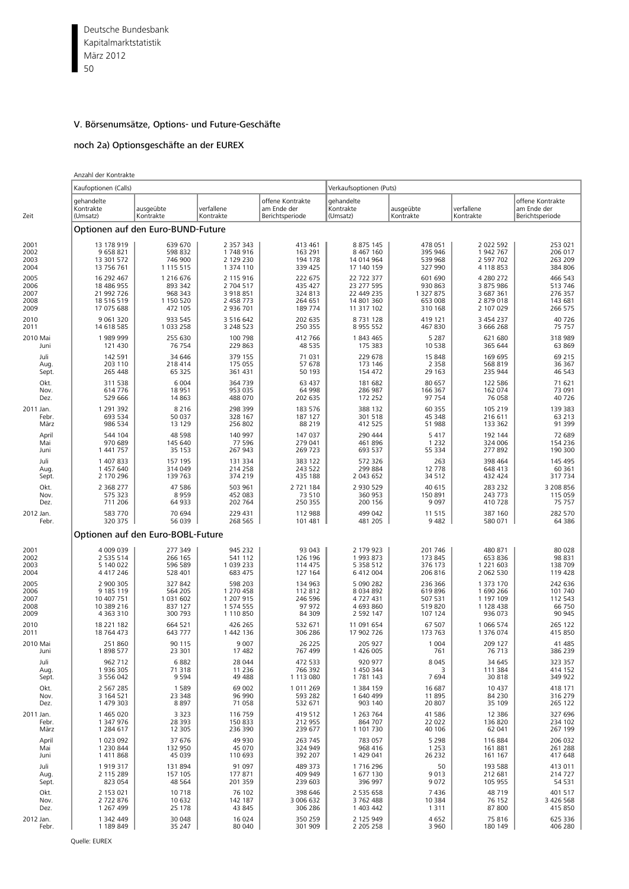## V. Börsenumsätze, Options- und Future-Geschäfte

### noch 2a) Optionsgeschäfte an der EUREX

Anzahl der Kontrakte

| Zeit | Kaufoptionen (Calls) | | | | Verkaufsoptionen (Puts) | | | |
|---|---|---|---|---|---|---|---|---|
| | gehandelte Kontrakte (Umsatz) | ausgeübte Kontrakte | verfallene Kontrakte | offene Kontrakte am Ende der Berichtsperiode | gehandelte Kontrakte (Umsatz) | ausgeübte Kontrakte | verfallene Kontrakte | offene Kontrakte am Ende der Berichtsperiode |
| | **Optionen auf den Euro-BUND-Future** | | | | | | | |
| 2001 | 13 178 919 | 639 670 | 2 357 343 | 413 461 | 8 875 145 | 478 051 | 2 022 592 | 253 021 |
| 2002 | 9 658 821 | 598 832 | 1 748 916 | 163 291 | 8 467 160 | 395 946 | 1 942 767 | 206 017 |
| 2003 | 13 301 572 | 746 900 | 2 129 230 | 194 178 | 14 014 964 | 539 968 | 2 597 702 | 263 209 |
| 2004 | 13 756 761 | 1 115 515 | 1 374 110 | 339 425 | 17 140 159 | 327 990 | 4 118 853 | 384 806 |
| 2005 | 16 292 467 | 1 216 676 | 2 115 916 | 222 675 | 22 722 377 | 601 690 | 4 280 272 | 466 543 |
| 2006 | 18 486 955 | 893 342 | 2 704 517 | 435 427 | 23 277 595 | 930 863 | 3 875 986 | 513 746 |
| 2007 | 21 992 726 | 968 343 | 3 918 851 | 324 813 | 22 449 235 | 1 327 875 | 3 687 361 | 276 357 |
| 2008 | 18 516 519 | 1 150 520 | 2 458 773 | 264 651 | 14 801 360 | 653 008 | 2 879 018 | 143 681 |
| 2009 | 17 075 688 | 472 105 | 2 936 701 | 189 774 | 11 317 102 | 310 168 | 2 107 029 | 266 575 |
| 2010 | 9 061 320 | 933 545 | 3 516 642 | 202 635 | 8 731 128 | 419 121 | 3 454 237 | 40 726 |
| 2011 | 14 618 585 | 1 033 258 | 3 248 523 | 250 355 | 8 955 552 | 467 830 | 3 666 268 | 75 757 |
| 2010 Mai | 1 989 999 | 255 630 | 100 798 | 412 766 | 1 843 465 | 5 287 | 621 680 | 318 989 |
| Juni | 121 430 | 76 754 | 229 863 | 48 535 | 175 383 | 10 538 | 365 644 | 63 869 |
| Juli | 142 591 | 34 646 | 379 155 | 71 031 | 229 678 | 15 848 | 169 695 | 69 215 |
| Aug. | 203 110 | 218 414 | 175 055 | 57 678 | 173 146 | 2 358 | 568 819 | 36 367 |
| Sept. | 265 448 | 65 325 | 361 431 | 50 193 | 154 472 | 29 163 | 235 944 | 46 543 |
| Okt. | 311 538 | 6 004 | 364 739 | 63 437 | 181 682 | 80 657 | 122 586 | 71 621 |
| Nov. | 614 776 | 18 951 | 953 035 | 64 998 | 286 987 | 166 367 | 162 074 | 73 091 |
| Dez. | 529 666 | 14 863 | 488 070 | 202 635 | 172 252 | 97 754 | 76 058 | 40 726 |
| 2011 Jan. | 1 291 392 | 8 216 | 298 399 | 183 576 | 388 132 | 60 355 | 105 219 | 139 383 |
| Febr. | 693 534 | 50 037 | 328 167 | 187 127 | 301 518 | 45 348 | 216 611 | 63 213 |
| März | 986 534 | 13 129 | 256 802 | 88 219 | 412 525 | 51 988 | 133 362 | 91 399 |
| April | 544 104 | 48 598 | 140 997 | 147 037 | 290 444 | 5 417 | 192 144 | 72 689 |
| Mai | 970 689 | 145 640 | 77 596 | 279 041 | 461 896 | 1 232 | 324 006 | 154 236 |
| Juni | 1 441 757 | 35 153 | 267 943 | 269 723 | 693 537 | 55 334 | 277 892 | 190 300 |
| Juli | 1 407 833 | 157 195 | 131 334 | 383 122 | 572 326 | 263 | 398 464 | 145 495 |
| Aug. | 1 457 640 | 314 049 | 214 258 | 243 522 | 299 884 | 12 778 | 648 413 | 60 361 |
| Sept. | 2 170 296 | 139 763 | 374 219 | 435 188 | 2 043 652 | 34 512 | 432 424 | 317 734 |
| Okt. | 2 368 277 | 47 586 | 503 961 | 2 721 184 | 2 930 529 | 40 615 | 283 232 | 3 208 856 |
| Nov. | 575 323 | 8 959 | 452 083 | 73 510 | 360 953 | 150 891 | 243 773 | 115 059 |
| Dez. | 711 206 | 64 933 | 202 764 | 250 355 | 200 156 | 9 097 | 410 728 | 75 757 |
| 2012 Jan. | 583 770 | 70 694 | 229 431 | 112 988 | 499 042 | 11 515 | 387 160 | 282 570 |
| Febr. | 320 375 | 56 039 | 268 565 | 101 481 | 481 205 | 9 482 | 580 071 | 64 386 |
| | **Optionen auf den Euro-BOBL-Future** | | | | | | | |
| 2001 | 4 009 039 | 277 349 | 945 232 | 93 043 | 2 179 923 | 201 746 | 480 871 | 80 028 |
| 2002 | 2 535 514 | 266 165 | 541 112 | 126 196 | 1 993 873 | 173 845 | 653 836 | 98 831 |
| 2003 | 5 140 022 | 596 589 | 1 039 233 | 114 475 | 5 358 512 | 376 173 | 1 221 603 | 138 709 |
| 2004 | 4 417 246 | 528 401 | 683 475 | 127 164 | 6 412 004 | 206 816 | 2 062 530 | 119 428 |
| 2005 | 2 900 305 | 327 842 | 598 203 | 134 963 | 5 090 282 | 236 366 | 1 373 170 | 242 636 |
| 2006 | 9 185 119 | 564 205 | 1 270 458 | 112 812 | 8 034 892 | 619 896 | 1 690 266 | 101 740 |
| 2007 | 10 407 751 | 1 031 602 | 1 207 915 | 246 596 | 4 727 431 | 507 531 | 1 197 109 | 112 543 |
| 2008 | 10 389 216 | 837 127 | 1 574 555 | 97 972 | 4 693 860 | 519 820 | 1 128 438 | 66 750 |
| 2009 | 4 363 310 | 300 793 | 1 110 850 | 84 309 | 2 592 147 | 107 124 | 936 073 | 90 945 |
| 2010 | 18 221 182 | 664 521 | 426 265 | 532 671 | 11 091 654 | 67 507 | 1 066 574 | 265 122 |
| 2011 | 18 764 473 | 643 777 | 1 442 136 | 306 286 | 17 902 726 | 173 763 | 1 376 074 | 415 850 |
| 2010 Mai | 251 860 | 90 115 | 9 007 | 26 225 | 205 927 | 1 004 | 209 127 | 41 485 |
| Juni | 1 898 577 | 23 301 | 17 482 | 767 499 | 1 426 005 | 761 | 76 713 | 386 239 |
| Juli | 962 712 | 6 882 | 28 044 | 472 533 | 920 977 | 8 045 | 34 645 | 323 357 |
| Aug. | 1 936 305 | 71 318 | 11 236 | 766 392 | 1 450 344 | 3 | 111 384 | 414 152 |
| Sept. | 3 556 042 | 9 594 | 49 488 | 1 113 080 | 1 781 143 | 7 694 | 30 818 | 349 922 |
| Okt. | 2 567 285 | 1 589 | 69 002 | 1 011 269 | 1 384 159 | 16 687 | 10 437 | 418 171 |
| Nov. | 3 164 521 | 23 348 | 96 990 | 593 282 | 1 640 499 | 11 895 | 84 230 | 316 279 |
| Dez. | 1 479 303 | 8 897 | 71 058 | 532 671 | 903 140 | 20 807 | 35 109 | 265 122 |
| 2011 Jan. | 1 465 020 | 3 323 | 116 759 | 419 512 | 1 263 764 | 41 586 | 12 386 | 327 696 |
| Febr. | 1 347 976 | 28 393 | 150 833 | 212 955 | 864 707 | 22 022 | 136 820 | 234 102 |
| März | 1 284 617 | 12 305 | 236 390 | 239 677 | 1 101 730 | 40 106 | 62 041 | 267 199 |
| April | 1 023 092 | 37 676 | 49 930 | 263 745 | 783 057 | 5 298 | 116 884 | 206 032 |
| Mai | 1 230 844 | 132 950 | 45 070 | 324 949 | 968 416 | 1 253 | 161 881 | 261 288 |
| Juni | 1 411 868 | 45 039 | 110 693 | 392 207 | 1 429 041 | 26 232 | 161 167 | 417 648 |
| Juli | 1 919 317 | 131 894 | 91 097 | 489 373 | 1 716 296 | 50 | 193 588 | 413 011 |
| Aug. | 2 115 289 | 157 105 | 177 871 | 409 949 | 1 677 130 | 9 013 | 212 681 | 214 727 |
| Sept. | 823 054 | 48 564 | 201 359 | 239 603 | 396 997 | 9 072 | 105 955 | 54 531 |
| Okt. | 2 153 021 | 10 718 | 76 102 | 398 646 | 2 535 658 | 7 436 | 48 719 | 401 517 |
| Nov. | 2 722 876 | 10 632 | 142 187 | 3 006 632 | 3 762 488 | 10 384 | 76 152 | 3 426 568 |
| Dez. | 1 267 499 | 25 178 | 43 845 | 306 286 | 1 403 442 | 1 311 | 87 800 | 415 850 |
| 2012 Jan. | 1 342 449 | 30 048 | 16 024 | 350 259 | 2 125 949 | 4 652 | 75 816 | 625 336 |
| Febr. | 1 189 849 | 35 247 | 80 040 | 301 909 | 2 205 258 | 3 960 | 180 149 | 406 280 |

Quelle: EUREX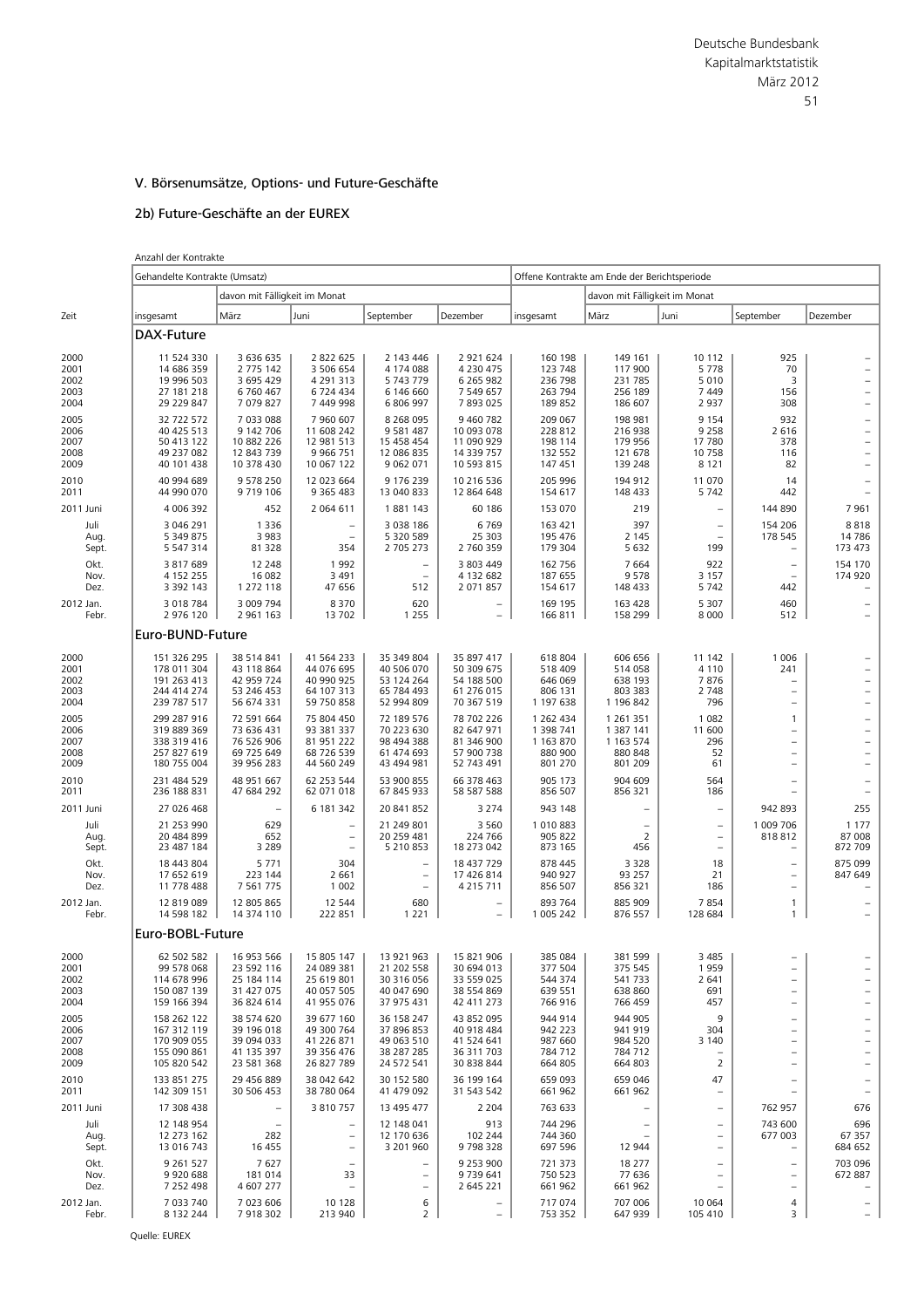## V. Börsenumsätze, Options- und Future-Geschäfte

### 2b) Future-Geschäfte an der EUREX

Anzahl der Kontrakte

| Zeit | Gehandelte Kontrakte (Umsatz) | | | | | Offene Kontrakte am Ende der Berichtsperiode | | | | |
|---|---|---|---|---|---|---|---|---|---|---|
| | | davon mit Fälligkeit im Monat | | | | | davon mit Fälligkeit im Monat | | | |
| | insgesamt | März | Juni | September | Dezember | insgesamt | März | Juni | September | Dezember |
| **DAX-Future** | | | | | | | | | | |
| 2000 | 11 524 330 | 3 636 635 | 2 822 625 | 2 143 446 | 2 921 624 | 160 198 | 149 161 | 10 112 | 925 | – |
| 2001 | 14 686 359 | 2 775 142 | 3 506 654 | 4 174 088 | 4 230 475 | 123 748 | 117 900 | 5 778 | 70 | – |
| 2002 | 19 996 503 | 3 695 429 | 4 291 313 | 5 743 779 | 6 265 982 | 236 798 | 231 785 | 5 010 | 3 | – |
| 2003 | 27 181 218 | 6 760 467 | 6 724 434 | 6 146 660 | 7 549 657 | 263 794 | 256 189 | 7 449 | 156 | – |
| 2004 | 29 229 847 | 7 079 827 | 7 449 998 | 6 806 997 | 7 893 025 | 189 852 | 186 607 | 2 937 | 308 | – |
| 2005 | 32 722 572 | 7 033 088 | 7 960 607 | 8 268 095 | 9 460 782 | 209 067 | 198 981 | 9 154 | 932 | – |
| 2006 | 40 425 513 | 9 142 706 | 11 608 242 | 9 581 487 | 10 093 078 | 228 812 | 216 938 | 9 258 | 2 616 | – |
| 2007 | 50 413 122 | 10 882 226 | 12 981 513 | 15 458 454 | 11 090 929 | 198 114 | 179 956 | 17 780 | 378 | – |
| 2008 | 49 237 082 | 12 843 739 | 9 966 751 | 12 086 835 | 14 339 757 | 132 552 | 121 678 | 10 758 | 116 | – |
| 2009 | 40 101 438 | 10 378 430 | 10 067 122 | 9 062 071 | 10 593 815 | 147 451 | 139 248 | 8 121 | 82 | – |
| 2010 | 40 994 689 | 9 578 250 | 12 023 664 | 9 176 239 | 10 216 536 | 205 996 | 194 912 | 11 070 | 14 | – |
| 2011 | 44 990 070 | 9 719 106 | 9 365 483 | 13 040 833 | 12 864 648 | 154 617 | 148 433 | 5 742 | 442 | – |
| 2011 Juni | 4 006 392 | 452 | 2 064 611 | 1 881 143 | 60 186 | 153 070 | 219 | – | 144 890 | 7 961 |
| Juli | 3 046 291 | 1 336 | – | 3 038 186 | 6 769 | 163 421 | 397 | – | 154 206 | 8 818 |
| Aug. | 5 349 875 | 3 983 | – | 5 320 589 | 25 303 | 195 476 | 2 145 | – | 178 545 | 14 786 |
| Sept. | 5 547 314 | 81 328 | 354 | 2 705 273 | 2 760 359 | 179 304 | 5 632 | 199 | – | 173 473 |
| Okt. | 3 817 689 | 12 248 | 1 992 | – | 3 803 449 | 162 756 | 7 664 | 922 | – | 154 170 |
| Nov. | 4 152 255 | 16 082 | 3 491 | – | 4 132 682 | 187 655 | 9 578 | 3 157 | – | 174 920 |
| Dez. | 3 392 143 | 1 272 118 | 47 656 | 512 | 2 071 857 | 154 617 | 148 433 | 5 742 | 442 | – |
| 2012 Jan. | 3 018 784 | 3 009 794 | 8 370 | 620 | – | 169 195 | 163 428 | 5 307 | 460 | – |
| Febr. | 2 976 120 | 2 961 163 | 13 702 | 1 255 | – | 166 811 | 158 299 | 8 000 | 512 | – |
| **Euro-BUND-Future** | | | | | | | | | | |
| 2000 | 151 326 295 | 38 514 841 | 41 564 233 | 35 349 804 | 35 897 417 | 618 804 | 606 656 | 11 142 | 1 006 | – |
| 2001 | 178 011 304 | 43 118 864 | 44 076 695 | 40 506 070 | 50 309 675 | 518 409 | 514 058 | 4 110 | 241 | – |
| 2002 | 191 263 413 | 42 959 724 | 40 990 925 | 53 124 264 | 54 188 500 | 646 069 | 638 193 | 7 876 | – | – |
| 2003 | 244 414 274 | 53 246 453 | 64 107 313 | 65 784 493 | 61 276 015 | 806 131 | 803 383 | 2 748 | – | – |
| 2004 | 239 787 517 | 56 674 331 | 59 750 858 | 52 994 809 | 70 367 519 | 1 197 638 | 1 196 842 | 796 | – | – |
| 2005 | 299 287 916 | 72 591 664 | 75 804 450 | 72 189 576 | 78 702 226 | 1 262 434 | 1 261 351 | 1 082 | 1 | – |
| 2006 | 319 889 369 | 73 636 431 | 93 381 337 | 70 223 630 | 82 647 971 | 1 398 741 | 1 387 141 | 11 600 | – | – |
| 2007 | 338 319 416 | 76 526 906 | 81 951 222 | 98 494 388 | 81 346 900 | 1 163 870 | 1 163 574 | 296 | – | – |
| 2008 | 257 827 619 | 69 725 649 | 68 726 539 | 61 474 693 | 57 900 738 | 880 900 | 880 848 | 52 | – | – |
| 2009 | 180 755 004 | 39 956 283 | 44 560 249 | 43 494 981 | 52 743 491 | 801 270 | 801 209 | 61 | – | – |
| 2010 | 231 484 529 | 48 951 667 | 62 253 544 | 53 900 855 | 66 378 463 | 905 173 | 904 609 | 564 | – | – |
| 2011 | 236 188 831 | 47 684 292 | 62 071 018 | 67 845 933 | 58 587 588 | 856 507 | 856 321 | 186 | – | – |
| 2011 Juni | 27 026 468 | – | 6 181 342 | 20 841 852 | 3 274 | 943 148 | – | – | 942 893 | 255 |
| Juli | 21 253 990 | 629 | – | 21 249 801 | 3 560 | 1 010 883 | – | – | 1 009 706 | 1 177 |
| Aug. | 20 484 899 | 652 | – | 20 259 481 | 224 766 | 905 822 | 2 | – | 818 812 | 87 008 |
| Sept. | 23 487 184 | 3 289 | – | 5 210 853 | 18 273 042 | 873 165 | 456 | – | – | 872 709 |
| Okt. | 18 443 804 | 5 771 | 304 | – | 18 437 729 | 878 445 | 3 328 | 18 | – | 875 099 |
| Nov. | 17 652 619 | 223 144 | 2 661 | – | 17 426 814 | 940 927 | 93 257 | 21 | – | 847 649 |
| Dez. | 11 778 488 | 7 561 775 | 1 002 | – | 4 215 711 | 856 507 | 856 321 | 186 | – | – |
| 2012 Jan. | 12 819 089 | 12 805 865 | 12 544 | 680 | – | 893 764 | 885 909 | 7 854 | 1 | – |
| Febr. | 14 598 182 | 14 374 110 | 222 851 | 1 221 | – | 1 005 242 | 876 557 | 128 684 | 1 | – |
| **Euro-BOBL-Future** | | | | | | | | | | |
| 2000 | 62 502 582 | 16 953 566 | 15 805 147 | 13 921 963 | 15 821 906 | 385 084 | 381 599 | 3 485 | – | – |
| 2001 | 99 578 068 | 23 592 116 | 24 089 381 | 21 202 558 | 30 694 013 | 377 504 | 375 545 | 1 959 | – | – |
| 2002 | 114 678 996 | 25 184 114 | 25 619 801 | 30 316 056 | 33 559 025 | 544 374 | 541 733 | 2 641 | – | – |
| 2003 | 150 087 139 | 31 427 075 | 40 057 505 | 40 047 690 | 38 554 869 | 639 551 | 638 860 | 691 | – | – |
| 2004 | 159 166 394 | 36 824 614 | 41 955 076 | 37 975 431 | 42 411 273 | 766 916 | 766 459 | 457 | – | – |
| 2005 | 158 262 122 | 38 574 620 | 39 677 160 | 36 158 247 | 43 852 095 | 944 914 | 944 905 | 9 | – | – |
| 2006 | 167 312 119 | 39 196 018 | 49 300 764 | 37 896 853 | 40 918 484 | 942 223 | 941 919 | 304 | – | – |
| 2007 | 170 909 055 | 39 094 033 | 41 226 871 | 49 063 510 | 41 524 641 | 987 660 | 984 520 | 3 140 | – | – |
| 2008 | 155 090 861 | 41 135 397 | 39 356 476 | 38 287 285 | 36 311 703 | 784 712 | 784 712 | – | – | – |
| 2009 | 105 820 542 | 23 581 368 | 26 827 789 | 24 572 541 | 30 838 844 | 664 805 | 664 803 | 2 | – | – |
| 2010 | 133 851 275 | 29 456 889 | 38 042 642 | 30 152 580 | 36 199 164 | 659 093 | 659 046 | 47 | – | – |
| 2011 | 142 309 151 | 30 506 453 | 38 780 064 | 41 479 092 | 31 543 542 | 661 962 | 661 962 | – | – | – |
| 2011 Juni | 17 308 438 | – | 3 810 757 | 13 495 477 | 2 204 | 763 633 | – | – | 762 957 | 676 |
| Juli | 12 148 954 | – | – | 12 148 041 | 913 | 744 296 | – | – | 743 600 | 696 |
| Aug. | 12 273 162 | 282 | – | 12 170 636 | 102 244 | 744 360 | – | – | 677 003 | 67 357 |
| Sept. | 13 016 743 | 16 455 | – | 3 201 960 | 9 798 328 | 697 596 | 12 944 | – | – | 684 652 |
| Okt. | 9 261 527 | 7 627 | – | – | 9 253 900 | 721 373 | 18 277 | – | – | 703 096 |
| Nov. | 9 920 688 | 181 014 | 33 | – | 9 739 641 | 750 523 | 77 636 | – | – | 672 887 |
| Dez. | 7 252 498 | 4 607 277 | – | – | 2 645 221 | 661 962 | 661 962 | – | – | – |
| 2012 Jan. | 7 033 740 | 7 023 606 | 10 128 | 6 | – | 717 074 | 707 006 | 10 064 | 4 | – |
| Febr. | 8 132 244 | 7 918 302 | 213 940 | 2 | – | 753 352 | 647 939 | 105 410 | 3 | – |

Quelle: EUREX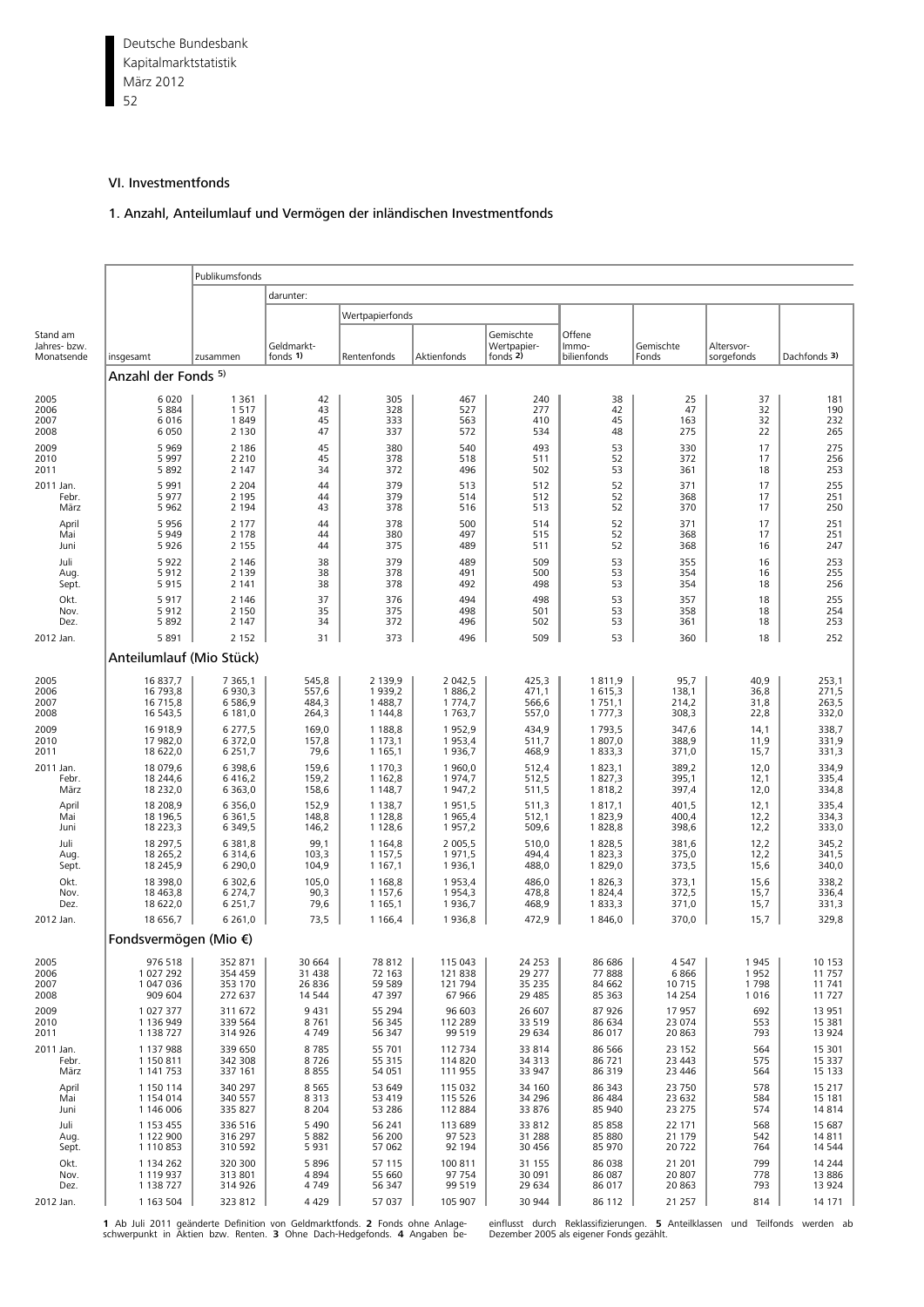## VI. Investmentfonds

### 1. Anzahl, Anteilumlauf und Vermögen der inländischen Investmentfonds

| Stand am Jahres- bzw. Monatsende | insgesamt | Publikumsfonds | | | | | | | | | |
|---|---|---|---|---|---|---|---|---|---|---|---|
| | | zusammen | darunter: | | | | | | | | |
| | | | Wertpapierfonds | | | | | | | | |
| | | | Geldmarkt-fonds 1) | Rentenfonds | Aktienfonds | Gemischte Wertpapier-fonds 2) | Offene Immo-bilienfonds | Gemischte Fonds | Altersvor-sorgefonds | Dachfonds 3) | |
| **Anzahl der Fonds 5)** | | | | | | | | | | | |
| 2005 | 6 020 | 1 361 | 42 | 305 | 467 | 240 | 38 | 25 | 37 | 181 | |
| 2006 | 5 884 | 1 517 | 43 | 328 | 527 | 277 | 42 | 47 | 32 | 190 | |
| 2007 | 6 016 | 1 849 | 45 | 333 | 563 | 410 | 45 | 163 | 32 | 232 | |
| 2008 | 6 050 | 2 130 | 47 | 337 | 572 | 534 | 48 | 275 | 22 | 265 | |
| 2009 | 5 969 | 2 186 | 45 | 380 | 540 | 493 | 53 | 330 | 17 | 275 | |
| 2010 | 5 997 | 2 210 | 45 | 378 | 518 | 511 | 52 | 372 | 17 | 256 | |
| 2011 | 5 892 | 2 147 | 34 | 372 | 496 | 502 | 53 | 361 | 18 | 253 | |
| 2011 Jan. | 5 991 | 2 204 | 44 | 379 | 513 | 512 | 52 | 371 | 17 | 255 | |
| Febr. | 5 977 | 2 195 | 44 | 379 | 514 | 512 | 52 | 368 | 17 | 251 | |
| März | 5 962 | 2 194 | 43 | 378 | 516 | 513 | 52 | 370 | 17 | 250 | |
| April | 5 956 | 2 177 | 44 | 378 | 500 | 514 | 52 | 371 | 17 | 251 | |
| Mai | 5 949 | 2 178 | 44 | 380 | 497 | 515 | 52 | 368 | 17 | 251 | |
| Juni | 5 926 | 2 155 | 44 | 375 | 489 | 511 | 52 | 368 | 16 | 247 | |
| Juli | 5 922 | 2 146 | 38 | 379 | 489 | 509 | 53 | 355 | 16 | 253 | |
| Aug. | 5 912 | 2 139 | 38 | 378 | 491 | 500 | 53 | 354 | 16 | 255 | |
| Sept. | 5 915 | 2 141 | 38 | 378 | 492 | 498 | 53 | 354 | 18 | 256 | |
| Okt. | 5 917 | 2 146 | 37 | 376 | 494 | 498 | 53 | 357 | 18 | 255 | |
| Nov. | 5 912 | 2 150 | 35 | 375 | 498 | 501 | 53 | 358 | 18 | 254 | |
| Dez. | 5 892 | 2 147 | 34 | 372 | 496 | 502 | 53 | 361 | 18 | 253 | |
| 2012 Jan. | 5 891 | 2 152 | 31 | 373 | 496 | 509 | 53 | 360 | 18 | 252 | |
| **Anteilumlauf (Mio Stück)** | | | | | | | | | | | |
| 2005 | 16 837,7 | 7 365,1 | 545,8 | 2 139,9 | 2 042,5 | 425,3 | 1 811,9 | 95,7 | 40,9 | 253,1 | |
| 2006 | 16 793,8 | 6 930,3 | 557,6 | 1 939,2 | 1 886,2 | 471,1 | 1 615,3 | 138,1 | 36,8 | 271,5 | |
| 2007 | 16 715,8 | 6 586,9 | 484,3 | 1 488,7 | 1 774,7 | 566,6 | 1 751,1 | 214,2 | 31,8 | 263,5 | |
| 2008 | 16 543,5 | 6 181,0 | 264,3 | 1 144,8 | 1 763,7 | 557,0 | 1 777,3 | 308,3 | 22,8 | 332,0 | |
| 2009 | 16 918,9 | 6 277,5 | 169,0 | 1 188,8 | 1 952,9 | 434,9 | 1 793,5 | 347,6 | 14,1 | 338,7 | |
| 2010 | 17 982,0 | 6 372,0 | 157,8 | 1 173,1 | 1 953,4 | 511,7 | 1 807,0 | 388,9 | 11,9 | 331,9 | |
| 2011 | 18 622,0 | 6 251,7 | 79,6 | 1 165,1 | 1 936,7 | 468,9 | 1 833,3 | 371,0 | 15,7 | 331,3 | |
| 2011 Jan. | 18 079,6 | 6 398,6 | 159,6 | 1 170,3 | 1 960,0 | 512,4 | 1 823,1 | 389,2 | 12,0 | 334,9 | |
| Febr. | 18 244,6 | 6 416,2 | 159,2 | 1 162,8 | 1 974,7 | 512,5 | 1 827,3 | 395,1 | 12,1 | 335,4 | |
| März | 18 232,0 | 6 363,0 | 158,6 | 1 148,7 | 1 947,2 | 511,5 | 1 818,2 | 397,4 | 12,0 | 334,8 | |
| April | 18 208,9 | 6 356,0 | 152,9 | 1 138,7 | 1 951,5 | 511,3 | 1 817,1 | 401,5 | 12,1 | 335,4 | |
| Mai | 18 196,5 | 6 361,5 | 148,8 | 1 128,8 | 1 965,4 | 512,1 | 1 823,9 | 400,4 | 12,2 | 334,3 | |
| Juni | 18 223,3 | 6 349,5 | 146,2 | 1 128,6 | 1 957,2 | 509,6 | 1 828,8 | 398,6 | 12,2 | 333,0 | |
| Juli | 18 297,5 | 6 381,8 | 99,1 | 1 164,8 | 2 005,5 | 510,0 | 1 828,5 | 381,6 | 12,2 | 345,2 | |
| Aug. | 18 265,2 | 6 314,6 | 103,3 | 1 157,5 | 1 971,5 | 494,4 | 1 823,3 | 375,0 | 12,2 | 341,5 | |
| Sept. | 18 245,9 | 6 290,0 | 104,9 | 1 167,1 | 1 936,1 | 488,0 | 1 829,0 | 373,5 | 15,6 | 340,0 | |
| Okt. | 18 398,0 | 6 302,6 | 105,0 | 1 168,8 | 1 953,4 | 486,0 | 1 826,3 | 373,1 | 15,6 | 338,2 | |
| Nov. | 18 463,8 | 6 274,7 | 90,3 | 1 157,6 | 1 954,3 | 478,8 | 1 824,4 | 372,5 | 15,7 | 336,4 | |
| Dez. | 18 622,0 | 6 251,7 | 79,6 | 1 165,1 | 1 936,7 | 468,9 | 1 833,3 | 371,0 | 15,7 | 331,3 | |
| 2012 Jan. | 18 656,7 | 6 261,0 | 73,5 | 1 166,4 | 1 936,8 | 472,9 | 1 846,0 | 370,0 | 15,7 | 329,8 | |
| **Fondsvermögen (Mio €)** | | | | | | | | | | | |
| 2005 | 976 518 | 352 871 | 30 664 | 78 812 | 115 043 | 24 253 | 86 686 | 4 547 | 1 945 | 10 153 | |
| 2006 | 1 027 292 | 354 459 | 31 438 | 72 163 | 121 838 | 29 277 | 77 888 | 6 866 | 1 952 | 11 757 | |
| 2007 | 1 047 036 | 353 170 | 26 836 | 59 589 | 121 794 | 35 235 | 84 662 | 10 715 | 1 798 | 11 741 | |
| 2008 | 909 604 | 272 637 | 14 544 | 47 397 | 67 966 | 29 485 | 85 363 | 14 254 | 1 016 | 11 727 | |
| 2009 | 1 027 377 | 311 672 | 9 431 | 55 294 | 96 603 | 26 607 | 87 926 | 17 957 | 692 | 13 951 | |
| 2010 | 1 136 949 | 339 564 | 8 761 | 56 345 | 112 289 | 33 519 | 86 634 | 23 074 | 553 | 15 381 | |
| 2011 | 1 138 727 | 314 926 | 4 749 | 56 347 | 99 519 | 29 634 | 86 017 | 20 863 | 793 | 13 924 | |
| 2011 Jan. | 1 137 988 | 339 650 | 8 785 | 55 701 | 112 734 | 33 814 | 86 566 | 23 152 | 564 | 15 301 | |
| Febr. | 1 150 811 | 342 308 | 8 726 | 55 315 | 114 820 | 34 313 | 86 721 | 23 443 | 575 | 15 337 | |
| März | 1 141 753 | 337 161 | 8 855 | 54 051 | 111 955 | 33 947 | 86 319 | 23 446 | 564 | 15 133 | |
| April | 1 150 114 | 340 297 | 8 565 | 53 649 | 115 032 | 34 160 | 86 343 | 23 750 | 578 | 15 217 | |
| Mai | 1 154 014 | 340 557 | 8 313 | 53 419 | 115 526 | 34 296 | 86 484 | 23 632 | 584 | 15 181 | |
| Juni | 1 146 006 | 335 827 | 8 204 | 53 286 | 112 884 | 33 876 | 85 940 | 23 275 | 574 | 14 814 | |
| Juli | 1 153 455 | 336 516 | 5 490 | 56 241 | 113 689 | 33 812 | 85 858 | 22 171 | 568 | 15 687 | |
| Aug. | 1 122 900 | 316 297 | 5 882 | 56 200 | 97 523 | 31 288 | 85 880 | 21 179 | 542 | 14 811 | |
| Sept. | 1 110 853 | 310 592 | 5 931 | 57 062 | 92 194 | 30 456 | 85 970 | 20 722 | 764 | 14 544 | |
| Okt. | 1 134 262 | 320 300 | 5 896 | 57 115 | 100 811 | 31 155 | 86 038 | 21 201 | 799 | 14 244 | |
| Nov. | 1 119 937 | 313 801 | 4 894 | 55 660 | 97 754 | 30 091 | 86 087 | 20 807 | 778 | 13 886 | |
| Dez. | 1 138 727 | 314 926 | 4 749 | 56 347 | 99 519 | 29 634 | 86 017 | 20 863 | 793 | 13 924 | |
| 2012 Jan. | 1 163 504 | 323 812 | 4 429 | 57 037 | 105 907 | 30 944 | 86 112 | 21 257 | 814 | 14 171 | |

**1** Ab Juli 2011 geänderte Definition von Geldmarktfonds. **2** Fonds ohne Anlageschwerpunkt in Aktien bzw. Renten. **3** Ohne Dach-Hedgefonds. **4** Angaben beeinflusst durch Reklassifizierungen. **5** Anteilklassen und Teilfonds werden ab Dezember 2005 als eigener Fonds gezählt.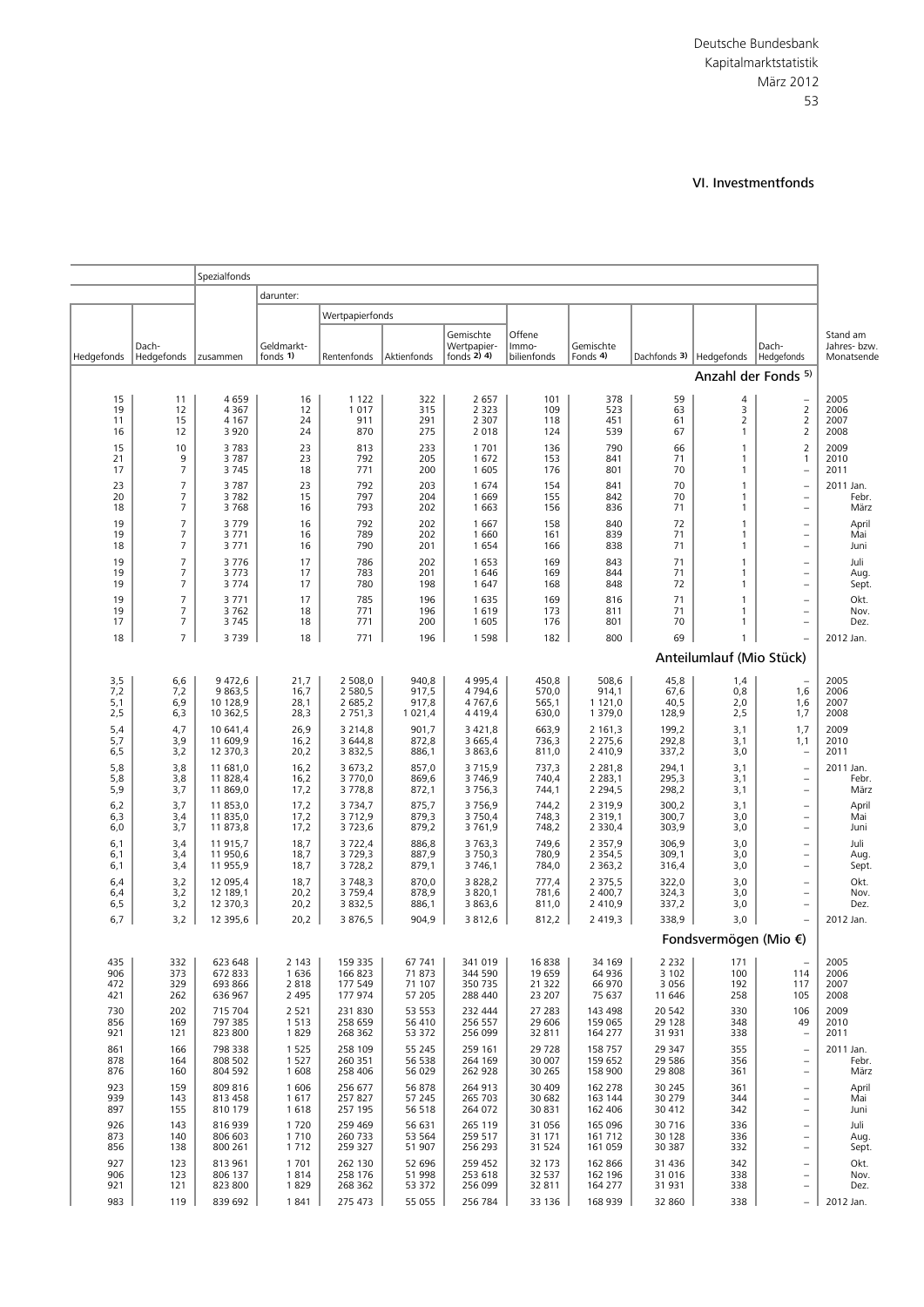## VI. Investmentfonds

| Hedgefonds | Dach-Hedgefonds | Spezialfonds zusammen | darunter: Geldmarktfonds 1) | Wertpapierfonds: Rentenfonds | Wertpapierfonds: Aktienfonds | Wertpapierfonds: Gemischte Wertpapierfonds 2) 4) | Offene Immobilienfonds | Gemischte Fonds 4) | Dachfonds 3) | Hedgefonds | Dach-Hedgefonds | Stand am Jahres- bzw. Monatsende |
|---|---|---|---|---|---|---|---|---|---|---|---|---|
| | | | | | | | | | | | **Anzahl der Fonds 5)** | |
| 15 | 11 | 4 659 | 16 | 1 122 | 322 | 2 657 | 101 | 378 | 59 | 4 | – | 2005 |
| 19 | 12 | 4 367 | 12 | 1 017 | 315 | 2 323 | 109 | 523 | 63 | 3 | 2 | 2006 |
| 11 | 15 | 4 167 | 24 | 911 | 291 | 2 307 | 118 | 451 | 61 | 2 | 2 | 2007 |
| 16 | 12 | 3 920 | 24 | 870 | 275 | 2 018 | 124 | 539 | 67 | 1 | 2 | 2008 |
| 15 | 10 | 3 783 | 23 | 813 | 233 | 1 701 | 136 | 790 | 66 | 1 | 2 | 2009 |
| 21 | 9 | 3 787 | 23 | 792 | 205 | 1 672 | 153 | 841 | 71 | 1 | 1 | 2010 |
| 17 | 7 | 3 745 | 18 | 771 | 200 | 1 605 | 176 | 801 | 70 | 1 | – | 2011 |
| 23 | 7 | 3 787 | 23 | 792 | 203 | 1 674 | 154 | 841 | 70 | 1 | – | 2011 Jan. |
| 20 | 7 | 3 782 | 15 | 797 | 204 | 1 669 | 155 | 842 | 70 | 1 | – | Febr. |
| 18 | 7 | 3 768 | 16 | 793 | 202 | 1 663 | 156 | 836 | 71 | 1 | – | März |
| 19 | 7 | 3 779 | 16 | 792 | 202 | 1 667 | 158 | 840 | 72 | 1 | – | April |
| 19 | 7 | 3 771 | 16 | 789 | 202 | 1 660 | 161 | 839 | 71 | 1 | – | Mai |
| 18 | 7 | 3 771 | 16 | 790 | 201 | 1 654 | 166 | 838 | 71 | 1 | – | Juni |
| 19 | 7 | 3 776 | 17 | 786 | 202 | 1 653 | 169 | 843 | 71 | 1 | – | Juli |
| 19 | 7 | 3 773 | 17 | 783 | 201 | 1 646 | 169 | 844 | 71 | 1 | – | Aug. |
| 19 | 7 | 3 774 | 17 | 780 | 198 | 1 647 | 168 | 848 | 72 | 1 | – | Sept. |
| 19 | 7 | 3 771 | 17 | 785 | 196 | 1 635 | 169 | 816 | 71 | 1 | – | Okt. |
| 19 | 7 | 3 762 | 18 | 771 | 196 | 1 619 | 173 | 811 | 71 | 1 | – | Nov. |
| 17 | 7 | 3 745 | 18 | 771 | 200 | 1 605 | 176 | 801 | 70 | 1 | – | Dez. |
| 18 | 7 | 3 739 | 18 | 771 | 196 | 1 598 | 182 | 800 | 69 | 1 | – | 2012 Jan. |
| | | | | | | | | | | | **Anteilumlauf (Mio Stück)** | |
| 3,5 | 6,6 | 9 472,6 | 21,7 | 2 508,0 | 940,8 | 4 995,4 | 450,8 | 508,6 | 45,8 | 1,4 | – | 2005 |
| 7,2 | 7,2 | 9 863,5 | 16,7 | 2 580,5 | 917,5 | 4 794,6 | 570,0 | 914,1 | 67,6 | 0,8 | 1,6 | 2006 |
| 5,1 | 6,9 | 10 128,9 | 28,1 | 2 685,2 | 917,8 | 4 767,6 | 565,1 | 1 121,0 | 40,5 | 2,0 | 1,6 | 2007 |
| 2,5 | 6,3 | 10 362,5 | 28,3 | 2 751,3 | 1 021,4 | 4 419,4 | 630,0 | 1 379,0 | 128,9 | 2,5 | 1,7 | 2008 |
| 5,4 | 4,7 | 10 641,4 | 26,9 | 3 214,8 | 901,7 | 3 421,8 | 663,9 | 2 161,3 | 199,2 | 3,1 | 1,7 | 2009 |
| 5,7 | 3,9 | 11 609,9 | 16,2 | 3 644,8 | 872,8 | 3 665,4 | 736,3 | 2 275,6 | 292,8 | 3,1 | 1,1 | 2010 |
| 6,5 | 3,2 | 12 370,3 | 20,2 | 3 832,5 | 886,1 | 3 863,6 | 811,0 | 2 410,9 | 337,2 | 3,0 | – | 2011 |
| 5,8 | 3,8 | 11 681,0 | 16,2 | 3 673,2 | 857,0 | 3 715,9 | 737,3 | 2 281,8 | 294,1 | 3,1 | – | 2011 Jan. |
| 5,8 | 3,8 | 11 828,4 | 16,2 | 3 770,0 | 869,6 | 3 746,9 | 740,4 | 2 283,1 | 295,3 | 3,1 | – | Febr. |
| 5,9 | 3,7 | 11 869,0 | 17,2 | 3 778,8 | 872,1 | 3 756,3 | 744,1 | 2 294,5 | 298,2 | 3,1 | – | März |
| 6,2 | 3,7 | 11 853,0 | 17,2 | 3 734,7 | 875,7 | 3 756,9 | 744,2 | 2 319,9 | 300,2 | 3,1 | – | April |
| 6,3 | 3,4 | 11 835,0 | 17,2 | 3 712,9 | 879,3 | 3 750,4 | 748,3 | 2 319,1 | 300,7 | 3,0 | – | Mai |
| 6,0 | 3,7 | 11 873,8 | 17,2 | 3 723,6 | 879,2 | 3 761,9 | 748,2 | 2 330,4 | 303,9 | 3,0 | – | Juni |
| 6,1 | 3,4 | 11 915,7 | 18,7 | 3 722,4 | 886,8 | 3 763,3 | 749,6 | 2 357,9 | 306,9 | 3,0 | – | Juli |
| 6,1 | 3,4 | 11 950,6 | 18,7 | 3 729,3 | 887,9 | 3 750,3 | 780,9 | 2 354,5 | 309,1 | 3,0 | – | Aug. |
| 6,1 | 3,4 | 11 955,9 | 18,7 | 3 728,2 | 879,1 | 3 746,1 | 784,0 | 2 363,2 | 316,4 | 3,0 | – | Sept. |
| 6,4 | 3,2 | 12 095,4 | 18,7 | 3 748,3 | 870,0 | 3 828,2 | 777,4 | 2 375,5 | 322,0 | 3,0 | – | Okt. |
| 6,4 | 3,2 | 12 189,1 | 20,2 | 3 759,4 | 878,9 | 3 820,1 | 781,6 | 2 400,7 | 324,3 | 3,0 | – | Nov. |
| 6,5 | 3,2 | 12 370,3 | 20,2 | 3 832,5 | 886,1 | 3 863,6 | 811,0 | 2 410,9 | 337,2 | 3,0 | – | Dez. |
| 6,7 | 3,2 | 12 395,6 | 20,2 | 3 876,5 | 904,9 | 3 812,6 | 812,2 | 2 419,3 | 338,9 | 3,0 | – | 2012 Jan. |
| | | | | | | | | | | | **Fondsvermögen (Mio €)** | |
| 435 | 332 | 623 648 | 2 143 | 159 335 | 67 741 | 341 019 | 16 838 | 34 169 | 2 232 | 171 | – | 2005 |
| 906 | 373 | 672 833 | 1 636 | 166 823 | 71 873 | 344 590 | 19 659 | 64 936 | 3 102 | 100 | 114 | 2006 |
| 472 | 329 | 693 866 | 2 818 | 177 549 | 71 107 | 350 735 | 21 322 | 66 970 | 3 056 | 192 | 117 | 2007 |
| 421 | 262 | 636 967 | 2 495 | 177 974 | 57 205 | 288 440 | 23 207 | 75 637 | 11 646 | 258 | 105 | 2008 |
| 730 | 202 | 715 704 | 2 521 | 231 830 | 53 553 | 232 444 | 27 283 | 143 498 | 20 542 | 330 | 106 | 2009 |
| 856 | 169 | 797 385 | 1 513 | 258 659 | 56 410 | 256 557 | 29 606 | 159 065 | 29 128 | 348 | 49 | 2010 |
| 921 | 121 | 823 800 | 1 829 | 268 362 | 53 372 | 256 099 | 32 811 | 164 277 | 31 931 | 338 | – | 2011 |
| 861 | 166 | 798 338 | 1 525 | 258 109 | 55 245 | 259 161 | 29 728 | 158 757 | 29 347 | 355 | – | 2011 Jan. |
| 878 | 164 | 808 502 | 1 527 | 260 351 | 56 538 | 264 169 | 30 007 | 159 652 | 29 586 | 356 | – | Febr. |
| 876 | 160 | 804 592 | 1 608 | 258 406 | 56 029 | 262 928 | 30 265 | 158 900 | 29 808 | 361 | – | März |
| 923 | 159 | 809 816 | 1 606 | 256 677 | 56 878 | 264 913 | 30 409 | 162 278 | 30 245 | 361 | – | April |
| 939 | 143 | 813 458 | 1 617 | 257 827 | 57 245 | 265 703 | 30 682 | 163 144 | 30 279 | 344 | – | Mai |
| 897 | 155 | 810 179 | 1 618 | 257 195 | 56 518 | 264 072 | 30 831 | 162 406 | 30 412 | 342 | – | Juni |
| 926 | 143 | 816 939 | 1 720 | 259 469 | 56 631 | 265 119 | 31 056 | 165 096 | 30 716 | 336 | – | Juli |
| 873 | 140 | 806 603 | 1 710 | 260 733 | 53 564 | 259 517 | 31 171 | 161 712 | 30 128 | 336 | – | Aug. |
| 856 | 138 | 800 261 | 1 712 | 259 327 | 51 907 | 256 293 | 31 524 | 161 059 | 30 387 | 332 | – | Sept. |
| 927 | 123 | 813 961 | 1 701 | 262 130 | 52 696 | 259 452 | 32 173 | 162 866 | 31 436 | 342 | – | Okt. |
| 906 | 123 | 806 137 | 1 814 | 258 176 | 51 998 | 253 618 | 32 537 | 162 196 | 31 016 | 338 | – | Nov. |
| 921 | 121 | 823 800 | 1 829 | 268 362 | 53 372 | 256 099 | 32 811 | 164 277 | 31 931 | 338 | – | Dez. |
| 983 | 119 | 839 692 | 1 841 | 275 473 | 55 055 | 256 784 | 33 136 | 168 939 | 32 860 | 338 | – | 2012 Jan. |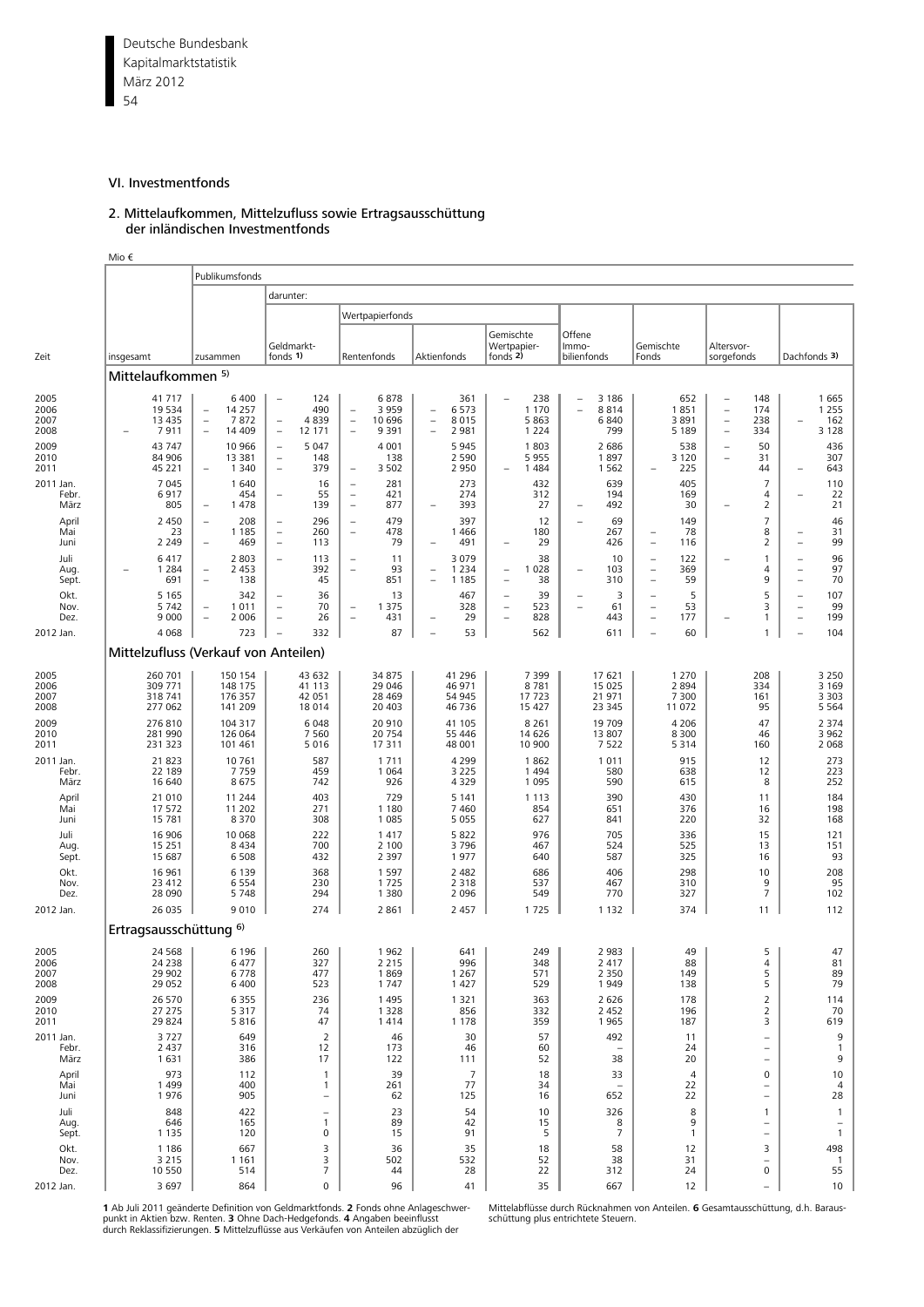## VI. Investmentfonds

### 2. Mittelaufkommen, Mittelzufluss sowie Ertragsausschüttung der inländischen Investmentfonds

Mio €

| Zeit | insgesamt | Publikumsfonds zusammen | darunter: Geldmarktfonds 1) | Wertpapierfonds: Rentenfonds | Wertpapierfonds: Aktienfonds | Wertpapierfonds: Gemischte Wertpapierfonds 2) | Offene Immobilienfonds | Gemischte Fonds | Altersvorsorgefonds | Dachfonds 3) |
|---|---|---|---|---|---|---|---|---|---|---|
| **Mittelaufkommen 5)** | | | | | | | | | | |
| 2005 | 41 717 | 6 400 | – 124 | 6 878 | 361 | – 238 | – 3 186 | 652 | – 148 | 1 665 |
| 2006 | 19 534 | – 14 257 | 490 | – 3 959 | – 6 573 | 1 170 | – 8 814 | 1 851 | – 174 | 1 255 |
| 2007 | 13 435 | – 7 872 | – 4 839 | – 10 696 | – 8 015 | 5 863 | 6 840 | 3 891 | – 238 | – 162 |
| 2008 | – 7 911 | – 14 409 | – 12 171 | – 9 391 | – 2 981 | 1 224 | 799 | 5 189 | – 334 | 3 128 |
| 2009 | 43 747 | 10 966 | – 5 047 | 4 001 | 5 945 | 1 803 | 2 686 | 538 | – 50 | 436 |
| 2010 | 84 906 | 13 381 | – 148 | 138 | 2 590 | 5 955 | 1 897 | 3 120 | – 31 | 307 |
| 2011 | 45 221 | – 1 340 | – 379 | – 3 502 | 2 950 | – 1 484 | 1 562 | – 225 | 44 | – 643 |
| 2011 Jan. | 7 045 | 1 640 | 16 | – 281 | 273 | 432 | 639 | 405 | 7 | 110 |
| Febr. | 6 917 | 454 | – 55 | – 421 | 274 | 312 | 194 | 169 | 4 | – 22 |
| März | 805 | – 1 478 | 139 | – 877 | – 393 | 27 | – 492 | 30 | – 2 | 21 |
| April | 2 450 | – 208 | – 296 | – 479 | 397 | 12 | – 69 | 149 | 7 | 46 |
| Mai | 23 | 1 185 | – 260 | – 478 | 1 466 | 180 | 267 | – 78 | 8 | – 31 |
| Juni | 2 249 | – 469 | – 113 | 79 | – 491 | – 29 | 426 | – 116 | 2 | – 99 |
| Juli | 6 417 | 2 803 | – 113 | – 11 | 3 079 | 38 | 10 | – 122 | – 1 | – 96 |
| Aug. | – 1 284 | – 2 453 | 392 | – 93 | – 1 234 | – 1 028 | – 103 | – 369 | 4 | – 97 |
| Sept. | 691 | – 138 | 45 | 851 | – 1 185 | – 38 | 310 | – 59 | 9 | – 70 |
| Okt. | 5 165 | 342 | – 36 | 13 | 467 | – 39 | – 3 | – 5 | 5 | – 107 |
| Nov. | 5 742 | – 1 011 | – 70 | – 1 375 | 328 | – 523 | – 61 | – 53 | 3 | – 99 |
| Dez. | 9 000 | – 2 006 | – 26 | – 431 | – 29 | – 828 | 443 | – 177 | – 1 | – 199 |
| 2012 Jan. | 4 068 | 723 | – 332 | 87 | – 53 | 562 | 611 | – 60 | 1 | – 104 |
| **Mittelzufluss (Verkauf von Anteilen)** | | | | | | | | | | |
| 2005 | 260 701 | 150 154 | 43 632 | 34 875 | 41 296 | 7 399 | 17 621 | 1 270 | 208 | 3 250 |
| 2006 | 309 771 | 148 175 | 41 113 | 29 046 | 46 971 | 8 781 | 15 025 | 2 894 | 334 | 3 169 |
| 2007 | 318 741 | 176 357 | 42 051 | 28 469 | 54 945 | 17 723 | 21 971 | 7 300 | 161 | 3 303 |
| 2008 | 277 062 | 141 209 | 18 014 | 20 403 | 46 736 | 15 427 | 23 345 | 11 072 | 95 | 5 564 |
| 2009 | 276 810 | 104 317 | 6 048 | 20 910 | 41 105 | 8 261 | 19 709 | 4 206 | 47 | 2 374 |
| 2010 | 281 990 | 126 064 | 7 560 | 20 754 | 55 446 | 14 626 | 13 807 | 8 300 | 46 | 3 962 |
| 2011 | 231 323 | 101 461 | 5 016 | 17 311 | 48 001 | 10 900 | 7 522 | 5 314 | 160 | 2 068 |
| 2011 Jan. | 21 823 | 10 761 | 587 | 1 711 | 4 299 | 1 862 | 1 011 | 915 | 12 | 273 |
| Febr. | 22 189 | 7 759 | 459 | 1 064 | 3 225 | 1 494 | 580 | 638 | 12 | 223 |
| März | 16 640 | 8 675 | 742 | 926 | 4 329 | 1 095 | 590 | 615 | 8 | 252 |
| April | 21 010 | 11 244 | 403 | 729 | 5 141 | 1 113 | 390 | 430 | 11 | 184 |
| Mai | 17 572 | 11 202 | 271 | 1 180 | 7 460 | 854 | 651 | 376 | 16 | 198 |
| Juni | 15 781 | 8 370 | 308 | 1 085 | 5 055 | 627 | 841 | 220 | 32 | 168 |
| Juli | 16 906 | 10 068 | 222 | 1 417 | 5 822 | 976 | 705 | 336 | 15 | 121 |
| Aug. | 15 251 | 8 434 | 700 | 2 100 | 3 796 | 467 | 524 | 525 | 13 | 151 |
| Sept. | 15 687 | 6 508 | 432 | 2 397 | 1 977 | 640 | 587 | 325 | 16 | 93 |
| Okt. | 16 961 | 6 139 | 368 | 1 597 | 2 482 | 686 | 406 | 298 | 10 | 208 |
| Nov. | 23 412 | 6 554 | 230 | 1 725 | 2 318 | 537 | 467 | 310 | 9 | 95 |
| Dez. | 28 090 | 5 748 | 294 | 1 380 | 2 096 | 549 | 770 | 327 | 7 | 102 |
| 2012 Jan. | 26 035 | 9 010 | 274 | 2 861 | 2 457 | 1 725 | 1 132 | 374 | 11 | 112 |
| **Ertragsausschüttung 6)** | | | | | | | | | | |
| 2005 | 24 568 | 6 196 | 260 | 1 962 | 641 | 249 | 2 983 | 49 | 5 | 47 |
| 2006 | 24 238 | 6 477 | 327 | 2 215 | 996 | 348 | 2 417 | 88 | 4 | 81 |
| 2007 | 29 902 | 6 778 | 477 | 1 869 | 1 267 | 571 | 2 350 | 149 | 5 | 89 |
| 2008 | 29 052 | 6 400 | 523 | 1 747 | 1 427 | 529 | 1 949 | 138 | 5 | 79 |
| 2009 | 26 570 | 6 355 | 236 | 1 495 | 1 321 | 363 | 2 626 | 178 | 2 | 114 |
| 2010 | 27 275 | 5 317 | 74 | 1 328 | 856 | 332 | 2 452 | 196 | 2 | 70 |
| 2011 | 29 824 | 5 816 | 47 | 1 414 | 1 178 | 359 | 1 965 | 187 | 3 | 619 |
| 2011 Jan. | 3 727 | 649 | 2 | 46 | 30 | 57 | 492 | 11 | – | 9 |
| Febr. | 2 437 | 316 | 12 | 173 | 46 | 60 | – | 24 | – | 1 |
| März | 1 631 | 386 | 17 | 122 | 111 | 52 | 38 | 20 | – | 9 |
| April | 973 | 112 | 1 | 39 | 7 | 18 | 33 | 4 | 0 | 10 |
| Mai | 1 499 | 400 | 1 | 261 | 77 | 34 | – | 22 | – | 4 |
| Juni | 1 976 | 905 | – | 62 | 125 | 16 | 652 | 22 | – | 28 |
| Juli | 848 | 422 | – | 23 | 54 | 10 | 326 | 8 | 1 | 1 |
| Aug. | 646 | 165 | 1 | 89 | 42 | 15 | 8 | 9 | – | – |
| Sept. | 1 135 | 120 | 0 | 15 | 91 | 5 | 7 | 1 | – | 1 |
| Okt. | 1 186 | 667 | 3 | 36 | 35 | 18 | 58 | 12 | 3 | 498 |
| Nov. | 3 215 | 1 161 | 3 | 502 | 532 | 52 | 38 | 31 | – | 1 |
| Dez. | 10 550 | 514 | 7 | 44 | 28 | 22 | 312 | 24 | 0 | 55 |
| 2012 Jan. | 3 697 | 864 | 0 | 96 | 41 | 35 | 667 | 12 | – | 10 |

**1** Ab Juli 2011 geänderte Definition von Geldmarktfonds. **2** Fonds ohne Anlageschwerpunkt in Aktien bzw. Renten. **3** Ohne Dach-Hedgefonds. **4** Angaben beeinflusst durch Reklassifizierungen. **5** Mittelzuflüsse aus Verkäufen von Anteilen abzüglich der Mittelabflüsse durch Rücknahmen von Anteilen. **6** Gesamtausschüttung, d.h. Barausschüttung plus entrichtete Steuern.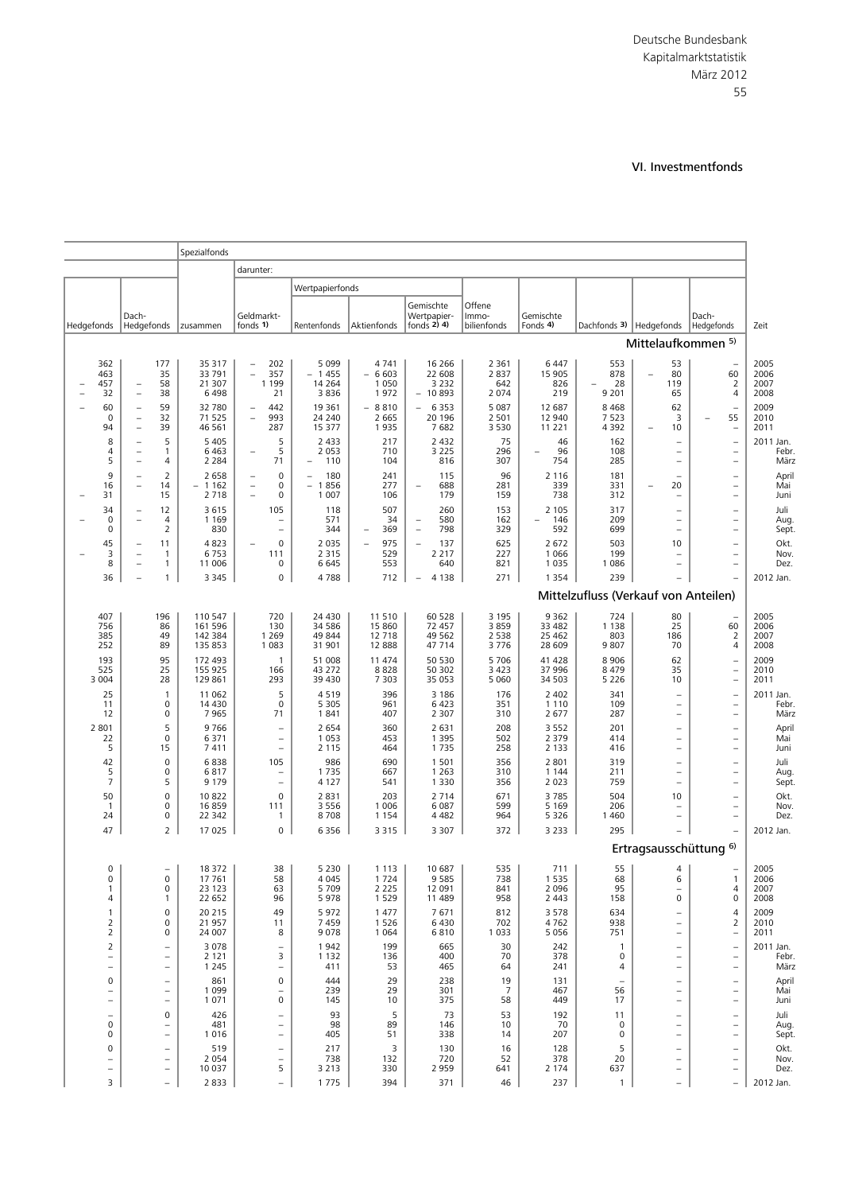## VI. Investmentfonds

| Hedgefonds | Dach-Hedgefonds | Spezialfonds zusammen | darunter: Geldmarktfonds 1) | Wertpapierfonds: Rentenfonds | Aktienfonds | Gemischte Wertpapierfonds 2) 4) | Offene Immobilienfonds | Gemischte Fonds 4) | Dachfonds 3) | Hedgefonds | Dach-Hedgefonds | Zeit |
|---|---|---|---|---|---|---|---|---|---|---|---|---|
| | | | | | | | | | | | **Mittelaufkommen 5)** | |
| 362 | 177 | 35 317 | – 202 | 5 099 | 4 741 | 16 266 | 2 361 | 6 447 | 553 | 53 | – | 2005 |
| 463 | 35 | 33 791 | – 357 | – 1 455 | – 6 603 | 22 608 | 2 837 | 15 905 | 878 | – 80 | 60 | 2006 |
| – 457 | – 58 | 21 307 | 1 199 | 14 264 | 1 050 | 3 232 | 642 | 826 | – 28 | 119 | 2 | 2007 |
| – 32 | – 38 | 6 498 | 21 | 3 836 | 1 972 | – 10 893 | 2 074 | 219 | 9 201 | 65 | 4 | 2008 |
| – 60 | – 59 | 32 780 | – 442 | 19 361 | – 8 810 | – 6 353 | 5 087 | 12 687 | 8 468 | 62 | – | 2009 |
| 0 | – 32 | 71 525 | – 993 | 24 240 | 2 665 | 20 196 | 2 501 | 12 940 | 7 523 | 3 | – 55 | 2010 |
| 94 | – 39 | 46 561 | 287 | 15 377 | 1 935 | 7 682 | 3 530 | 11 221 | 4 392 | – 10 | – | 2011 |
| 8 | – 5 | 5 405 | 5 | 2 433 | 217 | 2 432 | 75 | 46 | 162 | – | – | 2011 Jan. |
| 4 | – 1 | 6 463 | – 5 | 2 053 | 710 | 3 225 | 296 | – 96 | 108 | – | – | Febr. |
| 5 | – 4 | 2 284 | 71 | – 110 | 104 | 816 | 307 | 754 | 285 | – | – | März |
| 9 | – 2 | 2 658 | – 0 | – 180 | 241 | 115 | 96 | 2 116 | 181 | – | – | April |
| 16 | – 14 | – 1 162 | – 0 | – 1 856 | 277 | – 688 | 281 | 339 | 331 | – 20 | – | Mai |
| – 31 | 15 | 2 718 | – 0 | 1 007 | 106 | 179 | 159 | 738 | 312 | – | – | Juni |
| 34 | – 12 | 3 615 | 105 | 118 | 507 | 260 | 153 | 2 105 | 317 | – | – | Juli |
| – 0 | – 4 | 1 169 | – | 571 | 34 | – 580 | 162 | – 146 | 209 | – | – | Aug. |
| 0 | 2 | 830 | – | 344 | – 369 | – 798 | 329 | 592 | 699 | – | – | Sept. |
| 45 | – 11 | 4 823 | – 0 | 2 035 | – 975 | – 137 | 625 | 2 672 | 503 | 10 | – | Okt. |
| – 3 | – 1 | 6 753 | 111 | 2 315 | 529 | 2 217 | 227 | 1 066 | 199 | – | – | Nov. |
| 8 | – 1 | 11 006 | 0 | 6 645 | 553 | 640 | 821 | 1 035 | 1 086 | – | – | Dez. |
| 36 | – 1 | 3 345 | 0 | 4 788 | 712 | – 4 138 | 271 | 1 354 | 239 | – | – | 2012 Jan. |
| | | | | | | | | | | | **Mittelzufluss (Verkauf von Anteilen)** | |
| 407 | 196 | 110 547 | 720 | 24 430 | 11 510 | 60 528 | 3 195 | 9 362 | 724 | 80 | – | 2005 |
| 756 | 86 | 161 596 | 130 | 34 586 | 15 860 | 72 457 | 3 859 | 33 482 | 1 138 | 25 | 60 | 2006 |
| 385 | 49 | 142 384 | 1 269 | 49 844 | 12 718 | 49 562 | 2 538 | 25 462 | 803 | 186 | 2 | 2007 |
| 252 | 89 | 135 853 | 1 083 | 31 901 | 12 888 | 47 714 | 3 776 | 28 609 | 9 807 | 70 | 4 | 2008 |
| 193 | 95 | 172 493 | 1 | 51 008 | 11 474 | 50 530 | 5 706 | 41 428 | 8 906 | 62 | – | 2009 |
| 525 | 25 | 155 925 | 166 | 43 272 | 8 828 | 50 302 | 3 423 | 37 996 | 8 479 | 35 | – | 2010 |
| 3 004 | 28 | 129 861 | 293 | 39 430 | 7 303 | 35 053 | 5 060 | 34 503 | 5 226 | 10 | – | 2011 |
| 25 | 1 | 11 062 | 5 | 4 519 | 396 | 3 186 | 176 | 2 402 | 341 | – | – | 2011 Jan. |
| 11 | 0 | 14 430 | 0 | 5 305 | 961 | 6 423 | 351 | 1 110 | 109 | – | – | Febr. |
| 12 | 0 | 7 965 | 71 | 1 841 | 407 | 2 307 | 310 | 2 677 | 287 | – | – | März |
| 2 801 | 5 | 9 766 | – | 2 654 | 360 | 2 631 | 208 | 3 552 | 201 | – | – | April |
| 22 | 0 | 6 371 | – | 1 053 | 453 | 1 395 | 502 | 2 379 | 414 | – | – | Mai |
| 5 | 15 | 7 411 | – | 2 115 | 464 | 1 735 | 258 | 2 133 | 416 | – | – | Juni |
| 42 | 0 | 6 838 | 105 | 986 | 690 | 1 501 | 356 | 2 801 | 319 | – | – | Juli |
| 5 | 0 | 6 817 | – | 1 735 | 667 | 1 263 | 310 | 1 144 | 211 | – | – | Aug. |
| 7 | 5 | 9 179 | – | 4 127 | 541 | 1 330 | 356 | 2 023 | 759 | – | – | Sept. |
| 50 | 0 | 10 822 | 0 | 2 831 | 203 | 2 714 | 671 | 3 785 | 504 | 10 | – | Okt. |
| 1 | 0 | 16 859 | 111 | 3 556 | 1 006 | 6 087 | 599 | 5 169 | 206 | – | – | Nov. |
| 24 | 0 | 22 342 | 1 | 8 708 | 1 154 | 4 482 | 964 | 5 326 | 1 460 | – | – | Dez. |
| 47 | 2 | 17 025 | 0 | 6 356 | 3 315 | 3 307 | 372 | 3 233 | 295 | – | – | 2012 Jan. |
| | | | | | | | | | | | **Ertragsausschüttung 6)** | |
| 0 | – | 18 372 | 38 | 5 230 | 1 113 | 10 687 | 535 | 711 | 55 | 4 | – | 2005 |
| 0 | 0 | 17 761 | 58 | 4 045 | 1 724 | 9 585 | 738 | 1 535 | 68 | 6 | 1 | 2006 |
| 1 | 0 | 23 123 | 63 | 5 709 | 2 225 | 12 091 | 841 | 2 096 | 95 | – | 4 | 2007 |
| 4 | 1 | 22 652 | 96 | 5 978 | 1 529 | 11 489 | 958 | 2 443 | 158 | 0 | 0 | 2008 |
| 1 | 0 | 20 215 | 49 | 5 972 | 1 477 | 7 671 | 812 | 3 578 | 634 | – | 4 | 2009 |
| 2 | 0 | 21 957 | 11 | 7 459 | 1 526 | 6 430 | 702 | 4 762 | 938 | – | 2 | 2010 |
| 2 | 0 | 24 007 | 8 | 9 078 | 1 064 | 6 810 | 1 033 | 5 056 | 751 | – | – | 2011 |
| 2 | – | 3 078 | – | 1 942 | 199 | 665 | 30 | 242 | 1 | – | – | 2011 Jan. |
| – | – | 2 121 | 3 | 1 132 | 136 | 400 | 70 | 378 | 0 | – | – | Febr. |
| – | – | 1 245 | – | 411 | 53 | 465 | 64 | 241 | 4 | – | – | März |
| 0 | – | 861 | 0 | 444 | 29 | 238 | 19 | 131 | – | – | – | April |
| – | – | 1 099 | – | 239 | 29 | 301 | 7 | 467 | 56 | – | – | Mai |
| – | – | 1 071 | 0 | 145 | 10 | 375 | 58 | 449 | 17 | – | – | Juni |
| – | 0 | 426 | – | 93 | 5 | 73 | 53 | 192 | 11 | – | – | Juli |
| 0 | – | 481 | – | 98 | 89 | 146 | 10 | 70 | 0 | – | – | Aug. |
| 0 | – | 1 016 | – | 405 | 51 | 338 | 14 | 207 | 0 | – | – | Sept. |
| 0 | – | 519 | – | 217 | 3 | 130 | 16 | 128 | 5 | – | – | Okt. |
| – | – | 2 054 | – | 738 | 132 | 720 | 52 | 378 | 20 | – | – | Nov. |
| – | – | 10 037 | 5 | 3 213 | 330 | 2 959 | 641 | 2 174 | 637 | – | – | Dez. |
| 3 | – | 2 833 | – | 1 775 | 394 | 371 | 46 | 237 | 1 | – | – | 2012 Jan. |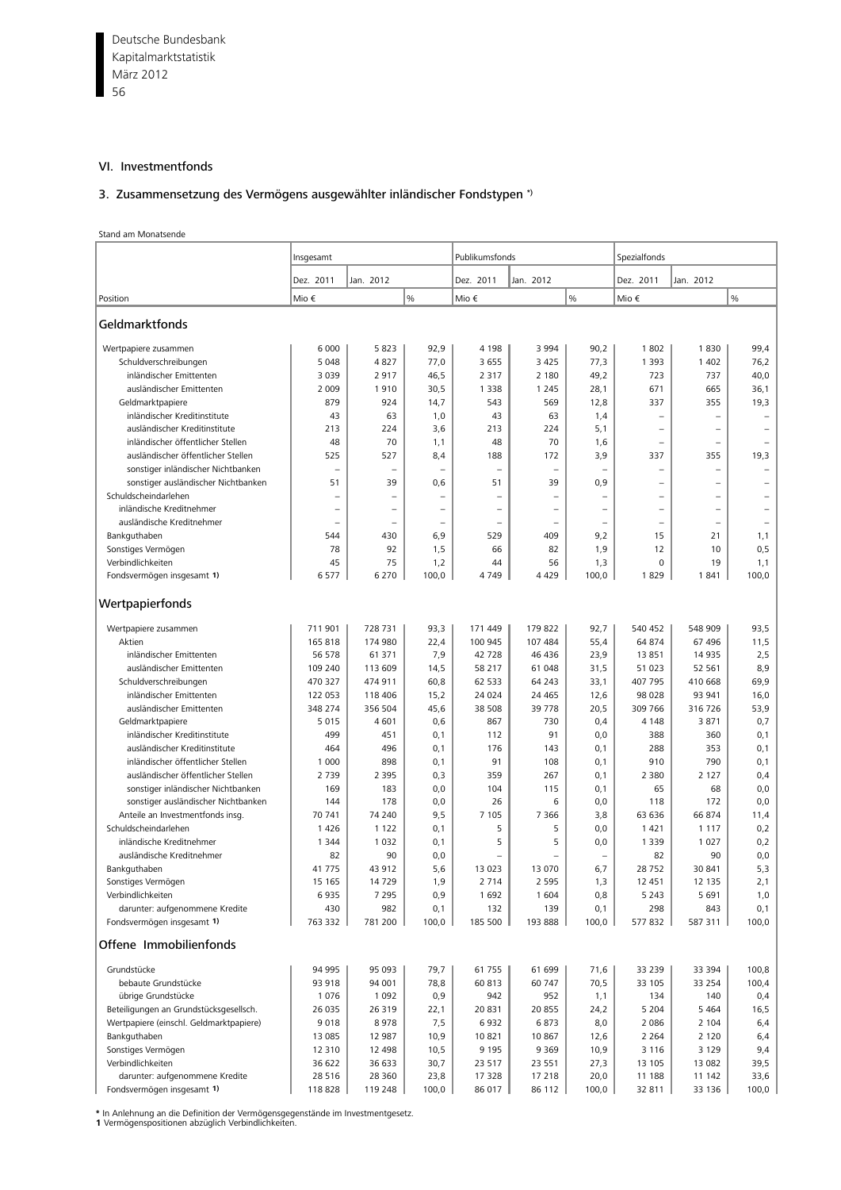## VI. Investmentfonds

### 3. Zusammensetzung des Vermögens ausgewählter inländischer Fondstypen *)

Stand am Monatsende

| Position | Insgesamt | | | Publikumsfonds | | | Spezialfonds | | |
|---|---|---|---|---|---|---|---|---|---|
| | Dez. 2011 | Jan. 2012 | | Dez. 2011 | Jan. 2012 | | Dez. 2011 | Jan. 2012 | |
| | Mio € | | % | Mio € | | % | Mio € | | % |
| **Geldmarktfonds** | | | | | | | | | |
| Wertpapiere zusammen | 6 000 | 5 823 | 92,9 | 4 198 | 3 994 | 90,2 | 1 802 | 1 830 | 99,4 |
| Schuldverschreibungen | 5 048 | 4 827 | 77,0 | 3 655 | 3 425 | 77,3 | 1 393 | 1 402 | 76,2 |
| inländischer Emittenten | 3 039 | 2 917 | 46,5 | 2 317 | 2 180 | 49,2 | 723 | 737 | 40,0 |
| ausländischer Emittenten | 2 009 | 1 910 | 30,5 | 1 338 | 1 245 | 28,1 | 671 | 665 | 36,1 |
| Geldmarktpapiere | 879 | 924 | 14,7 | 543 | 569 | 12,8 | 337 | 355 | 19,3 |
| inländischer Kreditinstitute | 43 | 63 | 1,0 | 43 | 63 | 1,4 | – | – | – |
| ausländischer Kreditinstitute | 213 | 224 | 3,6 | 213 | 224 | 5,1 | – | – | – |
| inländischer öffentlicher Stellen | 48 | 70 | 1,1 | 48 | 70 | 1,6 | – | – | – |
| ausländischer öffentlicher Stellen | 525 | 527 | 8,4 | 188 | 172 | 3,9 | 337 | 355 | 19,3 |
| sonstiger inländischer Nichtbanken | – | – | – | – | – | – | – | – | – |
| sonstiger ausländischer Nichtbanken | 51 | 39 | 0,6 | 51 | 39 | 0,9 | – | – | – |
| Schuldscheindarlehen | – | – | – | – | – | – | – | – | – |
| inländische Kreditnehmer | – | – | – | – | – | – | – | – | – |
| ausländische Kreditnehmer | – | – | – | – | – | – | – | – | – |
| Bankguthaben | 544 | 430 | 6,9 | 529 | 409 | 9,2 | 15 | 21 | 1,1 |
| Sonstiges Vermögen | 78 | 92 | 1,5 | 66 | 82 | 1,9 | 12 | 10 | 0,5 |
| Verbindlichkeiten | 45 | 75 | 1,2 | 44 | 56 | 1,3 | 0 | 19 | 1,1 |
| Fondsvermögen insgesamt 1) | 6 577 | 6 270 | 100,0 | 4 749 | 4 429 | 100,0 | 1 829 | 1 841 | 100,0 |
| **Wertpapierfonds** | | | | | | | | | |
| Wertpapiere zusammen | 711 901 | 728 731 | 93,3 | 171 449 | 179 822 | 92,7 | 540 452 | 548 909 | 93,5 |
| Aktien | 165 818 | 174 980 | 22,4 | 100 945 | 107 484 | 55,4 | 64 874 | 67 496 | 11,5 |
| inländischer Emittenten | 56 578 | 61 371 | 7,9 | 42 728 | 46 436 | 23,9 | 13 851 | 14 935 | 2,5 |
| ausländischer Emittenten | 109 240 | 113 609 | 14,5 | 58 217 | 61 048 | 31,5 | 51 023 | 52 561 | 8,9 |
| Schuldverschreibungen | 470 327 | 474 911 | 60,8 | 62 533 | 64 243 | 33,1 | 407 795 | 410 668 | 69,9 |
| inländischer Emittenten | 122 053 | 118 406 | 15,2 | 24 024 | 24 465 | 12,6 | 98 028 | 93 941 | 16,0 |
| ausländischer Emittenten | 348 274 | 356 504 | 45,6 | 38 508 | 39 778 | 20,5 | 309 766 | 316 726 | 53,9 |
| Geldmarktpapiere | 5 015 | 4 601 | 0,6 | 867 | 730 | 0,4 | 4 148 | 3 871 | 0,7 |
| inländischer Kreditinstitute | 499 | 451 | 0,1 | 112 | 91 | 0,0 | 388 | 360 | 0,1 |
| ausländischer Kreditinstitute | 464 | 496 | 0,1 | 176 | 143 | 0,1 | 288 | 353 | 0,1 |
| inländischer öffentlicher Stellen | 1 000 | 898 | 0,1 | 91 | 108 | 0,1 | 910 | 790 | 0,1 |
| ausländischer öffentlicher Stellen | 2 739 | 2 395 | 0,3 | 359 | 267 | 0,1 | 2 380 | 2 127 | 0,4 |
| sonstiger inländischer Nichtbanken | 169 | 183 | 0,0 | 104 | 115 | 0,1 | 65 | 68 | 0,0 |
| sonstiger ausländischer Nichtbanken | 144 | 178 | 0,0 | 26 | 6 | 0,0 | 118 | 172 | 0,0 |
| Anteile an Investmentfonds insg. | 70 741 | 74 240 | 9,5 | 7 105 | 7 366 | 3,8 | 63 636 | 66 874 | 11,4 |
| Schuldscheindarlehen | 1 426 | 1 122 | 0,1 | 5 | 5 | 0,0 | 1 421 | 1 117 | 0,2 |
| inländische Kreditnehmer | 1 344 | 1 032 | 0,1 | 5 | 5 | 0,0 | 1 339 | 1 027 | 0,2 |
| ausländische Kreditnehmer | 82 | 90 | 0,0 | – | – | – | 82 | 90 | 0,0 |
| Bankguthaben | 41 775 | 43 912 | 5,6 | 13 023 | 13 070 | 6,7 | 28 752 | 30 841 | 5,3 |
| Sonstiges Vermögen | 15 165 | 14 729 | 1,9 | 2 714 | 2 595 | 1,3 | 12 451 | 12 135 | 2,1 |
| Verbindlichkeiten | 6 935 | 7 295 | 0,9 | 1 692 | 1 604 | 0,8 | 5 243 | 5 691 | 1,0 |
| darunter: aufgenommene Kredite | 430 | 982 | 0,1 | 132 | 139 | 0,1 | 298 | 843 | 0,1 |
| Fondsvermögen insgesamt 1) | 763 332 | 781 200 | 100,0 | 185 500 | 193 888 | 100,0 | 577 832 | 587 311 | 100,0 |
| **Offene Immobilienfonds** | | | | | | | | | |
| Grundstücke | 94 995 | 95 093 | 79,7 | 61 755 | 61 699 | 71,6 | 33 239 | 33 394 | 100,8 |
| bebaute Grundstücke | 93 918 | 94 001 | 78,8 | 60 813 | 60 747 | 70,5 | 33 105 | 33 254 | 100,4 |
| übrige Grundstücke | 1 076 | 1 092 | 0,9 | 942 | 952 | 1,1 | 134 | 140 | 0,4 |
| Beteiligungen an Grundstücksgesellsch. | 26 035 | 26 319 | 22,1 | 20 831 | 20 855 | 24,2 | 5 204 | 5 464 | 16,5 |
| Wertpapiere (einschl. Geldmarktpapiere) | 9 018 | 8 978 | 7,5 | 6 932 | 6 873 | 8,0 | 2 086 | 2 104 | 6,4 |
| Bankguthaben | 13 085 | 12 987 | 10,9 | 10 821 | 10 867 | 12,6 | 2 264 | 2 120 | 6,4 |
| Sonstiges Vermögen | 12 310 | 12 498 | 10,5 | 9 195 | 9 369 | 10,9 | 3 116 | 3 129 | 9,4 |
| Verbindlichkeiten | 36 622 | 36 633 | 30,7 | 23 517 | 23 551 | 27,3 | 13 105 | 13 082 | 39,5 |
| darunter: aufgenommene Kredite | 28 516 | 28 360 | 23,8 | 17 328 | 17 218 | 20,0 | 11 188 | 11 142 | 33,6 |
| Fondsvermögen insgesamt 1) | 118 828 | 119 248 | 100,0 | 86 017 | 86 112 | 100,0 | 32 811 | 33 136 | 100,0 |

**\*** In Anlehnung an die Definition der Vermögensgegenstände im Investmentgesetz.
**1** Vermögenspositionen abzüglich Verbindlichkeiten.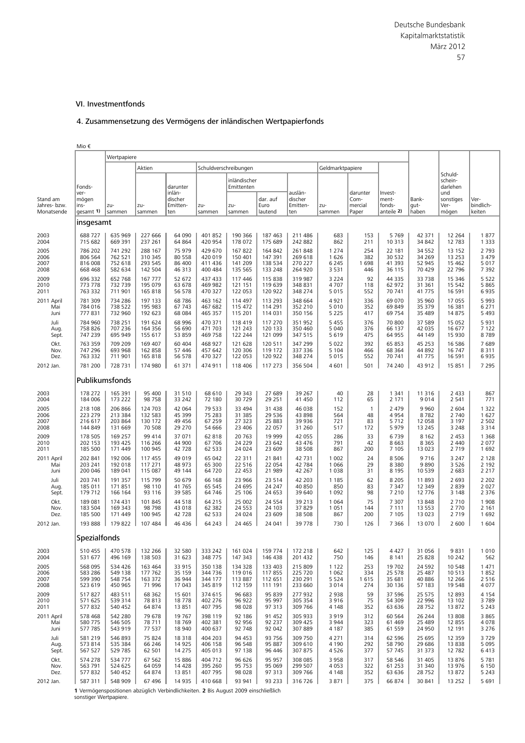## VI. Investmentfonds

### 4. Zusammensetzung des Vermögens der inländischen Wertpapierfonds

Mio €

| Stand am Jahres- bzw. Monatsende | Fondsvermögen insgesamt 1) | Wertpapiere | | | | | | | | | | Bankguthaben | Schuldscheindarlehen und sonstiges Vermögen | Verbindlichkeiten |
|---|---|---|---|---|---|---|---|---|---|---|---|---|---|---|
| | | zusammen | Aktien | | Schuldverschreibungen | | | | Geldmarktpapiere | | Investmentfondsanteile 2) | | | |
| | | | zusammen | darunter inländischer Emittenten | zusammen | inländischer Emittenten | | ausländischer Emittenten | zusammen | darunter Commercial Paper | | | | |
| | | | | | | zusammen | dar. auf Euro lautend | | | | | | | |
| **insgesamt** | | | | | | | | | | | | | | |
| 2003 | 688 727 | 635 969 | 227 666 | 64 090 | 401 852 | 190 366 | 187 463 | 211 486 | 683 | 153 | 5 769 | 42 371 | 12 264 | 1 877 |
| 2004 | 715 682 | 669 391 | 237 261 | 64 864 | 420 954 | 178 072 | 175 689 | 242 882 | 862 | 211 | 10 313 | 34 842 | 12 783 | 1 333 |
| 2005 | 786 202 | 741 292 | 288 167 | 75 979 | 429 670 | 167 822 | 164 842 | 261 848 | 1 274 | 254 | 22 181 | 34 552 | 13 152 | 2 793 |
| 2006 | 806 564 | 762 521 | 310 345 | 80 558 | 420 019 | 150 401 | 147 391 | 269 618 | 1 626 | 382 | 30 532 | 34 269 | 13 253 | 3 479 |
| 2007 | 816 008 | 752 618 | 293 545 | 86 400 | 411 436 | 141 209 | 138 534 | 270 227 | 6 245 | 1 698 | 41 393 | 52 945 | 15 462 | 5 017 |
| 2008 | 668 468 | 582 634 | 142 504 | 46 313 | 400 484 | 135 565 | 133 248 | 264 920 | 3 531 | 446 | 36 115 | 70 429 | 22 796 | 7 392 |
| 2009 | 696 332 | 652 768 | 167 777 | 52 672 | 437 433 | 117 446 | 115 838 | 319 987 | 3 224 | 92 | 44 335 | 33 738 | 15 346 | 5 522 |
| 2010 | 773 778 | 732 739 | 195 079 | 63 678 | 469 982 | 121 151 | 119 639 | 348 831 | 4 707 | 118 | 62 972 | 31 361 | 15 542 | 5 865 |
| 2011 | 763 332 | 711 901 | 165 818 | 56 578 | 470 327 | 122 053 | 120 922 | 348 274 | 5 015 | 552 | 70 741 | 41 775 | 16 591 | 6 935 |
| 2011 April | 781 309 | 734 286 | 197 133 | 68 786 | 463 162 | 114 497 | 113 293 | 348 664 | 4 921 | 336 | 69 070 | 35 960 | 17 055 | 5 993 |
| Mai | 784 016 | 738 522 | 195 983 | 67 743 | 467 682 | 115 472 | 114 291 | 352 210 | 5 010 | 352 | 69 849 | 35 379 | 16 381 | 6 271 |
| Juni | 777 831 | 732 960 | 192 623 | 68 084 | 465 357 | 115 201 | 114 031 | 350 156 | 5 225 | 417 | 69 754 | 35 489 | 14 875 | 5 493 |
| Juli | 784 960 | 738 251 | 191 624 | 68 996 | 470 371 | 118 419 | 117 270 | 351 952 | 5 455 | 376 | 70 800 | 37 589 | 15 052 | 5 931 |
| Aug. | 758 826 | 707 236 | 164 356 | 56 690 | 471 703 | 121 243 | 120 133 | 350 460 | 5 040 | 376 | 66 137 | 42 035 | 16 677 | 7 122 |
| Sept. | 747 239 | 695 949 | 155 617 | 53 859 | 469 758 | 122 244 | 121 099 | 347 515 | 5 619 | 475 | 64 955 | 44 149 | 15 930 | 8 789 |
| Okt. | 763 359 | 709 209 | 169 407 | 60 404 | 468 927 | 121 628 | 120 511 | 347 299 | 5 022 | 392 | 65 853 | 45 253 | 16 586 | 7 689 |
| Nov. | 747 296 | 693 968 | 162 858 | 57 446 | 457 642 | 120 306 | 119 172 | 337 336 | 5 104 | 466 | 68 364 | 44 892 | 16 747 | 8 311 |
| Dez. | 763 332 | 711 901 | 165 818 | 56 578 | 470 327 | 122 053 | 120 922 | 348 274 | 5 015 | 552 | 70 741 | 41 775 | 16 591 | 6 935 |
| 2012 Jan. | 781 200 | 728 731 | 174 980 | 61 371 | 474 911 | 118 406 | 117 273 | 356 504 | 4 601 | 501 | 74 240 | 43 912 | 15 851 | 7 295 |
| **Publikumsfonds** | | | | | | | | | | | | | | |
| 2003 | 178 272 | 165 391 | 95 400 | 31 510 | 68 610 | 29 343 | 27 689 | 39 267 | 40 | 28 | 1 341 | 11 316 | 2 433 | 867 |
| 2004 | 184 006 | 173 222 | 98 758 | 33 242 | 72 180 | 30 729 | 29 251 | 41 450 | 112 | 65 | 2 171 | 9 014 | 2 541 | 771 |
| 2005 | 218 108 | 206 866 | 124 703 | 42 064 | 79 533 | 33 494 | 31 438 | 46 038 | 152 | 1 | 2 479 | 9 960 | 2 604 | 1 322 |
| 2006 | 223 279 | 213 384 | 132 583 | 45 399 | 75 283 | 31 385 | 29 536 | 43 898 | 564 | 48 | 4 954 | 8 782 | 2 740 | 1 627 |
| 2007 | 216 617 | 203 864 | 130 172 | 49 456 | 67 259 | 27 323 | 25 883 | 39 936 | 721 | 83 | 5 712 | 12 058 | 3 197 | 2 502 |
| 2008 | 144 849 | 131 669 | 70 508 | 29 270 | 54 666 | 23 406 | 22 057 | 31 260 | 517 | 172 | 5 979 | 13 245 | 3 248 | 3 314 |
| 2009 | 178 505 | 169 257 | 99 414 | 37 071 | 62 818 | 20 763 | 19 999 | 42 055 | 286 | 33 | 6 739 | 8 162 | 2 453 | 1 368 |
| 2010 | 202 153 | 193 425 | 116 266 | 44 900 | 67 706 | 24 229 | 23 642 | 43 476 | 791 | 42 | 8 663 | 8 365 | 2 440 | 2 077 |
| 2011 | 185 500 | 171 449 | 100 945 | 42 728 | 62 533 | 24 024 | 23 609 | 38 508 | 867 | 200 | 7 105 | 13 023 | 2 719 | 1 692 |
| 2011 April | 202 841 | 192 006 | 117 455 | 49 019 | 65 042 | 22 311 | 21 841 | 42 731 | 1 002 | 24 | 8 506 | 9 716 | 3 247 | 2 128 |
| Mai | 203 241 | 192 018 | 117 271 | 48 973 | 65 300 | 22 516 | 22 054 | 42 784 | 1 066 | 29 | 8 380 | 9 890 | 3 526 | 2 192 |
| Juni | 200 046 | 189 041 | 115 087 | 49 144 | 64 720 | 22 453 | 21 989 | 42 267 | 1 038 | 31 | 8 195 | 10 539 | 2 683 | 2 217 |
| Juli | 203 741 | 191 357 | 115 799 | 50 679 | 66 168 | 23 966 | 23 514 | 42 203 | 1 185 | 62 | 8 205 | 11 893 | 2 693 | 2 202 |
| Aug. | 185 011 | 171 851 | 98 110 | 41 765 | 65 545 | 24 695 | 24 247 | 40 850 | 850 | 83 | 7 347 | 12 349 | 2 839 | 2 027 |
| Sept. | 179 712 | 166 164 | 93 116 | 39 585 | 64 746 | 25 106 | 24 653 | 39 640 | 1 092 | 98 | 7 210 | 12 776 | 3 148 | 2 376 |
| Okt. | 189 081 | 174 431 | 101 845 | 44 518 | 64 215 | 25 002 | 24 554 | 39 213 | 1 064 | 75 | 7 307 | 13 848 | 2 710 | 1 908 |
| Nov. | 183 504 | 169 343 | 98 798 | 43 018 | 62 382 | 24 553 | 24 103 | 37 829 | 1 051 | 144 | 7 111 | 13 553 | 2 770 | 2 161 |
| Dez. | 185 500 | 171 449 | 100 945 | 42 728 | 62 533 | 24 024 | 23 609 | 38 508 | 867 | 200 | 7 105 | 13 023 | 2 719 | 1 692 |
| 2012 Jan. | 193 888 | 179 822 | 107 484 | 46 436 | 64 243 | 24 465 | 24 041 | 39 778 | 730 | 126 | 7 366 | 13 070 | 2 600 | 1 604 |
| **Spezialfonds** | | | | | | | | | | | | | | |
| 2003 | 510 455 | 470 578 | 132 266 | 32 580 | 333 242 | 161 024 | 159 774 | 172 218 | 642 | 125 | 4 427 | 31 056 | 9 831 | 1 010 |
| 2004 | 531 677 | 496 169 | 138 503 | 31 623 | 348 775 | 147 343 | 146 438 | 201 432 | 750 | 146 | 8 141 | 25 828 | 10 242 | 562 |
| 2005 | 568 095 | 534 426 | 163 464 | 33 915 | 350 138 | 134 328 | 133 403 | 215 809 | 1 122 | 253 | 19 702 | 24 592 | 10 548 | 1 471 |
| 2006 | 583 286 | 549 138 | 177 762 | 35 159 | 344 736 | 119 016 | 117 855 | 225 720 | 1 062 | 334 | 25 578 | 25 487 | 10 513 | 1 852 |
| 2007 | 599 390 | 548 754 | 163 372 | 36 944 | 344 177 | 113 887 | 112 651 | 230 291 | 5 524 | 1 615 | 35 681 | 40 886 | 12 266 | 2 516 |
| 2008 | 523 619 | 450 965 | 71 996 | 17 043 | 345 819 | 112 159 | 111 191 | 233 660 | 3 014 | 274 | 30 136 | 57 183 | 19 548 | 4 077 |
| 2009 | 517 827 | 483 511 | 68 362 | 15 601 | 374 615 | 96 683 | 95 839 | 277 932 | 2 938 | 59 | 37 596 | 25 575 | 12 893 | 4 154 |
| 2010 | 571 625 | 539 314 | 78 813 | 18 778 | 402 276 | 96 922 | 95 997 | 305 354 | 3 916 | 75 | 54 309 | 22 996 | 13 102 | 3 789 |
| 2011 | 577 832 | 540 452 | 64 874 | 13 851 | 407 795 | 98 028 | 97 313 | 309 766 | 4 148 | 352 | 63 636 | 28 752 | 13 872 | 5 243 |
| 2011 April | 578 468 | 542 280 | 79 678 | 19 767 | 398 119 | 92 186 | 91 452 | 305 933 | 3 919 | 312 | 60 564 | 26 244 | 13 808 | 3 865 |
| Mai | 580 775 | 546 505 | 78 711 | 18 769 | 402 381 | 92 956 | 92 237 | 309 425 | 3 944 | 323 | 61 469 | 25 489 | 12 855 | 4 078 |
| Juni | 577 785 | 543 919 | 77 537 | 18 940 | 400 637 | 92 748 | 92 042 | 307 889 | 4 187 | 385 | 61 559 | 24 950 | 12 191 | 3 276 |
| Juli | 581 219 | 546 893 | 75 824 | 18 318 | 404 203 | 94 453 | 93 756 | 309 750 | 4 271 | 314 | 62 596 | 25 695 | 12 359 | 3 729 |
| Aug. | 573 814 | 535 384 | 66 246 | 14 925 | 406 158 | 96 548 | 95 887 | 309 610 | 4 190 | 292 | 58 790 | 29 686 | 13 838 | 5 095 |
| Sept. | 567 527 | 529 785 | 62 501 | 14 275 | 405 013 | 97 138 | 96 446 | 307 875 | 4 526 | 377 | 57 745 | 31 373 | 12 782 | 6 413 |
| Okt. | 574 278 | 534 777 | 67 562 | 15 886 | 404 712 | 96 626 | 95 957 | 308 085 | 3 958 | 317 | 58 546 | 31 405 | 13 876 | 5 781 |
| Nov. | 563 791 | 524 625 | 64 059 | 14 428 | 395 260 | 95 753 | 95 069 | 299 507 | 4 053 | 322 | 61 253 | 31 340 | 13 976 | 6 150 |
| Dez. | 577 832 | 540 452 | 64 874 | 13 851 | 407 795 | 98 028 | 97 313 | 309 766 | 4 148 | 352 | 63 636 | 28 752 | 13 872 | 5 243 |
| 2012 Jan. | 587 311 | 548 909 | 67 496 | 14 935 | 410 668 | 93 941 | 93 233 | 316 726 | 3 871 | 375 | 66 874 | 30 841 | 13 252 | 5 691 |

**1** Vermögenspositionen abzüglich Verbindlichkeiten. **2** Bis August 2009 einschließlich sonstiger Wertpapiere.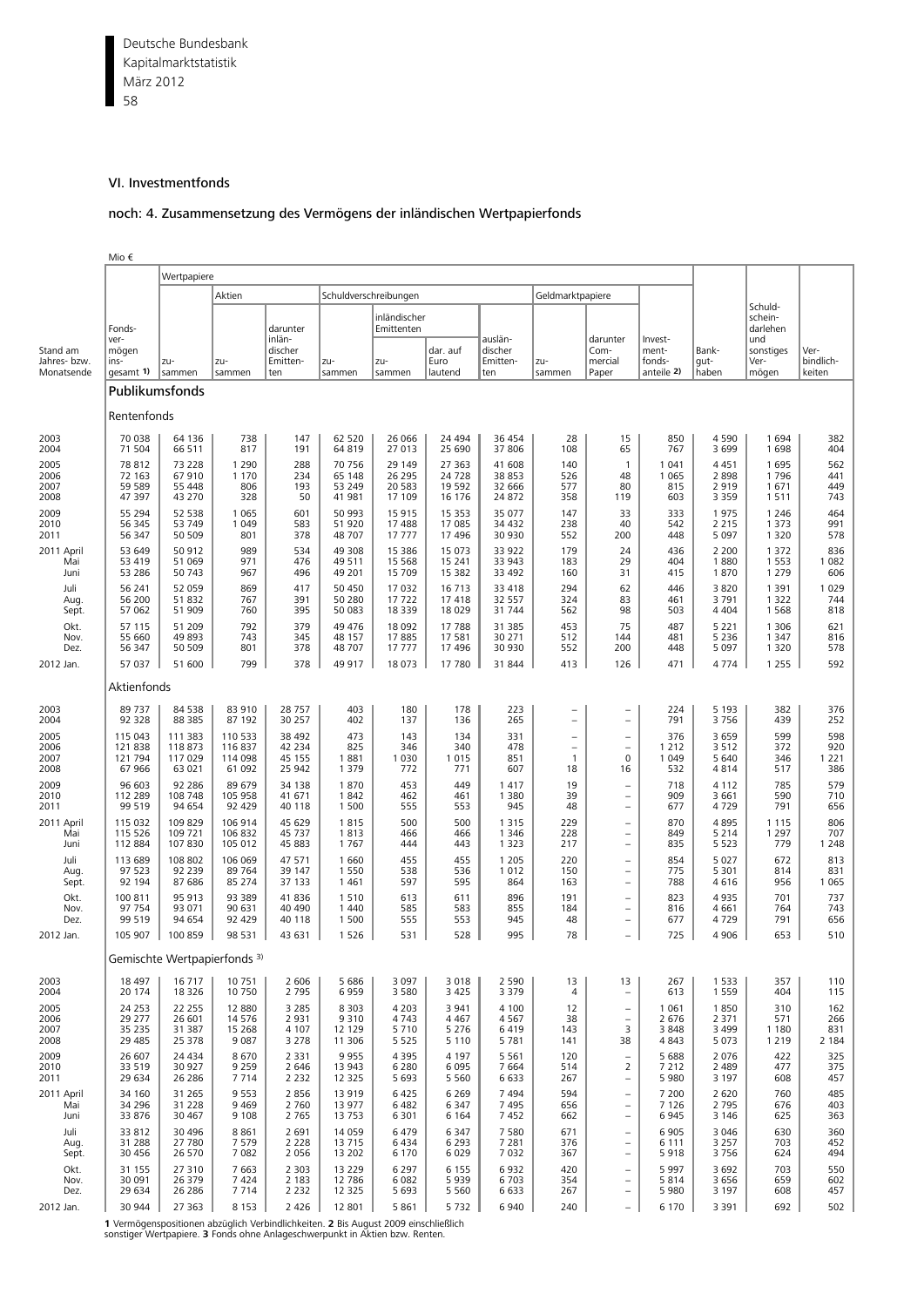## VI. Investmentfonds

### noch: 4. Zusammensetzung des Vermögens der inländischen Wertpapierfonds

Mio €

| Stand am Jahres- bzw. Monatsende | Fonds-vermögen insgesamt 1) | Wertpapiere | | | | | | | | | | Investment-fondsanteile 2) | Bank-guthaben | Schuldscheindarlehen und sonstiges Vermögen | Verbindlichkeiten |
|---|---|---|---|---|---|---|---|---|---|---|---|---|---|---|---|
| | | zusammen | Aktien | | Schuldverschreibungen | | | | Geldmarktpapiere | | | | | | |
| | | | zusammen | darunter inländischer Emittenten | zusammen | inländischer Emittenten | | ausländischer Emittenten | zusammen | darunter Commercial Paper | | | | | |
| | | | | | | zusammen | dar. auf Euro lautend | | | | | | | | |
| **Publikumsfonds** | | | | | | | | | | | | | | | |
| Rentenfonds | | | | | | | | | | | | | | | |
| 2003 | 70 038 | 64 136 | 738 | 147 | 62 520 | 26 066 | 24 494 | 36 454 | 28 | 15 | | 850 | 4 590 | 1 694 | 382 |
| 2004 | 71 504 | 66 511 | 817 | 191 | 64 819 | 27 013 | 25 690 | 37 806 | 108 | 65 | | 767 | 3 699 | 1 698 | 404 |
| 2005 | 78 812 | 73 228 | 1 290 | 288 | 70 756 | 29 149 | 27 363 | 41 608 | 140 | 1 | | 1 041 | 4 451 | 1 695 | 562 |
| 2006 | 72 163 | 67 910 | 1 170 | 234 | 65 148 | 26 295 | 24 728 | 38 853 | 526 | 48 | | 1 065 | 2 898 | 1 796 | 441 |
| 2007 | 59 589 | 55 448 | 806 | 193 | 53 249 | 20 583 | 19 592 | 32 666 | 577 | 80 | | 815 | 2 919 | 1 671 | 449 |
| 2008 | 47 397 | 43 270 | 328 | 50 | 41 981 | 17 109 | 16 176 | 24 872 | 358 | 119 | | 603 | 3 359 | 1 511 | 743 |
| 2009 | 55 294 | 52 538 | 1 065 | 601 | 50 993 | 15 915 | 15 353 | 35 077 | 147 | 33 | | 333 | 1 975 | 1 246 | 464 |
| 2010 | 56 345 | 53 749 | 1 049 | 583 | 51 920 | 17 488 | 17 085 | 34 432 | 238 | 40 | | 542 | 2 215 | 1 373 | 991 |
| 2011 | 56 347 | 50 509 | 801 | 378 | 48 707 | 17 777 | 17 496 | 30 930 | 552 | 200 | | 448 | 5 097 | 1 320 | 578 |
| 2011 April | 53 649 | 50 912 | 989 | 534 | 49 308 | 15 386 | 15 073 | 33 922 | 179 | 24 | | 436 | 2 200 | 1 372 | 836 |
| Mai | 53 419 | 51 069 | 971 | 476 | 49 511 | 15 568 | 15 241 | 33 943 | 183 | 29 | | 404 | 1 880 | 1 553 | 1 082 |
| Juni | 53 286 | 50 743 | 967 | 496 | 49 201 | 15 709 | 15 382 | 33 492 | 160 | 31 | | 415 | 1 870 | 1 279 | 606 |
| Juli | 56 241 | 52 059 | 869 | 417 | 50 450 | 17 032 | 16 713 | 33 418 | 294 | 62 | | 446 | 3 820 | 1 391 | 1 029 |
| Aug. | 56 200 | 51 832 | 767 | 391 | 50 280 | 17 722 | 17 418 | 32 557 | 324 | 83 | | 461 | 3 791 | 1 322 | 744 |
| Sept. | 57 062 | 51 909 | 760 | 395 | 50 083 | 18 339 | 18 029 | 31 744 | 562 | 98 | | 503 | 4 404 | 1 568 | 818 |
| Okt. | 57 115 | 51 209 | 792 | 379 | 49 476 | 18 092 | 17 788 | 31 385 | 453 | 75 | | 487 | 5 221 | 1 306 | 621 |
| Nov. | 55 660 | 49 893 | 743 | 345 | 48 157 | 17 885 | 17 581 | 30 271 | 512 | 144 | | 481 | 5 236 | 1 347 | 816 |
| Dez. | 56 347 | 50 509 | 801 | 378 | 48 707 | 17 777 | 17 496 | 30 930 | 552 | 200 | | 448 | 5 097 | 1 320 | 578 |
| 2012 Jan. | 57 037 | 51 600 | 799 | 378 | 49 917 | 18 073 | 17 780 | 31 844 | 413 | 126 | | 471 | 4 774 | 1 255 | 592 |
| Aktienfonds | | | | | | | | | | | | | | | |
| 2003 | 89 737 | 84 538 | 83 910 | 28 757 | 403 | 180 | 178 | 223 | – | – | | 224 | 5 193 | 382 | 376 |
| 2004 | 92 328 | 88 385 | 87 192 | 30 257 | 402 | 137 | 136 | 265 | – | – | | 791 | 3 756 | 439 | 252 |
| 2005 | 115 043 | 111 383 | 110 533 | 38 492 | 473 | 143 | 134 | 331 | – | – | | 376 | 3 659 | 599 | 598 |
| 2006 | 121 838 | 118 873 | 116 837 | 42 234 | 825 | 346 | 340 | 478 | – | – | | 1 212 | 3 512 | 372 | 920 |
| 2007 | 121 794 | 117 029 | 114 098 | 45 155 | 1 881 | 1 030 | 1 015 | 851 | 1 | 0 | | 1 049 | 5 640 | 346 | 1 221 |
| 2008 | 67 966 | 63 021 | 61 092 | 25 942 | 1 379 | 772 | 771 | 607 | 18 | 16 | | 532 | 4 814 | 517 | 386 |
| 2009 | 96 603 | 92 286 | 89 679 | 34 138 | 1 870 | 453 | 449 | 1 417 | 19 | – | | 718 | 4 112 | 785 | 579 |
| 2010 | 112 289 | 108 748 | 105 958 | 41 671 | 1 842 | 462 | 461 | 1 380 | 39 | – | | 909 | 3 661 | 590 | 710 |
| 2011 | 99 519 | 94 654 | 92 429 | 40 118 | 1 500 | 555 | 553 | 945 | 48 | – | | 677 | 4 729 | 791 | 656 |
| 2011 April | 115 032 | 109 829 | 106 914 | 45 629 | 1 815 | 500 | 500 | 1 315 | 229 | – | | 870 | 4 895 | 1 115 | 806 |
| Mai | 115 526 | 109 721 | 106 832 | 45 737 | 1 813 | 466 | 466 | 1 346 | 228 | – | | 849 | 5 214 | 1 297 | 707 |
| Juni | 112 884 | 107 830 | 105 012 | 45 883 | 1 767 | 444 | 443 | 1 323 | 217 | – | | 835 | 5 523 | 779 | 1 248 |
| Juli | 113 689 | 108 802 | 106 069 | 47 571 | 1 660 | 455 | 455 | 1 205 | 220 | – | | 854 | 5 027 | 672 | 813 |
| Aug. | 97 523 | 92 239 | 89 764 | 39 147 | 1 550 | 538 | 536 | 1 012 | 150 | – | | 775 | 5 301 | 814 | 831 |
| Sept. | 92 194 | 87 686 | 85 274 | 37 133 | 1 461 | 597 | 595 | 864 | 163 | – | | 788 | 4 616 | 956 | 1 065 |
| Okt. | 100 811 | 95 913 | 93 389 | 41 836 | 1 510 | 613 | 611 | 896 | 191 | – | | 823 | 4 935 | 701 | 737 |
| Nov. | 97 754 | 93 071 | 90 631 | 40 490 | 1 440 | 585 | 583 | 855 | 184 | – | | 816 | 4 661 | 764 | 743 |
| Dez. | 99 519 | 94 654 | 92 429 | 40 118 | 1 500 | 555 | 553 | 945 | 48 | – | | 677 | 4 729 | 791 | 656 |
| 2012 Jan. | 105 907 | 100 859 | 98 531 | 43 631 | 1 526 | 531 | 528 | 995 | 78 | – | | 725 | 4 906 | 653 | 510 |
| Gemischte Wertpapierfonds 3) | | | | | | | | | | | | | | | |
| 2003 | 18 497 | 16 717 | 10 751 | 2 606 | 5 686 | 3 097 | 3 018 | 2 590 | 13 | 13 | | 267 | 1 533 | 357 | 110 |
| 2004 | 20 174 | 18 326 | 10 750 | 2 795 | 6 959 | 3 580 | 3 425 | 3 379 | 4 | – | | 613 | 1 559 | 404 | 115 |
| 2005 | 24 253 | 22 255 | 12 880 | 3 285 | 8 303 | 4 203 | 3 941 | 4 100 | 12 | – | | 1 061 | 1 850 | 310 | 162 |
| 2006 | 29 277 | 26 601 | 14 576 | 2 931 | 9 310 | 4 743 | 4 467 | 4 567 | 38 | – | | 2 676 | 2 371 | 571 | 266 |
| 2007 | 35 235 | 31 387 | 15 268 | 4 107 | 12 129 | 5 710 | 5 276 | 6 419 | 143 | 3 | | 3 848 | 3 499 | 1 180 | 831 |
| 2008 | 29 485 | 25 378 | 9 087 | 3 278 | 11 306 | 5 525 | 5 110 | 5 781 | 141 | 38 | | 4 843 | 5 073 | 1 219 | 2 184 |
| 2009 | 26 607 | 24 434 | 8 670 | 2 331 | 9 955 | 4 395 | 4 197 | 5 561 | 120 | – | | 5 688 | 2 076 | 422 | 325 |
| 2010 | 33 519 | 30 927 | 9 259 | 2 646 | 13 943 | 6 280 | 6 095 | 7 664 | 514 | 2 | | 7 212 | 2 489 | 477 | 375 |
| 2011 | 29 634 | 26 286 | 7 714 | 2 232 | 12 325 | 5 693 | 5 560 | 6 633 | 267 | – | | 5 980 | 3 197 | 608 | 457 |
| 2011 April | 34 160 | 31 265 | 9 553 | 2 856 | 13 919 | 6 425 | 6 269 | 7 494 | 594 | – | | 7 200 | 2 620 | 760 | 485 |
| Mai | 34 296 | 31 228 | 9 469 | 2 760 | 13 977 | 6 482 | 6 347 | 7 495 | 656 | – | | 7 126 | 2 795 | 676 | 403 |
| Juni | 33 876 | 30 467 | 9 108 | 2 765 | 13 753 | 6 301 | 6 164 | 7 452 | 662 | – | | 6 945 | 3 146 | 625 | 363 |
| Juli | 33 812 | 30 496 | 8 861 | 2 691 | 14 059 | 6 479 | 6 347 | 7 580 | 671 | – | | 6 905 | 3 046 | 630 | 360 |
| Aug. | 31 288 | 27 780 | 7 579 | 2 228 | 13 715 | 6 434 | 6 293 | 7 281 | 376 | – | | 6 111 | 3 257 | 703 | 452 |
| Sept. | 30 456 | 26 570 | 7 082 | 2 056 | 13 202 | 6 170 | 6 029 | 7 032 | 367 | – | | 5 918 | 3 756 | 624 | 494 |
| Okt. | 31 155 | 27 310 | 7 663 | 2 303 | 13 229 | 6 297 | 6 155 | 6 932 | 420 | – | | 5 997 | 3 692 | 703 | 550 |
| Nov. | 30 091 | 26 379 | 7 424 | 2 183 | 12 786 | 6 082 | 5 939 | 6 703 | 354 | – | | 5 814 | 3 656 | 659 | 602 |
| Dez. | 29 634 | 26 286 | 7 714 | 2 232 | 12 325 | 5 693 | 5 560 | 6 633 | 267 | – | | 5 980 | 3 197 | 608 | 457 |
| 2012 Jan. | 30 944 | 27 363 | 8 153 | 2 426 | 12 801 | 5 861 | 5 732 | 6 940 | 240 | – | | 6 170 | 3 391 | 692 | 502 |

**1** Vermögenspositionen abzüglich Verbindlichkeiten. **2** Bis August 2009 einschließlich sonstiger Wertpapiere. **3** Fonds ohne Anlageschwerpunkt in Aktien bzw. Renten.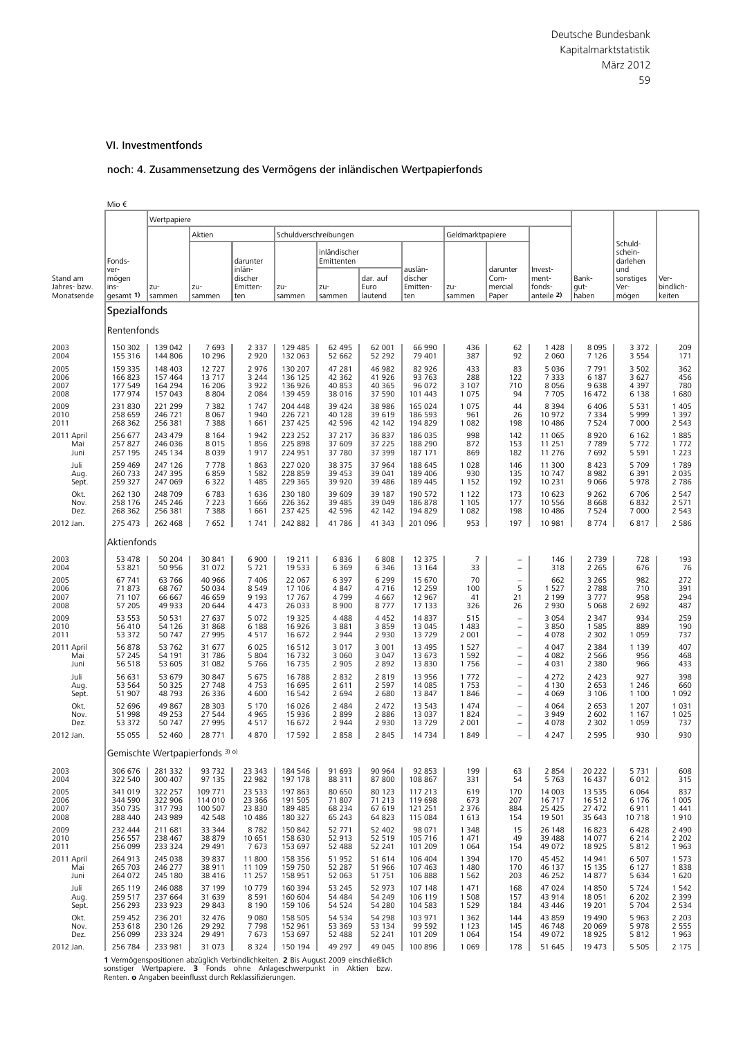## VI. Investmentfonds

### noch: 4. Zusammensetzung des Vermögens der inländischen Wertpapierfonds

Mio €

| Stand am Jahres- bzw. Monatsende | Fondsvermögen insgesamt 1) | Wertpapiere | | | | | | | | | Investmentfondsanteile 2) | Bankguthaben | Schuldscheindarlehen und sonstiges Vermögen | Verbindlichkeiten |
|---|---|---|---|---|---|---|---|---|---|---|---|---|---|---|
| | | zusammen | Aktien | | Schuldverschreibungen | | | | Geldmarktpapiere | | | | | |
| | | | zusammen | darunter inländischer Emittenten | zusammen | inländischer Emittenten | | ausländischer Emittenten | zusammen | darunter Commercial Paper | | | | |
| | | | | | | zusammen | dar. auf Euro lautend | | | | | | | |
| **Spezialfonds** | | | | | | | | | | | | | | |
| Rentenfonds | | | | | | | | | | | | | | |
| 2003 | 150 302 | 139 042 | 7 693 | 2 337 | 129 485 | 62 495 | 62 001 | 66 990 | 436 | 62 | 1 428 | 8 095 | 3 372 | 209 |
| 2004 | 155 316 | 144 806 | 10 296 | 2 920 | 132 063 | 52 662 | 52 292 | 79 401 | 387 | 92 | 2 060 | 7 126 | 3 554 | 171 |
| 2005 | 159 335 | 148 403 | 12 727 | 2 976 | 130 207 | 47 281 | 46 982 | 82 926 | 433 | 83 | 5 036 | 7 791 | 3 502 | 362 |
| 2006 | 166 823 | 157 464 | 13 717 | 3 244 | 136 125 | 42 362 | 41 926 | 93 763 | 288 | 122 | 7 333 | 6 187 | 3 627 | 456 |
| 2007 | 177 549 | 164 294 | 16 206 | 3 922 | 136 926 | 40 853 | 40 365 | 96 072 | 3 107 | 710 | 8 056 | 9 638 | 4 397 | 780 |
| 2008 | 177 974 | 157 043 | 8 804 | 2 084 | 139 459 | 38 016 | 37 590 | 101 443 | 1 075 | 94 | 7 705 | 16 472 | 6 138 | 1 680 |
| 2009 | 231 830 | 221 299 | 7 382 | 1 747 | 204 448 | 39 424 | 38 986 | 165 024 | 1 075 | 44 | 8 394 | 6 406 | 5 531 | 1 405 |
| 2010 | 258 659 | 246 721 | 8 067 | 1 940 | 226 721 | 40 128 | 39 619 | 186 593 | 961 | 26 | 10 972 | 7 334 | 5 999 | 1 397 |
| 2011 | 268 362 | 256 381 | 7 388 | 1 661 | 237 425 | 42 596 | 42 142 | 194 829 | 1 082 | 198 | 10 486 | 7 524 | 7 000 | 2 543 |
| 2011 April | 256 677 | 243 479 | 8 164 | 1 942 | 223 252 | 37 217 | 36 837 | 186 035 | 998 | 142 | 11 065 | 8 920 | 6 162 | 1 885 |
| Mai | 257 827 | 246 036 | 8 015 | 1 856 | 225 898 | 37 609 | 37 225 | 188 290 | 872 | 153 | 11 251 | 7 789 | 5 772 | 1 772 |
| Juni | 257 195 | 245 134 | 8 039 | 1 917 | 224 951 | 37 780 | 37 399 | 187 171 | 869 | 182 | 11 276 | 7 692 | 5 591 | 1 223 |
| Juli | 259 469 | 247 126 | 7 778 | 1 863 | 227 020 | 38 375 | 37 964 | 188 645 | 1 028 | 146 | 11 300 | 8 423 | 5 709 | 1 789 |
| Aug. | 260 733 | 247 395 | 6 859 | 1 582 | 228 859 | 39 453 | 39 041 | 189 406 | 930 | 135 | 10 747 | 8 982 | 6 391 | 2 035 |
| Sept. | 259 327 | 247 069 | 6 322 | 1 485 | 229 365 | 39 920 | 39 486 | 189 445 | 1 152 | 192 | 10 231 | 9 066 | 5 978 | 2 786 |
| Okt. | 262 130 | 248 709 | 6 783 | 1 636 | 230 180 | 39 609 | 39 187 | 190 572 | 1 122 | 173 | 10 623 | 9 262 | 6 706 | 2 547 |
| Nov. | 258 176 | 245 246 | 7 223 | 1 666 | 226 362 | 39 485 | 39 049 | 186 878 | 1 105 | 177 | 10 556 | 8 668 | 6 832 | 2 571 |
| Dez. | 268 362 | 256 381 | 7 388 | 1 661 | 237 425 | 42 596 | 42 142 | 194 829 | 1 082 | 198 | 10 486 | 7 524 | 7 000 | 2 543 |
| 2012 Jan. | 275 473 | 262 468 | 7 652 | 1 741 | 242 882 | 41 786 | 41 343 | 201 096 | 953 | 197 | 10 981 | 8 774 | 6 817 | 2 586 |
| Aktienfonds | | | | | | | | | | | | | | |
| 2003 | 53 478 | 50 204 | 30 841 | 6 900 | 19 211 | 6 836 | 6 808 | 12 375 | 7 | – | 146 | 2 739 | 728 | 193 |
| 2004 | 53 821 | 50 956 | 31 072 | 5 721 | 19 533 | 6 369 | 6 346 | 13 164 | 33 | – | 318 | 2 265 | 676 | 76 |
| 2005 | 67 741 | 63 766 | 40 966 | 7 406 | 22 067 | 6 397 | 6 299 | 15 670 | 70 | – | 662 | 3 265 | 982 | 272 |
| 2006 | 71 873 | 68 767 | 50 034 | 8 549 | 17 106 | 4 847 | 4 716 | 12 259 | 100 | 5 | 1 527 | 2 788 | 710 | 391 |
| 2007 | 71 107 | 66 667 | 46 659 | 9 193 | 17 767 | 4 799 | 4 667 | 12 967 | 41 | 21 | 2 199 | 3 777 | 958 | 294 |
| 2008 | 57 205 | 49 933 | 20 644 | 4 473 | 26 033 | 8 900 | 8 777 | 17 133 | 326 | 26 | 2 930 | 5 068 | 2 692 | 487 |
| 2009 | 53 553 | 50 531 | 27 637 | 5 072 | 19 325 | 4 488 | 4 452 | 14 837 | 515 | – | 3 054 | 2 347 | 934 | 259 |
| 2010 | 56 410 | 54 126 | 31 868 | 6 188 | 16 926 | 3 881 | 3 859 | 13 045 | 1 483 | – | 3 850 | 1 585 | 889 | 190 |
| 2011 | 53 372 | 50 747 | 27 995 | 4 517 | 16 672 | 2 944 | 2 930 | 13 729 | 2 001 | – | 4 078 | 2 302 | 1 059 | 737 |
| 2011 April | 56 878 | 53 762 | 31 677 | 6 025 | 16 512 | 3 017 | 3 001 | 13 495 | 1 527 | – | 4 047 | 2 384 | 1 139 | 407 |
| Mai | 57 245 | 54 191 | 31 786 | 5 804 | 16 732 | 3 060 | 3 047 | 13 673 | 1 592 | – | 4 082 | 2 566 | 956 | 468 |
| Juni | 56 518 | 53 605 | 31 082 | 5 766 | 16 735 | 2 905 | 2 892 | 13 830 | 1 756 | – | 4 031 | 2 380 | 966 | 433 |
| Juli | 56 631 | 53 679 | 30 847 | 5 675 | 16 788 | 2 832 | 2 819 | 13 956 | 1 772 | – | 4 272 | 2 423 | 927 | 398 |
| Aug. | 53 564 | 50 325 | 27 748 | 4 753 | 16 695 | 2 611 | 2 597 | 14 085 | 1 753 | – | 4 130 | 2 653 | 1 246 | 660 |
| Sept. | 51 907 | 48 793 | 26 336 | 4 600 | 16 542 | 2 694 | 2 680 | 13 847 | 1 846 | – | 4 069 | 3 106 | 1 100 | 1 092 |
| Okt. | 52 696 | 49 867 | 28 303 | 5 170 | 16 026 | 2 484 | 2 472 | 13 543 | 1 474 | – | 4 064 | 2 653 | 1 207 | 1 031 |
| Nov. | 51 998 | 49 253 | 27 544 | 4 965 | 15 936 | 2 899 | 2 886 | 13 037 | 1 824 | – | 3 949 | 2 602 | 1 167 | 1 025 |
| Dez. | 53 372 | 50 747 | 27 995 | 4 517 | 16 672 | 2 944 | 2 930 | 13 729 | 2 001 | – | 4 078 | 2 302 | 1 059 | 737 |
| 2012 Jan. | 55 055 | 52 460 | 28 771 | 4 870 | 17 592 | 2 858 | 2 845 | 14 734 | 1 849 | – | 4 247 | 2 595 | 930 | 930 |
| Gemischte Wertpapierfonds 3) o) | | | | | | | | | | | | | | |
| 2003 | 306 676 | 281 332 | 93 732 | 23 343 | 184 546 | 91 693 | 90 964 | 92 853 | 199 | 63 | 2 854 | 20 222 | 5 731 | 608 |
| 2004 | 322 540 | 300 407 | 97 135 | 22 982 | 197 178 | 88 311 | 87 800 | 108 867 | 331 | 54 | 5 763 | 16 437 | 6 012 | 315 |
| 2005 | 341 019 | 322 257 | 109 771 | 23 533 | 197 863 | 80 650 | 80 123 | 117 213 | 619 | 170 | 14 003 | 13 535 | 6 064 | 837 |
| 2006 | 344 590 | 322 906 | 114 010 | 23 366 | 191 505 | 71 807 | 71 213 | 119 698 | 673 | 207 | 16 717 | 16 512 | 6 176 | 1 005 |
| 2007 | 350 735 | 317 793 | 100 507 | 23 830 | 189 485 | 68 234 | 67 619 | 121 251 | 2 376 | 884 | 25 425 | 27 472 | 6 911 | 1 441 |
| 2008 | 288 440 | 243 989 | 42 548 | 10 486 | 180 327 | 65 243 | 64 823 | 115 084 | 1 613 | 154 | 19 501 | 35 643 | 10 718 | 1 910 |
| 2009 | 232 444 | 211 681 | 33 344 | 8 782 | 150 842 | 52 771 | 52 402 | 98 071 | 1 348 | 15 | 26 148 | 16 823 | 6 428 | 2 490 |
| 2010 | 256 557 | 238 467 | 38 879 | 10 651 | 158 630 | 52 913 | 52 519 | 105 716 | 1 471 | 49 | 39 488 | 14 077 | 6 214 | 2 202 |
| 2011 | 256 099 | 233 324 | 29 491 | 7 673 | 153 697 | 52 488 | 52 241 | 101 209 | 1 064 | 154 | 49 072 | 18 925 | 5 812 | 1 963 |
| 2011 April | 264 913 | 245 038 | 39 837 | 11 800 | 158 356 | 51 952 | 51 614 | 106 404 | 1 394 | 170 | 45 452 | 14 941 | 6 507 | 1 573 |
| Mai | 265 703 | 246 277 | 38 911 | 11 109 | 159 750 | 52 287 | 51 966 | 107 463 | 1 480 | 170 | 46 137 | 15 135 | 6 127 | 1 838 |
| Juni | 264 072 | 245 180 | 38 416 | 11 257 | 158 951 | 52 063 | 51 751 | 106 888 | 1 562 | 203 | 46 252 | 14 877 | 5 634 | 1 620 |
| Juli | 265 119 | 246 088 | 37 199 | 10 779 | 160 394 | 53 245 | 52 973 | 107 148 | 1 471 | 168 | 47 024 | 14 850 | 5 724 | 1 542 |
| Aug. | 259 517 | 237 664 | 31 639 | 8 591 | 160 604 | 54 484 | 54 249 | 106 119 | 1 508 | 157 | 43 914 | 18 051 | 6 202 | 2 399 |
| Sept. | 256 293 | 233 923 | 29 843 | 8 190 | 159 106 | 54 524 | 54 280 | 104 583 | 1 529 | 184 | 43 446 | 19 201 | 5 704 | 2 534 |
| Okt. | 259 452 | 236 201 | 32 476 | 9 080 | 158 505 | 54 534 | 54 298 | 103 971 | 1 362 | 144 | 43 859 | 19 490 | 5 963 | 2 203 |
| Nov. | 253 618 | 230 126 | 29 292 | 7 798 | 152 961 | 53 369 | 53 134 | 99 592 | 1 123 | 145 | 46 748 | 20 069 | 5 978 | 2 555 |
| Dez. | 256 099 | 233 324 | 29 491 | 7 673 | 153 697 | 52 488 | 52 241 | 101 209 | 1 064 | 154 | 49 072 | 18 925 | 5 812 | 1 963 |
| 2012 Jan. | 256 784 | 233 981 | 31 073 | 8 324 | 150 194 | 49 297 | 49 045 | 100 896 | 1 069 | 178 | 51 645 | 19 473 | 5 505 | 2 175 |

**1** Vermögenspositionen abzüglich Verbindlichkeiten. **2** Bis August 2009 einschließlich sonstiger Wertpapiere. **3** Fonds ohne Anlageschwerpunkt in Aktien bzw. Renten. **o** Angaben beeinflusst durch Reklassifizierungen.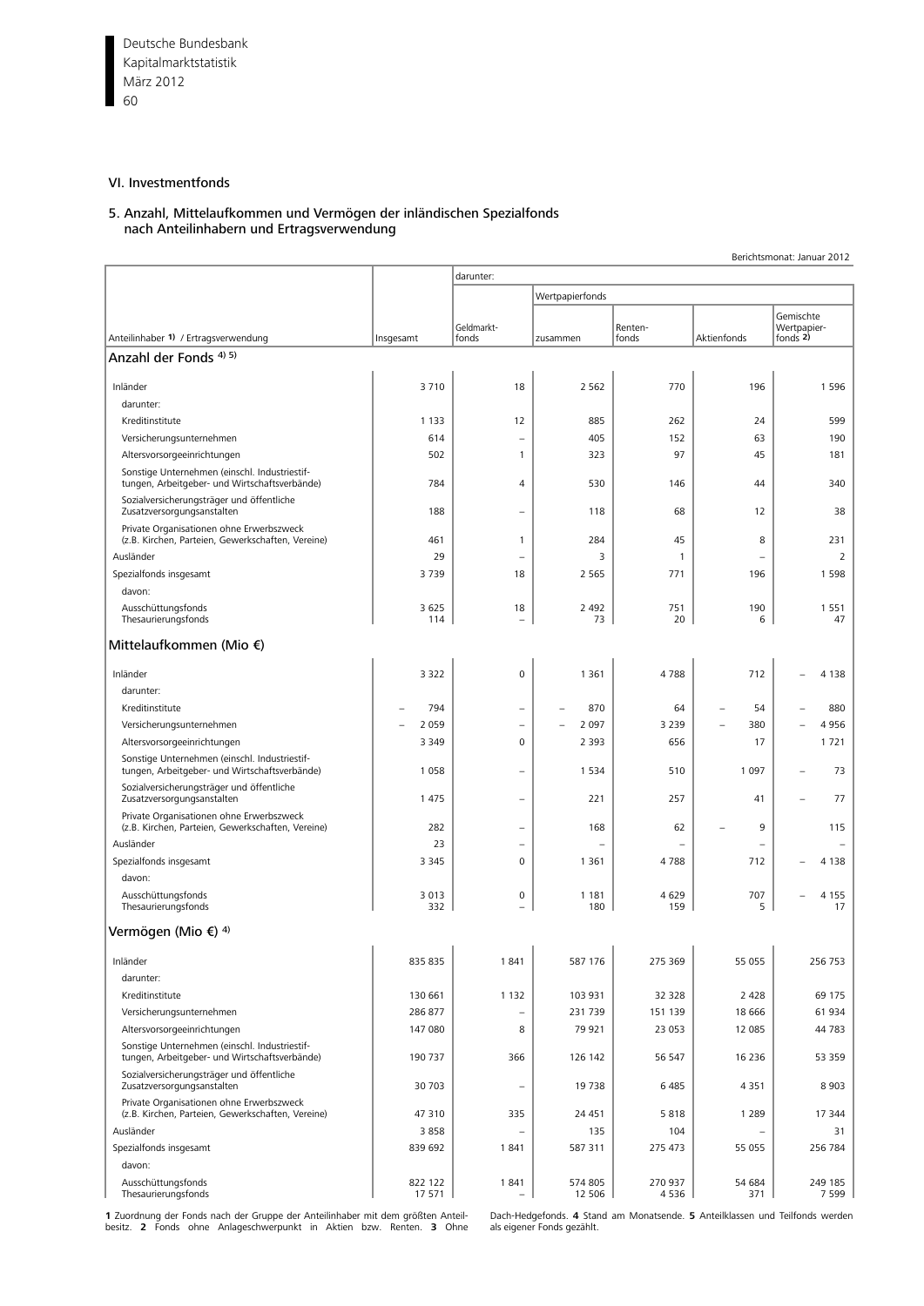## VI. Investmentfonds

### 5. Anzahl, Mittelaufkommen und Vermögen der inländischen Spezialfonds nach Anteilinhabern und Ertragsverwendung

Berichtsmonat: Januar 2012

| Anteilinhaber [1] / Ertragsverwendung | Insgesamt | darunter: | | | | |
|---|---|---|---|---|---|---|
| | | | Wertpapierfonds | | | |
| | | Geldmarkt-fonds | zusammen | Renten-fonds | Aktienfonds | Gemischte Wertpapier-fonds [2] |
| **Anzahl der Fonds [4] [5]** | | | | | | |
| Inländer | 3 710 | 18 | 2 562 | 770 | 196 | 1 596 |
| darunter: | | | | | | |
| Kreditinstitute | 1 133 | 12 | 885 | 262 | 24 | 599 |
| Versicherungsunternehmen | 614 | – | 405 | 152 | 63 | 190 |
| Altersvorsorgeeinrichtungen | 502 | 1 | 323 | 97 | 45 | 181 |
| Sonstige Unternehmen (einschl. Industriestiftungen, Arbeitgeber- und Wirtschaftsverbände) | 784 | 4 | 530 | 146 | 44 | 340 |
| Sozialversicherungsträger und öffentliche Zusatzversorgungsanstalten | 188 | – | 118 | 68 | 12 | 38 |
| Private Organisationen ohne Erwerbszweck (z.B. Kirchen, Parteien, Gewerkschaften, Vereine) | 461 | 1 | 284 | 45 | 8 | 231 |
| Ausländer | 29 | – | 3 | 1 | – | 2 |
| Spezialfonds insgesamt | 3 739 | 18 | 2 565 | 771 | 196 | 1 598 |
| davon: | | | | | | |
| Ausschüttungsfonds | 3 625 | 18 | 2 492 | 751 | 190 | 1 551 |
| Thesaurierungsfonds | 114 | – | 73 | 20 | 6 | 47 |
| **Mittelaufkommen (Mio €)** | | | | | | |
| Inländer | 3 322 | 0 | 1 361 | 4 788 | 712 | – 4 138 |
| darunter: | | | | | | |
| Kreditinstitute | – 794 | – | – 870 | 64 | – 54 | – 880 |
| Versicherungsunternehmen | – 2 059 | – | – 2 097 | 3 239 | – 380 | – 4 956 |
| Altersvorsorgeeinrichtungen | 3 349 | 0 | 2 393 | 656 | 17 | 1 721 |
| Sonstige Unternehmen (einschl. Industriestiftungen, Arbeitgeber- und Wirtschaftsverbände) | 1 058 | – | 1 534 | 510 | 1 097 | – 73 |
| Sozialversicherungsträger und öffentliche Zusatzversorgungsanstalten | 1 475 | – | 221 | 257 | 41 | – 77 |
| Private Organisationen ohne Erwerbszweck (z.B. Kirchen, Parteien, Gewerkschaften, Vereine) | 282 | – | 168 | 62 | – 9 | 115 |
| Ausländer | 23 | – | – | – | – | – |
| Spezialfonds insgesamt | 3 345 | 0 | 1 361 | 4 788 | 712 | – 4 138 |
| davon: | | | | | | |
| Ausschüttungsfonds | 3 013 | 0 | 1 181 | 4 629 | 707 | – 4 155 |
| Thesaurierungsfonds | 332 | – | 180 | 159 | 5 | 17 |
| **Vermögen (Mio €) [4]** | | | | | | |
| Inländer | 835 835 | 1 841 | 587 176 | 275 369 | 55 055 | 256 753 |
| darunter: | | | | | | |
| Kreditinstitute | 130 661 | 1 132 | 103 931 | 32 328 | 2 428 | 69 175 |
| Versicherungsunternehmen | 286 877 | – | 231 739 | 151 139 | 18 666 | 61 934 |
| Altersvorsorgeeinrichtungen | 147 080 | 8 | 79 921 | 23 053 | 12 085 | 44 783 |
| Sonstige Unternehmen (einschl. Industriestiftungen, Arbeitgeber- und Wirtschaftsverbände) | 190 737 | 366 | 126 142 | 56 547 | 16 236 | 53 359 |
| Sozialversicherungsträger und öffentliche Zusatzversorgungsanstalten | 30 703 | – | 19 738 | 6 485 | 4 351 | 8 903 |
| Private Organisationen ohne Erwerbszweck (z.B. Kirchen, Parteien, Gewerkschaften, Vereine) | 47 310 | 335 | 24 451 | 5 818 | 1 289 | 17 344 |
| Ausländer | 3 858 | – | 135 | 104 | – | 31 |
| Spezialfonds insgesamt | 839 692 | 1 841 | 587 311 | 275 473 | 55 055 | 256 784 |
| davon: | | | | | | |
| Ausschüttungsfonds | 822 122 | 1 841 | 574 805 | 270 937 | 54 684 | 249 185 |
| Thesaurierungsfonds | 17 571 | – | 12 506 | 4 536 | 371 | 7 599 |

**1** Zuordnung der Fonds nach der Gruppe der Anteilinhaber mit dem größten Anteilbesitz. **2** Fonds ohne Anlageschwerpunkt in Aktien bzw. Renten. **3** Ohne Dach-Hedgefonds. **4** Stand am Monatsende. **5** Anteilklassen und Teilfonds werden als eigener Fonds gezählt.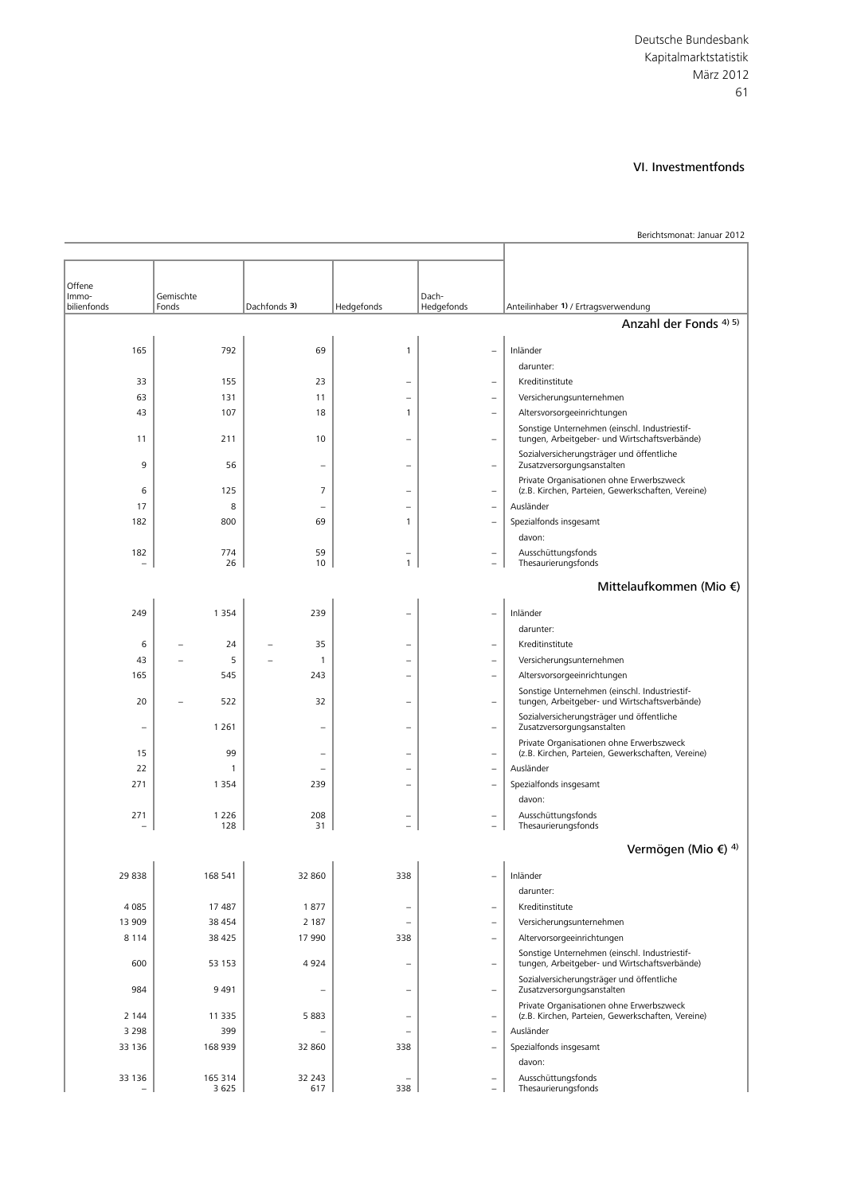## VI. Investmentfonds

Berichtsmonat: Januar 2012

| Offene Immo-bilienfonds | Gemischte Fonds | Dachfonds 3) | Hedgefonds | Dach-Hedgefonds | Anteilinhaber 1) / Ertragsverwendung |
|---|---|---|---|---|---|
| | | | | | **Anzahl der Fonds 4) 5)** |
| 165 | 792 | 69 | 1 | – | Inländer |
| | | | | | darunter: |
| 33 | 155 | 23 | – | – | Kreditinstitute |
| 63 | 131 | 11 | – | – | Versicherungsunternehmen |
| 43 | 107 | 18 | 1 | – | Altersvorsorgeeinrichtungen |
| 11 | 211 | 10 | – | – | Sonstige Unternehmen (einschl. Industriestiftungen, Arbeitgeber- und Wirtschaftsverbände) |
| 9 | 56 | – | – | – | Sozialversicherungsträger und öffentliche Zusatzversorgungsanstalten |
| 6 | 125 | 7 | – | – | Private Organisationen ohne Erwerbszweck (z.B. Kirchen, Parteien, Gewerkschaften, Vereine) |
| 17 | 8 | – | – | – | Ausländer |
| 182 | 800 | 69 | 1 | – | Spezialfonds insgesamt |
| | | | | | davon: |
| 182 | 774 | 59 | – | – | Ausschüttungsfonds |
| – | 26 | 10 | 1 | – | Thesaurierungsfonds |
| | | | | | **Mittelaufkommen (Mio €)** |
| 249 | 1 354 | 239 | – | – | Inländer |
| | | | | | darunter: |
| 6 | – 24 | – 35 | – | – | Kreditinstitute |
| 43 | – 5 | – 1 | – | – | Versicherungsunternehmen |
| 165 | 545 | 243 | – | – | Altersvorsorgeeinrichtungen |
| 20 | – 522 | 32 | – | – | Sonstige Unternehmen (einschl. Industriestiftungen, Arbeitgeber- und Wirtschaftsverbände) |
| – | 1 261 | – | – | – | Sozialversicherungsträger und öffentliche Zusatzversorgungsanstalten |
| 15 | 99 | – | – | – | Private Organisationen ohne Erwerbszweck (z.B. Kirchen, Parteien, Gewerkschaften, Vereine) |
| 22 | 1 | – | – | – | Ausländer |
| 271 | 1 354 | 239 | – | – | Spezialfonds insgesamt |
| | | | | | davon: |
| 271 | 1 226 | 208 | – | – | Ausschüttungsfonds |
| – | 128 | 31 | – | – | Thesaurierungsfonds |
| | | | | | **Vermögen (Mio €) 4)** |
| 29 838 | 168 541 | 32 860 | 338 | – | Inländer |
| | | | | | darunter: |
| 4 085 | 17 487 | 1 877 | – | – | Kreditinstitute |
| 13 909 | 38 454 | 2 187 | – | – | Versicherungsunternehmen |
| 8 114 | 38 425 | 17 990 | 338 | – | Altervorsorgeeinrichtungen |
| 600 | 53 153 | 4 924 | – | – | Sonstige Unternehmen (einschl. Industriestiftungen, Arbeitgeber- und Wirtschaftsverbände) |
| 984 | 9 491 | – | – | – | Sozialversicherungsträger und öffentliche Zusatzversorgungsanstalten |
| 2 144 | 11 335 | 5 883 | – | – | Private Organisationen ohne Erwerbszweck (z.B. Kirchen, Parteien, Gewerkschaften, Vereine) |
| 3 298 | 399 | – | – | – | Ausländer |
| 33 136 | 168 939 | 32 860 | 338 | – | Spezialfonds insgesamt |
| | | | | | davon: |
| 33 136 | 165 314 | 32 243 | – | – | Ausschüttungsfonds |
| – | 3 625 | 617 | 338 | – | Thesaurierungsfonds |